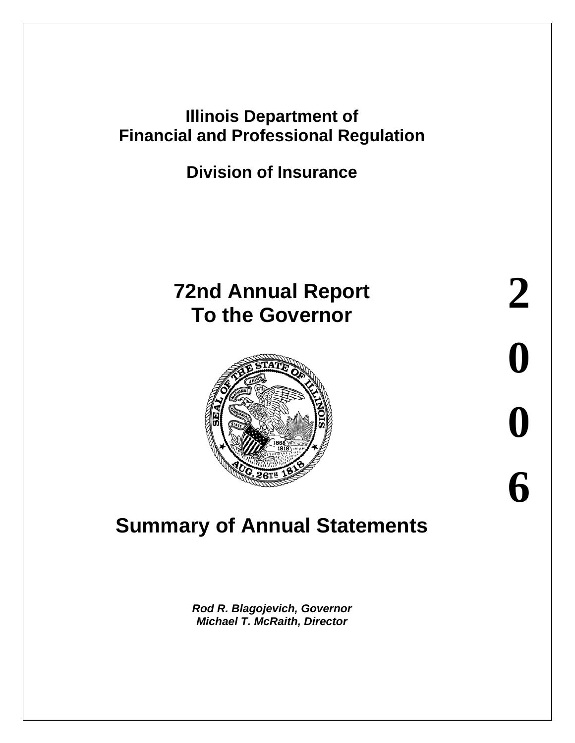**Illinois Department of**
**Financial and Professional Regulation**

**Division of Insurance**

# 72nd Annual Report To the Governor

**2006**

# Summary of Annual Statements

***Rod R. Blagojevich, Governor***
***Michael T. McRaith, Director***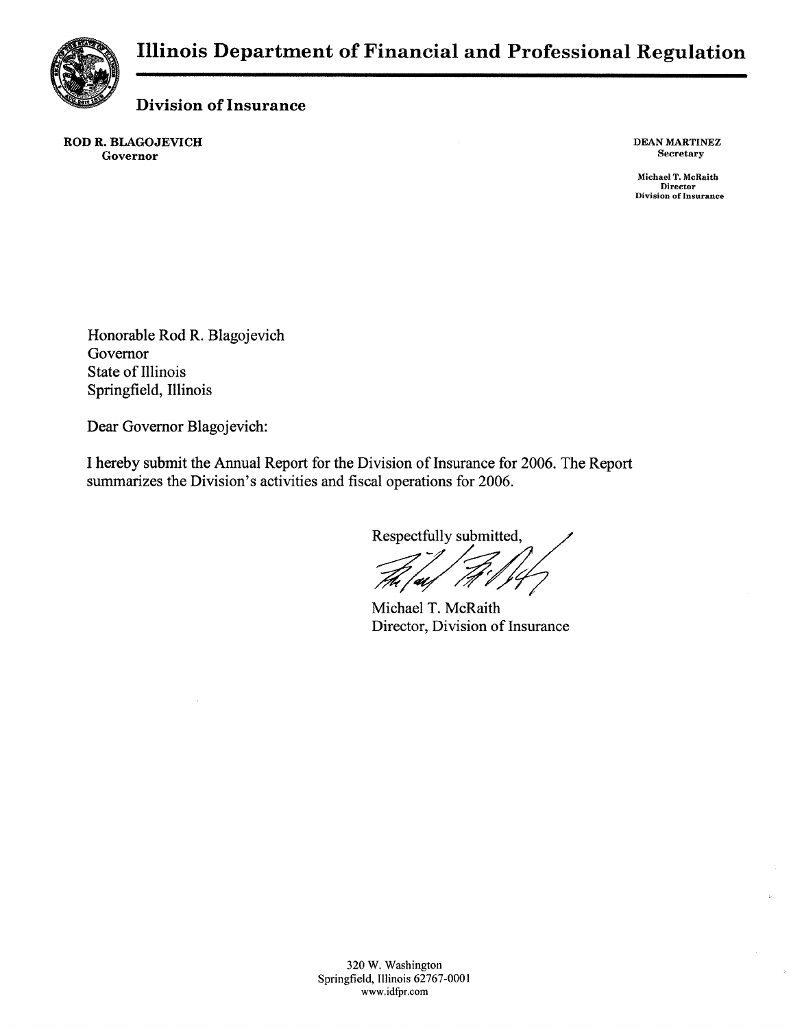# Illinois Department of Financial and Professional Regulation

## Division of Insurance

**ROD R. BLAGOJEVICH**
**Governor**

**DEAN MARTINEZ**
**Secretary**

**Michael T. McRaith**
**Director**
**Division of Insurance**

Honorable Rod R. Blagojevich
Governor
State of Illinois
Springfield, Illinois

Dear Governor Blagojevich:

I hereby submit the Annual Report for the Division of Insurance for 2006. The Report summarizes the Division's activities and fiscal operations for 2006.

Respectfully submitted,

Michael T. McRaith
Director, Division of Insurance

320 W. Washington
Springfield, Illinois 62767-0001
www.idfpr.com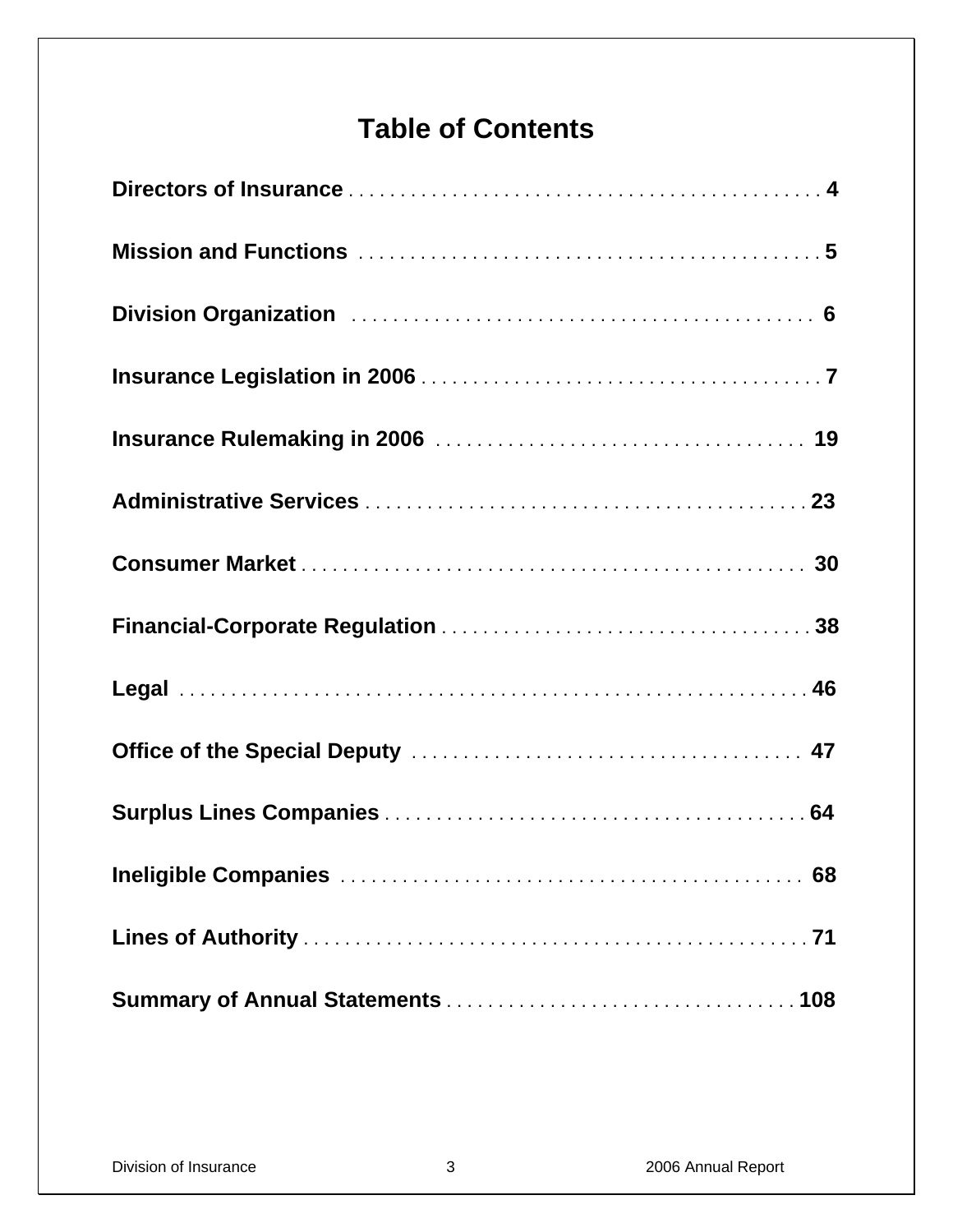# Table of Contents

| Section | Page |
|---|---|
| **Directors of Insurance** | **4** |
| **Mission and Functions** | **5** |
| **Division Organization** | **6** |
| **Insurance Legislation in 2006** | **7** |
| **Insurance Rulemaking in 2006** | **19** |
| **Administrative Services** | **23** |
| **Consumer Market** | **30** |
| **Financial-Corporate Regulation** | **38** |
| **Legal** | **46** |
| **Office of the Special Deputy** | **47** |
| **Surplus Lines Companies** | **64** |
| **Ineligible Companies** | **68** |
| **Lines of Authority** | **71** |
| **Summary of Annual Statements** | **108** |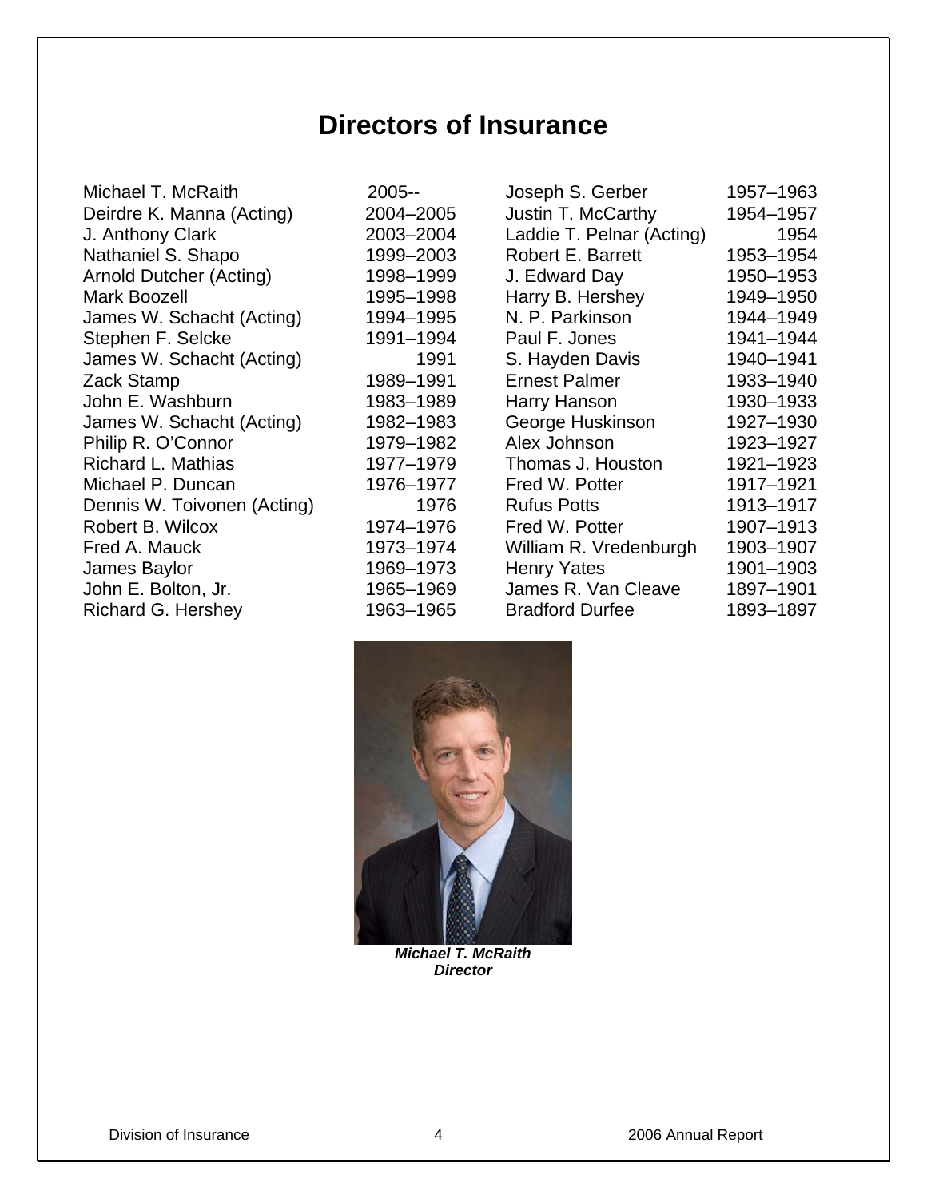# Directors of Insurance

| Name | Years |
|---|---|
| Michael T. McRaith | 2005-- |
| Deirdre K. Manna (Acting) | 2004–2005 |
| J. Anthony Clark | 2003–2004 |
| Nathaniel S. Shapo | 1999–2003 |
| Arnold Dutcher (Acting) | 1998–1999 |
| Mark Boozell | 1995–1998 |
| James W. Schacht (Acting) | 1994–1995 |
| Stephen F. Selcke | 1991–1994 |
| James W. Schacht (Acting) | 1991 |
| Zack Stamp | 1989–1991 |
| John E. Washburn | 1983–1989 |
| James W. Schacht (Acting) | 1982–1983 |
| Philip R. O'Connor | 1979–1982 |
| Richard L. Mathias | 1977–1979 |
| Michael P. Duncan | 1976–1977 |
| Dennis W. Toivonen (Acting) | 1976 |
| Robert B. Wilcox | 1974–1976 |
| Fred A. Mauck | 1973–1974 |
| James Baylor | 1969–1973 |
| John E. Bolton, Jr. | 1965–1969 |
| Richard G. Hershey | 1963–1965 |
| Joseph S. Gerber | 1957–1963 |
| Justin T. McCarthy | 1954–1957 |
| Laddie T. Pelnar (Acting) | 1954 |
| Robert E. Barrett | 1953–1954 |
| J. Edward Day | 1950–1953 |
| Harry B. Hershey | 1949–1950 |
| N. P. Parkinson | 1944–1949 |
| Paul F. Jones | 1941–1944 |
| S. Hayden Davis | 1940–1941 |
| Ernest Palmer | 1933–1940 |
| Harry Hanson | 1930–1933 |
| George Huskinson | 1927–1930 |
| Alex Johnson | 1923–1927 |
| Thomas J. Houston | 1921–1923 |
| Fred W. Potter | 1917–1921 |
| Rufus Potts | 1913–1917 |
| Fred W. Potter | 1907–1913 |
| William R. Vredenburgh | 1903–1907 |
| Henry Yates | 1901–1903 |
| James R. Van Cleave | 1897–1901 |
| Bradford Durfee | 1893–1897 |

***Michael T. McRaith***
***Director***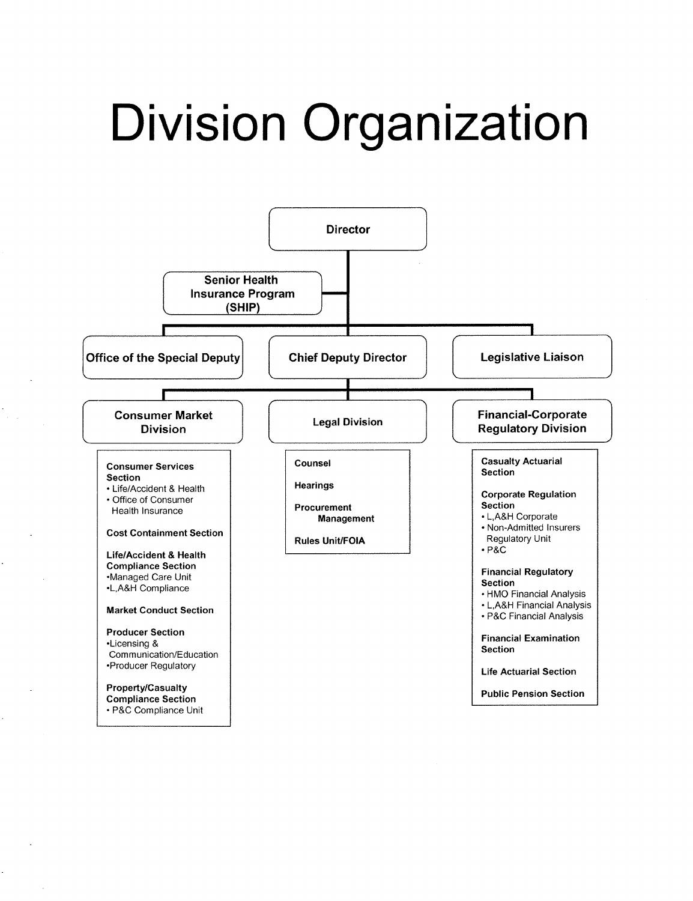# Division Organization

- **Director**
  - **Senior Health Insurance Program (SHIP)**
  - **Office of the Special Deputy**
  - **Chief Deputy Director**
    - **Consumer Market Division**
      - **Consumer Services Section**
        - Life/Accident & Health
        - Office of Consumer Health Insurance
      - **Cost Containment Section**
      - **Life/Accident & Health Compliance Section**
        - Managed Care Unit
        - L,A&H Compliance
      - **Market Conduct Section**
      - **Producer Section**
        - Licensing & Communication/Education
        - Producer Regulatory
      - **Property/Casualty Compliance Section**
        - P&C Compliance Unit
    - **Legal Division**
      - **Counsel**
      - **Hearings**
      - **Procurement Management**
      - **Rules Unit/FOIA**
    - **Financial-Corporate Regulatory Division**
      - **Casualty Actuarial Section**
      - **Corporate Regulation Section**
        - L,A&H Corporate
        - Non-Admitted Insurers Regulatory Unit
        - P&C
      - **Financial Regulatory Section**
        - HMO Financial Analysis
        - L,A&H Financial Analysis
        - P&C Financial Analysis
      - **Financial Examination Section**
      - **Life Actuarial Section**
      - **Public Pension Section**
  - **Legislative Liaison**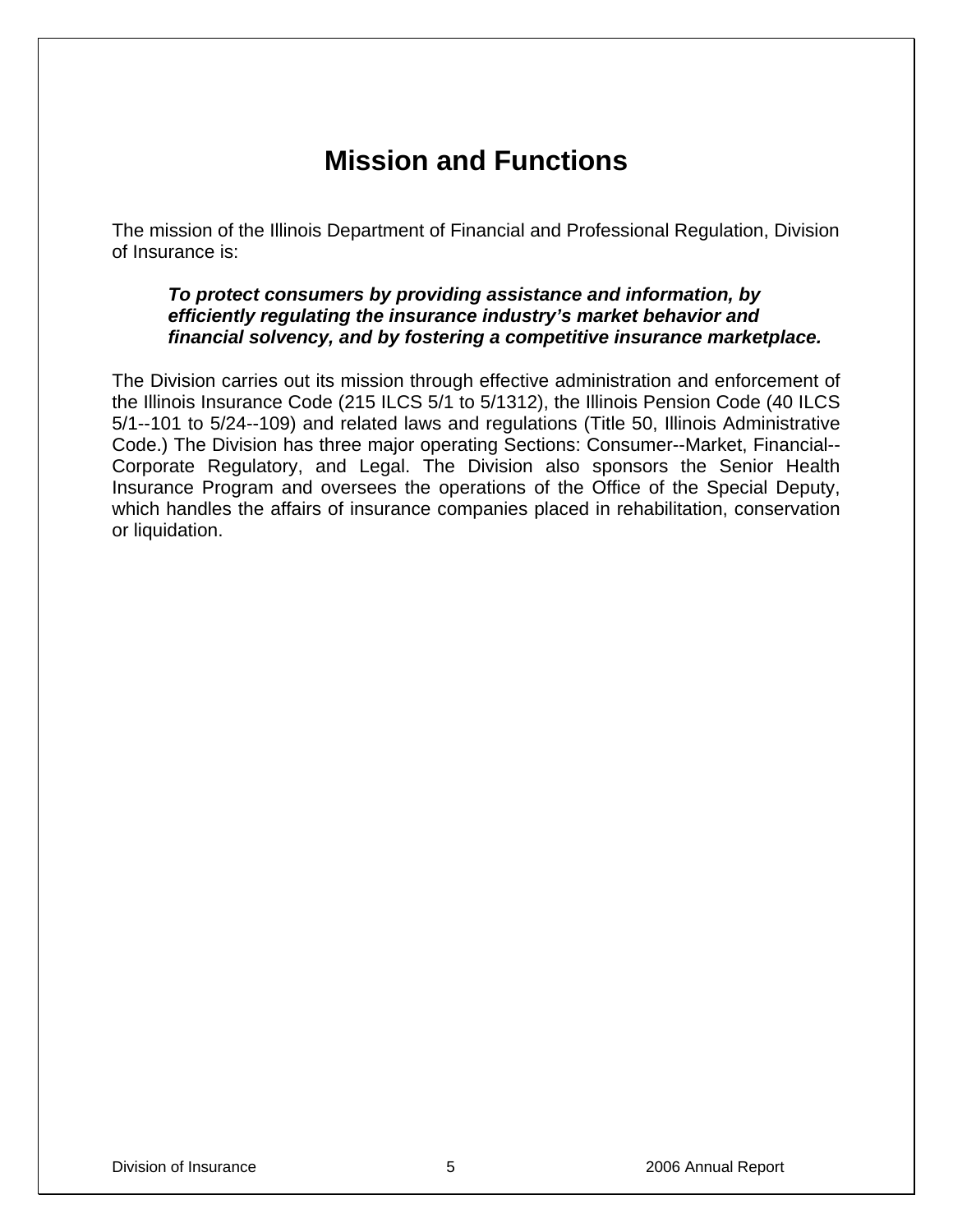# Mission and Functions

The mission of the Illinois Department of Financial and Professional Regulation, Division of Insurance is:

> ***To protect consumers by providing assistance and information, by efficiently regulating the insurance industry's market behavior and financial solvency, and by fostering a competitive insurance marketplace.***

The Division carries out its mission through effective administration and enforcement of the Illinois Insurance Code (215 ILCS 5/1 to 5/1312), the Illinois Pension Code (40 ILCS 5/1--101 to 5/24--109) and related laws and regulations (Title 50, Illinois Administrative Code.) The Division has three major operating Sections: Consumer--Market, Financial--Corporate Regulatory, and Legal. The Division also sponsors the Senior Health Insurance Program and oversees the operations of the Office of the Special Deputy, which handles the affairs of insurance companies placed in rehabilitation, conservation or liquidation.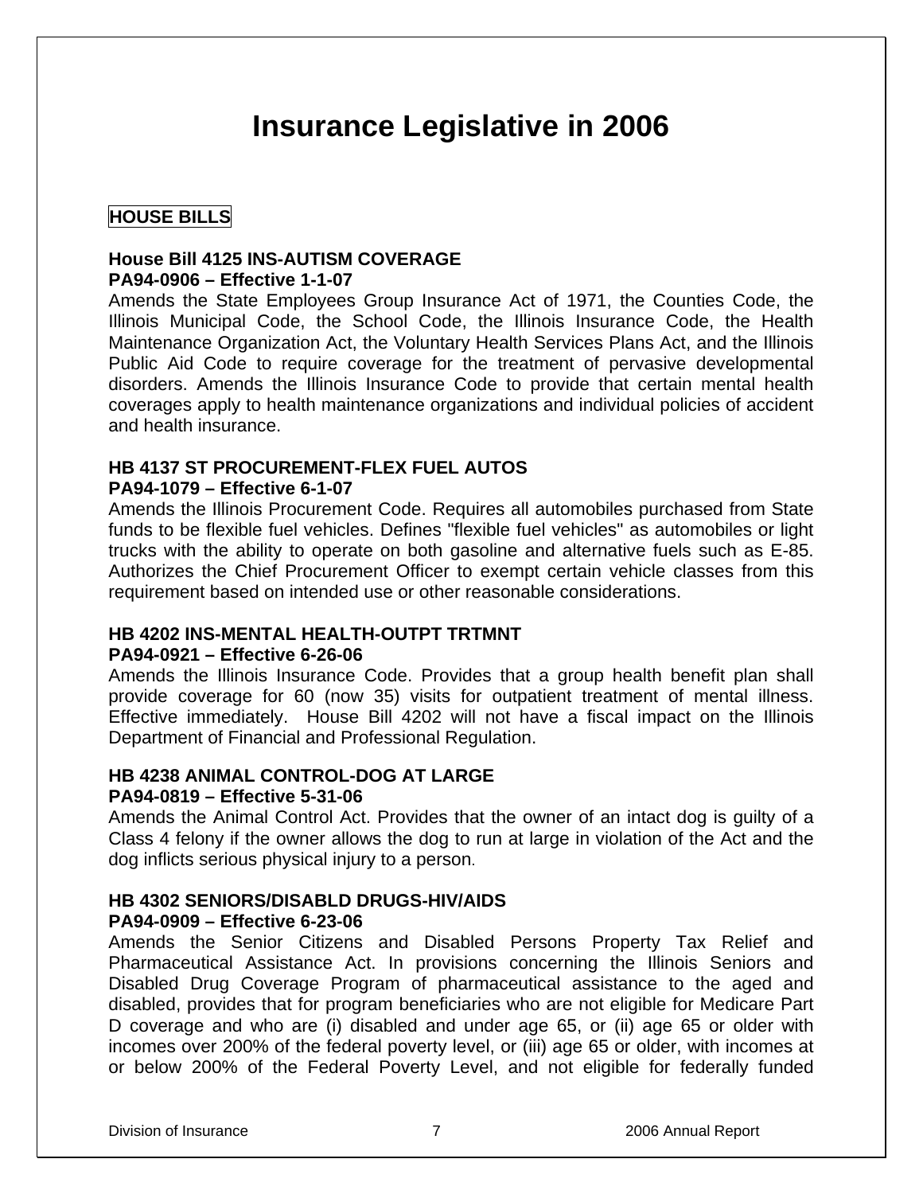# Insurance Legislative in 2006

## HOUSE BILLS

**House Bill 4125 INS-AUTISM COVERAGE**
**PA94-0906 – Effective 1-1-07**

Amends the State Employees Group Insurance Act of 1971, the Counties Code, the Illinois Municipal Code, the School Code, the Illinois Insurance Code, the Health Maintenance Organization Act, the Voluntary Health Services Plans Act, and the Illinois Public Aid Code to require coverage for the treatment of pervasive developmental disorders. Amends the Illinois Insurance Code to provide that certain mental health coverages apply to health maintenance organizations and individual policies of accident and health insurance.

**HB 4137 ST PROCUREMENT-FLEX FUEL AUTOS**
**PA94-1079 – Effective 6-1-07**

Amends the Illinois Procurement Code. Requires all automobiles purchased from State funds to be flexible fuel vehicles. Defines "flexible fuel vehicles" as automobiles or light trucks with the ability to operate on both gasoline and alternative fuels such as E-85. Authorizes the Chief Procurement Officer to exempt certain vehicle classes from this requirement based on intended use or other reasonable considerations.

**HB 4202 INS-MENTAL HEALTH-OUTPT TRTMNT**
**PA94-0921 – Effective 6-26-06**

Amends the Illinois Insurance Code. Provides that a group health benefit plan shall provide coverage for 60 (now 35) visits for outpatient treatment of mental illness. Effective immediately. House Bill 4202 will not have a fiscal impact on the Illinois Department of Financial and Professional Regulation.

**HB 4238 ANIMAL CONTROL-DOG AT LARGE**
**PA94-0819 – Effective 5-31-06**

Amends the Animal Control Act. Provides that the owner of an intact dog is guilty of a Class 4 felony if the owner allows the dog to run at large in violation of the Act and the dog inflicts serious physical injury to a person.

**HB 4302 SENIORS/DISABLD DRUGS-HIV/AIDS**
**PA94-0909 – Effective 6-23-06**

Amends the Senior Citizens and Disabled Persons Property Tax Relief and Pharmaceutical Assistance Act. In provisions concerning the Illinois Seniors and Disabled Drug Coverage Program of pharmaceutical assistance to the aged and disabled, provides that for program beneficiaries who are not eligible for Medicare Part D coverage and who are (i) disabled and under age 65, or (ii) age 65 or older with incomes over 200% of the federal poverty level, or (iii) age 65 or older, with incomes at or below 200% of the Federal Poverty Level, and not eligible for federally funded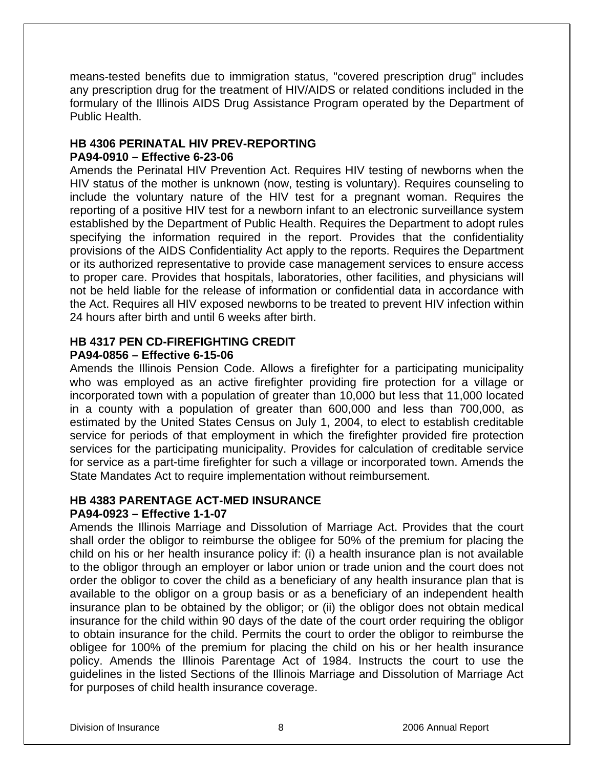means-tested benefits due to immigration status, "covered prescription drug" includes any prescription drug for the treatment of HIV/AIDS or related conditions included in the formulary of the Illinois AIDS Drug Assistance Program operated by the Department of Public Health.

**HB 4306 PERINATAL HIV PREV-REPORTING**
**PA94-0910 – Effective 6-23-06**

Amends the Perinatal HIV Prevention Act. Requires HIV testing of newborns when the HIV status of the mother is unknown (now, testing is voluntary). Requires counseling to include the voluntary nature of the HIV test for a pregnant woman. Requires the reporting of a positive HIV test for a newborn infant to an electronic surveillance system established by the Department of Public Health. Requires the Department to adopt rules specifying the information required in the report. Provides that the confidentiality provisions of the AIDS Confidentiality Act apply to the reports. Requires the Department or its authorized representative to provide case management services to ensure access to proper care. Provides that hospitals, laboratories, other facilities, and physicians will not be held liable for the release of information or confidential data in accordance with the Act. Requires all HIV exposed newborns to be treated to prevent HIV infection within 24 hours after birth and until 6 weeks after birth.

**HB 4317 PEN CD-FIREFIGHTING CREDIT**
**PA94-0856 – Effective 6-15-06**

Amends the Illinois Pension Code. Allows a firefighter for a participating municipality who was employed as an active firefighter providing fire protection for a village or incorporated town with a population of greater than 10,000 but less that 11,000 located in a county with a population of greater than 600,000 and less than 700,000, as estimated by the United States Census on July 1, 2004, to elect to establish creditable service for periods of that employment in which the firefighter provided fire protection services for the participating municipality. Provides for calculation of creditable service for service as a part-time firefighter for such a village or incorporated town. Amends the State Mandates Act to require implementation without reimbursement.

**HB 4383 PARENTAGE ACT-MED INSURANCE**
**PA94-0923 – Effective 1-1-07**

Amends the Illinois Marriage and Dissolution of Marriage Act. Provides that the court shall order the obligor to reimburse the obligee for 50% of the premium for placing the child on his or her health insurance policy if: (i) a health insurance plan is not available to the obligor through an employer or labor union or trade union and the court does not order the obligor to cover the child as a beneficiary of any health insurance plan that is available to the obligor on a group basis or as a beneficiary of an independent health insurance plan to be obtained by the obligor; or (ii) the obligor does not obtain medical insurance for the child within 90 days of the date of the court order requiring the obligor to obtain insurance for the child. Permits the court to order the obligor to reimburse the obligee for 100% of the premium for placing the child on his or her health insurance policy. Amends the Illinois Parentage Act of 1984. Instructs the court to use the guidelines in the listed Sections of the Illinois Marriage and Dissolution of Marriage Act for purposes of child health insurance coverage.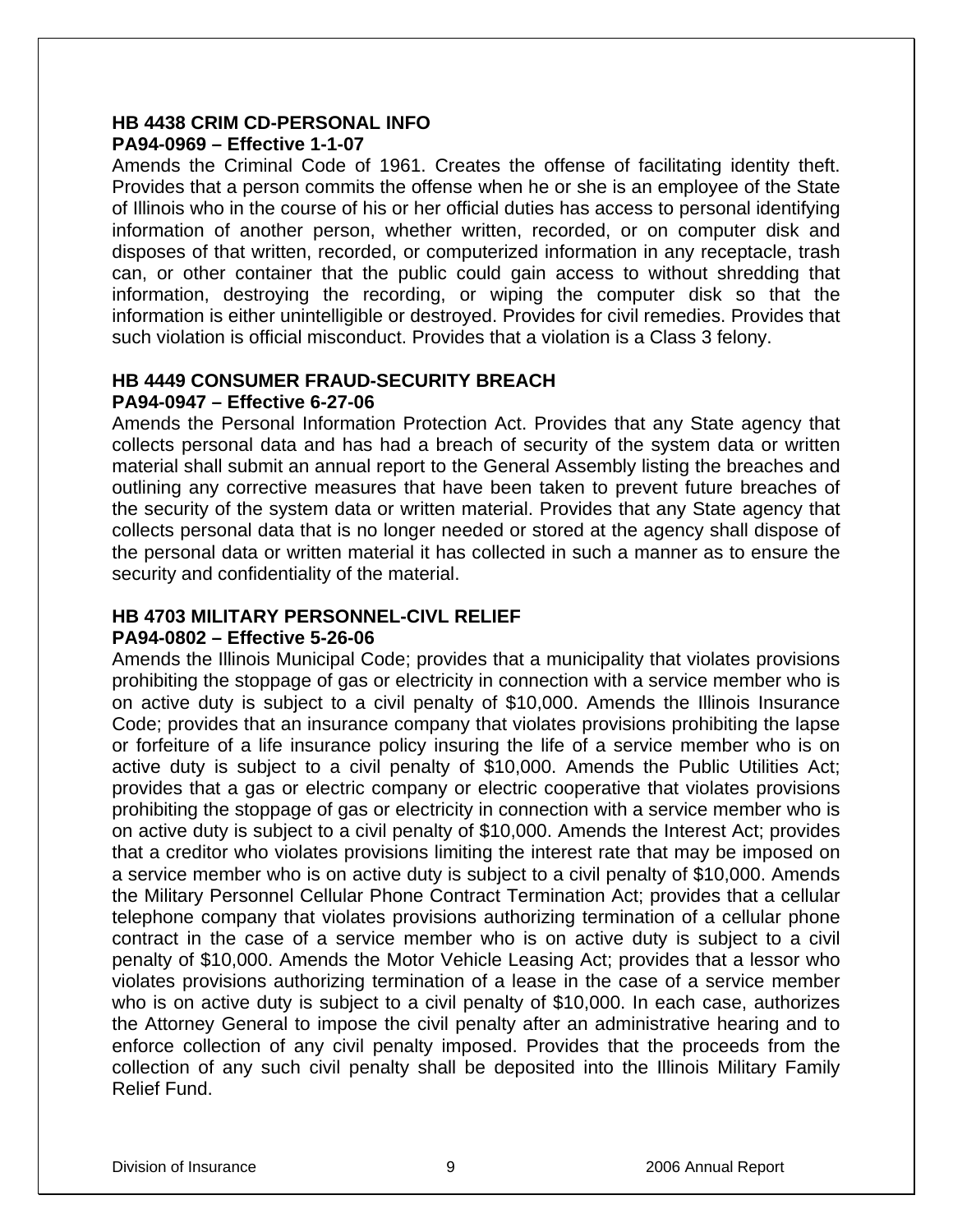**HB 4438 CRIM CD-PERSONAL INFO**
**PA94-0969 – Effective 1-1-07**

Amends the Criminal Code of 1961. Creates the offense of facilitating identity theft. Provides that a person commits the offense when he or she is an employee of the State of Illinois who in the course of his or her official duties has access to personal identifying information of another person, whether written, recorded, or on computer disk and disposes of that written, recorded, or computerized information in any receptacle, trash can, or other container that the public could gain access to without shredding that information, destroying the recording, or wiping the computer disk so that the information is either unintelligible or destroyed. Provides for civil remedies. Provides that such violation is official misconduct. Provides that a violation is a Class 3 felony.

**HB 4449 CONSUMER FRAUD-SECURITY BREACH**
**PA94-0947 – Effective 6-27-06**

Amends the Personal Information Protection Act. Provides that any State agency that collects personal data and has had a breach of security of the system data or written material shall submit an annual report to the General Assembly listing the breaches and outlining any corrective measures that have been taken to prevent future breaches of the security of the system data or written material. Provides that any State agency that collects personal data that is no longer needed or stored at the agency shall dispose of the personal data or written material it has collected in such a manner as to ensure the security and confidentiality of the material.

**HB 4703 MILITARY PERSONNEL-CIVL RELIEF**
**PA94-0802 – Effective 5-26-06**

Amends the Illinois Municipal Code; provides that a municipality that violates provisions prohibiting the stoppage of gas or electricity in connection with a service member who is on active duty is subject to a civil penalty of $10,000. Amends the Illinois Insurance Code; provides that an insurance company that violates provisions prohibiting the lapse or forfeiture of a life insurance policy insuring the life of a service member who is on active duty is subject to a civil penalty of $10,000. Amends the Public Utilities Act; provides that a gas or electric company or electric cooperative that violates provisions prohibiting the stoppage of gas or electricity in connection with a service member who is on active duty is subject to a civil penalty of $10,000. Amends the Interest Act; provides that a creditor who violates provisions limiting the interest rate that may be imposed on a service member who is on active duty is subject to a civil penalty of $10,000. Amends the Military Personnel Cellular Phone Contract Termination Act; provides that a cellular telephone company that violates provisions authorizing termination of a cellular phone contract in the case of a service member who is on active duty is subject to a civil penalty of $10,000. Amends the Motor Vehicle Leasing Act; provides that a lessor who violates provisions authorizing termination of a lease in the case of a service member who is on active duty is subject to a civil penalty of $10,000. In each case, authorizes the Attorney General to impose the civil penalty after an administrative hearing and to enforce collection of any civil penalty imposed. Provides that the proceeds from the collection of any such civil penalty shall be deposited into the Illinois Military Family Relief Fund.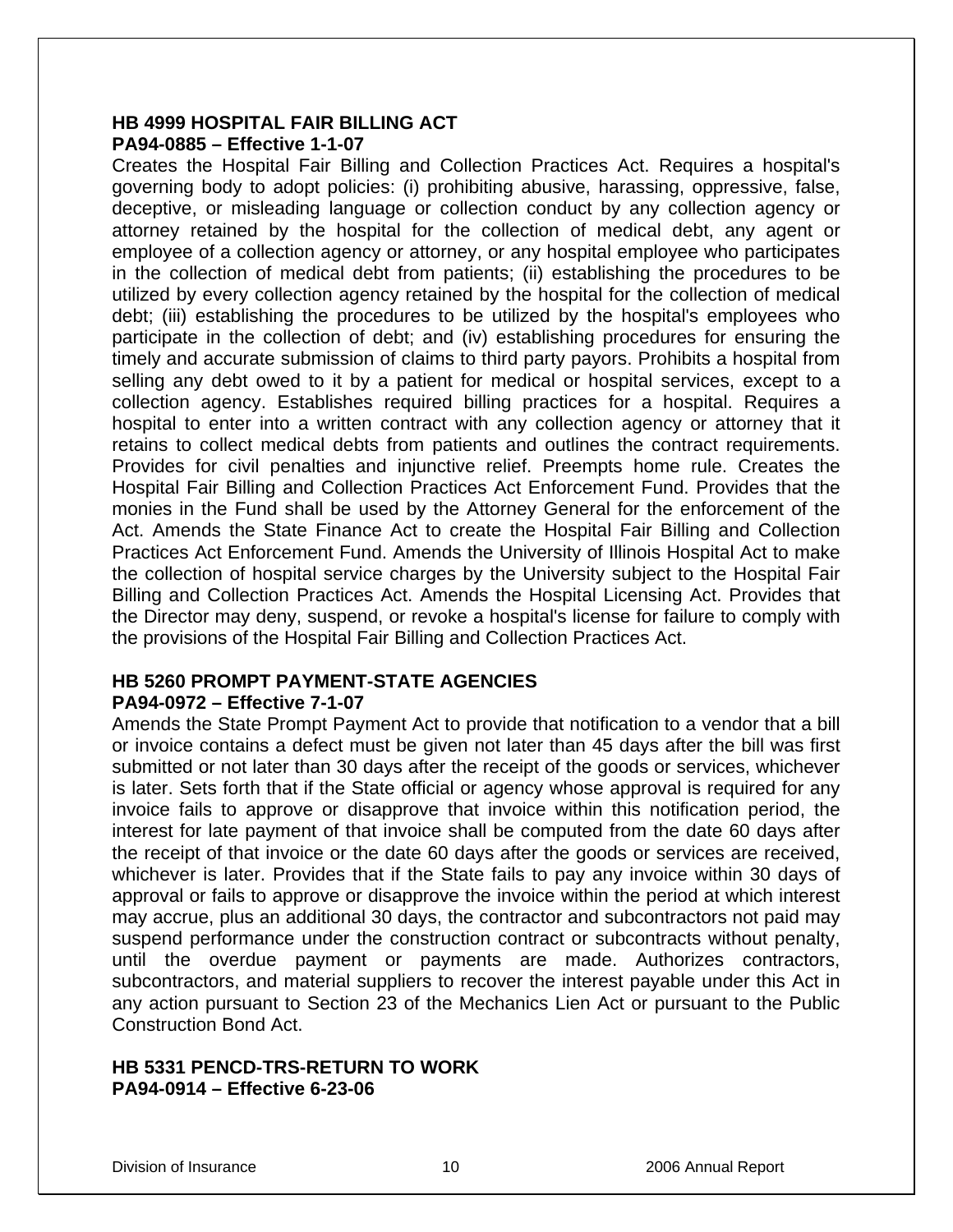**HB 4999 HOSPITAL FAIR BILLING ACT**
**PA94-0885 – Effective 1-1-07**

Creates the Hospital Fair Billing and Collection Practices Act. Requires a hospital's governing body to adopt policies: (i) prohibiting abusive, harassing, oppressive, false, deceptive, or misleading language or collection conduct by any collection agency or attorney retained by the hospital for the collection of medical debt, any agent or employee of a collection agency or attorney, or any hospital employee who participates in the collection of medical debt from patients; (ii) establishing the procedures to be utilized by every collection agency retained by the hospital for the collection of medical debt; (iii) establishing the procedures to be utilized by the hospital's employees who participate in the collection of debt; and (iv) establishing procedures for ensuring the timely and accurate submission of claims to third party payors. Prohibits a hospital from selling any debt owed to it by a patient for medical or hospital services, except to a collection agency. Establishes required billing practices for a hospital. Requires a hospital to enter into a written contract with any collection agency or attorney that it retains to collect medical debts from patients and outlines the contract requirements. Provides for civil penalties and injunctive relief. Preempts home rule. Creates the Hospital Fair Billing and Collection Practices Act Enforcement Fund. Provides that the monies in the Fund shall be used by the Attorney General for the enforcement of the Act. Amends the State Finance Act to create the Hospital Fair Billing and Collection Practices Act Enforcement Fund. Amends the University of Illinois Hospital Act to make the collection of hospital service charges by the University subject to the Hospital Fair Billing and Collection Practices Act. Amends the Hospital Licensing Act. Provides that the Director may deny, suspend, or revoke a hospital's license for failure to comply with the provisions of the Hospital Fair Billing and Collection Practices Act.

**HB 5260 PROMPT PAYMENT-STATE AGENCIES**
**PA94-0972 – Effective 7-1-07**

Amends the State Prompt Payment Act to provide that notification to a vendor that a bill or invoice contains a defect must be given not later than 45 days after the bill was first submitted or not later than 30 days after the receipt of the goods or services, whichever is later. Sets forth that if the State official or agency whose approval is required for any invoice fails to approve or disapprove that invoice within this notification period, the interest for late payment of that invoice shall be computed from the date 60 days after the receipt of that invoice or the date 60 days after the goods or services are received, whichever is later. Provides that if the State fails to pay any invoice within 30 days of approval or fails to approve or disapprove the invoice within the period at which interest may accrue, plus an additional 30 days, the contractor and subcontractors not paid may suspend performance under the construction contract or subcontracts without penalty, until the overdue payment or payments are made. Authorizes contractors, subcontractors, and material suppliers to recover the interest payable under this Act in any action pursuant to Section 23 of the Mechanics Lien Act or pursuant to the Public Construction Bond Act.

**HB 5331 PENCD-TRS-RETURN TO WORK**
**PA94-0914 – Effective 6-23-06**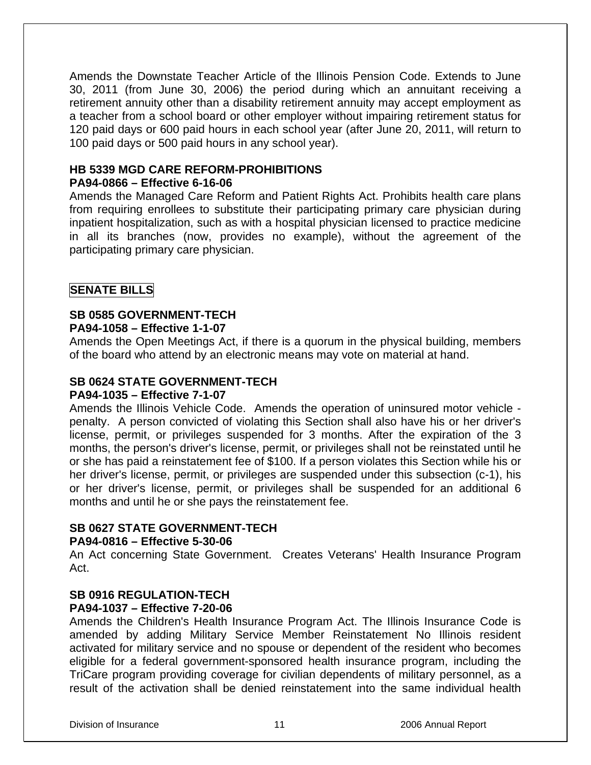Amends the Downstate Teacher Article of the Illinois Pension Code. Extends to June 30, 2011 (from June 30, 2006) the period during which an annuitant receiving a retirement annuity other than a disability retirement annuity may accept employment as a teacher from a school board or other employer without impairing retirement status for 120 paid days or 600 paid hours in each school year (after June 20, 2011, will return to 100 paid days or 500 paid hours in any school year).

**HB 5339 MGD CARE REFORM-PROHIBITIONS**
**PA94-0866 – Effective 6-16-06**

Amends the Managed Care Reform and Patient Rights Act. Prohibits health care plans from requiring enrollees to substitute their participating primary care physician during inpatient hospitalization, such as with a hospital physician licensed to practice medicine in all its branches (now, provides no example), without the agreement of the participating primary care physician.

## SENATE BILLS

**SB 0585 GOVERNMENT-TECH**
**PA94-1058 – Effective 1-1-07**

Amends the Open Meetings Act, if there is a quorum in the physical building, members of the board who attend by an electronic means may vote on material at hand.

**SB 0624 STATE GOVERNMENT-TECH**
**PA94-1035 – Effective 7-1-07**

Amends the Illinois Vehicle Code. Amends the operation of uninsured motor vehicle - penalty. A person convicted of violating this Section shall also have his or her driver's license, permit, or privileges suspended for 3 months. After the expiration of the 3 months, the person's driver's license, permit, or privileges shall not be reinstated until he or she has paid a reinstatement fee of $100. If a person violates this Section while his or her driver's license, permit, or privileges are suspended under this subsection (c-1), his or her driver's license, permit, or privileges shall be suspended for an additional 6 months and until he or she pays the reinstatement fee.

**SB 0627 STATE GOVERNMENT-TECH**
**PA94-0816 – Effective 5-30-06**

An Act concerning State Government. Creates Veterans' Health Insurance Program Act.

**SB 0916 REGULATION-TECH**
**PA94-1037 – Effective 7-20-06**

Amends the Children's Health Insurance Program Act. The Illinois Insurance Code is amended by adding Military Service Member Reinstatement No Illinois resident activated for military service and no spouse or dependent of the resident who becomes eligible for a federal government-sponsored health insurance program, including the TriCare program providing coverage for civilian dependents of military personnel, as a result of the activation shall be denied reinstatement into the same individual health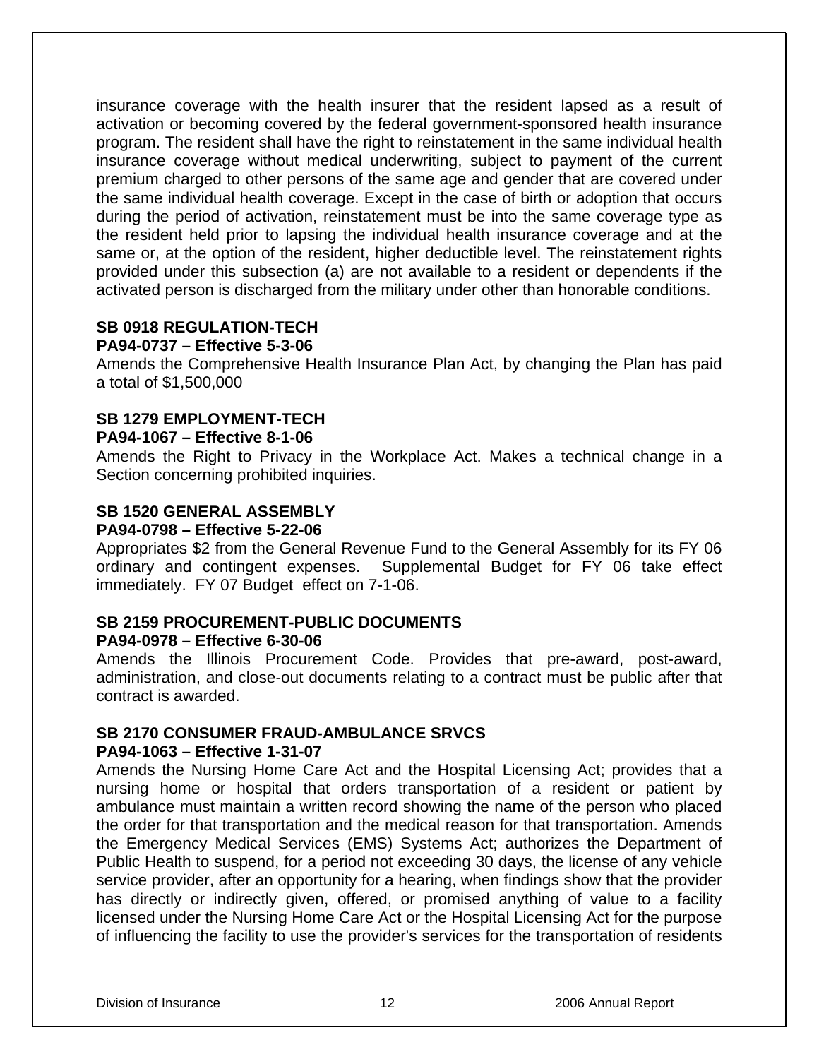insurance coverage with the health insurer that the resident lapsed as a result of activation or becoming covered by the federal government-sponsored health insurance program. The resident shall have the right to reinstatement in the same individual health insurance coverage without medical underwriting, subject to payment of the current premium charged to other persons of the same age and gender that are covered under the same individual health coverage. Except in the case of birth or adoption that occurs during the period of activation, reinstatement must be into the same coverage type as the resident held prior to lapsing the individual health insurance coverage and at the same or, at the option of the resident, higher deductible level. The reinstatement rights provided under this subsection (a) are not available to a resident or dependents if the activated person is discharged from the military under other than honorable conditions.

**SB 0918 REGULATION-TECH**
**PA94-0737 – Effective 5-3-06**
Amends the Comprehensive Health Insurance Plan Act, by changing the Plan has paid a total of $1,500,000

**SB 1279 EMPLOYMENT-TECH**
**PA94-1067 – Effective 8-1-06**
Amends the Right to Privacy in the Workplace Act. Makes a technical change in a Section concerning prohibited inquiries.

**SB 1520 GENERAL ASSEMBLY**
**PA94-0798 – Effective 5-22-06**
Appropriates $2 from the General Revenue Fund to the General Assembly for its FY 06 ordinary and contingent expenses. Supplemental Budget for FY 06 take effect immediately. FY 07 Budget effect on 7-1-06.

**SB 2159 PROCUREMENT-PUBLIC DOCUMENTS**
**PA94-0978 – Effective 6-30-06**
Amends the Illinois Procurement Code. Provides that pre-award, post-award, administration, and close-out documents relating to a contract must be public after that contract is awarded.

**SB 2170 CONSUMER FRAUD-AMBULANCE SRVCS**
**PA94-1063 – Effective 1-31-07**
Amends the Nursing Home Care Act and the Hospital Licensing Act; provides that a nursing home or hospital that orders transportation of a resident or patient by ambulance must maintain a written record showing the name of the person who placed the order for that transportation and the medical reason for that transportation. Amends the Emergency Medical Services (EMS) Systems Act; authorizes the Department of Public Health to suspend, for a period not exceeding 30 days, the license of any vehicle service provider, after an opportunity for a hearing, when findings show that the provider has directly or indirectly given, offered, or promised anything of value to a facility licensed under the Nursing Home Care Act or the Hospital Licensing Act for the purpose of influencing the facility to use the provider's services for the transportation of residents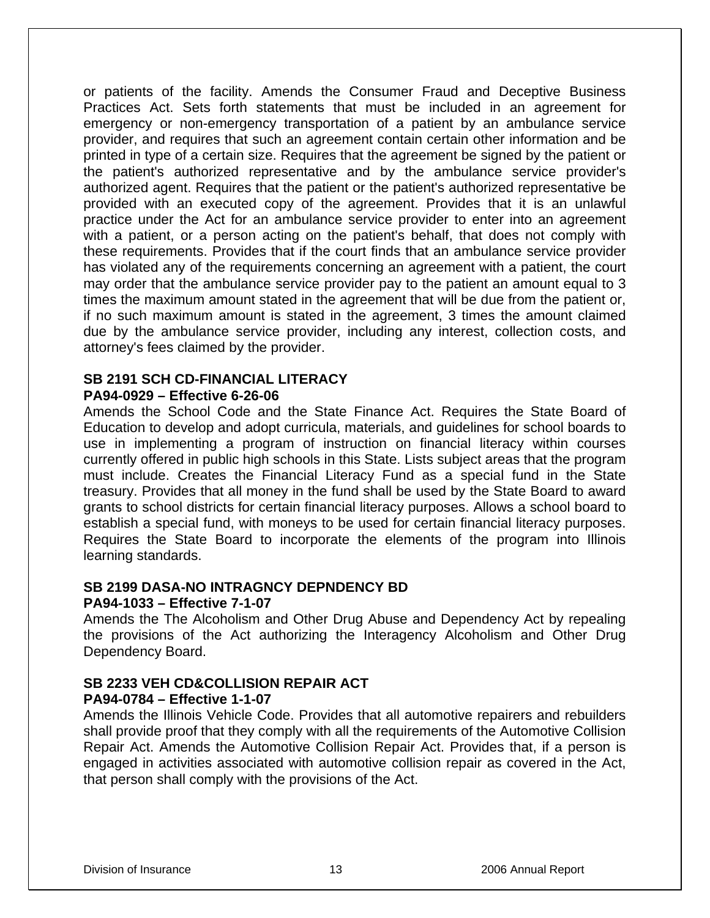or patients of the facility. Amends the Consumer Fraud and Deceptive Business Practices Act. Sets forth statements that must be included in an agreement for emergency or non-emergency transportation of a patient by an ambulance service provider, and requires that such an agreement contain certain other information and be printed in type of a certain size. Requires that the agreement be signed by the patient or the patient's authorized representative and by the ambulance service provider's authorized agent. Requires that the patient or the patient's authorized representative be provided with an executed copy of the agreement. Provides that it is an unlawful practice under the Act for an ambulance service provider to enter into an agreement with a patient, or a person acting on the patient's behalf, that does not comply with these requirements. Provides that if the court finds that an ambulance service provider has violated any of the requirements concerning an agreement with a patient, the court may order that the ambulance service provider pay to the patient an amount equal to 3 times the maximum amount stated in the agreement that will be due from the patient or, if no such maximum amount is stated in the agreement, 3 times the amount claimed due by the ambulance service provider, including any interest, collection costs, and attorney's fees claimed by the provider.

**SB 2191 SCH CD-FINANCIAL LITERACY**
**PA94-0929 – Effective 6-26-06**

Amends the School Code and the State Finance Act. Requires the State Board of Education to develop and adopt curricula, materials, and guidelines for school boards to use in implementing a program of instruction on financial literacy within courses currently offered in public high schools in this State. Lists subject areas that the program must include. Creates the Financial Literacy Fund as a special fund in the State treasury. Provides that all money in the fund shall be used by the State Board to award grants to school districts for certain financial literacy purposes. Allows a school board to establish a special fund, with moneys to be used for certain financial literacy purposes. Requires the State Board to incorporate the elements of the program into Illinois learning standards.

**SB 2199 DASA-NO INTRAGNCY DEPNDENCY BD**
**PA94-1033 – Effective 7-1-07**

Amends the The Alcoholism and Other Drug Abuse and Dependency Act by repealing the provisions of the Act authorizing the Interagency Alcoholism and Other Drug Dependency Board.

**SB 2233 VEH CD&COLLISION REPAIR ACT**
**PA94-0784 – Effective 1-1-07**

Amends the Illinois Vehicle Code. Provides that all automotive repairers and rebuilders shall provide proof that they comply with all the requirements of the Automotive Collision Repair Act. Amends the Automotive Collision Repair Act. Provides that, if a person is engaged in activities associated with automotive collision repair as covered in the Act, that person shall comply with the provisions of the Act.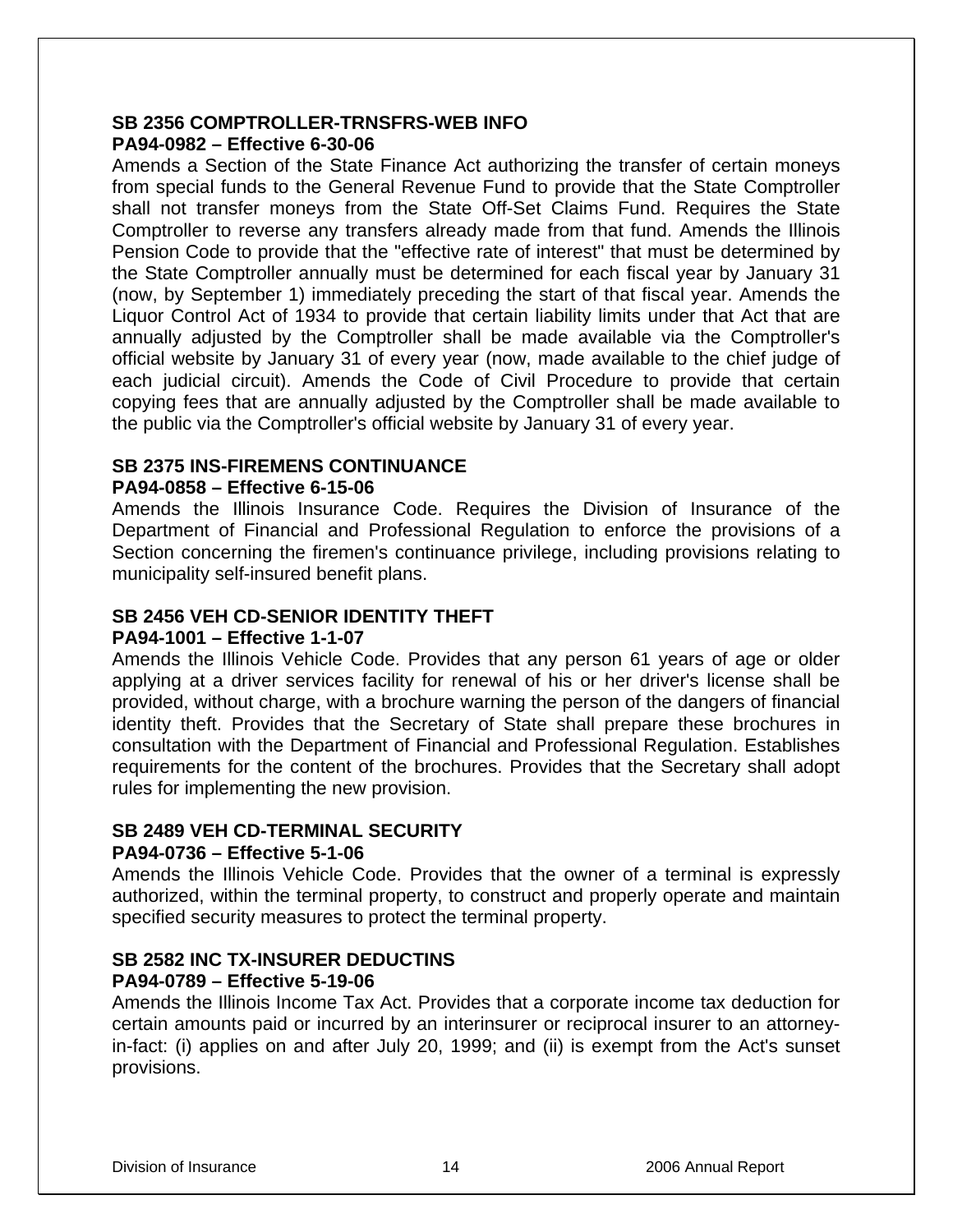**SB 2356 COMPTROLLER-TRNSFRS-WEB INFO**
**PA94-0982 – Effective 6-30-06**

Amends a Section of the State Finance Act authorizing the transfer of certain moneys from special funds to the General Revenue Fund to provide that the State Comptroller shall not transfer moneys from the State Off-Set Claims Fund. Requires the State Comptroller to reverse any transfers already made from that fund. Amends the Illinois Pension Code to provide that the "effective rate of interest" that must be determined by the State Comptroller annually must be determined for each fiscal year by January 31 (now, by September 1) immediately preceding the start of that fiscal year. Amends the Liquor Control Act of 1934 to provide that certain liability limits under that Act that are annually adjusted by the Comptroller shall be made available via the Comptroller's official website by January 31 of every year (now, made available to the chief judge of each judicial circuit). Amends the Code of Civil Procedure to provide that certain copying fees that are annually adjusted by the Comptroller shall be made available to the public via the Comptroller's official website by January 31 of every year.

**SB 2375 INS-FIREMENS CONTINUANCE**
**PA94-0858 – Effective 6-15-06**

Amends the Illinois Insurance Code. Requires the Division of Insurance of the Department of Financial and Professional Regulation to enforce the provisions of a Section concerning the firemen's continuance privilege, including provisions relating to municipality self-insured benefit plans.

**SB 2456 VEH CD-SENIOR IDENTITY THEFT**
**PA94-1001 – Effective 1-1-07**

Amends the Illinois Vehicle Code. Provides that any person 61 years of age or older applying at a driver services facility for renewal of his or her driver's license shall be provided, without charge, with a brochure warning the person of the dangers of financial identity theft. Provides that the Secretary of State shall prepare these brochures in consultation with the Department of Financial and Professional Regulation. Establishes requirements for the content of the brochures. Provides that the Secretary shall adopt rules for implementing the new provision.

**SB 2489 VEH CD-TERMINAL SECURITY**
**PA94-0736 – Effective 5-1-06**

Amends the Illinois Vehicle Code. Provides that the owner of a terminal is expressly authorized, within the terminal property, to construct and properly operate and maintain specified security measures to protect the terminal property.

**SB 2582 INC TX-INSURER DEDUCTINS**
**PA94-0789 – Effective 5-19-06**

Amends the Illinois Income Tax Act. Provides that a corporate income tax deduction for certain amounts paid or incurred by an interinsurer or reciprocal insurer to an attorney-in-fact: (i) applies on and after July 20, 1999; and (ii) is exempt from the Act's sunset provisions.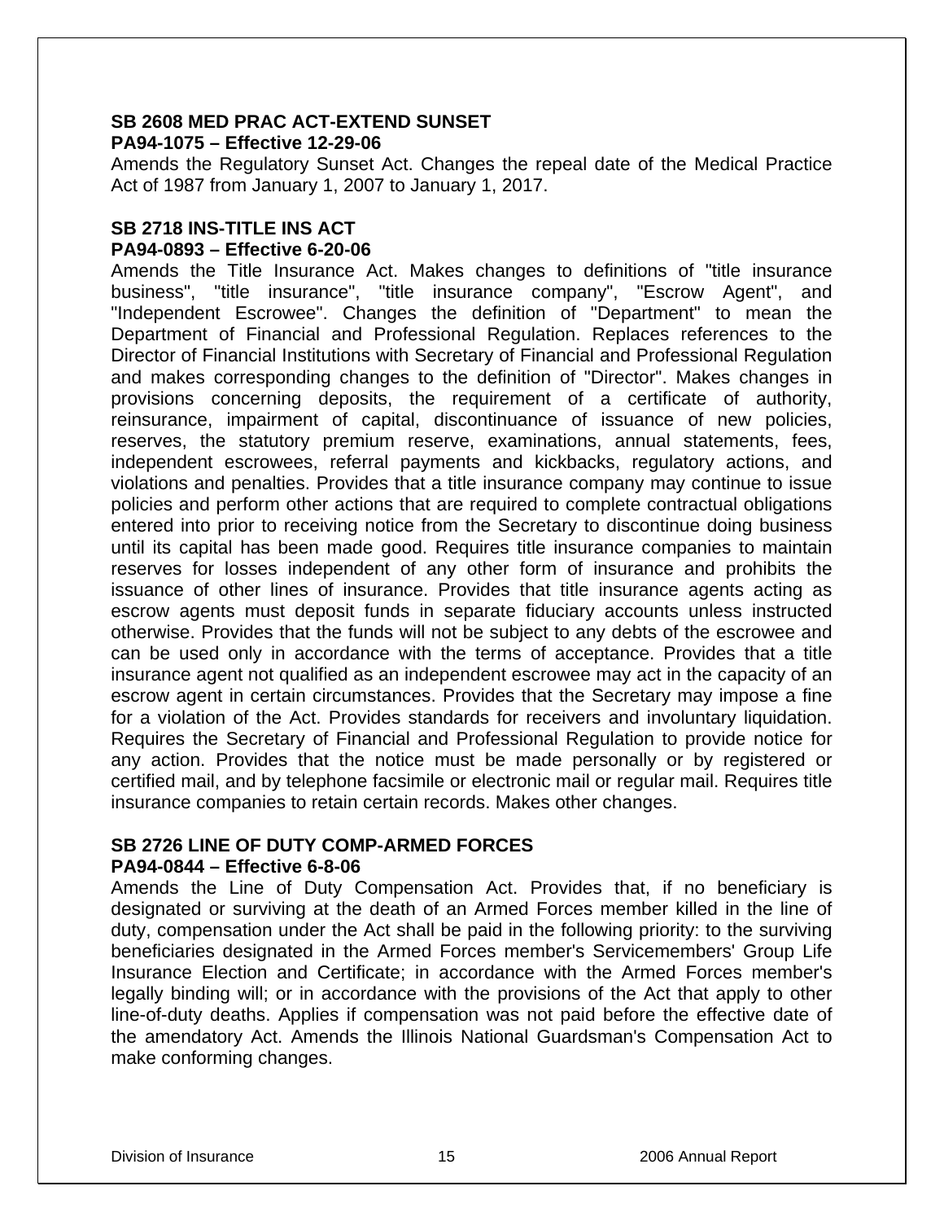**SB 2608 MED PRAC ACT-EXTEND SUNSET**
**PA94-1075 – Effective 12-29-06**

Amends the Regulatory Sunset Act. Changes the repeal date of the Medical Practice Act of 1987 from January 1, 2007 to January 1, 2017.

**SB 2718 INS-TITLE INS ACT**
**PA94-0893 – Effective 6-20-06**

Amends the Title Insurance Act. Makes changes to definitions of "title insurance business", "title insurance", "title insurance company", "Escrow Agent", and "Independent Escrowee". Changes the definition of "Department" to mean the Department of Financial and Professional Regulation. Replaces references to the Director of Financial Institutions with Secretary of Financial and Professional Regulation and makes corresponding changes to the definition of "Director". Makes changes in provisions concerning deposits, the requirement of a certificate of authority, reinsurance, impairment of capital, discontinuance of issuance of new policies, reserves, the statutory premium reserve, examinations, annual statements, fees, independent escrowees, referral payments and kickbacks, regulatory actions, and violations and penalties. Provides that a title insurance company may continue to issue policies and perform other actions that are required to complete contractual obligations entered into prior to receiving notice from the Secretary to discontinue doing business until its capital has been made good. Requires title insurance companies to maintain reserves for losses independent of any other form of insurance and prohibits the issuance of other lines of insurance. Provides that title insurance agents acting as escrow agents must deposit funds in separate fiduciary accounts unless instructed otherwise. Provides that the funds will not be subject to any debts of the escrowee and can be used only in accordance with the terms of acceptance. Provides that a title insurance agent not qualified as an independent escrowee may act in the capacity of an escrow agent in certain circumstances. Provides that the Secretary may impose a fine for a violation of the Act. Provides standards for receivers and involuntary liquidation. Requires the Secretary of Financial and Professional Regulation to provide notice for any action. Provides that the notice must be made personally or by registered or certified mail, and by telephone facsimile or electronic mail or regular mail. Requires title insurance companies to retain certain records. Makes other changes.

**SB 2726 LINE OF DUTY COMP-ARMED FORCES**
**PA94-0844 – Effective 6-8-06**

Amends the Line of Duty Compensation Act. Provides that, if no beneficiary is designated or surviving at the death of an Armed Forces member killed in the line of duty, compensation under the Act shall be paid in the following priority: to the surviving beneficiaries designated in the Armed Forces member's Servicemembers' Group Life Insurance Election and Certificate; in accordance with the Armed Forces member's legally binding will; or in accordance with the provisions of the Act that apply to other line-of-duty deaths. Applies if compensation was not paid before the effective date of the amendatory Act. Amends the Illinois National Guardsman's Compensation Act to make conforming changes.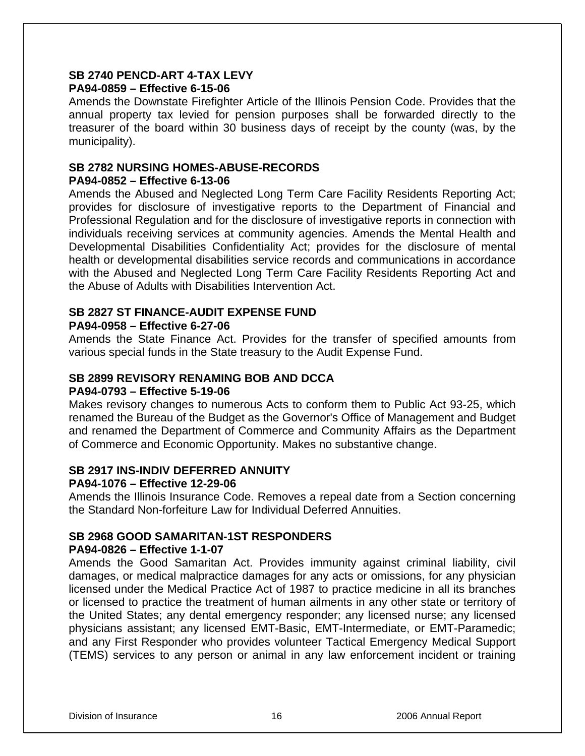**SB 2740 PENCD-ART 4-TAX LEVY**
**PA94-0859 – Effective 6-15-06**
Amends the Downstate Firefighter Article of the Illinois Pension Code. Provides that the annual property tax levied for pension purposes shall be forwarded directly to the treasurer of the board within 30 business days of receipt by the county (was, by the municipality).

**SB 2782 NURSING HOMES-ABUSE-RECORDS**
**PA94-0852 – Effective 6-13-06**
Amends the Abused and Neglected Long Term Care Facility Residents Reporting Act; provides for disclosure of investigative reports to the Department of Financial and Professional Regulation and for the disclosure of investigative reports in connection with individuals receiving services at community agencies. Amends the Mental Health and Developmental Disabilities Confidentiality Act; provides for the disclosure of mental health or developmental disabilities service records and communications in accordance with the Abused and Neglected Long Term Care Facility Residents Reporting Act and the Abuse of Adults with Disabilities Intervention Act.

**SB 2827 ST FINANCE-AUDIT EXPENSE FUND**
**PA94-0958 – Effective 6-27-06**
Amends the State Finance Act. Provides for the transfer of specified amounts from various special funds in the State treasury to the Audit Expense Fund.

**SB 2899 REVISORY RENAMING BOB AND DCCA**
**PA94-0793 – Effective 5-19-06**
Makes revisory changes to numerous Acts to conform them to Public Act 93-25, which renamed the Bureau of the Budget as the Governor's Office of Management and Budget and renamed the Department of Commerce and Community Affairs as the Department of Commerce and Economic Opportunity. Makes no substantive change.

**SB 2917 INS-INDIV DEFERRED ANNUITY**
**PA94-1076 – Effective 12-29-06**
Amends the Illinois Insurance Code. Removes a repeal date from a Section concerning the Standard Non-forfeiture Law for Individual Deferred Annuities.

**SB 2968 GOOD SAMARITAN-1ST RESPONDERS**
**PA94-0826 – Effective 1-1-07**
Amends the Good Samaritan Act. Provides immunity against criminal liability, civil damages, or medical malpractice damages for any acts or omissions, for any physician licensed under the Medical Practice Act of 1987 to practice medicine in all its branches or licensed to practice the treatment of human ailments in any other state or territory of the United States; any dental emergency responder; any licensed nurse; any licensed physicians assistant; any licensed EMT-Basic, EMT-Intermediate, or EMT-Paramedic; and any First Responder who provides volunteer Tactical Emergency Medical Support (TEMS) services to any person or animal in any law enforcement incident or training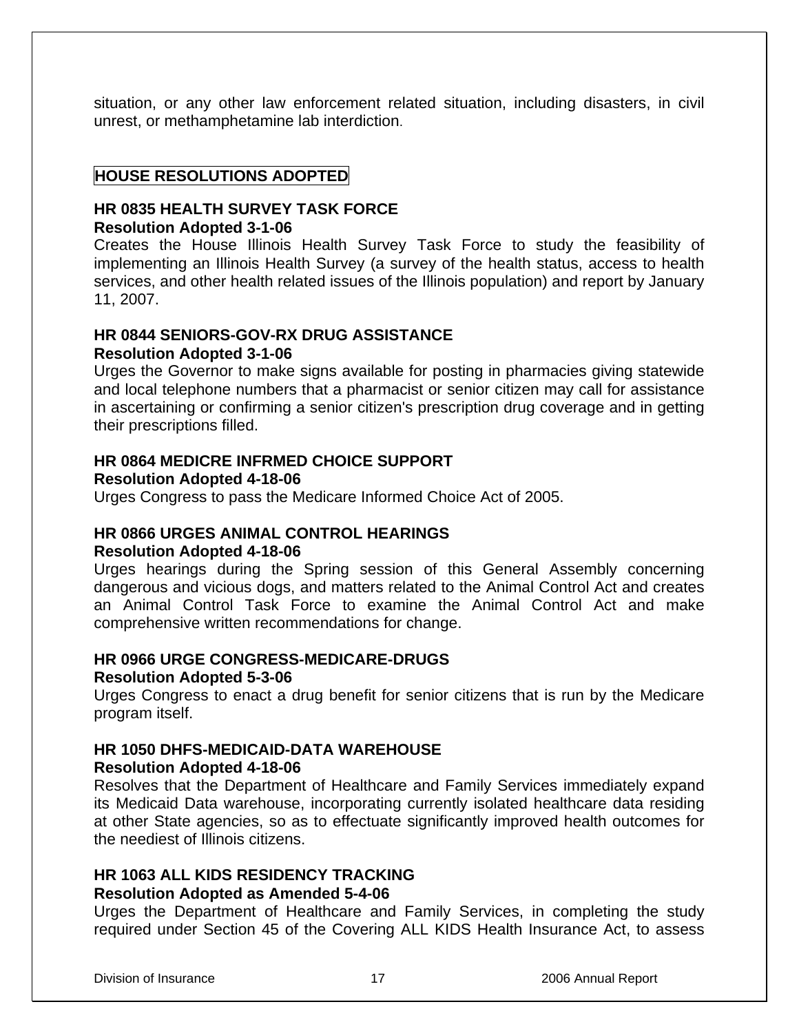situation, or any other law enforcement related situation, including disasters, in civil unrest, or methamphetamine lab interdiction.

## HOUSE RESOLUTIONS ADOPTED

### HR 0835 HEALTH SURVEY TASK FORCE
**Resolution Adopted 3-1-06**

Creates the House Illinois Health Survey Task Force to study the feasibility of implementing an Illinois Health Survey (a survey of the health status, access to health services, and other health related issues of the Illinois population) and report by January 11, 2007.

### HR 0844 SENIORS-GOV-RX DRUG ASSISTANCE
**Resolution Adopted 3-1-06**

Urges the Governor to make signs available for posting in pharmacies giving statewide and local telephone numbers that a pharmacist or senior citizen may call for assistance in ascertaining or confirming a senior citizen's prescription drug coverage and in getting their prescriptions filled.

### HR 0864 MEDICRE INFRMED CHOICE SUPPORT
**Resolution Adopted 4-18-06**

Urges Congress to pass the Medicare Informed Choice Act of 2005.

### HR 0866 URGES ANIMAL CONTROL HEARINGS
**Resolution Adopted 4-18-06**

Urges hearings during the Spring session of this General Assembly concerning dangerous and vicious dogs, and matters related to the Animal Control Act and creates an Animal Control Task Force to examine the Animal Control Act and make comprehensive written recommendations for change.

### HR 0966 URGE CONGRESS-MEDICARE-DRUGS
**Resolution Adopted 5-3-06**

Urges Congress to enact a drug benefit for senior citizens that is run by the Medicare program itself.

### HR 1050 DHFS-MEDICAID-DATA WAREHOUSE
**Resolution Adopted 4-18-06**

Resolves that the Department of Healthcare and Family Services immediately expand its Medicaid Data warehouse, incorporating currently isolated healthcare data residing at other State agencies, so as to effectuate significantly improved health outcomes for the neediest of Illinois citizens.

### HR 1063 ALL KIDS RESIDENCY TRACKING
**Resolution Adopted as Amended 5-4-06**

Urges the Department of Healthcare and Family Services, in completing the study required under Section 45 of the Covering ALL KIDS Health Insurance Act, to assess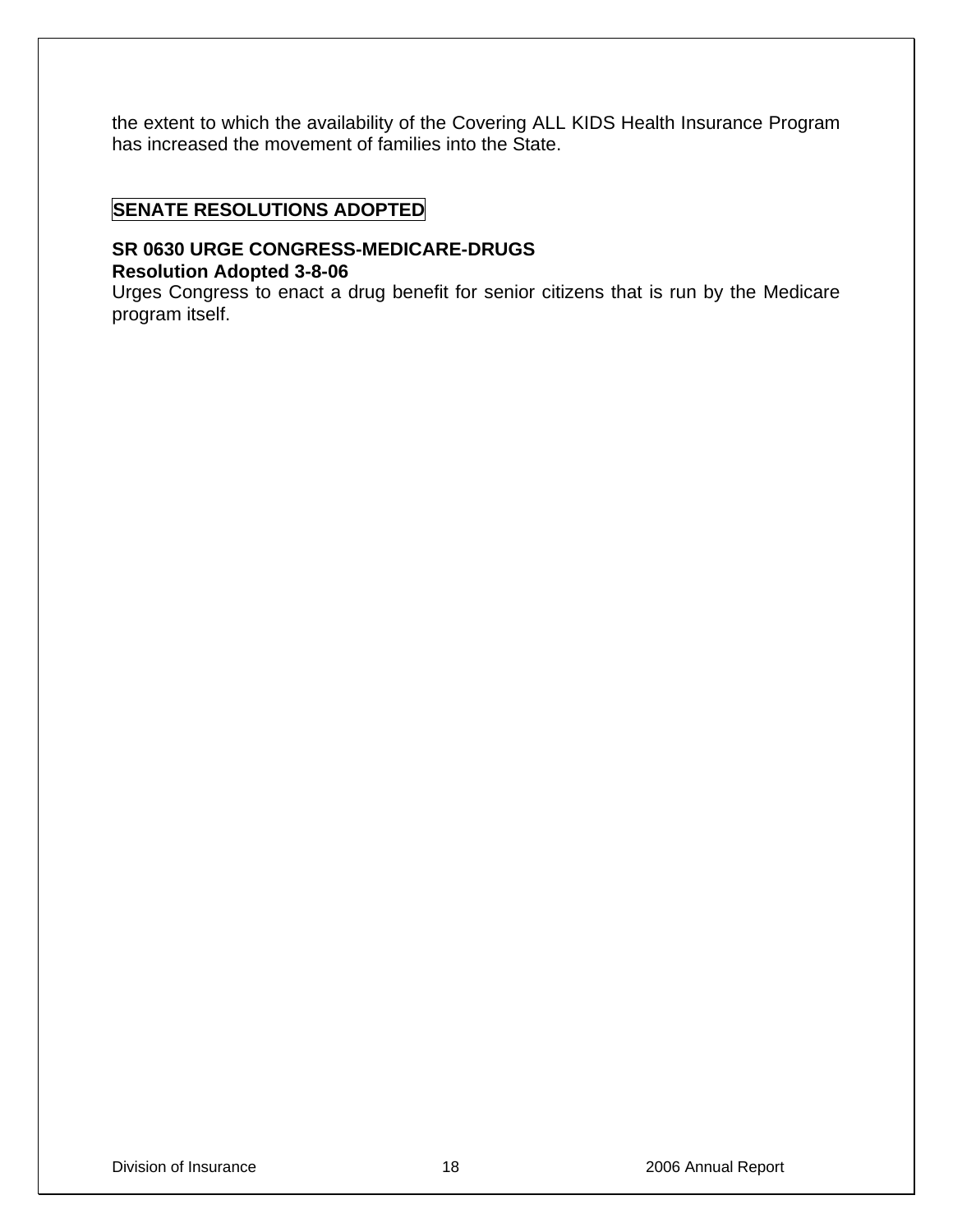the extent to which the availability of the Covering ALL KIDS Health Insurance Program has increased the movement of families into the State.

## SENATE RESOLUTIONS ADOPTED

**SR 0630 URGE CONGRESS-MEDICARE-DRUGS**
**Resolution Adopted 3-8-06**
Urges Congress to enact a drug benefit for senior citizens that is run by the Medicare program itself.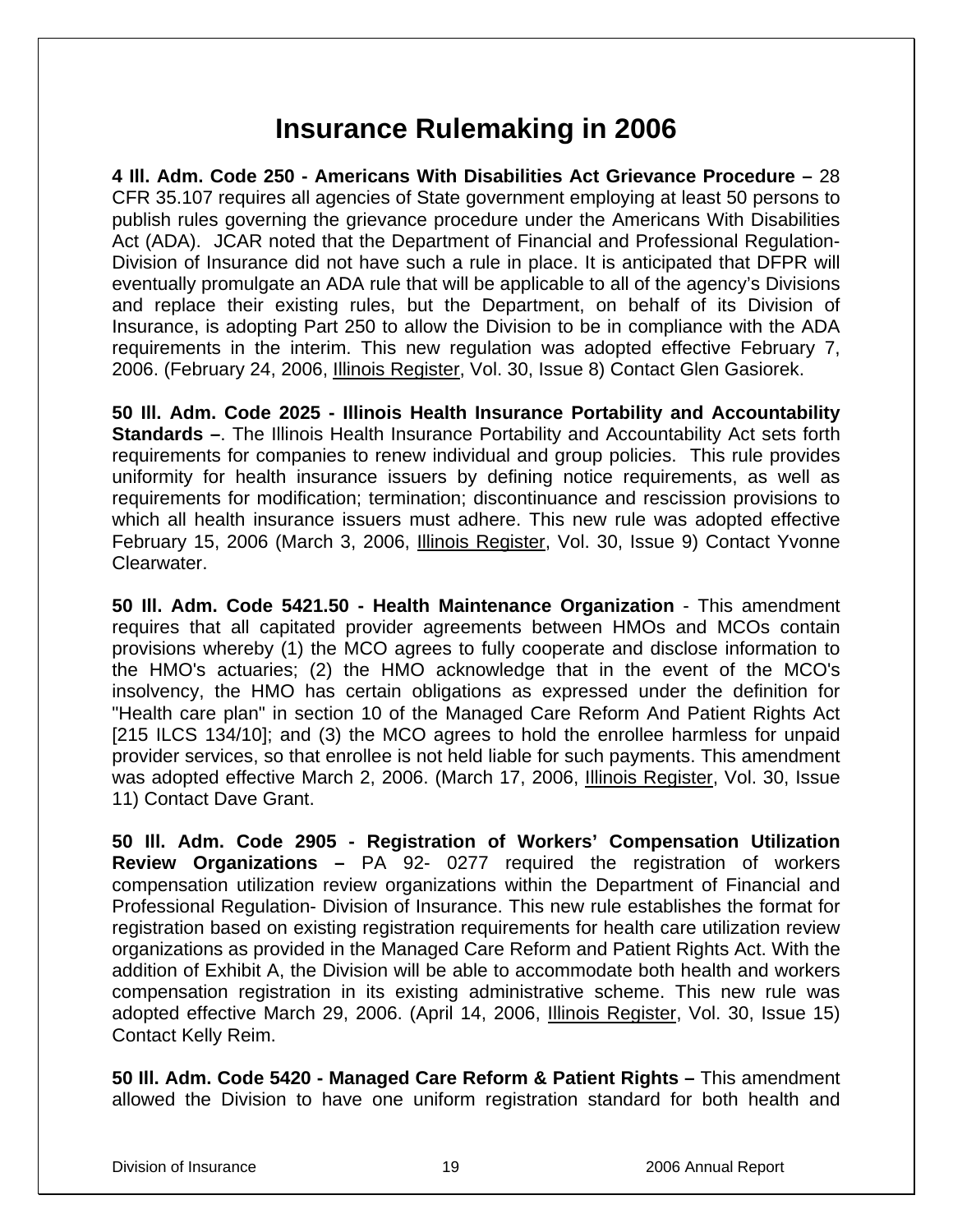# Insurance Rulemaking in 2006

**4 Ill. Adm. Code 250 - Americans With Disabilities Act Grievance Procedure –** 28 CFR 35.107 requires all agencies of State government employing at least 50 persons to publish rules governing the grievance procedure under the Americans With Disabilities Act (ADA). JCAR noted that the Department of Financial and Professional Regulation-Division of Insurance did not have such a rule in place. It is anticipated that DFPR will eventually promulgate an ADA rule that will be applicable to all of the agency's Divisions and replace their existing rules, but the Department, on behalf of its Division of Insurance, is adopting Part 250 to allow the Division to be in compliance with the ADA requirements in the interim. This new regulation was adopted effective February 7, 2006. (February 24, 2006, Illinois Register, Vol. 30, Issue 8) Contact Glen Gasiorek.

**50 Ill. Adm. Code 2025 - Illinois Health Insurance Portability and Accountability Standards –**. The Illinois Health Insurance Portability and Accountability Act sets forth requirements for companies to renew individual and group policies. This rule provides uniformity for health insurance issuers by defining notice requirements, as well as requirements for modification; termination; discontinuance and rescission provisions to which all health insurance issuers must adhere. This new rule was adopted effective February 15, 2006 (March 3, 2006, Illinois Register, Vol. 30, Issue 9) Contact Yvonne Clearwater.

**50 Ill. Adm. Code 5421.50 - Health Maintenance Organization** - This amendment requires that all capitated provider agreements between HMOs and MCOs contain provisions whereby (1) the MCO agrees to fully cooperate and disclose information to the HMO's actuaries; (2) the HMO acknowledge that in the event of the MCO's insolvency, the HMO has certain obligations as expressed under the definition for "Health care plan" in section 10 of the Managed Care Reform And Patient Rights Act [215 ILCS 134/10]; and (3) the MCO agrees to hold the enrollee harmless for unpaid provider services, so that enrollee is not held liable for such payments. This amendment was adopted effective March 2, 2006. (March 17, 2006, Illinois Register, Vol. 30, Issue 11) Contact Dave Grant.

**50 Ill. Adm. Code 2905 - Registration of Workers' Compensation Utilization Review Organizations –** PA 92- 0277 required the registration of workers compensation utilization review organizations within the Department of Financial and Professional Regulation- Division of Insurance. This new rule establishes the format for registration based on existing registration requirements for health care utilization review organizations as provided in the Managed Care Reform and Patient Rights Act. With the addition of Exhibit A, the Division will be able to accommodate both health and workers compensation registration in its existing administrative scheme. This new rule was adopted effective March 29, 2006. (April 14, 2006, Illinois Register, Vol. 30, Issue 15) Contact Kelly Reim.

**50 Ill. Adm. Code 5420 - Managed Care Reform & Patient Rights –** This amendment allowed the Division to have one uniform registration standard for both health and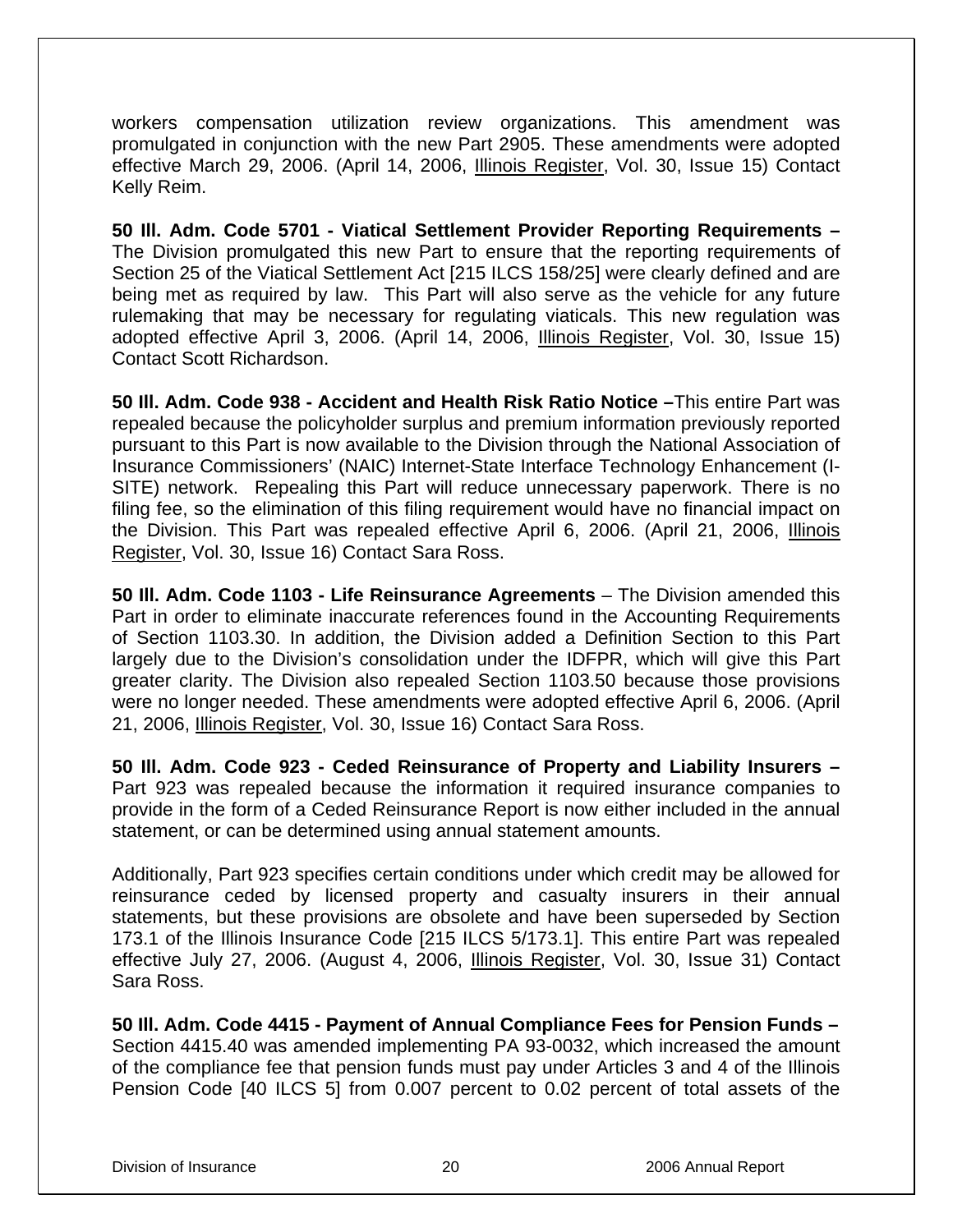workers compensation utilization review organizations. This amendment was promulgated in conjunction with the new Part 2905. These amendments were adopted effective March 29, 2006. (April 14, 2006, Illinois Register, Vol. 30, Issue 15) Contact Kelly Reim.

**50 Ill. Adm. Code 5701 - Viatical Settlement Provider Reporting Requirements –** The Division promulgated this new Part to ensure that the reporting requirements of Section 25 of the Viatical Settlement Act [215 ILCS 158/25] were clearly defined and are being met as required by law. This Part will also serve as the vehicle for any future rulemaking that may be necessary for regulating viaticals. This new regulation was adopted effective April 3, 2006. (April 14, 2006, Illinois Register, Vol. 30, Issue 15) Contact Scott Richardson.

**50 Ill. Adm. Code 938 - Accident and Health Risk Ratio Notice –**This entire Part was repealed because the policyholder surplus and premium information previously reported pursuant to this Part is now available to the Division through the National Association of Insurance Commissioners' (NAIC) Internet-State Interface Technology Enhancement (I-SITE) network. Repealing this Part will reduce unnecessary paperwork. There is no filing fee, so the elimination of this filing requirement would have no financial impact on the Division. This Part was repealed effective April 6, 2006. (April 21, 2006, Illinois Register, Vol. 30, Issue 16) Contact Sara Ross.

**50 Ill. Adm. Code 1103 - Life Reinsurance Agreements** – The Division amended this Part in order to eliminate inaccurate references found in the Accounting Requirements of Section 1103.30. In addition, the Division added a Definition Section to this Part largely due to the Division's consolidation under the IDFPR, which will give this Part greater clarity. The Division also repealed Section 1103.50 because those provisions were no longer needed. These amendments were adopted effective April 6, 2006. (April 21, 2006, Illinois Register, Vol. 30, Issue 16) Contact Sara Ross.

**50 Ill. Adm. Code 923 - Ceded Reinsurance of Property and Liability Insurers –** Part 923 was repealed because the information it required insurance companies to provide in the form of a Ceded Reinsurance Report is now either included in the annual statement, or can be determined using annual statement amounts.

Additionally, Part 923 specifies certain conditions under which credit may be allowed for reinsurance ceded by licensed property and casualty insurers in their annual statements, but these provisions are obsolete and have been superseded by Section 173.1 of the Illinois Insurance Code [215 ILCS 5/173.1]. This entire Part was repealed effective July 27, 2006. (August 4, 2006, Illinois Register, Vol. 30, Issue 31) Contact Sara Ross.

**50 Ill. Adm. Code 4415 - Payment of Annual Compliance Fees for Pension Funds –** Section 4415.40 was amended implementing PA 93-0032, which increased the amount of the compliance fee that pension funds must pay under Articles 3 and 4 of the Illinois Pension Code [40 ILCS 5] from 0.007 percent to 0.02 percent of total assets of the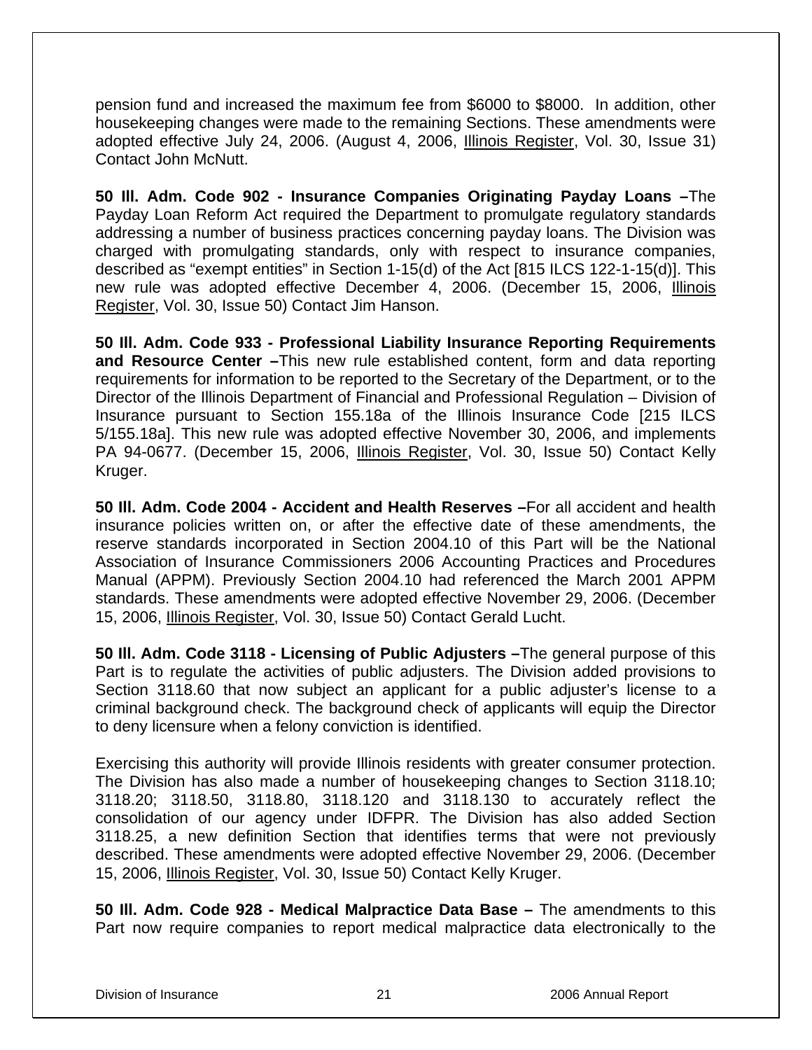pension fund and increased the maximum fee from $6000 to $8000. In addition, other housekeeping changes were made to the remaining Sections. These amendments were adopted effective July 24, 2006. (August 4, 2006, Illinois Register, Vol. 30, Issue 31) Contact John McNutt.

**50 Ill. Adm. Code 902 - Insurance Companies Originating Payday Loans –**The Payday Loan Reform Act required the Department to promulgate regulatory standards addressing a number of business practices concerning payday loans. The Division was charged with promulgating standards, only with respect to insurance companies, described as "exempt entities" in Section 1-15(d) of the Act [815 ILCS 122-1-15(d)]. This new rule was adopted effective December 4, 2006. (December 15, 2006, Illinois Register, Vol. 30, Issue 50) Contact Jim Hanson.

**50 Ill. Adm. Code 933 - Professional Liability Insurance Reporting Requirements and Resource Center –**This new rule established content, form and data reporting requirements for information to be reported to the Secretary of the Department, or to the Director of the Illinois Department of Financial and Professional Regulation – Division of Insurance pursuant to Section 155.18a of the Illinois Insurance Code [215 ILCS 5/155.18a]. This new rule was adopted effective November 30, 2006, and implements PA 94-0677. (December 15, 2006, Illinois Register, Vol. 30, Issue 50) Contact Kelly Kruger.

**50 Ill. Adm. Code 2004 - Accident and Health Reserves –**For all accident and health insurance policies written on, or after the effective date of these amendments, the reserve standards incorporated in Section 2004.10 of this Part will be the National Association of Insurance Commissioners 2006 Accounting Practices and Procedures Manual (APPM). Previously Section 2004.10 had referenced the March 2001 APPM standards. These amendments were adopted effective November 29, 2006. (December 15, 2006, Illinois Register, Vol. 30, Issue 50) Contact Gerald Lucht.

**50 Ill. Adm. Code 3118 - Licensing of Public Adjusters –**The general purpose of this Part is to regulate the activities of public adjusters. The Division added provisions to Section 3118.60 that now subject an applicant for a public adjuster's license to a criminal background check. The background check of applicants will equip the Director to deny licensure when a felony conviction is identified.

Exercising this authority will provide Illinois residents with greater consumer protection. The Division has also made a number of housekeeping changes to Section 3118.10; 3118.20; 3118.50, 3118.80, 3118.120 and 3118.130 to accurately reflect the consolidation of our agency under IDFPR. The Division has also added Section 3118.25, a new definition Section that identifies terms that were not previously described. These amendments were adopted effective November 29, 2006. (December 15, 2006, Illinois Register, Vol. 30, Issue 50) Contact Kelly Kruger.

**50 Ill. Adm. Code 928 - Medical Malpractice Data Base –** The amendments to this Part now require companies to report medical malpractice data electronically to the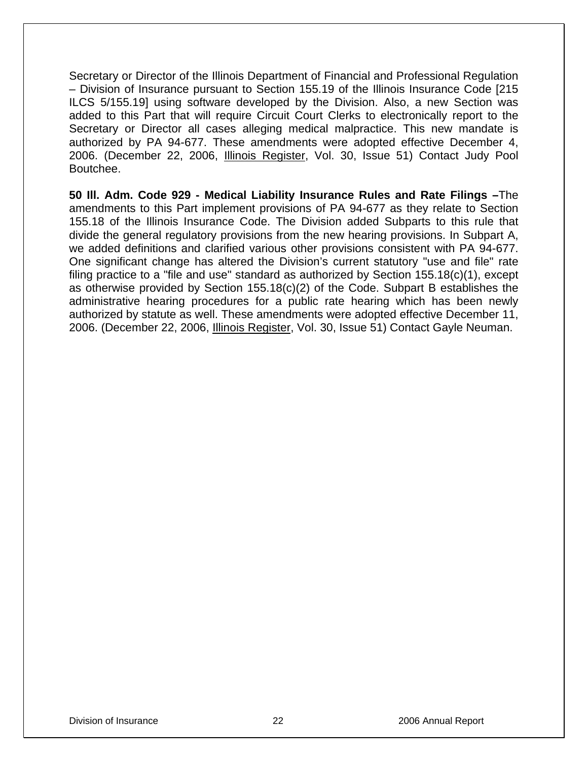Secretary or Director of the Illinois Department of Financial and Professional Regulation – Division of Insurance pursuant to Section 155.19 of the Illinois Insurance Code [215 ILCS 5/155.19] using software developed by the Division. Also, a new Section was added to this Part that will require Circuit Court Clerks to electronically report to the Secretary or Director all cases alleging medical malpractice. This new mandate is authorized by PA 94-677. These amendments were adopted effective December 4, 2006. (December 22, 2006, Illinois Register, Vol. 30, Issue 51) Contact Judy Pool Boutchee.

**50 Ill. Adm. Code 929 - Medical Liability Insurance Rules and Rate Filings –**The amendments to this Part implement provisions of PA 94-677 as they relate to Section 155.18 of the Illinois Insurance Code. The Division added Subparts to this rule that divide the general regulatory provisions from the new hearing provisions. In Subpart A, we added definitions and clarified various other provisions consistent with PA 94-677. One significant change has altered the Division's current statutory "use and file" rate filing practice to a "file and use" standard as authorized by Section 155.18(c)(1), except as otherwise provided by Section 155.18(c)(2) of the Code. Subpart B establishes the administrative hearing procedures for a public rate hearing which has been newly authorized by statute as well. These amendments were adopted effective December 11, 2006. (December 22, 2006, Illinois Register, Vol. 30, Issue 51) Contact Gayle Neuman.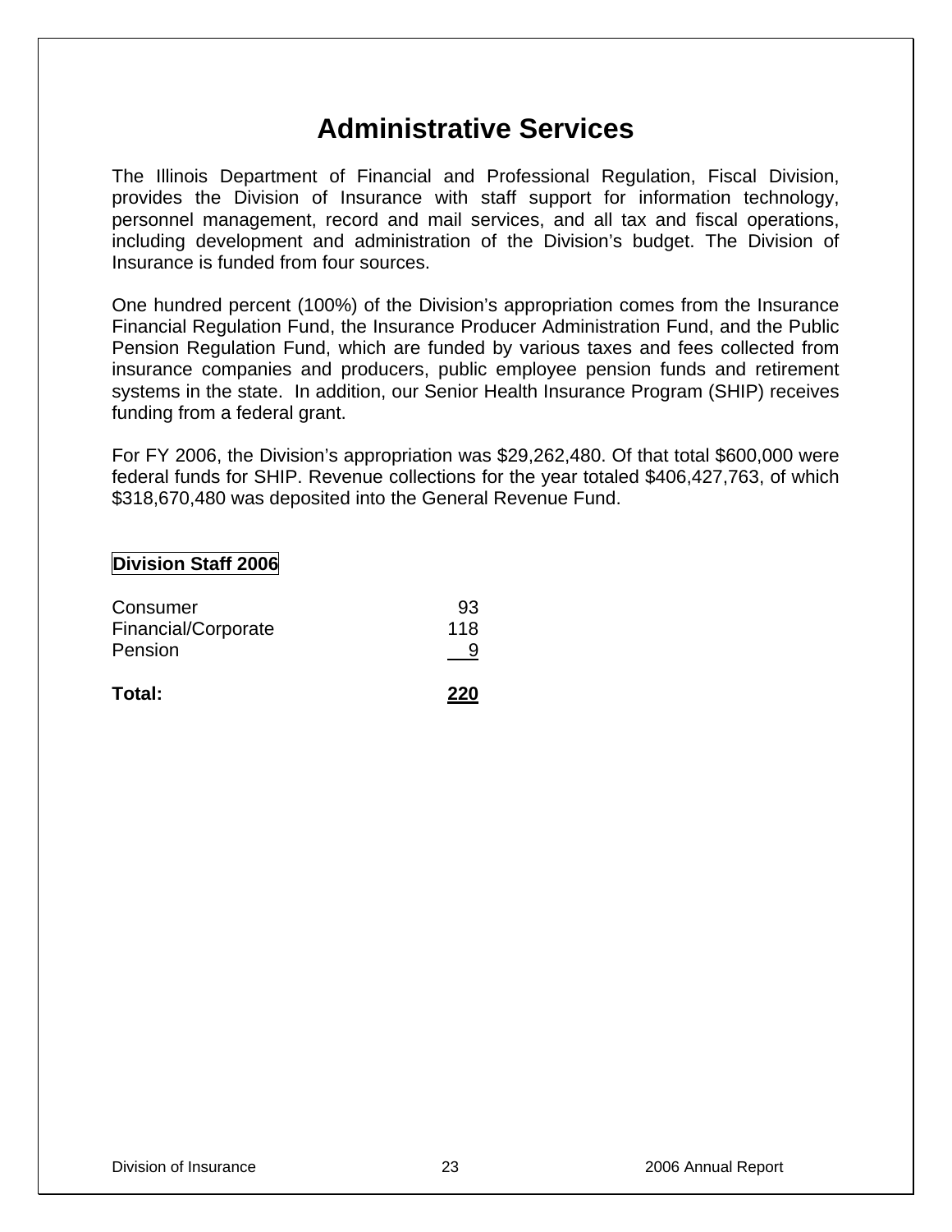# Administrative Services

The Illinois Department of Financial and Professional Regulation, Fiscal Division, provides the Division of Insurance with staff support for information technology, personnel management, record and mail services, and all tax and fiscal operations, including development and administration of the Division's budget. The Division of Insurance is funded from four sources.

One hundred percent (100%) of the Division's appropriation comes from the Insurance Financial Regulation Fund, the Insurance Producer Administration Fund, and the Public Pension Regulation Fund, which are funded by various taxes and fees collected from insurance companies and producers, public employee pension funds and retirement systems in the state. In addition, our Senior Health Insurance Program (SHIP) receives funding from a federal grant.

For FY 2006, the Division's appropriation was $29,262,480. Of that total $600,000 were federal funds for SHIP. Revenue collections for the year totaled $406,427,763, of which $318,670,480 was deposited into the General Revenue Fund.

**Division Staff 2006**

| | |
|---|---|
| Consumer | 93 |
| Financial/Corporate | 118 |
| Pension | 9 |
| **Total:** | **220** |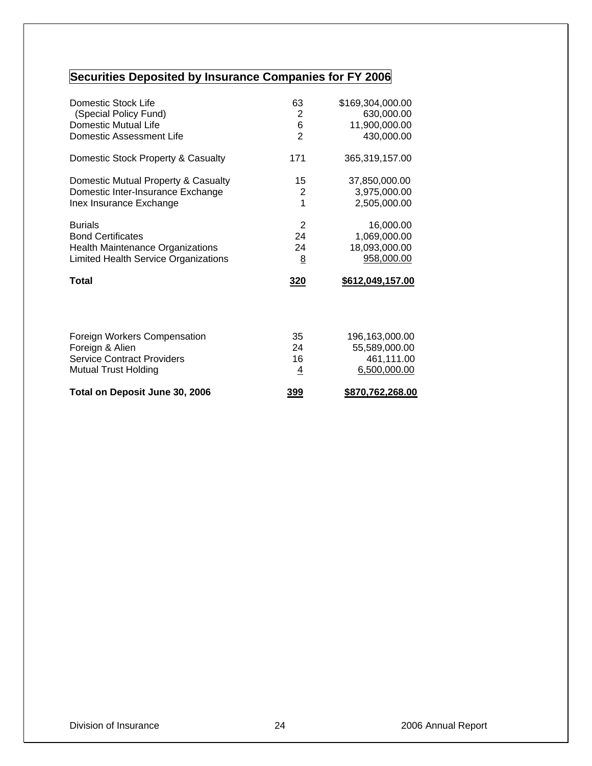## Securities Deposited by Insurance Companies for FY 2006

| | | |
|---|---|---|
| Domestic Stock Life | 63 | $169,304,000.00 |
| (Special Policy Fund) | 2 | 630,000.00 |
| Domestic Mutual Life | 6 | 11,900,000.00 |
| Domestic Assessment Life | 2 | 430,000.00 |
| Domestic Stock Property & Casualty | 171 | 365,319,157.00 |
| Domestic Mutual Property & Casualty | 15 | 37,850,000.00 |
| Domestic Inter-Insurance Exchange | 2 | 3,975,000.00 |
| Inex Insurance Exchange | 1 | 2,505,000.00 |
| Burials | 2 | 16,000.00 |
| Bond Certificates | 24 | 1,069,000.00 |
| Health Maintenance Organizations | 24 | 18,093,000.00 |
| Limited Health Service Organizations | 8 | 958,000.00 |
| **Total** | **320** | **$612,049,157.00** |
| Foreign Workers Compensation | 35 | 196,163,000.00 |
| Foreign & Alien | 24 | 55,589,000.00 |
| Service Contract Providers | 16 | 461,111.00 |
| Mutual Trust Holding | 4 | 6,500,000.00 |
| **Total on Deposit June 30, 2006** | **399** | **$870,762,268.00** |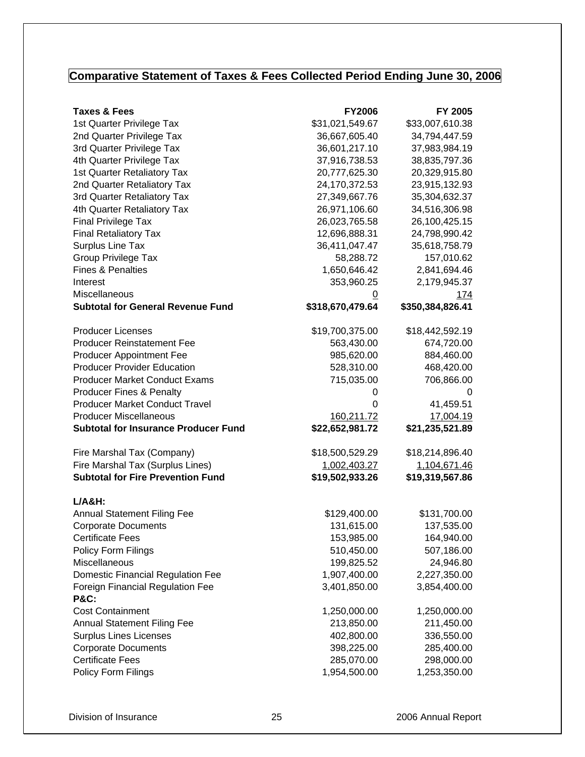## Comparative Statement of Taxes & Fees Collected Period Ending June 30, 2006

| Taxes & Fees | FY2006 | FY 2005 |
|---|---|---|
| 1st Quarter Privilege Tax | $31,021,549.67 | $33,007,610.38 |
| 2nd Quarter Privilege Tax | 36,667,605.40 | 34,794,447.59 |
| 3rd Quarter Privilege Tax | 36,601,217.10 | 37,983,984.19 |
| 4th Quarter Privilege Tax | 37,916,738.53 | 38,835,797.36 |
| 1st Quarter Retaliatory Tax | 20,777,625.30 | 20,329,915.80 |
| 2nd Quarter Retaliatory Tax | 24,170,372.53 | 23,915,132.93 |
| 3rd Quarter Retaliatory Tax | 27,349,667.76 | 35,304,632.37 |
| 4th Quarter Retaliatory Tax | 26,971,106.60 | 34,516,306.98 |
| Final Privilege Tax | 26,023,765.58 | 26,100,425.15 |
| Final Retaliatory Tax | 12,696,888.31 | 24,798,990.42 |
| Surplus Line Tax | 36,411,047.47 | 35,618,758.79 |
| Group Privilege Tax | 58,288.72 | 157,010.62 |
| Fines & Penalties | 1,650,646.42 | 2,841,694.46 |
| Interest | 353,960.25 | 2,179,945.37 |
| Miscellaneous | 0 | 174 |
| **Subtotal for General Revenue Fund** | **$318,670,479.64** | **$350,384,826.41** |
| | | |
| Producer Licenses | $19,700,375.00 | $18,442,592.19 |
| Producer Reinstatement Fee | 563,430.00 | 674,720.00 |
| Producer Appointment Fee | 985,620.00 | 884,460.00 |
| Producer Provider Education | 528,310.00 | 468,420.00 |
| Producer Market Conduct Exams | 715,035.00 | 706,866.00 |
| Producer Fines & Penalty | 0 | 0 |
| Producer Market Conduct Travel | 0 | 41,459.51 |
| Producer Miscellaneous | 160,211.72 | 17,004.19 |
| **Subtotal for Insurance Producer Fund** | **$22,652,981.72** | **$21,235,521.89** |
| | | |
| Fire Marshal Tax (Company) | $18,500,529.29 | $18,214,896.40 |
| Fire Marshal Tax (Surplus Lines) | 1,002,403.27 | 1,104,671.46 |
| **Subtotal for Fire Prevention Fund** | **$19,502,933.26** | **$19,319,567.86** |
| | | |
| **L/A&H:** | | |
| Annual Statement Filing Fee | $129,400.00 | $131,700.00 |
| Corporate Documents | 131,615.00 | 137,535.00 |
| Certificate Fees | 153,985.00 | 164,940.00 |
| Policy Form Filings | 510,450.00 | 507,186.00 |
| Miscellaneous | 199,825.52 | 24,946.80 |
| Domestic Financial Regulation Fee | 1,907,400.00 | 2,227,350.00 |
| Foreign Financial Regulation Fee | 3,401,850.00 | 3,854,400.00 |
| **P&C:** | | |
| Cost Containment | 1,250,000.00 | 1,250,000.00 |
| Annual Statement Filing Fee | 213,850.00 | 211,450.00 |
| Surplus Lines Licenses | 402,800.00 | 336,550.00 |
| Corporate Documents | 398,225.00 | 285,400.00 |
| Certificate Fees | 285,070.00 | 298,000.00 |
| Policy Form Filings | 1,954,500.00 | 1,253,350.00 |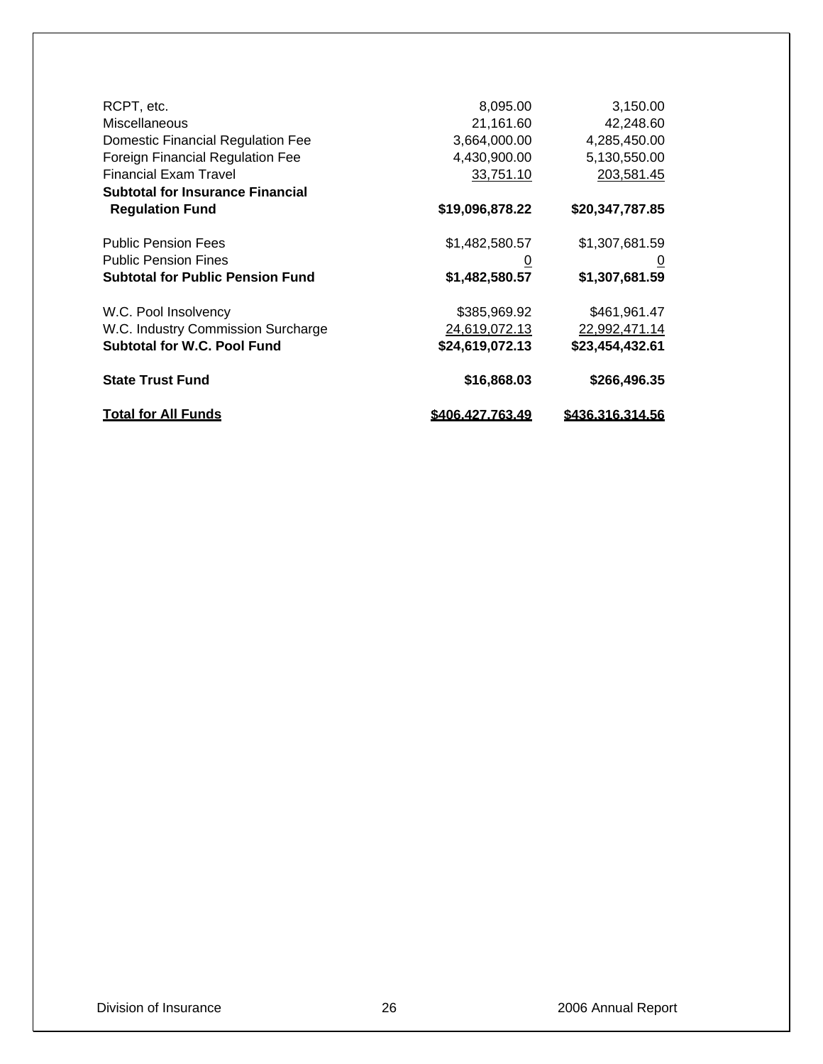| | | |
|---|---:|---:|
| RCPT, etc. | 8,095.00 | 3,150.00 |
| Miscellaneous | 21,161.60 | 42,248.60 |
| Domestic Financial Regulation Fee | 3,664,000.00 | 4,285,450.00 |
| Foreign Financial Regulation Fee | 4,430,900.00 | 5,130,550.00 |
| Financial Exam Travel | 33,751.10 | 203,581.45 |
| **Subtotal for Insurance Financial Regulation Fund** | **$19,096,878.22** | **$20,347,787.85** |
| | | |
| Public Pension Fees | $1,482,580.57 | $1,307,681.59 |
| Public Pension Fines | 0 | 0 |
| **Subtotal for Public Pension Fund** | **$1,482,580.57** | **$1,307,681.59** |
| | | |
| W.C. Pool Insolvency | $385,969.92 | $461,961.47 |
| W.C. Industry Commission Surcharge | 24,619,072.13 | 22,992,471.14 |
| **Subtotal for W.C. Pool Fund** | **$24,619,072.13** | **$23,454,432.61** |
| | | |
| **State Trust Fund** | **$16,868.03** | **$266,496.35** |
| | | |
| **Total for All Funds** | **$406,427,763.49** | **$436,316,314.56** |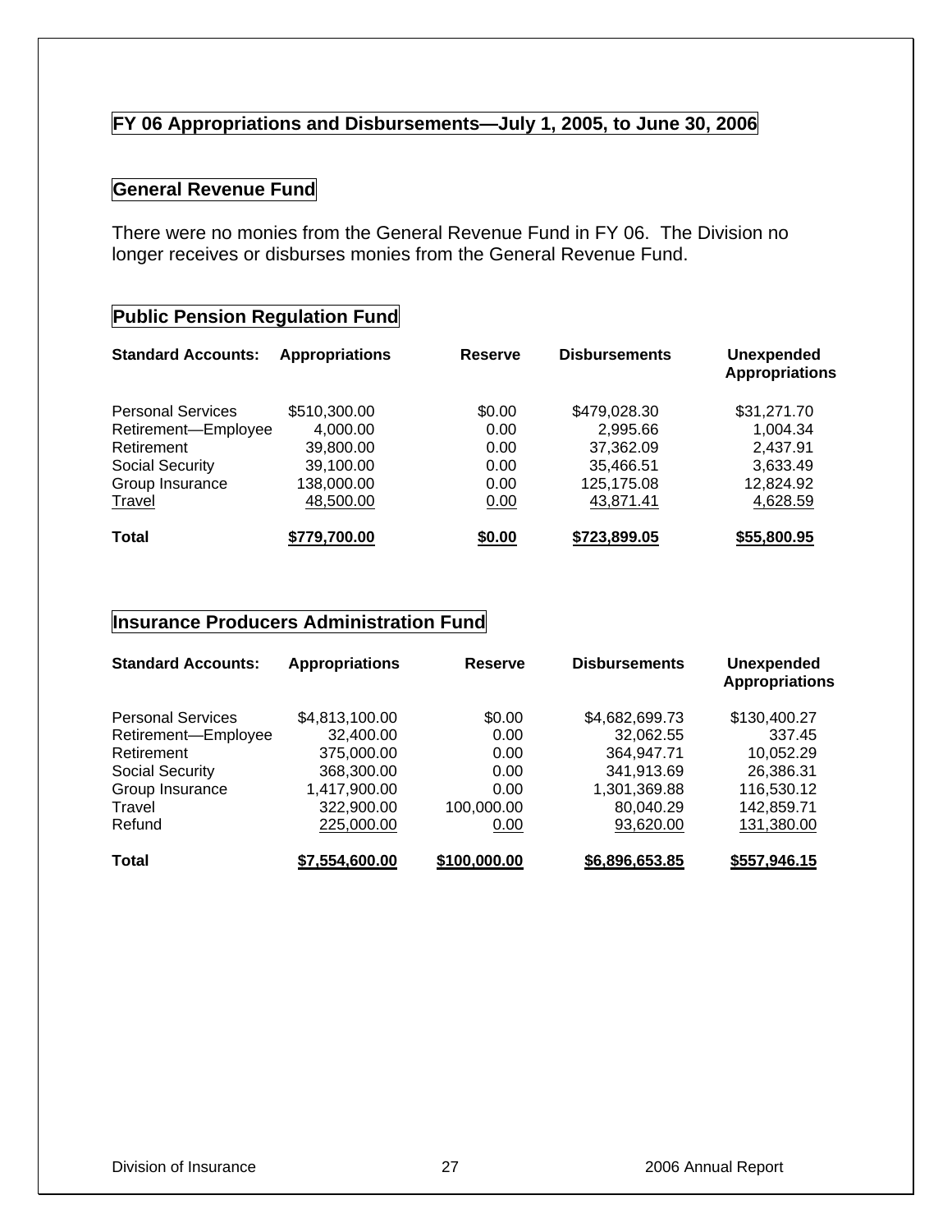## FY 06 Appropriations and Disbursements—July 1, 2005, to June 30, 2006

### General Revenue Fund

There were no monies from the General Revenue Fund in FY 06. The Division no longer receives or disburses monies from the General Revenue Fund.

### Public Pension Regulation Fund

| Standard Accounts: | Appropriations | Reserve | Disbursements | Unexpended Appropriations |
|---|---|---|---|---|
| Personal Services | $510,300.00 | $0.00 | $479,028.30 | $31,271.70 |
| Retirement—Employee | 4,000.00 | 0.00 | 2,995.66 | 1,004.34 |
| Retirement | 39,800.00 | 0.00 | 37,362.09 | 2,437.91 |
| Social Security | 39,100.00 | 0.00 | 35,466.51 | 3,633.49 |
| Group Insurance | 138,000.00 | 0.00 | 125,175.08 | 12,824.92 |
| Travel | 48,500.00 | 0.00 | 43,871.41 | 4,628.59 |
| **Total** | **$779,700.00** | **$0.00** | **$723,899.05** | **$55,800.95** |

### Insurance Producers Administration Fund

| Standard Accounts: | Appropriations | Reserve | Disbursements | Unexpended Appropriations |
|---|---|---|---|---|
| Personal Services | $4,813,100.00 | $0.00 | $4,682,699.73 | $130,400.27 |
| Retirement—Employee | 32,400.00 | 0.00 | 32,062.55 | 337.45 |
| Retirement | 375,000.00 | 0.00 | 364,947.71 | 10,052.29 |
| Social Security | 368,300.00 | 0.00 | 341,913.69 | 26,386.31 |
| Group Insurance | 1,417,900.00 | 0.00 | 1,301,369.88 | 116,530.12 |
| Travel | 322,900.00 | 100,000.00 | 80,040.29 | 142,859.71 |
| Refund | 225,000.00 | 0.00 | 93,620.00 | 131,380.00 |
| **Total** | **$7,554,600.00** | **$100,000.00** | **$6,896,653.85** | **$557,946.15** |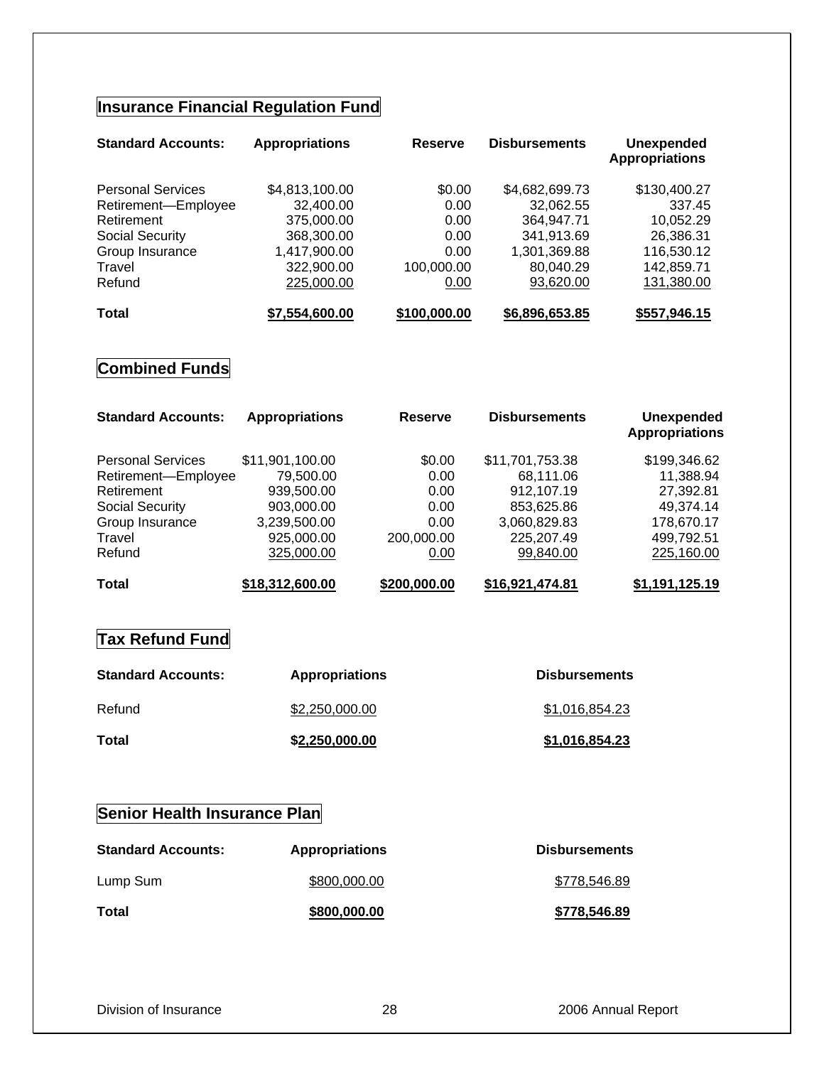## Insurance Financial Regulation Fund

| Standard Accounts: | Appropriations | Reserve | Disbursements | Unexpended Appropriations |
|---|---|---|---|---|
| Personal Services | $4,813,100.00 | $0.00 | $4,682,699.73 | $130,400.27 |
| Retirement—Employee | 32,400.00 | 0.00 | 32,062.55 | 337.45 |
| Retirement | 375,000.00 | 0.00 | 364,947.71 | 10,052.29 |
| Social Security | 368,300.00 | 0.00 | 341,913.69 | 26,386.31 |
| Group Insurance | 1,417,900.00 | 0.00 | 1,301,369.88 | 116,530.12 |
| Travel | 322,900.00 | 100,000.00 | 80,040.29 | 142,859.71 |
| Refund | 225,000.00 | 0.00 | 93,620.00 | 131,380.00 |
| **Total** | **$7,554,600.00** | **$100,000.00** | **$6,896,653.85** | **$557,946.15** |

## Combined Funds

| Standard Accounts: | Appropriations | Reserve | Disbursements | Unexpended Appropriations |
|---|---|---|---|---|
| Personal Services | $11,901,100.00 | $0.00 | $11,701,753.38 | $199,346.62 |
| Retirement—Employee | 79,500.00 | 0.00 | 68,111.06 | 11,388.94 |
| Retirement | 939,500.00 | 0.00 | 912,107.19 | 27,392.81 |
| Social Security | 903,000.00 | 0.00 | 853,625.86 | 49,374.14 |
| Group Insurance | 3,239,500.00 | 0.00 | 3,060,829.83 | 178,670.17 |
| Travel | 925,000.00 | 200,000.00 | 225,207.49 | 499,792.51 |
| Refund | 325,000.00 | 0.00 | 99,840.00 | 225,160.00 |
| **Total** | **$18,312,600.00** | **$200,000.00** | **$16,921,474.81** | **$1,191,125.19** |

## Tax Refund Fund

| Standard Accounts: | Appropriations | Disbursements |
|---|---|---|
| Refund | $2,250,000.00 | $1,016,854.23 |
| **Total** | **$2,250,000.00** | **$1,016,854.23** |

## Senior Health Insurance Plan

| Standard Accounts: | Appropriations | Disbursements |
|---|---|---|
| Lump Sum | $800,000.00 | $778,546.89 |
| **Total** | **$800,000.00** | **$778,546.89** |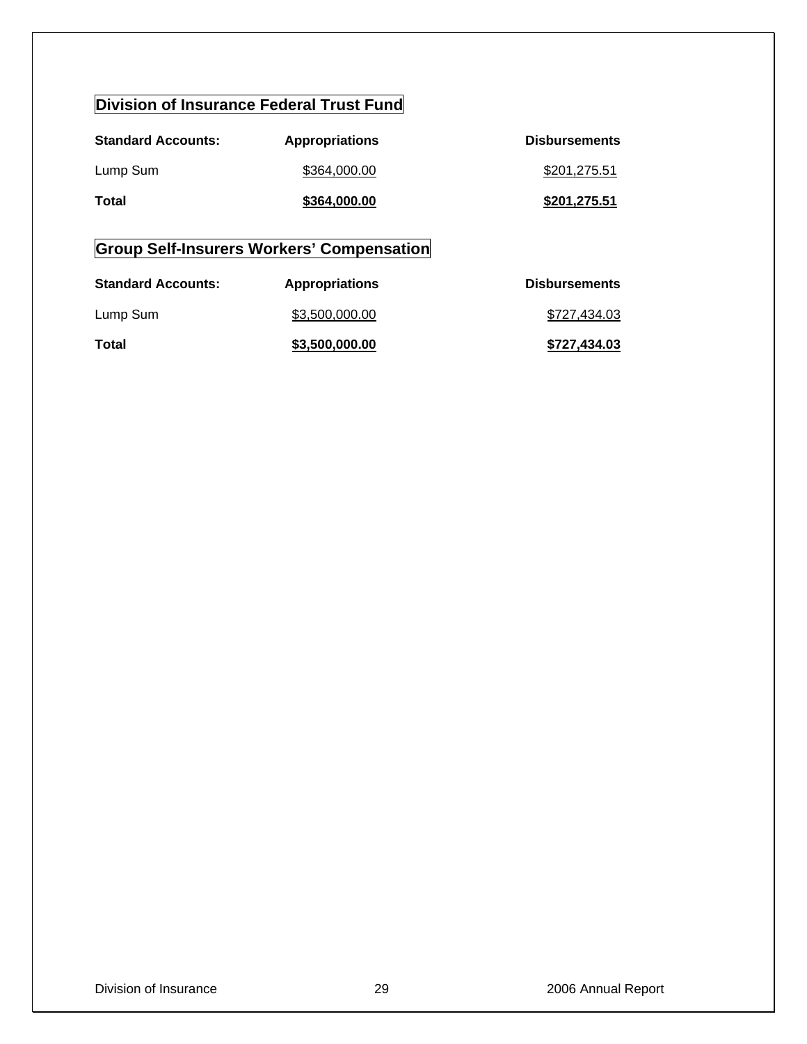## Division of Insurance Federal Trust Fund

| Standard Accounts: | Appropriations | Disbursements |
| --- | --- | --- |
| Lump Sum | $364,000.00 | $201,275.51 |
| **Total** | **$364,000.00** | **$201,275.51** |

## Group Self-Insurers Workers' Compensation

| Standard Accounts: | Appropriations | Disbursements |
| --- | --- | --- |
| Lump Sum | $3,500,000.00 | $727,434.03 |
| **Total** | **$3,500,000.00** | **$727,434.03** |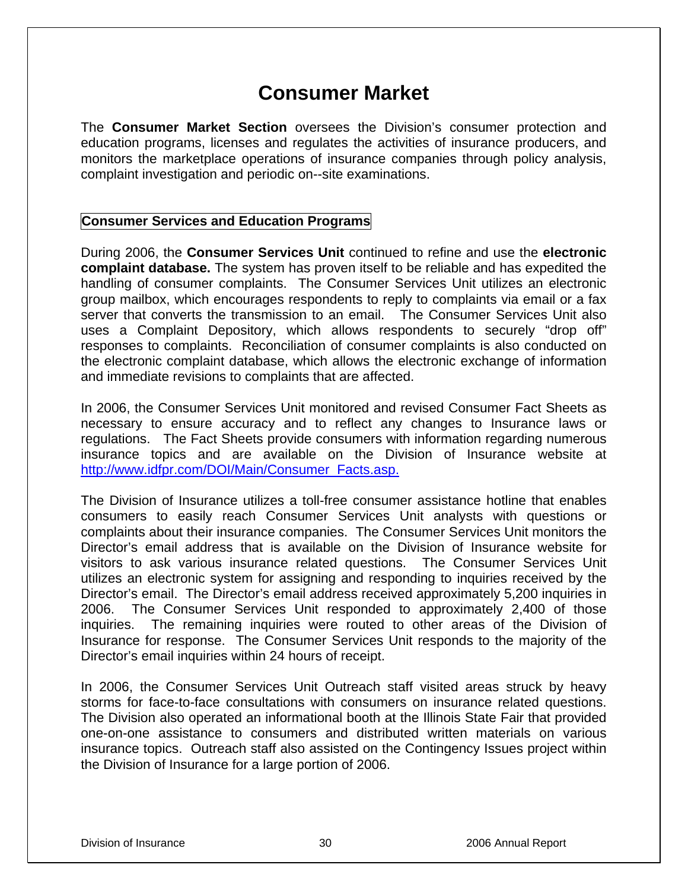# Consumer Market

The **Consumer Market Section** oversees the Division's consumer protection and education programs, licenses and regulates the activities of insurance producers, and monitors the marketplace operations of insurance companies through policy analysis, complaint investigation and periodic on--site examinations.

## Consumer Services and Education Programs

During 2006, the **Consumer Services Unit** continued to refine and use the **electronic complaint database.** The system has proven itself to be reliable and has expedited the handling of consumer complaints. The Consumer Services Unit utilizes an electronic group mailbox, which encourages respondents to reply to complaints via email or a fax server that converts the transmission to an email. The Consumer Services Unit also uses a Complaint Depository, which allows respondents to securely "drop off" responses to complaints. Reconciliation of consumer complaints is also conducted on the electronic complaint database, which allows the electronic exchange of information and immediate revisions to complaints that are affected.

In 2006, the Consumer Services Unit monitored and revised Consumer Fact Sheets as necessary to ensure accuracy and to reflect any changes to Insurance laws or regulations. The Fact Sheets provide consumers with information regarding numerous insurance topics and are available on the Division of Insurance website at http://www.idfpr.com/DOI/Main/Consumer_Facts.asp.

The Division of Insurance utilizes a toll-free consumer assistance hotline that enables consumers to easily reach Consumer Services Unit analysts with questions or complaints about their insurance companies. The Consumer Services Unit monitors the Director's email address that is available on the Division of Insurance website for visitors to ask various insurance related questions. The Consumer Services Unit utilizes an electronic system for assigning and responding to inquiries received by the Director's email. The Director's email address received approximately 5,200 inquiries in 2006. The Consumer Services Unit responded to approximately 2,400 of those inquiries. The remaining inquiries were routed to other areas of the Division of Insurance for response. The Consumer Services Unit responds to the majority of the Director's email inquiries within 24 hours of receipt.

In 2006, the Consumer Services Unit Outreach staff visited areas struck by heavy storms for face-to-face consultations with consumers on insurance related questions. The Division also operated an informational booth at the Illinois State Fair that provided one-on-one assistance to consumers and distributed written materials on various insurance topics. Outreach staff also assisted on the Contingency Issues project within the Division of Insurance for a large portion of 2006.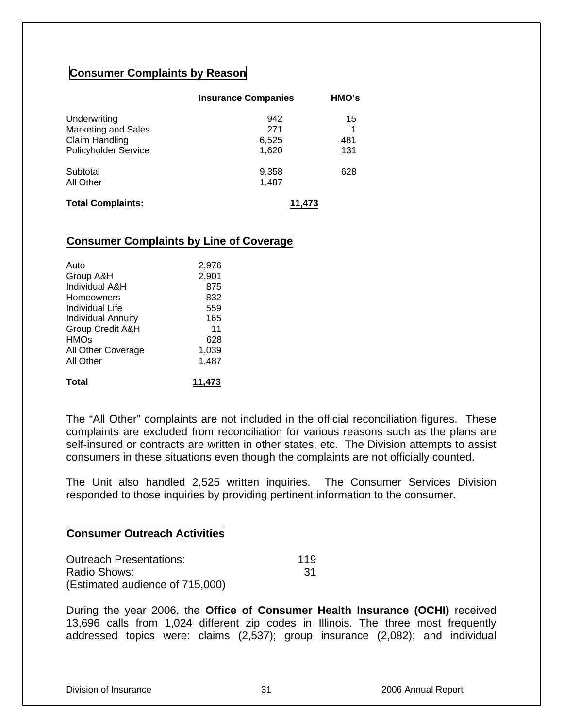## Consumer Complaints by Reason

| | Insurance Companies | HMO's |
|---|---|---|
| Underwriting | 942 | 15 |
| Marketing and Sales | 271 | 1 |
| Claim Handling | 6,525 | 481 |
| Policyholder Service | 1,620 | 131 |
| Subtotal | 9,358 | 628 |
| All Other | 1,487 | |
| **Total Complaints:** | **11,473** | |

## Consumer Complaints by Line of Coverage

| | |
|---|---|
| Auto | 2,976 |
| Group A&H | 2,901 |
| Individual A&H | 875 |
| Homeowners | 832 |
| Individual Life | 559 |
| Individual Annuity | 165 |
| Group Credit A&H | 11 |
| HMOs | 628 |
| All Other Coverage | 1,039 |
| All Other | 1,487 |
| **Total** | **11,473** |

The "All Other" complaints are not included in the official reconciliation figures. These complaints are excluded from reconciliation for various reasons such as the plans are self-insured or contracts are written in other states, etc. The Division attempts to assist consumers in these situations even though the complaints are not officially counted.

The Unit also handled 2,525 written inquiries. The Consumer Services Division responded to those inquiries by providing pertinent information to the consumer.

## Consumer Outreach Activities

| | |
|---|---|
| Outreach Presentations: | 119 |
| Radio Shows: | 31 |
| (Estimated audience of 715,000) | |

During the year 2006, the **Office of Consumer Health Insurance (OCHI)** received 13,696 calls from 1,024 different zip codes in Illinois. The three most frequently addressed topics were: claims (2,537); group insurance (2,082); and individual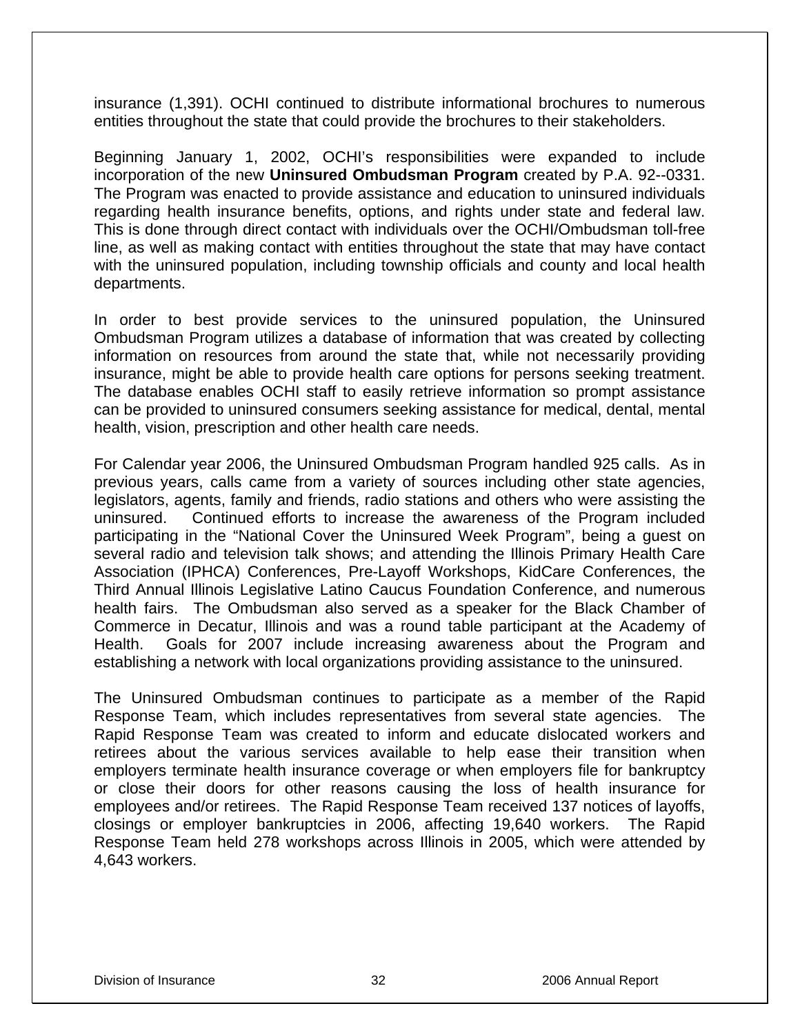insurance (1,391). OCHI continued to distribute informational brochures to numerous entities throughout the state that could provide the brochures to their stakeholders.

Beginning January 1, 2002, OCHI's responsibilities were expanded to include incorporation of the new **Uninsured Ombudsman Program** created by P.A. 92--0331. The Program was enacted to provide assistance and education to uninsured individuals regarding health insurance benefits, options, and rights under state and federal law. This is done through direct contact with individuals over the OCHI/Ombudsman toll-free line, as well as making contact with entities throughout the state that may have contact with the uninsured population, including township officials and county and local health departments.

In order to best provide services to the uninsured population, the Uninsured Ombudsman Program utilizes a database of information that was created by collecting information on resources from around the state that, while not necessarily providing insurance, might be able to provide health care options for persons seeking treatment. The database enables OCHI staff to easily retrieve information so prompt assistance can be provided to uninsured consumers seeking assistance for medical, dental, mental health, vision, prescription and other health care needs.

For Calendar year 2006, the Uninsured Ombudsman Program handled 925 calls. As in previous years, calls came from a variety of sources including other state agencies, legislators, agents, family and friends, radio stations and others who were assisting the uninsured. Continued efforts to increase the awareness of the Program included participating in the "National Cover the Uninsured Week Program", being a guest on several radio and television talk shows; and attending the Illinois Primary Health Care Association (IPHCA) Conferences, Pre-Layoff Workshops, KidCare Conferences, the Third Annual Illinois Legislative Latino Caucus Foundation Conference, and numerous health fairs. The Ombudsman also served as a speaker for the Black Chamber of Commerce in Decatur, Illinois and was a round table participant at the Academy of Health. Goals for 2007 include increasing awareness about the Program and establishing a network with local organizations providing assistance to the uninsured.

The Uninsured Ombudsman continues to participate as a member of the Rapid Response Team, which includes representatives from several state agencies. The Rapid Response Team was created to inform and educate dislocated workers and retirees about the various services available to help ease their transition when employers terminate health insurance coverage or when employers file for bankruptcy or close their doors for other reasons causing the loss of health insurance for employees and/or retirees. The Rapid Response Team received 137 notices of layoffs, closings or employer bankruptcies in 2006, affecting 19,640 workers. The Rapid Response Team held 278 workshops across Illinois in 2005, which were attended by 4,643 workers.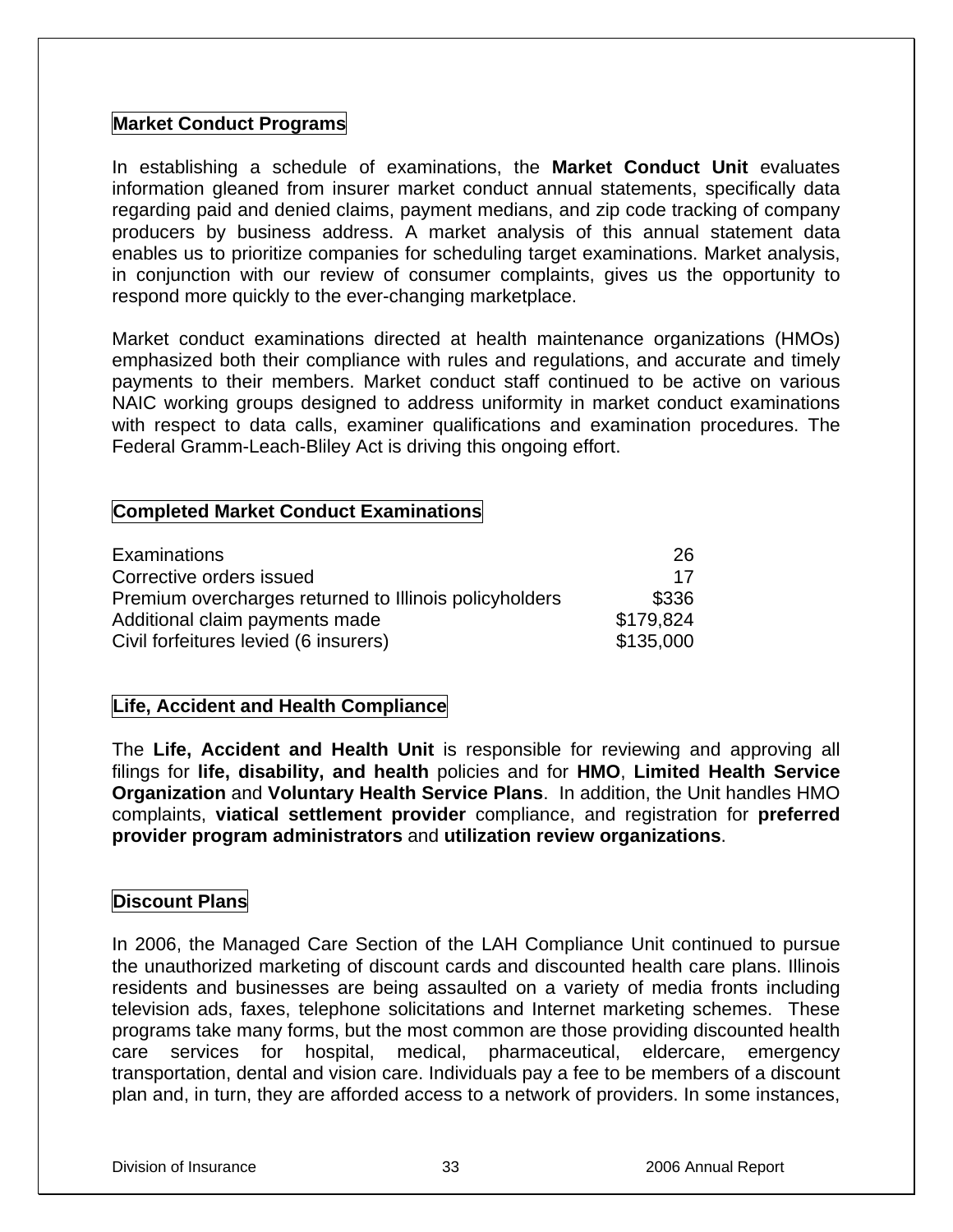## Market Conduct Programs

In establishing a schedule of examinations, the **Market Conduct Unit** evaluates information gleaned from insurer market conduct annual statements, specifically data regarding paid and denied claims, payment medians, and zip code tracking of company producers by business address. A market analysis of this annual statement data enables us to prioritize companies for scheduling target examinations. Market analysis, in conjunction with our review of consumer complaints, gives us the opportunity to respond more quickly to the ever-changing marketplace.

Market conduct examinations directed at health maintenance organizations (HMOs) emphasized both their compliance with rules and regulations, and accurate and timely payments to their members. Market conduct staff continued to be active on various NAIC working groups designed to address uniformity in market conduct examinations with respect to data calls, examiner qualifications and examination procedures. The Federal Gramm-Leach-Bliley Act is driving this ongoing effort.

## Completed Market Conduct Examinations

| | |
|---|---:|
| Examinations | 26 |
| Corrective orders issued | 17 |
| Premium overcharges returned to Illinois policyholders | $336 |
| Additional claim payments made | $179,824 |
| Civil forfeitures levied (6 insurers) | $135,000 |

## Life, Accident and Health Compliance

The **Life, Accident and Health Unit** is responsible for reviewing and approving all filings for **life, disability, and health** policies and for **HMO**, **Limited Health Service Organization** and **Voluntary Health Service Plans**. In addition, the Unit handles HMO complaints, **viatical settlement provider** compliance, and registration for **preferred provider program administrators** and **utilization review organizations**.

## Discount Plans

In 2006, the Managed Care Section of the LAH Compliance Unit continued to pursue the unauthorized marketing of discount cards and discounted health care plans. Illinois residents and businesses are being assaulted on a variety of media fronts including television ads, faxes, telephone solicitations and Internet marketing schemes. These programs take many forms, but the most common are those providing discounted health care services for hospital, medical, pharmaceutical, eldercare, emergency transportation, dental and vision care. Individuals pay a fee to be members of a discount plan and, in turn, they are afforded access to a network of providers. In some instances,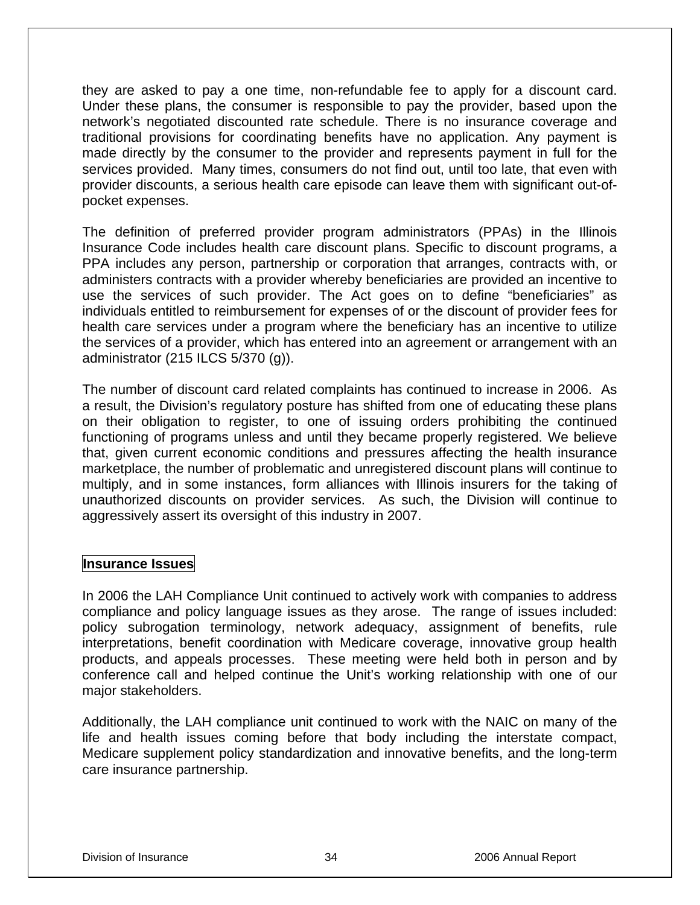they are asked to pay a one time, non-refundable fee to apply for a discount card. Under these plans, the consumer is responsible to pay the provider, based upon the network's negotiated discounted rate schedule. There is no insurance coverage and traditional provisions for coordinating benefits have no application. Any payment is made directly by the consumer to the provider and represents payment in full for the services provided. Many times, consumers do not find out, until too late, that even with provider discounts, a serious health care episode can leave them with significant out-of-pocket expenses.

The definition of preferred provider program administrators (PPAs) in the Illinois Insurance Code includes health care discount plans. Specific to discount programs, a PPA includes any person, partnership or corporation that arranges, contracts with, or administers contracts with a provider whereby beneficiaries are provided an incentive to use the services of such provider. The Act goes on to define "beneficiaries" as individuals entitled to reimbursement for expenses of or the discount of provider fees for health care services under a program where the beneficiary has an incentive to utilize the services of a provider, which has entered into an agreement or arrangement with an administrator (215 ILCS 5/370 (g)).

The number of discount card related complaints has continued to increase in 2006. As a result, the Division's regulatory posture has shifted from one of educating these plans on their obligation to register, to one of issuing orders prohibiting the continued functioning of programs unless and until they became properly registered. We believe that, given current economic conditions and pressures affecting the health insurance marketplace, the number of problematic and unregistered discount plans will continue to multiply, and in some instances, form alliances with Illinois insurers for the taking of unauthorized discounts on provider services. As such, the Division will continue to aggressively assert its oversight of this industry in 2007.

**Insurance Issues**

In 2006 the LAH Compliance Unit continued to actively work with companies to address compliance and policy language issues as they arose. The range of issues included: policy subrogation terminology, network adequacy, assignment of benefits, rule interpretations, benefit coordination with Medicare coverage, innovative group health products, and appeals processes. These meeting were held both in person and by conference call and helped continue the Unit's working relationship with one of our major stakeholders.

Additionally, the LAH compliance unit continued to work with the NAIC on many of the life and health issues coming before that body including the interstate compact, Medicare supplement policy standardization and innovative benefits, and the long-term care insurance partnership.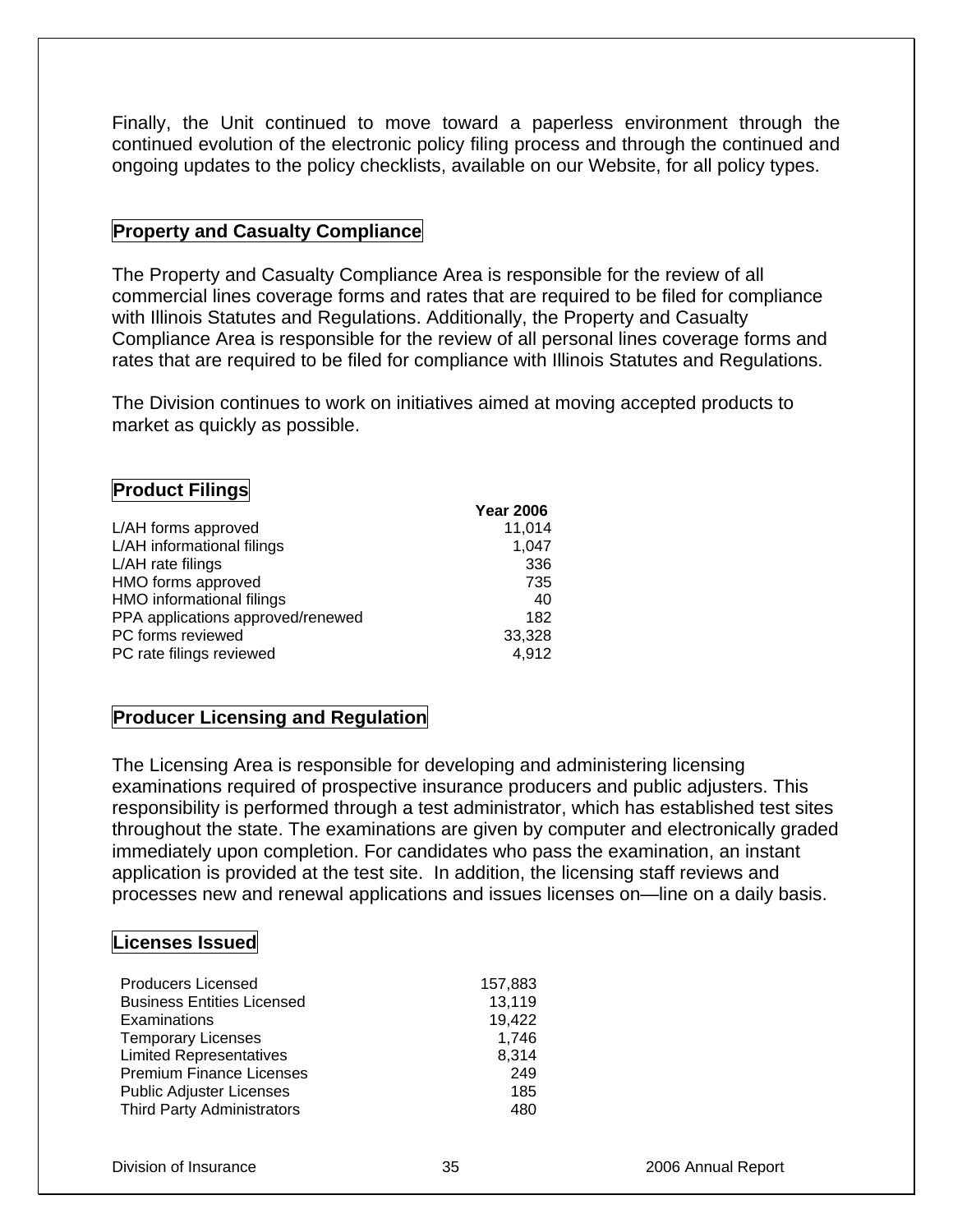Finally, the Unit continued to move toward a paperless environment through the continued evolution of the electronic policy filing process and through the continued and ongoing updates to the policy checklists, available on our Website, for all policy types.

## Property and Casualty Compliance

The Property and Casualty Compliance Area is responsible for the review of all commercial lines coverage forms and rates that are required to be filed for compliance with Illinois Statutes and Regulations. Additionally, the Property and Casualty Compliance Area is responsible for the review of all personal lines coverage forms and rates that are required to be filed for compliance with Illinois Statutes and Regulations.

The Division continues to work on initiatives aimed at moving accepted products to market as quickly as possible.

## Product Filings

| | Year 2006 |
|---|---|
| L/AH forms approved | 11,014 |
| L/AH informational filings | 1,047 |
| L/AH rate filings | 336 |
| HMO forms approved | 735 |
| HMO informational filings | 40 |
| PPA applications approved/renewed | 182 |
| PC forms reviewed | 33,328 |
| PC rate filings reviewed | 4,912 |

## Producer Licensing and Regulation

The Licensing Area is responsible for developing and administering licensing examinations required of prospective insurance producers and public adjusters. This responsibility is performed through a test administrator, which has established test sites throughout the state. The examinations are given by computer and electronically graded immediately upon completion. For candidates who pass the examination, an instant application is provided at the test site. In addition, the licensing staff reviews and processes new and renewal applications and issues licenses on—line on a daily basis.

## Licenses Issued

| | |
|---|---|
| Producers Licensed | 157,883 |
| Business Entities Licensed | 13,119 |
| Examinations | 19,422 |
| Temporary Licenses | 1,746 |
| Limited Representatives | 8,314 |
| Premium Finance Licenses | 249 |
| Public Adjuster Licenses | 185 |
| Third Party Administrators | 480 |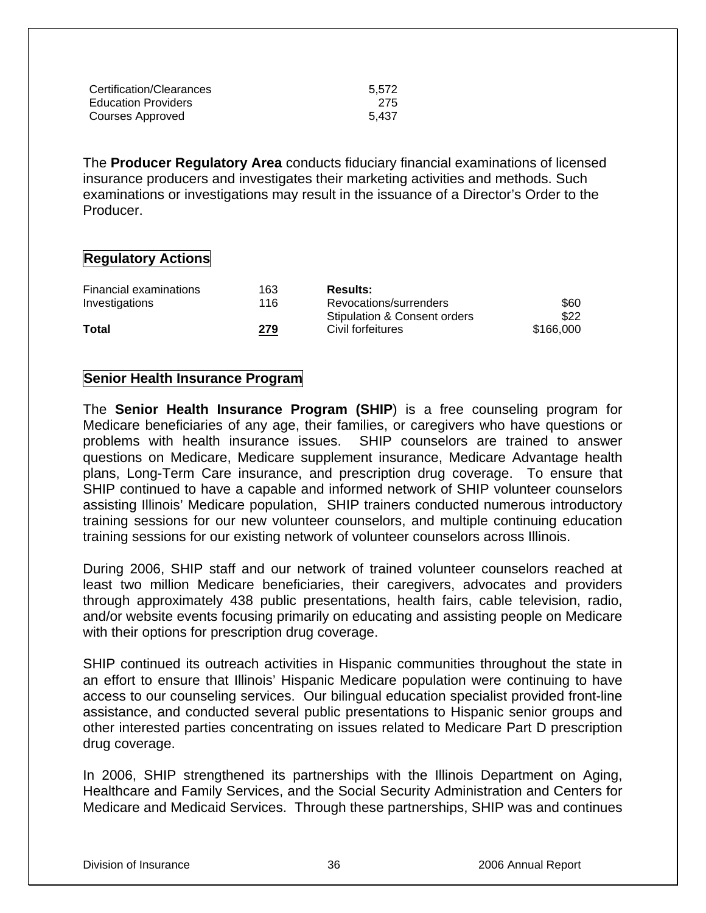| | |
|---|---|
| Certification/Clearances | 5,572 |
| Education Providers | 275 |
| Courses Approved | 5,437 |

The **Producer Regulatory Area** conducts fiduciary financial examinations of licensed insurance producers and investigates their marketing activities and methods. Such examinations or investigations may result in the issuance of a Director's Order to the Producer.

## Regulatory Actions

| | | | |
|---|---|---|---|
| Financial examinations | 163 | **Results:** | |
| Investigations | 116 | Revocations/surrenders | $60 |
| | | Stipulation & Consent orders | $22 |
| **Total** | **279** | Civil forfeitures | $166,000 |

## Senior Health Insurance Program

The **Senior Health Insurance Program (SHIP**) is a free counseling program for Medicare beneficiaries of any age, their families, or caregivers who have questions or problems with health insurance issues. SHIP counselors are trained to answer questions on Medicare, Medicare supplement insurance, Medicare Advantage health plans, Long-Term Care insurance, and prescription drug coverage. To ensure that SHIP continued to have a capable and informed network of SHIP volunteer counselors assisting Illinois' Medicare population, SHIP trainers conducted numerous introductory training sessions for our new volunteer counselors, and multiple continuing education training sessions for our existing network of volunteer counselors across Illinois.

During 2006, SHIP staff and our network of trained volunteer counselors reached at least two million Medicare beneficiaries, their caregivers, advocates and providers through approximately 438 public presentations, health fairs, cable television, radio, and/or website events focusing primarily on educating and assisting people on Medicare with their options for prescription drug coverage.

SHIP continued its outreach activities in Hispanic communities throughout the state in an effort to ensure that Illinois' Hispanic Medicare population were continuing to have access to our counseling services. Our bilingual education specialist provided front-line assistance, and conducted several public presentations to Hispanic senior groups and other interested parties concentrating on issues related to Medicare Part D prescription drug coverage.

In 2006, SHIP strengthened its partnerships with the Illinois Department on Aging, Healthcare and Family Services, and the Social Security Administration and Centers for Medicare and Medicaid Services. Through these partnerships, SHIP was and continues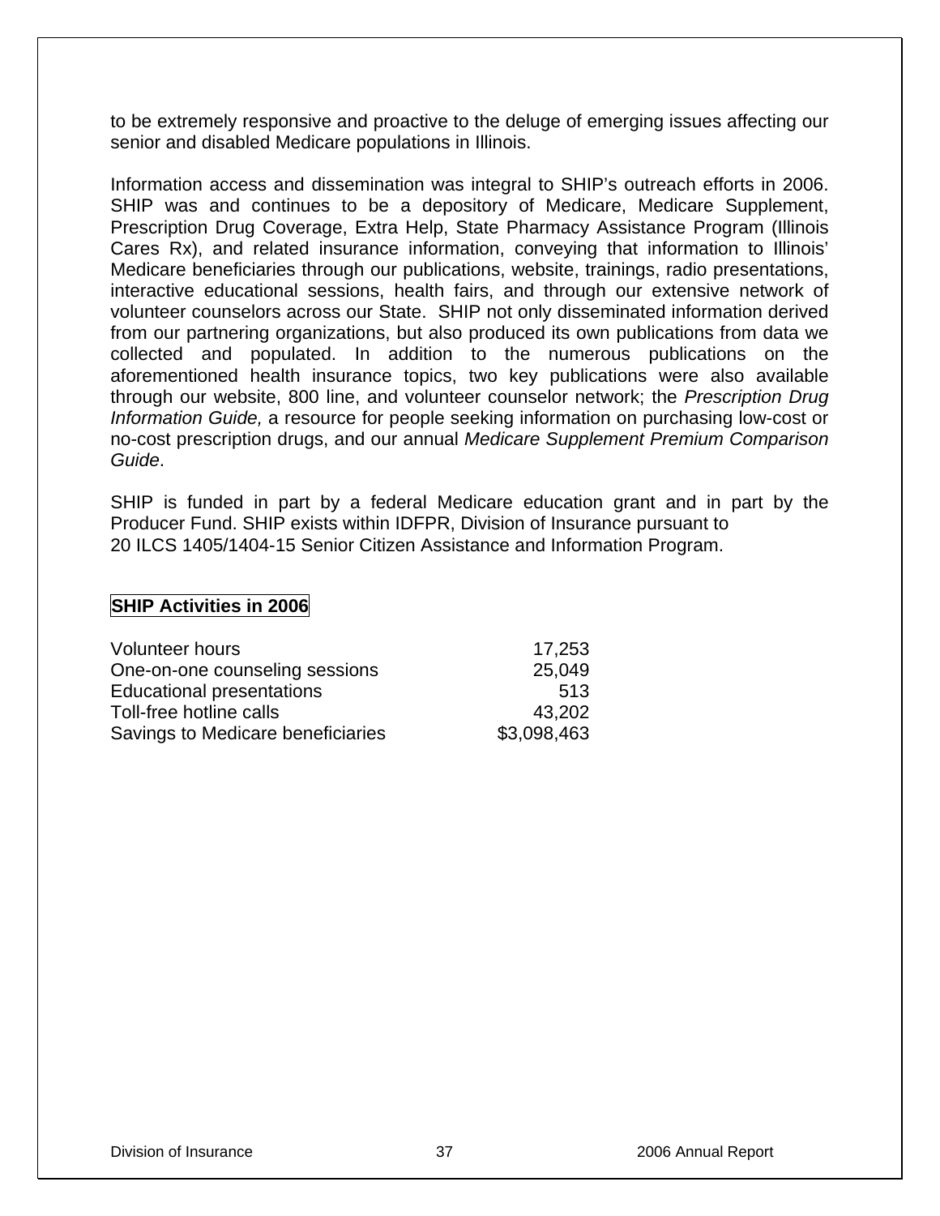to be extremely responsive and proactive to the deluge of emerging issues affecting our senior and disabled Medicare populations in Illinois.

Information access and dissemination was integral to SHIP's outreach efforts in 2006. SHIP was and continues to be a depository of Medicare, Medicare Supplement, Prescription Drug Coverage, Extra Help, State Pharmacy Assistance Program (Illinois Cares Rx), and related insurance information, conveying that information to Illinois' Medicare beneficiaries through our publications, website, trainings, radio presentations, interactive educational sessions, health fairs, and through our extensive network of volunteer counselors across our State. SHIP not only disseminated information derived from our partnering organizations, but also produced its own publications from data we collected and populated. In addition to the numerous publications on the aforementioned health insurance topics, two key publications were also available through our website, 800 line, and volunteer counselor network; the *Prescription Drug Information Guide,* a resource for people seeking information on purchasing low-cost or no-cost prescription drugs, and our annual *Medicare Supplement Premium Comparison Guide*.

SHIP is funded in part by a federal Medicare education grant and in part by the Producer Fund. SHIP exists within IDFPR, Division of Insurance pursuant to 20 ILCS 1405/1404-15 Senior Citizen Assistance and Information Program.

**SHIP Activities in 2006**

| | |
|---|---:|
| Volunteer hours | 17,253 |
| One-on-one counseling sessions | 25,049 |
| Educational presentations | 513 |
| Toll-free hotline calls | 43,202 |
| Savings to Medicare beneficiaries | $3,098,463 |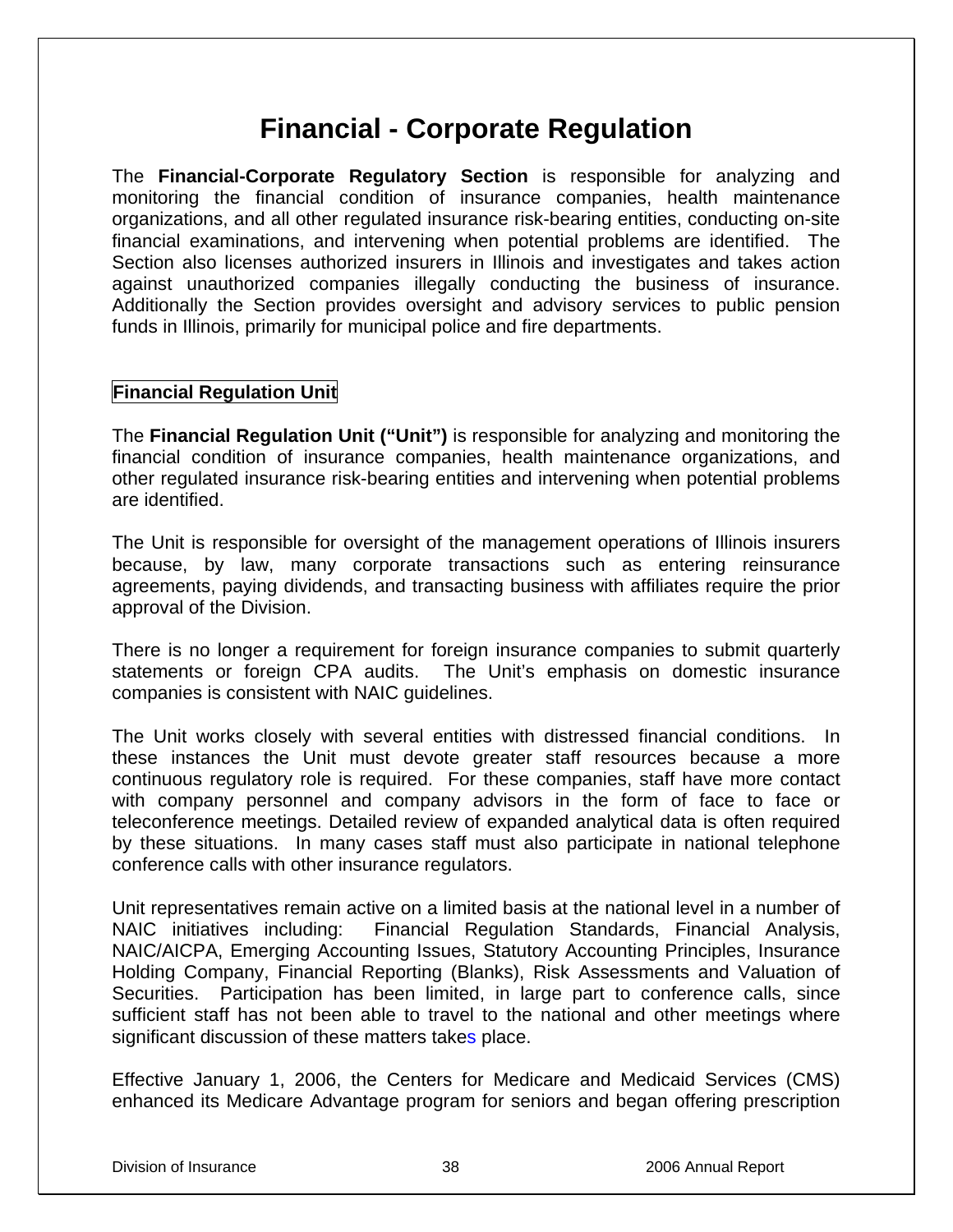# Financial - Corporate Regulation

The **Financial-Corporate Regulatory Section** is responsible for analyzing and monitoring the financial condition of insurance companies, health maintenance organizations, and all other regulated insurance risk-bearing entities, conducting on-site financial examinations, and intervening when potential problems are identified. The Section also licenses authorized insurers in Illinois and investigates and takes action against unauthorized companies illegally conducting the business of insurance. Additionally the Section provides oversight and advisory services to public pension funds in Illinois, primarily for municipal police and fire departments.

## Financial Regulation Unit

The **Financial Regulation Unit ("Unit")** is responsible for analyzing and monitoring the financial condition of insurance companies, health maintenance organizations, and other regulated insurance risk-bearing entities and intervening when potential problems are identified.

The Unit is responsible for oversight of the management operations of Illinois insurers because, by law, many corporate transactions such as entering reinsurance agreements, paying dividends, and transacting business with affiliates require the prior approval of the Division.

There is no longer a requirement for foreign insurance companies to submit quarterly statements or foreign CPA audits. The Unit's emphasis on domestic insurance companies is consistent with NAIC guidelines.

The Unit works closely with several entities with distressed financial conditions. In these instances the Unit must devote greater staff resources because a more continuous regulatory role is required. For these companies, staff have more contact with company personnel and company advisors in the form of face to face or teleconference meetings. Detailed review of expanded analytical data is often required by these situations. In many cases staff must also participate in national telephone conference calls with other insurance regulators.

Unit representatives remain active on a limited basis at the national level in a number of NAIC initiatives including: Financial Regulation Standards, Financial Analysis, NAIC/AICPA, Emerging Accounting Issues, Statutory Accounting Principles, Insurance Holding Company, Financial Reporting (Blanks), Risk Assessments and Valuation of Securities. Participation has been limited, in large part to conference calls, since sufficient staff has not been able to travel to the national and other meetings where significant discussion of these matters takes place.

Effective January 1, 2006, the Centers for Medicare and Medicaid Services (CMS) enhanced its Medicare Advantage program for seniors and began offering prescription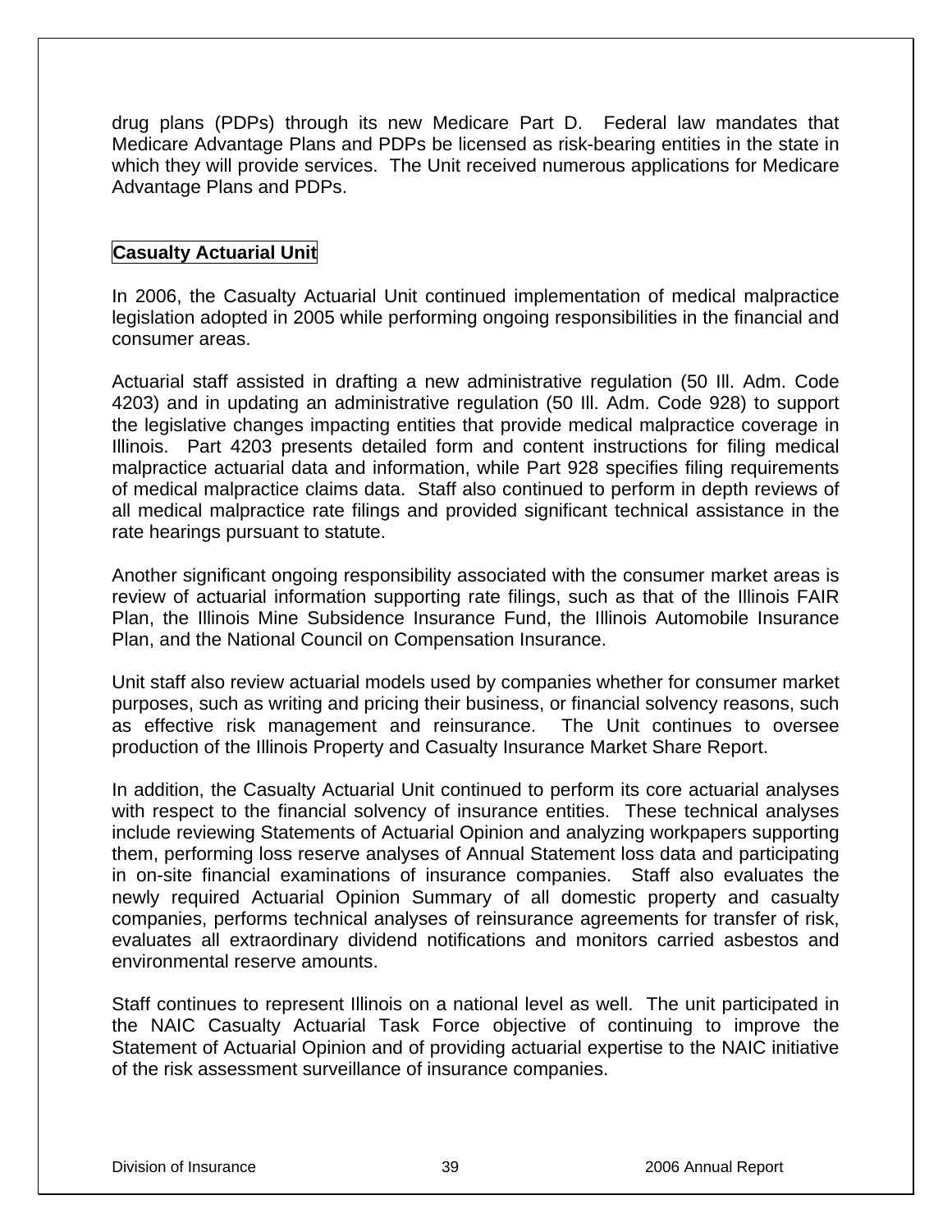drug plans (PDPs) through its new Medicare Part D. Federal law mandates that Medicare Advantage Plans and PDPs be licensed as risk-bearing entities in the state in which they will provide services. The Unit received numerous applications for Medicare Advantage Plans and PDPs.

## Casualty Actuarial Unit

In 2006, the Casualty Actuarial Unit continued implementation of medical malpractice legislation adopted in 2005 while performing ongoing responsibilities in the financial and consumer areas.

Actuarial staff assisted in drafting a new administrative regulation (50 Ill. Adm. Code 4203) and in updating an administrative regulation (50 Ill. Adm. Code 928) to support the legislative changes impacting entities that provide medical malpractice coverage in Illinois. Part 4203 presents detailed form and content instructions for filing medical malpractice actuarial data and information, while Part 928 specifies filing requirements of medical malpractice claims data. Staff also continued to perform in depth reviews of all medical malpractice rate filings and provided significant technical assistance in the rate hearings pursuant to statute.

Another significant ongoing responsibility associated with the consumer market areas is review of actuarial information supporting rate filings, such as that of the Illinois FAIR Plan, the Illinois Mine Subsidence Insurance Fund, the Illinois Automobile Insurance Plan, and the National Council on Compensation Insurance.

Unit staff also review actuarial models used by companies whether for consumer market purposes, such as writing and pricing their business, or financial solvency reasons, such as effective risk management and reinsurance. The Unit continues to oversee production of the Illinois Property and Casualty Insurance Market Share Report.

In addition, the Casualty Actuarial Unit continued to perform its core actuarial analyses with respect to the financial solvency of insurance entities. These technical analyses include reviewing Statements of Actuarial Opinion and analyzing workpapers supporting them, performing loss reserve analyses of Annual Statement loss data and participating in on-site financial examinations of insurance companies. Staff also evaluates the newly required Actuarial Opinion Summary of all domestic property and casualty companies, performs technical analyses of reinsurance agreements for transfer of risk, evaluates all extraordinary dividend notifications and monitors carried asbestos and environmental reserve amounts.

Staff continues to represent Illinois on a national level as well. The unit participated in the NAIC Casualty Actuarial Task Force objective of continuing to improve the Statement of Actuarial Opinion and of providing actuarial expertise to the NAIC initiative of the risk assessment surveillance of insurance companies.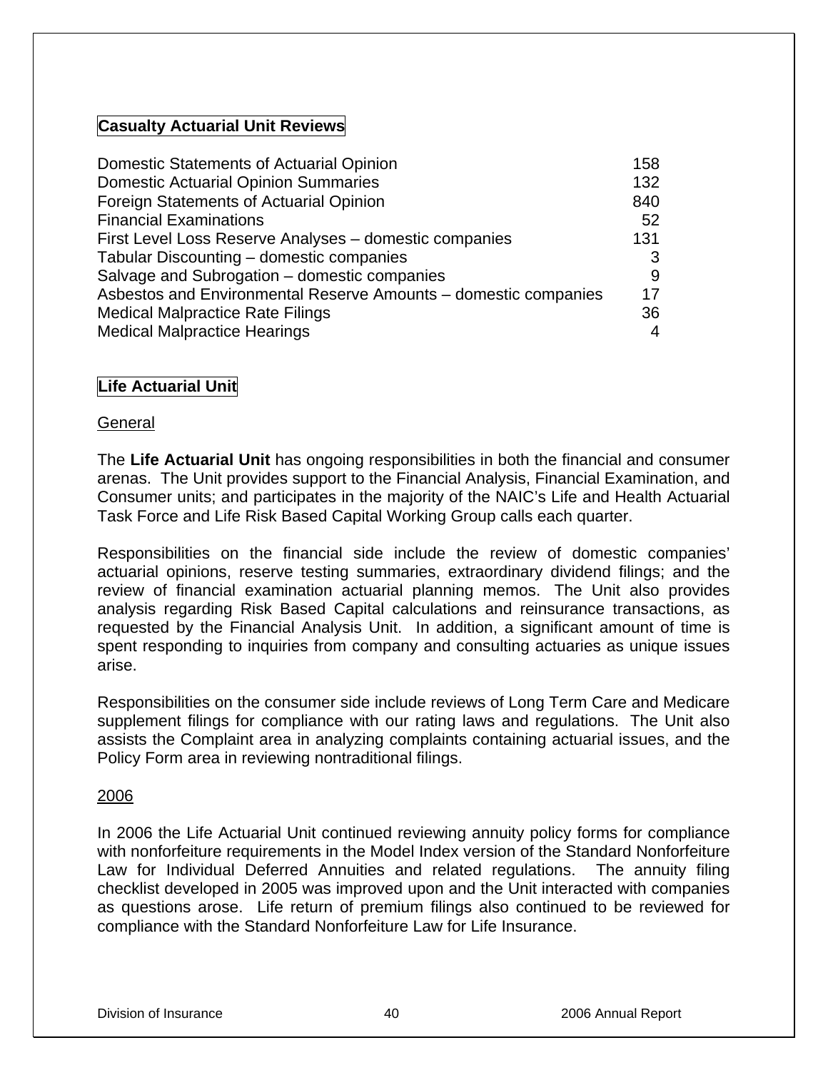## Casualty Actuarial Unit Reviews

| | |
|---|---|
| Domestic Statements of Actuarial Opinion | 158 |
| Domestic Actuarial Opinion Summaries | 132 |
| Foreign Statements of Actuarial Opinion | 840 |
| Financial Examinations | 52 |
| First Level Loss Reserve Analyses – domestic companies | 131 |
| Tabular Discounting – domestic companies | 3 |
| Salvage and Subrogation – domestic companies | 9 |
| Asbestos and Environmental Reserve Amounts – domestic companies | 17 |
| Medical Malpractice Rate Filings | 36 |
| Medical Malpractice Hearings | 4 |

## Life Actuarial Unit

### General

The **Life Actuarial Unit** has ongoing responsibilities in both the financial and consumer arenas. The Unit provides support to the Financial Analysis, Financial Examination, and Consumer units; and participates in the majority of the NAIC's Life and Health Actuarial Task Force and Life Risk Based Capital Working Group calls each quarter.

Responsibilities on the financial side include the review of domestic companies' actuarial opinions, reserve testing summaries, extraordinary dividend filings; and the review of financial examination actuarial planning memos. The Unit also provides analysis regarding Risk Based Capital calculations and reinsurance transactions, as requested by the Financial Analysis Unit. In addition, a significant amount of time is spent responding to inquiries from company and consulting actuaries as unique issues arise.

Responsibilities on the consumer side include reviews of Long Term Care and Medicare supplement filings for compliance with our rating laws and regulations. The Unit also assists the Complaint area in analyzing complaints containing actuarial issues, and the Policy Form area in reviewing nontraditional filings.

### 2006

In 2006 the Life Actuarial Unit continued reviewing annuity policy forms for compliance with nonforfeiture requirements in the Model Index version of the Standard Nonforfeiture Law for Individual Deferred Annuities and related regulations. The annuity filing checklist developed in 2005 was improved upon and the Unit interacted with companies as questions arose. Life return of premium filings also continued to be reviewed for compliance with the Standard Nonforfeiture Law for Life Insurance.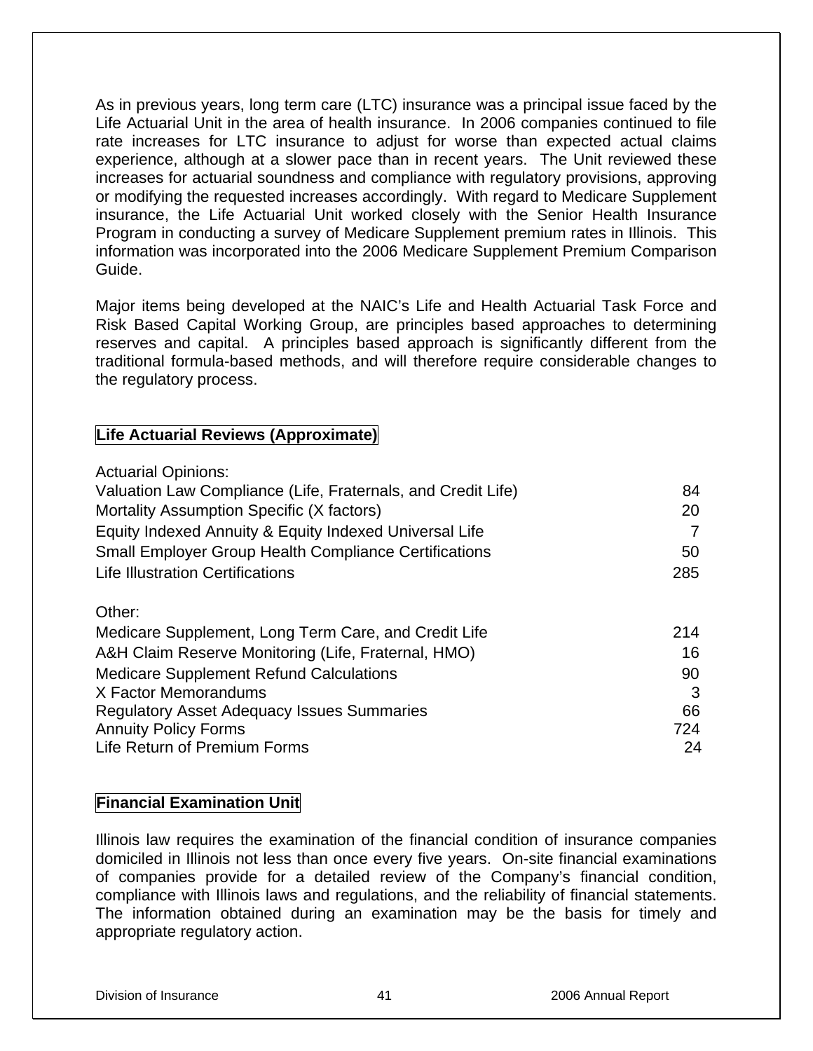As in previous years, long term care (LTC) insurance was a principal issue faced by the Life Actuarial Unit in the area of health insurance. In 2006 companies continued to file rate increases for LTC insurance to adjust for worse than expected actual claims experience, although at a slower pace than in recent years. The Unit reviewed these increases for actuarial soundness and compliance with regulatory provisions, approving or modifying the requested increases accordingly. With regard to Medicare Supplement insurance, the Life Actuarial Unit worked closely with the Senior Health Insurance Program in conducting a survey of Medicare Supplement premium rates in Illinois. This information was incorporated into the 2006 Medicare Supplement Premium Comparison Guide.

Major items being developed at the NAIC's Life and Health Actuarial Task Force and Risk Based Capital Working Group, are principles based approaches to determining reserves and capital. A principles based approach is significantly different from the traditional formula-based methods, and will therefore require considerable changes to the regulatory process.

## Life Actuarial Reviews (Approximate)

| | |
|---|---|
| **Actuarial Opinions:** | |
| Valuation Law Compliance (Life, Fraternals, and Credit Life) | 84 |
| Mortality Assumption Specific (X factors) | 20 |
| Equity Indexed Annuity & Equity Indexed Universal Life | 7 |
| Small Employer Group Health Compliance Certifications | 50 |
| Life Illustration Certifications | 285 |
| **Other:** | |
| Medicare Supplement, Long Term Care, and Credit Life | 214 |
| A&H Claim Reserve Monitoring (Life, Fraternal, HMO) | 16 |
| Medicare Supplement Refund Calculations | 90 |
| X Factor Memorandums | 3 |
| Regulatory Asset Adequacy Issues Summaries | 66 |
| Annuity Policy Forms | 724 |
| Life Return of Premium Forms | 24 |

## Financial Examination Unit

Illinois law requires the examination of the financial condition of insurance companies domiciled in Illinois not less than once every five years. On-site financial examinations of companies provide for a detailed review of the Company's financial condition, compliance with Illinois laws and regulations, and the reliability of financial statements. The information obtained during an examination may be the basis for timely and appropriate regulatory action.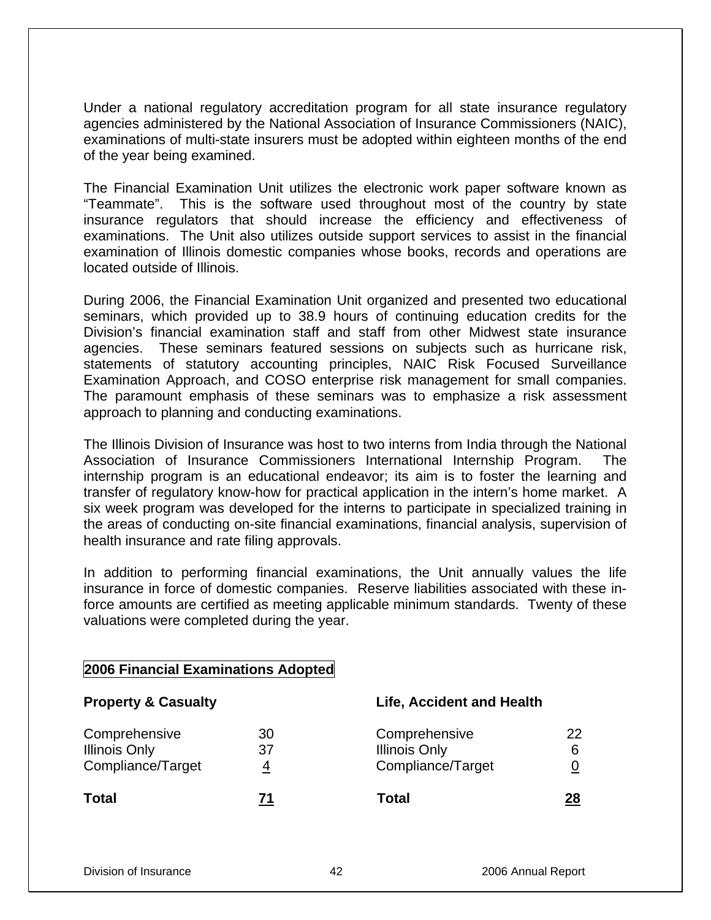Under a national regulatory accreditation program for all state insurance regulatory agencies administered by the National Association of Insurance Commissioners (NAIC), examinations of multi-state insurers must be adopted within eighteen months of the end of the year being examined.

The Financial Examination Unit utilizes the electronic work paper software known as "Teammate". This is the software used throughout most of the country by state insurance regulators that should increase the efficiency and effectiveness of examinations. The Unit also utilizes outside support services to assist in the financial examination of Illinois domestic companies whose books, records and operations are located outside of Illinois.

During 2006, the Financial Examination Unit organized and presented two educational seminars, which provided up to 38.9 hours of continuing education credits for the Division's financial examination staff and staff from other Midwest state insurance agencies. These seminars featured sessions on subjects such as hurricane risk, statements of statutory accounting principles, NAIC Risk Focused Surveillance Examination Approach, and COSO enterprise risk management for small companies. The paramount emphasis of these seminars was to emphasize a risk assessment approach to planning and conducting examinations.

The Illinois Division of Insurance was host to two interns from India through the National Association of Insurance Commissioners International Internship Program. The internship program is an educational endeavor; its aim is to foster the learning and transfer of regulatory know-how for practical application in the intern's home market. A six week program was developed for the interns to participate in specialized training in the areas of conducting on-site financial examinations, financial analysis, supervision of health insurance and rate filing approvals.

In addition to performing financial examinations, the Unit annually values the life insurance in force of domestic companies. Reserve liabilities associated with these in-force amounts are certified as meeting applicable minimum standards. Twenty of these valuations were completed during the year.

**2006 Financial Examinations Adopted**

| **Property & Casualty** | | **Life, Accident and Health** | |
|---|---|---|---|
| Comprehensive | 30 | Comprehensive | 22 |
| Illinois Only | 37 | Illinois Only | 6 |
| Compliance/Target | 4 | Compliance/Target | 0 |
| **Total** | **71** | **Total** | **28** |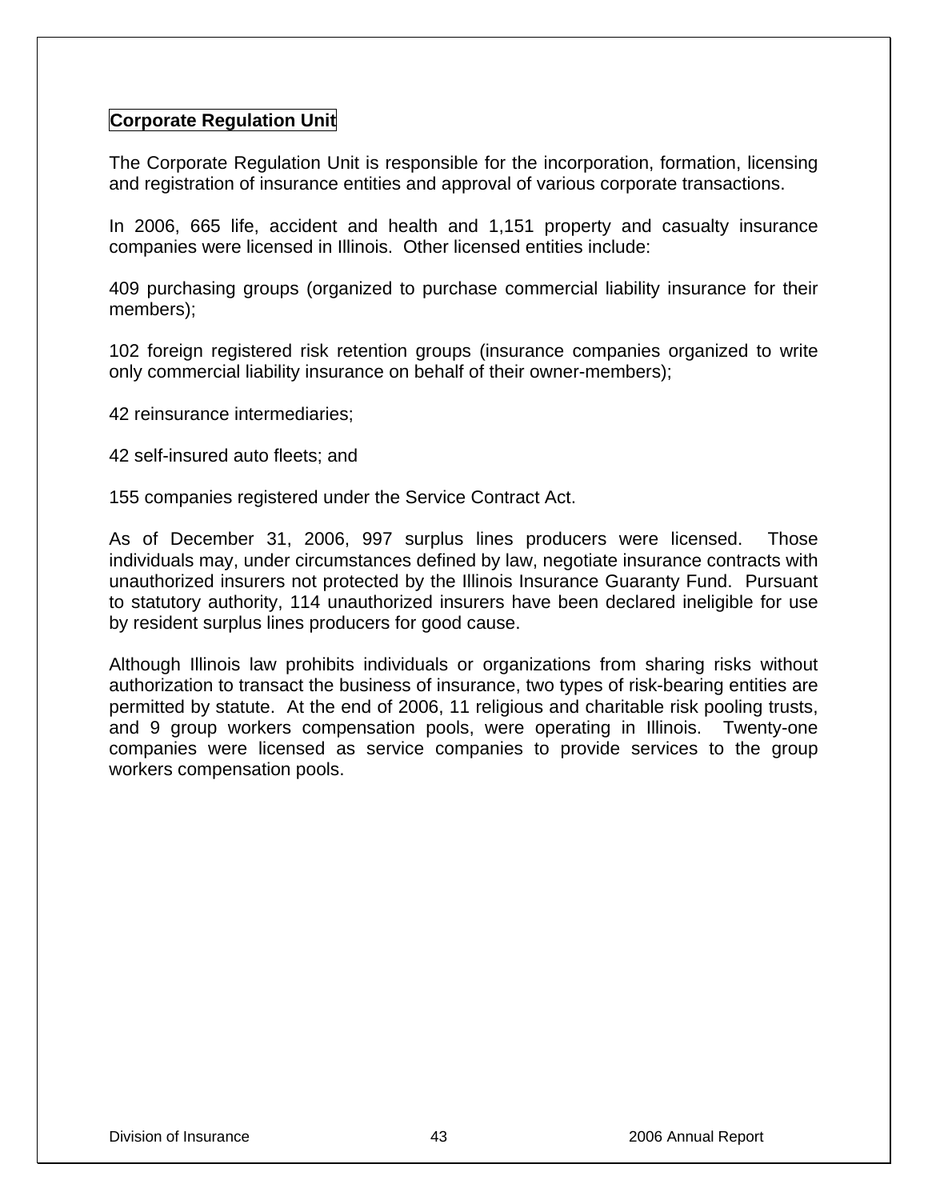## Corporate Regulation Unit

The Corporate Regulation Unit is responsible for the incorporation, formation, licensing and registration of insurance entities and approval of various corporate transactions.

In 2006, 665 life, accident and health and 1,151 property and casualty insurance companies were licensed in Illinois. Other licensed entities include:

409 purchasing groups (organized to purchase commercial liability insurance for their members);

102 foreign registered risk retention groups (insurance companies organized to write only commercial liability insurance on behalf of their owner-members);

42 reinsurance intermediaries;

42 self-insured auto fleets; and

155 companies registered under the Service Contract Act.

As of December 31, 2006, 997 surplus lines producers were licensed. Those individuals may, under circumstances defined by law, negotiate insurance contracts with unauthorized insurers not protected by the Illinois Insurance Guaranty Fund. Pursuant to statutory authority, 114 unauthorized insurers have been declared ineligible for use by resident surplus lines producers for good cause.

Although Illinois law prohibits individuals or organizations from sharing risks without authorization to transact the business of insurance, two types of risk-bearing entities are permitted by statute. At the end of 2006, 11 religious and charitable risk pooling trusts, and 9 group workers compensation pools, were operating in Illinois. Twenty-one companies were licensed as service companies to provide services to the group workers compensation pools.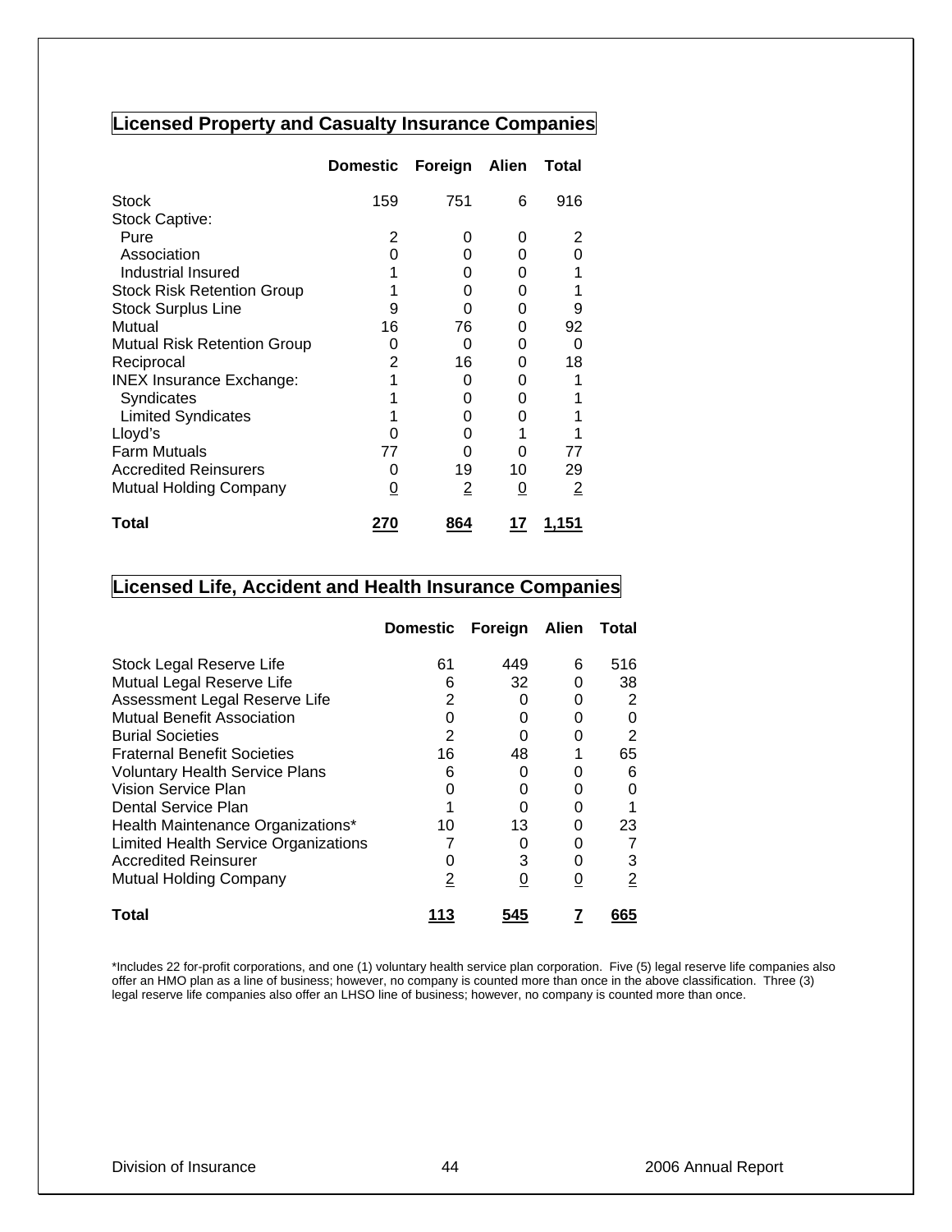## Licensed Property and Casualty Insurance Companies

| | Domestic | Foreign | Alien | Total |
|---|---|---|---|---|
| Stock | 159 | 751 | 6 | 916 |
| Stock Captive: | | | | |
| Pure | 2 | 0 | 0 | 2 |
| Association | 0 | 0 | 0 | 0 |
| Industrial Insured | 1 | 0 | 0 | 1 |
| Stock Risk Retention Group | 1 | 0 | 0 | 1 |
| Stock Surplus Line | 9 | 0 | 0 | 9 |
| Mutual | 16 | 76 | 0 | 92 |
| Mutual Risk Retention Group | 0 | 0 | 0 | 0 |
| Reciprocal | 2 | 16 | 0 | 18 |
| INEX Insurance Exchange: | 1 | 0 | 0 | 1 |
| Syndicates | 1 | 0 | 0 | 1 |
| Limited Syndicates | 1 | 0 | 0 | 1 |
| Lloyd's | 0 | 0 | 1 | 1 |
| Farm Mutuals | 77 | 0 | 0 | 77 |
| Accredited Reinsurers | 0 | 19 | 10 | 29 |
| Mutual Holding Company | 0 | 2 | 0 | 2 |
| **Total** | **270** | **864** | **17** | **1,151** |

## Licensed Life, Accident and Health Insurance Companies

| | Domestic | Foreign | Alien | Total |
|---|---|---|---|---|
| Stock Legal Reserve Life | 61 | 449 | 6 | 516 |
| Mutual Legal Reserve Life | 6 | 32 | 0 | 38 |
| Assessment Legal Reserve Life | 2 | 0 | 0 | 2 |
| Mutual Benefit Association | 0 | 0 | 0 | 0 |
| Burial Societies | 2 | 0 | 0 | 2 |
| Fraternal Benefit Societies | 16 | 48 | 1 | 65 |
| Voluntary Health Service Plans | 6 | 0 | 0 | 6 |
| Vision Service Plan | 0 | 0 | 0 | 0 |
| Dental Service Plan | 1 | 0 | 0 | 1 |
| Health Maintenance Organizations* | 10 | 13 | 0 | 23 |
| Limited Health Service Organizations | 7 | 0 | 0 | 7 |
| Accredited Reinsurer | 0 | 3 | 0 | 3 |
| Mutual Holding Company | 2 | 0 | 0 | 2 |
| **Total** | **113** | **545** | **7** | **665** |

*Includes 22 for-profit corporations, and one (1) voluntary health service plan corporation. Five (5) legal reserve life companies also offer an HMO plan as a line of business; however, no company is counted more than once in the above classification. Three (3) legal reserve life companies also offer an LHSO line of business; however, no company is counted more than once.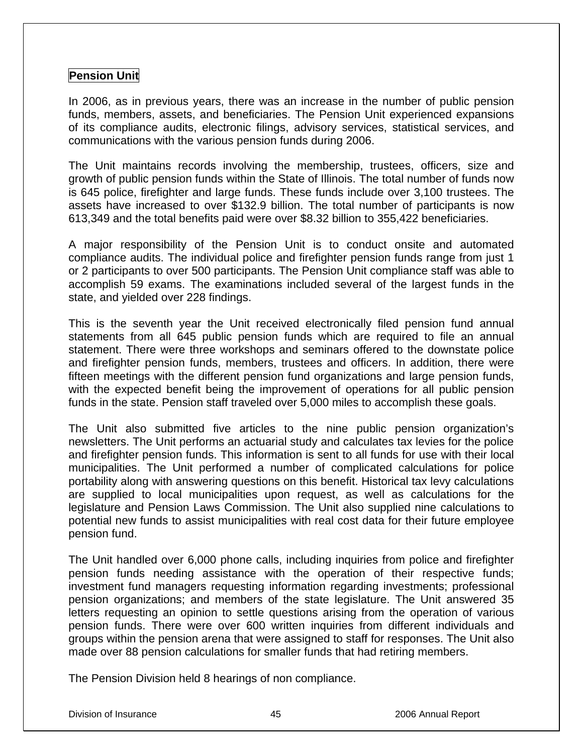## Pension Unit

In 2006, as in previous years, there was an increase in the number of public pension funds, members, assets, and beneficiaries. The Pension Unit experienced expansions of its compliance audits, electronic filings, advisory services, statistical services, and communications with the various pension funds during 2006.

The Unit maintains records involving the membership, trustees, officers, size and growth of public pension funds within the State of Illinois. The total number of funds now is 645 police, firefighter and large funds. These funds include over 3,100 trustees. The assets have increased to over $132.9 billion. The total number of participants is now 613,349 and the total benefits paid were over $8.32 billion to 355,422 beneficiaries.

A major responsibility of the Pension Unit is to conduct onsite and automated compliance audits. The individual police and firefighter pension funds range from just 1 or 2 participants to over 500 participants. The Pension Unit compliance staff was able to accomplish 59 exams. The examinations included several of the largest funds in the state, and yielded over 228 findings.

This is the seventh year the Unit received electronically filed pension fund annual statements from all 645 public pension funds which are required to file an annual statement. There were three workshops and seminars offered to the downstate police and firefighter pension funds, members, trustees and officers. In addition, there were fifteen meetings with the different pension fund organizations and large pension funds, with the expected benefit being the improvement of operations for all public pension funds in the state. Pension staff traveled over 5,000 miles to accomplish these goals.

The Unit also submitted five articles to the nine public pension organization's newsletters. The Unit performs an actuarial study and calculates tax levies for the police and firefighter pension funds. This information is sent to all funds for use with their local municipalities. The Unit performed a number of complicated calculations for police portability along with answering questions on this benefit. Historical tax levy calculations are supplied to local municipalities upon request, as well as calculations for the legislature and Pension Laws Commission. The Unit also supplied nine calculations to potential new funds to assist municipalities with real cost data for their future employee pension fund.

The Unit handled over 6,000 phone calls, including inquiries from police and firefighter pension funds needing assistance with the operation of their respective funds; investment fund managers requesting information regarding investments; professional pension organizations; and members of the state legislature. The Unit answered 35 letters requesting an opinion to settle questions arising from the operation of various pension funds. There were over 600 written inquiries from different individuals and groups within the pension arena that were assigned to staff for responses. The Unit also made over 88 pension calculations for smaller funds that had retiring members.

The Pension Division held 8 hearings of non compliance.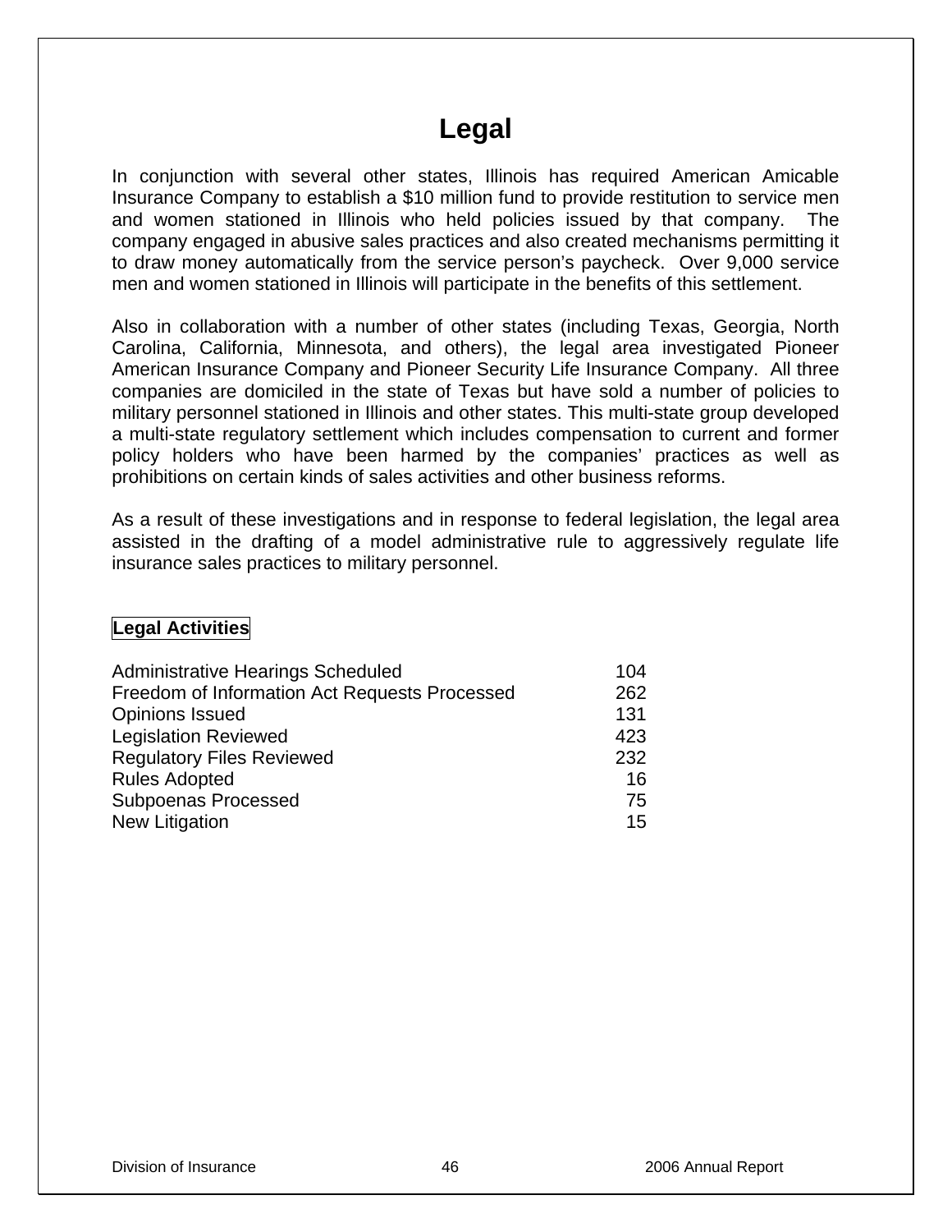# Legal

In conjunction with several other states, Illinois has required American Amicable Insurance Company to establish a $10 million fund to provide restitution to service men and women stationed in Illinois who held policies issued by that company. The company engaged in abusive sales practices and also created mechanisms permitting it to draw money automatically from the service person's paycheck. Over 9,000 service men and women stationed in Illinois will participate in the benefits of this settlement.

Also in collaboration with a number of other states (including Texas, Georgia, North Carolina, California, Minnesota, and others), the legal area investigated Pioneer American Insurance Company and Pioneer Security Life Insurance Company. All three companies are domiciled in the state of Texas but have sold a number of policies to military personnel stationed in Illinois and other states. This multi-state group developed a multi-state regulatory settlement which includes compensation to current and former policy holders who have been harmed by the companies' practices as well as prohibitions on certain kinds of sales activities and other business reforms.

As a result of these investigations and in response to federal legislation, the legal area assisted in the drafting of a model administrative rule to aggressively regulate life insurance sales practices to military personnel.

**Legal Activities**

| | |
|---|---|
| Administrative Hearings Scheduled | 104 |
| Freedom of Information Act Requests Processed | 262 |
| Opinions Issued | 131 |
| Legislation Reviewed | 423 |
| Regulatory Files Reviewed | 232 |
| Rules Adopted | 16 |
| Subpoenas Processed | 75 |
| New Litigation | 15 |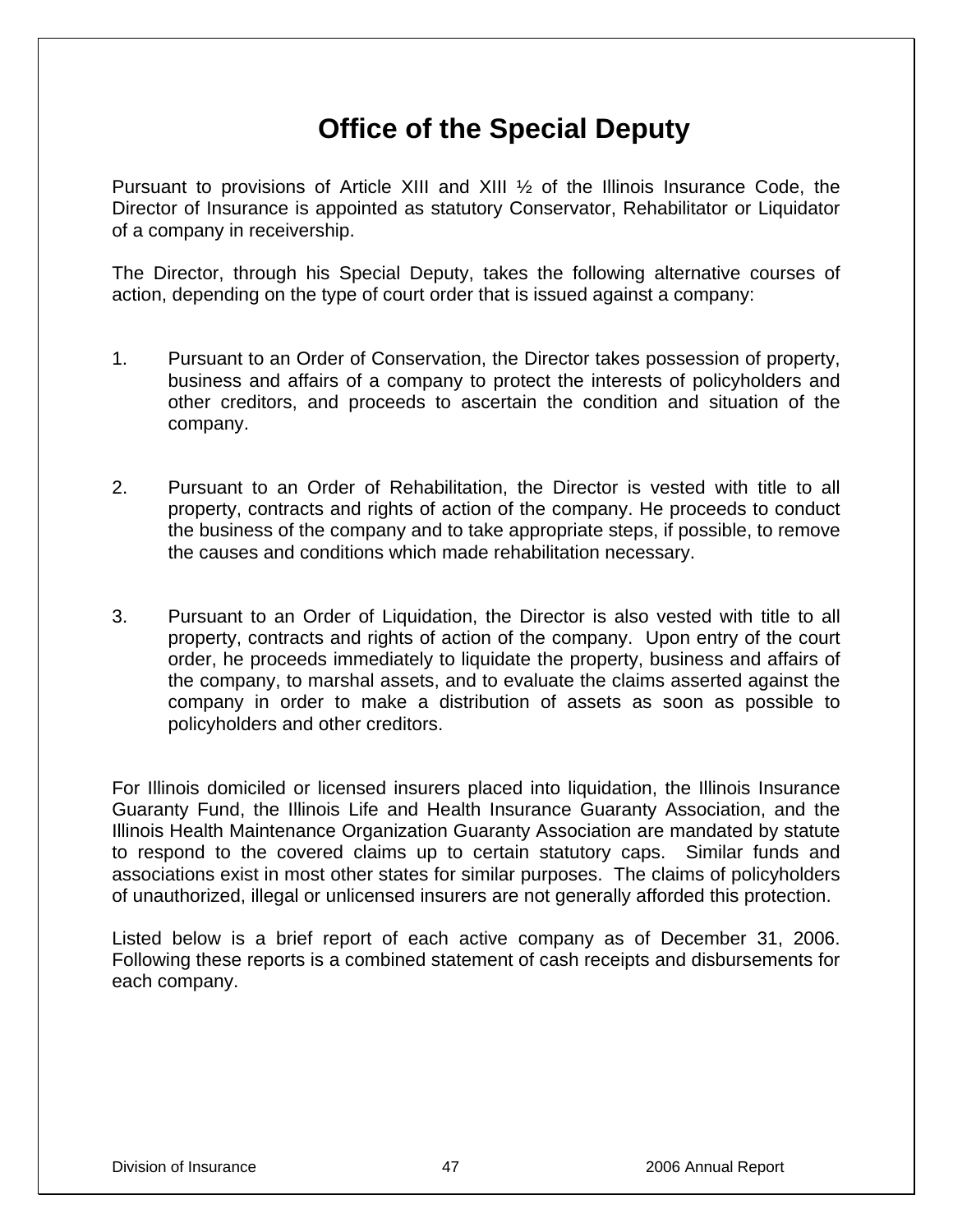# Office of the Special Deputy

Pursuant to provisions of Article XIII and XIII ½ of the Illinois Insurance Code, the Director of Insurance is appointed as statutory Conservator, Rehabilitator or Liquidator of a company in receivership.

The Director, through his Special Deputy, takes the following alternative courses of action, depending on the type of court order that is issued against a company:

1. Pursuant to an Order of Conservation, the Director takes possession of property, business and affairs of a company to protect the interests of policyholders and other creditors, and proceeds to ascertain the condition and situation of the company.

2. Pursuant to an Order of Rehabilitation, the Director is vested with title to all property, contracts and rights of action of the company. He proceeds to conduct the business of the company and to take appropriate steps, if possible, to remove the causes and conditions which made rehabilitation necessary.

3. Pursuant to an Order of Liquidation, the Director is also vested with title to all property, contracts and rights of action of the company. Upon entry of the court order, he proceeds immediately to liquidate the property, business and affairs of the company, to marshal assets, and to evaluate the claims asserted against the company in order to make a distribution of assets as soon as possible to policyholders and other creditors.

For Illinois domiciled or licensed insurers placed into liquidation, the Illinois Insurance Guaranty Fund, the Illinois Life and Health Insurance Guaranty Association, and the Illinois Health Maintenance Organization Guaranty Association are mandated by statute to respond to the covered claims up to certain statutory caps. Similar funds and associations exist in most other states for similar purposes. The claims of policyholders of unauthorized, illegal or unlicensed insurers are not generally afforded this protection.

Listed below is a brief report of each active company as of December 31, 2006. Following these reports is a combined statement of cash receipts and disbursements for each company.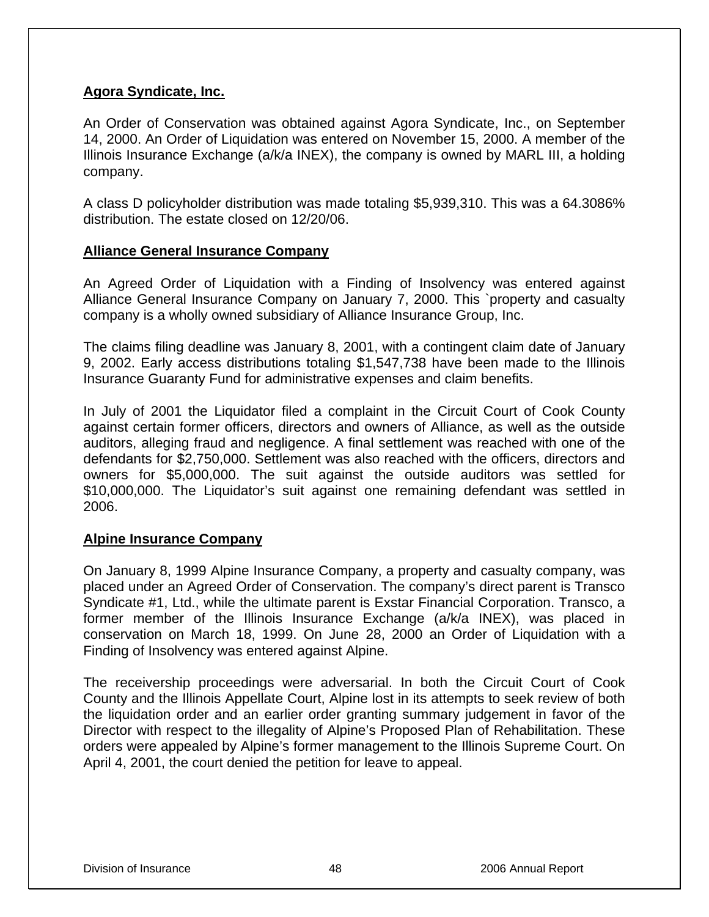**Agora Syndicate, Inc.**

An Order of Conservation was obtained against Agora Syndicate, Inc., on September 14, 2000. An Order of Liquidation was entered on November 15, 2000. A member of the Illinois Insurance Exchange (a/k/a INEX), the company is owned by MARL III, a holding company.

A class D policyholder distribution was made totaling $5,939,310. This was a 64.3086% distribution. The estate closed on 12/20/06.

**Alliance General Insurance Company**

An Agreed Order of Liquidation with a Finding of Insolvency was entered against Alliance General Insurance Company on January 7, 2000. This `property and casualty company is a wholly owned subsidiary of Alliance Insurance Group, Inc.

The claims filing deadline was January 8, 2001, with a contingent claim date of January 9, 2002. Early access distributions totaling $1,547,738 have been made to the Illinois Insurance Guaranty Fund for administrative expenses and claim benefits.

In July of 2001 the Liquidator filed a complaint in the Circuit Court of Cook County against certain former officers, directors and owners of Alliance, as well as the outside auditors, alleging fraud and negligence. A final settlement was reached with one of the defendants for $2,750,000. Settlement was also reached with the officers, directors and owners for $5,000,000. The suit against the outside auditors was settled for $10,000,000. The Liquidator's suit against one remaining defendant was settled in 2006.

**Alpine Insurance Company**

On January 8, 1999 Alpine Insurance Company, a property and casualty company, was placed under an Agreed Order of Conservation. The company's direct parent is Transco Syndicate #1, Ltd., while the ultimate parent is Exstar Financial Corporation. Transco, a former member of the Illinois Insurance Exchange (a/k/a INEX), was placed in conservation on March 18, 1999. On June 28, 2000 an Order of Liquidation with a Finding of Insolvency was entered against Alpine.

The receivership proceedings were adversarial. In both the Circuit Court of Cook County and the Illinois Appellate Court, Alpine lost in its attempts to seek review of both the liquidation order and an earlier order granting summary judgement in favor of the Director with respect to the illegality of Alpine's Proposed Plan of Rehabilitation. These orders were appealed by Alpine's former management to the Illinois Supreme Court. On April 4, 2001, the court denied the petition for leave to appeal.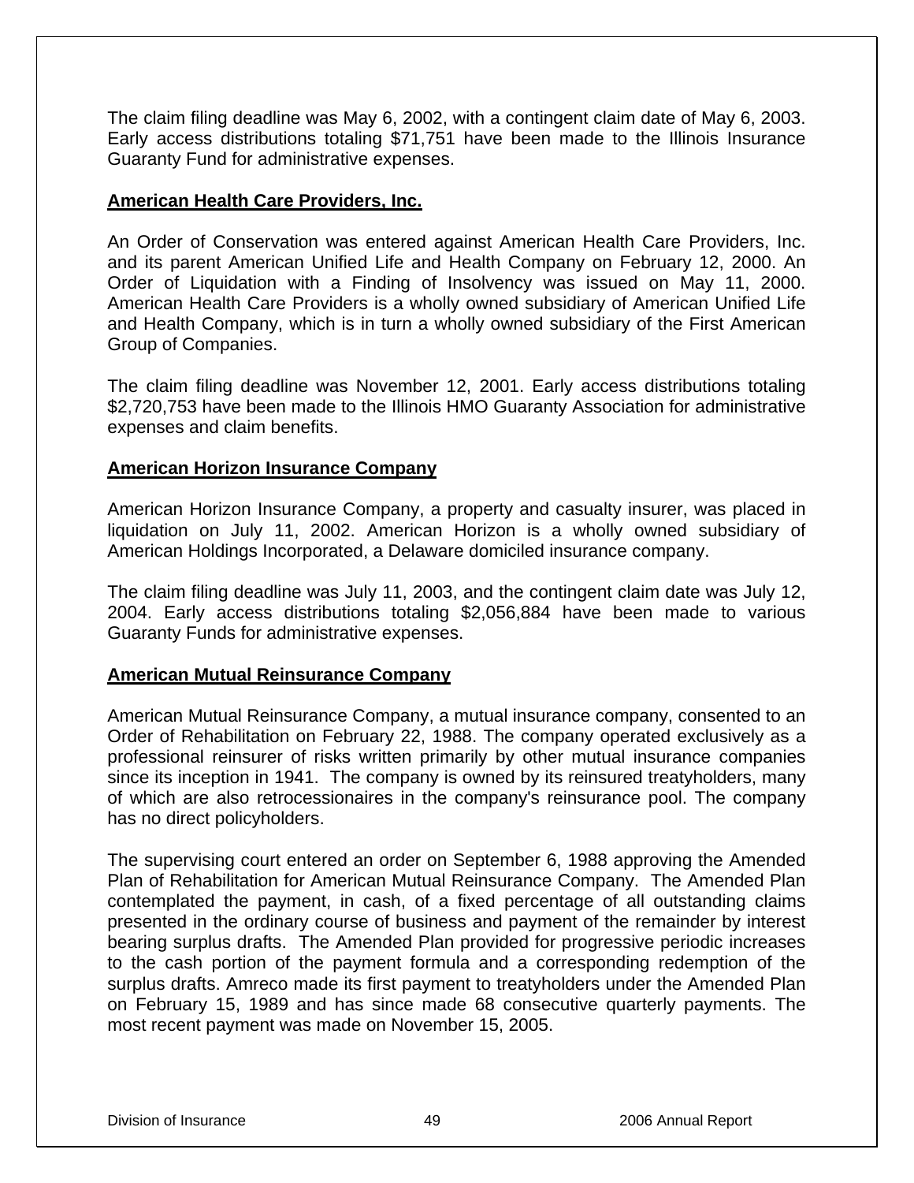The claim filing deadline was May 6, 2002, with a contingent claim date of May 6, 2003. Early access distributions totaling $71,751 have been made to the Illinois Insurance Guaranty Fund for administrative expenses.

**American Health Care Providers, Inc.**

An Order of Conservation was entered against American Health Care Providers, Inc. and its parent American Unified Life and Health Company on February 12, 2000. An Order of Liquidation with a Finding of Insolvency was issued on May 11, 2000. American Health Care Providers is a wholly owned subsidiary of American Unified Life and Health Company, which is in turn a wholly owned subsidiary of the First American Group of Companies.

The claim filing deadline was November 12, 2001. Early access distributions totaling $2,720,753 have been made to the Illinois HMO Guaranty Association for administrative expenses and claim benefits.

**American Horizon Insurance Company**

American Horizon Insurance Company, a property and casualty insurer, was placed in liquidation on July 11, 2002. American Horizon is a wholly owned subsidiary of American Holdings Incorporated, a Delaware domiciled insurance company.

The claim filing deadline was July 11, 2003, and the contingent claim date was July 12, 2004. Early access distributions totaling $2,056,884 have been made to various Guaranty Funds for administrative expenses.

**American Mutual Reinsurance Company**

American Mutual Reinsurance Company, a mutual insurance company, consented to an Order of Rehabilitation on February 22, 1988. The company operated exclusively as a professional reinsurer of risks written primarily by other mutual insurance companies since its inception in 1941. The company is owned by its reinsured treatyholders, many of which are also retrocessionaires in the company's reinsurance pool. The company has no direct policyholders.

The supervising court entered an order on September 6, 1988 approving the Amended Plan of Rehabilitation for American Mutual Reinsurance Company. The Amended Plan contemplated the payment, in cash, of a fixed percentage of all outstanding claims presented in the ordinary course of business and payment of the remainder by interest bearing surplus drafts. The Amended Plan provided for progressive periodic increases to the cash portion of the payment formula and a corresponding redemption of the surplus drafts. Amreco made its first payment to treatyholders under the Amended Plan on February 15, 1989 and has since made 68 consecutive quarterly payments. The most recent payment was made on November 15, 2005.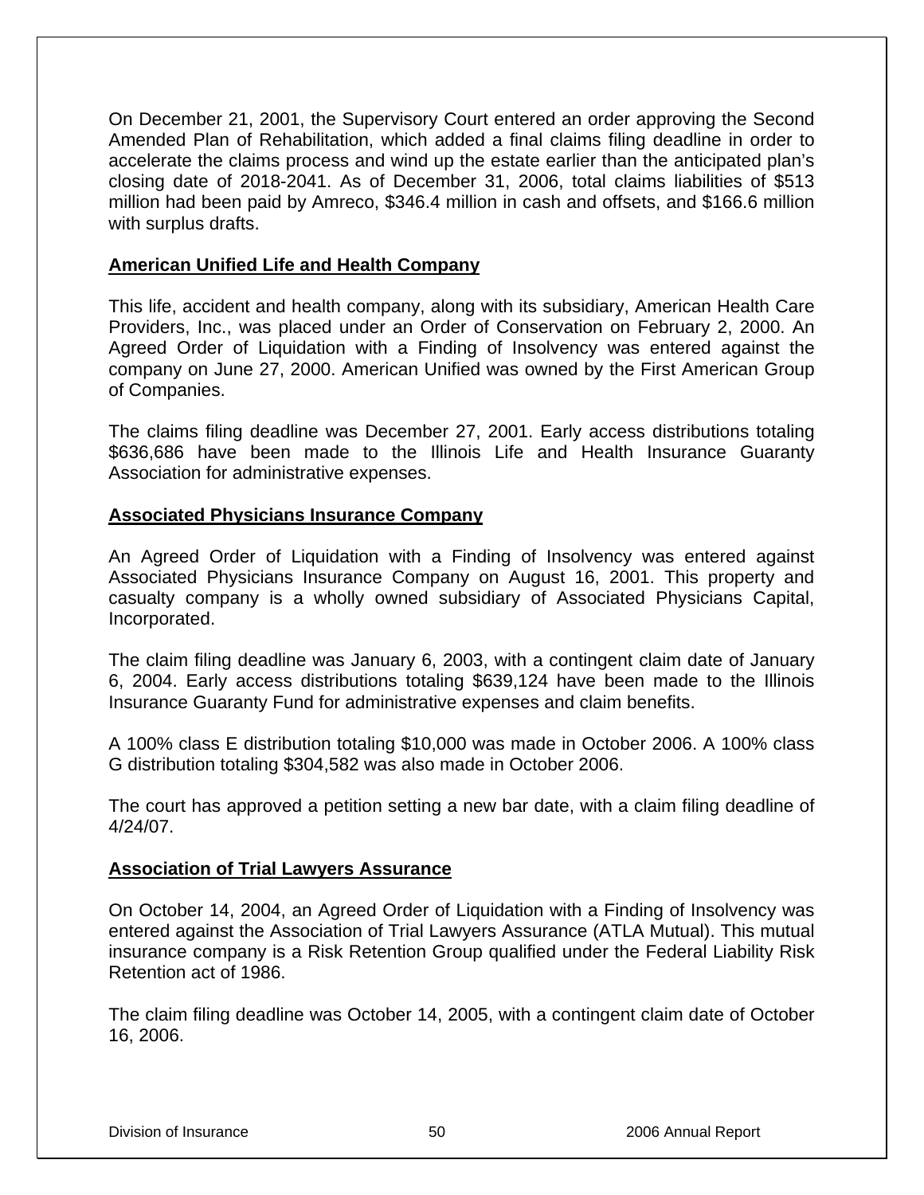On December 21, 2001, the Supervisory Court entered an order approving the Second Amended Plan of Rehabilitation, which added a final claims filing deadline in order to accelerate the claims process and wind up the estate earlier than the anticipated plan's closing date of 2018-2041. As of December 31, 2006, total claims liabilities of $513 million had been paid by Amreco, $346.4 million in cash and offsets, and $166.6 million with surplus drafts.

### American Unified Life and Health Company

This life, accident and health company, along with its subsidiary, American Health Care Providers, Inc., was placed under an Order of Conservation on February 2, 2000. An Agreed Order of Liquidation with a Finding of Insolvency was entered against the company on June 27, 2000. American Unified was owned by the First American Group of Companies.

The claims filing deadline was December 27, 2001. Early access distributions totaling $636,686 have been made to the Illinois Life and Health Insurance Guaranty Association for administrative expenses.

### Associated Physicians Insurance Company

An Agreed Order of Liquidation with a Finding of Insolvency was entered against Associated Physicians Insurance Company on August 16, 2001. This property and casualty company is a wholly owned subsidiary of Associated Physicians Capital, Incorporated.

The claim filing deadline was January 6, 2003, with a contingent claim date of January 6, 2004. Early access distributions totaling $639,124 have been made to the Illinois Insurance Guaranty Fund for administrative expenses and claim benefits.

A 100% class E distribution totaling $10,000 was made in October 2006. A 100% class G distribution totaling $304,582 was also made in October 2006.

The court has approved a petition setting a new bar date, with a claim filing deadline of 4/24/07.

### Association of Trial Lawyers Assurance

On October 14, 2004, an Agreed Order of Liquidation with a Finding of Insolvency was entered against the Association of Trial Lawyers Assurance (ATLA Mutual). This mutual insurance company is a Risk Retention Group qualified under the Federal Liability Risk Retention act of 1986.

The claim filing deadline was October 14, 2005, with a contingent claim date of October 16, 2006.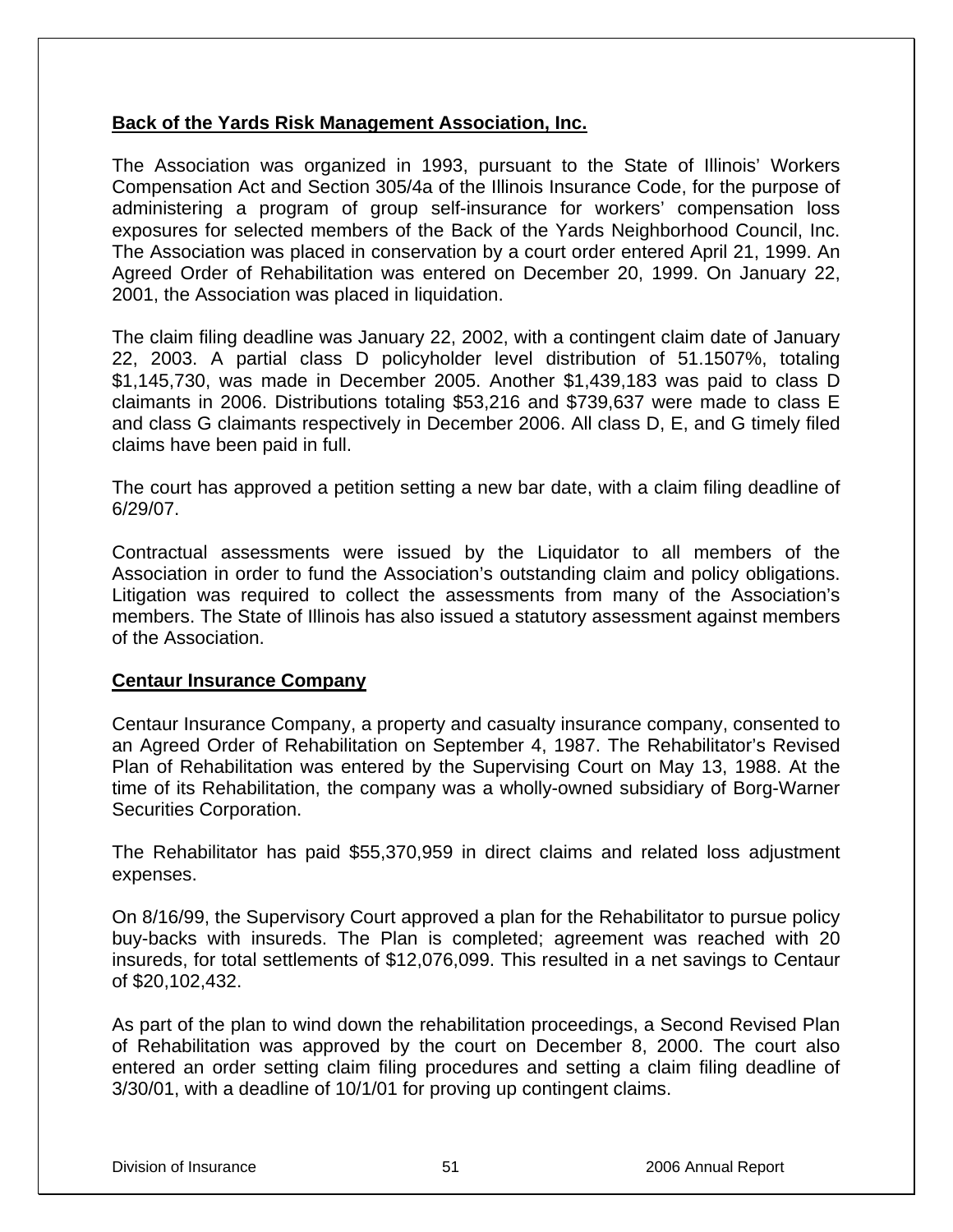## Back of the Yards Risk Management Association, Inc.

The Association was organized in 1993, pursuant to the State of Illinois' Workers Compensation Act and Section 305/4a of the Illinois Insurance Code, for the purpose of administering a program of group self-insurance for workers' compensation loss exposures for selected members of the Back of the Yards Neighborhood Council, Inc. The Association was placed in conservation by a court order entered April 21, 1999. An Agreed Order of Rehabilitation was entered on December 20, 1999. On January 22, 2001, the Association was placed in liquidation.

The claim filing deadline was January 22, 2002, with a contingent claim date of January 22, 2003. A partial class D policyholder level distribution of 51.1507%, totaling $1,145,730, was made in December 2005. Another $1,439,183 was paid to class D claimants in 2006. Distributions totaling $53,216 and $739,637 were made to class E and class G claimants respectively in December 2006. All class D, E, and G timely filed claims have been paid in full.

The court has approved a petition setting a new bar date, with a claim filing deadline of 6/29/07.

Contractual assessments were issued by the Liquidator to all members of the Association in order to fund the Association's outstanding claim and policy obligations. Litigation was required to collect the assessments from many of the Association's members. The State of Illinois has also issued a statutory assessment against members of the Association.

## Centaur Insurance Company

Centaur Insurance Company, a property and casualty insurance company, consented to an Agreed Order of Rehabilitation on September 4, 1987. The Rehabilitator's Revised Plan of Rehabilitation was entered by the Supervising Court on May 13, 1988. At the time of its Rehabilitation, the company was a wholly-owned subsidiary of Borg-Warner Securities Corporation.

The Rehabilitator has paid $55,370,959 in direct claims and related loss adjustment expenses.

On 8/16/99, the Supervisory Court approved a plan for the Rehabilitator to pursue policy buy-backs with insureds. The Plan is completed; agreement was reached with 20 insureds, for total settlements of $12,076,099. This resulted in a net savings to Centaur of $20,102,432.

As part of the plan to wind down the rehabilitation proceedings, a Second Revised Plan of Rehabilitation was approved by the court on December 8, 2000. The court also entered an order setting claim filing procedures and setting a claim filing deadline of 3/30/01, with a deadline of 10/1/01 for proving up contingent claims.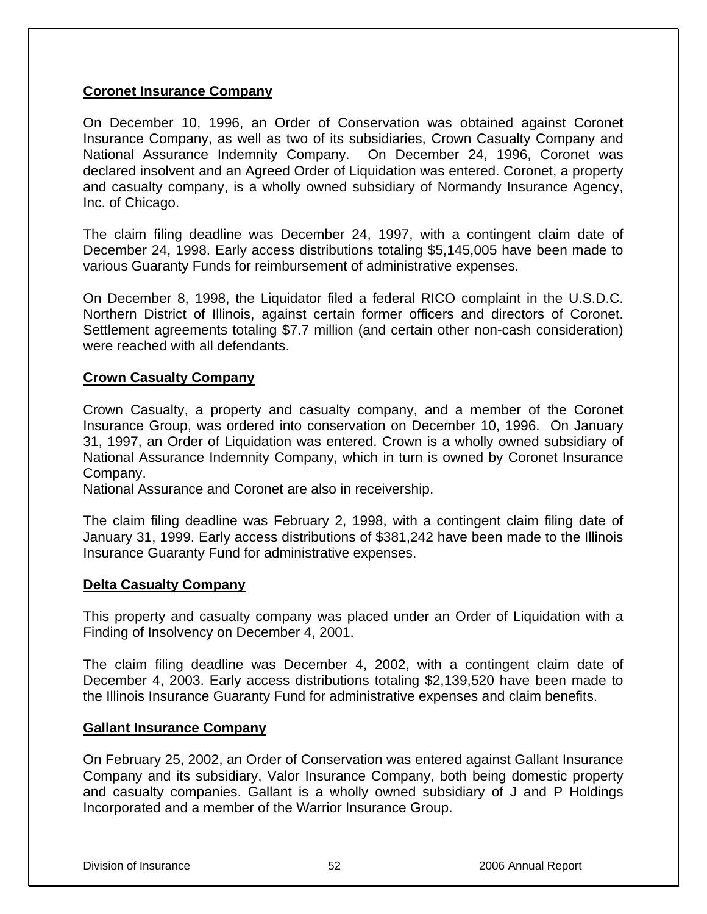## Coronet Insurance Company

On December 10, 1996, an Order of Conservation was obtained against Coronet Insurance Company, as well as two of its subsidiaries, Crown Casualty Company and National Assurance Indemnity Company. On December 24, 1996, Coronet was declared insolvent and an Agreed Order of Liquidation was entered. Coronet, a property and casualty company, is a wholly owned subsidiary of Normandy Insurance Agency, Inc. of Chicago.

The claim filing deadline was December 24, 1997, with a contingent claim date of December 24, 1998. Early access distributions totaling $5,145,005 have been made to various Guaranty Funds for reimbursement of administrative expenses.

On December 8, 1998, the Liquidator filed a federal RICO complaint in the U.S.D.C. Northern District of Illinois, against certain former officers and directors of Coronet. Settlement agreements totaling $7.7 million (and certain other non-cash consideration) were reached with all defendants.

## Crown Casualty Company

Crown Casualty, a property and casualty company, and a member of the Coronet Insurance Group, was ordered into conservation on December 10, 1996. On January 31, 1997, an Order of Liquidation was entered. Crown is a wholly owned subsidiary of National Assurance Indemnity Company, which in turn is owned by Coronet Insurance Company.
National Assurance and Coronet are also in receivership.

The claim filing deadline was February 2, 1998, with a contingent claim filing date of January 31, 1999. Early access distributions of $381,242 have been made to the Illinois Insurance Guaranty Fund for administrative expenses.

## Delta Casualty Company

This property and casualty company was placed under an Order of Liquidation with a Finding of Insolvency on December 4, 2001.

The claim filing deadline was December 4, 2002, with a contingent claim date of December 4, 2003. Early access distributions totaling $2,139,520 have been made to the Illinois Insurance Guaranty Fund for administrative expenses and claim benefits.

## Gallant Insurance Company

On February 25, 2002, an Order of Conservation was entered against Gallant Insurance Company and its subsidiary, Valor Insurance Company, both being domestic property and casualty companies. Gallant is a wholly owned subsidiary of J and P Holdings Incorporated and a member of the Warrior Insurance Group.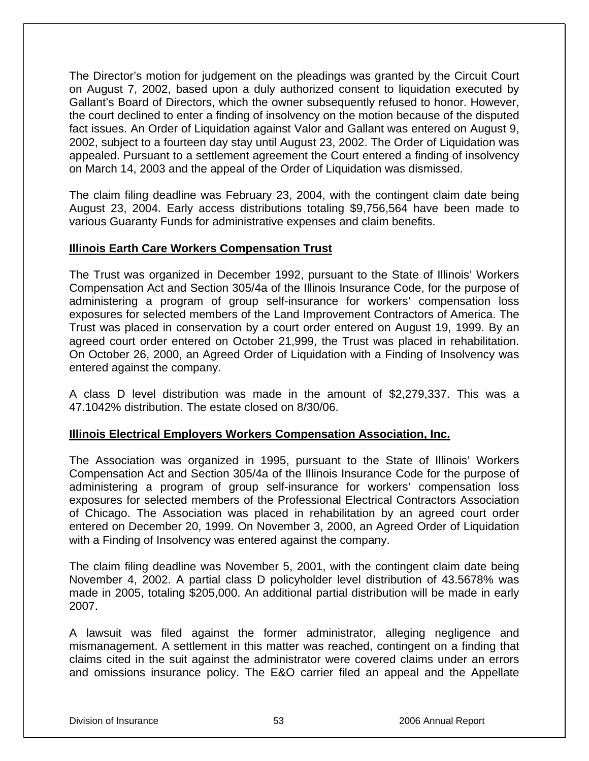The Director's motion for judgement on the pleadings was granted by the Circuit Court on August 7, 2002, based upon a duly authorized consent to liquidation executed by Gallant's Board of Directors, which the owner subsequently refused to honor. However, the court declined to enter a finding of insolvency on the motion because of the disputed fact issues. An Order of Liquidation against Valor and Gallant was entered on August 9, 2002, subject to a fourteen day stay until August 23, 2002. The Order of Liquidation was appealed. Pursuant to a settlement agreement the Court entered a finding of insolvency on March 14, 2003 and the appeal of the Order of Liquidation was dismissed.

The claim filing deadline was February 23, 2004, with the contingent claim date being August 23, 2004. Early access distributions totaling $9,756,564 have been made to various Guaranty Funds for administrative expenses and claim benefits.

**Illinois Earth Care Workers Compensation Trust**

The Trust was organized in December 1992, pursuant to the State of Illinois' Workers Compensation Act and Section 305/4a of the Illinois Insurance Code, for the purpose of administering a program of group self-insurance for workers' compensation loss exposures for selected members of the Land Improvement Contractors of America. The Trust was placed in conservation by a court order entered on August 19, 1999. By an agreed court order entered on October 21,999, the Trust was placed in rehabilitation. On October 26, 2000, an Agreed Order of Liquidation with a Finding of Insolvency was entered against the company.

A class D level distribution was made in the amount of $2,279,337. This was a 47.1042% distribution. The estate closed on 8/30/06.

**Illinois Electrical Employers Workers Compensation Association, Inc.**

The Association was organized in 1995, pursuant to the State of Illinois' Workers Compensation Act and Section 305/4a of the Illinois Insurance Code for the purpose of administering a program of group self-insurance for workers' compensation loss exposures for selected members of the Professional Electrical Contractors Association of Chicago. The Association was placed in rehabilitation by an agreed court order entered on December 20, 1999. On November 3, 2000, an Agreed Order of Liquidation with a Finding of Insolvency was entered against the company.

The claim filing deadline was November 5, 2001, with the contingent claim date being November 4, 2002. A partial class D policyholder level distribution of 43.5678% was made in 2005, totaling $205,000. An additional partial distribution will be made in early 2007.

A lawsuit was filed against the former administrator, alleging negligence and mismanagement. A settlement in this matter was reached, contingent on a finding that claims cited in the suit against the administrator were covered claims under an errors and omissions insurance policy. The E&O carrier filed an appeal and the Appellate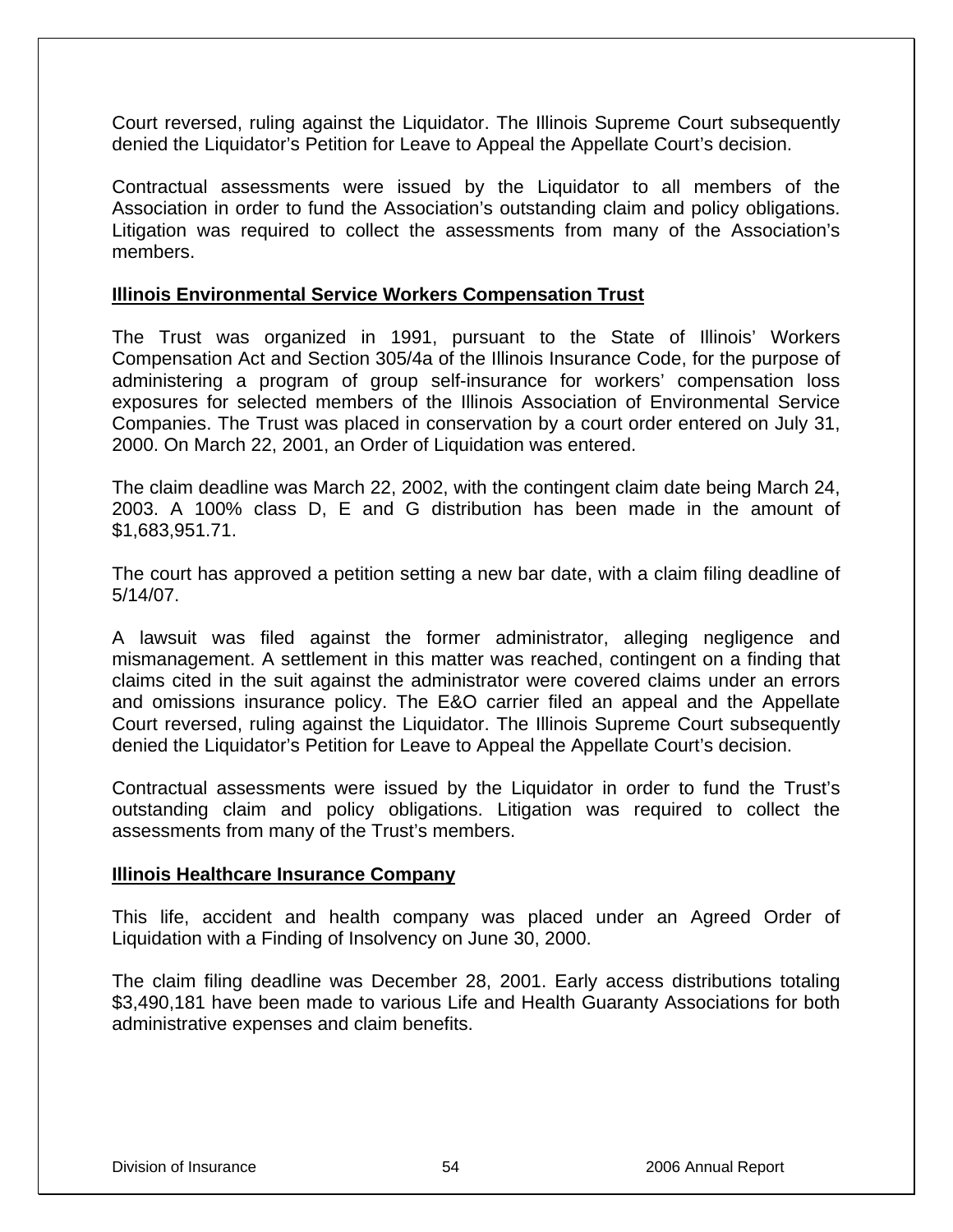Court reversed, ruling against the Liquidator. The Illinois Supreme Court subsequently denied the Liquidator's Petition for Leave to Appeal the Appellate Court's decision.

Contractual assessments were issued by the Liquidator to all members of the Association in order to fund the Association's outstanding claim and policy obligations. Litigation was required to collect the assessments from many of the Association's members.

**Illinois Environmental Service Workers Compensation Trust**

The Trust was organized in 1991, pursuant to the State of Illinois' Workers Compensation Act and Section 305/4a of the Illinois Insurance Code, for the purpose of administering a program of group self-insurance for workers' compensation loss exposures for selected members of the Illinois Association of Environmental Service Companies. The Trust was placed in conservation by a court order entered on July 31, 2000. On March 22, 2001, an Order of Liquidation was entered.

The claim deadline was March 22, 2002, with the contingent claim date being March 24, 2003. A 100% class D, E and G distribution has been made in the amount of $1,683,951.71.

The court has approved a petition setting a new bar date, with a claim filing deadline of 5/14/07.

A lawsuit was filed against the former administrator, alleging negligence and mismanagement. A settlement in this matter was reached, contingent on a finding that claims cited in the suit against the administrator were covered claims under an errors and omissions insurance policy. The E&O carrier filed an appeal and the Appellate Court reversed, ruling against the Liquidator. The Illinois Supreme Court subsequently denied the Liquidator's Petition for Leave to Appeal the Appellate Court's decision.

Contractual assessments were issued by the Liquidator in order to fund the Trust's outstanding claim and policy obligations. Litigation was required to collect the assessments from many of the Trust's members.

**Illinois Healthcare Insurance Company**

This life, accident and health company was placed under an Agreed Order of Liquidation with a Finding of Insolvency on June 30, 2000.

The claim filing deadline was December 28, 2001. Early access distributions totaling $3,490,181 have been made to various Life and Health Guaranty Associations for both administrative expenses and claim benefits.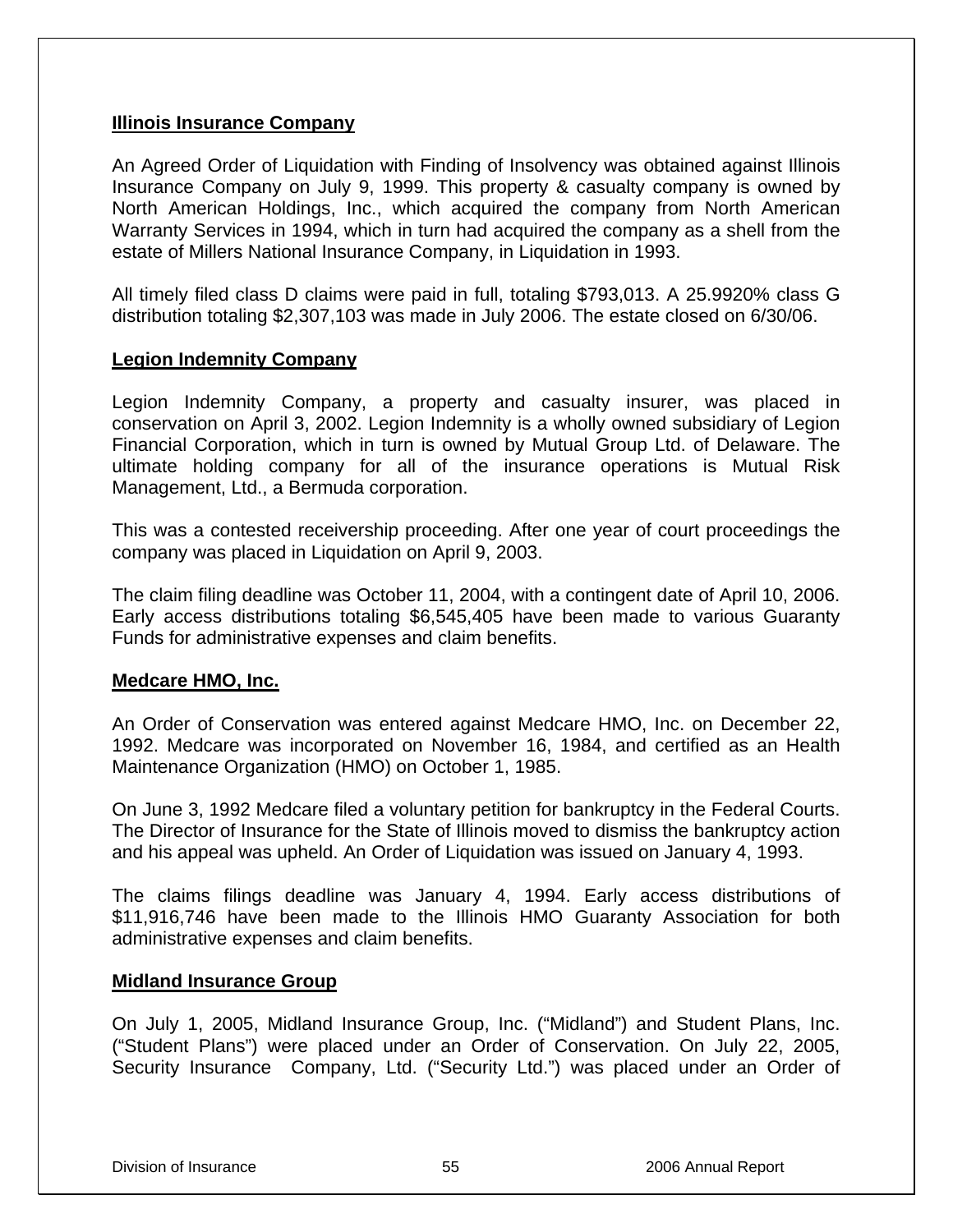### Illinois Insurance Company

An Agreed Order of Liquidation with Finding of Insolvency was obtained against Illinois Insurance Company on July 9, 1999. This property & casualty company is owned by North American Holdings, Inc., which acquired the company from North American Warranty Services in 1994, which in turn had acquired the company as a shell from the estate of Millers National Insurance Company, in Liquidation in 1993.

All timely filed class D claims were paid in full, totaling $793,013. A 25.9920% class G distribution totaling $2,307,103 was made in July 2006. The estate closed on 6/30/06.

### Legion Indemnity Company

Legion Indemnity Company, a property and casualty insurer, was placed in conservation on April 3, 2002. Legion Indemnity is a wholly owned subsidiary of Legion Financial Corporation, which in turn is owned by Mutual Group Ltd. of Delaware. The ultimate holding company for all of the insurance operations is Mutual Risk Management, Ltd., a Bermuda corporation.

This was a contested receivership proceeding. After one year of court proceedings the company was placed in Liquidation on April 9, 2003.

The claim filing deadline was October 11, 2004, with a contingent date of April 10, 2006. Early access distributions totaling $6,545,405 have been made to various Guaranty Funds for administrative expenses and claim benefits.

### Medcare HMO, Inc.

An Order of Conservation was entered against Medcare HMO, Inc. on December 22, 1992. Medcare was incorporated on November 16, 1984, and certified as an Health Maintenance Organization (HMO) on October 1, 1985.

On June 3, 1992 Medcare filed a voluntary petition for bankruptcy in the Federal Courts. The Director of Insurance for the State of Illinois moved to dismiss the bankruptcy action and his appeal was upheld. An Order of Liquidation was issued on January 4, 1993.

The claims filings deadline was January 4, 1994. Early access distributions of $11,916,746 have been made to the Illinois HMO Guaranty Association for both administrative expenses and claim benefits.

### Midland Insurance Group

On July 1, 2005, Midland Insurance Group, Inc. ("Midland") and Student Plans, Inc. ("Student Plans") were placed under an Order of Conservation. On July 22, 2005, Security Insurance Company, Ltd. ("Security Ltd.") was placed under an Order of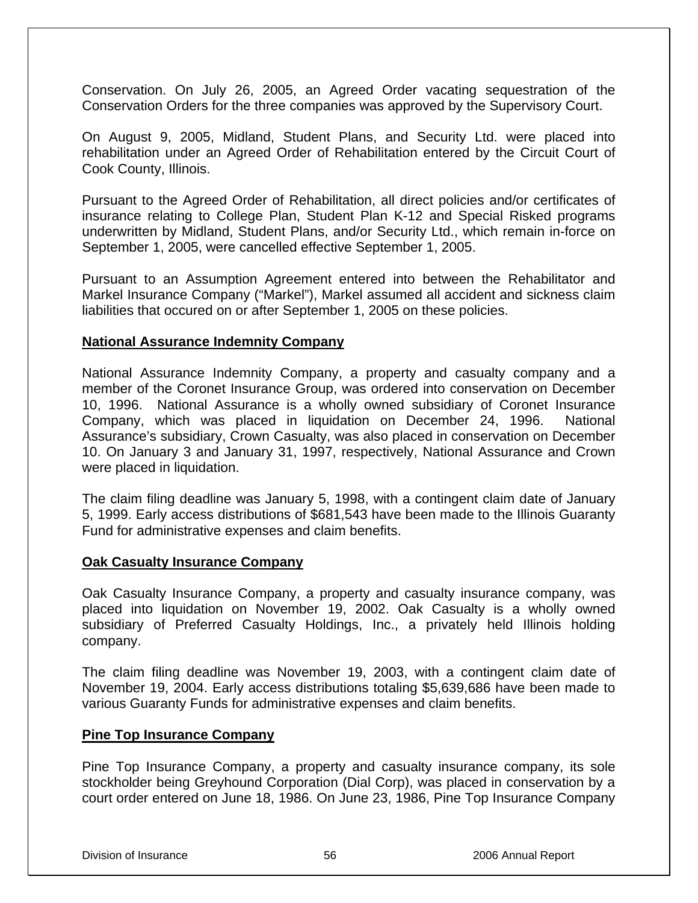Conservation. On July 26, 2005, an Agreed Order vacating sequestration of the Conservation Orders for the three companies was approved by the Supervisory Court.

On August 9, 2005, Midland, Student Plans, and Security Ltd. were placed into rehabilitation under an Agreed Order of Rehabilitation entered by the Circuit Court of Cook County, Illinois.

Pursuant to the Agreed Order of Rehabilitation, all direct policies and/or certificates of insurance relating to College Plan, Student Plan K-12 and Special Risked programs underwritten by Midland, Student Plans, and/or Security Ltd., which remain in-force on September 1, 2005, were cancelled effective September 1, 2005.

Pursuant to an Assumption Agreement entered into between the Rehabilitator and Markel Insurance Company ("Markel"), Markel assumed all accident and sickness claim liabilities that occured on or after September 1, 2005 on these policies.

**National Assurance Indemnity Company**

National Assurance Indemnity Company, a property and casualty company and a member of the Coronet Insurance Group, was ordered into conservation on December 10, 1996. National Assurance is a wholly owned subsidiary of Coronet Insurance Company, which was placed in liquidation on December 24, 1996. National Assurance's subsidiary, Crown Casualty, was also placed in conservation on December 10. On January 3 and January 31, 1997, respectively, National Assurance and Crown were placed in liquidation.

The claim filing deadline was January 5, 1998, with a contingent claim date of January 5, 1999. Early access distributions of $681,543 have been made to the Illinois Guaranty Fund for administrative expenses and claim benefits.

**Oak Casualty Insurance Company**

Oak Casualty Insurance Company, a property and casualty insurance company, was placed into liquidation on November 19, 2002. Oak Casualty is a wholly owned subsidiary of Preferred Casualty Holdings, Inc., a privately held Illinois holding company.

The claim filing deadline was November 19, 2003, with a contingent claim date of November 19, 2004. Early access distributions totaling $5,639,686 have been made to various Guaranty Funds for administrative expenses and claim benefits.

**Pine Top Insurance Company**

Pine Top Insurance Company, a property and casualty insurance company, its sole stockholder being Greyhound Corporation (Dial Corp), was placed in conservation by a court order entered on June 18, 1986. On June 23, 1986, Pine Top Insurance Company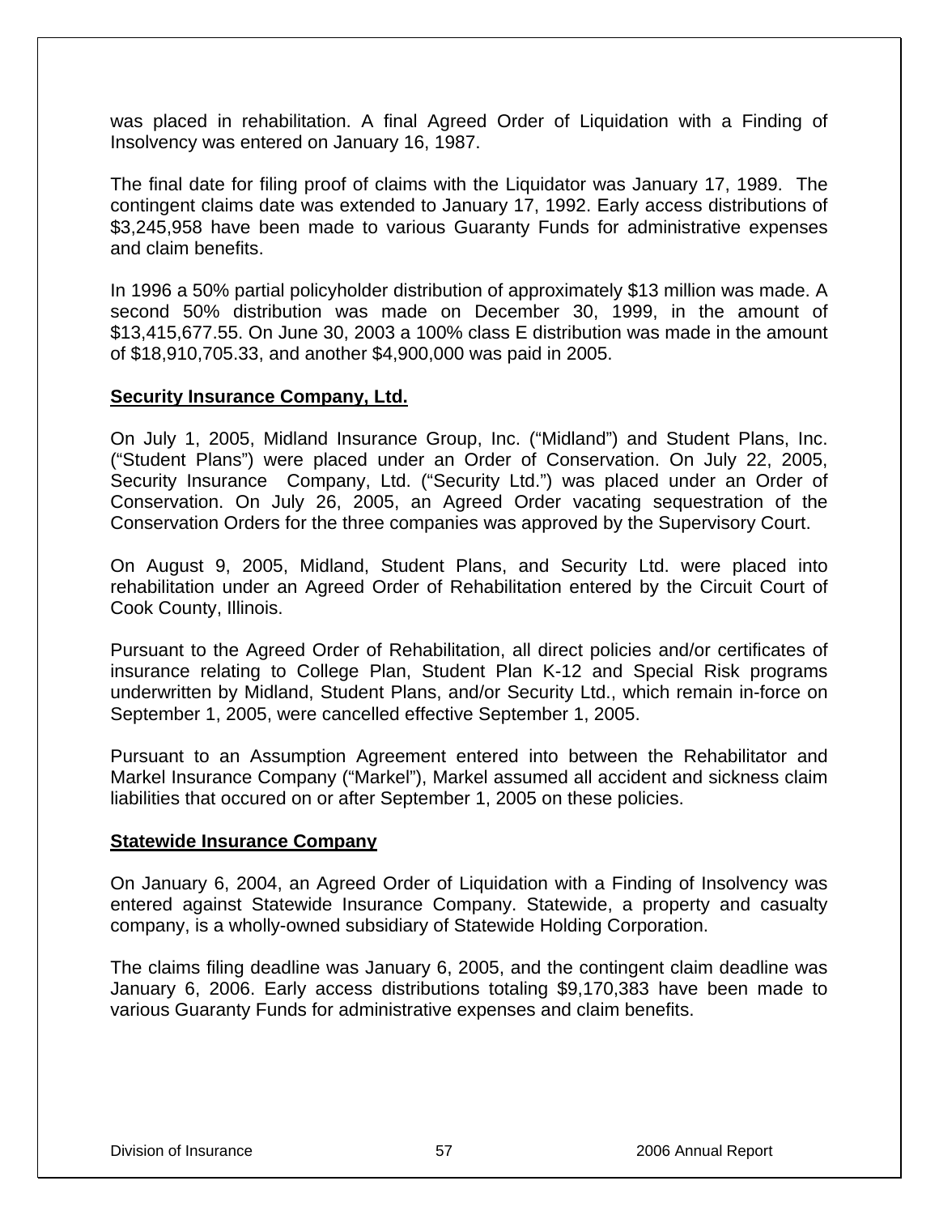was placed in rehabilitation. A final Agreed Order of Liquidation with a Finding of Insolvency was entered on January 16, 1987.

The final date for filing proof of claims with the Liquidator was January 17, 1989. The contingent claims date was extended to January 17, 1992. Early access distributions of $3,245,958 have been made to various Guaranty Funds for administrative expenses and claim benefits.

In 1996 a 50% partial policyholder distribution of approximately $13 million was made. A second 50% distribution was made on December 30, 1999, in the amount of $13,415,677.55. On June 30, 2003 a 100% class E distribution was made in the amount of $18,910,705.33, and another $4,900,000 was paid in 2005.

**Security Insurance Company, Ltd.**

On July 1, 2005, Midland Insurance Group, Inc. ("Midland") and Student Plans, Inc. ("Student Plans") were placed under an Order of Conservation. On July 22, 2005, Security Insurance Company, Ltd. ("Security Ltd.") was placed under an Order of Conservation. On July 26, 2005, an Agreed Order vacating sequestration of the Conservation Orders for the three companies was approved by the Supervisory Court.

On August 9, 2005, Midland, Student Plans, and Security Ltd. were placed into rehabilitation under an Agreed Order of Rehabilitation entered by the Circuit Court of Cook County, Illinois.

Pursuant to the Agreed Order of Rehabilitation, all direct policies and/or certificates of insurance relating to College Plan, Student Plan K-12 and Special Risk programs underwritten by Midland, Student Plans, and/or Security Ltd., which remain in-force on September 1, 2005, were cancelled effective September 1, 2005.

Pursuant to an Assumption Agreement entered into between the Rehabilitator and Markel Insurance Company ("Markel"), Markel assumed all accident and sickness claim liabilities that occured on or after September 1, 2005 on these policies.

**Statewide Insurance Company**

On January 6, 2004, an Agreed Order of Liquidation with a Finding of Insolvency was entered against Statewide Insurance Company. Statewide, a property and casualty company, is a wholly-owned subsidiary of Statewide Holding Corporation.

The claims filing deadline was January 6, 2005, and the contingent claim deadline was January 6, 2006. Early access distributions totaling $9,170,383 have been made to various Guaranty Funds for administrative expenses and claim benefits.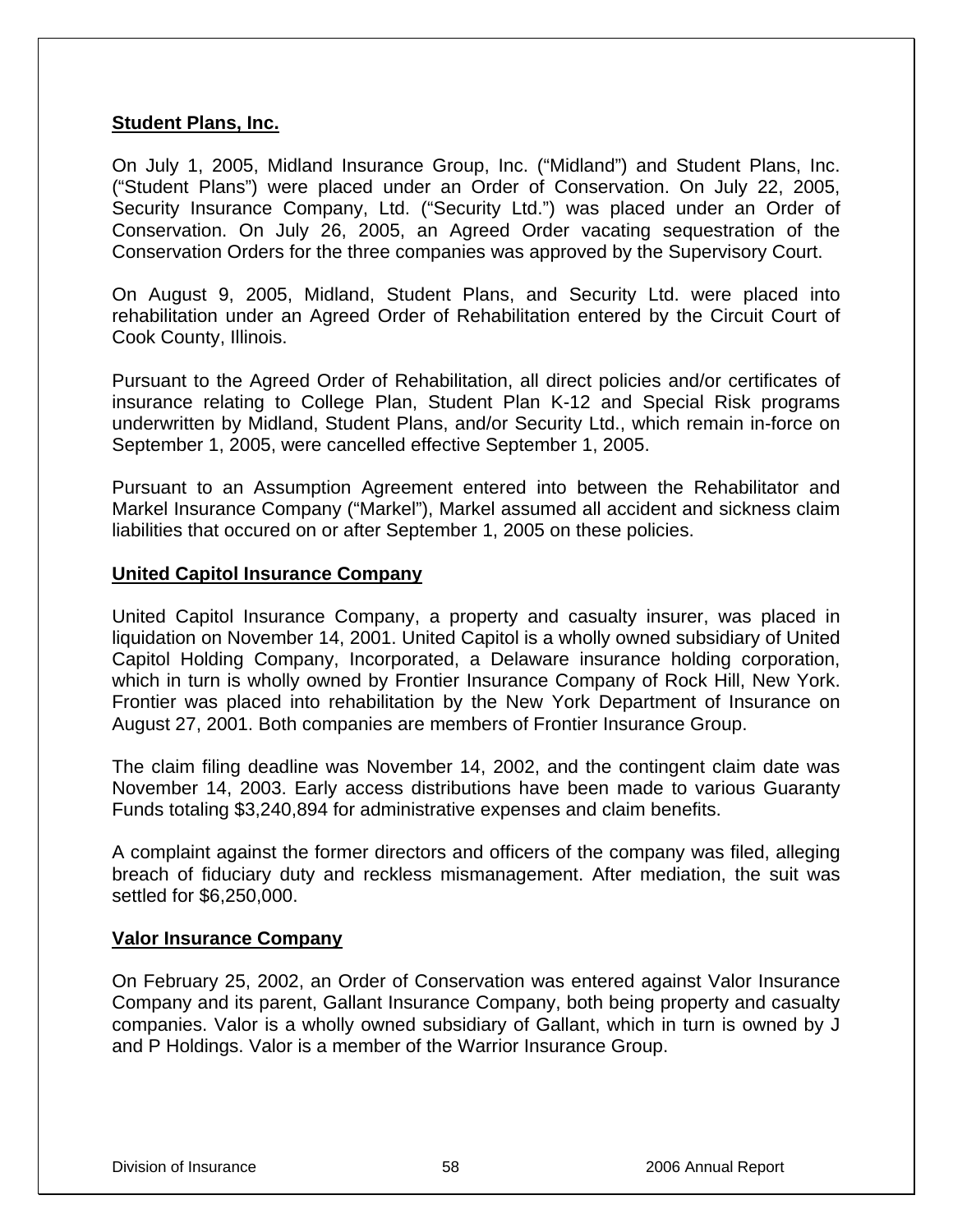## Student Plans, Inc.

On July 1, 2005, Midland Insurance Group, Inc. ("Midland") and Student Plans, Inc. ("Student Plans") were placed under an Order of Conservation. On July 22, 2005, Security Insurance Company, Ltd. ("Security Ltd.") was placed under an Order of Conservation. On July 26, 2005, an Agreed Order vacating sequestration of the Conservation Orders for the three companies was approved by the Supervisory Court.

On August 9, 2005, Midland, Student Plans, and Security Ltd. were placed into rehabilitation under an Agreed Order of Rehabilitation entered by the Circuit Court of Cook County, Illinois.

Pursuant to the Agreed Order of Rehabilitation, all direct policies and/or certificates of insurance relating to College Plan, Student Plan K-12 and Special Risk programs underwritten by Midland, Student Plans, and/or Security Ltd., which remain in-force on September 1, 2005, were cancelled effective September 1, 2005.

Pursuant to an Assumption Agreement entered into between the Rehabilitator and Markel Insurance Company ("Markel"), Markel assumed all accident and sickness claim liabilities that occured on or after September 1, 2005 on these policies.

## United Capitol Insurance Company

United Capitol Insurance Company, a property and casualty insurer, was placed in liquidation on November 14, 2001. United Capitol is a wholly owned subsidiary of United Capitol Holding Company, Incorporated, a Delaware insurance holding corporation, which in turn is wholly owned by Frontier Insurance Company of Rock Hill, New York. Frontier was placed into rehabilitation by the New York Department of Insurance on August 27, 2001. Both companies are members of Frontier Insurance Group.

The claim filing deadline was November 14, 2002, and the contingent claim date was November 14, 2003. Early access distributions have been made to various Guaranty Funds totaling $3,240,894 for administrative expenses and claim benefits.

A complaint against the former directors and officers of the company was filed, alleging breach of fiduciary duty and reckless mismanagement. After mediation, the suit was settled for $6,250,000.

## Valor Insurance Company

On February 25, 2002, an Order of Conservation was entered against Valor Insurance Company and its parent, Gallant Insurance Company, both being property and casualty companies. Valor is a wholly owned subsidiary of Gallant, which in turn is owned by J and P Holdings. Valor is a member of the Warrior Insurance Group.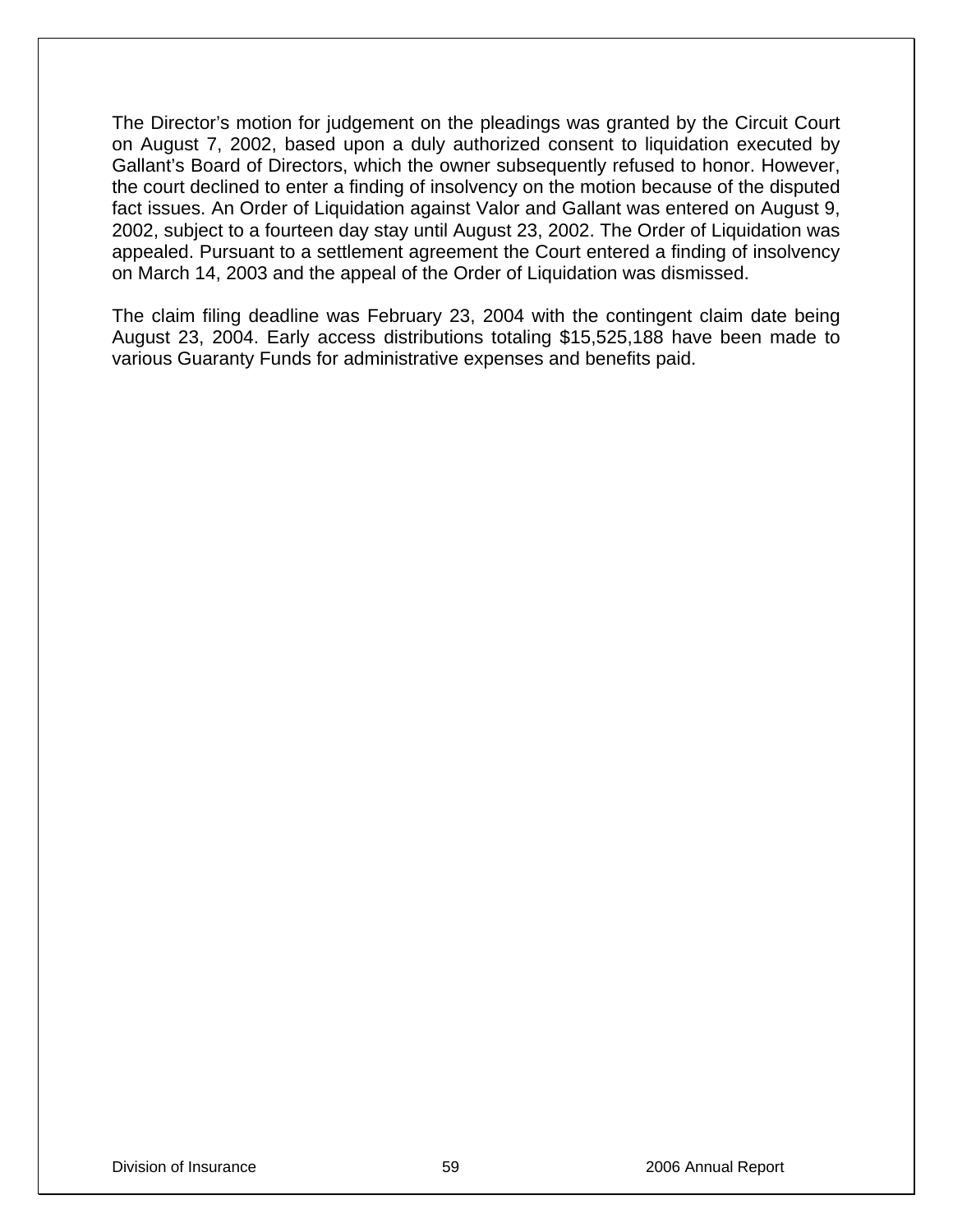The Director's motion for judgement on the pleadings was granted by the Circuit Court on August 7, 2002, based upon a duly authorized consent to liquidation executed by Gallant's Board of Directors, which the owner subsequently refused to honor. However, the court declined to enter a finding of insolvency on the motion because of the disputed fact issues. An Order of Liquidation against Valor and Gallant was entered on August 9, 2002, subject to a fourteen day stay until August 23, 2002. The Order of Liquidation was appealed. Pursuant to a settlement agreement the Court entered a finding of insolvency on March 14, 2003 and the appeal of the Order of Liquidation was dismissed.

The claim filing deadline was February 23, 2004 with the contingent claim date being August 23, 2004. Early access distributions totaling $15,525,188 have been made to various Guaranty Funds for administrative expenses and benefits paid.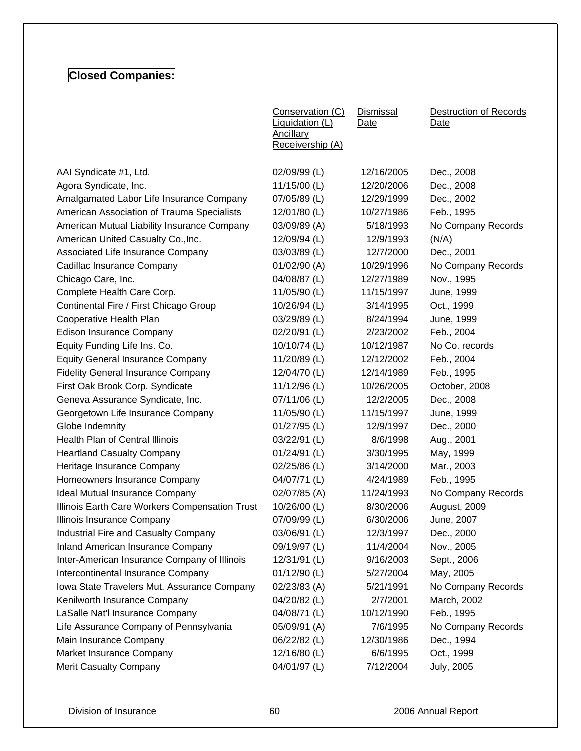## Closed Companies:

| | Conservation (C) Liquidation (L) Ancillary Receivership (A) | Dismissal Date | Destruction of Records Date |
|---|---|---|---|
| AAI Syndicate #1, Ltd. | 02/09/99 (L) | 12/16/2005 | Dec., 2008 |
| Agora Syndicate, Inc. | 11/15/00 (L) | 12/20/2006 | Dec., 2008 |
| Amalgamated Labor Life Insurance Company | 07/05/89 (L) | 12/29/1999 | Dec., 2002 |
| American Association of Trauma Specialists | 12/01/80 (L) | 10/27/1986 | Feb., 1995 |
| American Mutual Liability Insurance Company | 03/09/89 (A) | 5/18/1993 | No Company Records |
| American United Casualty Co.,Inc. | 12/09/94 (L) | 12/9/1993 | (N/A) |
| Associated Life Insurance Company | 03/03/89 (L) | 12/7/2000 | Dec., 2001 |
| Cadillac Insurance Company | 01/02/90 (A) | 10/29/1996 | No Company Records |
| Chicago Care, Inc. | 04/08/87 (L) | 12/27/1989 | Nov., 1995 |
| Complete Health Care Corp. | 11/05/90 (L) | 11/15/1997 | June, 1999 |
| Continental Fire / First Chicago Group | 10/26/94 (L) | 3/14/1995 | Oct., 1999 |
| Cooperative Health Plan | 03/29/89 (L) | 8/24/1994 | June, 1999 |
| Edison Insurance Company | 02/20/91 (L) | 2/23/2002 | Feb., 2004 |
| Equity Funding Life Ins. Co. | 10/10/74 (L) | 10/12/1987 | No Co. records |
| Equity General Insurance Company | 11/20/89 (L) | 12/12/2002 | Feb., 2004 |
| Fidelity General Insurance Company | 12/04/70 (L) | 12/14/1989 | Feb., 1995 |
| First Oak Brook Corp. Syndicate | 11/12/96 (L) | 10/26/2005 | October, 2008 |
| Geneva Assurance Syndicate, Inc. | 07/11/06 (L) | 12/2/2005 | Dec., 2008 |
| Georgetown Life Insurance Company | 11/05/90 (L) | 11/15/1997 | June, 1999 |
| Globe Indemnity | 01/27/95 (L) | 12/9/1997 | Dec., 2000 |
| Health Plan of Central Illinois | 03/22/91 (L) | 8/6/1998 | Aug., 2001 |
| Heartland Casualty Company | 01/24/91 (L) | 3/30/1995 | May, 1999 |
| Heritage Insurance Company | 02/25/86 (L) | 3/14/2000 | Mar., 2003 |
| Homeowners Insurance Company | 04/07/71 (L) | 4/24/1989 | Feb., 1995 |
| Ideal Mutual Insurance Company | 02/07/85 (A) | 11/24/1993 | No Company Records |
| Illinois Earth Care Workers Compensation Trust | 10/26/00 (L) | 8/30/2006 | August, 2009 |
| Illinois Insurance Company | 07/09/99 (L) | 6/30/2006 | June, 2007 |
| Industrial Fire and Casualty Company | 03/06/91 (L) | 12/3/1997 | Dec., 2000 |
| Inland American Insurance Company | 09/19/97 (L) | 11/4/2004 | Nov., 2005 |
| Inter-American Insurance Company of Illinois | 12/31/91 (L) | 9/16/2003 | Sept., 2006 |
| Intercontinental Insurance Company | 01/12/90 (L) | 5/27/2004 | May, 2005 |
| Iowa State Travelers Mut. Assurance Company | 02/23/83 (A) | 5/21/1991 | No Company Records |
| Kenilworth Insurance Company | 04/20/82 (L) | 2/7/2001 | March, 2002 |
| LaSalle Nat'l Insurance Company | 04/08/71 (L) | 10/12/1990 | Feb., 1995 |
| Life Assurance Company of Pennsylvania | 05/09/91 (A) | 7/6/1995 | No Company Records |
| Main Insurance Company | 06/22/82 (L) | 12/30/1986 | Dec., 1994 |
| Market Insurance Company | 12/16/80 (L) | 6/6/1995 | Oct., 1999 |
| Merit Casualty Company | 04/01/97 (L) | 7/12/2004 | July, 2005 |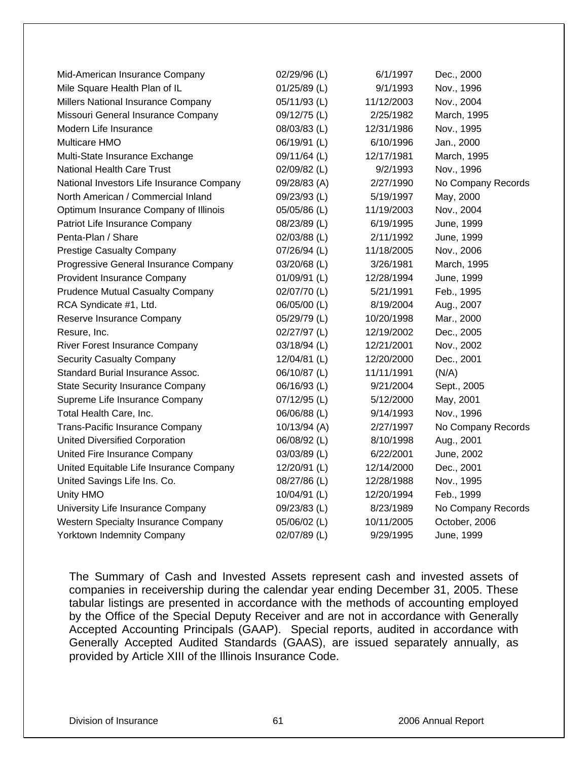| | | | |
|---|---|---|---|
| Mid-American Insurance Company | 02/29/96 (L) | 6/1/1997 | Dec., 2000 |
| Mile Square Health Plan of IL | 01/25/89 (L) | 9/1/1993 | Nov., 1996 |
| Millers National Insurance Company | 05/11/93 (L) | 11/12/2003 | Nov., 2004 |
| Missouri General Insurance Company | 09/12/75 (L) | 2/25/1982 | March, 1995 |
| Modern Life Insurance | 08/03/83 (L) | 12/31/1986 | Nov., 1995 |
| Multicare HMO | 06/19/91 (L) | 6/10/1996 | Jan., 2000 |
| Multi-State Insurance Exchange | 09/11/64 (L) | 12/17/1981 | March, 1995 |
| National Health Care Trust | 02/09/82 (L) | 9/2/1993 | Nov., 1996 |
| National Investors Life Insurance Company | 09/28/83 (A) | 2/27/1990 | No Company Records |
| North American / Commercial Inland | 09/23/93 (L) | 5/19/1997 | May, 2000 |
| Optimum Insurance Company of Illinois | 05/05/86 (L) | 11/19/2003 | Nov., 2004 |
| Patriot Life Insurance Company | 08/23/89 (L) | 6/19/1995 | June, 1999 |
| Penta-Plan / Share | 02/03/88 (L) | 2/11/1992 | June, 1999 |
| Prestige Casualty Company | 07/26/94 (L) | 11/18/2005 | Nov., 2006 |
| Progressive General Insurance Company | 03/20/68 (L) | 3/26/1981 | March, 1995 |
| Provident Insurance Company | 01/09/91 (L) | 12/28/1994 | June, 1999 |
| Prudence Mutual Casualty Company | 02/07/70 (L) | 5/21/1991 | Feb., 1995 |
| RCA Syndicate #1, Ltd. | 06/05/00 (L) | 8/19/2004 | Aug., 2007 |
| Reserve Insurance Company | 05/29/79 (L) | 10/20/1998 | Mar., 2000 |
| Resure, Inc. | 02/27/97 (L) | 12/19/2002 | Dec., 2005 |
| River Forest Insurance Company | 03/18/94 (L) | 12/21/2001 | Nov., 2002 |
| Security Casualty Company | 12/04/81 (L) | 12/20/2000 | Dec., 2001 |
| Standard Burial Insurance Assoc. | 06/10/87 (L) | 11/11/1991 | (N/A) |
| State Security Insurance Company | 06/16/93 (L) | 9/21/2004 | Sept., 2005 |
| Supreme Life Insurance Company | 07/12/95 (L) | 5/12/2000 | May, 2001 |
| Total Health Care, Inc. | 06/06/88 (L) | 9/14/1993 | Nov., 1996 |
| Trans-Pacific Insurance Company | 10/13/94 (A) | 2/27/1997 | No Company Records |
| United Diversified Corporation | 06/08/92 (L) | 8/10/1998 | Aug., 2001 |
| United Fire Insurance Company | 03/03/89 (L) | 6/22/2001 | June, 2002 |
| United Equitable Life Insurance Company | 12/20/91 (L) | 12/14/2000 | Dec., 2001 |
| United Savings Life Ins. Co. | 08/27/86 (L) | 12/28/1988 | Nov., 1995 |
| Unity HMO | 10/04/91 (L) | 12/20/1994 | Feb., 1999 |
| University Life Insurance Company | 09/23/83 (L) | 8/23/1989 | No Company Records |
| Western Specialty Insurance Company | 05/06/02 (L) | 10/11/2005 | October, 2006 |
| Yorktown Indemnity Company | 02/07/89 (L) | 9/29/1995 | June, 1999 |

The Summary of Cash and Invested Assets represent cash and invested assets of companies in receivership during the calendar year ending December 31, 2005. These tabular listings are presented in accordance with the methods of accounting employed by the Office of the Special Deputy Receiver and are not in accordance with Generally Accepted Accounting Principals (GAAP). Special reports, audited in accordance with Generally Accepted Audited Standards (GAAS), are issued separately annually, as provided by Article XIII of the Illinois Insurance Code.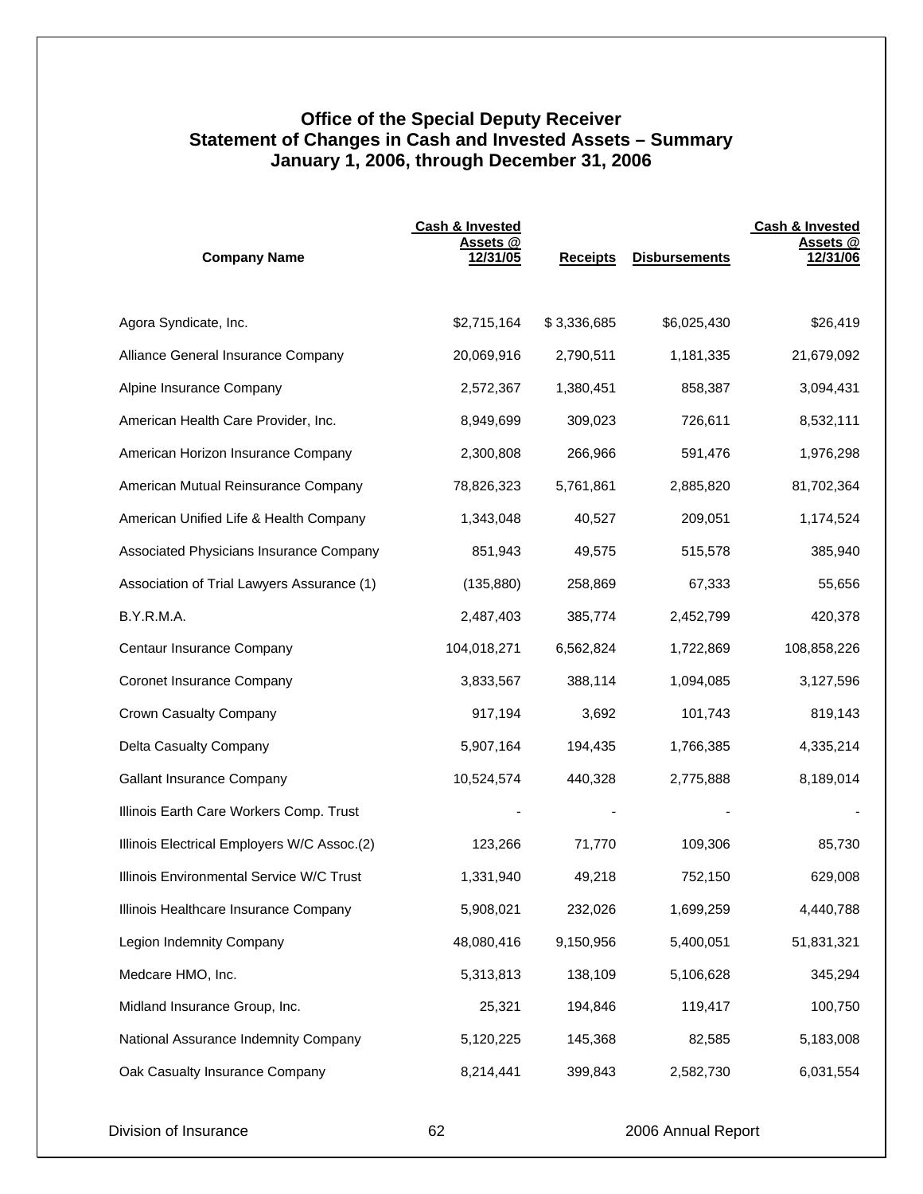## Office of the Special Deputy Receiver
## Statement of Changes in Cash and Invested Assets – Summary
## January 1, 2006, through December 31, 2006

| Company Name | Cash & Invested Assets @ 12/31/05 | Receipts | Disbursements | Cash & Invested Assets @ 12/31/06 |
|---|---|---|---|---|
| Agora Syndicate, Inc. | $2,715,164 | $ 3,336,685 | $6,025,430 | $26,419 |
| Alliance General Insurance Company | 20,069,916 | 2,790,511 | 1,181,335 | 21,679,092 |
| Alpine Insurance Company | 2,572,367 | 1,380,451 | 858,387 | 3,094,431 |
| American Health Care Provider, Inc. | 8,949,699 | 309,023 | 726,611 | 8,532,111 |
| American Horizon Insurance Company | 2,300,808 | 266,966 | 591,476 | 1,976,298 |
| American Mutual Reinsurance Company | 78,826,323 | 5,761,861 | 2,885,820 | 81,702,364 |
| American Unified Life & Health Company | 1,343,048 | 40,527 | 209,051 | 1,174,524 |
| Associated Physicians Insurance Company | 851,943 | 49,575 | 515,578 | 385,940 |
| Association of Trial Lawyers Assurance (1) | (135,880) | 258,869 | 67,333 | 55,656 |
| B.Y.R.M.A. | 2,487,403 | 385,774 | 2,452,799 | 420,378 |
| Centaur Insurance Company | 104,018,271 | 6,562,824 | 1,722,869 | 108,858,226 |
| Coronet Insurance Company | 3,833,567 | 388,114 | 1,094,085 | 3,127,596 |
| Crown Casualty Company | 917,194 | 3,692 | 101,743 | 819,143 |
| Delta Casualty Company | 5,907,164 | 194,435 | 1,766,385 | 4,335,214 |
| Gallant Insurance Company | 10,524,574 | 440,328 | 2,775,888 | 8,189,014 |
| Illinois Earth Care Workers Comp. Trust | - | - | - | - |
| Illinois Electrical Employers W/C Assoc.(2) | 123,266 | 71,770 | 109,306 | 85,730 |
| Illinois Environmental Service W/C Trust | 1,331,940 | 49,218 | 752,150 | 629,008 |
| Illinois Healthcare Insurance Company | 5,908,021 | 232,026 | 1,699,259 | 4,440,788 |
| Legion Indemnity Company | 48,080,416 | 9,150,956 | 5,400,051 | 51,831,321 |
| Medcare HMO, Inc. | 5,313,813 | 138,109 | 5,106,628 | 345,294 |
| Midland Insurance Group, Inc. | 25,321 | 194,846 | 119,417 | 100,750 |
| National Assurance Indemnity Company | 5,120,225 | 145,368 | 82,585 | 5,183,008 |
| Oak Casualty Insurance Company | 8,214,441 | 399,843 | 2,582,730 | 6,031,554 |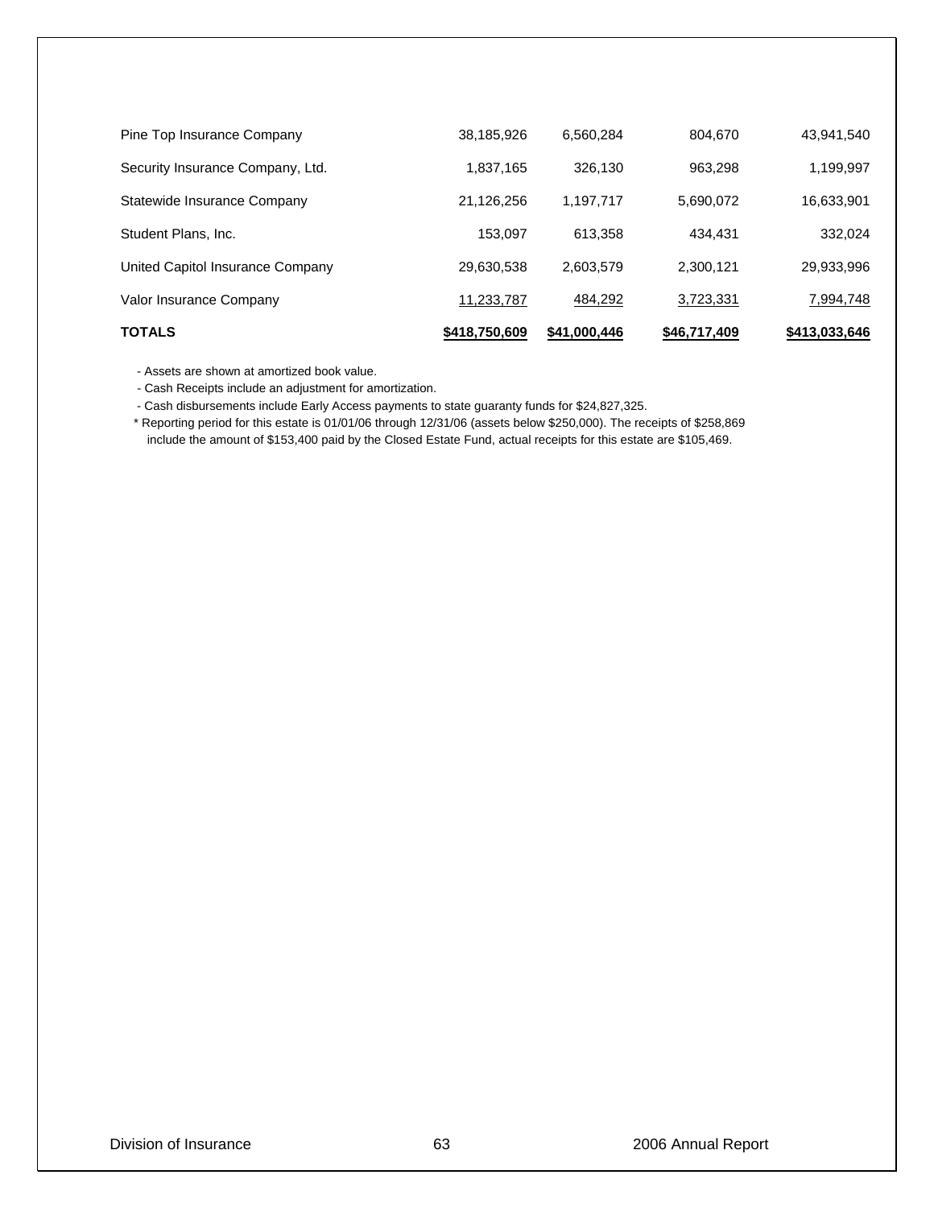| | | | | |
|---|---|---|---|---|
| Pine Top Insurance Company | 38,185,926 | 6,560,284 | 804,670 | 43,941,540 |
| Security Insurance Company, Ltd. | 1,837,165 | 326,130 | 963,298 | 1,199,997 |
| Statewide Insurance Company | 21,126,256 | 1,197,717 | 5,690,072 | 16,633,901 |
| Student Plans, Inc. | 153,097 | 613,358 | 434,431 | 332,024 |
| United Capitol Insurance Company | 29,630,538 | 2,603,579 | 2,300,121 | 29,933,996 |
| Valor Insurance Company | 11,233,787 | 484,292 | 3,723,331 | 7,994,748 |
| **TOTALS** | **$418,750,609** | **$41,000,446** | **$46,717,409** | **$413,033,646** |

- Assets are shown at amortized book value.
- Cash Receipts include an adjustment for amortization.
- Cash disbursements include Early Access payments to state guaranty funds for $24,827,325.

\* Reporting period for this estate is 01/01/06 through 12/31/06 (assets below $250,000). The receipts of $258,869 include the amount of $153,400 paid by the Closed Estate Fund, actual receipts for this estate are $105,469.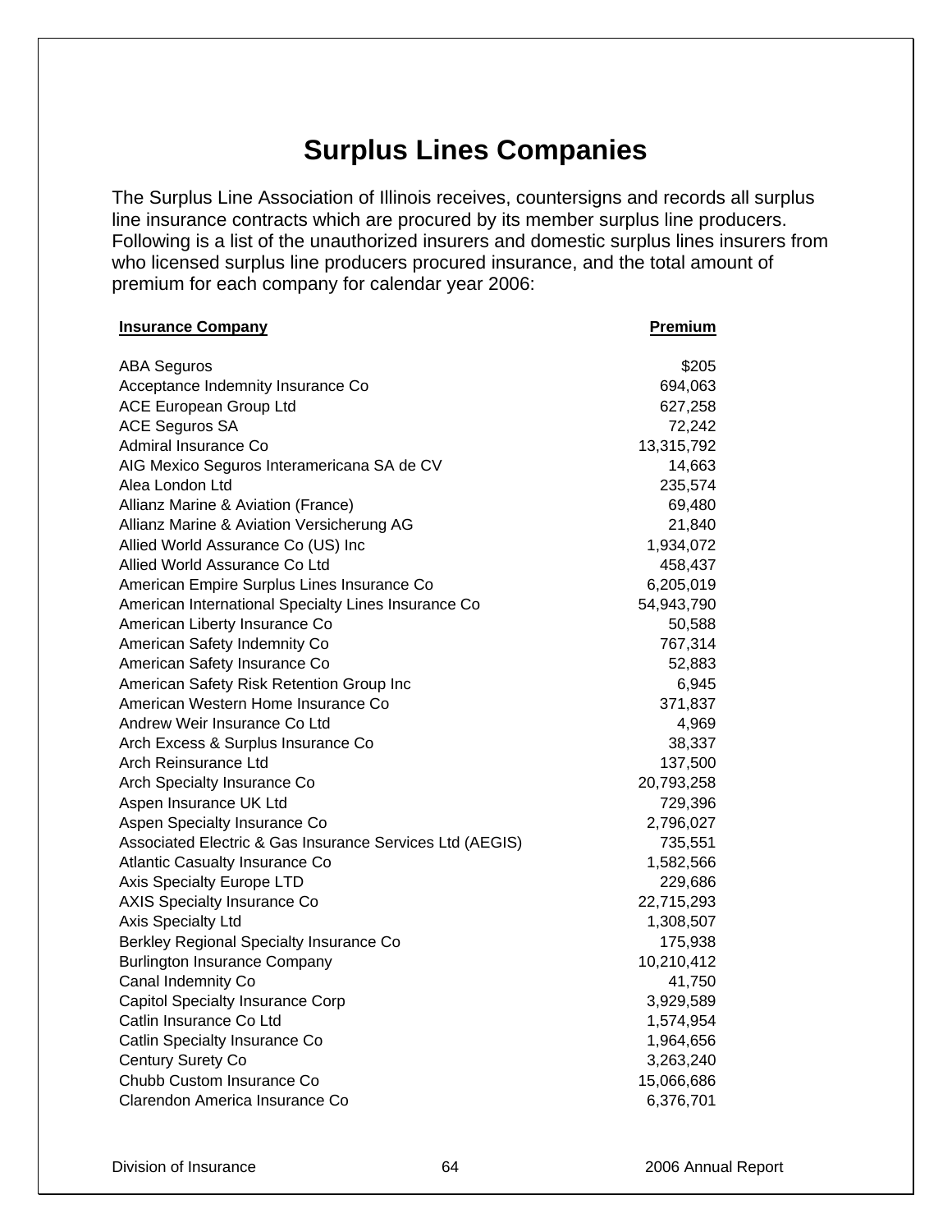# Surplus Lines Companies

The Surplus Line Association of Illinois receives, countersigns and records all surplus line insurance contracts which are procured by its member surplus line producers. Following is a list of the unauthorized insurers and domestic surplus lines insurers from who licensed surplus line producers procured insurance, and the total amount of premium for each company for calendar year 2006:

| Insurance Company | Premium |
|---|---:|
| ABA Seguros | $205 |
| Acceptance Indemnity Insurance Co | 694,063 |
| ACE European Group Ltd | 627,258 |
| ACE Seguros SA | 72,242 |
| Admiral Insurance Co | 13,315,792 |
| AIG Mexico Seguros Interamericana SA de CV | 14,663 |
| Alea London Ltd | 235,574 |
| Allianz Marine & Aviation (France) | 69,480 |
| Allianz Marine & Aviation Versicherung AG | 21,840 |
| Allied World Assurance Co (US) Inc | 1,934,072 |
| Allied World Assurance Co Ltd | 458,437 |
| American Empire Surplus Lines Insurance Co | 6,205,019 |
| American International Specialty Lines Insurance Co | 54,943,790 |
| American Liberty Insurance Co | 50,588 |
| American Safety Indemnity Co | 767,314 |
| American Safety Insurance Co | 52,883 |
| American Safety Risk Retention Group Inc | 6,945 |
| American Western Home Insurance Co | 371,837 |
| Andrew Weir Insurance Co Ltd | 4,969 |
| Arch Excess & Surplus Insurance Co | 38,337 |
| Arch Reinsurance Ltd | 137,500 |
| Arch Specialty Insurance Co | 20,793,258 |
| Aspen Insurance UK Ltd | 729,396 |
| Aspen Specialty Insurance Co | 2,796,027 |
| Associated Electric & Gas Insurance Services Ltd (AEGIS) | 735,551 |
| Atlantic Casualty Insurance Co | 1,582,566 |
| Axis Specialty Europe LTD | 229,686 |
| AXIS Specialty Insurance Co | 22,715,293 |
| Axis Specialty Ltd | 1,308,507 |
| Berkley Regional Specialty Insurance Co | 175,938 |
| Burlington Insurance Company | 10,210,412 |
| Canal Indemnity Co | 41,750 |
| Capitol Specialty Insurance Corp | 3,929,589 |
| Catlin Insurance Co Ltd | 1,574,954 |
| Catlin Specialty Insurance Co | 1,964,656 |
| Century Surety Co | 3,263,240 |
| Chubb Custom Insurance Co | 15,066,686 |
| Clarendon America Insurance Co | 6,376,701 |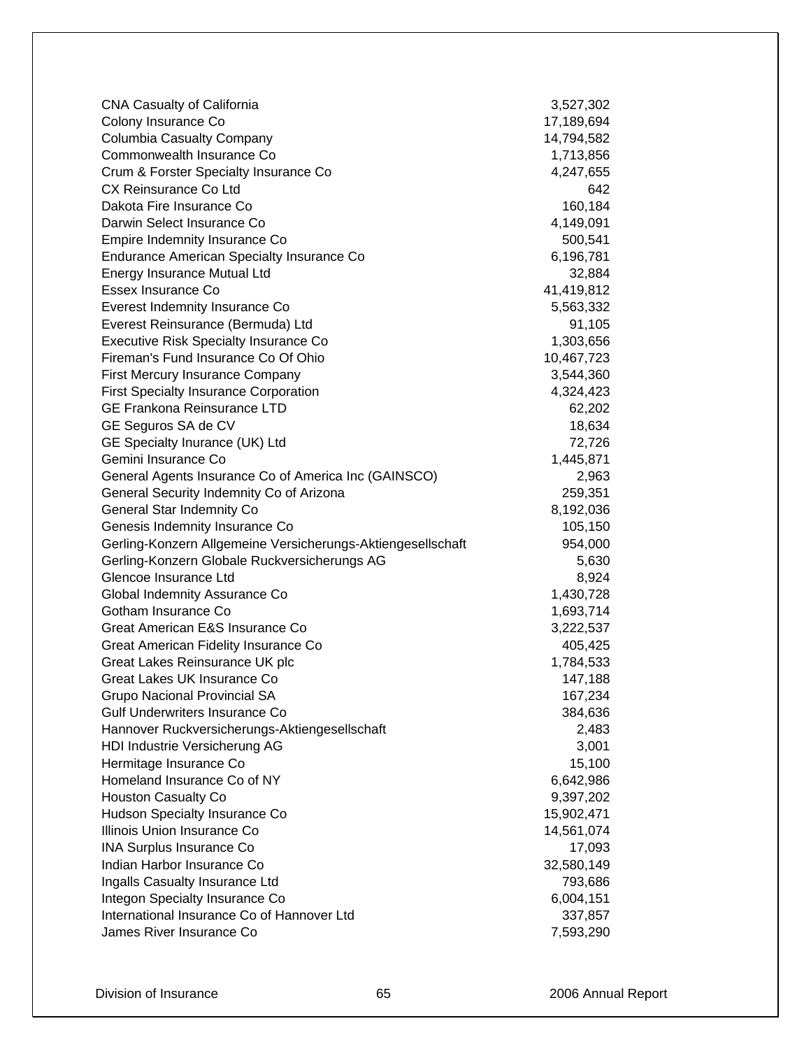| | |
|---|---|
| CNA Casualty of California | 3,527,302 |
| Colony Insurance Co | 17,189,694 |
| Columbia Casualty Company | 14,794,582 |
| Commonwealth Insurance Co | 1,713,856 |
| Crum & Forster Specialty Insurance Co | 4,247,655 |
| CX Reinsurance Co Ltd | 642 |
| Dakota Fire Insurance Co | 160,184 |
| Darwin Select Insurance Co | 4,149,091 |
| Empire Indemnity Insurance Co | 500,541 |
| Endurance American Specialty Insurance Co | 6,196,781 |
| Energy Insurance Mutual Ltd | 32,884 |
| Essex Insurance Co | 41,419,812 |
| Everest Indemnity Insurance Co | 5,563,332 |
| Everest Reinsurance (Bermuda) Ltd | 91,105 |
| Executive Risk Specialty Insurance Co | 1,303,656 |
| Fireman's Fund Insurance Co Of Ohio | 10,467,723 |
| First Mercury Insurance Company | 3,544,360 |
| First Specialty Insurance Corporation | 4,324,423 |
| GE Frankona Reinsurance LTD | 62,202 |
| GE Seguros SA de CV | 18,634 |
| GE Specialty Inurance (UK) Ltd | 72,726 |
| Gemini Insurance Co | 1,445,871 |
| General Agents Insurance Co of America Inc (GAINSCO) | 2,963 |
| General Security Indemnity Co of Arizona | 259,351 |
| General Star Indemnity Co | 8,192,036 |
| Genesis Indemnity Insurance Co | 105,150 |
| Gerling-Konzern Allgemeine Versicherungs-Aktiengesellschaft | 954,000 |
| Gerling-Konzern Globale Ruckversicherungs AG | 5,630 |
| Glencoe Insurance Ltd | 8,924 |
| Global Indemnity Assurance Co | 1,430,728 |
| Gotham Insurance Co | 1,693,714 |
| Great American E&S Insurance Co | 3,222,537 |
| Great American Fidelity Insurance Co | 405,425 |
| Great Lakes Reinsurance UK plc | 1,784,533 |
| Great Lakes UK Insurance Co | 147,188 |
| Grupo Nacional Provincial SA | 167,234 |
| Gulf Underwriters Insurance Co | 384,636 |
| Hannover Ruckversicherungs-Aktiengesellschaft | 2,483 |
| HDI Industrie Versicherung AG | 3,001 |
| Hermitage Insurance Co | 15,100 |
| Homeland Insurance Co of NY | 6,642,986 |
| Houston Casualty Co | 9,397,202 |
| Hudson Specialty Insurance Co | 15,902,471 |
| Illinois Union Insurance Co | 14,561,074 |
| INA Surplus Insurance Co | 17,093 |
| Indian Harbor Insurance Co | 32,580,149 |
| Ingalls Casualty Insurance Ltd | 793,686 |
| Integon Specialty Insurance Co | 6,004,151 |
| International Insurance Co of Hannover Ltd | 337,857 |
| James River Insurance Co | 7,593,290 |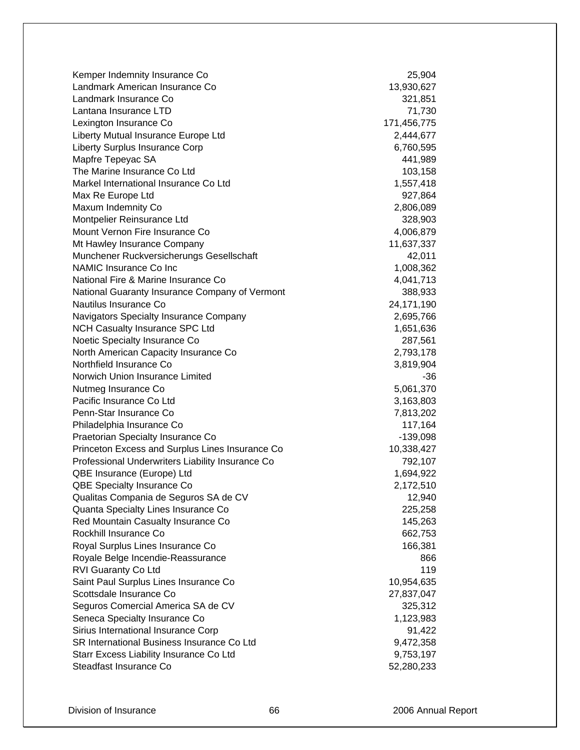| | |
|---|---|
| Kemper Indemnity Insurance Co | 25,904 |
| Landmark American Insurance Co | 13,930,627 |
| Landmark Insurance Co | 321,851 |
| Lantana Insurance LTD | 71,730 |
| Lexington Insurance Co | 171,456,775 |
| Liberty Mutual Insurance Europe Ltd | 2,444,677 |
| Liberty Surplus Insurance Corp | 6,760,595 |
| Mapfre Tepeyac SA | 441,989 |
| The Marine Insurance Co Ltd | 103,158 |
| Markel International Insurance Co Ltd | 1,557,418 |
| Max Re Europe Ltd | 927,864 |
| Maxum Indemnity Co | 2,806,089 |
| Montpelier Reinsurance Ltd | 328,903 |
| Mount Vernon Fire Insurance Co | 4,006,879 |
| Mt Hawley Insurance Company | 11,637,337 |
| Munchener Ruckversicherungs Gesellschaft | 42,011 |
| NAMIC Insurance Co Inc | 1,008,362 |
| National Fire & Marine Insurance Co | 4,041,713 |
| National Guaranty Insurance Company of Vermont | 388,933 |
| Nautilus Insurance Co | 24,171,190 |
| Navigators Specialty Insurance Company | 2,695,766 |
| NCH Casualty Insurance SPC Ltd | 1,651,636 |
| Noetic Specialty Insurance Co | 287,561 |
| North American Capacity Insurance Co | 2,793,178 |
| Northfield Insurance Co | 3,819,904 |
| Norwich Union Insurance Limited | -36 |
| Nutmeg Insurance Co | 5,061,370 |
| Pacific Insurance Co Ltd | 3,163,803 |
| Penn-Star Insurance Co | 7,813,202 |
| Philadelphia Insurance Co | 117,164 |
| Praetorian Specialty Insurance Co | -139,098 |
| Princeton Excess and Surplus Lines Insurance Co | 10,338,427 |
| Professional Underwriters Liability Insurance Co | 792,107 |
| QBE Insurance (Europe) Ltd | 1,694,922 |
| QBE Specialty Insurance Co | 2,172,510 |
| Qualitas Compania de Seguros SA de CV | 12,940 |
| Quanta Specialty Lines Insurance Co | 225,258 |
| Red Mountain Casualty Insurance Co | 145,263 |
| Rockhill Insurance Co | 662,753 |
| Royal Surplus Lines Insurance Co | 166,381 |
| Royale Belge Incendie-Reassurance | 866 |
| RVI Guaranty Co Ltd | 119 |
| Saint Paul Surplus Lines Insurance Co | 10,954,635 |
| Scottsdale Insurance Co | 27,837,047 |
| Seguros Comercial America SA de CV | 325,312 |
| Seneca Specialty Insurance Co | 1,123,983 |
| Sirius International Insurance Corp | 91,422 |
| SR International Business Insurance Co Ltd | 9,472,358 |
| Starr Excess Liability Insurance Co Ltd | 9,753,197 |
| Steadfast Insurance Co | 52,280,233 |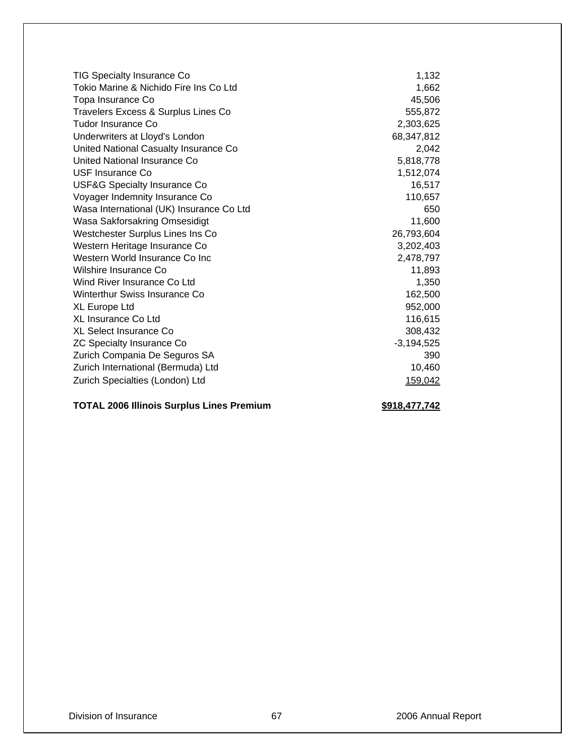| Company | Premium |
|---|---|
| TIG Specialty Insurance Co | 1,132 |
| Tokio Marine & Nichido Fire Ins Co Ltd | 1,662 |
| Topa Insurance Co | 45,506 |
| Travelers Excess & Surplus Lines Co | 555,872 |
| Tudor Insurance Co | 2,303,625 |
| Underwriters at Lloyd's London | 68,347,812 |
| United National Casualty Insurance Co | 2,042 |
| United National Insurance Co | 5,818,778 |
| USF Insurance Co | 1,512,074 |
| USF&G Specialty Insurance Co | 16,517 |
| Voyager Indemnity Insurance Co | 110,657 |
| Wasa International (UK) Insurance Co Ltd | 650 |
| Wasa Sakforsakring Omsesidigt | 11,600 |
| Westchester Surplus Lines Ins Co | 26,793,604 |
| Western Heritage Insurance Co | 3,202,403 |
| Western World Insurance Co Inc | 2,478,797 |
| Wilshire Insurance Co | 11,893 |
| Wind River Insurance Co Ltd | 1,350 |
| Winterthur Swiss Insurance Co | 162,500 |
| XL Europe Ltd | 952,000 |
| XL Insurance Co Ltd | 116,615 |
| XL Select Insurance Co | 308,432 |
| ZC Specialty Insurance Co | -3,194,525 |
| Zurich Compania De Seguros SA | 390 |
| Zurich International (Bermuda) Ltd | 10,460 |
| Zurich Specialties (London) Ltd | 159,042 |
| **TOTAL 2006 Illinois Surplus Lines Premium** | **$918,477,742** |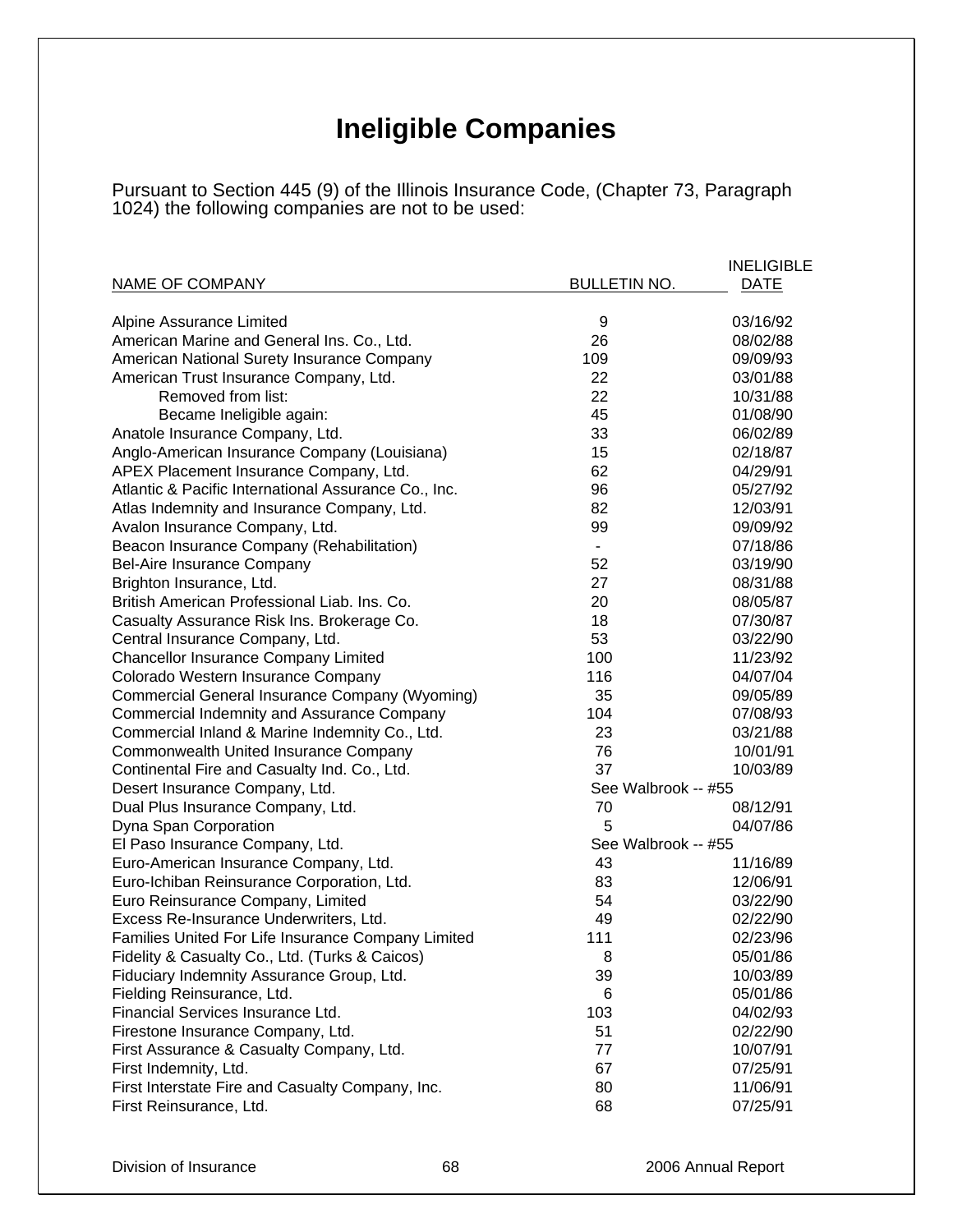# Ineligible Companies

Pursuant to Section 445 (9) of the Illinois Insurance Code, (Chapter 73, Paragraph 1024) the following companies are not to be used:

| NAME OF COMPANY | BULLETIN NO. | INELIGIBLE DATE |
|---|---|---|
| Alpine Assurance Limited | 9 | 03/16/92 |
| American Marine and General Ins. Co., Ltd. | 26 | 08/02/88 |
| American National Surety Insurance Company | 109 | 09/09/93 |
| American Trust Insurance Company, Ltd. | 22 | 03/01/88 |
| Removed from list: | 22 | 10/31/88 |
| Became Ineligible again: | 45 | 01/08/90 |
| Anatole Insurance Company, Ltd. | 33 | 06/02/89 |
| Anglo-American Insurance Company (Louisiana) | 15 | 02/18/87 |
| APEX Placement Insurance Company, Ltd. | 62 | 04/29/91 |
| Atlantic & Pacific International Assurance Co., Inc. | 96 | 05/27/92 |
| Atlas Indemnity and Insurance Company, Ltd. | 82 | 12/03/91 |
| Avalon Insurance Company, Ltd. | 99 | 09/09/92 |
| Beacon Insurance Company (Rehabilitation) | - | 07/18/86 |
| Bel-Aire Insurance Company | 52 | 03/19/90 |
| Brighton Insurance, Ltd. | 27 | 08/31/88 |
| British American Professional Liab. Ins. Co. | 20 | 08/05/87 |
| Casualty Assurance Risk Ins. Brokerage Co. | 18 | 07/30/87 |
| Central Insurance Company, Ltd. | 53 | 03/22/90 |
| Chancellor Insurance Company Limited | 100 | 11/23/92 |
| Colorado Western Insurance Company | 116 | 04/07/04 |
| Commercial General Insurance Company (Wyoming) | 35 | 09/05/89 |
| Commercial Indemnity and Assurance Company | 104 | 07/08/93 |
| Commercial Inland & Marine Indemnity Co., Ltd. | 23 | 03/21/88 |
| Commonwealth United Insurance Company | 76 | 10/01/91 |
| Continental Fire and Casualty Ind. Co., Ltd. | 37 | 10/03/89 |
| Desert Insurance Company, Ltd. | See Walbrook -- #55 | |
| Dual Plus Insurance Company, Ltd. | 70 | 08/12/91 |
| Dyna Span Corporation | 5 | 04/07/86 |
| El Paso Insurance Company, Ltd. | See Walbrook -- #55 | |
| Euro-American Insurance Company, Ltd. | 43 | 11/16/89 |
| Euro-Ichiban Reinsurance Corporation, Ltd. | 83 | 12/06/91 |
| Euro Reinsurance Company, Limited | 54 | 03/22/90 |
| Excess Re-Insurance Underwriters, Ltd. | 49 | 02/22/90 |
| Families United For Life Insurance Company Limited | 111 | 02/23/96 |
| Fidelity & Casualty Co., Ltd. (Turks & Caicos) | 8 | 05/01/86 |
| Fiduciary Indemnity Assurance Group, Ltd. | 39 | 10/03/89 |
| Fielding Reinsurance, Ltd. | 6 | 05/01/86 |
| Financial Services Insurance Ltd. | 103 | 04/02/93 |
| Firestone Insurance Company, Ltd. | 51 | 02/22/90 |
| First Assurance & Casualty Company, Ltd. | 77 | 10/07/91 |
| First Indemnity, Ltd. | 67 | 07/25/91 |
| First Interstate Fire and Casualty Company, Inc. | 80 | 11/06/91 |
| First Reinsurance, Ltd. | 68 | 07/25/91 |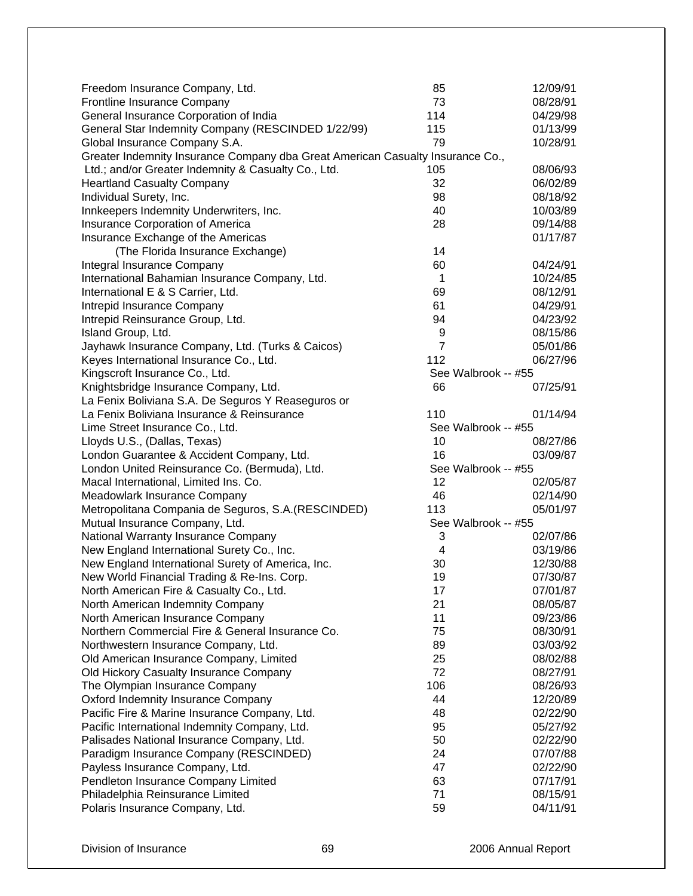| Company | Number | Date |
|---|---|---|
| Freedom Insurance Company, Ltd. | 85 | 12/09/91 |
| Frontline Insurance Company | 73 | 08/28/91 |
| General Insurance Corporation of India | 114 | 04/29/98 |
| General Star Indemnity Company (RESCINDED 1/22/99) | 115 | 01/13/99 |
| Global Insurance Company S.A. | 79 | 10/28/91 |
| Greater Indemnity Insurance Company dba Great American Casualty Insurance Co., Ltd.; and/or Greater Indemnity & Casualty Co., Ltd. | 105 | 08/06/93 |
| Heartland Casualty Company | 32 | 06/02/89 |
| Individual Surety, Inc. | 98 | 08/18/92 |
| Innkeepers Indemnity Underwriters, Inc. | 40 | 10/03/89 |
| Insurance Corporation of America | 28 | 09/14/88 |
| Insurance Exchange of the Americas (The Florida Insurance Exchange) | 14 | 01/17/87 |
| Integral Insurance Company | 60 | 04/24/91 |
| International Bahamian Insurance Company, Ltd. | 1 | 10/24/85 |
| International E & S Carrier, Ltd. | 69 | 08/12/91 |
| Intrepid Insurance Company | 61 | 04/29/91 |
| Intrepid Reinsurance Group, Ltd. | 94 | 04/23/92 |
| Island Group, Ltd. | 9 | 08/15/86 |
| Jayhawk Insurance Company, Ltd. (Turks & Caicos) | 7 | 05/01/86 |
| Keyes International Insurance Co., Ltd. | 112 | 06/27/96 |
| Kingscroft Insurance Co., Ltd. | See Walbrook -- #55 | |
| Knightsbridge Insurance Company, Ltd. | 66 | 07/25/91 |
| La Fenix Boliviana S.A. De Seguros Y Reaseguros or La Fenix Boliviana Insurance & Reinsurance | 110 | 01/14/94 |
| Lime Street Insurance Co., Ltd. | See Walbrook -- #55 | |
| Lloyds U.S., (Dallas, Texas) | 10 | 08/27/86 |
| London Guarantee & Accident Company, Ltd. | 16 | 03/09/87 |
| London United Reinsurance Co. (Bermuda), Ltd. | See Walbrook -- #55 | |
| Macal International, Limited Ins. Co. | 12 | 02/05/87 |
| Meadowlark Insurance Company | 46 | 02/14/90 |
| Metropolitana Compania de Seguros, S.A.(RESCINDED) | 113 | 05/01/97 |
| Mutual Insurance Company, Ltd. | See Walbrook -- #55 | |
| National Warranty Insurance Company | 3 | 02/07/86 |
| New England International Surety Co., Inc. | 4 | 03/19/86 |
| New England International Surety of America, Inc. | 30 | 12/30/88 |
| New World Financial Trading & Re-Ins. Corp. | 19 | 07/30/87 |
| North American Fire & Casualty Co., Ltd. | 17 | 07/01/87 |
| North American Indemnity Company | 21 | 08/05/87 |
| North American Insurance Company | 11 | 09/23/86 |
| Northern Commercial Fire & General Insurance Co. | 75 | 08/30/91 |
| Northwestern Insurance Company, Ltd. | 89 | 03/03/92 |
| Old American Insurance Company, Limited | 25 | 08/02/88 |
| Old Hickory Casualty Insurance Company | 72 | 08/27/91 |
| The Olympian Insurance Company | 106 | 08/26/93 |
| Oxford Indemnity Insurance Company | 44 | 12/20/89 |
| Pacific Fire & Marine Insurance Company, Ltd. | 48 | 02/22/90 |
| Pacific International Indemnity Company, Ltd. | 95 | 05/27/92 |
| Palisades National Insurance Company, Ltd. | 50 | 02/22/90 |
| Paradigm Insurance Company (RESCINDED) | 24 | 07/07/88 |
| Payless Insurance Company, Ltd. | 47 | 02/22/90 |
| Pendleton Insurance Company Limited | 63 | 07/17/91 |
| Philadelphia Reinsurance Limited | 71 | 08/15/91 |
| Polaris Insurance Company, Ltd. | 59 | 04/11/91 |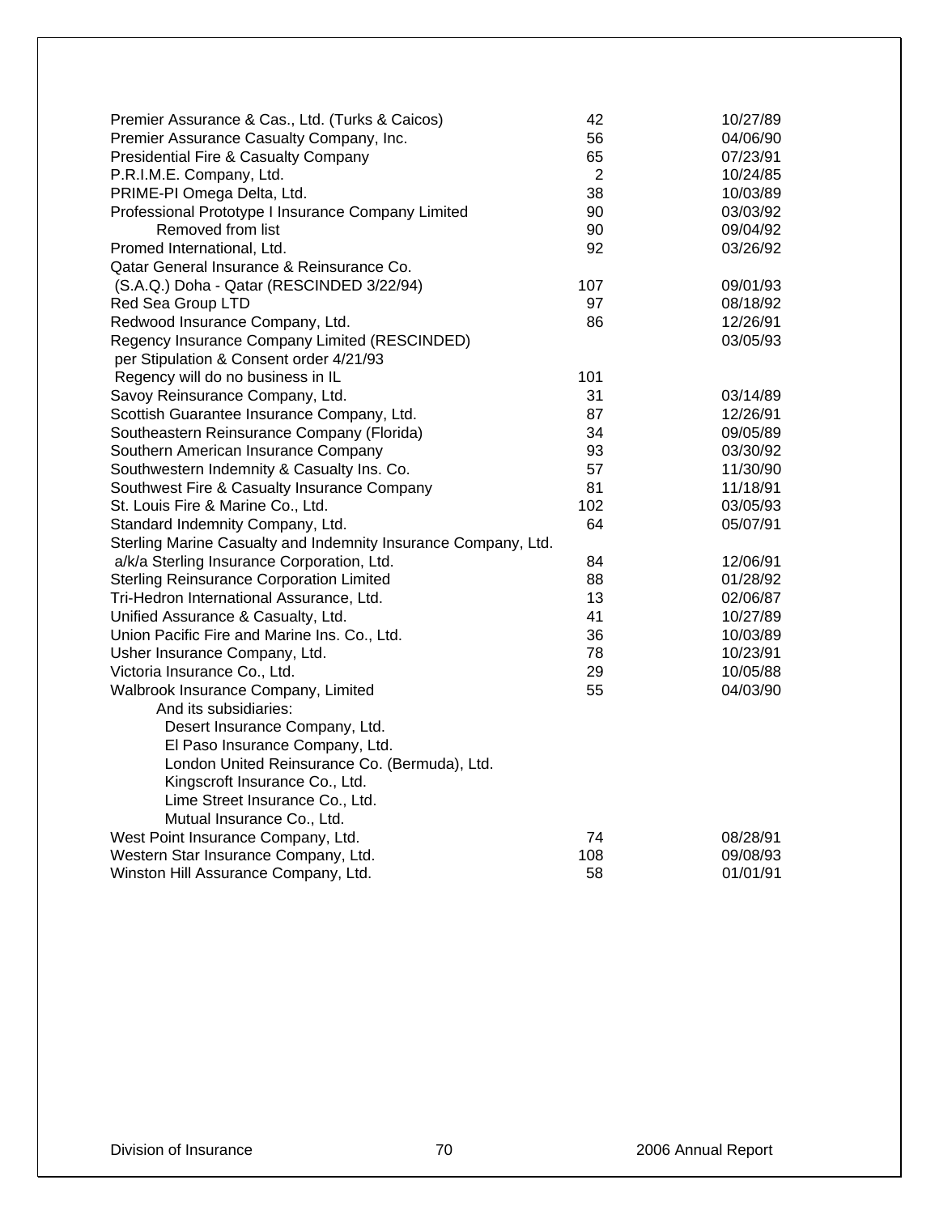| | | |
|---|---|---|
| Premier Assurance & Cas., Ltd. (Turks & Caicos) | 42 | 10/27/89 |
| Premier Assurance Casualty Company, Inc. | 56 | 04/06/90 |
| Presidential Fire & Casualty Company | 65 | 07/23/91 |
| P.R.I.M.E. Company, Ltd. | 2 | 10/24/85 |
| PRIME-PI Omega Delta, Ltd. | 38 | 10/03/89 |
| Professional Prototype I Insurance Company Limited | 90 | 03/03/92 |
| Removed from list | 90 | 09/04/92 |
| Promed International, Ltd. | 92 | 03/26/92 |
| Qatar General Insurance & Reinsurance Co. | | |
| (S.A.Q.) Doha - Qatar (RESCINDED 3/22/94) | 107 | 09/01/93 |
| Red Sea Group LTD | 97 | 08/18/92 |
| Redwood Insurance Company, Ltd. | 86 | 12/26/91 |
| Regency Insurance Company Limited (RESCINDED) | | 03/05/93 |
| per Stipulation & Consent order 4/21/93 | | |
| Regency will do no business in IL | 101 | |
| Savoy Reinsurance Company, Ltd. | 31 | 03/14/89 |
| Scottish Guarantee Insurance Company, Ltd. | 87 | 12/26/91 |
| Southeastern Reinsurance Company (Florida) | 34 | 09/05/89 |
| Southern American Insurance Company | 93 | 03/30/92 |
| Southwestern Indemnity & Casualty Ins. Co. | 57 | 11/30/90 |
| Southwest Fire & Casualty Insurance Company | 81 | 11/18/91 |
| St. Louis Fire & Marine Co., Ltd. | 102 | 03/05/93 |
| Standard Indemnity Company, Ltd. | 64 | 05/07/91 |
| Sterling Marine Casualty and Indemnity Insurance Company, Ltd. | | |
| a/k/a Sterling Insurance Corporation, Ltd. | 84 | 12/06/91 |
| Sterling Reinsurance Corporation Limited | 88 | 01/28/92 |
| Tri-Hedron International Assurance, Ltd. | 13 | 02/06/87 |
| Unified Assurance & Casualty, Ltd. | 41 | 10/27/89 |
| Union Pacific Fire and Marine Ins. Co., Ltd. | 36 | 10/03/89 |
| Usher Insurance Company, Ltd. | 78 | 10/23/91 |
| Victoria Insurance Co., Ltd. | 29 | 10/05/88 |
| Walbrook Insurance Company, Limited | 55 | 04/03/90 |
| And its subsidiaries: | | |
| Desert Insurance Company, Ltd. | | |
| El Paso Insurance Company, Ltd. | | |
| London United Reinsurance Co. (Bermuda), Ltd. | | |
| Kingscroft Insurance Co., Ltd. | | |
| Lime Street Insurance Co., Ltd. | | |
| Mutual Insurance Co., Ltd. | | |
| West Point Insurance Company, Ltd. | 74 | 08/28/91 |
| Western Star Insurance Company, Ltd. | 108 | 09/08/93 |
| Winston Hill Assurance Company, Ltd. | 58 | 01/01/91 |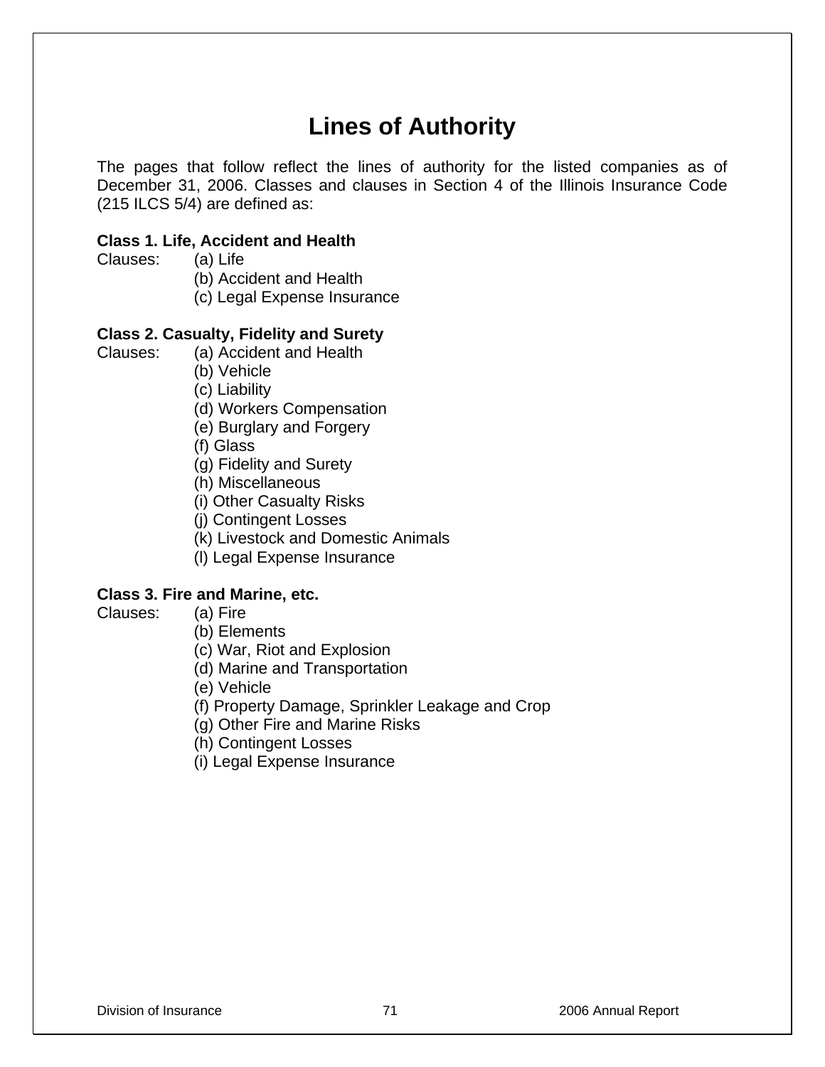# Lines of Authority

The pages that follow reflect the lines of authority for the listed companies as of December 31, 2006. Classes and clauses in Section 4 of the Illinois Insurance Code (215 ILCS 5/4) are defined as:

**Class 1. Life, Accident and Health**

Clauses:
- (a) Life
- (b) Accident and Health
- (c) Legal Expense Insurance

**Class 2. Casualty, Fidelity and Surety**

Clauses:
- (a) Accident and Health
- (b) Vehicle
- (c) Liability
- (d) Workers Compensation
- (e) Burglary and Forgery
- (f) Glass
- (g) Fidelity and Surety
- (h) Miscellaneous
- (i) Other Casualty Risks
- (j) Contingent Losses
- (k) Livestock and Domestic Animals
- (l) Legal Expense Insurance

**Class 3. Fire and Marine, etc.**

Clauses:
- (a) Fire
- (b) Elements
- (c) War, Riot and Explosion
- (d) Marine and Transportation
- (e) Vehicle
- (f) Property Damage, Sprinkler Leakage and Crop
- (g) Other Fire and Marine Risks
- (h) Contingent Losses
- (i) Legal Expense Insurance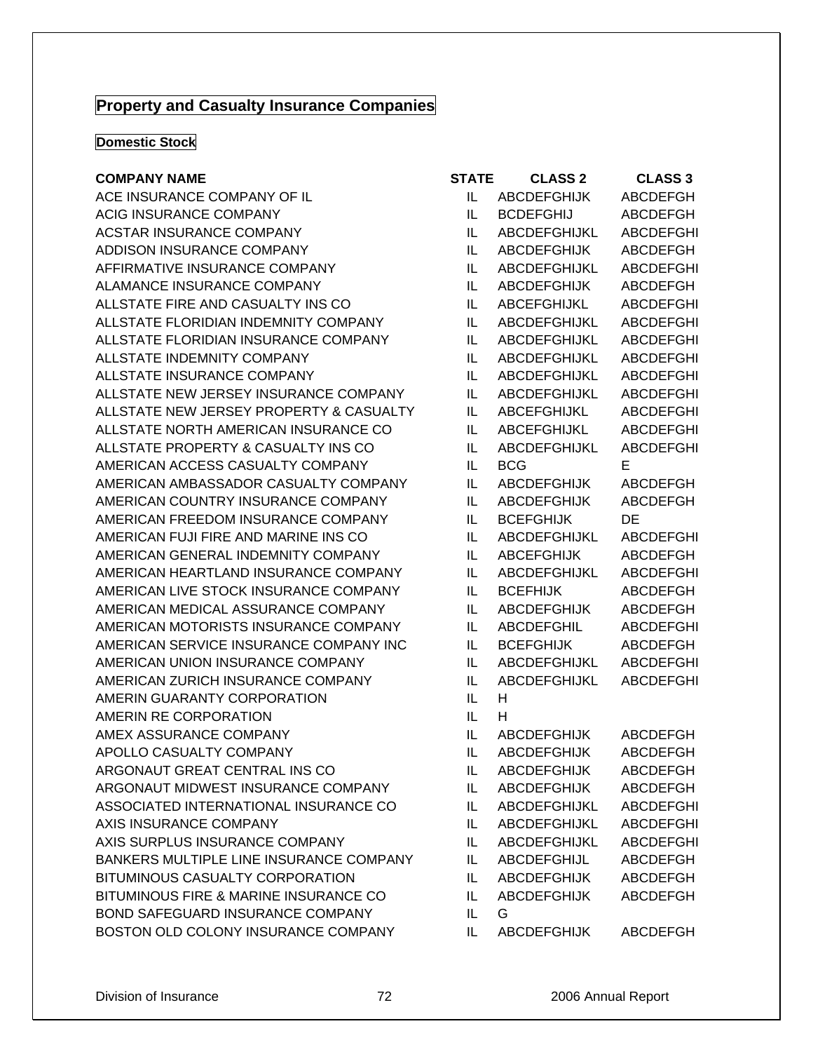## Property and Casualty Insurance Companies

### Domestic Stock

| COMPANY NAME | STATE | CLASS 2 | CLASS 3 |
|---|---|---|---|
| ACE INSURANCE COMPANY OF IL | IL | ABCDEFGHIJK | ABCDEFGH |
| ACIG INSURANCE COMPANY | IL | BCDEFGHIJ | ABCDEFGH |
| ACSTAR INSURANCE COMPANY | IL | ABCDEFGHIJKL | ABCDEFGHI |
| ADDISON INSURANCE COMPANY | IL | ABCDEFGHIJK | ABCDEFGH |
| AFFIRMATIVE INSURANCE COMPANY | IL | ABCDEFGHIJKL | ABCDEFGHI |
| ALAMANCE INSURANCE COMPANY | IL | ABCDEFGHIJK | ABCDEFGH |
| ALLSTATE FIRE AND CASUALTY INS CO | IL | ABCEFGHIJKL | ABCDEFGHI |
| ALLSTATE FLORIDIAN INDEMNITY COMPANY | IL | ABCDEFGHIJKL | ABCDEFGHI |
| ALLSTATE FLORIDIAN INSURANCE COMPANY | IL | ABCDEFGHIJKL | ABCDEFGHI |
| ALLSTATE INDEMNITY COMPANY | IL | ABCDEFGHIJKL | ABCDEFGHI |
| ALLSTATE INSURANCE COMPANY | IL | ABCDEFGHIJKL | ABCDEFGHI |
| ALLSTATE NEW JERSEY INSURANCE COMPANY | IL | ABCDEFGHIJKL | ABCDEFGHI |
| ALLSTATE NEW JERSEY PROPERTY & CASUALTY | IL | ABCEFGHIJKL | ABCDEFGHI |
| ALLSTATE NORTH AMERICAN INSURANCE CO | IL | ABCEFGHIJKL | ABCDEFGHI |
| ALLSTATE PROPERTY & CASUALTY INS CO | IL | ABCDEFGHIJKL | ABCDEFGHI |
| AMERICAN ACCESS CASUALTY COMPANY | IL | BCG | E |
| AMERICAN AMBASSADOR CASUALTY COMPANY | IL | ABCDEFGHIJK | ABCDEFGH |
| AMERICAN COUNTRY INSURANCE COMPANY | IL | ABCDEFGHIJK | ABCDEFGH |
| AMERICAN FREEDOM INSURANCE COMPANY | IL | BCEFGHIJK | DE |
| AMERICAN FUJI FIRE AND MARINE INS CO | IL | ABCDEFGHIJKL | ABCDEFGHI |
| AMERICAN GENERAL INDEMNITY COMPANY | IL | ABCEFGHIJK | ABCDEFGH |
| AMERICAN HEARTLAND INSURANCE COMPANY | IL | ABCDEFGHIJKL | ABCDEFGHI |
| AMERICAN LIVE STOCK INSURANCE COMPANY | IL | BCEFHIJK | ABCDEFGH |
| AMERICAN MEDICAL ASSURANCE COMPANY | IL | ABCDEFGHIJK | ABCDEFGH |
| AMERICAN MOTORISTS INSURANCE COMPANY | IL | ABCDEFGHIL | ABCDEFGHI |
| AMERICAN SERVICE INSURANCE COMPANY INC | IL | BCEFGHIJK | ABCDEFGH |
| AMERICAN UNION INSURANCE COMPANY | IL | ABCDEFGHIJKL | ABCDEFGHI |
| AMERICAN ZURICH INSURANCE COMPANY | IL | ABCDEFGHIJKL | ABCDEFGHI |
| AMERIN GUARANTY CORPORATION | IL | H | |
| AMERIN RE CORPORATION | IL | H | |
| AMEX ASSURANCE COMPANY | IL | ABCDEFGHIJK | ABCDEFGH |
| APOLLO CASUALTY COMPANY | IL | ABCDEFGHIJK | ABCDEFGH |
| ARGONAUT GREAT CENTRAL INS CO | IL | ABCDEFGHIJK | ABCDEFGH |
| ARGONAUT MIDWEST INSURANCE COMPANY | IL | ABCDEFGHIJK | ABCDEFGH |
| ASSOCIATED INTERNATIONAL INSURANCE CO | IL | ABCDEFGHIJKL | ABCDEFGHI |
| AXIS INSURANCE COMPANY | IL | ABCDEFGHIJKL | ABCDEFGHI |
| AXIS SURPLUS INSURANCE COMPANY | IL | ABCDEFGHIJKL | ABCDEFGHI |
| BANKERS MULTIPLE LINE INSURANCE COMPANY | IL | ABCDEFGHIJL | ABCDEFGH |
| BITUMINOUS CASUALTY CORPORATION | IL | ABCDEFGHIJK | ABCDEFGH |
| BITUMINOUS FIRE & MARINE INSURANCE CO | IL | ABCDEFGHIJK | ABCDEFGH |
| BOND SAFEGUARD INSURANCE COMPANY | IL | G | |
| BOSTON OLD COLONY INSURANCE COMPANY | IL | ABCDEFGHIJK | ABCDEFGH |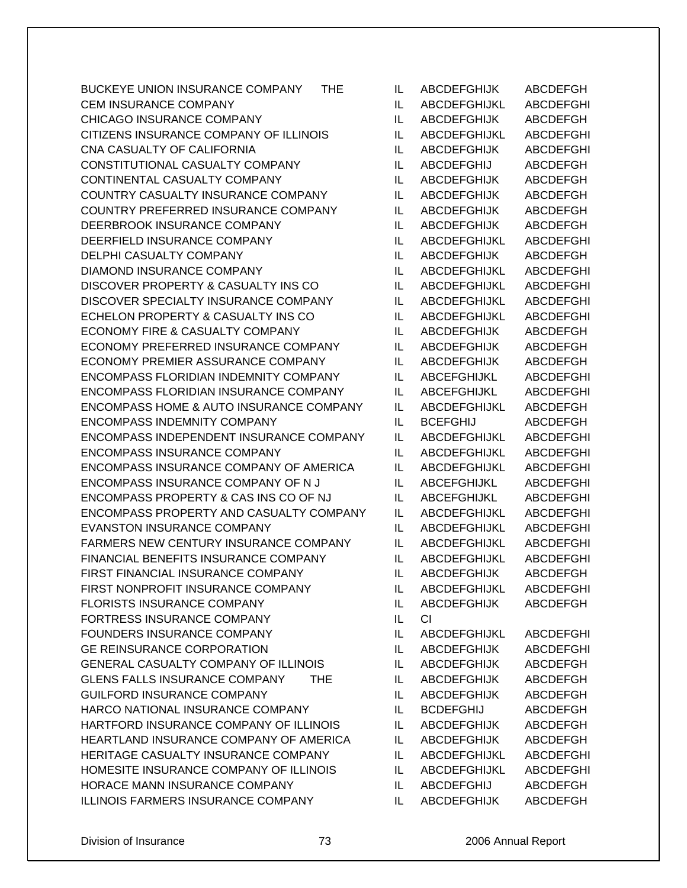| | | | |
|---|---|---|---|
| BUCKEYE UNION INSURANCE COMPANY THE | IL | ABCDEFGHIJK | ABCDEFGH |
| CEM INSURANCE COMPANY | IL | ABCDEFGHIJKL | ABCDEFGHI |
| CHICAGO INSURANCE COMPANY | IL | ABCDEFGHIJK | ABCDEFGH |
| CITIZENS INSURANCE COMPANY OF ILLINOIS | IL | ABCDEFGHIJKL | ABCDEFGHI |
| CNA CASUALTY OF CALIFORNIA | IL | ABCDEFGHIJK | ABCDEFGHI |
| CONSTITUTIONAL CASUALTY COMPANY | IL | ABCDEFGHIJ | ABCDEFGH |
| CONTINENTAL CASUALTY COMPANY | IL | ABCDEFGHIJK | ABCDEFGH |
| COUNTRY CASUALTY INSURANCE COMPANY | IL | ABCDEFGHIJK | ABCDEFGH |
| COUNTRY PREFERRED INSURANCE COMPANY | IL | ABCDEFGHIJK | ABCDEFGH |
| DEERBROOK INSURANCE COMPANY | IL | ABCDEFGHIJK | ABCDEFGH |
| DEERFIELD INSURANCE COMPANY | IL | ABCDEFGHIJKL | ABCDEFGHI |
| DELPHI CASUALTY COMPANY | IL | ABCDEFGHIJK | ABCDEFGH |
| DIAMOND INSURANCE COMPANY | IL | ABCDEFGHIJKL | ABCDEFGHI |
| DISCOVER PROPERTY & CASUALTY INS CO | IL | ABCDEFGHIJKL | ABCDEFGHI |
| DISCOVER SPECIALTY INSURANCE COMPANY | IL | ABCDEFGHIJKL | ABCDEFGHI |
| ECHELON PROPERTY & CASUALTY INS CO | IL | ABCDEFGHIJKL | ABCDEFGHI |
| ECONOMY FIRE & CASUALTY COMPANY | IL | ABCDEFGHIJK | ABCDEFGH |
| ECONOMY PREFERRED INSURANCE COMPANY | IL | ABCDEFGHIJK | ABCDEFGH |
| ECONOMY PREMIER ASSURANCE COMPANY | IL | ABCDEFGHIJK | ABCDEFGH |
| ENCOMPASS FLORIDIAN INDEMNITY COMPANY | IL | ABCEFGHIJKL | ABCDEFGHI |
| ENCOMPASS FLORIDIAN INSURANCE COMPANY | IL | ABCEFGHIJKL | ABCDEFGHI |
| ENCOMPASS HOME & AUTO INSURANCE COMPANY | IL | ABCDEFGHIJKL | ABCDEFGH |
| ENCOMPASS INDEMNITY COMPANY | IL | BCEFGHIJ | ABCDEFGH |
| ENCOMPASS INDEPENDENT INSURANCE COMPANY | IL | ABCDEFGHIJKL | ABCDEFGHI |
| ENCOMPASS INSURANCE COMPANY | IL | ABCDEFGHIJKL | ABCDEFGHI |
| ENCOMPASS INSURANCE COMPANY OF AMERICA | IL | ABCDEFGHIJKL | ABCDEFGHI |
| ENCOMPASS INSURANCE COMPANY OF N J | IL | ABCEFGHIJKL | ABCDEFGHI |
| ENCOMPASS PROPERTY & CAS INS CO OF NJ | IL | ABCEFGHIJKL | ABCDEFGHI |
| ENCOMPASS PROPERTY AND CASUALTY COMPANY | IL | ABCDEFGHIJKL | ABCDEFGHI |
| EVANSTON INSURANCE COMPANY | IL | ABCDEFGHIJKL | ABCDEFGHI |
| FARMERS NEW CENTURY INSURANCE COMPANY | IL | ABCDEFGHIJKL | ABCDEFGHI |
| FINANCIAL BENEFITS INSURANCE COMPANY | IL | ABCDEFGHIJKL | ABCDEFGHI |
| FIRST FINANCIAL INSURANCE COMPANY | IL | ABCDEFGHIJK | ABCDEFGH |
| FIRST NONPROFIT INSURANCE COMPANY | IL | ABCDEFGHIJKL | ABCDEFGHI |
| FLORISTS INSURANCE COMPANY | IL | ABCDEFGHIJK | ABCDEFGH |
| FORTRESS INSURANCE COMPANY | IL | CI | |
| FOUNDERS INSURANCE COMPANY | IL | ABCDEFGHIJKL | ABCDEFGHI |
| GE REINSURANCE CORPORATION | IL | ABCDEFGHIJK | ABCDEFGHI |
| GENERAL CASUALTY COMPANY OF ILLINOIS | IL | ABCDEFGHIJK | ABCDEFGH |
| GLENS FALLS INSURANCE COMPANY THE | IL | ABCDEFGHIJK | ABCDEFGH |
| GUILFORD INSURANCE COMPANY | IL | ABCDEFGHIJK | ABCDEFGH |
| HARCO NATIONAL INSURANCE COMPANY | IL | BCDEFGHIJ | ABCDEFGH |
| HARTFORD INSURANCE COMPANY OF ILLINOIS | IL | ABCDEFGHIJK | ABCDEFGH |
| HEARTLAND INSURANCE COMPANY OF AMERICA | IL | ABCDEFGHIJK | ABCDEFGH |
| HERITAGE CASUALTY INSURANCE COMPANY | IL | ABCDEFGHIJKL | ABCDEFGHI |
| HOMESITE INSURANCE COMPANY OF ILLINOIS | IL | ABCDEFGHIJKL | ABCDEFGHI |
| HORACE MANN INSURANCE COMPANY | IL | ABCDEFGHIJ | ABCDEFGH |
| ILLINOIS FARMERS INSURANCE COMPANY | IL | ABCDEFGHIJK | ABCDEFGH |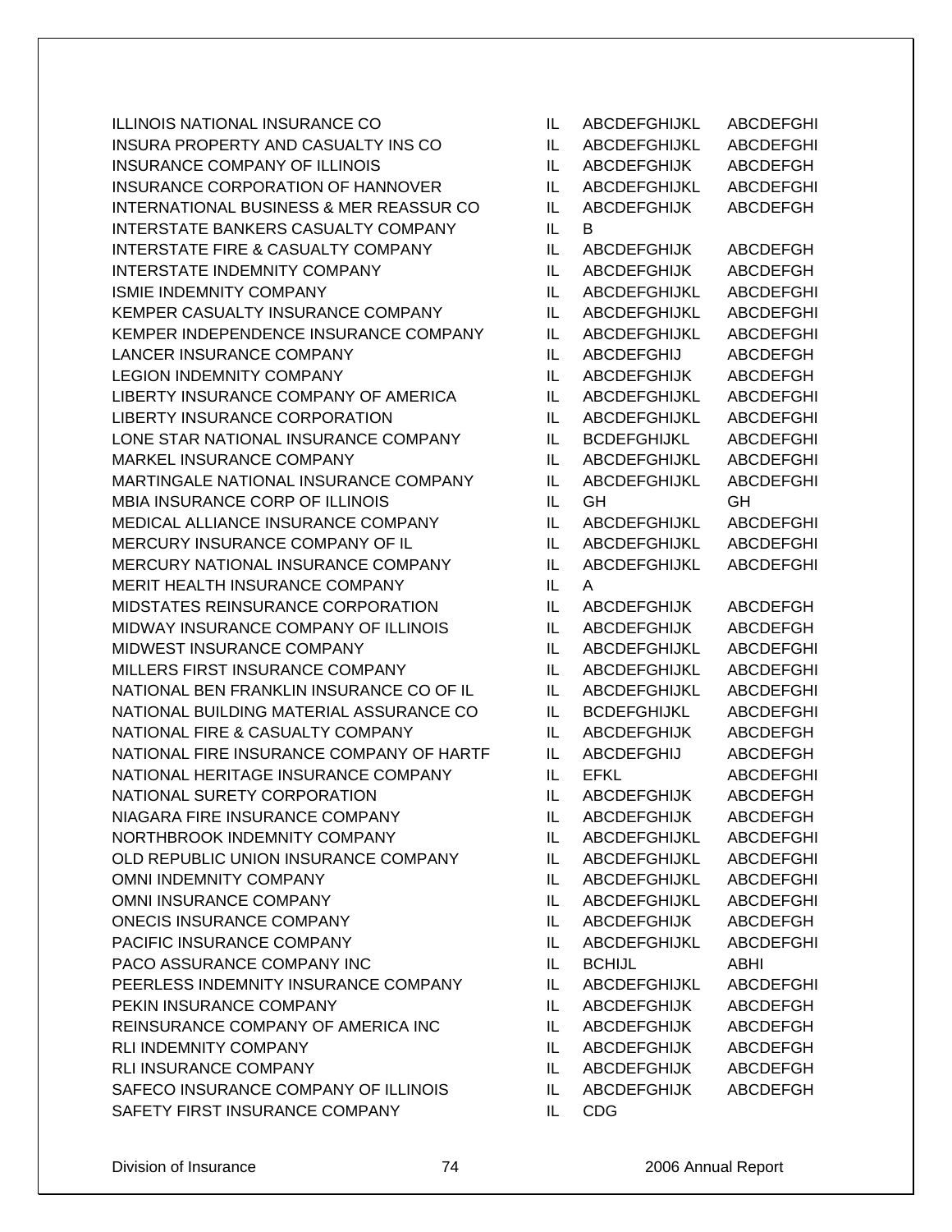| | | | |
|---|---|---|---|
| ILLINOIS NATIONAL INSURANCE CO | IL | ABCDEFGHIJKL | ABCDEFGHI |
| INSURA PROPERTY AND CASUALTY INS CO | IL | ABCDEFGHIJKL | ABCDEFGHI |
| INSURANCE COMPANY OF ILLINOIS | IL | ABCDEFGHIJK | ABCDEFGH |
| INSURANCE CORPORATION OF HANNOVER | IL | ABCDEFGHIJKL | ABCDEFGHI |
| INTERNATIONAL BUSINESS & MER REASSUR CO | IL | ABCDEFGHIJK | ABCDEFGH |
| INTERSTATE BANKERS CASUALTY COMPANY | IL | B | |
| INTERSTATE FIRE & CASUALTY COMPANY | IL | ABCDEFGHIJK | ABCDEFGH |
| INTERSTATE INDEMNITY COMPANY | IL | ABCDEFGHIJK | ABCDEFGH |
| ISMIE INDEMNITY COMPANY | IL | ABCDEFGHIJKL | ABCDEFGHI |
| KEMPER CASUALTY INSURANCE COMPANY | IL | ABCDEFGHIJKL | ABCDEFGHI |
| KEMPER INDEPENDENCE INSURANCE COMPANY | IL | ABCDEFGHIJKL | ABCDEFGHI |
| LANCER INSURANCE COMPANY | IL | ABCDEFGHIJ | ABCDEFGH |
| LEGION INDEMNITY COMPANY | IL | ABCDEFGHIJK | ABCDEFGH |
| LIBERTY INSURANCE COMPANY OF AMERICA | IL | ABCDEFGHIJKL | ABCDEFGHI |
| LIBERTY INSURANCE CORPORATION | IL | ABCDEFGHIJKL | ABCDEFGHI |
| LONE STAR NATIONAL INSURANCE COMPANY | IL | BCDEFGHIJKL | ABCDEFGHI |
| MARKEL INSURANCE COMPANY | IL | ABCDEFGHIJKL | ABCDEFGHI |
| MARTINGALE NATIONAL INSURANCE COMPANY | IL | ABCDEFGHIJKL | ABCDEFGHI |
| MBIA INSURANCE CORP OF ILLINOIS | IL | GH | GH |
| MEDICAL ALLIANCE INSURANCE COMPANY | IL | ABCDEFGHIJKL | ABCDEFGHI |
| MERCURY INSURANCE COMPANY OF IL | IL | ABCDEFGHIJKL | ABCDEFGHI |
| MERCURY NATIONAL INSURANCE COMPANY | IL | ABCDEFGHIJKL | ABCDEFGHI |
| MERIT HEALTH INSURANCE COMPANY | IL | A | |
| MIDSTATES REINSURANCE CORPORATION | IL | ABCDEFGHIJK | ABCDEFGH |
| MIDWAY INSURANCE COMPANY OF ILLINOIS | IL | ABCDEFGHIJK | ABCDEFGH |
| MIDWEST INSURANCE COMPANY | IL | ABCDEFGHIJKL | ABCDEFGHI |
| MILLERS FIRST INSURANCE COMPANY | IL | ABCDEFGHIJKL | ABCDEFGHI |
| NATIONAL BEN FRANKLIN INSURANCE CO OF IL | IL | ABCDEFGHIJKL | ABCDEFGHI |
| NATIONAL BUILDING MATERIAL ASSURANCE CO | IL | BCDEFGHIJKL | ABCDEFGHI |
| NATIONAL FIRE & CASUALTY COMPANY | IL | ABCDEFGHIJK | ABCDEFGH |
| NATIONAL FIRE INSURANCE COMPANY OF HARTF | IL | ABCDEFGHIJ | ABCDEFGH |
| NATIONAL HERITAGE INSURANCE COMPANY | IL | EFKL | ABCDEFGHI |
| NATIONAL SURETY CORPORATION | IL | ABCDEFGHIJK | ABCDEFGH |
| NIAGARA FIRE INSURANCE COMPANY | IL | ABCDEFGHIJK | ABCDEFGH |
| NORTHBROOK INDEMNITY COMPANY | IL | ABCDEFGHIJKL | ABCDEFGHI |
| OLD REPUBLIC UNION INSURANCE COMPANY | IL | ABCDEFGHIJKL | ABCDEFGHI |
| OMNI INDEMNITY COMPANY | IL | ABCDEFGHIJKL | ABCDEFGHI |
| OMNI INSURANCE COMPANY | IL | ABCDEFGHIJKL | ABCDEFGHI |
| ONECIS INSURANCE COMPANY | IL | ABCDEFGHIJK | ABCDEFGH |
| PACIFIC INSURANCE COMPANY | IL | ABCDEFGHIJKL | ABCDEFGHI |
| PACO ASSURANCE COMPANY INC | IL | BCHIJL | ABHI |
| PEERLESS INDEMNITY INSURANCE COMPANY | IL | ABCDEFGHIJKL | ABCDEFGHI |
| PEKIN INSURANCE COMPANY | IL | ABCDEFGHIJK | ABCDEFGH |
| REINSURANCE COMPANY OF AMERICA INC | IL | ABCDEFGHIJK | ABCDEFGH |
| RLI INDEMNITY COMPANY | IL | ABCDEFGHIJK | ABCDEFGH |
| RLI INSURANCE COMPANY | IL | ABCDEFGHIJK | ABCDEFGH |
| SAFECO INSURANCE COMPANY OF ILLINOIS | IL | ABCDEFGHIJK | ABCDEFGH |
| SAFETY FIRST INSURANCE COMPANY | IL | CDG | |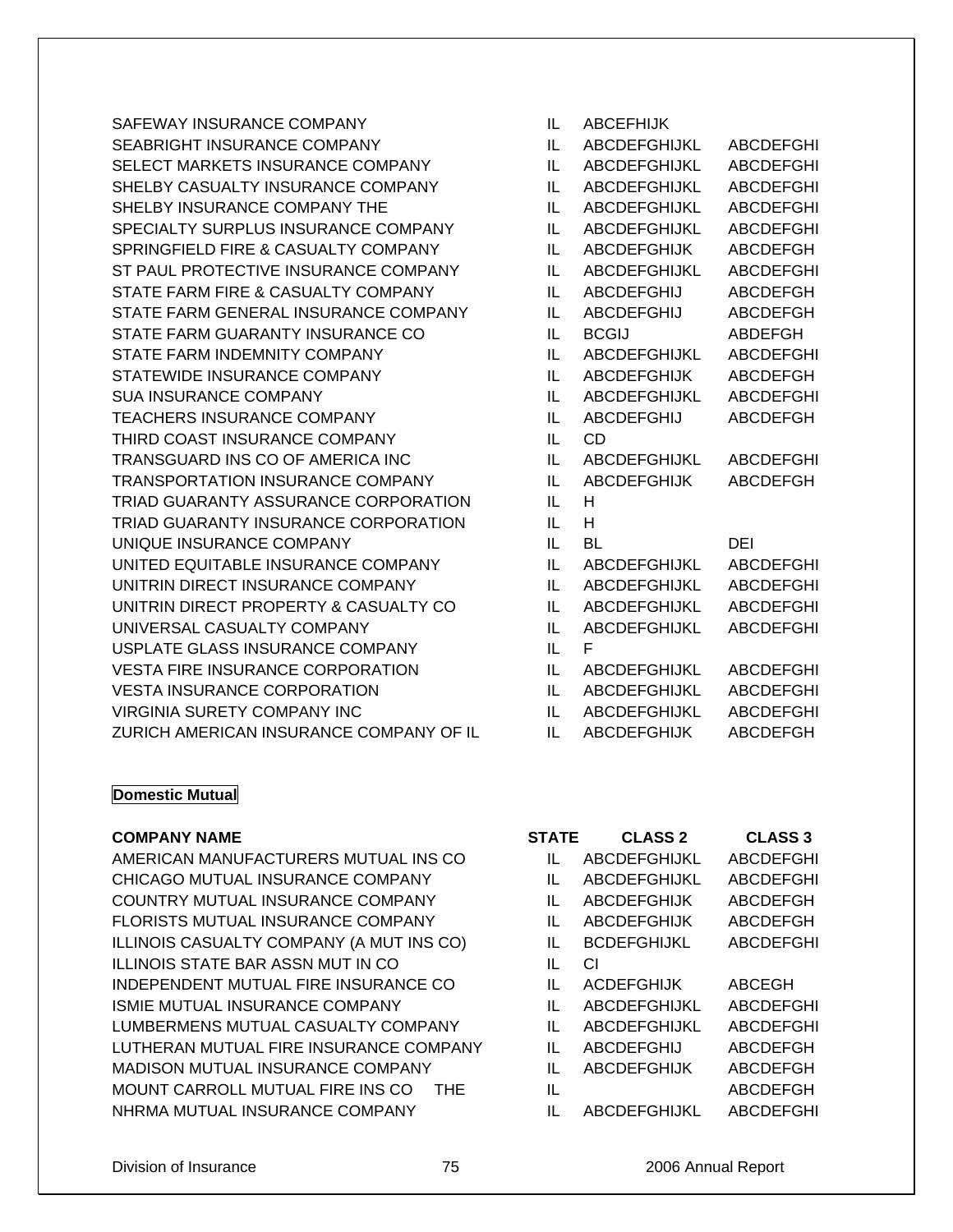| | | | |
|---|---|---|---|
| SAFEWAY INSURANCE COMPANY | IL | ABCEFHIJK | |
| SEABRIGHT INSURANCE COMPANY | IL | ABCDEFGHIJKL | ABCDEFGHI |
| SELECT MARKETS INSURANCE COMPANY | IL | ABCDEFGHIJKL | ABCDEFGHI |
| SHELBY CASUALTY INSURANCE COMPANY | IL | ABCDEFGHIJKL | ABCDEFGHI |
| SHELBY INSURANCE COMPANY THE | IL | ABCDEFGHIJKL | ABCDEFGHI |
| SPECIALTY SURPLUS INSURANCE COMPANY | IL | ABCDEFGHIJKL | ABCDEFGHI |
| SPRINGFIELD FIRE & CASUALTY COMPANY | IL | ABCDEFGHIJK | ABCDEFGH |
| ST PAUL PROTECTIVE INSURANCE COMPANY | IL | ABCDEFGHIJKL | ABCDEFGHI |
| STATE FARM FIRE & CASUALTY COMPANY | IL | ABCDEFGHIJ | ABCDEFGH |
| STATE FARM GENERAL INSURANCE COMPANY | IL | ABCDEFGHIJ | ABCDEFGH |
| STATE FARM GUARANTY INSURANCE CO | IL | BCGIJ | ABDEFGH |
| STATE FARM INDEMNITY COMPANY | IL | ABCDEFGHIJKL | ABCDEFGHI |
| STATEWIDE INSURANCE COMPANY | IL | ABCDEFGHIJK | ABCDEFGH |
| SUA INSURANCE COMPANY | IL | ABCDEFGHIJKL | ABCDEFGHI |
| TEACHERS INSURANCE COMPANY | IL | ABCDEFGHIJ | ABCDEFGH |
| THIRD COAST INSURANCE COMPANY | IL | CD | |
| TRANSGUARD INS CO OF AMERICA INC | IL | ABCDEFGHIJKL | ABCDEFGHI |
| TRANSPORTATION INSURANCE COMPANY | IL | ABCDEFGHIJK | ABCDEFGH |
| TRIAD GUARANTY ASSURANCE CORPORATION | IL | H | |
| TRIAD GUARANTY INSURANCE CORPORATION | IL | H | |
| UNIQUE INSURANCE COMPANY | IL | BL | DEI |
| UNITED EQUITABLE INSURANCE COMPANY | IL | ABCDEFGHIJKL | ABCDEFGHI |
| UNITRIN DIRECT INSURANCE COMPANY | IL | ABCDEFGHIJKL | ABCDEFGHI |
| UNITRIN DIRECT PROPERTY & CASUALTY CO | IL | ABCDEFGHIJKL | ABCDEFGHI |
| UNIVERSAL CASUALTY COMPANY | IL | ABCDEFGHIJKL | ABCDEFGHI |
| USPLATE GLASS INSURANCE COMPANY | IL | F | |
| VESTA FIRE INSURANCE CORPORATION | IL | ABCDEFGHIJKL | ABCDEFGHI |
| VESTA INSURANCE CORPORATION | IL | ABCDEFGHIJKL | ABCDEFGHI |
| VIRGINIA SURETY COMPANY INC | IL | ABCDEFGHIJKL | ABCDEFGHI |
| ZURICH AMERICAN INSURANCE COMPANY OF IL | IL | ABCDEFGHIJK | ABCDEFGH |

**Domestic Mutual**

| COMPANY NAME | STATE | CLASS 2 | CLASS 3 |
|---|---|---|---|
| AMERICAN MANUFACTURERS MUTUAL INS CO | IL | ABCDEFGHIJKL | ABCDEFGHI |
| CHICAGO MUTUAL INSURANCE COMPANY | IL | ABCDEFGHIJKL | ABCDEFGHI |
| COUNTRY MUTUAL INSURANCE COMPANY | IL | ABCDEFGHIJK | ABCDEFGH |
| FLORISTS MUTUAL INSURANCE COMPANY | IL | ABCDEFGHIJK | ABCDEFGH |
| ILLINOIS CASUALTY COMPANY (A MUT INS CO) | IL | BCDEFGHIJKL | ABCDEFGHI |
| ILLINOIS STATE BAR ASSN MUT IN CO | IL | CI | |
| INDEPENDENT MUTUAL FIRE INSURANCE CO | IL | ACDEFGHIJK | ABCEGH |
| ISMIE MUTUAL INSURANCE COMPANY | IL | ABCDEFGHIJKL | ABCDEFGHI |
| LUMBERMENS MUTUAL CASUALTY COMPANY | IL | ABCDEFGHIJKL | ABCDEFGHI |
| LUTHERAN MUTUAL FIRE INSURANCE COMPANY | IL | ABCDEFGHIJ | ABCDEFGH |
| MADISON MUTUAL INSURANCE COMPANY | IL | ABCDEFGHIJK | ABCDEFGH |
| MOUNT CARROLL MUTUAL FIRE INS CO THE | IL | | ABCDEFGH |
| NHRMA MUTUAL INSURANCE COMPANY | IL | ABCDEFGHIJKL | ABCDEFGHI |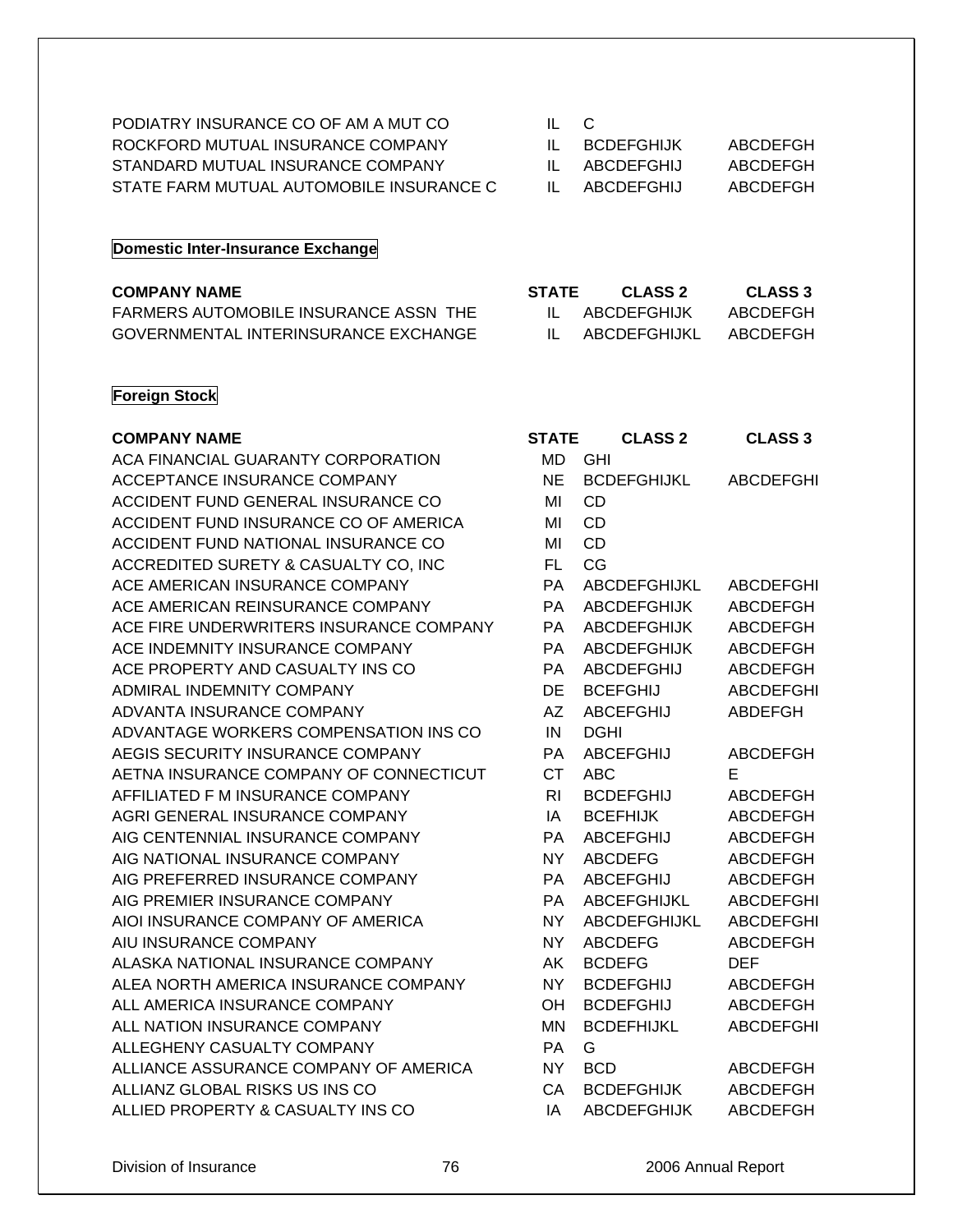| COMPANY NAME | STATE | CLASS 2 | CLASS 3 |
|---|---|---|---|
| PODIATRY INSURANCE CO OF AM A MUT CO | IL | C | |
| ROCKFORD MUTUAL INSURANCE COMPANY | IL | BCDEFGHIJK | ABCDEFGH |
| STANDARD MUTUAL INSURANCE COMPANY | IL | ABCDEFGHIJ | ABCDEFGH |
| STATE FARM MUTUAL AUTOMOBILE INSURANCE C | IL | ABCDEFGHIJ | ABCDEFGH |

**Domestic Inter-Insurance Exchange**

| COMPANY NAME | STATE | CLASS 2 | CLASS 3 |
|---|---|---|---|
| FARMERS AUTOMOBILE INSURANCE ASSN THE | IL | ABCDEFGHIJK | ABCDEFGH |
| GOVERNMENTAL INTERINSURANCE EXCHANGE | IL | ABCDEFGHIJKL | ABCDEFGH |

**Foreign Stock**

| COMPANY NAME | STATE | CLASS 2 | CLASS 3 |
|---|---|---|---|
| ACA FINANCIAL GUARANTY CORPORATION | MD | GHI | |
| ACCEPTANCE INSURANCE COMPANY | NE | BCDEFGHIJKL | ABCDEFGHI |
| ACCIDENT FUND GENERAL INSURANCE CO | MI | CD | |
| ACCIDENT FUND INSURANCE CO OF AMERICA | MI | CD | |
| ACCIDENT FUND NATIONAL INSURANCE CO | MI | CD | |
| ACCREDITED SURETY & CASUALTY CO, INC | FL | CG | |
| ACE AMERICAN INSURANCE COMPANY | PA | ABCDEFGHIJKL | ABCDEFGHI |
| ACE AMERICAN REINSURANCE COMPANY | PA | ABCDEFGHIJK | ABCDEFGH |
| ACE FIRE UNDERWRITERS INSURANCE COMPANY | PA | ABCDEFGHIJK | ABCDEFGH |
| ACE INDEMNITY INSURANCE COMPANY | PA | ABCDEFGHIJK | ABCDEFGH |
| ACE PROPERTY AND CASUALTY INS CO | PA | ABCDEFGHIJ | ABCDEFGH |
| ADMIRAL INDEMNITY COMPANY | DE | BCEFGHIJ | ABCDEFGHI |
| ADVANTA INSURANCE COMPANY | AZ | ABCEFGHIJ | ABDEFGH |
| ADVANTAGE WORKERS COMPENSATION INS CO | IN | DGHI | |
| AEGIS SECURITY INSURANCE COMPANY | PA | ABCEFGHIJ | ABCDEFGH |
| AETNA INSURANCE COMPANY OF CONNECTICUT | CT | ABC | E |
| AFFILIATED F M INSURANCE COMPANY | RI | BCDEFGHIJ | ABCDEFGH |
| AGRI GENERAL INSURANCE COMPANY | IA | BCEFHIJK | ABCDEFGH |
| AIG CENTENNIAL INSURANCE COMPANY | PA | ABCEFGHIJ | ABCDEFGH |
| AIG NATIONAL INSURANCE COMPANY | NY | ABCDEFG | ABCDEFGH |
| AIG PREFERRED INSURANCE COMPANY | PA | ABCEFGHIJ | ABCDEFGH |
| AIG PREMIER INSURANCE COMPANY | PA | ABCEFGHIJKL | ABCDEFGHI |
| AIOI INSURANCE COMPANY OF AMERICA | NY | ABCDEFGHIJKL | ABCDEFGHI |
| AIU INSURANCE COMPANY | NY | ABCDEFG | ABCDEFGH |
| ALASKA NATIONAL INSURANCE COMPANY | AK | BCDEFG | DEF |
| ALEA NORTH AMERICA INSURANCE COMPANY | NY | BCDEFGHIJ | ABCDEFGH |
| ALL AMERICA INSURANCE COMPANY | OH | BCDEFGHIJ | ABCDEFGH |
| ALL NATION INSURANCE COMPANY | MN | BCDEFHIJKL | ABCDEFGHI |
| ALLEGHENY CASUALTY COMPANY | PA | G | |
| ALLIANCE ASSURANCE COMPANY OF AMERICA | NY | BCD | ABCDEFGH |
| ALLIANZ GLOBAL RISKS US INS CO | CA | BCDEFGHIJK | ABCDEFGH |
| ALLIED PROPERTY & CASUALTY INS CO | IA | ABCDEFGHIJK | ABCDEFGH |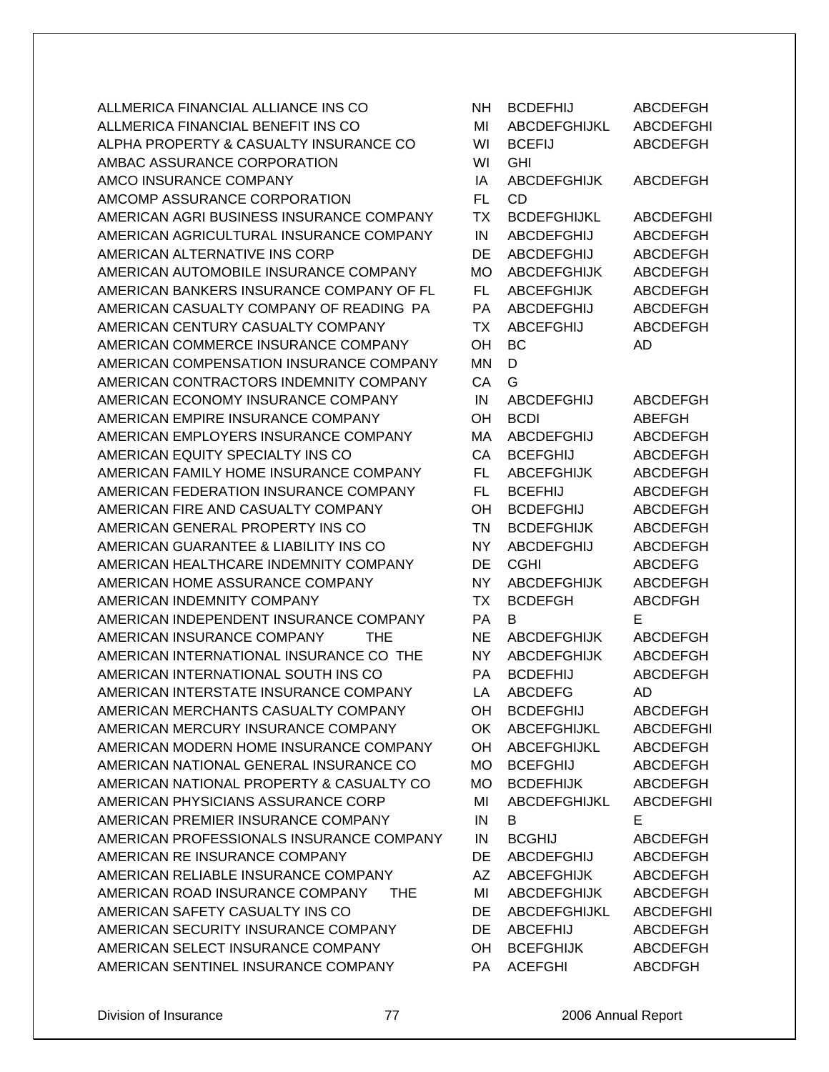| | | | |
|---|---|---|---|
| ALLMERICA FINANCIAL ALLIANCE INS CO | NH | BCDEFHIJ | ABCDEFGH |
| ALLMERICA FINANCIAL BENEFIT INS CO | MI | ABCDEFGHIJKL | ABCDEFGHI |
| ALPHA PROPERTY & CASUALTY INSURANCE CO | WI | BCEFIJ | ABCDEFGH |
| AMBAC ASSURANCE CORPORATION | WI | GHI | |
| AMCO INSURANCE COMPANY | IA | ABCDEFGHIJK | ABCDEFGH |
| AMCOMP ASSURANCE CORPORATION | FL | CD | |
| AMERICAN AGRI BUSINESS INSURANCE COMPANY | TX | BCDEFGHIJKL | ABCDEFGHI |
| AMERICAN AGRICULTURAL INSURANCE COMPANY | IN | ABCDEFGHIJ | ABCDEFGH |
| AMERICAN ALTERNATIVE INS CORP | DE | ABCDEFGHIJ | ABCDEFGH |
| AMERICAN AUTOMOBILE INSURANCE COMPANY | MO | ABCDEFGHIJK | ABCDEFGH |
| AMERICAN BANKERS INSURANCE COMPANY OF FL | FL | ABCEFGHIJK | ABCDEFGH |
| AMERICAN CASUALTY COMPANY OF READING PA | PA | ABCDEFGHIJ | ABCDEFGH |
| AMERICAN CENTURY CASUALTY COMPANY | TX | ABCEFGHIJ | ABCDEFGH |
| AMERICAN COMMERCE INSURANCE COMPANY | OH | BC | AD |
| AMERICAN COMPENSATION INSURANCE COMPANY | MN | D | |
| AMERICAN CONTRACTORS INDEMNITY COMPANY | CA | G | |
| AMERICAN ECONOMY INSURANCE COMPANY | IN | ABCDEFGHIJ | ABCDEFGH |
| AMERICAN EMPIRE INSURANCE COMPANY | OH | BCDI | ABEFGH |
| AMERICAN EMPLOYERS INSURANCE COMPANY | MA | ABCDEFGHIJ | ABCDEFGH |
| AMERICAN EQUITY SPECIALTY INS CO | CA | BCEFGHIJ | ABCDEFGH |
| AMERICAN FAMILY HOME INSURANCE COMPANY | FL | ABCEFGHIJK | ABCDEFGH |
| AMERICAN FEDERATION INSURANCE COMPANY | FL | BCEFHIJ | ABCDEFGH |
| AMERICAN FIRE AND CASUALTY COMPANY | OH | BCDEFGHIJ | ABCDEFGH |
| AMERICAN GENERAL PROPERTY INS CO | TN | BCDEFGHIJK | ABCDEFGH |
| AMERICAN GUARANTEE & LIABILITY INS CO | NY | ABCDEFGHIJ | ABCDEFGH |
| AMERICAN HEALTHCARE INDEMNITY COMPANY | DE | CGHI | ABCDEFG |
| AMERICAN HOME ASSURANCE COMPANY | NY | ABCDEFGHIJK | ABCDEFGH |
| AMERICAN INDEMNITY COMPANY | TX | BCDEFGH | ABCDFGH |
| AMERICAN INDEPENDENT INSURANCE COMPANY | PA | B | E |
| AMERICAN INSURANCE COMPANY THE | NE | ABCDEFGHIJK | ABCDEFGH |
| AMERICAN INTERNATIONAL INSURANCE CO THE | NY | ABCDEFGHIJK | ABCDEFGH |
| AMERICAN INTERNATIONAL SOUTH INS CO | PA | BCDEFHIJ | ABCDEFGH |
| AMERICAN INTERSTATE INSURANCE COMPANY | LA | ABCDEFG | AD |
| AMERICAN MERCHANTS CASUALTY COMPANY | OH | BCDEFGHIJ | ABCDEFGH |
| AMERICAN MERCURY INSURANCE COMPANY | OK | ABCEFGHIJKL | ABCDEFGHI |
| AMERICAN MODERN HOME INSURANCE COMPANY | OH | ABCEFGHIJKL | ABCDEFGH |
| AMERICAN NATIONAL GENERAL INSURANCE CO | MO | BCEFGHIJ | ABCDEFGH |
| AMERICAN NATIONAL PROPERTY & CASUALTY CO | MO | BCDEFHIJK | ABCDEFGH |
| AMERICAN PHYSICIANS ASSURANCE CORP | MI | ABCDEFGHIJKL | ABCDEFGHI |
| AMERICAN PREMIER INSURANCE COMPANY | IN | B | E |
| AMERICAN PROFESSIONALS INSURANCE COMPANY | IN | BCGHIJ | ABCDEFGH |
| AMERICAN RE INSURANCE COMPANY | DE | ABCDEFGHIJ | ABCDEFGH |
| AMERICAN RELIABLE INSURANCE COMPANY | AZ | ABCEFGHIJK | ABCDEFGH |
| AMERICAN ROAD INSURANCE COMPANY THE | MI | ABCDEFGHIJK | ABCDEFGH |
| AMERICAN SAFETY CASUALTY INS CO | DE | ABCDEFGHIJKL | ABCDEFGHI |
| AMERICAN SECURITY INSURANCE COMPANY | DE | ABCEFHIJ | ABCDEFGH |
| AMERICAN SELECT INSURANCE COMPANY | OH | BCEFGHIJK | ABCDEFGH |
| AMERICAN SENTINEL INSURANCE COMPANY | PA | ACEFGHI | ABCDFGH |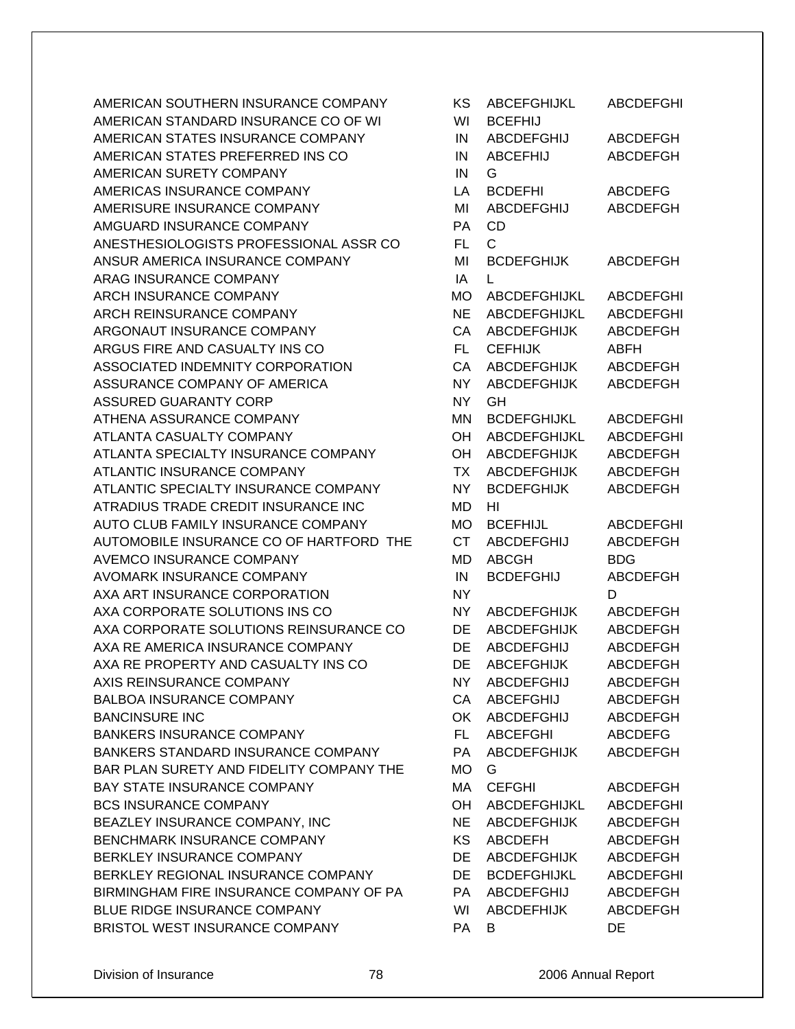| | | | |
|---|---|---|---|
| AMERICAN SOUTHERN INSURANCE COMPANY | KS | ABCEFGHIJKL | ABCDEFGHI |
| AMERICAN STANDARD INSURANCE CO OF WI | WI | BCEFHIJ | |
| AMERICAN STATES INSURANCE COMPANY | IN | ABCDEFGHIJ | ABCDEFGH |
| AMERICAN STATES PREFERRED INS CO | IN | ABCEFHIJ | ABCDEFGH |
| AMERICAN SURETY COMPANY | IN | G | |
| AMERICAS INSURANCE COMPANY | LA | BCDEFHI | ABCDEFG |
| AMERISURE INSURANCE COMPANY | MI | ABCDEFGHIJ | ABCDEFGH |
| AMGUARD INSURANCE COMPANY | PA | CD | |
| ANESTHESIOLOGISTS PROFESSIONAL ASSR CO | FL | C | |
| ANSUR AMERICA INSURANCE COMPANY | MI | BCDEFGHIJK | ABCDEFGH |
| ARAG INSURANCE COMPANY | IA | L | |
| ARCH INSURANCE COMPANY | MO | ABCDEFGHIJKL | ABCDEFGHI |
| ARCH REINSURANCE COMPANY | NE | ABCDEFGHIJKL | ABCDEFGHI |
| ARGONAUT INSURANCE COMPANY | CA | ABCDEFGHIJK | ABCDEFGH |
| ARGUS FIRE AND CASUALTY INS CO | FL | CEFHIJK | ABFH |
| ASSOCIATED INDEMNITY CORPORATION | CA | ABCDEFGHIJK | ABCDEFGH |
| ASSURANCE COMPANY OF AMERICA | NY | ABCDEFGHIJK | ABCDEFGH |
| ASSURED GUARANTY CORP | NY | GH | |
| ATHENA ASSURANCE COMPANY | MN | BCDEFGHIJKL | ABCDEFGHI |
| ATLANTA CASUALTY COMPANY | OH | ABCDEFGHIJKL | ABCDEFGHI |
| ATLANTA SPECIALTY INSURANCE COMPANY | OH | ABCDEFGHIJK | ABCDEFGH |
| ATLANTIC INSURANCE COMPANY | TX | ABCDEFGHIJK | ABCDEFGH |
| ATLANTIC SPECIALTY INSURANCE COMPANY | NY | BCDEFGHIJK | ABCDEFGH |
| ATRADIUS TRADE CREDIT INSURANCE INC | MD | HI | |
| AUTO CLUB FAMILY INSURANCE COMPANY | MO | BCEFHIJL | ABCDEFGHI |
| AUTOMOBILE INSURANCE CO OF HARTFORD THE | CT | ABCDEFGHIJ | ABCDEFGH |
| AVEMCO INSURANCE COMPANY | MD | ABCGH | BDG |
| AVOMARK INSURANCE COMPANY | IN | BCDEFGHIJ | ABCDEFGH |
| AXA ART INSURANCE CORPORATION | NY | | D |
| AXA CORPORATE SOLUTIONS INS CO | NY | ABCDEFGHIJK | ABCDEFGH |
| AXA CORPORATE SOLUTIONS REINSURANCE CO | DE | ABCDEFGHIJK | ABCDEFGH |
| AXA RE AMERICA INSURANCE COMPANY | DE | ABCDEFGHIJ | ABCDEFGH |
| AXA RE PROPERTY AND CASUALTY INS CO | DE | ABCEFGHIJK | ABCDEFGH |
| AXIS REINSURANCE COMPANY | NY | ABCDEFGHIJ | ABCDEFGH |
| BALBOA INSURANCE COMPANY | CA | ABCEFGHIJ | ABCDEFGH |
| BANCINSURE INC | OK | ABCDEFGHIJ | ABCDEFGH |
| BANKERS INSURANCE COMPANY | FL | ABCEFGHI | ABCDEFG |
| BANKERS STANDARD INSURANCE COMPANY | PA | ABCDEFGHIJK | ABCDEFGH |
| BAR PLAN SURETY AND FIDELITY COMPANY THE | MO | G | |
| BAY STATE INSURANCE COMPANY | MA | CEFGHI | ABCDEFGH |
| BCS INSURANCE COMPANY | OH | ABCDEFGHIJKL | ABCDEFGHI |
| BEAZLEY INSURANCE COMPANY, INC | NE | ABCDEFGHIJK | ABCDEFGH |
| BENCHMARK INSURANCE COMPANY | KS | ABCDEFH | ABCDEFGH |
| BERKLEY INSURANCE COMPANY | DE | ABCDEFGHIJK | ABCDEFGH |
| BERKLEY REGIONAL INSURANCE COMPANY | DE | BCDEFGHIJKL | ABCDEFGHI |
| BIRMINGHAM FIRE INSURANCE COMPANY OF PA | PA | ABCDEFGHIJ | ABCDEFGH |
| BLUE RIDGE INSURANCE COMPANY | WI | ABCDEFHIJK | ABCDEFGH |
| BRISTOL WEST INSURANCE COMPANY | PA | B | DE |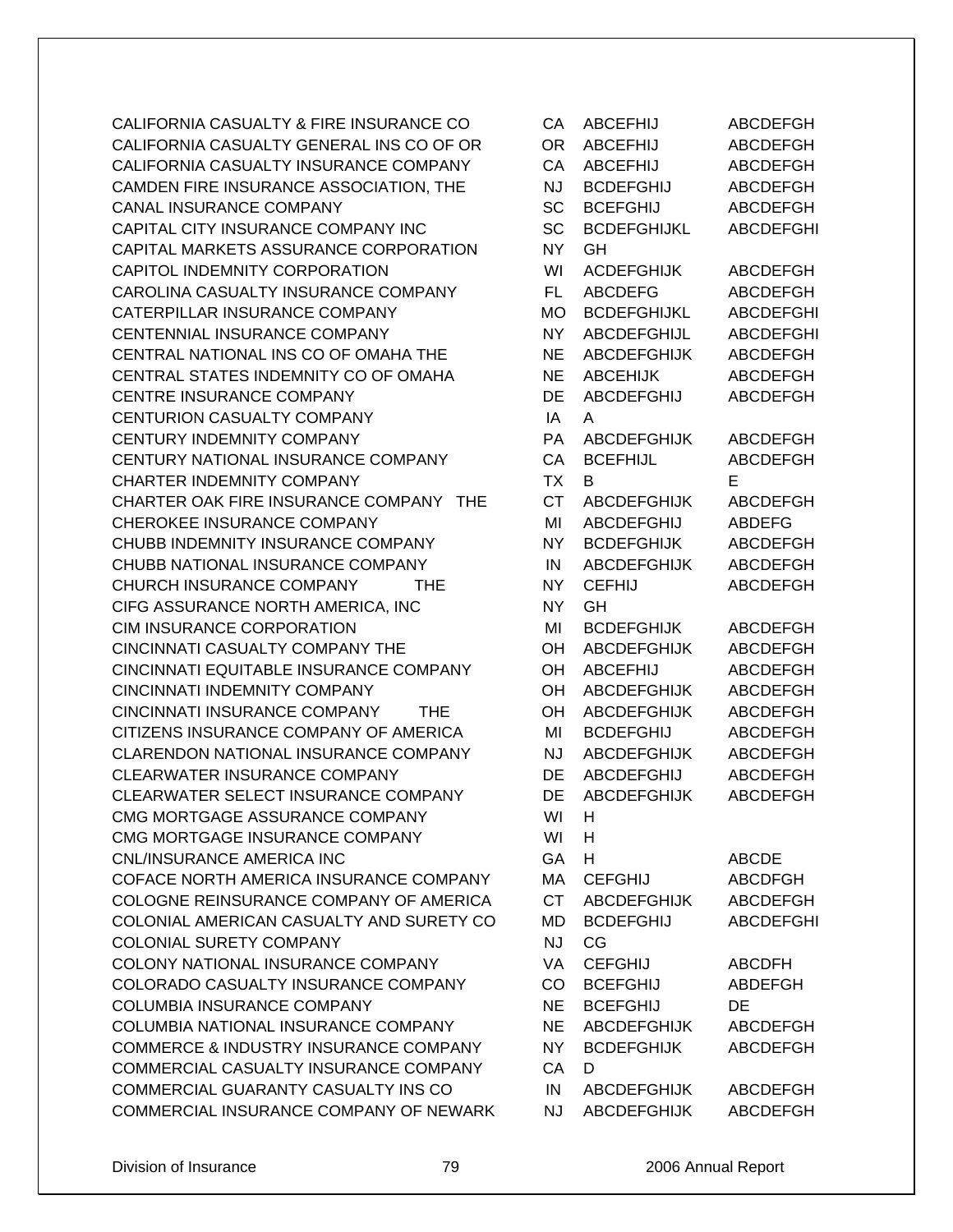| | | | |
|---|---|---|---|
| CALIFORNIA CASUALTY & FIRE INSURANCE CO | CA | ABCEFHIJ | ABCDEFGH |
| CALIFORNIA CASUALTY GENERAL INS CO OF OR | OR | ABCEFHIJ | ABCDEFGH |
| CALIFORNIA CASUALTY INSURANCE COMPANY | CA | ABCEFHIJ | ABCDEFGH |
| CAMDEN FIRE INSURANCE ASSOCIATION, THE | NJ | BCDEFGHIJ | ABCDEFGH |
| CANAL INSURANCE COMPANY | SC | BCEFGHIJ | ABCDEFGH |
| CAPITAL CITY INSURANCE COMPANY INC | SC | BCDEFGHIJKL | ABCDEFGHI |
| CAPITAL MARKETS ASSURANCE CORPORATION | NY | GH | |
| CAPITOL INDEMNITY CORPORATION | WI | ACDEFGHIJK | ABCDEFGH |
| CAROLINA CASUALTY INSURANCE COMPANY | FL | ABCDEFG | ABCDEFGH |
| CATERPILLAR INSURANCE COMPANY | MO | BCDEFGHIJKL | ABCDEFGHI |
| CENTENNIAL INSURANCE COMPANY | NY | ABCDEFGHIJL | ABCDEFGHI |
| CENTRAL NATIONAL INS CO OF OMAHA THE | NE | ABCDEFGHIJK | ABCDEFGH |
| CENTRAL STATES INDEMNITY CO OF OMAHA | NE | ABCEHIJK | ABCDEFGH |
| CENTRE INSURANCE COMPANY | DE | ABCDEFGHIJ | ABCDEFGH |
| CENTURION CASUALTY COMPANY | IA | A | |
| CENTURY INDEMNITY COMPANY | PA | ABCDEFGHIJK | ABCDEFGH |
| CENTURY NATIONAL INSURANCE COMPANY | CA | BCEFHIJL | ABCDEFGH |
| CHARTER INDEMNITY COMPANY | TX | B | E |
| CHARTER OAK FIRE INSURANCE COMPANY THE | CT | ABCDEFGHIJK | ABCDEFGH |
| CHEROKEE INSURANCE COMPANY | MI | ABCDEFGHIJ | ABDEFG |
| CHUBB INDEMNITY INSURANCE COMPANY | NY | BCDEFGHIJK | ABCDEFGH |
| CHUBB NATIONAL INSURANCE COMPANY | IN | ABCDEFGHIJK | ABCDEFGH |
| CHURCH INSURANCE COMPANY THE | NY | CEFHIJ | ABCDEFGH |
| CIFG ASSURANCE NORTH AMERICA, INC | NY | GH | |
| CIM INSURANCE CORPORATION | MI | BCDEFGHIJK | ABCDEFGH |
| CINCINNATI CASUALTY COMPANY THE | OH | ABCDEFGHIJK | ABCDEFGH |
| CINCINNATI EQUITABLE INSURANCE COMPANY | OH | ABCEFHIJ | ABCDEFGH |
| CINCINNATI INDEMNITY COMPANY | OH | ABCDEFGHIJK | ABCDEFGH |
| CINCINNATI INSURANCE COMPANY THE | OH | ABCDEFGHIJK | ABCDEFGH |
| CITIZENS INSURANCE COMPANY OF AMERICA | MI | BCDEFGHIJ | ABCDEFGH |
| CLARENDON NATIONAL INSURANCE COMPANY | NJ | ABCDEFGHIJK | ABCDEFGH |
| CLEARWATER INSURANCE COMPANY | DE | ABCDEFGHIJ | ABCDEFGH |
| CLEARWATER SELECT INSURANCE COMPANY | DE | ABCDEFGHIJK | ABCDEFGH |
| CMG MORTGAGE ASSURANCE COMPANY | WI | H | |
| CMG MORTGAGE INSURANCE COMPANY | WI | H | |
| CNL/INSURANCE AMERICA INC | GA | H | ABCDE |
| COFACE NORTH AMERICA INSURANCE COMPANY | MA | CEFGHIJ | ABCDFGH |
| COLOGNE REINSURANCE COMPANY OF AMERICA | CT | ABCDEFGHIJK | ABCDEFGH |
| COLONIAL AMERICAN CASUALTY AND SURETY CO | MD | BCDEFGHIJ | ABCDEFGHI |
| COLONIAL SURETY COMPANY | NJ | CG | |
| COLONY NATIONAL INSURANCE COMPANY | VA | CEFGHIJ | ABCDFH |
| COLORADO CASUALTY INSURANCE COMPANY | CO | BCEFGHIJ | ABDEFGH |
| COLUMBIA INSURANCE COMPANY | NE | BCEFGHIJ | DE |
| COLUMBIA NATIONAL INSURANCE COMPANY | NE | ABCDEFGHIJK | ABCDEFGH |
| COMMERCE & INDUSTRY INSURANCE COMPANY | NY | BCDEFGHIJK | ABCDEFGH |
| COMMERCIAL CASUALTY INSURANCE COMPANY | CA | D | |
| COMMERCIAL GUARANTY CASUALTY INS CO | IN | ABCDEFGHIJK | ABCDEFGH |
| COMMERCIAL INSURANCE COMPANY OF NEWARK | NJ | ABCDEFGHIJK | ABCDEFGH |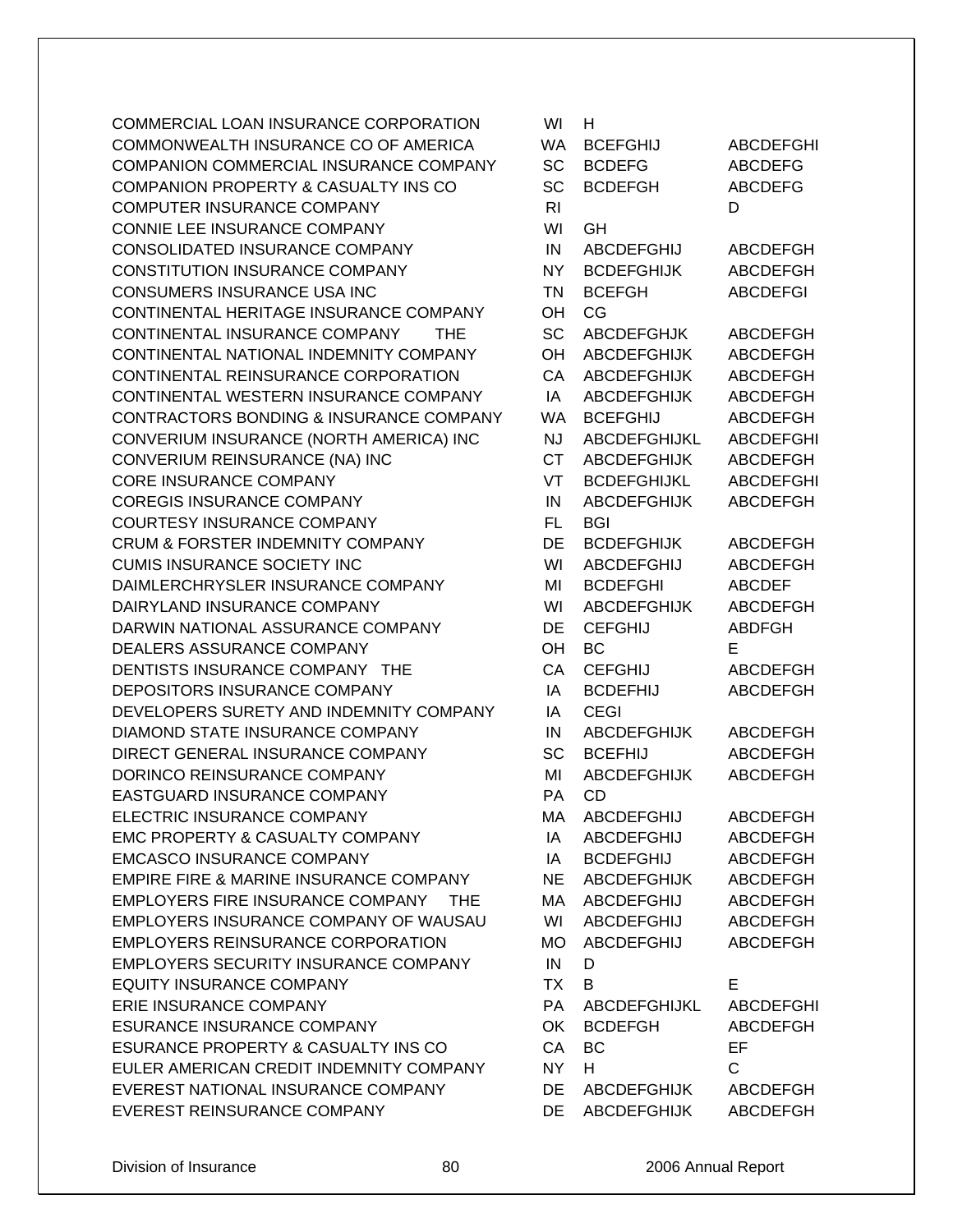| | | | |
|---|---|---|---|
| COMMERCIAL LOAN INSURANCE CORPORATION | WI | H | |
| COMMONWEALTH INSURANCE CO OF AMERICA | WA | BCEFGHIJ | ABCDEFGHI |
| COMPANION COMMERCIAL INSURANCE COMPANY | SC | BCDEFG | ABCDEFG |
| COMPANION PROPERTY & CASUALTY INS CO | SC | BCDEFGH | ABCDEFG |
| COMPUTER INSURANCE COMPANY | RI | | D |
| CONNIE LEE INSURANCE COMPANY | WI | GH | |
| CONSOLIDATED INSURANCE COMPANY | IN | ABCDEFGHIJ | ABCDEFGH |
| CONSTITUTION INSURANCE COMPANY | NY | BCDEFGHIJK | ABCDEFGH |
| CONSUMERS INSURANCE USA INC | TN | BCEFGH | ABCDEFGI |
| CONTINENTAL HERITAGE INSURANCE COMPANY | OH | CG | |
| CONTINENTAL INSURANCE COMPANY THE | SC | ABCDEFGHJK | ABCDEFGH |
| CONTINENTAL NATIONAL INDEMNITY COMPANY | OH | ABCDEFGHIJK | ABCDEFGH |
| CONTINENTAL REINSURANCE CORPORATION | CA | ABCDEFGHIJK | ABCDEFGH |
| CONTINENTAL WESTERN INSURANCE COMPANY | IA | ABCDEFGHIJK | ABCDEFGH |
| CONTRACTORS BONDING & INSURANCE COMPANY | WA | BCEFGHIJ | ABCDEFGH |
| CONVERIUM INSURANCE (NORTH AMERICA) INC | NJ | ABCDEFGHIJKL | ABCDEFGHI |
| CONVERIUM REINSURANCE (NA) INC | CT | ABCDEFGHIJK | ABCDEFGH |
| CORE INSURANCE COMPANY | VT | BCDEFGHIJKL | ABCDEFGHI |
| COREGIS INSURANCE COMPANY | IN | ABCDEFGHIJK | ABCDEFGH |
| COURTESY INSURANCE COMPANY | FL | BGI | |
| CRUM & FORSTER INDEMNITY COMPANY | DE | BCDEFGHIJK | ABCDEFGH |
| CUMIS INSURANCE SOCIETY INC | WI | ABCDEFGHIJ | ABCDEFGH |
| DAIMLERCHRYSLER INSURANCE COMPANY | MI | BCDEFGHI | ABCDEF |
| DAIRYLAND INSURANCE COMPANY | WI | ABCDEFGHIJK | ABCDEFGH |
| DARWIN NATIONAL ASSURANCE COMPANY | DE | CEFGHIJ | ABDFGH |
| DEALERS ASSURANCE COMPANY | OH | BC | E |
| DENTISTS INSURANCE COMPANY THE | CA | CEFGHIJ | ABCDEFGH |
| DEPOSITORS INSURANCE COMPANY | IA | BCDEFHIJ | ABCDEFGH |
| DEVELOPERS SURETY AND INDEMNITY COMPANY | IA | CEGI | |
| DIAMOND STATE INSURANCE COMPANY | IN | ABCDEFGHIJK | ABCDEFGH |
| DIRECT GENERAL INSURANCE COMPANY | SC | BCEFHIJ | ABCDEFGH |
| DORINCO REINSURANCE COMPANY | MI | ABCDEFGHIJK | ABCDEFGH |
| EASTGUARD INSURANCE COMPANY | PA | CD | |
| ELECTRIC INSURANCE COMPANY | MA | ABCDEFGHIJ | ABCDEFGH |
| EMC PROPERTY & CASUALTY COMPANY | IA | ABCDEFGHIJ | ABCDEFGH |
| EMCASCO INSURANCE COMPANY | IA | BCDEFGHIJ | ABCDEFGH |
| EMPIRE FIRE & MARINE INSURANCE COMPANY | NE | ABCDEFGHIJK | ABCDEFGH |
| EMPLOYERS FIRE INSURANCE COMPANY THE | MA | ABCDEFGHIJ | ABCDEFGH |
| EMPLOYERS INSURANCE COMPANY OF WAUSAU | WI | ABCDEFGHIJ | ABCDEFGH |
| EMPLOYERS REINSURANCE CORPORATION | MO | ABCDEFGHIJ | ABCDEFGH |
| EMPLOYERS SECURITY INSURANCE COMPANY | IN | D | |
| EQUITY INSURANCE COMPANY | TX | B | E |
| ERIE INSURANCE COMPANY | PA | ABCDEFGHIJKL | ABCDEFGHI |
| ESURANCE INSURANCE COMPANY | OK | BCDEFGH | ABCDEFGH |
| ESURANCE PROPERTY & CASUALTY INS CO | CA | BC | EF |
| EULER AMERICAN CREDIT INDEMNITY COMPANY | NY | H | C |
| EVEREST NATIONAL INSURANCE COMPANY | DE | ABCDEFGHIJK | ABCDEFGH |
| EVEREST REINSURANCE COMPANY | DE | ABCDEFGHIJK | ABCDEFGH |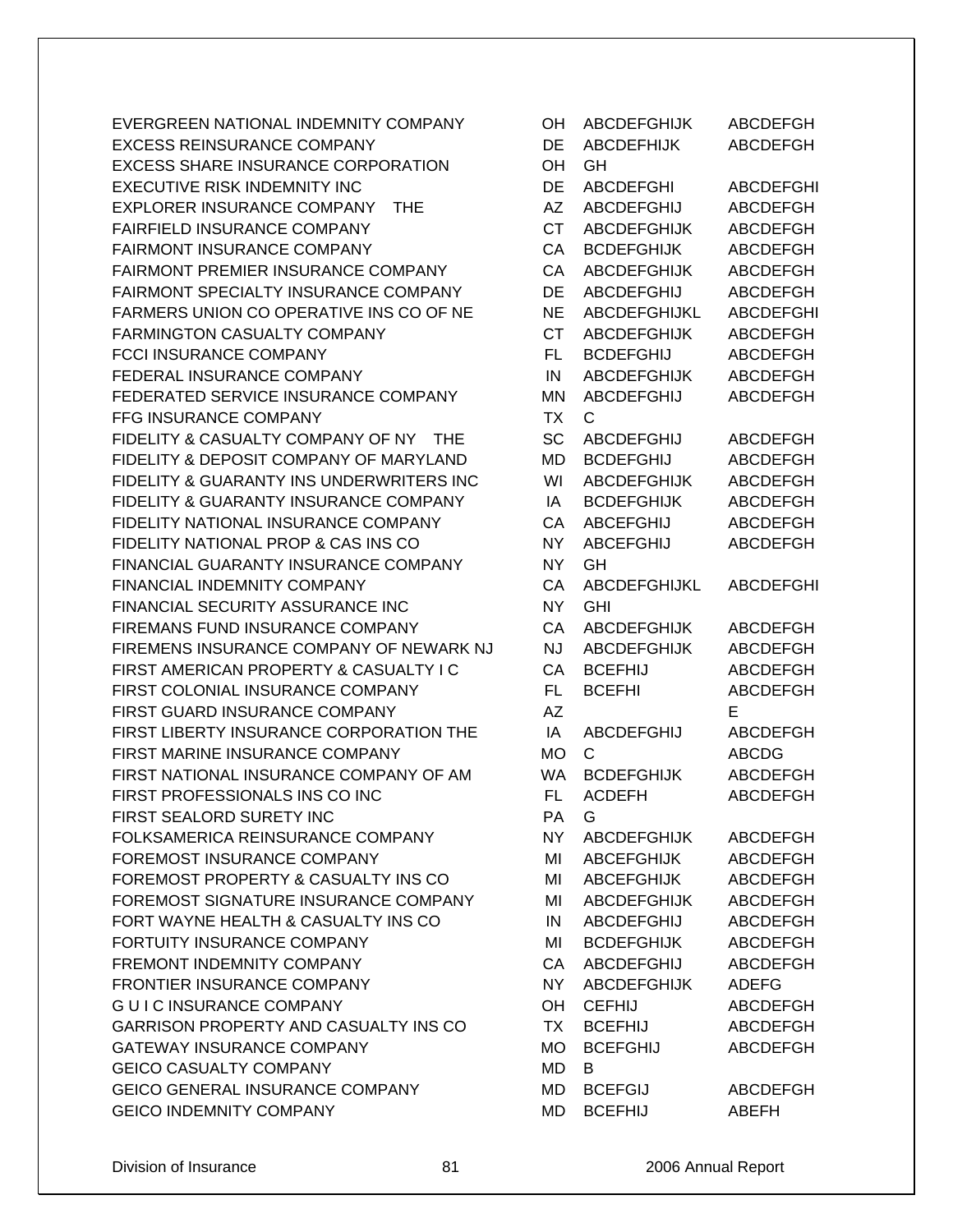| | | | |
|---|---|---|---|
| EVERGREEN NATIONAL INDEMNITY COMPANY | OH | ABCDEFGHIJK | ABCDEFGH |
| EXCESS REINSURANCE COMPANY | DE | ABCDEFHIJK | ABCDEFGH |
| EXCESS SHARE INSURANCE CORPORATION | OH | GH | |
| EXECUTIVE RISK INDEMNITY INC | DE | ABCDEFGHI | ABCDEFGHI |
| EXPLORER INSURANCE COMPANY THE | AZ | ABCDEFGHIJ | ABCDEFGH |
| FAIRFIELD INSURANCE COMPANY | CT | ABCDEFGHIJK | ABCDEFGH |
| FAIRMONT INSURANCE COMPANY | CA | BCDEFGHIJK | ABCDEFGH |
| FAIRMONT PREMIER INSURANCE COMPANY | CA | ABCDEFGHIJK | ABCDEFGH |
| FAIRMONT SPECIALTY INSURANCE COMPANY | DE | ABCDEFGHIJ | ABCDEFGH |
| FARMERS UNION CO OPERATIVE INS CO OF NE | NE | ABCDEFGHIJKL | ABCDEFGHI |
| FARMINGTON CASUALTY COMPANY | CT | ABCDEFGHIJK | ABCDEFGH |
| FCCI INSURANCE COMPANY | FL | BCDEFGHIJ | ABCDEFGH |
| FEDERAL INSURANCE COMPANY | IN | ABCDEFGHIJK | ABCDEFGH |
| FEDERATED SERVICE INSURANCE COMPANY | MN | ABCDEFGHIJ | ABCDEFGH |
| FFG INSURANCE COMPANY | TX | C | |
| FIDELITY & CASUALTY COMPANY OF NY THE | SC | ABCDEFGHIJ | ABCDEFGH |
| FIDELITY & DEPOSIT COMPANY OF MARYLAND | MD | BCDEFGHIJ | ABCDEFGH |
| FIDELITY & GUARANTY INS UNDERWRITERS INC | WI | ABCDEFGHIJK | ABCDEFGH |
| FIDELITY & GUARANTY INSURANCE COMPANY | IA | BCDEFGHIJK | ABCDEFGH |
| FIDELITY NATIONAL INSURANCE COMPANY | CA | ABCEFGHIJ | ABCDEFGH |
| FIDELITY NATIONAL PROP & CAS INS CO | NY | ABCEFGHIJ | ABCDEFGH |
| FINANCIAL GUARANTY INSURANCE COMPANY | NY | GH | |
| FINANCIAL INDEMNITY COMPANY | CA | ABCDEFGHIJKL | ABCDEFGHI |
| FINANCIAL SECURITY ASSURANCE INC | NY | GHI | |
| FIREMANS FUND INSURANCE COMPANY | CA | ABCDEFGHIJK | ABCDEFGH |
| FIREMENS INSURANCE COMPANY OF NEWARK NJ | NJ | ABCDEFGHIJK | ABCDEFGH |
| FIRST AMERICAN PROPERTY & CASUALTY I C | CA | BCEFHIJ | ABCDEFGH |
| FIRST COLONIAL INSURANCE COMPANY | FL | BCEFHI | ABCDEFGH |
| FIRST GUARD INSURANCE COMPANY | AZ | | E |
| FIRST LIBERTY INSURANCE CORPORATION THE | IA | ABCDEFGHIJ | ABCDEFGH |
| FIRST MARINE INSURANCE COMPANY | MO | C | ABCDG |
| FIRST NATIONAL INSURANCE COMPANY OF AM | WA | BCDEFGHIJK | ABCDEFGH |
| FIRST PROFESSIONALS INS CO INC | FL | ACDEFH | ABCDEFGH |
| FIRST SEALORD SURETY INC | PA | G | |
| FOLKSAMERICA REINSURANCE COMPANY | NY | ABCDEFGHIJK | ABCDEFGH |
| FOREMOST INSURANCE COMPANY | MI | ABCEFGHIJK | ABCDEFGH |
| FOREMOST PROPERTY & CASUALTY INS CO | MI | ABCEFGHIJK | ABCDEFGH |
| FOREMOST SIGNATURE INSURANCE COMPANY | MI | ABCDEFGHIJK | ABCDEFGH |
| FORT WAYNE HEALTH & CASUALTY INS CO | IN | ABCDEFGHIJ | ABCDEFGH |
| FORTUITY INSURANCE COMPANY | MI | BCDEFGHIJK | ABCDEFGH |
| FREMONT INDEMNITY COMPANY | CA | ABCDEFGHIJ | ABCDEFGH |
| FRONTIER INSURANCE COMPANY | NY | ABCDEFGHIJK | ADEFG |
| G U I C INSURANCE COMPANY | OH | CEFHIJ | ABCDEFGH |
| GARRISON PROPERTY AND CASUALTY INS CO | TX | BCEFHIJ | ABCDEFGH |
| GATEWAY INSURANCE COMPANY | MO | BCEFGHIJ | ABCDEFGH |
| GEICO CASUALTY COMPANY | MD | B | |
| GEICO GENERAL INSURANCE COMPANY | MD | BCEFGIJ | ABCDEFGH |
| GEICO INDEMNITY COMPANY | MD | BCEFHIJ | ABEFH |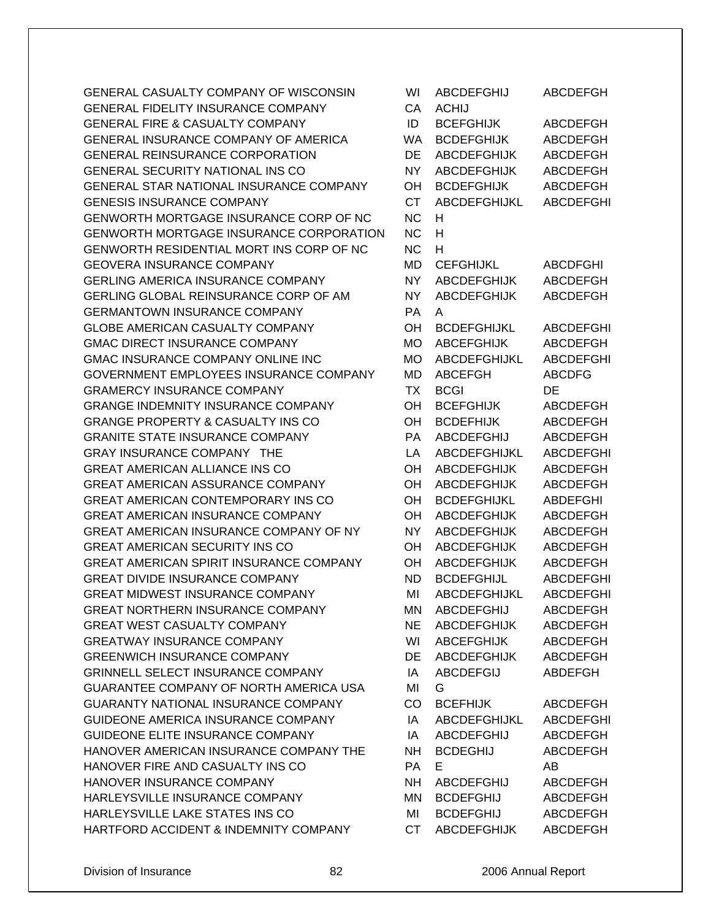| | | | |
|---|---|---|---|
| GENERAL CASUALTY COMPANY OF WISCONSIN | WI | ABCDEFGHIJ | ABCDEFGH |
| GENERAL FIDELITY INSURANCE COMPANY | CA | ACHIJ | |
| GENERAL FIRE & CASUALTY COMPANY | ID | BCEFGHIJK | ABCDEFGH |
| GENERAL INSURANCE COMPANY OF AMERICA | WA | BCDEFGHIJK | ABCDEFGH |
| GENERAL REINSURANCE CORPORATION | DE | ABCDEFGHIJK | ABCDEFGH |
| GENERAL SECURITY NATIONAL INS CO | NY | ABCDEFGHIJK | ABCDEFGH |
| GENERAL STAR NATIONAL INSURANCE COMPANY | OH | BCDEFGHIJK | ABCDEFGH |
| GENESIS INSURANCE COMPANY | CT | ABCDEFGHIJKL | ABCDEFGHI |
| GENWORTH MORTGAGE INSURANCE CORP OF NC | NC | H | |
| GENWORTH MORTGAGE INSURANCE CORPORATION | NC | H | |
| GENWORTH RESIDENTIAL MORT INS CORP OF NC | NC | H | |
| GEOVERA INSURANCE COMPANY | MD | CEFGHIJKL | ABCDFGHI |
| GERLING AMERICA INSURANCE COMPANY | NY | ABCDEFGHIJK | ABCDEFGH |
| GERLING GLOBAL REINSURANCE CORP OF AM | NY | ABCDEFGHIJK | ABCDEFGH |
| GERMANTOWN INSURANCE COMPANY | PA | A | |
| GLOBE AMERICAN CASUALTY COMPANY | OH | BCDEFGHIJKL | ABCDEFGHI |
| GMAC DIRECT INSURANCE COMPANY | MO | ABCEFGHIJK | ABCDEFGH |
| GMAC INSURANCE COMPANY ONLINE INC | MO | ABCDEFGHIJKL | ABCDEFGHI |
| GOVERNMENT EMPLOYEES INSURANCE COMPANY | MD | ABCEFGH | ABCDFG |
| GRAMERCY INSURANCE COMPANY | TX | BCGI | DE |
| GRANGE INDEMNITY INSURANCE COMPANY | OH | BCEFGHIJK | ABCDEFGH |
| GRANGE PROPERTY & CASUALTY INS CO | OH | BCDEFHIJK | ABCDEFGH |
| GRANITE STATE INSURANCE COMPANY | PA | ABCDEFGHIJ | ABCDEFGH |
| GRAY INSURANCE COMPANY THE | LA | ABCDEFGHIJKL | ABCDEFGHI |
| GREAT AMERICAN ALLIANCE INS CO | OH | ABCDEFGHIJK | ABCDEFGH |
| GREAT AMERICAN ASSURANCE COMPANY | OH | ABCDEFGHIJK | ABCDEFGH |
| GREAT AMERICAN CONTEMPORARY INS CO | OH | BCDEFGHIJKL | ABDEFGHI |
| GREAT AMERICAN INSURANCE COMPANY | OH | ABCDEFGHIJK | ABCDEFGH |
| GREAT AMERICAN INSURANCE COMPANY OF NY | NY | ABCDEFGHIJK | ABCDEFGH |
| GREAT AMERICAN SECURITY INS CO | OH | ABCDEFGHIJK | ABCDEFGH |
| GREAT AMERICAN SPIRIT INSURANCE COMPANY | OH | ABCDEFGHIJK | ABCDEFGH |
| GREAT DIVIDE INSURANCE COMPANY | ND | BCDEFGHIJL | ABCDEFGHI |
| GREAT MIDWEST INSURANCE COMPANY | MI | ABCDEFGHIJKL | ABCDEFGHI |
| GREAT NORTHERN INSURANCE COMPANY | MN | ABCDEFGHIJ | ABCDEFGH |
| GREAT WEST CASUALTY COMPANY | NE | ABCDEFGHIJK | ABCDEFGH |
| GREATWAY INSURANCE COMPANY | WI | ABCEFGHIJK | ABCDEFGH |
| GREENWICH INSURANCE COMPANY | DE | ABCDEFGHIJK | ABCDEFGH |
| GRINNELL SELECT INSURANCE COMPANY | IA | ABCDEFGIJ | ABDEFGH |
| GUARANTEE COMPANY OF NORTH AMERICA USA | MI | G | |
| GUARANTY NATIONAL INSURANCE COMPANY | CO | BCEFHIJK | ABCDEFGH |
| GUIDEONE AMERICA INSURANCE COMPANY | IA | ABCDEFGHIJKL | ABCDEFGHI |
| GUIDEONE ELITE INSURANCE COMPANY | IA | ABCDEFGHIJ | ABCDEFGH |
| HANOVER AMERICAN INSURANCE COMPANY THE | NH | BCDEGHIJ | ABCDEFGH |
| HANOVER FIRE AND CASUALTY INS CO | PA | E | AB |
| HANOVER INSURANCE COMPANY | NH | ABCDEFGHIJ | ABCDEFGH |
| HARLEYSVILLE INSURANCE COMPANY | MN | BCDEFGHIJ | ABCDEFGH |
| HARLEYSVILLE LAKE STATES INS CO | MI | BCDEFGHIJ | ABCDEFGH |
| HARTFORD ACCIDENT & INDEMNITY COMPANY | CT | ABCDEFGHIJK | ABCDEFGH |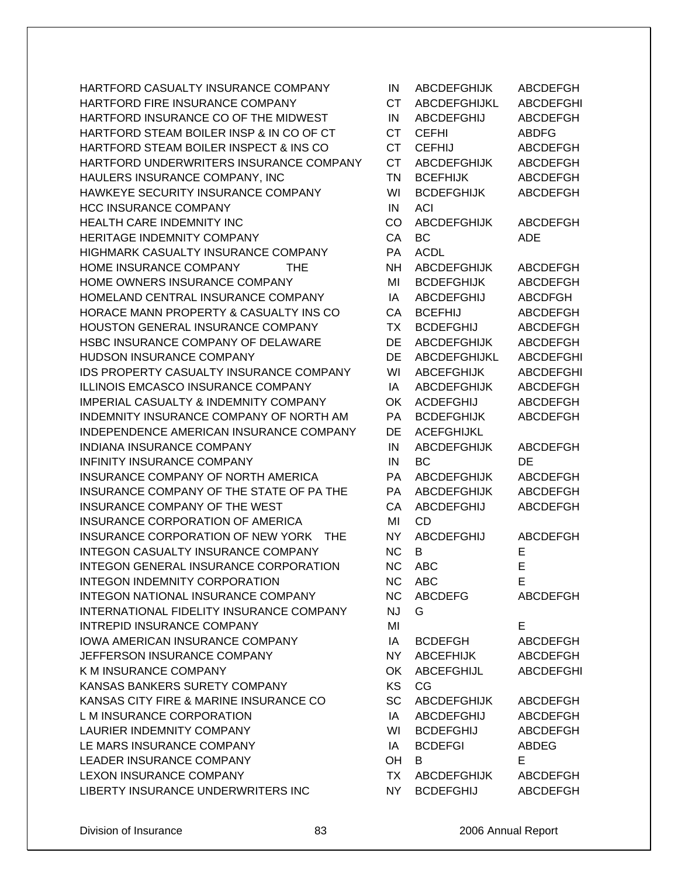| | | | |
|---|---|---|---|
| HARTFORD CASUALTY INSURANCE COMPANY | IN | ABCDEFGHIJK | ABCDEFGH |
| HARTFORD FIRE INSURANCE COMPANY | CT | ABCDEFGHIJKL | ABCDEFGHI |
| HARTFORD INSURANCE CO OF THE MIDWEST | IN | ABCDEFGHIJ | ABCDEFGH |
| HARTFORD STEAM BOILER INSP & IN CO OF CT | CT | CEFHI | ABDFG |
| HARTFORD STEAM BOILER INSPECT & INS CO | CT | CEFHIJ | ABCDEFGH |
| HARTFORD UNDERWRITERS INSURANCE COMPANY | CT | ABCDEFGHIJK | ABCDEFGH |
| HAULERS INSURANCE COMPANY, INC | TN | BCEFHIJK | ABCDEFGH |
| HAWKEYE SECURITY INSURANCE COMPANY | WI | BCDEFGHIJK | ABCDEFGH |
| HCC INSURANCE COMPANY | IN | ACI | |
| HEALTH CARE INDEMNITY INC | CO | ABCDEFGHIJK | ABCDEFGH |
| HERITAGE INDEMNITY COMPANY | CA | BC | ADE |
| HIGHMARK CASUALTY INSURANCE COMPANY | PA | ACDL | |
| HOME INSURANCE COMPANY THE | NH | ABCDEFGHIJK | ABCDEFGH |
| HOME OWNERS INSURANCE COMPANY | MI | BCDEFGHIJK | ABCDEFGH |
| HOMELAND CENTRAL INSURANCE COMPANY | IA | ABCDEFGHIJ | ABCDFGH |
| HORACE MANN PROPERTY & CASUALTY INS CO | CA | BCEFHIJ | ABCDEFGH |
| HOUSTON GENERAL INSURANCE COMPANY | TX | BCDEFGHIJ | ABCDEFGH |
| HSBC INSURANCE COMPANY OF DELAWARE | DE | ABCDEFGHIJK | ABCDEFGH |
| HUDSON INSURANCE COMPANY | DE | ABCDEFGHIJKL | ABCDEFGHI |
| IDS PROPERTY CASUALTY INSURANCE COMPANY | WI | ABCEFGHIJK | ABCDEFGHI |
| ILLINOIS EMCASCO INSURANCE COMPANY | IA | ABCDEFGHIJK | ABCDEFGH |
| IMPERIAL CASUALTY & INDEMNITY COMPANY | OK | ACDEFGHIJ | ABCDEFGH |
| INDEMNITY INSURANCE COMPANY OF NORTH AM | PA | BCDEFGHIJK | ABCDEFGH |
| INDEPENDENCE AMERICAN INSURANCE COMPANY | DE | ACEFGHIJKL | |
| INDIANA INSURANCE COMPANY | IN | ABCDEFGHIJK | ABCDEFGH |
| INFINITY INSURANCE COMPANY | IN | BC | DE |
| INSURANCE COMPANY OF NORTH AMERICA | PA | ABCDEFGHIJK | ABCDEFGH |
| INSURANCE COMPANY OF THE STATE OF PA THE | PA | ABCDEFGHIJK | ABCDEFGH |
| INSURANCE COMPANY OF THE WEST | CA | ABCDEFGHIJ | ABCDEFGH |
| INSURANCE CORPORATION OF AMERICA | MI | CD | |
| INSURANCE CORPORATION OF NEW YORK THE | NY | ABCDEFGHIJ | ABCDEFGH |
| INTEGON CASUALTY INSURANCE COMPANY | NC | B | E |
| INTEGON GENERAL INSURANCE CORPORATION | NC | ABC | E |
| INTEGON INDEMNITY CORPORATION | NC | ABC | E |
| INTEGON NATIONAL INSURANCE COMPANY | NC | ABCDEFG | ABCDEFGH |
| INTERNATIONAL FIDELITY INSURANCE COMPANY | NJ | G | |
| INTREPID INSURANCE COMPANY | MI | | E |
| IOWA AMERICAN INSURANCE COMPANY | IA | BCDEFGH | ABCDEFGH |
| JEFFERSON INSURANCE COMPANY | NY | ABCEFHIJK | ABCDEFGH |
| K M INSURANCE COMPANY | OK | ABCEFGHIJL | ABCDEFGHI |
| KANSAS BANKERS SURETY COMPANY | KS | CG | |
| KANSAS CITY FIRE & MARINE INSURANCE CO | SC | ABCDEFGHIJK | ABCDEFGH |
| L M INSURANCE CORPORATION | IA | ABCDEFGHIJ | ABCDEFGH |
| LAURIER INDEMNITY COMPANY | WI | BCDEFGHIJ | ABCDEFGH |
| LE MARS INSURANCE COMPANY | IA | BCDEFGI | ABDEG |
| LEADER INSURANCE COMPANY | OH | B | E |
| LEXON INSURANCE COMPANY | TX | ABCDEFGHIJK | ABCDEFGH |
| LIBERTY INSURANCE UNDERWRITERS INC | NY | BCDEFGHIJ | ABCDEFGH |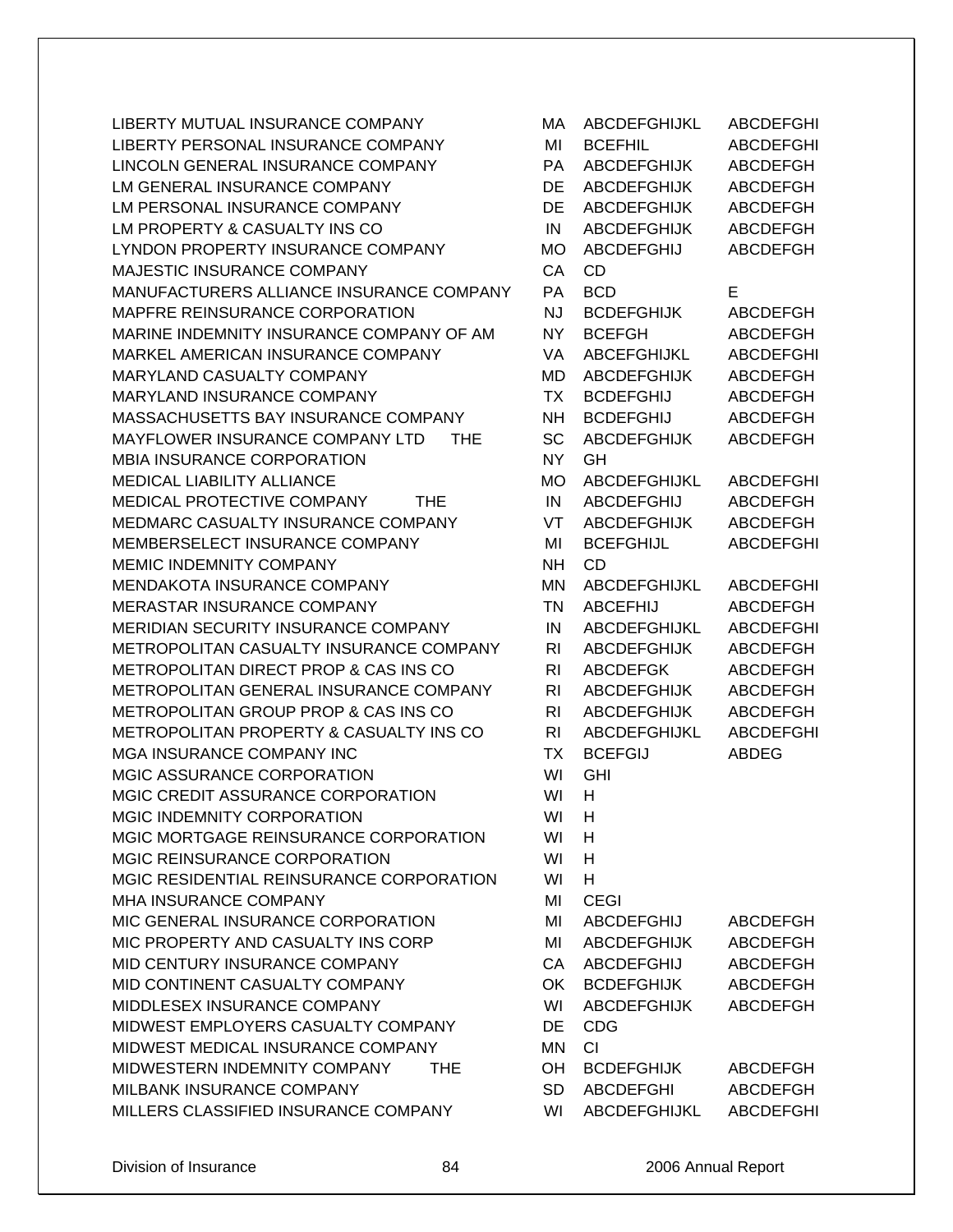| | | | |
|---|---|---|---|
| LIBERTY MUTUAL INSURANCE COMPANY | MA | ABCDEFGHIJKL | ABCDEFGHI |
| LIBERTY PERSONAL INSURANCE COMPANY | MI | BCEFHIL | ABCDEFGHI |
| LINCOLN GENERAL INSURANCE COMPANY | PA | ABCDEFGHIJK | ABCDEFGH |
| LM GENERAL INSURANCE COMPANY | DE | ABCDEFGHIJK | ABCDEFGH |
| LM PERSONAL INSURANCE COMPANY | DE | ABCDEFGHIJK | ABCDEFGH |
| LM PROPERTY & CASUALTY INS CO | IN | ABCDEFGHIJK | ABCDEFGH |
| LYNDON PROPERTY INSURANCE COMPANY | MO | ABCDEFGHIJ | ABCDEFGH |
| MAJESTIC INSURANCE COMPANY | CA | CD | |
| MANUFACTURERS ALLIANCE INSURANCE COMPANY | PA | BCD | E |
| MAPFRE REINSURANCE CORPORATION | NJ | BCDEFGHIJK | ABCDEFGH |
| MARINE INDEMNITY INSURANCE COMPANY OF AM | NY | BCEFGH | ABCDEFGH |
| MARKEL AMERICAN INSURANCE COMPANY | VA | ABCEFGHIJKL | ABCDEFGHI |
| MARYLAND CASUALTY COMPANY | MD | ABCDEFGHIJK | ABCDEFGH |
| MARYLAND INSURANCE COMPANY | TX | BCDEFGHIJ | ABCDEFGH |
| MASSACHUSETTS BAY INSURANCE COMPANY | NH | BCDEFGHIJ | ABCDEFGH |
| MAYFLOWER INSURANCE COMPANY LTD THE | SC | ABCDEFGHIJK | ABCDEFGH |
| MBIA INSURANCE CORPORATION | NY | GH | |
| MEDICAL LIABILITY ALLIANCE | MO | ABCDEFGHIJKL | ABCDEFGHI |
| MEDICAL PROTECTIVE COMPANY THE | IN | ABCDEFGHIJ | ABCDEFGH |
| MEDMARC CASUALTY INSURANCE COMPANY | VT | ABCDEFGHIJK | ABCDEFGH |
| MEMBERSELECT INSURANCE COMPANY | MI | BCEFGHIJL | ABCDEFGHI |
| MEMIC INDEMNITY COMPANY | NH | CD | |
| MENDAKOTA INSURANCE COMPANY | MN | ABCDEFGHIJKL | ABCDEFGHI |
| MERASTAR INSURANCE COMPANY | TN | ABCEFHIJ | ABCDEFGH |
| MERIDIAN SECURITY INSURANCE COMPANY | IN | ABCDEFGHIJKL | ABCDEFGHI |
| METROPOLITAN CASUALTY INSURANCE COMPANY | RI | ABCDEFGHIJK | ABCDEFGH |
| METROPOLITAN DIRECT PROP & CAS INS CO | RI | ABCDEFGK | ABCDEFGH |
| METROPOLITAN GENERAL INSURANCE COMPANY | RI | ABCDEFGHIJK | ABCDEFGH |
| METROPOLITAN GROUP PROP & CAS INS CO | RI | ABCDEFGHIJK | ABCDEFGH |
| METROPOLITAN PROPERTY & CASUALTY INS CO | RI | ABCDEFGHIJKL | ABCDEFGHI |
| MGA INSURANCE COMPANY INC | TX | BCEFGIJ | ABDEG |
| MGIC ASSURANCE CORPORATION | WI | GHI | |
| MGIC CREDIT ASSURANCE CORPORATION | WI | H | |
| MGIC INDEMNITY CORPORATION | WI | H | |
| MGIC MORTGAGE REINSURANCE CORPORATION | WI | H | |
| MGIC REINSURANCE CORPORATION | WI | H | |
| MGIC RESIDENTIAL REINSURANCE CORPORATION | WI | H | |
| MHA INSURANCE COMPANY | MI | CEGI | |
| MIC GENERAL INSURANCE CORPORATION | MI | ABCDEFGHIJ | ABCDEFGH |
| MIC PROPERTY AND CASUALTY INS CORP | MI | ABCDEFGHIJK | ABCDEFGH |
| MID CENTURY INSURANCE COMPANY | CA | ABCDEFGHIJ | ABCDEFGH |
| MID CONTINENT CASUALTY COMPANY | OK | BCDEFGHIJK | ABCDEFGH |
| MIDDLESEX INSURANCE COMPANY | WI | ABCDEFGHIJK | ABCDEFGH |
| MIDWEST EMPLOYERS CASUALTY COMPANY | DE | CDG | |
| MIDWEST MEDICAL INSURANCE COMPANY | MN | CI | |
| MIDWESTERN INDEMNITY COMPANY THE | OH | BCDEFGHIJK | ABCDEFGH |
| MILBANK INSURANCE COMPANY | SD | ABCDEFGHI | ABCDEFGH |
| MILLERS CLASSIFIED INSURANCE COMPANY | WI | ABCDEFGHIJKL | ABCDEFGHI |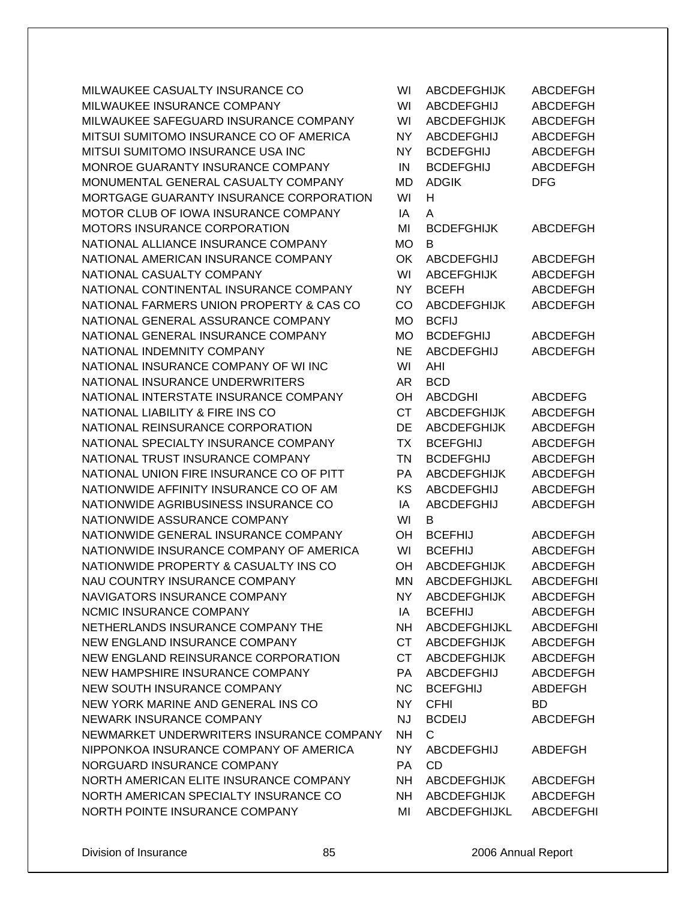| | | | |
|---|---|---|---|
| MILWAUKEE CASUALTY INSURANCE CO | WI | ABCDEFGHIJK | ABCDEFGH |
| MILWAUKEE INSURANCE COMPANY | WI | ABCDEFGHIJ | ABCDEFGH |
| MILWAUKEE SAFEGUARD INSURANCE COMPANY | WI | ABCDEFGHIJK | ABCDEFGH |
| MITSUI SUMITOMO INSURANCE CO OF AMERICA | NY | ABCDEFGHIJ | ABCDEFGH |
| MITSUI SUMITOMO INSURANCE USA INC | NY | BCDEFGHIJ | ABCDEFGH |
| MONROE GUARANTY INSURANCE COMPANY | IN | BCDEFGHIJ | ABCDEFGH |
| MONUMENTAL GENERAL CASUALTY COMPANY | MD | ADGIK | DFG |
| MORTGAGE GUARANTY INSURANCE CORPORATION | WI | H | |
| MOTOR CLUB OF IOWA INSURANCE COMPANY | IA | A | |
| MOTORS INSURANCE CORPORATION | MI | BCDEFGHIJK | ABCDEFGH |
| NATIONAL ALLIANCE INSURANCE COMPANY | MO | B | |
| NATIONAL AMERICAN INSURANCE COMPANY | OK | ABCDEFGHIJ | ABCDEFGH |
| NATIONAL CASUALTY COMPANY | WI | ABCEFGHIJK | ABCDEFGH |
| NATIONAL CONTINENTAL INSURANCE COMPANY | NY | BCEFH | ABCDEFGH |
| NATIONAL FARMERS UNION PROPERTY & CAS CO | CO | ABCDEFGHIJK | ABCDEFGH |
| NATIONAL GENERAL ASSURANCE COMPANY | MO | BCFIJ | |
| NATIONAL GENERAL INSURANCE COMPANY | MO | BCDEFGHIJ | ABCDEFGH |
| NATIONAL INDEMNITY COMPANY | NE | ABCDEFGHIJ | ABCDEFGH |
| NATIONAL INSURANCE COMPANY OF WI INC | WI | AHI | |
| NATIONAL INSURANCE UNDERWRITERS | AR | BCD | |
| NATIONAL INTERSTATE INSURANCE COMPANY | OH | ABCDGHI | ABCDEFG |
| NATIONAL LIABILITY & FIRE INS CO | CT | ABCDEFGHIJK | ABCDEFGH |
| NATIONAL REINSURANCE CORPORATION | DE | ABCDEFGHIJK | ABCDEFGH |
| NATIONAL SPECIALTY INSURANCE COMPANY | TX | BCEFGHIJ | ABCDEFGH |
| NATIONAL TRUST INSURANCE COMPANY | TN | BCDEFGHIJ | ABCDEFGH |
| NATIONAL UNION FIRE INSURANCE CO OF PITT | PA | ABCDEFGHIJK | ABCDEFGH |
| NATIONWIDE AFFINITY INSURANCE CO OF AM | KS | ABCDEFGHIJ | ABCDEFGH |
| NATIONWIDE AGRIBUSINESS INSURANCE CO | IA | ABCDEFGHIJ | ABCDEFGH |
| NATIONWIDE ASSURANCE COMPANY | WI | B | |
| NATIONWIDE GENERAL INSURANCE COMPANY | OH | BCEFHIJ | ABCDEFGH |
| NATIONWIDE INSURANCE COMPANY OF AMERICA | WI | BCEFHIJ | ABCDEFGH |
| NATIONWIDE PROPERTY & CASUALTY INS CO | OH | ABCDEFGHIJK | ABCDEFGH |
| NAU COUNTRY INSURANCE COMPANY | MN | ABCDEFGHIJKL | ABCDEFGHI |
| NAVIGATORS INSURANCE COMPANY | NY | ABCDEFGHIJK | ABCDEFGH |
| NCMIC INSURANCE COMPANY | IA | BCEFHIJ | ABCDEFGH |
| NETHERLANDS INSURANCE COMPANY THE | NH | ABCDEFGHIJKL | ABCDEFGHI |
| NEW ENGLAND INSURANCE COMPANY | CT | ABCDEFGHIJK | ABCDEFGH |
| NEW ENGLAND REINSURANCE CORPORATION | CT | ABCDEFGHIJK | ABCDEFGH |
| NEW HAMPSHIRE INSURANCE COMPANY | PA | ABCDEFGHIJ | ABCDEFGH |
| NEW SOUTH INSURANCE COMPANY | NC | BCEFGHIJ | ABDEFGH |
| NEW YORK MARINE AND GENERAL INS CO | NY | CFHI | BD |
| NEWARK INSURANCE COMPANY | NJ | BCDEIJ | ABCDEFGH |
| NEWMARKET UNDERWRITERS INSURANCE COMPANY | NH | C | |
| NIPPONKOA INSURANCE COMPANY OF AMERICA | NY | ABCDEFGHIJ | ABDEFGH |
| NORGUARD INSURANCE COMPANY | PA | CD | |
| NORTH AMERICAN ELITE INSURANCE COMPANY | NH | ABCDEFGHIJK | ABCDEFGH |
| NORTH AMERICAN SPECIALTY INSURANCE CO | NH | ABCDEFGHIJK | ABCDEFGH |
| NORTH POINTE INSURANCE COMPANY | MI | ABCDEFGHIJKL | ABCDEFGHI |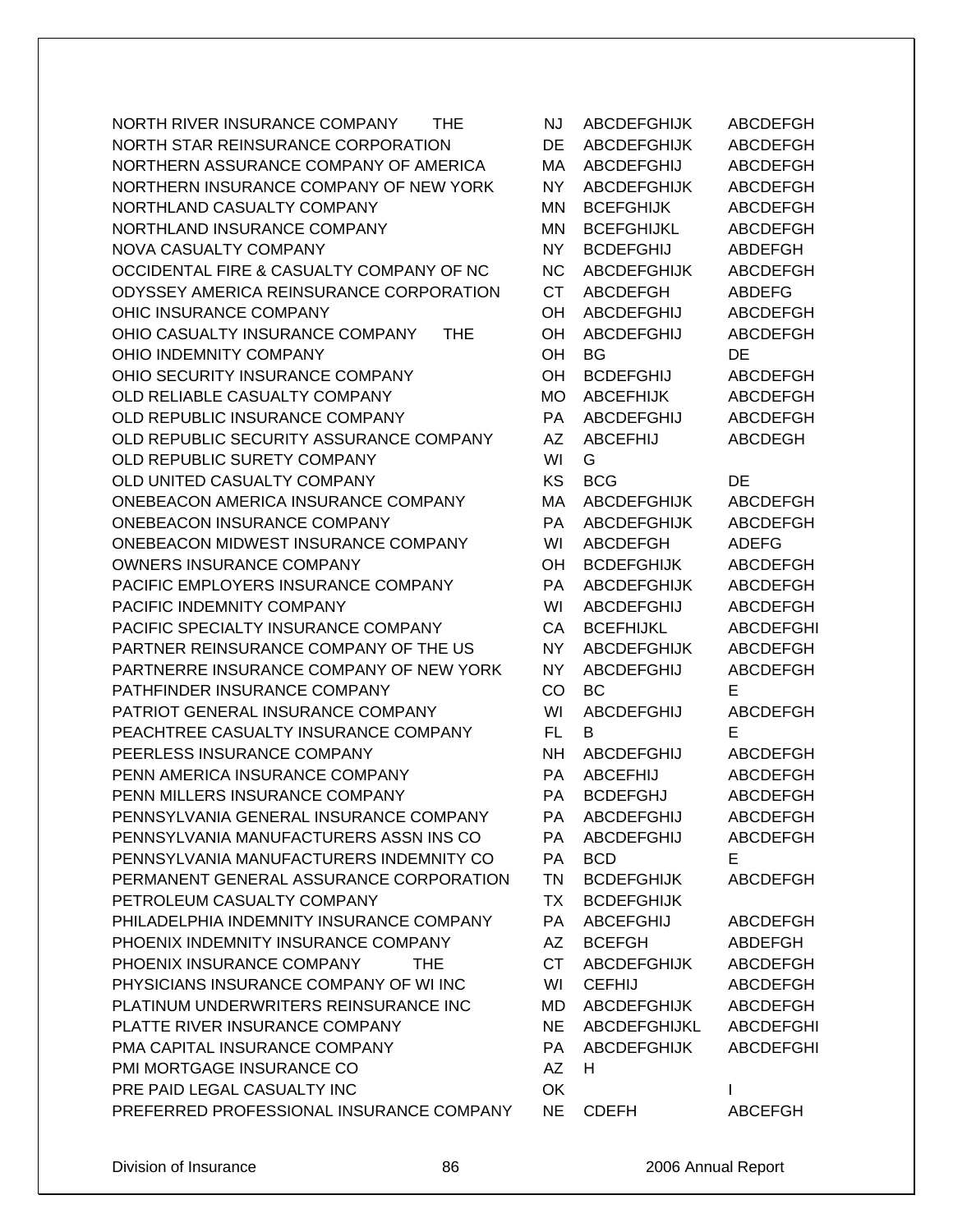| | | | |
|---|---|---|---|
| NORTH RIVER INSURANCE COMPANY THE | NJ | ABCDEFGHIJK | ABCDEFGH |
| NORTH STAR REINSURANCE CORPORATION | DE | ABCDEFGHIJK | ABCDEFGH |
| NORTHERN ASSURANCE COMPANY OF AMERICA | MA | ABCDEFGHIJ | ABCDEFGH |
| NORTHERN INSURANCE COMPANY OF NEW YORK | NY | ABCDEFGHIJK | ABCDEFGH |
| NORTHLAND CASUALTY COMPANY | MN | BCEFGHIJK | ABCDEFGH |
| NORTHLAND INSURANCE COMPANY | MN | BCEFGHIJKL | ABCDEFGH |
| NOVA CASUALTY COMPANY | NY | BCDEFGHIJ | ABDEFGH |
| OCCIDENTAL FIRE & CASUALTY COMPANY OF NC | NC | ABCDEFGHIJK | ABCDEFGH |
| ODYSSEY AMERICA REINSURANCE CORPORATION | CT | ABCDEFGH | ABDEFG |
| OHIC INSURANCE COMPANY | OH | ABCDEFGHIJ | ABCDEFGH |
| OHIO CASUALTY INSURANCE COMPANY THE | OH | ABCDEFGHIJ | ABCDEFGH |
| OHIO INDEMNITY COMPANY | OH | BG | DE |
| OHIO SECURITY INSURANCE COMPANY | OH | BCDEFGHIJ | ABCDEFGH |
| OLD RELIABLE CASUALTY COMPANY | MO | ABCEFHIJK | ABCDEFGH |
| OLD REPUBLIC INSURANCE COMPANY | PA | ABCDEFGHIJ | ABCDEFGH |
| OLD REPUBLIC SECURITY ASSURANCE COMPANY | AZ | ABCEFHIJ | ABCDEGH |
| OLD REPUBLIC SURETY COMPANY | WI | G | |
| OLD UNITED CASUALTY COMPANY | KS | BCG | DE |
| ONEBEACON AMERICA INSURANCE COMPANY | MA | ABCDEFGHIJK | ABCDEFGH |
| ONEBEACON INSURANCE COMPANY | PA | ABCDEFGHIJK | ABCDEFGH |
| ONEBEACON MIDWEST INSURANCE COMPANY | WI | ABCDEFGH | ADEFG |
| OWNERS INSURANCE COMPANY | OH | BCDEFGHIJK | ABCDEFGH |
| PACIFIC EMPLOYERS INSURANCE COMPANY | PA | ABCDEFGHIJK | ABCDEFGH |
| PACIFIC INDEMNITY COMPANY | WI | ABCDEFGHIJ | ABCDEFGH |
| PACIFIC SPECIALTY INSURANCE COMPANY | CA | BCEFHIJKL | ABCDEFGHI |
| PARTNER REINSURANCE COMPANY OF THE US | NY | ABCDEFGHIJK | ABCDEFGH |
| PARTNERRE INSURANCE COMPANY OF NEW YORK | NY | ABCDEFGHIJ | ABCDEFGH |
| PATHFINDER INSURANCE COMPANY | CO | BC | E |
| PATRIOT GENERAL INSURANCE COMPANY | WI | ABCDEFGHIJ | ABCDEFGH |
| PEACHTREE CASUALTY INSURANCE COMPANY | FL | B | E |
| PEERLESS INSURANCE COMPANY | NH | ABCDEFGHIJ | ABCDEFGH |
| PENN AMERICA INSURANCE COMPANY | PA | ABCEFHIJ | ABCDEFGH |
| PENN MILLERS INSURANCE COMPANY | PA | BCDEFGHJ | ABCDEFGH |
| PENNSYLVANIA GENERAL INSURANCE COMPANY | PA | ABCDEFGHIJ | ABCDEFGH |
| PENNSYLVANIA MANUFACTURERS ASSN INS CO | PA | ABCDEFGHIJ | ABCDEFGH |
| PENNSYLVANIA MANUFACTURERS INDEMNITY CO | PA | BCD | E |
| PERMANENT GENERAL ASSURANCE CORPORATION | TN | BCDEFGHIJK | ABCDEFGH |
| PETROLEUM CASUALTY COMPANY | TX | BCDEFGHIJK | |
| PHILADELPHIA INDEMNITY INSURANCE COMPANY | PA | ABCEFGHIJ | ABCDEFGH |
| PHOENIX INDEMNITY INSURANCE COMPANY | AZ | BCEFGH | ABDEFGH |
| PHOENIX INSURANCE COMPANY THE | CT | ABCDEFGHIJK | ABCDEFGH |
| PHYSICIANS INSURANCE COMPANY OF WI INC | WI | CEFHIJ | ABCDEFGH |
| PLATINUM UNDERWRITERS REINSURANCE INC | MD | ABCDEFGHIJK | ABCDEFGH |
| PLATTE RIVER INSURANCE COMPANY | NE | ABCDEFGHIJKL | ABCDEFGHI |
| PMA CAPITAL INSURANCE COMPANY | PA | ABCDEFGHIJK | ABCDEFGHI |
| PMI MORTGAGE INSURANCE CO | AZ | H | |
| PRE PAID LEGAL CASUALTY INC | OK | | I |
| PREFERRED PROFESSIONAL INSURANCE COMPANY | NE | CDEFH | ABCEFGH |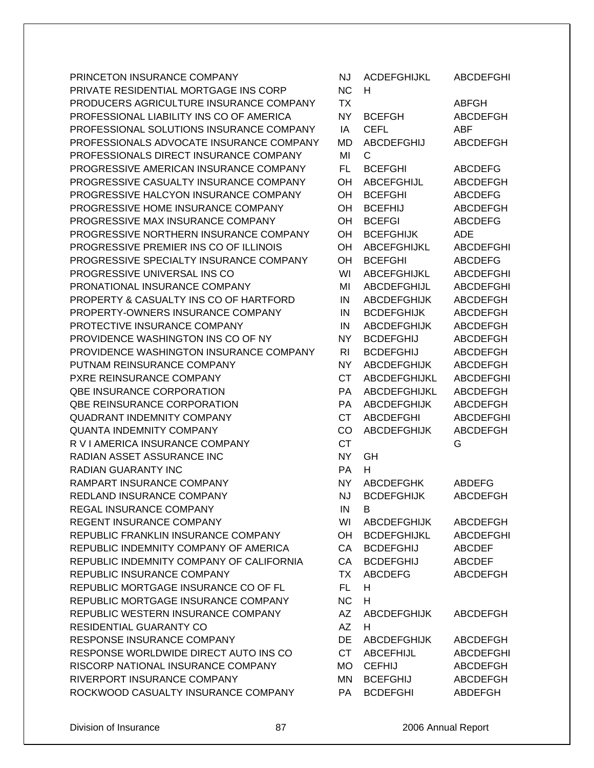| | | | |
|---|---|---|---|
| PRINCETON INSURANCE COMPANY | NJ | ACDEFGHIJKL | ABCDEFGHI |
| PRIVATE RESIDENTIAL MORTGAGE INS CORP | NC | H | |
| PRODUCERS AGRICULTURE INSURANCE COMPANY | TX | | ABFGH |
| PROFESSIONAL LIABILITY INS CO OF AMERICA | NY | BCEFGH | ABCDEFGH |
| PROFESSIONAL SOLUTIONS INSURANCE COMPANY | IA | CEFL | ABF |
| PROFESSIONALS ADVOCATE INSURANCE COMPANY | MD | ABCDEFGHIJ | ABCDEFGH |
| PROFESSIONALS DIRECT INSURANCE COMPANY | MI | C | |
| PROGRESSIVE AMERICAN INSURANCE COMPANY | FL | BCEFGHI | ABCDEFG |
| PROGRESSIVE CASUALTY INSURANCE COMPANY | OH | ABCEFGHIJL | ABCDEFGH |
| PROGRESSIVE HALCYON INSURANCE COMPANY | OH | BCEFGHI | ABCDEFG |
| PROGRESSIVE HOME INSURANCE COMPANY | OH | BCEFHIJ | ABCDEFGH |
| PROGRESSIVE MAX INSURANCE COMPANY | OH | BCEFGI | ABCDEFG |
| PROGRESSIVE NORTHERN INSURANCE COMPANY | OH | BCEFGHIJK | ADE |
| PROGRESSIVE PREMIER INS CO OF ILLINOIS | OH | ABCEFGHIJKL | ABCDEFGHI |
| PROGRESSIVE SPECIALTY INSURANCE COMPANY | OH | BCEFGHI | ABCDEFG |
| PROGRESSIVE UNIVERSAL INS CO | WI | ABCEFGHIJKL | ABCDEFGHI |
| PRONATIONAL INSURANCE COMPANY | MI | ABCDEFGHIJL | ABCDEFGHI |
| PROPERTY & CASUALTY INS CO OF HARTFORD | IN | ABCDEFGHIJK | ABCDEFGH |
| PROPERTY-OWNERS INSURANCE COMPANY | IN | BCDEFGHIJK | ABCDEFGH |
| PROTECTIVE INSURANCE COMPANY | IN | ABCDEFGHIJK | ABCDEFGH |
| PROVIDENCE WASHINGTON INS CO OF NY | NY | BCDEFGHIJ | ABCDEFGH |
| PROVIDENCE WASHINGTON INSURANCE COMPANY | RI | BCDEFGHIJ | ABCDEFGH |
| PUTNAM REINSURANCE COMPANY | NY | ABCDEFGHIJK | ABCDEFGH |
| PXRE REINSURANCE COMPANY | CT | ABCDEFGHIJKL | ABCDEFGHI |
| QBE INSURANCE CORPORATION | PA | ABCDEFGHIJKL | ABCDEFGH |
| QBE REINSURANCE CORPORATION | PA | ABCDEFGHIJK | ABCDEFGH |
| QUADRANT INDEMNITY COMPANY | CT | ABCDEFGHI | ABCDEFGHI |
| QUANTA INDEMNITY COMPANY | CO | ABCDEFGHIJK | ABCDEFGH |
| R V I AMERICA INSURANCE COMPANY | CT | | G |
| RADIAN ASSET ASSURANCE INC | NY | GH | |
| RADIAN GUARANTY INC | PA | H | |
| RAMPART INSURANCE COMPANY | NY | ABCDEFGHK | ABDEFG |
| REDLAND INSURANCE COMPANY | NJ | BCDEFGHIJK | ABCDEFGH |
| REGAL INSURANCE COMPANY | IN | B | |
| REGENT INSURANCE COMPANY | WI | ABCDEFGHIJK | ABCDEFGH |
| REPUBLIC FRANKLIN INSURANCE COMPANY | OH | BCDEFGHIJKL | ABCDEFGHI |
| REPUBLIC INDEMNITY COMPANY OF AMERICA | CA | BCDEFGHIJ | ABCDEF |
| REPUBLIC INDEMNITY COMPANY OF CALIFORNIA | CA | BCDEFGHIJ | ABCDEF |
| REPUBLIC INSURANCE COMPANY | TX | ABCDEFG | ABCDEFGH |
| REPUBLIC MORTGAGE INSURANCE CO OF FL | FL | H | |
| REPUBLIC MORTGAGE INSURANCE COMPANY | NC | H | |
| REPUBLIC WESTERN INSURANCE COMPANY | AZ | ABCDEFGHIJK | ABCDEFGH |
| RESIDENTIAL GUARANTY CO | AZ | H | |
| RESPONSE INSURANCE COMPANY | DE | ABCDEFGHIJK | ABCDEFGH |
| RESPONSE WORLDWIDE DIRECT AUTO INS CO | CT | ABCEFHIJL | ABCDEFGHI |
| RISCORP NATIONAL INSURANCE COMPANY | MO | CEFHIJ | ABCDEFGH |
| RIVERPORT INSURANCE COMPANY | MN | BCEFGHIJ | ABCDEFGH |
| ROCKWOOD CASUALTY INSURANCE COMPANY | PA | BCDEFGHI | ABDEFGH |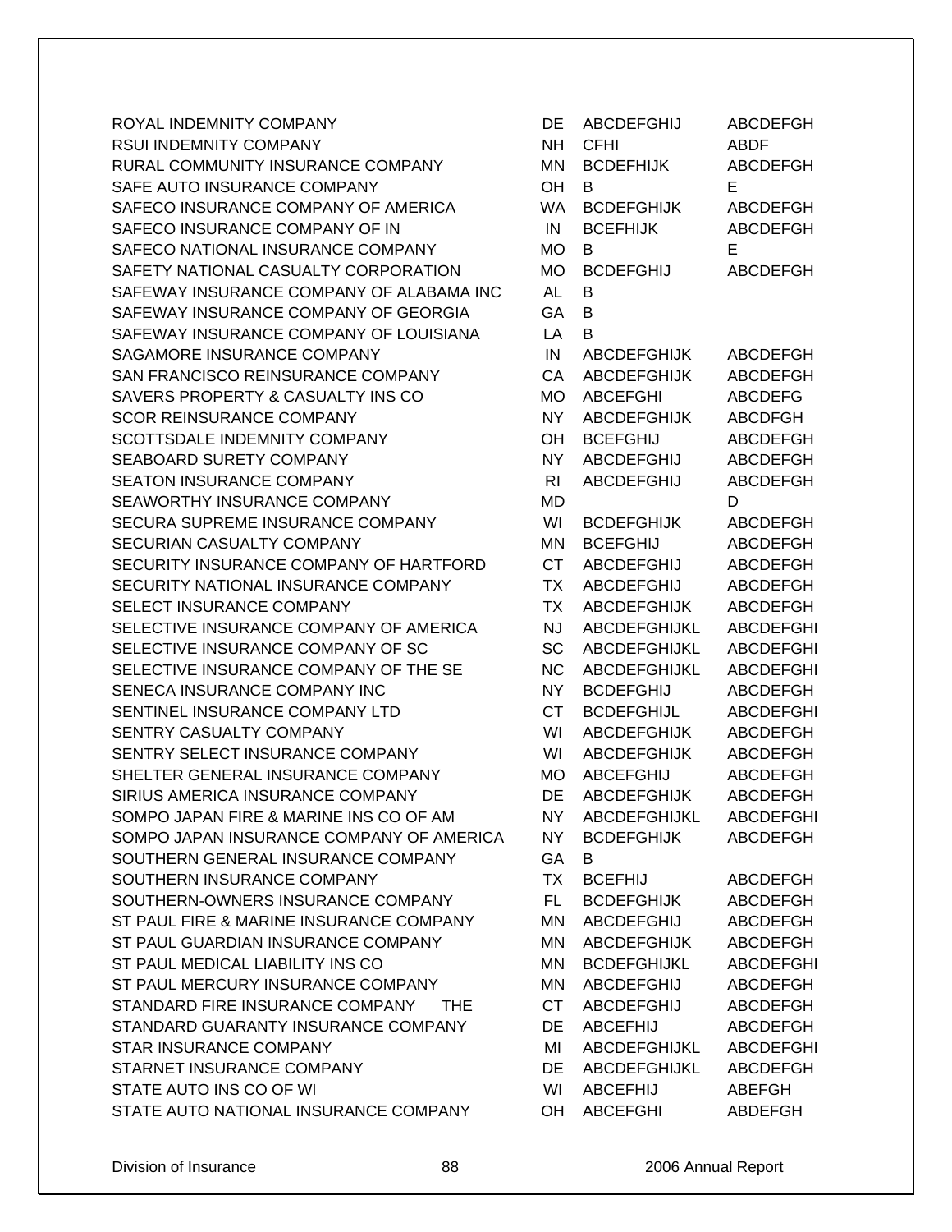| | | | |
|---|---|---|---|
| ROYAL INDEMNITY COMPANY | DE | ABCDEFGHIJ | ABCDEFGH |
| RSUI INDEMNITY COMPANY | NH | CFHI | ABDF |
| RURAL COMMUNITY INSURANCE COMPANY | MN | BCDEFHIJK | ABCDEFGH |
| SAFE AUTO INSURANCE COMPANY | OH | B | E |
| SAFECO INSURANCE COMPANY OF AMERICA | WA | BCDEFGHIJK | ABCDEFGH |
| SAFECO INSURANCE COMPANY OF IN | IN | BCEFHIJK | ABCDEFGH |
| SAFECO NATIONAL INSURANCE COMPANY | MO | B | E |
| SAFETY NATIONAL CASUALTY CORPORATION | MO | BCDEFGHIJ | ABCDEFGH |
| SAFEWAY INSURANCE COMPANY OF ALABAMA INC | AL | B | |
| SAFEWAY INSURANCE COMPANY OF GEORGIA | GA | B | |
| SAFEWAY INSURANCE COMPANY OF LOUISIANA | LA | B | |
| SAGAMORE INSURANCE COMPANY | IN | ABCDEFGHIJK | ABCDEFGH |
| SAN FRANCISCO REINSURANCE COMPANY | CA | ABCDEFGHIJK | ABCDEFGH |
| SAVERS PROPERTY & CASUALTY INS CO | MO | ABCEFGHI | ABCDEFG |
| SCOR REINSURANCE COMPANY | NY | ABCDEFGHIJK | ABCDFGH |
| SCOTTSDALE INDEMNITY COMPANY | OH | BCEFGHIJ | ABCDEFGH |
| SEABOARD SURETY COMPANY | NY | ABCDEFGHIJ | ABCDEFGH |
| SEATON INSURANCE COMPANY | RI | ABCDEFGHIJ | ABCDEFGH |
| SEAWORTHY INSURANCE COMPANY | MD | | D |
| SECURA SUPREME INSURANCE COMPANY | WI | BCDEFGHIJK | ABCDEFGH |
| SECURIAN CASUALTY COMPANY | MN | BCEFGHIJ | ABCDEFGH |
| SECURITY INSURANCE COMPANY OF HARTFORD | CT | ABCDEFGHIJ | ABCDEFGH |
| SECURITY NATIONAL INSURANCE COMPANY | TX | ABCDEFGHIJ | ABCDEFGH |
| SELECT INSURANCE COMPANY | TX | ABCDEFGHIJK | ABCDEFGH |
| SELECTIVE INSURANCE COMPANY OF AMERICA | NJ | ABCDEFGHIJKL | ABCDEFGHI |
| SELECTIVE INSURANCE COMPANY OF SC | SC | ABCDEFGHIJKL | ABCDEFGHI |
| SELECTIVE INSURANCE COMPANY OF THE SE | NC | ABCDEFGHIJKL | ABCDEFGHI |
| SENECA INSURANCE COMPANY INC | NY | BCDEFGHIJ | ABCDEFGH |
| SENTINEL INSURANCE COMPANY LTD | CT | BCDEFGHIJL | ABCDEFGHI |
| SENTRY CASUALTY COMPANY | WI | ABCDEFGHIJK | ABCDEFGH |
| SENTRY SELECT INSURANCE COMPANY | WI | ABCDEFGHIJK | ABCDEFGH |
| SHELTER GENERAL INSURANCE COMPANY | MO | ABCEFGHIJ | ABCDEFGH |
| SIRIUS AMERICA INSURANCE COMPANY | DE | ABCDEFGHIJK | ABCDEFGH |
| SOMPO JAPAN FIRE & MARINE INS CO OF AM | NY | ABCDEFGHIJKL | ABCDEFGHI |
| SOMPO JAPAN INSURANCE COMPANY OF AMERICA | NY | BCDEFGHIJK | ABCDEFGH |
| SOUTHERN GENERAL INSURANCE COMPANY | GA | B | |
| SOUTHERN INSURANCE COMPANY | TX | BCEFHIJ | ABCDEFGH |
| SOUTHERN-OWNERS INSURANCE COMPANY | FL | BCDEFGHIJK | ABCDEFGH |
| ST PAUL FIRE & MARINE INSURANCE COMPANY | MN | ABCDEFGHIJ | ABCDEFGH |
| ST PAUL GUARDIAN INSURANCE COMPANY | MN | ABCDEFGHIJK | ABCDEFGH |
| ST PAUL MEDICAL LIABILITY INS CO | MN | BCDEFGHIJKL | ABCDEFGHI |
| ST PAUL MERCURY INSURANCE COMPANY | MN | ABCDEFGHIJ | ABCDEFGH |
| STANDARD FIRE INSURANCE COMPANY THE | CT | ABCDEFGHIJ | ABCDEFGH |
| STANDARD GUARANTY INSURANCE COMPANY | DE | ABCEFHIJ | ABCDEFGH |
| STAR INSURANCE COMPANY | MI | ABCDEFGHIJKL | ABCDEFGHI |
| STARNET INSURANCE COMPANY | DE | ABCDEFGHIJKL | ABCDEFGH |
| STATE AUTO INS CO OF WI | WI | ABCEFHIJ | ABEFGH |
| STATE AUTO NATIONAL INSURANCE COMPANY | OH | ABCEFGHI | ABDEFGH |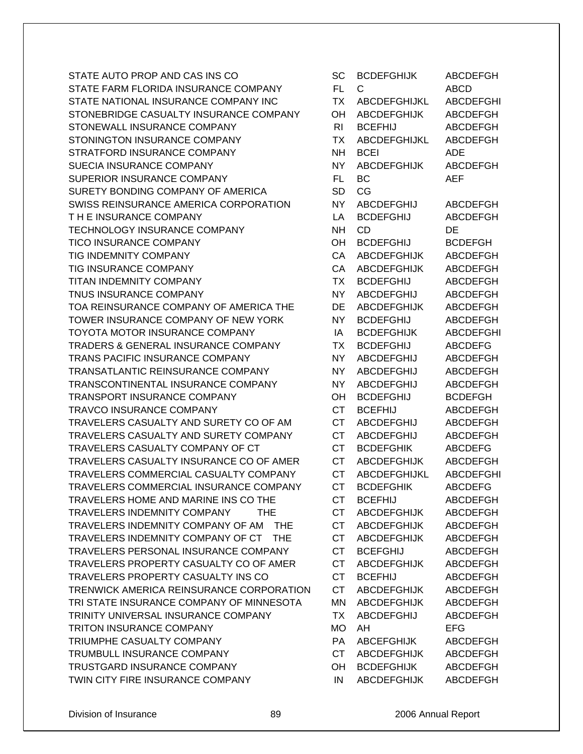| | | | |
|---|---|---|---|
| STATE AUTO PROP AND CAS INS CO | SC | BCDEFGHIJK | ABCDEFGH |
| STATE FARM FLORIDA INSURANCE COMPANY | FL | C | ABCD |
| STATE NATIONAL INSURANCE COMPANY INC | TX | ABCDEFGHIJKL | ABCDEFGHI |
| STONEBRIDGE CASUALTY INSURANCE COMPANY | OH | ABCDEFGHIJK | ABCDEFGH |
| STONEWALL INSURANCE COMPANY | RI | BCEFHIJ | ABCDEFGH |
| STONINGTON INSURANCE COMPANY | TX | ABCDEFGHIJKL | ABCDEFGH |
| STRATFORD INSURANCE COMPANY | NH | BCEI | ADE |
| SUECIA INSURANCE COMPANY | NY | ABCDEFGHIJK | ABCDEFGH |
| SUPERIOR INSURANCE COMPANY | FL | BC | AEF |
| SURETY BONDING COMPANY OF AMERICA | SD | CG | |
| SWISS REINSURANCE AMERICA CORPORATION | NY | ABCDEFGHIJ | ABCDEFGH |
| T H E INSURANCE COMPANY | LA | BCDEFGHIJ | ABCDEFGH |
| TECHNOLOGY INSURANCE COMPANY | NH | CD | DE |
| TICO INSURANCE COMPANY | OH | BCDEFGHIJ | BCDEFGH |
| TIG INDEMNITY COMPANY | CA | ABCDEFGHIJK | ABCDEFGH |
| TIG INSURANCE COMPANY | CA | ABCDEFGHIJK | ABCDEFGH |
| TITAN INDEMNITY COMPANY | TX | BCDEFGHIJ | ABCDEFGH |
| TNUS INSURANCE COMPANY | NY | ABCDEFGHIJ | ABCDEFGH |
| TOA REINSURANCE COMPANY OF AMERICA THE | DE | ABCDEFGHIJK | ABCDEFGH |
| TOWER INSURANCE COMPANY OF NEW YORK | NY | BCDEFGHIJ | ABCDEFGH |
| TOYOTA MOTOR INSURANCE COMPANY | IA | BCDEFGHIJK | ABCDEFGHI |
| TRADERS & GENERAL INSURANCE COMPANY | TX | BCDEFGHIJ | ABCDEFG |
| TRANS PACIFIC INSURANCE COMPANY | NY | ABCDEFGHIJ | ABCDEFGH |
| TRANSATLANTIC REINSURANCE COMPANY | NY | ABCDEFGHIJ | ABCDEFGH |
| TRANSCONTINENTAL INSURANCE COMPANY | NY | ABCDEFGHIJ | ABCDEFGH |
| TRANSPORT INSURANCE COMPANY | OH | BCDEFGHIJ | BCDEFGH |
| TRAVCO INSURANCE COMPANY | CT | BCEFHIJ | ABCDEFGH |
| TRAVELERS CASUALTY AND SURETY CO OF AM | CT | ABCDEFGHIJ | ABCDEFGH |
| TRAVELERS CASUALTY AND SURETY COMPANY | CT | ABCDEFGHIJ | ABCDEFGH |
| TRAVELERS CASUALTY COMPANY OF CT | CT | BCDEFGHIK | ABCDEFG |
| TRAVELERS CASUALTY INSURANCE CO OF AMER | CT | ABCDEFGHIJK | ABCDEFGH |
| TRAVELERS COMMERCIAL CASUALTY COMPANY | CT | ABCDEFGHIJKL | ABCDEFGHI |
| TRAVELERS COMMERCIAL INSURANCE COMPANY | CT | BCDEFGHIK | ABCDEFG |
| TRAVELERS HOME AND MARINE INS CO THE | CT | BCEFHIJ | ABCDEFGH |
| TRAVELERS INDEMNITY COMPANY THE | CT | ABCDEFGHIJK | ABCDEFGH |
| TRAVELERS INDEMNITY COMPANY OF AM THE | CT | ABCDEFGHIJK | ABCDEFGH |
| TRAVELERS INDEMNITY COMPANY OF CT THE | CT | ABCDEFGHIJK | ABCDEFGH |
| TRAVELERS PERSONAL INSURANCE COMPANY | CT | BCEFGHIJ | ABCDEFGH |
| TRAVELERS PROPERTY CASUALTY CO OF AMER | CT | ABCDEFGHIJK | ABCDEFGH |
| TRAVELERS PROPERTY CASUALTY INS CO | CT | BCEFHIJ | ABCDEFGH |
| TRENWICK AMERICA REINSURANCE CORPORATION | CT | ABCDEFGHIJK | ABCDEFGH |
| TRI STATE INSURANCE COMPANY OF MINNESOTA | MN | ABCDEFGHIJK | ABCDEFGH |
| TRINITY UNIVERSAL INSURANCE COMPANY | TX | ABCDEFGHIJ | ABCDEFGH |
| TRITON INSURANCE COMPANY | MO | AH | EFG |
| TRIUMPHE CASUALTY COMPANY | PA | ABCEFGHIJK | ABCDEFGH |
| TRUMBULL INSURANCE COMPANY | CT | ABCDEFGHIJK | ABCDEFGH |
| TRUSTGARD INSURANCE COMPANY | OH | BCDEFGHIJK | ABCDEFGH |
| TWIN CITY FIRE INSURANCE COMPANY | IN | ABCDEFGHIJK | ABCDEFGH |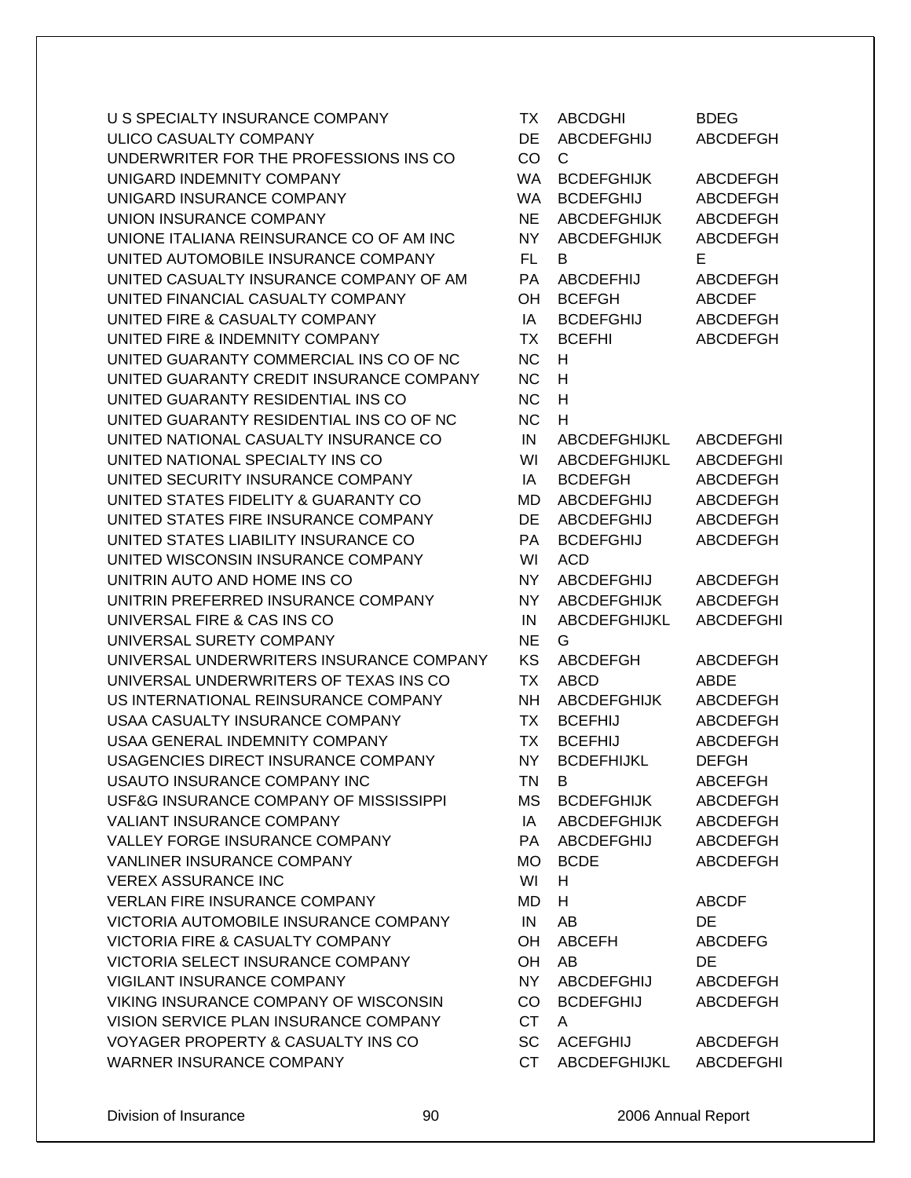| | | | |
|---|---|---|---|
| U S SPECIALTY INSURANCE COMPANY | TX | ABCDGHI | BDEG |
| ULICO CASUALTY COMPANY | DE | ABCDEFGHIJ | ABCDEFGH |
| UNDERWRITER FOR THE PROFESSIONS INS CO | CO | C | |
| UNIGARD INDEMNITY COMPANY | WA | BCDEFGHIJK | ABCDEFGH |
| UNIGARD INSURANCE COMPANY | WA | BCDEFGHIJ | ABCDEFGH |
| UNION INSURANCE COMPANY | NE | ABCDEFGHIJK | ABCDEFGH |
| UNIONE ITALIANA REINSURANCE CO OF AM INC | NY | ABCDEFGHIJK | ABCDEFGH |
| UNITED AUTOMOBILE INSURANCE COMPANY | FL | B | E |
| UNITED CASUALTY INSURANCE COMPANY OF AM | PA | ABCDEFHIJ | ABCDEFGH |
| UNITED FINANCIAL CASUALTY COMPANY | OH | BCEFGH | ABCDEF |
| UNITED FIRE & CASUALTY COMPANY | IA | BCDEFGHIJ | ABCDEFGH |
| UNITED FIRE & INDEMNITY COMPANY | TX | BCEFHI | ABCDEFGH |
| UNITED GUARANTY COMMERCIAL INS CO OF NC | NC | H | |
| UNITED GUARANTY CREDIT INSURANCE COMPANY | NC | H | |
| UNITED GUARANTY RESIDENTIAL INS CO | NC | H | |
| UNITED GUARANTY RESIDENTIAL INS CO OF NC | NC | H | |
| UNITED NATIONAL CASUALTY INSURANCE CO | IN | ABCDEFGHIJKL | ABCDEFGHI |
| UNITED NATIONAL SPECIALTY INS CO | WI | ABCDEFGHIJKL | ABCDEFGHI |
| UNITED SECURITY INSURANCE COMPANY | IA | BCDEFGH | ABCDEFGH |
| UNITED STATES FIDELITY & GUARANTY CO | MD | ABCDEFGHIJ | ABCDEFGH |
| UNITED STATES FIRE INSURANCE COMPANY | DE | ABCDEFGHIJ | ABCDEFGH |
| UNITED STATES LIABILITY INSURANCE CO | PA | BCDEFGHIJ | ABCDEFGH |
| UNITED WISCONSIN INSURANCE COMPANY | WI | ACD | |
| UNITRIN AUTO AND HOME INS CO | NY | ABCDEFGHIJ | ABCDEFGH |
| UNITRIN PREFERRED INSURANCE COMPANY | NY | ABCDEFGHIJK | ABCDEFGH |
| UNIVERSAL FIRE & CAS INS CO | IN | ABCDEFGHIJKL | ABCDEFGHI |
| UNIVERSAL SURETY COMPANY | NE | G | |
| UNIVERSAL UNDERWRITERS INSURANCE COMPANY | KS | ABCDEFGH | ABCDEFGH |
| UNIVERSAL UNDERWRITERS OF TEXAS INS CO | TX | ABCD | ABDE |
| US INTERNATIONAL REINSURANCE COMPANY | NH | ABCDEFGHIJK | ABCDEFGH |
| USAA CASUALTY INSURANCE COMPANY | TX | BCEFHIJ | ABCDEFGH |
| USAA GENERAL INDEMNITY COMPANY | TX | BCEFHIJ | ABCDEFGH |
| USAGENCIES DIRECT INSURANCE COMPANY | NY | BCDEFHIJKL | DEFGH |
| USAUTO INSURANCE COMPANY INC | TN | B | ABCEFGH |
| USF&G INSURANCE COMPANY OF MISSISSIPPI | MS | BCDEFGHIJK | ABCDEFGH |
| VALIANT INSURANCE COMPANY | IA | ABCDEFGHIJK | ABCDEFGH |
| VALLEY FORGE INSURANCE COMPANY | PA | ABCDEFGHIJ | ABCDEFGH |
| VANLINER INSURANCE COMPANY | MO | BCDE | ABCDEFGH |
| VEREX ASSURANCE INC | WI | H | |
| VERLAN FIRE INSURANCE COMPANY | MD | H | ABCDF |
| VICTORIA AUTOMOBILE INSURANCE COMPANY | IN | AB | DE |
| VICTORIA FIRE & CASUALTY COMPANY | OH | ABCEFH | ABCDEFG |
| VICTORIA SELECT INSURANCE COMPANY | OH | AB | DE |
| VIGILANT INSURANCE COMPANY | NY | ABCDEFGHIJ | ABCDEFGH |
| VIKING INSURANCE COMPANY OF WISCONSIN | CO | BCDEFGHIJ | ABCDEFGH |
| VISION SERVICE PLAN INSURANCE COMPANY | CT | A | |
| VOYAGER PROPERTY & CASUALTY INS CO | SC | ACEFGHIJ | ABCDEFGH |
| WARNER INSURANCE COMPANY | CT | ABCDEFGHIJKL | ABCDEFGHI |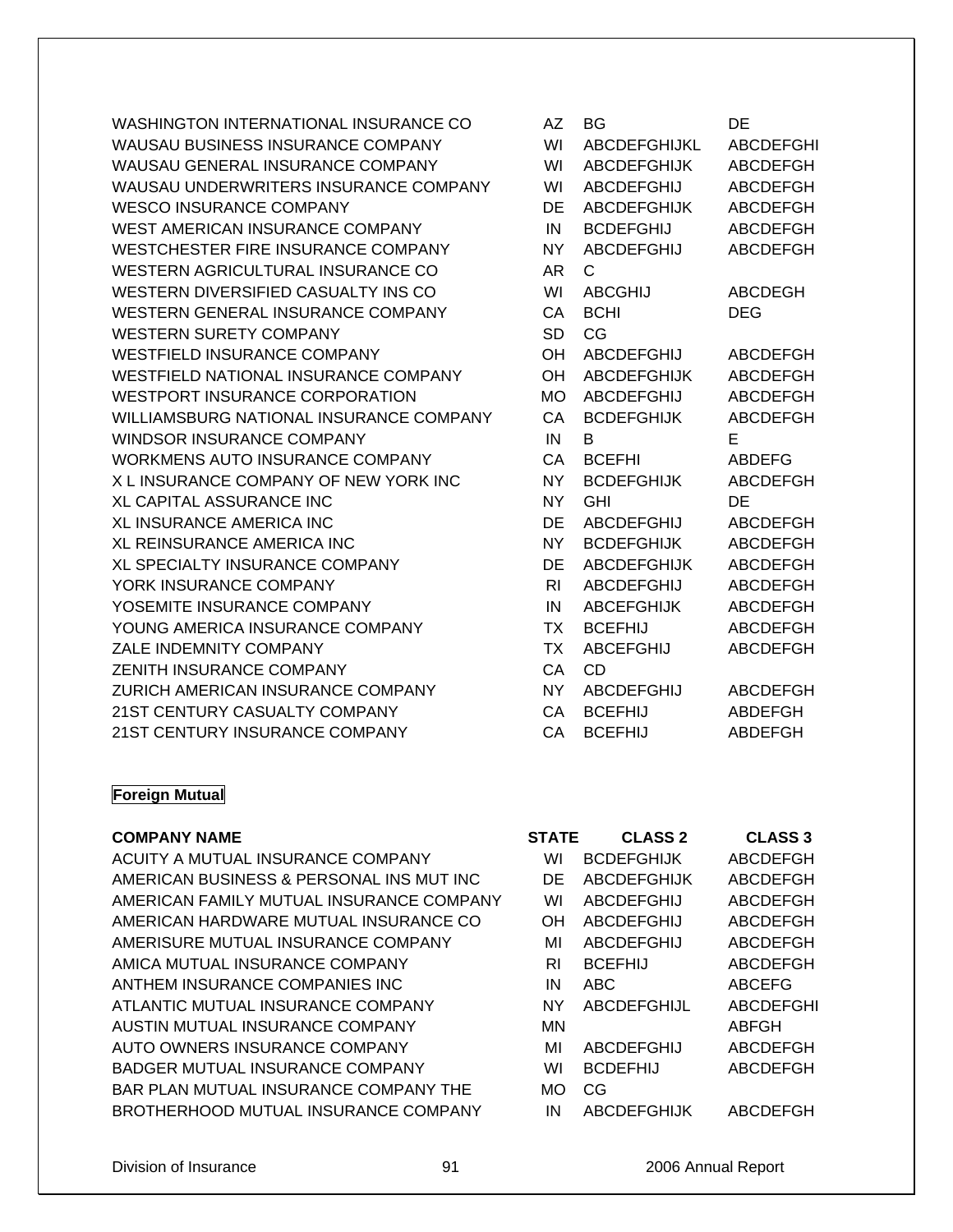| COMPANY NAME | STATE | CLASS 2 | CLASS 3 |
|---|---|---|---|
| WASHINGTON INTERNATIONAL INSURANCE CO | AZ | BG | DE |
| WAUSAU BUSINESS INSURANCE COMPANY | WI | ABCDEFGHIJKL | ABCDEFGHI |
| WAUSAU GENERAL INSURANCE COMPANY | WI | ABCDEFGHIJK | ABCDEFGH |
| WAUSAU UNDERWRITERS INSURANCE COMPANY | WI | ABCDEFGHIJ | ABCDEFGH |
| WESCO INSURANCE COMPANY | DE | ABCDEFGHIJK | ABCDEFGH |
| WEST AMERICAN INSURANCE COMPANY | IN | BCDEFGHIJ | ABCDEFGH |
| WESTCHESTER FIRE INSURANCE COMPANY | NY | ABCDEFGHIJ | ABCDEFGH |
| WESTERN AGRICULTURAL INSURANCE CO | AR | C | |
| WESTERN DIVERSIFIED CASUALTY INS CO | WI | ABCGHIJ | ABCDEGH |
| WESTERN GENERAL INSURANCE COMPANY | CA | BCHI | DEG |
| WESTERN SURETY COMPANY | SD | CG | |
| WESTFIELD INSURANCE COMPANY | OH | ABCDEFGHIJ | ABCDEFGH |
| WESTFIELD NATIONAL INSURANCE COMPANY | OH | ABCDEFGHIJK | ABCDEFGH |
| WESTPORT INSURANCE CORPORATION | MO | ABCDEFGHIJ | ABCDEFGH |
| WILLIAMSBURG NATIONAL INSURANCE COMPANY | CA | BCDEFGHIJK | ABCDEFGH |
| WINDSOR INSURANCE COMPANY | IN | B | E |
| WORKMENS AUTO INSURANCE COMPANY | CA | BCEFHI | ABDEFG |
| X L INSURANCE COMPANY OF NEW YORK INC | NY | BCDEFGHIJK | ABCDEFGH |
| XL CAPITAL ASSURANCE INC | NY | GHI | DE |
| XL INSURANCE AMERICA INC | DE | ABCDEFGHIJ | ABCDEFGH |
| XL REINSURANCE AMERICA INC | NY | BCDEFGHIJK | ABCDEFGH |
| XL SPECIALTY INSURANCE COMPANY | DE | ABCDEFGHIJK | ABCDEFGH |
| YORK INSURANCE COMPANY | RI | ABCDEFGHIJ | ABCDEFGH |
| YOSEMITE INSURANCE COMPANY | IN | ABCEFGHIJK | ABCDEFGH |
| YOUNG AMERICA INSURANCE COMPANY | TX | BCEFHIJ | ABCDEFGH |
| ZALE INDEMNITY COMPANY | TX | ABCEFGHIJ | ABCDEFGH |
| ZENITH INSURANCE COMPANY | CA | CD | |
| ZURICH AMERICAN INSURANCE COMPANY | NY | ABCDEFGHIJ | ABCDEFGH |
| 21ST CENTURY CASUALTY COMPANY | CA | BCEFHIJ | ABDEFGH |
| 21ST CENTURY INSURANCE COMPANY | CA | BCEFHIJ | ABDEFGH |

**Foreign Mutual**

| COMPANY NAME | STATE | CLASS 2 | CLASS 3 |
|---|---|---|---|
| ACUITY A MUTUAL INSURANCE COMPANY | WI | BCDEFGHIJK | ABCDEFGH |
| AMERICAN BUSINESS & PERSONAL INS MUT INC | DE | ABCDEFGHIJK | ABCDEFGH |
| AMERICAN FAMILY MUTUAL INSURANCE COMPANY | WI | ABCDEFGHIJ | ABCDEFGH |
| AMERICAN HARDWARE MUTUAL INSURANCE CO | OH | ABCDEFGHIJ | ABCDEFGH |
| AMERISURE MUTUAL INSURANCE COMPANY | MI | ABCDEFGHIJ | ABCDEFGH |
| AMICA MUTUAL INSURANCE COMPANY | RI | BCEFHIJ | ABCDEFGH |
| ANTHEM INSURANCE COMPANIES INC | IN | ABC | ABCEFG |
| ATLANTIC MUTUAL INSURANCE COMPANY | NY | ABCDEFGHIJL | ABCDEFGHI |
| AUSTIN MUTUAL INSURANCE COMPANY | MN | | ABFGH |
| AUTO OWNERS INSURANCE COMPANY | MI | ABCDEFGHIJ | ABCDEFGH |
| BADGER MUTUAL INSURANCE COMPANY | WI | BCDEFHIJ | ABCDEFGH |
| BAR PLAN MUTUAL INSURANCE COMPANY THE | MO | CG | |
| BROTHERHOOD MUTUAL INSURANCE COMPANY | IN | ABCDEFGHIJK | ABCDEFGH |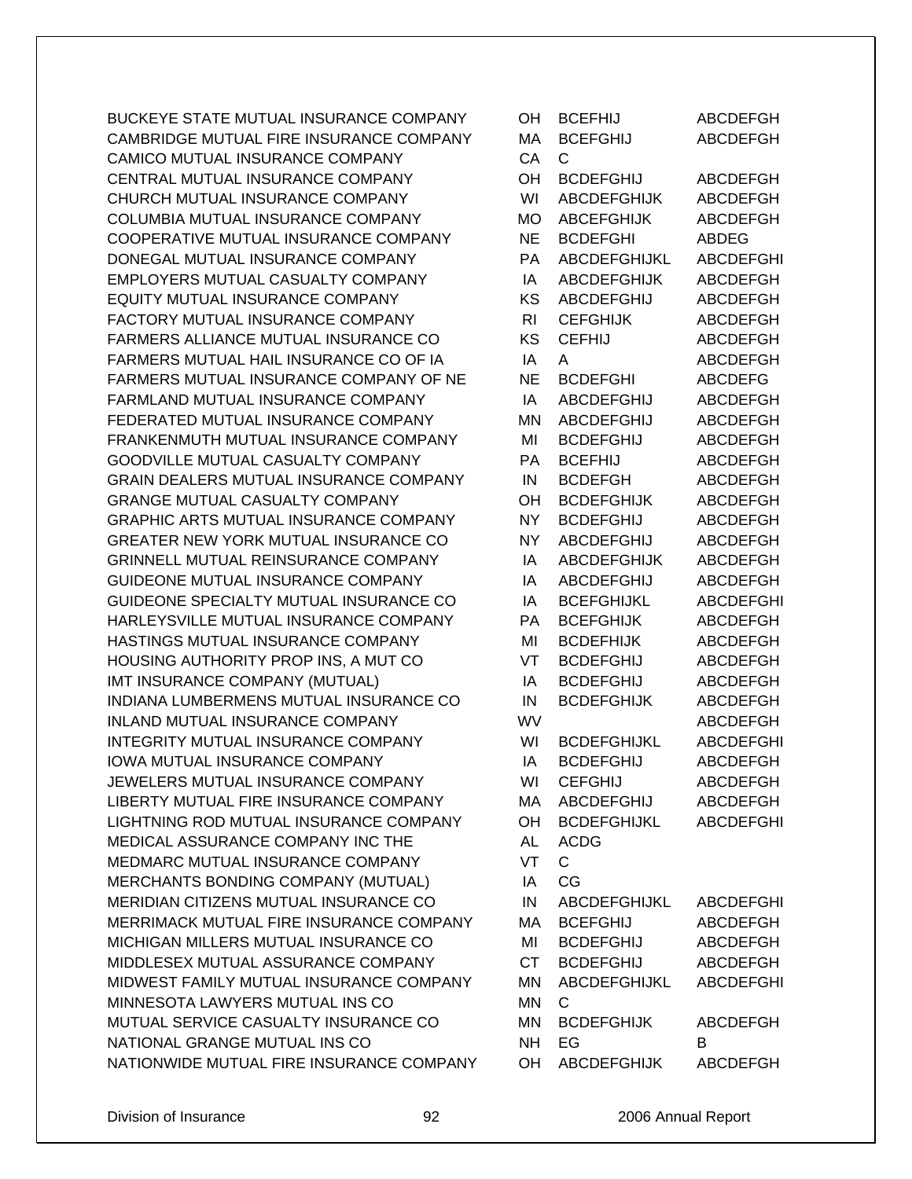| | | | |
|---|---|---|---|
| BUCKEYE STATE MUTUAL INSURANCE COMPANY | OH | BCEFHIJ | ABCDEFGH |
| CAMBRIDGE MUTUAL FIRE INSURANCE COMPANY | MA | BCEFGHIJ | ABCDEFGH |
| CAMICO MUTUAL INSURANCE COMPANY | CA | C | |
| CENTRAL MUTUAL INSURANCE COMPANY | OH | BCDEFGHIJ | ABCDEFGH |
| CHURCH MUTUAL INSURANCE COMPANY | WI | ABCDEFGHIJK | ABCDEFGH |
| COLUMBIA MUTUAL INSURANCE COMPANY | MO | ABCEFGHIJK | ABCDEFGH |
| COOPERATIVE MUTUAL INSURANCE COMPANY | NE | BCDEFGHI | ABDEG |
| DONEGAL MUTUAL INSURANCE COMPANY | PA | ABCDEFGHIJKL | ABCDEFGHI |
| EMPLOYERS MUTUAL CASUALTY COMPANY | IA | ABCDEFGHIJK | ABCDEFGH |
| EQUITY MUTUAL INSURANCE COMPANY | KS | ABCDEFGHIJ | ABCDEFGH |
| FACTORY MUTUAL INSURANCE COMPANY | RI | CEFGHIJK | ABCDEFGH |
| FARMERS ALLIANCE MUTUAL INSURANCE CO | KS | CEFHIJ | ABCDEFGH |
| FARMERS MUTUAL HAIL INSURANCE CO OF IA | IA | A | ABCDEFGH |
| FARMERS MUTUAL INSURANCE COMPANY OF NE | NE | BCDEFGHI | ABCDEFG |
| FARMLAND MUTUAL INSURANCE COMPANY | IA | ABCDEFGHIJ | ABCDEFGH |
| FEDERATED MUTUAL INSURANCE COMPANY | MN | ABCDEFGHIJ | ABCDEFGH |
| FRANKENMUTH MUTUAL INSURANCE COMPANY | MI | BCDEFGHIJ | ABCDEFGH |
| GOODVILLE MUTUAL CASUALTY COMPANY | PA | BCEFHIJ | ABCDEFGH |
| GRAIN DEALERS MUTUAL INSURANCE COMPANY | IN | BCDEFGH | ABCDEFGH |
| GRANGE MUTUAL CASUALTY COMPANY | OH | BCDEFGHIJK | ABCDEFGH |
| GRAPHIC ARTS MUTUAL INSURANCE COMPANY | NY | BCDEFGHIJ | ABCDEFGH |
| GREATER NEW YORK MUTUAL INSURANCE CO | NY | ABCDEFGHIJ | ABCDEFGH |
| GRINNELL MUTUAL REINSURANCE COMPANY | IA | ABCDEFGHIJK | ABCDEFGH |
| GUIDEONE MUTUAL INSURANCE COMPANY | IA | ABCDEFGHIJ | ABCDEFGH |
| GUIDEONE SPECIALTY MUTUAL INSURANCE CO | IA | BCEFGHIJKL | ABCDEFGHI |
| HARLEYSVILLE MUTUAL INSURANCE COMPANY | PA | BCEFGHIJK | ABCDEFGH |
| HASTINGS MUTUAL INSURANCE COMPANY | MI | BCDEFHIJK | ABCDEFGH |
| HOUSING AUTHORITY PROP INS, A MUT CO | VT | BCDEFGHIJ | ABCDEFGH |
| IMT INSURANCE COMPANY (MUTUAL) | IA | BCDEFGHIJ | ABCDEFGH |
| INDIANA LUMBERMENS MUTUAL INSURANCE CO | IN | BCDEFGHIJK | ABCDEFGH |
| INLAND MUTUAL INSURANCE COMPANY | WV | | ABCDEFGH |
| INTEGRITY MUTUAL INSURANCE COMPANY | WI | BCDEFGHIJKL | ABCDEFGHI |
| IOWA MUTUAL INSURANCE COMPANY | IA | BCDEFGHIJ | ABCDEFGH |
| JEWELERS MUTUAL INSURANCE COMPANY | WI | CEFGHIJ | ABCDEFGH |
| LIBERTY MUTUAL FIRE INSURANCE COMPANY | MA | ABCDEFGHIJ | ABCDEFGH |
| LIGHTNING ROD MUTUAL INSURANCE COMPANY | OH | BCDEFGHIJKL | ABCDEFGHI |
| MEDICAL ASSURANCE COMPANY INC THE | AL | ACDG | |
| MEDMARC MUTUAL INSURANCE COMPANY | VT | C | |
| MERCHANTS BONDING COMPANY (MUTUAL) | IA | CG | |
| MERIDIAN CITIZENS MUTUAL INSURANCE CO | IN | ABCDEFGHIJKL | ABCDEFGHI |
| MERRIMACK MUTUAL FIRE INSURANCE COMPANY | MA | BCEFGHIJ | ABCDEFGH |
| MICHIGAN MILLERS MUTUAL INSURANCE CO | MI | BCDEFGHIJ | ABCDEFGH |
| MIDDLESEX MUTUAL ASSURANCE COMPANY | CT | BCDEFGHIJ | ABCDEFGH |
| MIDWEST FAMILY MUTUAL INSURANCE COMPANY | MN | ABCDEFGHIJKL | ABCDEFGHI |
| MINNESOTA LAWYERS MUTUAL INS CO | MN | C | |
| MUTUAL SERVICE CASUALTY INSURANCE CO | MN | BCDEFGHIJK | ABCDEFGH |
| NATIONAL GRANGE MUTUAL INS CO | NH | EG | B |
| NATIONWIDE MUTUAL FIRE INSURANCE COMPANY | OH | ABCDEFGHIJK | ABCDEFGH |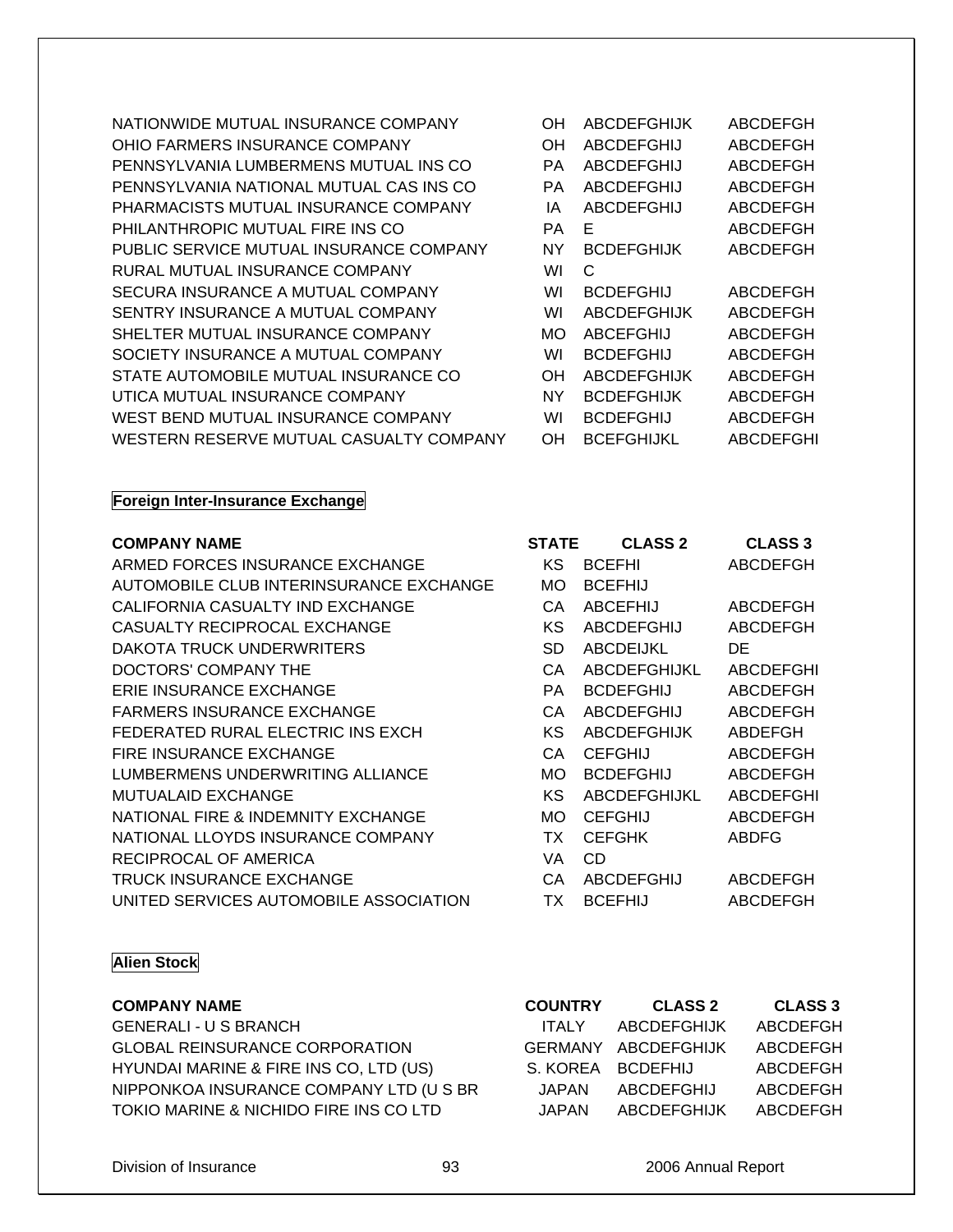| | | | |
|---|---|---|---|
| NATIONWIDE MUTUAL INSURANCE COMPANY | OH | ABCDEFGHIJK | ABCDEFGH |
| OHIO FARMERS INSURANCE COMPANY | OH | ABCDEFGHIJ | ABCDEFGH |
| PENNSYLVANIA LUMBERMENS MUTUAL INS CO | PA | ABCDEFGHIJ | ABCDEFGH |
| PENNSYLVANIA NATIONAL MUTUAL CAS INS CO | PA | ABCDEFGHIJ | ABCDEFGH |
| PHARMACISTS MUTUAL INSURANCE COMPANY | IA | ABCDEFGHIJ | ABCDEFGH |
| PHILANTHROPIC MUTUAL FIRE INS CO | PA | E | ABCDEFGH |
| PUBLIC SERVICE MUTUAL INSURANCE COMPANY | NY | BCDEFGHIJK | ABCDEFGH |
| RURAL MUTUAL INSURANCE COMPANY | WI | C | |
| SECURA INSURANCE A MUTUAL COMPANY | WI | BCDEFGHIJ | ABCDEFGH |
| SENTRY INSURANCE A MUTUAL COMPANY | WI | ABCDEFGHIJK | ABCDEFGH |
| SHELTER MUTUAL INSURANCE COMPANY | MO | ABCEFGHIJ | ABCDEFGH |
| SOCIETY INSURANCE A MUTUAL COMPANY | WI | BCDEFGHIJ | ABCDEFGH |
| STATE AUTOMOBILE MUTUAL INSURANCE CO | OH | ABCDEFGHIJK | ABCDEFGH |
| UTICA MUTUAL INSURANCE COMPANY | NY | BCDEFGHIJK | ABCDEFGH |
| WEST BEND MUTUAL INSURANCE COMPANY | WI | BCDEFGHIJ | ABCDEFGH |
| WESTERN RESERVE MUTUAL CASUALTY COMPANY | OH | BCEFGHIJKL | ABCDEFGHI |

**Foreign Inter-Insurance Exchange**

| COMPANY NAME | STATE | CLASS 2 | CLASS 3 |
|---|---|---|---|
| ARMED FORCES INSURANCE EXCHANGE | KS | BCEFHI | ABCDEFGH |
| AUTOMOBILE CLUB INTERINSURANCE EXCHANGE | MO | BCEFHIJ | |
| CALIFORNIA CASUALTY IND EXCHANGE | CA | ABCEFHIJ | ABCDEFGH |
| CASUALTY RECIPROCAL EXCHANGE | KS | ABCDEFGHIJ | ABCDEFGH |
| DAKOTA TRUCK UNDERWRITERS | SD | ABCDEIJKL | DE |
| DOCTORS' COMPANY THE | CA | ABCDEFGHIJKL | ABCDEFGHI |
| ERIE INSURANCE EXCHANGE | PA | BCDEFGHIJ | ABCDEFGH |
| FARMERS INSURANCE EXCHANGE | CA | ABCDEFGHIJ | ABCDEFGH |
| FEDERATED RURAL ELECTRIC INS EXCH | KS | ABCDEFGHIJK | ABDEFGH |
| FIRE INSURANCE EXCHANGE | CA | CEFGHIJ | ABCDEFGH |
| LUMBERMENS UNDERWRITING ALLIANCE | MO | BCDEFGHIJ | ABCDEFGH |
| MUTUALAID EXCHANGE | KS | ABCDEFGHIJKL | ABCDEFGHI |
| NATIONAL FIRE & INDEMNITY EXCHANGE | MO | CEFGHIJ | ABCDEFGH |
| NATIONAL LLOYDS INSURANCE COMPANY | TX | CEFGHK | ABDFG |
| RECIPROCAL OF AMERICA | VA | CD | |
| TRUCK INSURANCE EXCHANGE | CA | ABCDEFGHIJ | ABCDEFGH |
| UNITED SERVICES AUTOMOBILE ASSOCIATION | TX | BCEFHIJ | ABCDEFGH |

**Alien Stock**

| COMPANY NAME | COUNTRY | CLASS 2 | CLASS 3 |
|---|---|---|---|
| GENERALI - U S BRANCH | ITALY | ABCDEFGHIJK | ABCDEFGH |
| GLOBAL REINSURANCE CORPORATION | GERMANY | ABCDEFGHIJK | ABCDEFGH |
| HYUNDAI MARINE & FIRE INS CO, LTD (US) | S. KOREA | BCDEFHIJ | ABCDEFGH |
| NIPPONKOA INSURANCE COMPANY LTD (U S BR | JAPAN | ABCDEFGHIJ | ABCDEFGH |
| TOKIO MARINE & NICHIDO FIRE INS CO LTD | JAPAN | ABCDEFGHIJK | ABCDEFGH |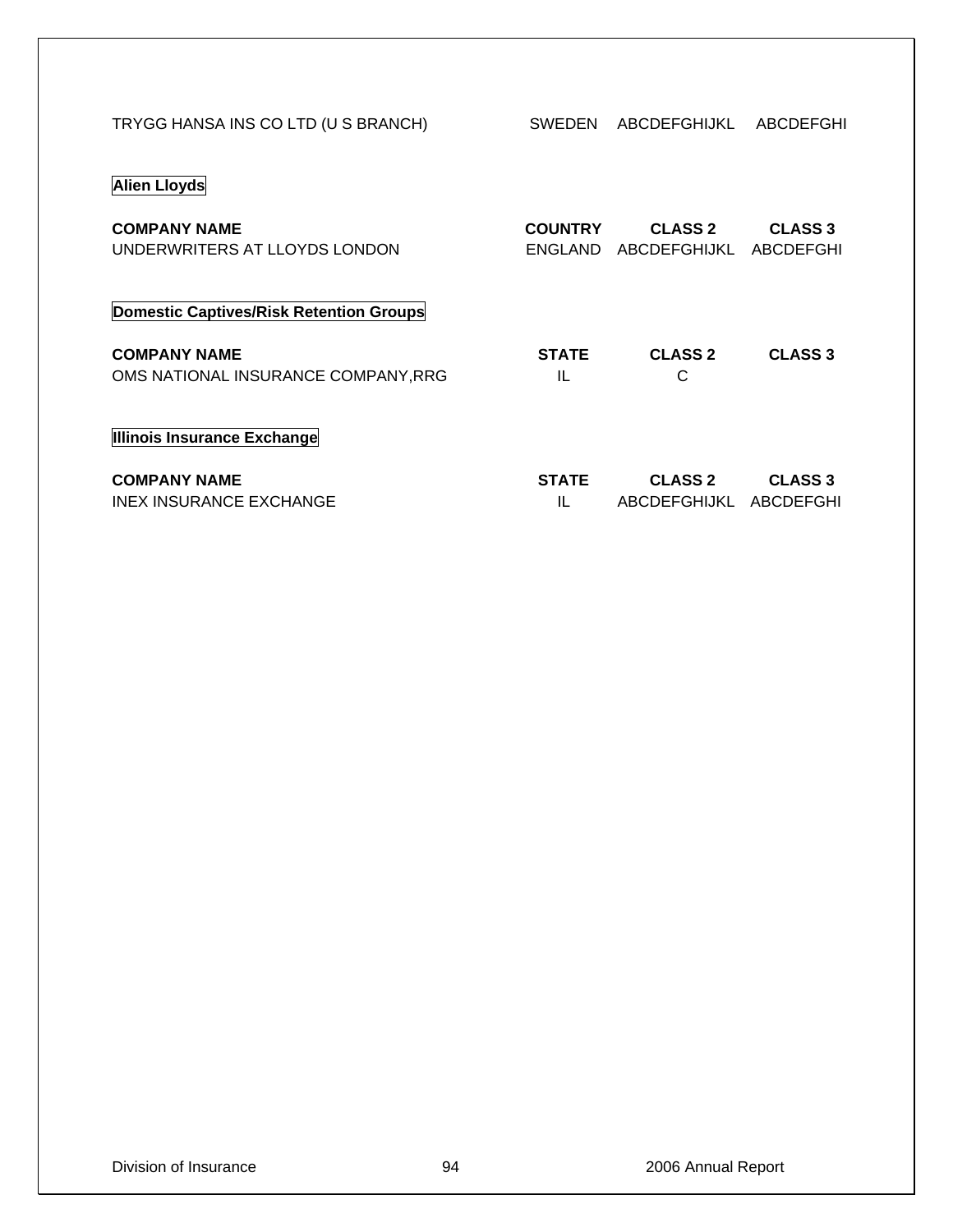| TRYGG HANSA INS CO LTD (U S BRANCH) | SWEDEN | ABCDEFGHIJKL | ABCDEFGHI |
|---|---|---|---|

**Alien Lloyds**

| COMPANY NAME | COUNTRY | CLASS 2 | CLASS 3 |
|---|---|---|---|
| UNDERWRITERS AT LLOYDS LONDON | ENGLAND | ABCDEFGHIJKL | ABCDEFGHI |

**Domestic Captives/Risk Retention Groups**

| COMPANY NAME | STATE | CLASS 2 | CLASS 3 |
|---|---|---|---|
| OMS NATIONAL INSURANCE COMPANY,RRG | IL | C | |

**Illinois Insurance Exchange**

| COMPANY NAME | STATE | CLASS 2 | CLASS 3 |
|---|---|---|---|
| INEX INSURANCE EXCHANGE | IL | ABCDEFGHIJKL | ABCDEFGHI |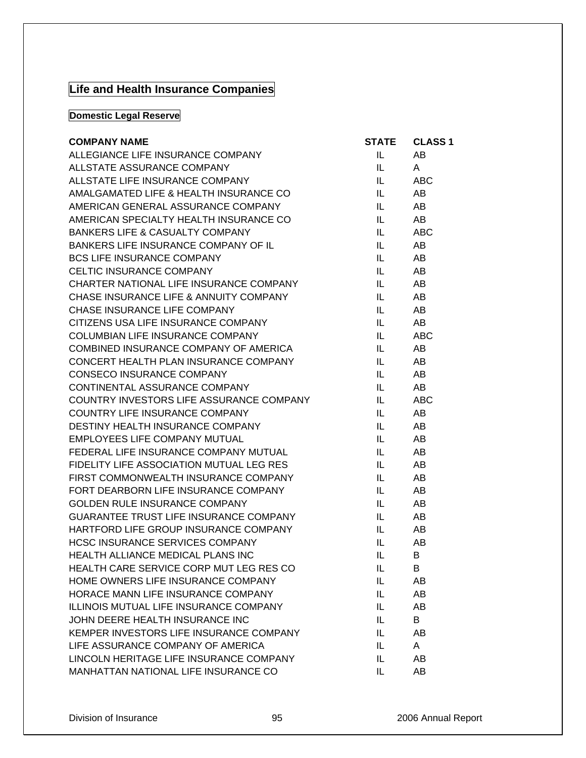## Life and Health Insurance Companies

### Domestic Legal Reserve

| COMPANY NAME | STATE | CLASS 1 |
|---|---|---|
| ALLEGIANCE LIFE INSURANCE COMPANY | IL | AB |
| ALLSTATE ASSURANCE COMPANY | IL | A |
| ALLSTATE LIFE INSURANCE COMPANY | IL | ABC |
| AMALGAMATED LIFE & HEALTH INSURANCE CO | IL | AB |
| AMERICAN GENERAL ASSURANCE COMPANY | IL | AB |
| AMERICAN SPECIALTY HEALTH INSURANCE CO | IL | AB |
| BANKERS LIFE & CASUALTY COMPANY | IL | ABC |
| BANKERS LIFE INSURANCE COMPANY OF IL | IL | AB |
| BCS LIFE INSURANCE COMPANY | IL | AB |
| CELTIC INSURANCE COMPANY | IL | AB |
| CHARTER NATIONAL LIFE INSURANCE COMPANY | IL | AB |
| CHASE INSURANCE LIFE & ANNUITY COMPANY | IL | AB |
| CHASE INSURANCE LIFE COMPANY | IL | AB |
| CITIZENS USA LIFE INSURANCE COMPANY | IL | AB |
| COLUMBIAN LIFE INSURANCE COMPANY | IL | ABC |
| COMBINED INSURANCE COMPANY OF AMERICA | IL | AB |
| CONCERT HEALTH PLAN INSURANCE COMPANY | IL | AB |
| CONSECO INSURANCE COMPANY | IL | AB |
| CONTINENTAL ASSURANCE COMPANY | IL | AB |
| COUNTRY INVESTORS LIFE ASSURANCE COMPANY | IL | ABC |
| COUNTRY LIFE INSURANCE COMPANY | IL | AB |
| DESTINY HEALTH INSURANCE COMPANY | IL | AB |
| EMPLOYEES LIFE COMPANY MUTUAL | IL | AB |
| FEDERAL LIFE INSURANCE COMPANY MUTUAL | IL | AB |
| FIDELITY LIFE ASSOCIATION MUTUAL LEG RES | IL | AB |
| FIRST COMMONWEALTH INSURANCE COMPANY | IL | AB |
| FORT DEARBORN LIFE INSURANCE COMPANY | IL | AB |
| GOLDEN RULE INSURANCE COMPANY | IL | AB |
| GUARANTEE TRUST LIFE INSURANCE COMPANY | IL | AB |
| HARTFORD LIFE GROUP INSURANCE COMPANY | IL | AB |
| HCSC INSURANCE SERVICES COMPANY | IL | AB |
| HEALTH ALLIANCE MEDICAL PLANS INC | IL | B |
| HEALTH CARE SERVICE CORP MUT LEG RES CO | IL | B |
| HOME OWNERS LIFE INSURANCE COMPANY | IL | AB |
| HORACE MANN LIFE INSURANCE COMPANY | IL | AB |
| ILLINOIS MUTUAL LIFE INSURANCE COMPANY | IL | AB |
| JOHN DEERE HEALTH INSURANCE INC | IL | B |
| KEMPER INVESTORS LIFE INSURANCE COMPANY | IL | AB |
| LIFE ASSURANCE COMPANY OF AMERICA | IL | A |
| LINCOLN HERITAGE LIFE INSURANCE COMPANY | IL | AB |
| MANHATTAN NATIONAL LIFE INSURANCE CO | IL | AB |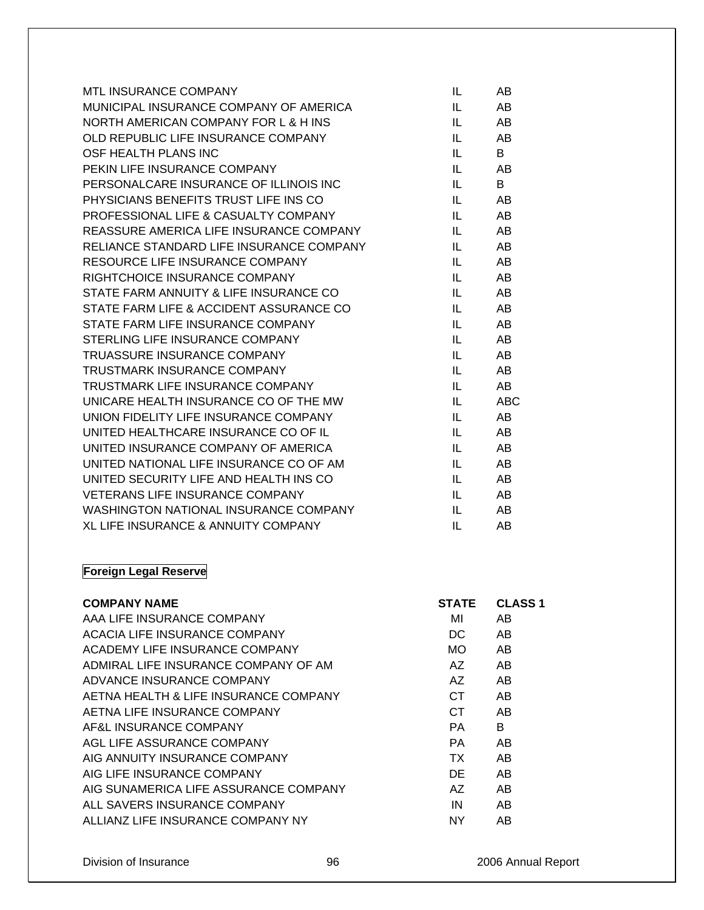| | | |
|---|---|---|
| MTL INSURANCE COMPANY | IL | AB |
| MUNICIPAL INSURANCE COMPANY OF AMERICA | IL | AB |
| NORTH AMERICAN COMPANY FOR L & H INS | IL | AB |
| OLD REPUBLIC LIFE INSURANCE COMPANY | IL | AB |
| OSF HEALTH PLANS INC | IL | B |
| PEKIN LIFE INSURANCE COMPANY | IL | AB |
| PERSONALCARE INSURANCE OF ILLINOIS INC | IL | B |
| PHYSICIANS BENEFITS TRUST LIFE INS CO | IL | AB |
| PROFESSIONAL LIFE & CASUALTY COMPANY | IL | AB |
| REASSURE AMERICA LIFE INSURANCE COMPANY | IL | AB |
| RELIANCE STANDARD LIFE INSURANCE COMPANY | IL | AB |
| RESOURCE LIFE INSURANCE COMPANY | IL | AB |
| RIGHTCHOICE INSURANCE COMPANY | IL | AB |
| STATE FARM ANNUITY & LIFE INSURANCE CO | IL | AB |
| STATE FARM LIFE & ACCIDENT ASSURANCE CO | IL | AB |
| STATE FARM LIFE INSURANCE COMPANY | IL | AB |
| STERLING LIFE INSURANCE COMPANY | IL | AB |
| TRUASSURE INSURANCE COMPANY | IL | AB |
| TRUSTMARK INSURANCE COMPANY | IL | AB |
| TRUSTMARK LIFE INSURANCE COMPANY | IL | AB |
| UNICARE HEALTH INSURANCE CO OF THE MW | IL | ABC |
| UNION FIDELITY LIFE INSURANCE COMPANY | IL | AB |
| UNITED HEALTHCARE INSURANCE CO OF IL | IL | AB |
| UNITED INSURANCE COMPANY OF AMERICA | IL | AB |
| UNITED NATIONAL LIFE INSURANCE CO OF AM | IL | AB |
| UNITED SECURITY LIFE AND HEALTH INS CO | IL | AB |
| VETERANS LIFE INSURANCE COMPANY | IL | AB |
| WASHINGTON NATIONAL INSURANCE COMPANY | IL | AB |
| XL LIFE INSURANCE & ANNUITY COMPANY | IL | AB |

**Foreign Legal Reserve**

| COMPANY NAME | STATE | CLASS 1 |
|---|---|---|
| AAA LIFE INSURANCE COMPANY | MI | AB |
| ACACIA LIFE INSURANCE COMPANY | DC | AB |
| ACADEMY LIFE INSURANCE COMPANY | MO | AB |
| ADMIRAL LIFE INSURANCE COMPANY OF AM | AZ | AB |
| ADVANCE INSURANCE COMPANY | AZ | AB |
| AETNA HEALTH & LIFE INSURANCE COMPANY | CT | AB |
| AETNA LIFE INSURANCE COMPANY | CT | AB |
| AF&L INSURANCE COMPANY | PA | B |
| AGL LIFE ASSURANCE COMPANY | PA | AB |
| AIG ANNUITY INSURANCE COMPANY | TX | AB |
| AIG LIFE INSURANCE COMPANY | DE | AB |
| AIG SUNAMERICA LIFE ASSURANCE COMPANY | AZ | AB |
| ALL SAVERS INSURANCE COMPANY | IN | AB |
| ALLIANZ LIFE INSURANCE COMPANY NY | NY | AB |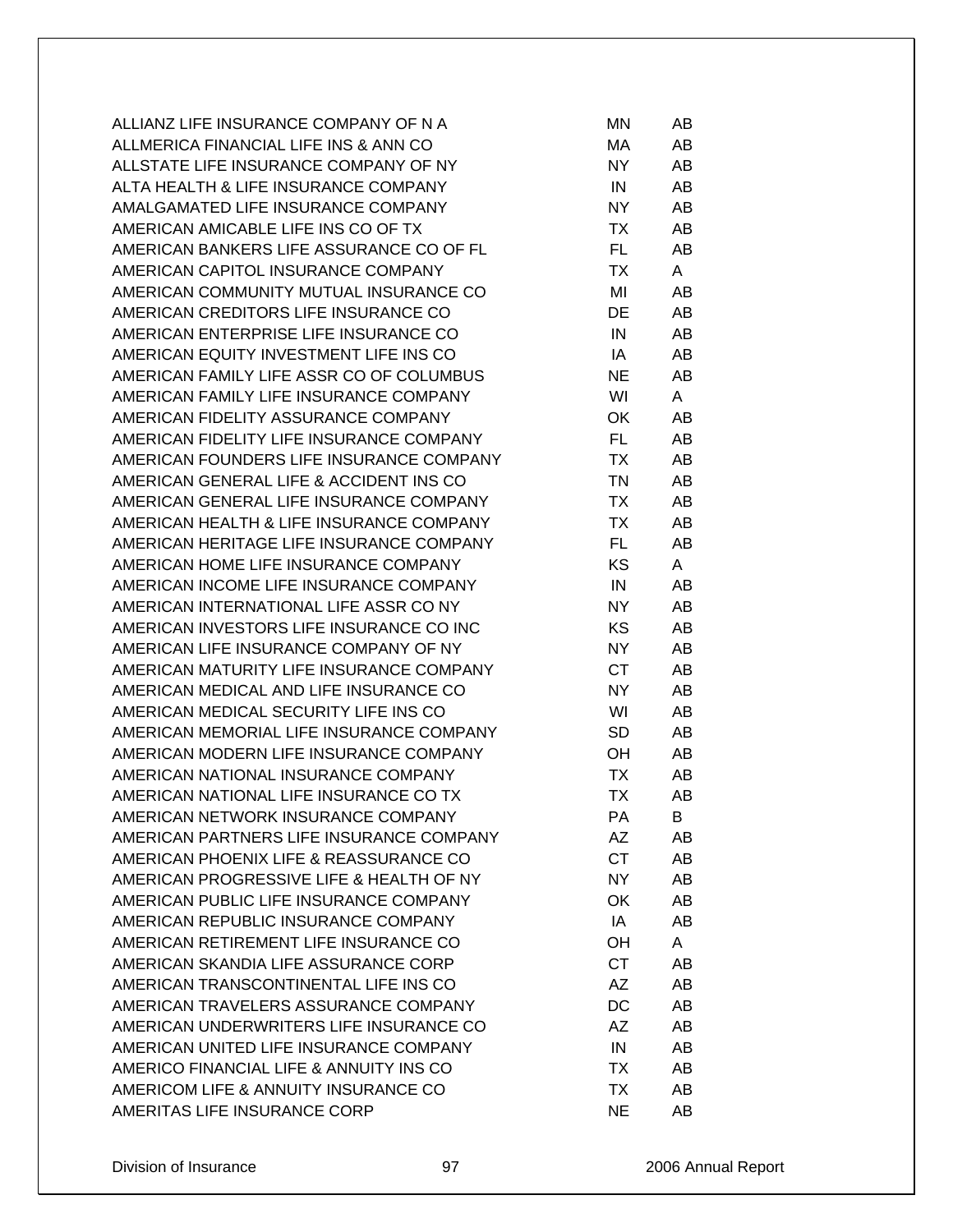| | | |
|---|---|---|
| ALLIANZ LIFE INSURANCE COMPANY OF N A | MN | AB |
| ALLMERICA FINANCIAL LIFE INS & ANN CO | MA | AB |
| ALLSTATE LIFE INSURANCE COMPANY OF NY | NY | AB |
| ALTA HEALTH & LIFE INSURANCE COMPANY | IN | AB |
| AMALGAMATED LIFE INSURANCE COMPANY | NY | AB |
| AMERICAN AMICABLE LIFE INS CO OF TX | TX | AB |
| AMERICAN BANKERS LIFE ASSURANCE CO OF FL | FL | AB |
| AMERICAN CAPITOL INSURANCE COMPANY | TX | A |
| AMERICAN COMMUNITY MUTUAL INSURANCE CO | MI | AB |
| AMERICAN CREDITORS LIFE INSURANCE CO | DE | AB |
| AMERICAN ENTERPRISE LIFE INSURANCE CO | IN | AB |
| AMERICAN EQUITY INVESTMENT LIFE INS CO | IA | AB |
| AMERICAN FAMILY LIFE ASSR CO OF COLUMBUS | NE | AB |
| AMERICAN FAMILY LIFE INSURANCE COMPANY | WI | A |
| AMERICAN FIDELITY ASSURANCE COMPANY | OK | AB |
| AMERICAN FIDELITY LIFE INSURANCE COMPANY | FL | AB |
| AMERICAN FOUNDERS LIFE INSURANCE COMPANY | TX | AB |
| AMERICAN GENERAL LIFE & ACCIDENT INS CO | TN | AB |
| AMERICAN GENERAL LIFE INSURANCE COMPANY | TX | AB |
| AMERICAN HEALTH & LIFE INSURANCE COMPANY | TX | AB |
| AMERICAN HERITAGE LIFE INSURANCE COMPANY | FL | AB |
| AMERICAN HOME LIFE INSURANCE COMPANY | KS | A |
| AMERICAN INCOME LIFE INSURANCE COMPANY | IN | AB |
| AMERICAN INTERNATIONAL LIFE ASSR CO NY | NY | AB |
| AMERICAN INVESTORS LIFE INSURANCE CO INC | KS | AB |
| AMERICAN LIFE INSURANCE COMPANY OF NY | NY | AB |
| AMERICAN MATURITY LIFE INSURANCE COMPANY | CT | AB |
| AMERICAN MEDICAL AND LIFE INSURANCE CO | NY | AB |
| AMERICAN MEDICAL SECURITY LIFE INS CO | WI | AB |
| AMERICAN MEMORIAL LIFE INSURANCE COMPANY | SD | AB |
| AMERICAN MODERN LIFE INSURANCE COMPANY | OH | AB |
| AMERICAN NATIONAL INSURANCE COMPANY | TX | AB |
| AMERICAN NATIONAL LIFE INSURANCE CO TX | TX | AB |
| AMERICAN NETWORK INSURANCE COMPANY | PA | B |
| AMERICAN PARTNERS LIFE INSURANCE COMPANY | AZ | AB |
| AMERICAN PHOENIX LIFE & REASSURANCE CO | CT | AB |
| AMERICAN PROGRESSIVE LIFE & HEALTH OF NY | NY | AB |
| AMERICAN PUBLIC LIFE INSURANCE COMPANY | OK | AB |
| AMERICAN REPUBLIC INSURANCE COMPANY | IA | AB |
| AMERICAN RETIREMENT LIFE INSURANCE CO | OH | A |
| AMERICAN SKANDIA LIFE ASSURANCE CORP | CT | AB |
| AMERICAN TRANSCONTINENTAL LIFE INS CO | AZ | AB |
| AMERICAN TRAVELERS ASSURANCE COMPANY | DC | AB |
| AMERICAN UNDERWRITERS LIFE INSURANCE CO | AZ | AB |
| AMERICAN UNITED LIFE INSURANCE COMPANY | IN | AB |
| AMERICO FINANCIAL LIFE & ANNUITY INS CO | TX | AB |
| AMERICOM LIFE & ANNUITY INSURANCE CO | TX | AB |
| AMERITAS LIFE INSURANCE CORP | NE | AB |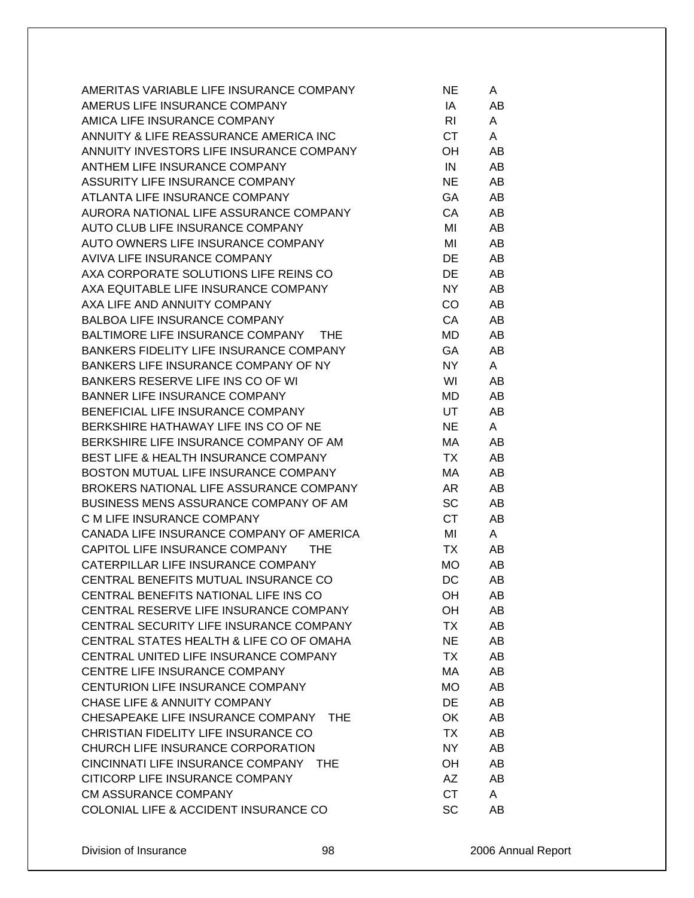| | | |
|---|---|---|
| AMERITAS VARIABLE LIFE INSURANCE COMPANY | NE | A |
| AMERUS LIFE INSURANCE COMPANY | IA | AB |
| AMICA LIFE INSURANCE COMPANY | RI | A |
| ANNUITY & LIFE REASSURANCE AMERICA INC | CT | A |
| ANNUITY INVESTORS LIFE INSURANCE COMPANY | OH | AB |
| ANTHEM LIFE INSURANCE COMPANY | IN | AB |
| ASSURITY LIFE INSURANCE COMPANY | NE | AB |
| ATLANTA LIFE INSURANCE COMPANY | GA | AB |
| AURORA NATIONAL LIFE ASSURANCE COMPANY | CA | AB |
| AUTO CLUB LIFE INSURANCE COMPANY | MI | AB |
| AUTO OWNERS LIFE INSURANCE COMPANY | MI | AB |
| AVIVA LIFE INSURANCE COMPANY | DE | AB |
| AXA CORPORATE SOLUTIONS LIFE REINS CO | DE | AB |
| AXA EQUITABLE LIFE INSURANCE COMPANY | NY | AB |
| AXA LIFE AND ANNUITY COMPANY | CO | AB |
| BALBOA LIFE INSURANCE COMPANY | CA | AB |
| BALTIMORE LIFE INSURANCE COMPANY THE | MD | AB |
| BANKERS FIDELITY LIFE INSURANCE COMPANY | GA | AB |
| BANKERS LIFE INSURANCE COMPANY OF NY | NY | A |
| BANKERS RESERVE LIFE INS CO OF WI | WI | AB |
| BANNER LIFE INSURANCE COMPANY | MD | AB |
| BENEFICIAL LIFE INSURANCE COMPANY | UT | AB |
| BERKSHIRE HATHAWAY LIFE INS CO OF NE | NE | A |
| BERKSHIRE LIFE INSURANCE COMPANY OF AM | MA | AB |
| BEST LIFE & HEALTH INSURANCE COMPANY | TX | AB |
| BOSTON MUTUAL LIFE INSURANCE COMPANY | MA | AB |
| BROKERS NATIONAL LIFE ASSURANCE COMPANY | AR | AB |
| BUSINESS MENS ASSURANCE COMPANY OF AM | SC | AB |
| C M LIFE INSURANCE COMPANY | CT | AB |
| CANADA LIFE INSURANCE COMPANY OF AMERICA | MI | A |
| CAPITOL LIFE INSURANCE COMPANY THE | TX | AB |
| CATERPILLAR LIFE INSURANCE COMPANY | MO | AB |
| CENTRAL BENEFITS MUTUAL INSURANCE CO | DC | AB |
| CENTRAL BENEFITS NATIONAL LIFE INS CO | OH | AB |
| CENTRAL RESERVE LIFE INSURANCE COMPANY | OH | AB |
| CENTRAL SECURITY LIFE INSURANCE COMPANY | TX | AB |
| CENTRAL STATES HEALTH & LIFE CO OF OMAHA | NE | AB |
| CENTRAL UNITED LIFE INSURANCE COMPANY | TX | AB |
| CENTRE LIFE INSURANCE COMPANY | MA | AB |
| CENTURION LIFE INSURANCE COMPANY | MO | AB |
| CHASE LIFE & ANNUITY COMPANY | DE | AB |
| CHESAPEAKE LIFE INSURANCE COMPANY THE | OK | AB |
| CHRISTIAN FIDELITY LIFE INSURANCE CO | TX | AB |
| CHURCH LIFE INSURANCE CORPORATION | NY | AB |
| CINCINNATI LIFE INSURANCE COMPANY THE | OH | AB |
| CITICORP LIFE INSURANCE COMPANY | AZ | AB |
| CM ASSURANCE COMPANY | CT | A |
| COLONIAL LIFE & ACCIDENT INSURANCE CO | SC | AB |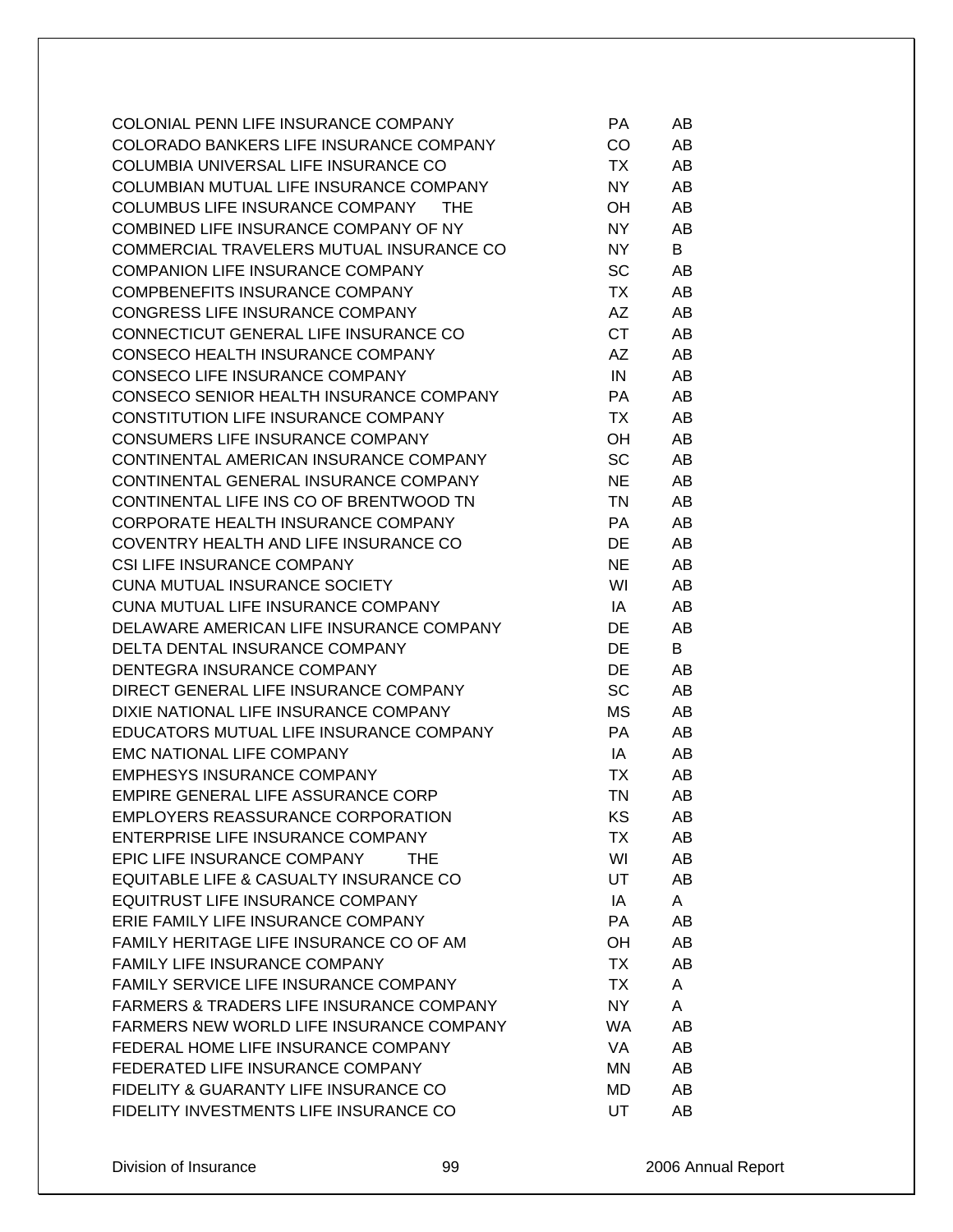| | | |
|---|---|---|
| COLONIAL PENN LIFE INSURANCE COMPANY | PA | AB |
| COLORADO BANKERS LIFE INSURANCE COMPANY | CO | AB |
| COLUMBIA UNIVERSAL LIFE INSURANCE CO | TX | AB |
| COLUMBIAN MUTUAL LIFE INSURANCE COMPANY | NY | AB |
| COLUMBUS LIFE INSURANCE COMPANY THE | OH | AB |
| COMBINED LIFE INSURANCE COMPANY OF NY | NY | AB |
| COMMERCIAL TRAVELERS MUTUAL INSURANCE CO | NY | B |
| COMPANION LIFE INSURANCE COMPANY | SC | AB |
| COMPBENEFITS INSURANCE COMPANY | TX | AB |
| CONGRESS LIFE INSURANCE COMPANY | AZ | AB |
| CONNECTICUT GENERAL LIFE INSURANCE CO | CT | AB |
| CONSECO HEALTH INSURANCE COMPANY | AZ | AB |
| CONSECO LIFE INSURANCE COMPANY | IN | AB |
| CONSECO SENIOR HEALTH INSURANCE COMPANY | PA | AB |
| CONSTITUTION LIFE INSURANCE COMPANY | TX | AB |
| CONSUMERS LIFE INSURANCE COMPANY | OH | AB |
| CONTINENTAL AMERICAN INSURANCE COMPANY | SC | AB |
| CONTINENTAL GENERAL INSURANCE COMPANY | NE | AB |
| CONTINENTAL LIFE INS CO OF BRENTWOOD TN | TN | AB |
| CORPORATE HEALTH INSURANCE COMPANY | PA | AB |
| COVENTRY HEALTH AND LIFE INSURANCE CO | DE | AB |
| CSI LIFE INSURANCE COMPANY | NE | AB |
| CUNA MUTUAL INSURANCE SOCIETY | WI | AB |
| CUNA MUTUAL LIFE INSURANCE COMPANY | IA | AB |
| DELAWARE AMERICAN LIFE INSURANCE COMPANY | DE | AB |
| DELTA DENTAL INSURANCE COMPANY | DE | B |
| DENTEGRA INSURANCE COMPANY | DE | AB |
| DIRECT GENERAL LIFE INSURANCE COMPANY | SC | AB |
| DIXIE NATIONAL LIFE INSURANCE COMPANY | MS | AB |
| EDUCATORS MUTUAL LIFE INSURANCE COMPANY | PA | AB |
| EMC NATIONAL LIFE COMPANY | IA | AB |
| EMPHESYS INSURANCE COMPANY | TX | AB |
| EMPIRE GENERAL LIFE ASSURANCE CORP | TN | AB |
| EMPLOYERS REASSURANCE CORPORATION | KS | AB |
| ENTERPRISE LIFE INSURANCE COMPANY | TX | AB |
| EPIC LIFE INSURANCE COMPANY THE | WI | AB |
| EQUITABLE LIFE & CASUALTY INSURANCE CO | UT | AB |
| EQUITRUST LIFE INSURANCE COMPANY | IA | A |
| ERIE FAMILY LIFE INSURANCE COMPANY | PA | AB |
| FAMILY HERITAGE LIFE INSURANCE CO OF AM | OH | AB |
| FAMILY LIFE INSURANCE COMPANY | TX | AB |
| FAMILY SERVICE LIFE INSURANCE COMPANY | TX | A |
| FARMERS & TRADERS LIFE INSURANCE COMPANY | NY | A |
| FARMERS NEW WORLD LIFE INSURANCE COMPANY | WA | AB |
| FEDERAL HOME LIFE INSURANCE COMPANY | VA | AB |
| FEDERATED LIFE INSURANCE COMPANY | MN | AB |
| FIDELITY & GUARANTY LIFE INSURANCE CO | MD | AB |
| FIDELITY INVESTMENTS LIFE INSURANCE CO | UT | AB |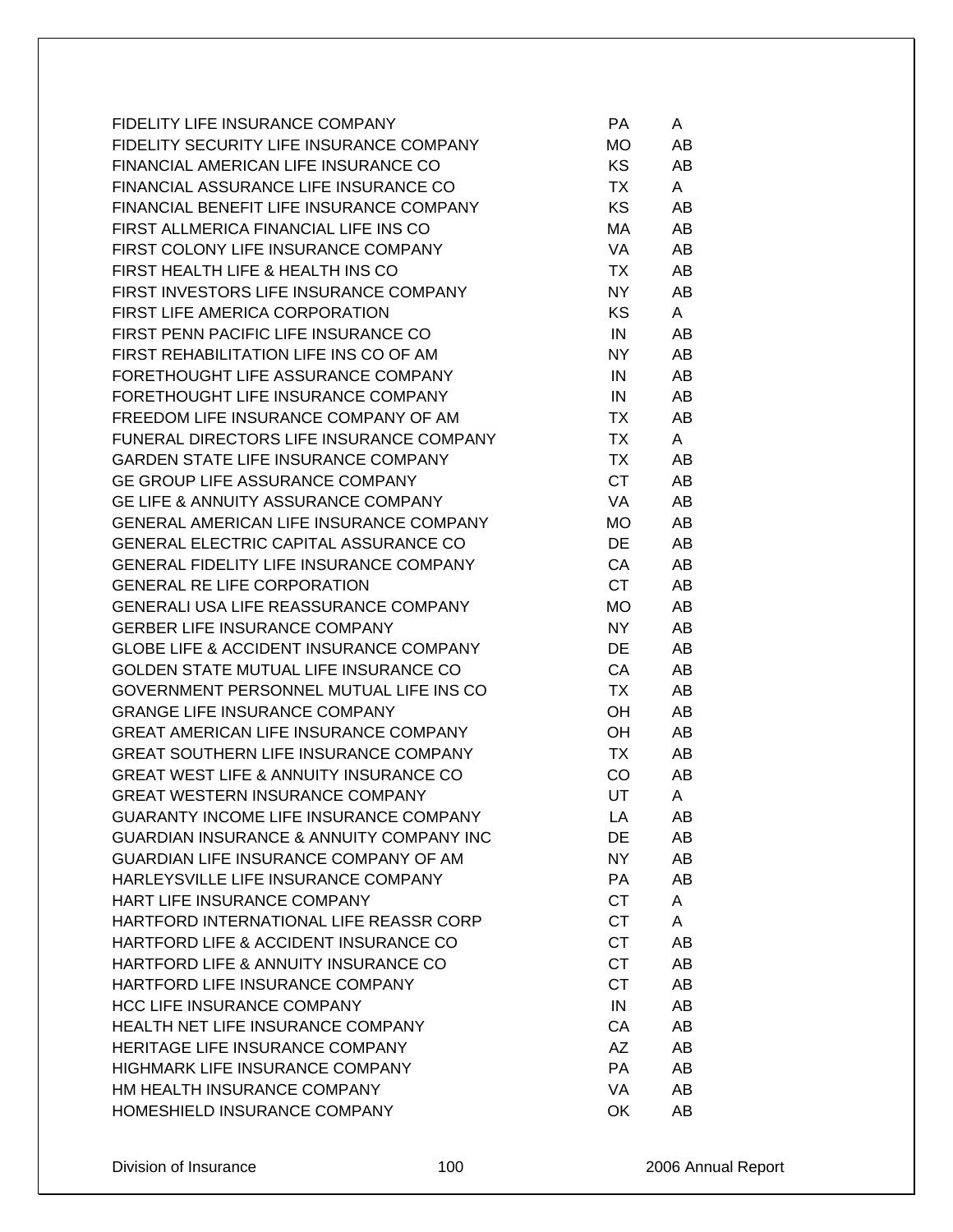| | | |
|---|---|---|
| FIDELITY LIFE INSURANCE COMPANY | PA | A |
| FIDELITY SECURITY LIFE INSURANCE COMPANY | MO | AB |
| FINANCIAL AMERICAN LIFE INSURANCE CO | KS | AB |
| FINANCIAL ASSURANCE LIFE INSURANCE CO | TX | A |
| FINANCIAL BENEFIT LIFE INSURANCE COMPANY | KS | AB |
| FIRST ALLMERICA FINANCIAL LIFE INS CO | MA | AB |
| FIRST COLONY LIFE INSURANCE COMPANY | VA | AB |
| FIRST HEALTH LIFE & HEALTH INS CO | TX | AB |
| FIRST INVESTORS LIFE INSURANCE COMPANY | NY | AB |
| FIRST LIFE AMERICA CORPORATION | KS | A |
| FIRST PENN PACIFIC LIFE INSURANCE CO | IN | AB |
| FIRST REHABILITATION LIFE INS CO OF AM | NY | AB |
| FORETHOUGHT LIFE ASSURANCE COMPANY | IN | AB |
| FORETHOUGHT LIFE INSURANCE COMPANY | IN | AB |
| FREEDOM LIFE INSURANCE COMPANY OF AM | TX | AB |
| FUNERAL DIRECTORS LIFE INSURANCE COMPANY | TX | A |
| GARDEN STATE LIFE INSURANCE COMPANY | TX | AB |
| GE GROUP LIFE ASSURANCE COMPANY | CT | AB |
| GE LIFE & ANNUITY ASSURANCE COMPANY | VA | AB |
| GENERAL AMERICAN LIFE INSURANCE COMPANY | MO | AB |
| GENERAL ELECTRIC CAPITAL ASSURANCE CO | DE | AB |
| GENERAL FIDELITY LIFE INSURANCE COMPANY | CA | AB |
| GENERAL RE LIFE CORPORATION | CT | AB |
| GENERALI USA LIFE REASSURANCE COMPANY | MO | AB |
| GERBER LIFE INSURANCE COMPANY | NY | AB |
| GLOBE LIFE & ACCIDENT INSURANCE COMPANY | DE | AB |
| GOLDEN STATE MUTUAL LIFE INSURANCE CO | CA | AB |
| GOVERNMENT PERSONNEL MUTUAL LIFE INS CO | TX | AB |
| GRANGE LIFE INSURANCE COMPANY | OH | AB |
| GREAT AMERICAN LIFE INSURANCE COMPANY | OH | AB |
| GREAT SOUTHERN LIFE INSURANCE COMPANY | TX | AB |
| GREAT WEST LIFE & ANNUITY INSURANCE CO | CO | AB |
| GREAT WESTERN INSURANCE COMPANY | UT | A |
| GUARANTY INCOME LIFE INSURANCE COMPANY | LA | AB |
| GUARDIAN INSURANCE & ANNUITY COMPANY INC | DE | AB |
| GUARDIAN LIFE INSURANCE COMPANY OF AM | NY | AB |
| HARLEYSVILLE LIFE INSURANCE COMPANY | PA | AB |
| HART LIFE INSURANCE COMPANY | CT | A |
| HARTFORD INTERNATIONAL LIFE REASSR CORP | CT | A |
| HARTFORD LIFE & ACCIDENT INSURANCE CO | CT | AB |
| HARTFORD LIFE & ANNUITY INSURANCE CO | CT | AB |
| HARTFORD LIFE INSURANCE COMPANY | CT | AB |
| HCC LIFE INSURANCE COMPANY | IN | AB |
| HEALTH NET LIFE INSURANCE COMPANY | CA | AB |
| HERITAGE LIFE INSURANCE COMPANY | AZ | AB |
| HIGHMARK LIFE INSURANCE COMPANY | PA | AB |
| HM HEALTH INSURANCE COMPANY | VA | AB |
| HOMESHIELD INSURANCE COMPANY | OK | AB |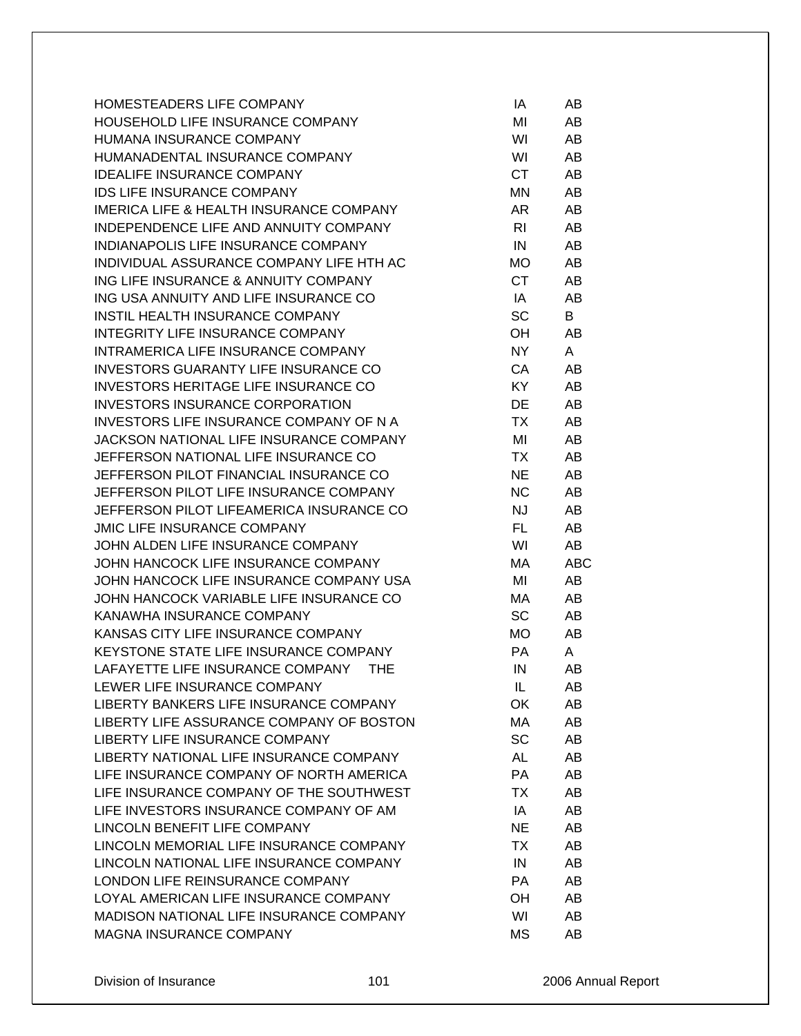| | | |
|---|---|---|
| HOMESTEADERS LIFE COMPANY | IA | AB |
| HOUSEHOLD LIFE INSURANCE COMPANY | MI | AB |
| HUMANA INSURANCE COMPANY | WI | AB |
| HUMANADENTAL INSURANCE COMPANY | WI | AB |
| IDEALIFE INSURANCE COMPANY | CT | AB |
| IDS LIFE INSURANCE COMPANY | MN | AB |
| IMERICA LIFE & HEALTH INSURANCE COMPANY | AR | AB |
| INDEPENDENCE LIFE AND ANNUITY COMPANY | RI | AB |
| INDIANAPOLIS LIFE INSURANCE COMPANY | IN | AB |
| INDIVIDUAL ASSURANCE COMPANY LIFE HTH AC | MO | AB |
| ING LIFE INSURANCE & ANNUITY COMPANY | CT | AB |
| ING USA ANNUITY AND LIFE INSURANCE CO | IA | AB |
| INSTIL HEALTH INSURANCE COMPANY | SC | B |
| INTEGRITY LIFE INSURANCE COMPANY | OH | AB |
| INTRAMERICA LIFE INSURANCE COMPANY | NY | A |
| INVESTORS GUARANTY LIFE INSURANCE CO | CA | AB |
| INVESTORS HERITAGE LIFE INSURANCE CO | KY | AB |
| INVESTORS INSURANCE CORPORATION | DE | AB |
| INVESTORS LIFE INSURANCE COMPANY OF N A | TX | AB |
| JACKSON NATIONAL LIFE INSURANCE COMPANY | MI | AB |
| JEFFERSON NATIONAL LIFE INSURANCE CO | TX | AB |
| JEFFERSON PILOT FINANCIAL INSURANCE CO | NE | AB |
| JEFFERSON PILOT LIFE INSURANCE COMPANY | NC | AB |
| JEFFERSON PILOT LIFEAMERICA INSURANCE CO | NJ | AB |
| JMIC LIFE INSURANCE COMPANY | FL | AB |
| JOHN ALDEN LIFE INSURANCE COMPANY | WI | AB |
| JOHN HANCOCK LIFE INSURANCE COMPANY | MA | ABC |
| JOHN HANCOCK LIFE INSURANCE COMPANY USA | MI | AB |
| JOHN HANCOCK VARIABLE LIFE INSURANCE CO | MA | AB |
| KANAWHA INSURANCE COMPANY | SC | AB |
| KANSAS CITY LIFE INSURANCE COMPANY | MO | AB |
| KEYSTONE STATE LIFE INSURANCE COMPANY | PA | A |
| LAFAYETTE LIFE INSURANCE COMPANY THE | IN | AB |
| LEWER LIFE INSURANCE COMPANY | IL | AB |
| LIBERTY BANKERS LIFE INSURANCE COMPANY | OK | AB |
| LIBERTY LIFE ASSURANCE COMPANY OF BOSTON | MA | AB |
| LIBERTY LIFE INSURANCE COMPANY | SC | AB |
| LIBERTY NATIONAL LIFE INSURANCE COMPANY | AL | AB |
| LIFE INSURANCE COMPANY OF NORTH AMERICA | PA | AB |
| LIFE INSURANCE COMPANY OF THE SOUTHWEST | TX | AB |
| LIFE INVESTORS INSURANCE COMPANY OF AM | IA | AB |
| LINCOLN BENEFIT LIFE COMPANY | NE | AB |
| LINCOLN MEMORIAL LIFE INSURANCE COMPANY | TX | AB |
| LINCOLN NATIONAL LIFE INSURANCE COMPANY | IN | AB |
| LONDON LIFE REINSURANCE COMPANY | PA | AB |
| LOYAL AMERICAN LIFE INSURANCE COMPANY | OH | AB |
| MADISON NATIONAL LIFE INSURANCE COMPANY | WI | AB |
| MAGNA INSURANCE COMPANY | MS | AB |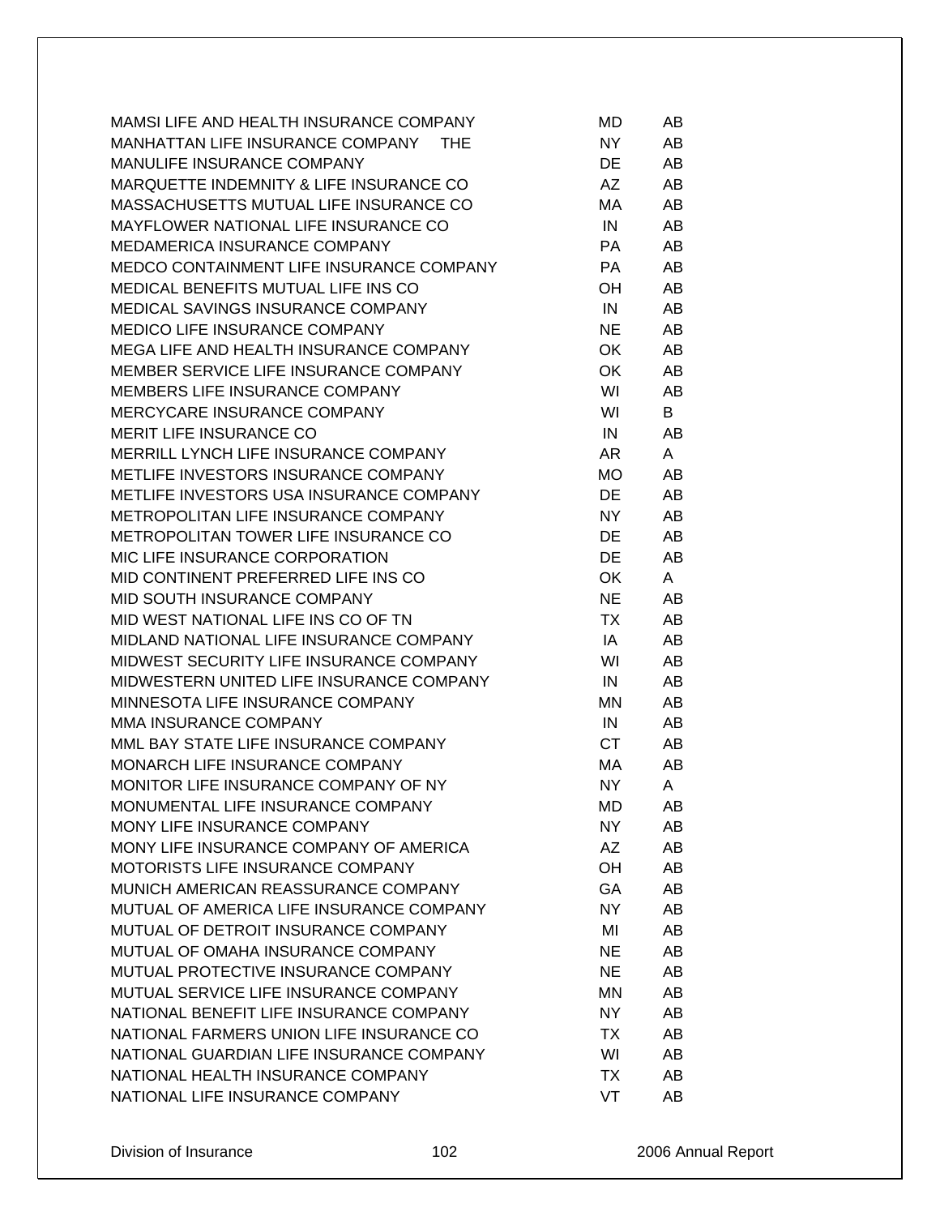| | | |
|---|---|---|
| MAMSI LIFE AND HEALTH INSURANCE COMPANY | MD | AB |
| MANHATTAN LIFE INSURANCE COMPANY THE | NY | AB |
| MANULIFE INSURANCE COMPANY | DE | AB |
| MARQUETTE INDEMNITY & LIFE INSURANCE CO | AZ | AB |
| MASSACHUSETTS MUTUAL LIFE INSURANCE CO | MA | AB |
| MAYFLOWER NATIONAL LIFE INSURANCE CO | IN | AB |
| MEDAMERICA INSURANCE COMPANY | PA | AB |
| MEDCO CONTAINMENT LIFE INSURANCE COMPANY | PA | AB |
| MEDICAL BENEFITS MUTUAL LIFE INS CO | OH | AB |
| MEDICAL SAVINGS INSURANCE COMPANY | IN | AB |
| MEDICO LIFE INSURANCE COMPANY | NE | AB |
| MEGA LIFE AND HEALTH INSURANCE COMPANY | OK | AB |
| MEMBER SERVICE LIFE INSURANCE COMPANY | OK | AB |
| MEMBERS LIFE INSURANCE COMPANY | WI | AB |
| MERCYCARE INSURANCE COMPANY | WI | B |
| MERIT LIFE INSURANCE CO | IN | AB |
| MERRILL LYNCH LIFE INSURANCE COMPANY | AR | A |
| METLIFE INVESTORS INSURANCE COMPANY | MO | AB |
| METLIFE INVESTORS USA INSURANCE COMPANY | DE | AB |
| METROPOLITAN LIFE INSURANCE COMPANY | NY | AB |
| METROPOLITAN TOWER LIFE INSURANCE CO | DE | AB |
| MIC LIFE INSURANCE CORPORATION | DE | AB |
| MID CONTINENT PREFERRED LIFE INS CO | OK | A |
| MID SOUTH INSURANCE COMPANY | NE | AB |
| MID WEST NATIONAL LIFE INS CO OF TN | TX | AB |
| MIDLAND NATIONAL LIFE INSURANCE COMPANY | IA | AB |
| MIDWEST SECURITY LIFE INSURANCE COMPANY | WI | AB |
| MIDWESTERN UNITED LIFE INSURANCE COMPANY | IN | AB |
| MINNESOTA LIFE INSURANCE COMPANY | MN | AB |
| MMA INSURANCE COMPANY | IN | AB |
| MML BAY STATE LIFE INSURANCE COMPANY | CT | AB |
| MONARCH LIFE INSURANCE COMPANY | MA | AB |
| MONITOR LIFE INSURANCE COMPANY OF NY | NY | A |
| MONUMENTAL LIFE INSURANCE COMPANY | MD | AB |
| MONY LIFE INSURANCE COMPANY | NY | AB |
| MONY LIFE INSURANCE COMPANY OF AMERICA | AZ | AB |
| MOTORISTS LIFE INSURANCE COMPANY | OH | AB |
| MUNICH AMERICAN REASSURANCE COMPANY | GA | AB |
| MUTUAL OF AMERICA LIFE INSURANCE COMPANY | NY | AB |
| MUTUAL OF DETROIT INSURANCE COMPANY | MI | AB |
| MUTUAL OF OMAHA INSURANCE COMPANY | NE | AB |
| MUTUAL PROTECTIVE INSURANCE COMPANY | NE | AB |
| MUTUAL SERVICE LIFE INSURANCE COMPANY | MN | AB |
| NATIONAL BENEFIT LIFE INSURANCE COMPANY | NY | AB |
| NATIONAL FARMERS UNION LIFE INSURANCE CO | TX | AB |
| NATIONAL GUARDIAN LIFE INSURANCE COMPANY | WI | AB |
| NATIONAL HEALTH INSURANCE COMPANY | TX | AB |
| NATIONAL LIFE INSURANCE COMPANY | VT | AB |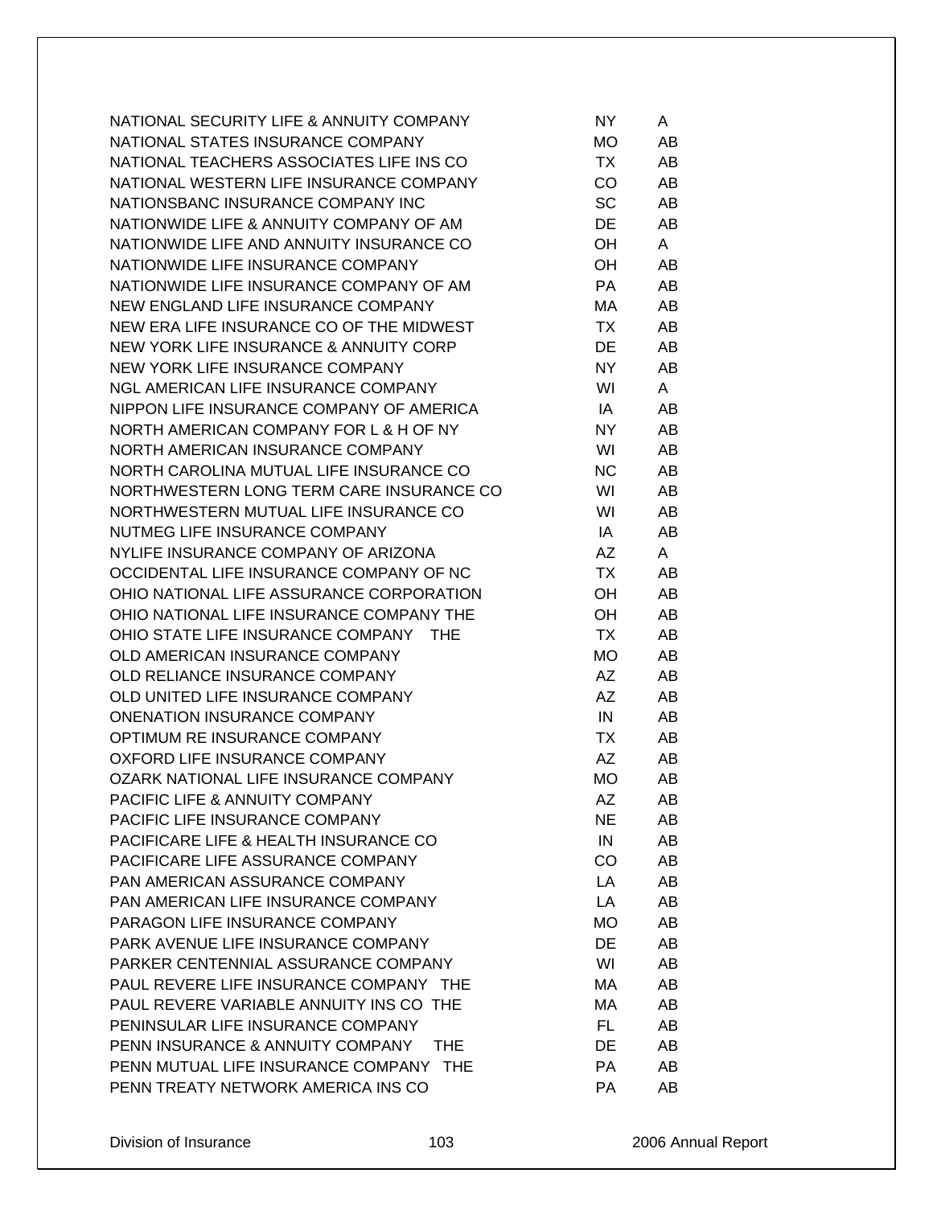| | | |
|---|---|---|
| NATIONAL SECURITY LIFE & ANNUITY COMPANY | NY | A |
| NATIONAL STATES INSURANCE COMPANY | MO | AB |
| NATIONAL TEACHERS ASSOCIATES LIFE INS CO | TX | AB |
| NATIONAL WESTERN LIFE INSURANCE COMPANY | CO | AB |
| NATIONSBANC INSURANCE COMPANY INC | SC | AB |
| NATIONWIDE LIFE & ANNUITY COMPANY OF AM | DE | AB |
| NATIONWIDE LIFE AND ANNUITY INSURANCE CO | OH | A |
| NATIONWIDE LIFE INSURANCE COMPANY | OH | AB |
| NATIONWIDE LIFE INSURANCE COMPANY OF AM | PA | AB |
| NEW ENGLAND LIFE INSURANCE COMPANY | MA | AB |
| NEW ERA LIFE INSURANCE CO OF THE MIDWEST | TX | AB |
| NEW YORK LIFE INSURANCE & ANNUITY CORP | DE | AB |
| NEW YORK LIFE INSURANCE COMPANY | NY | AB |
| NGL AMERICAN LIFE INSURANCE COMPANY | WI | A |
| NIPPON LIFE INSURANCE COMPANY OF AMERICA | IA | AB |
| NORTH AMERICAN COMPANY FOR L & H OF NY | NY | AB |
| NORTH AMERICAN INSURANCE COMPANY | WI | AB |
| NORTH CAROLINA MUTUAL LIFE INSURANCE CO | NC | AB |
| NORTHWESTERN LONG TERM CARE INSURANCE CO | WI | AB |
| NORTHWESTERN MUTUAL LIFE INSURANCE CO | WI | AB |
| NUTMEG LIFE INSURANCE COMPANY | IA | AB |
| NYLIFE INSURANCE COMPANY OF ARIZONA | AZ | A |
| OCCIDENTAL LIFE INSURANCE COMPANY OF NC | TX | AB |
| OHIO NATIONAL LIFE ASSURANCE CORPORATION | OH | AB |
| OHIO NATIONAL LIFE INSURANCE COMPANY THE | OH | AB |
| OHIO STATE LIFE INSURANCE COMPANY THE | TX | AB |
| OLD AMERICAN INSURANCE COMPANY | MO | AB |
| OLD RELIANCE INSURANCE COMPANY | AZ | AB |
| OLD UNITED LIFE INSURANCE COMPANY | AZ | AB |
| ONENATION INSURANCE COMPANY | IN | AB |
| OPTIMUM RE INSURANCE COMPANY | TX | AB |
| OXFORD LIFE INSURANCE COMPANY | AZ | AB |
| OZARK NATIONAL LIFE INSURANCE COMPANY | MO | AB |
| PACIFIC LIFE & ANNUITY COMPANY | AZ | AB |
| PACIFIC LIFE INSURANCE COMPANY | NE | AB |
| PACIFICARE LIFE & HEALTH INSURANCE CO | IN | AB |
| PACIFICARE LIFE ASSURANCE COMPANY | CO | AB |
| PAN AMERICAN ASSURANCE COMPANY | LA | AB |
| PAN AMERICAN LIFE INSURANCE COMPANY | LA | AB |
| PARAGON LIFE INSURANCE COMPANY | MO | AB |
| PARK AVENUE LIFE INSURANCE COMPANY | DE | AB |
| PARKER CENTENNIAL ASSURANCE COMPANY | WI | AB |
| PAUL REVERE LIFE INSURANCE COMPANY THE | MA | AB |
| PAUL REVERE VARIABLE ANNUITY INS CO THE | MA | AB |
| PENINSULAR LIFE INSURANCE COMPANY | FL | AB |
| PENN INSURANCE & ANNUITY COMPANY THE | DE | AB |
| PENN MUTUAL LIFE INSURANCE COMPANY THE | PA | AB |
| PENN TREATY NETWORK AMERICA INS CO | PA | AB |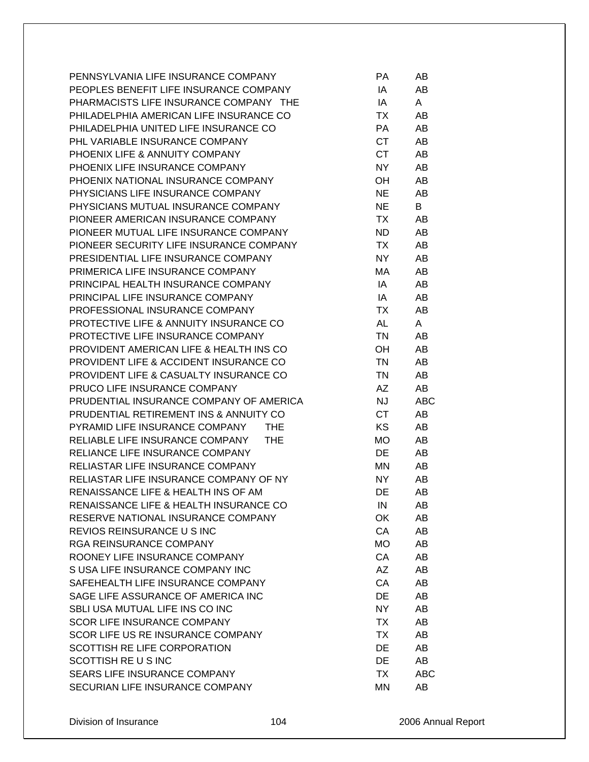| | | |
|---|---|---|
| PENNSYLVANIA LIFE INSURANCE COMPANY | PA | AB |
| PEOPLES BENEFIT LIFE INSURANCE COMPANY | IA | AB |
| PHARMACISTS LIFE INSURANCE COMPANY THE | IA | A |
| PHILADELPHIA AMERICAN LIFE INSURANCE CO | TX | AB |
| PHILADELPHIA UNITED LIFE INSURANCE CO | PA | AB |
| PHL VARIABLE INSURANCE COMPANY | CT | AB |
| PHOENIX LIFE & ANNUITY COMPANY | CT | AB |
| PHOENIX LIFE INSURANCE COMPANY | NY | AB |
| PHOENIX NATIONAL INSURANCE COMPANY | OH | AB |
| PHYSICIANS LIFE INSURANCE COMPANY | NE | AB |
| PHYSICIANS MUTUAL INSURANCE COMPANY | NE | B |
| PIONEER AMERICAN INSURANCE COMPANY | TX | AB |
| PIONEER MUTUAL LIFE INSURANCE COMPANY | ND | AB |
| PIONEER SECURITY LIFE INSURANCE COMPANY | TX | AB |
| PRESIDENTIAL LIFE INSURANCE COMPANY | NY | AB |
| PRIMERICA LIFE INSURANCE COMPANY | MA | AB |
| PRINCIPAL HEALTH INSURANCE COMPANY | IA | AB |
| PRINCIPAL LIFE INSURANCE COMPANY | IA | AB |
| PROFESSIONAL INSURANCE COMPANY | TX | AB |
| PROTECTIVE LIFE & ANNUITY INSURANCE CO | AL | A |
| PROTECTIVE LIFE INSURANCE COMPANY | TN | AB |
| PROVIDENT AMERICAN LIFE & HEALTH INS CO | OH | AB |
| PROVIDENT LIFE & ACCIDENT INSURANCE CO | TN | AB |
| PROVIDENT LIFE & CASUALTY INSURANCE CO | TN | AB |
| PRUCO LIFE INSURANCE COMPANY | AZ | AB |
| PRUDENTIAL INSURANCE COMPANY OF AMERICA | NJ | ABC |
| PRUDENTIAL RETIREMENT INS & ANNUITY CO | CT | AB |
| PYRAMID LIFE INSURANCE COMPANY THE | KS | AB |
| RELIABLE LIFE INSURANCE COMPANY THE | MO | AB |
| RELIANCE LIFE INSURANCE COMPANY | DE | AB |
| RELIASTAR LIFE INSURANCE COMPANY | MN | AB |
| RELIASTAR LIFE INSURANCE COMPANY OF NY | NY | AB |
| RENAISSANCE LIFE & HEALTH INS OF AM | DE | AB |
| RENAISSANCE LIFE & HEALTH INSURANCE CO | IN | AB |
| RESERVE NATIONAL INSURANCE COMPANY | OK | AB |
| REVIOS REINSURANCE U S INC | CA | AB |
| RGA REINSURANCE COMPANY | MO | AB |
| ROONEY LIFE INSURANCE COMPANY | CA | AB |
| S USA LIFE INSURANCE COMPANY INC | AZ | AB |
| SAFEHEALTH LIFE INSURANCE COMPANY | CA | AB |
| SAGE LIFE ASSURANCE OF AMERICA INC | DE | AB |
| SBLI USA MUTUAL LIFE INS CO INC | NY | AB |
| SCOR LIFE INSURANCE COMPANY | TX | AB |
| SCOR LIFE US RE INSURANCE COMPANY | TX | AB |
| SCOTTISH RE LIFE CORPORATION | DE | AB |
| SCOTTISH RE U S INC | DE | AB |
| SEARS LIFE INSURANCE COMPANY | TX | ABC |
| SECURIAN LIFE INSURANCE COMPANY | MN | AB |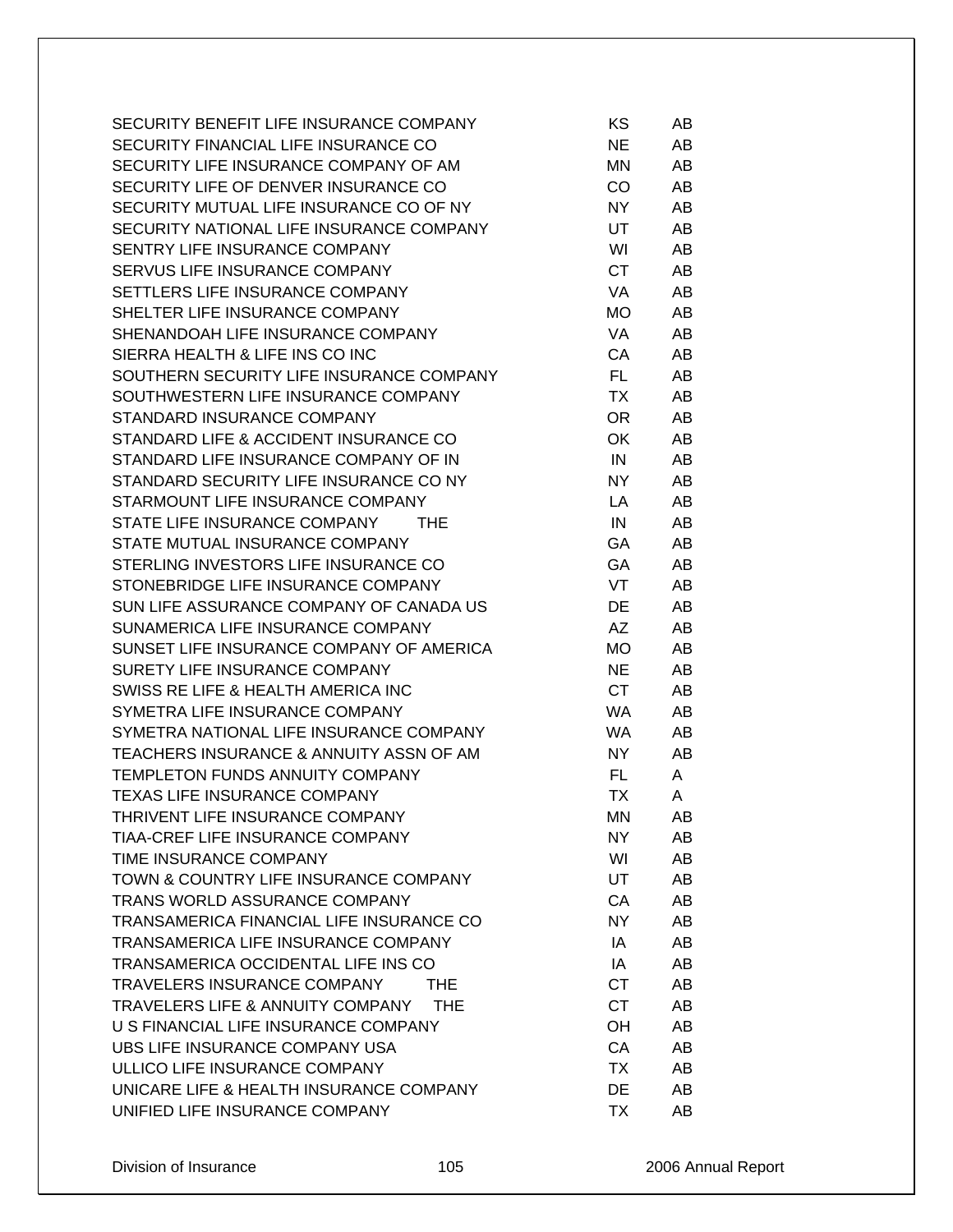| | | |
|---|---|---|
| SECURITY BENEFIT LIFE INSURANCE COMPANY | KS | AB |
| SECURITY FINANCIAL LIFE INSURANCE CO | NE | AB |
| SECURITY LIFE INSURANCE COMPANY OF AM | MN | AB |
| SECURITY LIFE OF DENVER INSURANCE CO | CO | AB |
| SECURITY MUTUAL LIFE INSURANCE CO OF NY | NY | AB |
| SECURITY NATIONAL LIFE INSURANCE COMPANY | UT | AB |
| SENTRY LIFE INSURANCE COMPANY | WI | AB |
| SERVUS LIFE INSURANCE COMPANY | CT | AB |
| SETTLERS LIFE INSURANCE COMPANY | VA | AB |
| SHELTER LIFE INSURANCE COMPANY | MO | AB |
| SHENANDOAH LIFE INSURANCE COMPANY | VA | AB |
| SIERRA HEALTH & LIFE INS CO INC | CA | AB |
| SOUTHERN SECURITY LIFE INSURANCE COMPANY | FL | AB |
| SOUTHWESTERN LIFE INSURANCE COMPANY | TX | AB |
| STANDARD INSURANCE COMPANY | OR | AB |
| STANDARD LIFE & ACCIDENT INSURANCE CO | OK | AB |
| STANDARD LIFE INSURANCE COMPANY OF IN | IN | AB |
| STANDARD SECURITY LIFE INSURANCE CO NY | NY | AB |
| STARMOUNT LIFE INSURANCE COMPANY | LA | AB |
| STATE LIFE INSURANCE COMPANY THE | IN | AB |
| STATE MUTUAL INSURANCE COMPANY | GA | AB |
| STERLING INVESTORS LIFE INSURANCE CO | GA | AB |
| STONEBRIDGE LIFE INSURANCE COMPANY | VT | AB |
| SUN LIFE ASSURANCE COMPANY OF CANADA US | DE | AB |
| SUNAMERICA LIFE INSURANCE COMPANY | AZ | AB |
| SUNSET LIFE INSURANCE COMPANY OF AMERICA | MO | AB |
| SURETY LIFE INSURANCE COMPANY | NE | AB |
| SWISS RE LIFE & HEALTH AMERICA INC | CT | AB |
| SYMETRA LIFE INSURANCE COMPANY | WA | AB |
| SYMETRA NATIONAL LIFE INSURANCE COMPANY | WA | AB |
| TEACHERS INSURANCE & ANNUITY ASSN OF AM | NY | AB |
| TEMPLETON FUNDS ANNUITY COMPANY | FL | A |
| TEXAS LIFE INSURANCE COMPANY | TX | A |
| THRIVENT LIFE INSURANCE COMPANY | MN | AB |
| TIAA-CREF LIFE INSURANCE COMPANY | NY | AB |
| TIME INSURANCE COMPANY | WI | AB |
| TOWN & COUNTRY LIFE INSURANCE COMPANY | UT | AB |
| TRANS WORLD ASSURANCE COMPANY | CA | AB |
| TRANSAMERICA FINANCIAL LIFE INSURANCE CO | NY | AB |
| TRANSAMERICA LIFE INSURANCE COMPANY | IA | AB |
| TRANSAMERICA OCCIDENTAL LIFE INS CO | IA | AB |
| TRAVELERS INSURANCE COMPANY THE | CT | AB |
| TRAVELERS LIFE & ANNUITY COMPANY THE | CT | AB |
| U S FINANCIAL LIFE INSURANCE COMPANY | OH | AB |
| UBS LIFE INSURANCE COMPANY USA | CA | AB |
| ULLICO LIFE INSURANCE COMPANY | TX | AB |
| UNICARE LIFE & HEALTH INSURANCE COMPANY | DE | AB |
| UNIFIED LIFE INSURANCE COMPANY | TX | AB |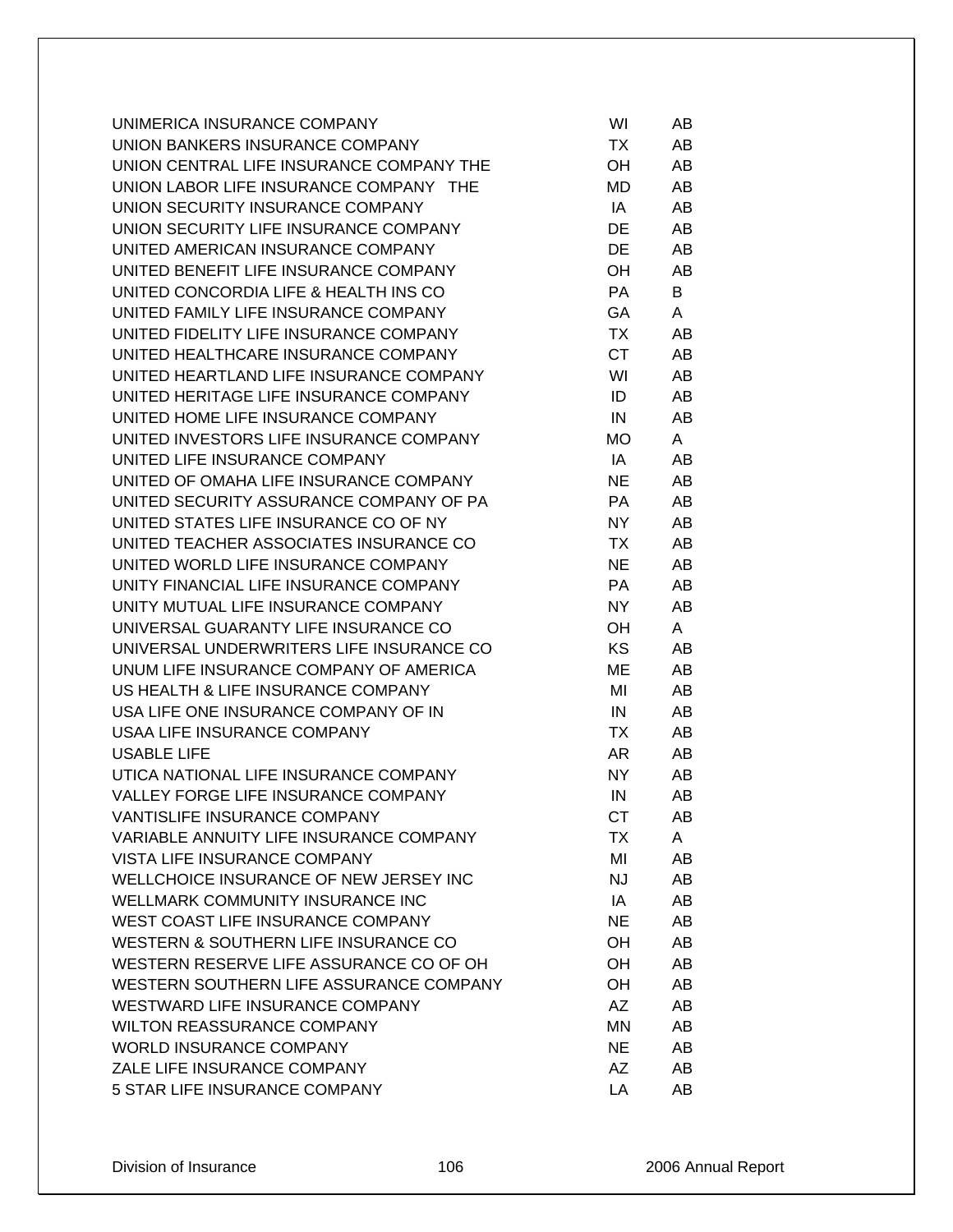| | | |
|---|---|---|
| UNIMERICA INSURANCE COMPANY | WI | AB |
| UNION BANKERS INSURANCE COMPANY | TX | AB |
| UNION CENTRAL LIFE INSURANCE COMPANY THE | OH | AB |
| UNION LABOR LIFE INSURANCE COMPANY THE | MD | AB |
| UNION SECURITY INSURANCE COMPANY | IA | AB |
| UNION SECURITY LIFE INSURANCE COMPANY | DE | AB |
| UNITED AMERICAN INSURANCE COMPANY | DE | AB |
| UNITED BENEFIT LIFE INSURANCE COMPANY | OH | AB |
| UNITED CONCORDIA LIFE & HEALTH INS CO | PA | B |
| UNITED FAMILY LIFE INSURANCE COMPANY | GA | A |
| UNITED FIDELITY LIFE INSURANCE COMPANY | TX | AB |
| UNITED HEALTHCARE INSURANCE COMPANY | CT | AB |
| UNITED HEARTLAND LIFE INSURANCE COMPANY | WI | AB |
| UNITED HERITAGE LIFE INSURANCE COMPANY | ID | AB |
| UNITED HOME LIFE INSURANCE COMPANY | IN | AB |
| UNITED INVESTORS LIFE INSURANCE COMPANY | MO | A |
| UNITED LIFE INSURANCE COMPANY | IA | AB |
| UNITED OF OMAHA LIFE INSURANCE COMPANY | NE | AB |
| UNITED SECURITY ASSURANCE COMPANY OF PA | PA | AB |
| UNITED STATES LIFE INSURANCE CO OF NY | NY | AB |
| UNITED TEACHER ASSOCIATES INSURANCE CO | TX | AB |
| UNITED WORLD LIFE INSURANCE COMPANY | NE | AB |
| UNITY FINANCIAL LIFE INSURANCE COMPANY | PA | AB |
| UNITY MUTUAL LIFE INSURANCE COMPANY | NY | AB |
| UNIVERSAL GUARANTY LIFE INSURANCE CO | OH | A |
| UNIVERSAL UNDERWRITERS LIFE INSURANCE CO | KS | AB |
| UNUM LIFE INSURANCE COMPANY OF AMERICA | ME | AB |
| US HEALTH & LIFE INSURANCE COMPANY | MI | AB |
| USA LIFE ONE INSURANCE COMPANY OF IN | IN | AB |
| USAA LIFE INSURANCE COMPANY | TX | AB |
| USABLE LIFE | AR | AB |
| UTICA NATIONAL LIFE INSURANCE COMPANY | NY | AB |
| VALLEY FORGE LIFE INSURANCE COMPANY | IN | AB |
| VANTISLIFE INSURANCE COMPANY | CT | AB |
| VARIABLE ANNUITY LIFE INSURANCE COMPANY | TX | A |
| VISTA LIFE INSURANCE COMPANY | MI | AB |
| WELLCHOICE INSURANCE OF NEW JERSEY INC | NJ | AB |
| WELLMARK COMMUNITY INSURANCE INC | IA | AB |
| WEST COAST LIFE INSURANCE COMPANY | NE | AB |
| WESTERN & SOUTHERN LIFE INSURANCE CO | OH | AB |
| WESTERN RESERVE LIFE ASSURANCE CO OF OH | OH | AB |
| WESTERN SOUTHERN LIFE ASSURANCE COMPANY | OH | AB |
| WESTWARD LIFE INSURANCE COMPANY | AZ | AB |
| WILTON REASSURANCE COMPANY | MN | AB |
| WORLD INSURANCE COMPANY | NE | AB |
| ZALE LIFE INSURANCE COMPANY | AZ | AB |
| 5 STAR LIFE INSURANCE COMPANY | LA | AB |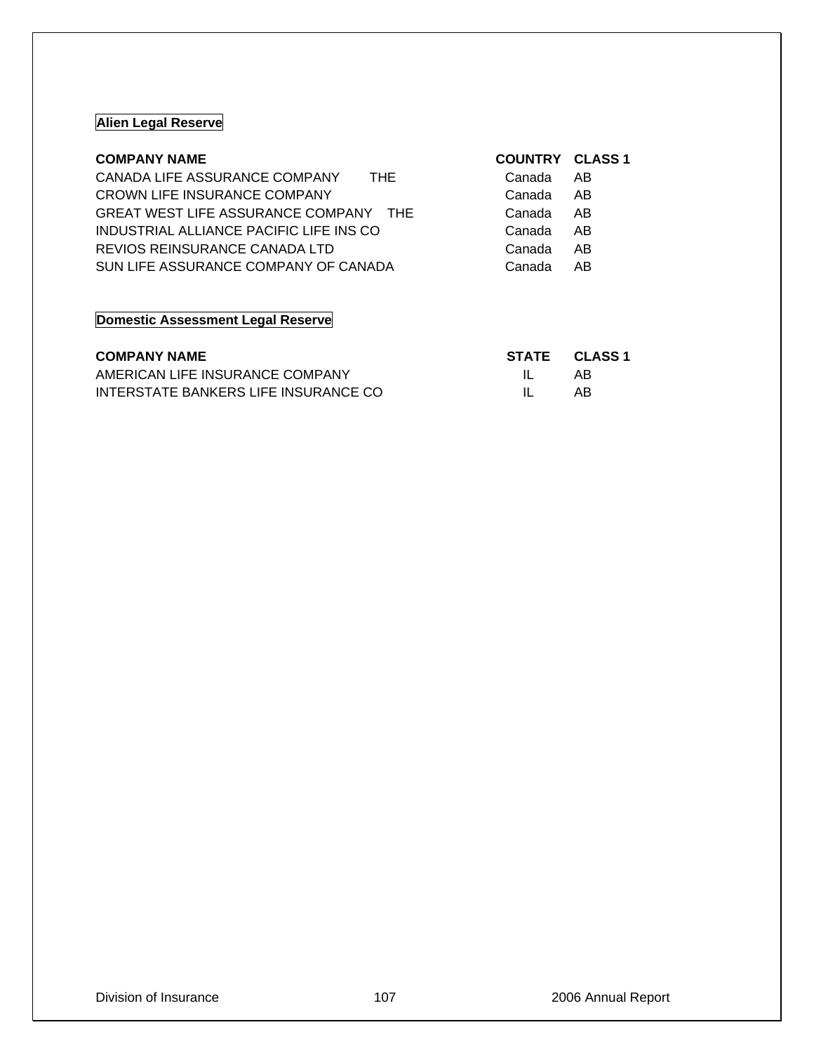## Alien Legal Reserve

| COMPANY NAME | COUNTRY | CLASS 1 |
|---|---|---|
| CANADA LIFE ASSURANCE COMPANY THE | Canada | AB |
| CROWN LIFE INSURANCE COMPANY | Canada | AB |
| GREAT WEST LIFE ASSURANCE COMPANY THE | Canada | AB |
| INDUSTRIAL ALLIANCE PACIFIC LIFE INS CO | Canada | AB |
| REVIOS REINSURANCE CANADA LTD | Canada | AB |
| SUN LIFE ASSURANCE COMPANY OF CANADA | Canada | AB |

## Domestic Assessment Legal Reserve

| COMPANY NAME | STATE | CLASS 1 |
|---|---|---|
| AMERICAN LIFE INSURANCE COMPANY | IL | AB |
| INTERSTATE BANKERS LIFE INSURANCE CO | IL | AB |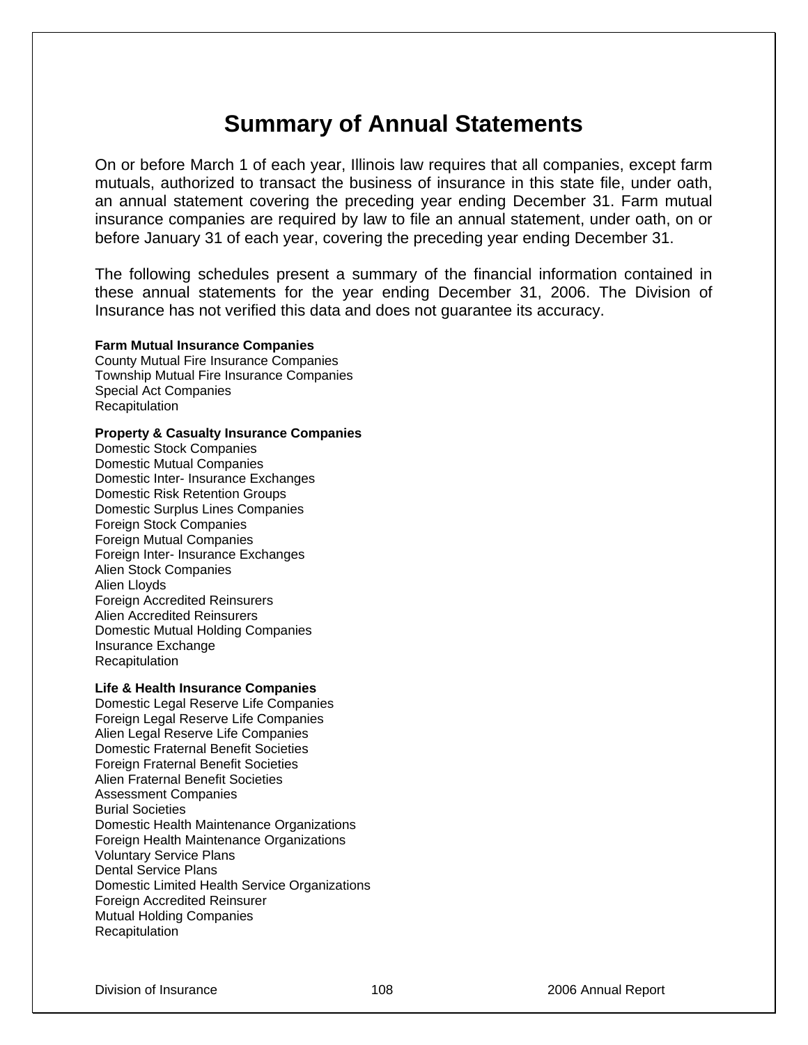# Summary of Annual Statements

On or before March 1 of each year, Illinois law requires that all companies, except farm mutuals, authorized to transact the business of insurance in this state file, under oath, an annual statement covering the preceding year ending December 31. Farm mutual insurance companies are required by law to file an annual statement, under oath, on or before January 31 of each year, covering the preceding year ending December 31.

The following schedules present a summary of the financial information contained in these annual statements for the year ending December 31, 2006. The Division of Insurance has not verified this data and does not guarantee its accuracy.

**Farm Mutual Insurance Companies**
County Mutual Fire Insurance Companies
Township Mutual Fire Insurance Companies
Special Act Companies
Recapitulation

**Property & Casualty Insurance Companies**
Domestic Stock Companies
Domestic Mutual Companies
Domestic Inter- Insurance Exchanges
Domestic Risk Retention Groups
Domestic Surplus Lines Companies
Foreign Stock Companies
Foreign Mutual Companies
Foreign Inter- Insurance Exchanges
Alien Stock Companies
Alien Lloyds
Foreign Accredited Reinsurers
Alien Accredited Reinsurers
Domestic Mutual Holding Companies
Insurance Exchange
Recapitulation

**Life & Health Insurance Companies**
Domestic Legal Reserve Life Companies
Foreign Legal Reserve Life Companies
Alien Legal Reserve Life Companies
Domestic Fraternal Benefit Societies
Foreign Fraternal Benefit Societies
Alien Fraternal Benefit Societies
Assessment Companies
Burial Societies
Domestic Health Maintenance Organizations
Foreign Health Maintenance Organizations
Voluntary Service Plans
Dental Service Plans
Domestic Limited Health Service Organizations
Foreign Accredited Reinsurer
Mutual Holding Companies
Recapitulation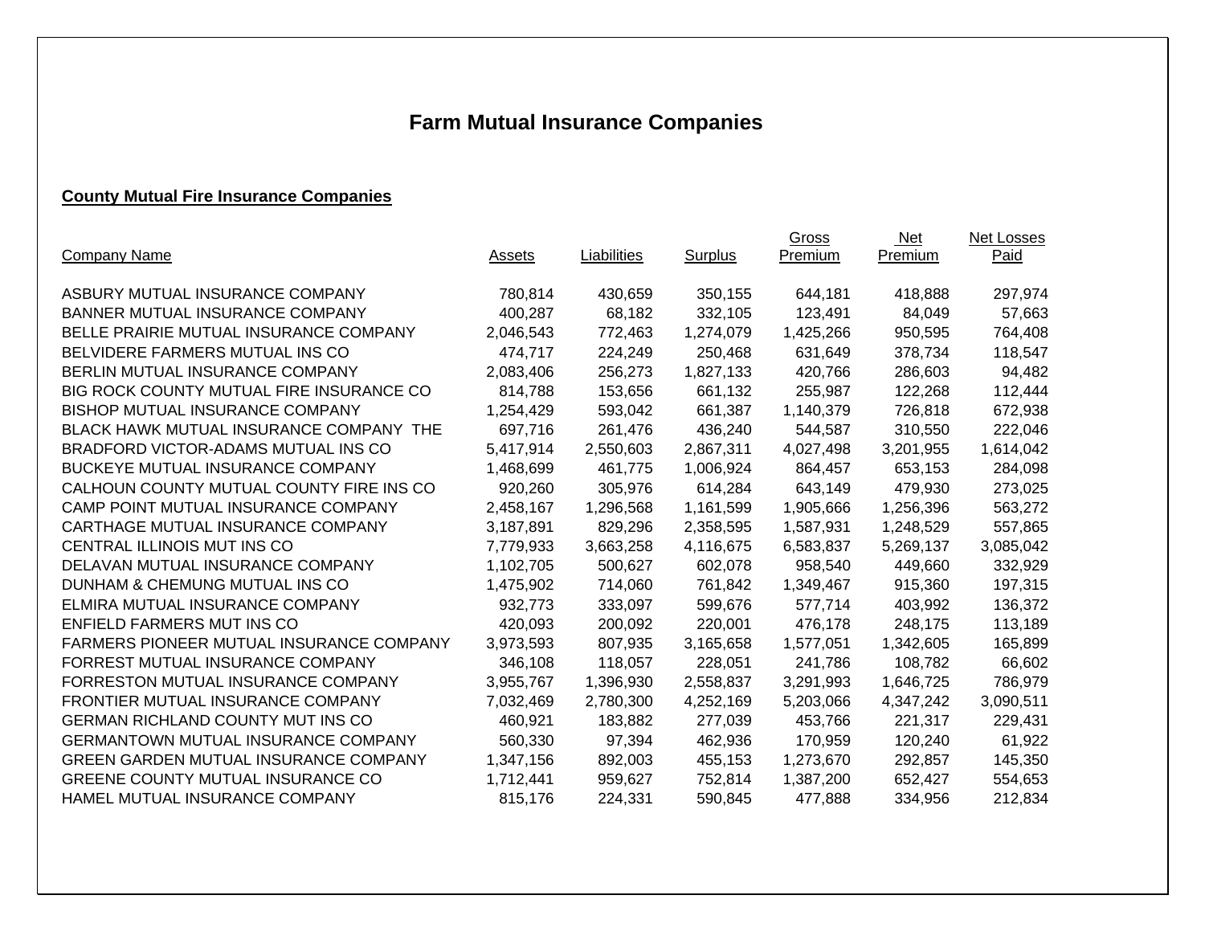# Farm Mutual Insurance Companies

## County Mutual Fire Insurance Companies

| Company Name | Assets | Liabilities | Surplus | Gross Premium | Net Premium | Net Losses Paid |
|---|---|---|---|---|---|---|
| ASBURY MUTUAL INSURANCE COMPANY | 780,814 | 430,659 | 350,155 | 644,181 | 418,888 | 297,974 |
| BANNER MUTUAL INSURANCE COMPANY | 400,287 | 68,182 | 332,105 | 123,491 | 84,049 | 57,663 |
| BELLE PRAIRIE MUTUAL INSURANCE COMPANY | 2,046,543 | 772,463 | 1,274,079 | 1,425,266 | 950,595 | 764,408 |
| BELVIDERE FARMERS MUTUAL INS CO | 474,717 | 224,249 | 250,468 | 631,649 | 378,734 | 118,547 |
| BERLIN MUTUAL INSURANCE COMPANY | 2,083,406 | 256,273 | 1,827,133 | 420,766 | 286,603 | 94,482 |
| BIG ROCK COUNTY MUTUAL FIRE INSURANCE CO | 814,788 | 153,656 | 661,132 | 255,987 | 122,268 | 112,444 |
| BISHOP MUTUAL INSURANCE COMPANY | 1,254,429 | 593,042 | 661,387 | 1,140,379 | 726,818 | 672,938 |
| BLACK HAWK MUTUAL INSURANCE COMPANY THE | 697,716 | 261,476 | 436,240 | 544,587 | 310,550 | 222,046 |
| BRADFORD VICTOR-ADAMS MUTUAL INS CO | 5,417,914 | 2,550,603 | 2,867,311 | 4,027,498 | 3,201,955 | 1,614,042 |
| BUCKEYE MUTUAL INSURANCE COMPANY | 1,468,699 | 461,775 | 1,006,924 | 864,457 | 653,153 | 284,098 |
| CALHOUN COUNTY MUTUAL COUNTY FIRE INS CO | 920,260 | 305,976 | 614,284 | 643,149 | 479,930 | 273,025 |
| CAMP POINT MUTUAL INSURANCE COMPANY | 2,458,167 | 1,296,568 | 1,161,599 | 1,905,666 | 1,256,396 | 563,272 |
| CARTHAGE MUTUAL INSURANCE COMPANY | 3,187,891 | 829,296 | 2,358,595 | 1,587,931 | 1,248,529 | 557,865 |
| CENTRAL ILLINOIS MUT INS CO | 7,779,933 | 3,663,258 | 4,116,675 | 6,583,837 | 5,269,137 | 3,085,042 |
| DELAVAN MUTUAL INSURANCE COMPANY | 1,102,705 | 500,627 | 602,078 | 958,540 | 449,660 | 332,929 |
| DUNHAM & CHEMUNG MUTUAL INS CO | 1,475,902 | 714,060 | 761,842 | 1,349,467 | 915,360 | 197,315 |
| ELMIRA MUTUAL INSURANCE COMPANY | 932,773 | 333,097 | 599,676 | 577,714 | 403,992 | 136,372 |
| ENFIELD FARMERS MUT INS CO | 420,093 | 200,092 | 220,001 | 476,178 | 248,175 | 113,189 |
| FARMERS PIONEER MUTUAL INSURANCE COMPANY | 3,973,593 | 807,935 | 3,165,658 | 1,577,051 | 1,342,605 | 165,899 |
| FORREST MUTUAL INSURANCE COMPANY | 346,108 | 118,057 | 228,051 | 241,786 | 108,782 | 66,602 |
| FORRESTON MUTUAL INSURANCE COMPANY | 3,955,767 | 1,396,930 | 2,558,837 | 3,291,993 | 1,646,725 | 786,979 |
| FRONTIER MUTUAL INSURANCE COMPANY | 7,032,469 | 2,780,300 | 4,252,169 | 5,203,066 | 4,347,242 | 3,090,511 |
| GERMAN RICHLAND COUNTY MUT INS CO | 460,921 | 183,882 | 277,039 | 453,766 | 221,317 | 229,431 |
| GERMANTOWN MUTUAL INSURANCE COMPANY | 560,330 | 97,394 | 462,936 | 170,959 | 120,240 | 61,922 |
| GREEN GARDEN MUTUAL INSURANCE COMPANY | 1,347,156 | 892,003 | 455,153 | 1,273,670 | 292,857 | 145,350 |
| GREENE COUNTY MUTUAL INSURANCE CO | 1,712,441 | 959,627 | 752,814 | 1,387,200 | 652,427 | 554,653 |
| HAMEL MUTUAL INSURANCE COMPANY | 815,176 | 224,331 | 590,845 | 477,888 | 334,956 | 212,834 |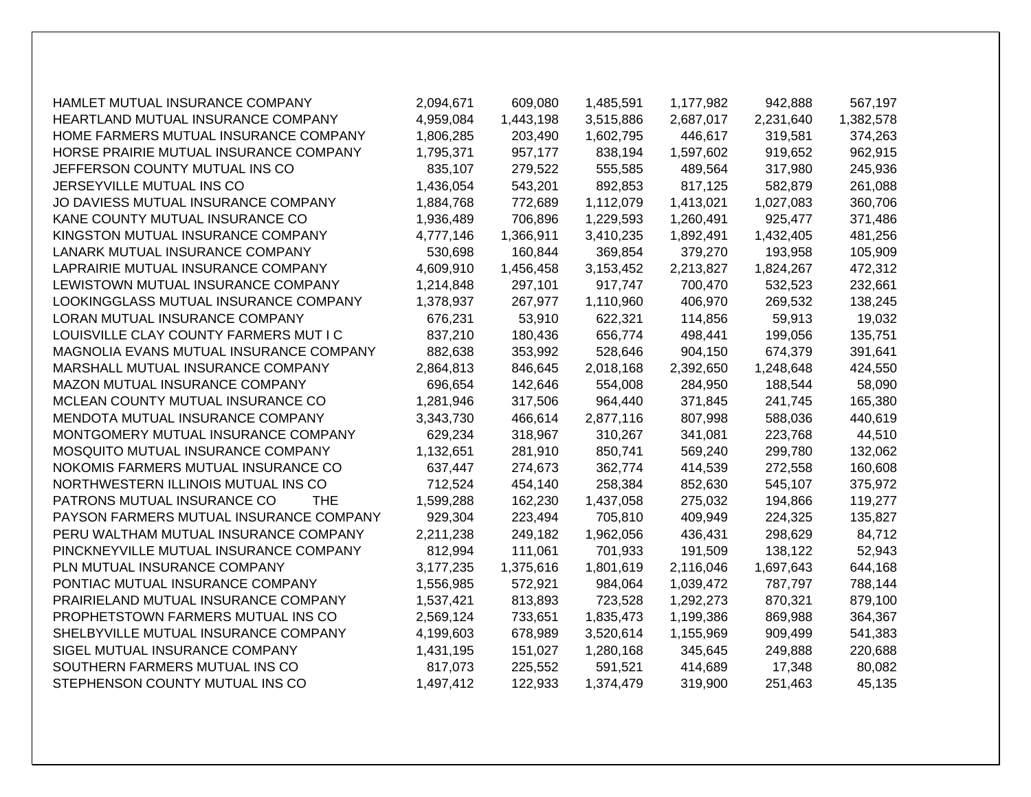| | | | | | | |
|---|---|---|---|---|---|---|
| HAMLET MUTUAL INSURANCE COMPANY | 2,094,671 | 609,080 | 1,485,591 | 1,177,982 | 942,888 | 567,197 |
| HEARTLAND MUTUAL INSURANCE COMPANY | 4,959,084 | 1,443,198 | 3,515,886 | 2,687,017 | 2,231,640 | 1,382,578 |
| HOME FARMERS MUTUAL INSURANCE COMPANY | 1,806,285 | 203,490 | 1,602,795 | 446,617 | 319,581 | 374,263 |
| HORSE PRAIRIE MUTUAL INSURANCE COMPANY | 1,795,371 | 957,177 | 838,194 | 1,597,602 | 919,652 | 962,915 |
| JEFFERSON COUNTY MUTUAL INS CO | 835,107 | 279,522 | 555,585 | 489,564 | 317,980 | 245,936 |
| JERSEYVILLE MUTUAL INS CO | 1,436,054 | 543,201 | 892,853 | 817,125 | 582,879 | 261,088 |
| JO DAVIESS MUTUAL INSURANCE COMPANY | 1,884,768 | 772,689 | 1,112,079 | 1,413,021 | 1,027,083 | 360,706 |
| KANE COUNTY MUTUAL INSURANCE CO | 1,936,489 | 706,896 | 1,229,593 | 1,260,491 | 925,477 | 371,486 |
| KINGSTON MUTUAL INSURANCE COMPANY | 4,777,146 | 1,366,911 | 3,410,235 | 1,892,491 | 1,432,405 | 481,256 |
| LANARK MUTUAL INSURANCE COMPANY | 530,698 | 160,844 | 369,854 | 379,270 | 193,958 | 105,909 |
| LAPRAIRIE MUTUAL INSURANCE COMPANY | 4,609,910 | 1,456,458 | 3,153,452 | 2,213,827 | 1,824,267 | 472,312 |
| LEWISTOWN MUTUAL INSURANCE COMPANY | 1,214,848 | 297,101 | 917,747 | 700,470 | 532,523 | 232,661 |
| LOOKINGGLASS MUTUAL INSURANCE COMPANY | 1,378,937 | 267,977 | 1,110,960 | 406,970 | 269,532 | 138,245 |
| LORAN MUTUAL INSURANCE COMPANY | 676,231 | 53,910 | 622,321 | 114,856 | 59,913 | 19,032 |
| LOUISVILLE CLAY COUNTY FARMERS MUT I C | 837,210 | 180,436 | 656,774 | 498,441 | 199,056 | 135,751 |
| MAGNOLIA EVANS MUTUAL INSURANCE COMPANY | 882,638 | 353,992 | 528,646 | 904,150 | 674,379 | 391,641 |
| MARSHALL MUTUAL INSURANCE COMPANY | 2,864,813 | 846,645 | 2,018,168 | 2,392,650 | 1,248,648 | 424,550 |
| MAZON MUTUAL INSURANCE COMPANY | 696,654 | 142,646 | 554,008 | 284,950 | 188,544 | 58,090 |
| MCLEAN COUNTY MUTUAL INSURANCE CO | 1,281,946 | 317,506 | 964,440 | 371,845 | 241,745 | 165,380 |
| MENDOTA MUTUAL INSURANCE COMPANY | 3,343,730 | 466,614 | 2,877,116 | 807,998 | 588,036 | 440,619 |
| MONTGOMERY MUTUAL INSURANCE COMPANY | 629,234 | 318,967 | 310,267 | 341,081 | 223,768 | 44,510 |
| MOSQUITO MUTUAL INSURANCE COMPANY | 1,132,651 | 281,910 | 850,741 | 569,240 | 299,780 | 132,062 |
| NOKOMIS FARMERS MUTUAL INSURANCE CO | 637,447 | 274,673 | 362,774 | 414,539 | 272,558 | 160,608 |
| NORTHWESTERN ILLINOIS MUTUAL INS CO | 712,524 | 454,140 | 258,384 | 852,630 | 545,107 | 375,972 |
| PATRONS MUTUAL INSURANCE CO THE | 1,599,288 | 162,230 | 1,437,058 | 275,032 | 194,866 | 119,277 |
| PAYSON FARMERS MUTUAL INSURANCE COMPANY | 929,304 | 223,494 | 705,810 | 409,949 | 224,325 | 135,827 |
| PERU WALTHAM MUTUAL INSURANCE COMPANY | 2,211,238 | 249,182 | 1,962,056 | 436,431 | 298,629 | 84,712 |
| PINCKNEYVILLE MUTUAL INSURANCE COMPANY | 812,994 | 111,061 | 701,933 | 191,509 | 138,122 | 52,943 |
| PLN MUTUAL INSURANCE COMPANY | 3,177,235 | 1,375,616 | 1,801,619 | 2,116,046 | 1,697,643 | 644,168 |
| PONTIAC MUTUAL INSURANCE COMPANY | 1,556,985 | 572,921 | 984,064 | 1,039,472 | 787,797 | 788,144 |
| PRAIRIELAND MUTUAL INSURANCE COMPANY | 1,537,421 | 813,893 | 723,528 | 1,292,273 | 870,321 | 879,100 |
| PROPHETSTOWN FARMERS MUTUAL INS CO | 2,569,124 | 733,651 | 1,835,473 | 1,199,386 | 869,988 | 364,367 |
| SHELBYVILLE MUTUAL INSURANCE COMPANY | 4,199,603 | 678,989 | 3,520,614 | 1,155,969 | 909,499 | 541,383 |
| SIGEL MUTUAL INSURANCE COMPANY | 1,431,195 | 151,027 | 1,280,168 | 345,645 | 249,888 | 220,688 |
| SOUTHERN FARMERS MUTUAL INS CO | 817,073 | 225,552 | 591,521 | 414,689 | 17,348 | 80,082 |
| STEPHENSON COUNTY MUTUAL INS CO | 1,497,412 | 122,933 | 1,374,479 | 319,900 | 251,463 | 45,135 |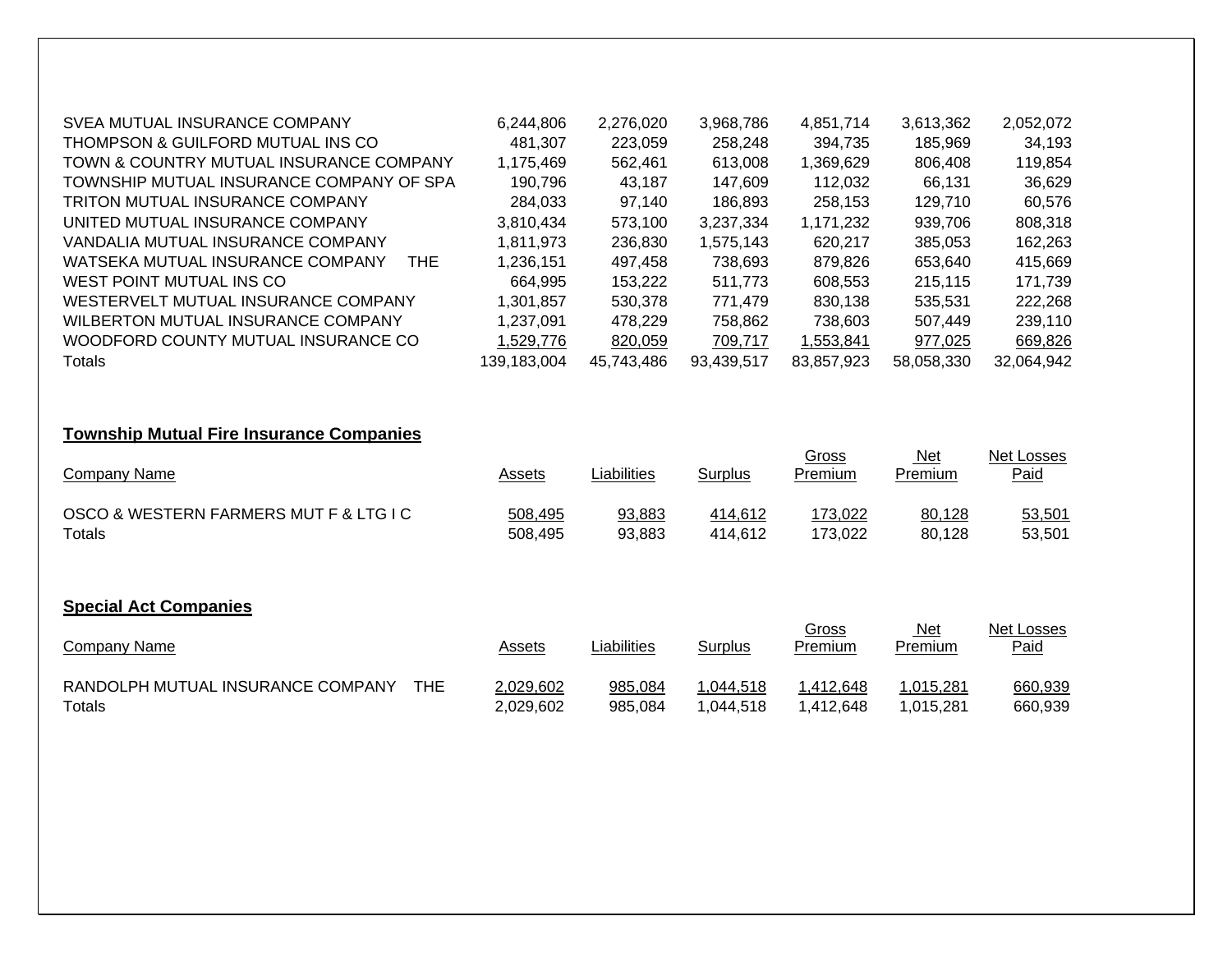| Company Name | Assets | Liabilities | Surplus | Gross Premium | Net Premium | Net Losses Paid |
|---|---|---|---|---|---|---|
| SVEA MUTUAL INSURANCE COMPANY | 6,244,806 | 2,276,020 | 3,968,786 | 4,851,714 | 3,613,362 | 2,052,072 |
| THOMPSON & GUILFORD MUTUAL INS CO | 481,307 | 223,059 | 258,248 | 394,735 | 185,969 | 34,193 |
| TOWN & COUNTRY MUTUAL INSURANCE COMPANY | 1,175,469 | 562,461 | 613,008 | 1,369,629 | 806,408 | 119,854 |
| TOWNSHIP MUTUAL INSURANCE COMPANY OF SPA | 190,796 | 43,187 | 147,609 | 112,032 | 66,131 | 36,629 |
| TRITON MUTUAL INSURANCE COMPANY | 284,033 | 97,140 | 186,893 | 258,153 | 129,710 | 60,576 |
| UNITED MUTUAL INSURANCE COMPANY | 3,810,434 | 573,100 | 3,237,334 | 1,171,232 | 939,706 | 808,318 |
| VANDALIA MUTUAL INSURANCE COMPANY | 1,811,973 | 236,830 | 1,575,143 | 620,217 | 385,053 | 162,263 |
| WATSEKA MUTUAL INSURANCE COMPANY THE | 1,236,151 | 497,458 | 738,693 | 879,826 | 653,640 | 415,669 |
| WEST POINT MUTUAL INS CO | 664,995 | 153,222 | 511,773 | 608,553 | 215,115 | 171,739 |
| WESTERVELT MUTUAL INSURANCE COMPANY | 1,301,857 | 530,378 | 771,479 | 830,138 | 535,531 | 222,268 |
| WILBERTON MUTUAL INSURANCE COMPANY | 1,237,091 | 478,229 | 758,862 | 738,603 | 507,449 | 239,110 |
| WOODFORD COUNTY MUTUAL INSURANCE CO | 1,529,776 | 820,059 | 709,717 | 1,553,841 | 977,025 | 669,826 |
| Totals | 139,183,004 | 45,743,486 | 93,439,517 | 83,857,923 | 58,058,330 | 32,064,942 |

**Township Mutual Fire Insurance Companies**

| Company Name | Assets | Liabilities | Surplus | Gross Premium | Net Premium | Net Losses Paid |
|---|---|---|---|---|---|---|
| OSCO & WESTERN FARMERS MUT F & LTG I C | 508,495 | 93,883 | 414,612 | 173,022 | 80,128 | 53,501 |
| Totals | 508,495 | 93,883 | 414,612 | 173,022 | 80,128 | 53,501 |

**Special Act Companies**

| Company Name | Assets | Liabilities | Surplus | Gross Premium | Net Premium | Net Losses Paid |
|---|---|---|---|---|---|---|
| RANDOLPH MUTUAL INSURANCE COMPANY THE | 2,029,602 | 985,084 | 1,044,518 | 1,412,648 | 1,015,281 | 660,939 |
| Totals | 2,029,602 | 985,084 | 1,044,518 | 1,412,648 | 1,015,281 | 660,939 |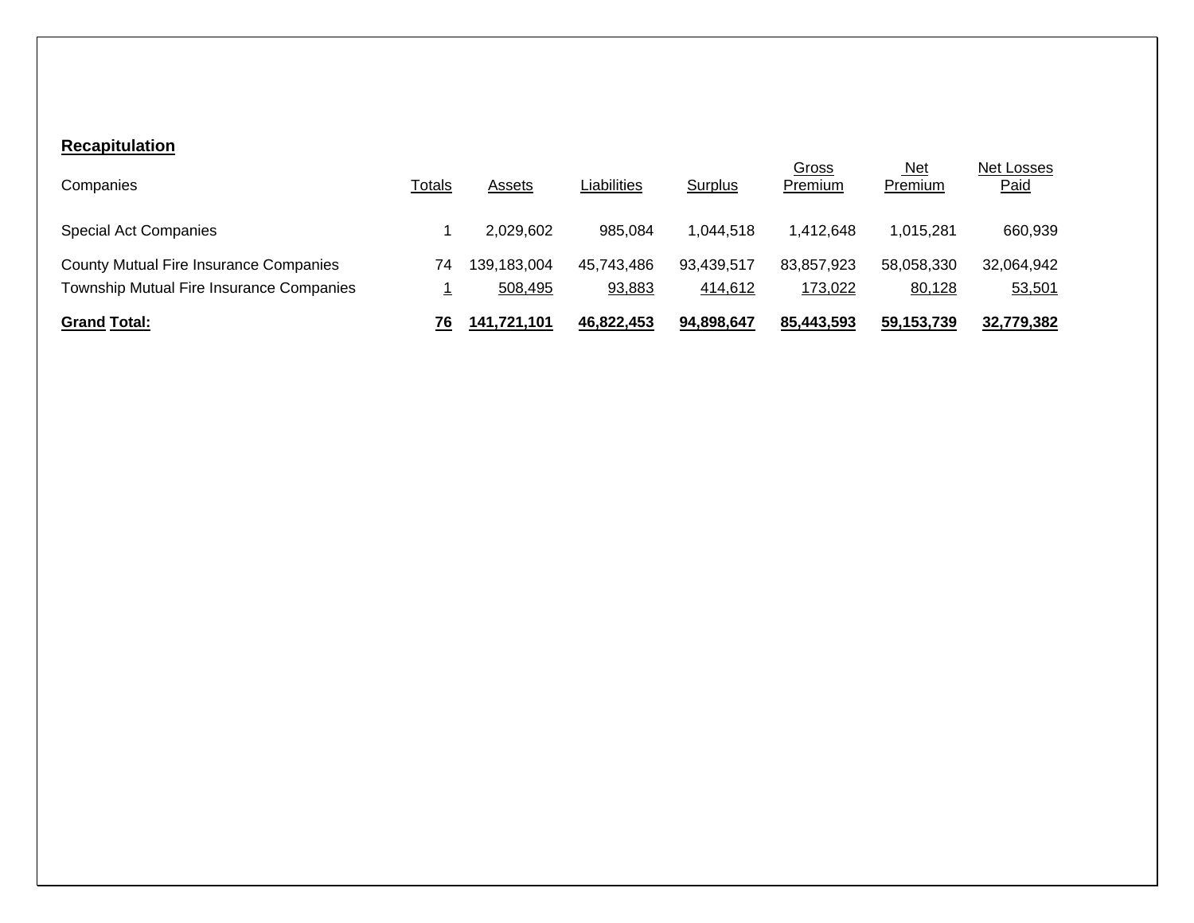## Recapitulation

| Companies | Totals | Assets | Liabilities | Surplus | Gross Premium | Net Premium | Net Losses Paid |
|---|---|---|---|---|---|---|---|
| Special Act Companies | 1 | 2,029,602 | 985,084 | 1,044,518 | 1,412,648 | 1,015,281 | 660,939 |
| County Mutual Fire Insurance Companies | 74 | 139,183,004 | 45,743,486 | 93,439,517 | 83,857,923 | 58,058,330 | 32,064,942 |
| Township Mutual Fire Insurance Companies | 1 | 508,495 | 93,883 | 414,612 | 173,022 | 80,128 | 53,501 |
| **Grand Total:** | **76** | **141,721,101** | **46,822,453** | **94,898,647** | **85,443,593** | **59,153,739** | **32,779,382** |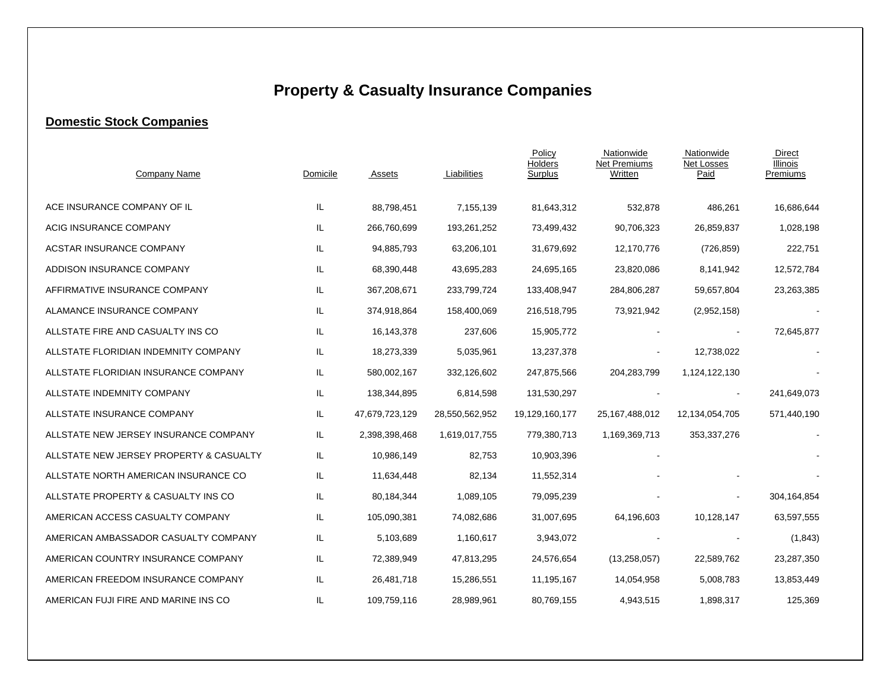# Property & Casualty Insurance Companies

## Domestic Stock Companies

| Company Name | Domicile | Assets | Liabilities | Policy Holders Surplus | Nationwide Net Premiums Written | Nationwide Net Losses Paid | Direct Illinois Premiums |
|---|---|---|---|---|---|---|---|
| ACE INSURANCE COMPANY OF IL | IL | 88,798,451 | 7,155,139 | 81,643,312 | 532,878 | 486,261 | 16,686,644 |
| ACIG INSURANCE COMPANY | IL | 266,760,699 | 193,261,252 | 73,499,432 | 90,706,323 | 26,859,837 | 1,028,198 |
| ACSTAR INSURANCE COMPANY | IL | 94,885,793 | 63,206,101 | 31,679,692 | 12,170,776 | (726,859) | 222,751 |
| ADDISON INSURANCE COMPANY | IL | 68,390,448 | 43,695,283 | 24,695,165 | 23,820,086 | 8,141,942 | 12,572,784 |
| AFFIRMATIVE INSURANCE COMPANY | IL | 367,208,671 | 233,799,724 | 133,408,947 | 284,806,287 | 59,657,804 | 23,263,385 |
| ALAMANCE INSURANCE COMPANY | IL | 374,918,864 | 158,400,069 | 216,518,795 | 73,921,942 | (2,952,158) | - |
| ALLSTATE FIRE AND CASUALTY INS CO | IL | 16,143,378 | 237,606 | 15,905,772 | - | - | 72,645,877 |
| ALLSTATE FLORIDIAN INDEMNITY COMPANY | IL | 18,273,339 | 5,035,961 | 13,237,378 | - | 12,738,022 | - |
| ALLSTATE FLORIDIAN INSURANCE COMPANY | IL | 580,002,167 | 332,126,602 | 247,875,566 | 204,283,799 | 1,124,122,130 | - |
| ALLSTATE INDEMNITY COMPANY | IL | 138,344,895 | 6,814,598 | 131,530,297 | - | - | 241,649,073 |
| ALLSTATE INSURANCE COMPANY | IL | 47,679,723,129 | 28,550,562,952 | 19,129,160,177 | 25,167,488,012 | 12,134,054,705 | 571,440,190 |
| ALLSTATE NEW JERSEY INSURANCE COMPANY | IL | 2,398,398,468 | 1,619,017,755 | 779,380,713 | 1,169,369,713 | 353,337,276 | - |
| ALLSTATE NEW JERSEY PROPERTY & CASUALTY | IL | 10,986,149 | 82,753 | 10,903,396 | - | | - |
| ALLSTATE NORTH AMERICAN INSURANCE CO | IL | 11,634,448 | 82,134 | 11,552,314 | - | - | - |
| ALLSTATE PROPERTY & CASUALTY INS CO | IL | 80,184,344 | 1,089,105 | 79,095,239 | - | - | 304,164,854 |
| AMERICAN ACCESS CASUALTY COMPANY | IL | 105,090,381 | 74,082,686 | 31,007,695 | 64,196,603 | 10,128,147 | 63,597,555 |
| AMERICAN AMBASSADOR CASUALTY COMPANY | IL | 5,103,689 | 1,160,617 | 3,943,072 | - | - | (1,843) |
| AMERICAN COUNTRY INSURANCE COMPANY | IL | 72,389,949 | 47,813,295 | 24,576,654 | (13,258,057) | 22,589,762 | 23,287,350 |
| AMERICAN FREEDOM INSURANCE COMPANY | IL | 26,481,718 | 15,286,551 | 11,195,167 | 14,054,958 | 5,008,783 | 13,853,449 |
| AMERICAN FUJI FIRE AND MARINE INS CO | IL | 109,759,116 | 28,989,961 | 80,769,155 | 4,943,515 | 1,898,317 | 125,369 |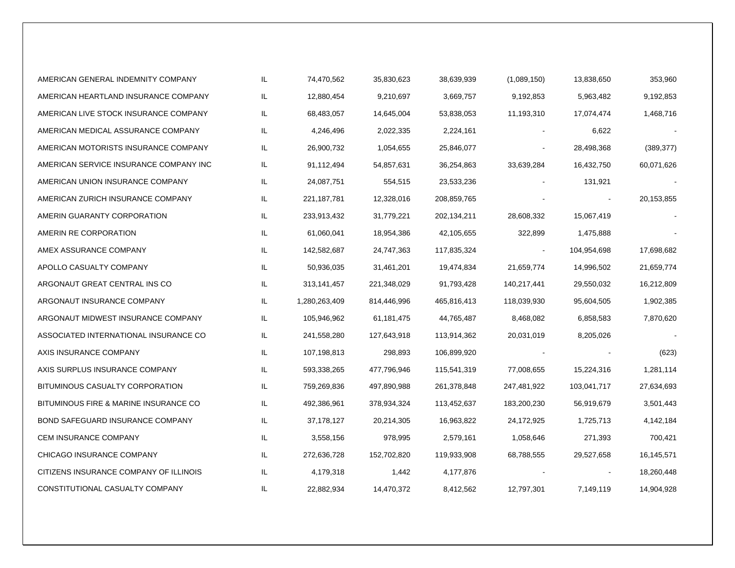| | | | | | | | |
|---|---|---|---|---|---|---|---|
| AMERICAN GENERAL INDEMNITY COMPANY | IL | 74,470,562 | 35,830,623 | 38,639,939 | (1,089,150) | 13,838,650 | 353,960 |
| AMERICAN HEARTLAND INSURANCE COMPANY | IL | 12,880,454 | 9,210,697 | 3,669,757 | 9,192,853 | 5,963,482 | 9,192,853 |
| AMERICAN LIVE STOCK INSURANCE COMPANY | IL | 68,483,057 | 14,645,004 | 53,838,053 | 11,193,310 | 17,074,474 | 1,468,716 |
| AMERICAN MEDICAL ASSURANCE COMPANY | IL | 4,246,496 | 2,022,335 | 2,224,161 | - | 6,622 | - |
| AMERICAN MOTORISTS INSURANCE COMPANY | IL | 26,900,732 | 1,054,655 | 25,846,077 | - | 28,498,368 | (389,377) |
| AMERICAN SERVICE INSURANCE COMPANY INC | IL | 91,112,494 | 54,857,631 | 36,254,863 | 33,639,284 | 16,432,750 | 60,071,626 |
| AMERICAN UNION INSURANCE COMPANY | IL | 24,087,751 | 554,515 | 23,533,236 | - | 131,921 | - |
| AMERICAN ZURICH INSURANCE COMPANY | IL | 221,187,781 | 12,328,016 | 208,859,765 | - | - | 20,153,855 |
| AMERIN GUARANTY CORPORATION | IL | 233,913,432 | 31,779,221 | 202,134,211 | 28,608,332 | 15,067,419 | - |
| AMERIN RE CORPORATION | IL | 61,060,041 | 18,954,386 | 42,105,655 | 322,899 | 1,475,888 | - |
| AMEX ASSURANCE COMPANY | IL | 142,582,687 | 24,747,363 | 117,835,324 | - | 104,954,698 | 17,698,682 |
| APOLLO CASUALTY COMPANY | IL | 50,936,035 | 31,461,201 | 19,474,834 | 21,659,774 | 14,996,502 | 21,659,774 |
| ARGONAUT GREAT CENTRAL INS CO | IL | 313,141,457 | 221,348,029 | 91,793,428 | 140,217,441 | 29,550,032 | 16,212,809 |
| ARGONAUT INSURANCE COMPANY | IL | 1,280,263,409 | 814,446,996 | 465,816,413 | 118,039,930 | 95,604,505 | 1,902,385 |
| ARGONAUT MIDWEST INSURANCE COMPANY | IL | 105,946,962 | 61,181,475 | 44,765,487 | 8,468,082 | 6,858,583 | 7,870,620 |
| ASSOCIATED INTERNATIONAL INSURANCE CO | IL | 241,558,280 | 127,643,918 | 113,914,362 | 20,031,019 | 8,205,026 | - |
| AXIS INSURANCE COMPANY | IL | 107,198,813 | 298,893 | 106,899,920 | - | - | (623) |
| AXIS SURPLUS INSURANCE COMPANY | IL | 593,338,265 | 477,796,946 | 115,541,319 | 77,008,655 | 15,224,316 | 1,281,114 |
| BITUMINOUS CASUALTY CORPORATION | IL | 759,269,836 | 497,890,988 | 261,378,848 | 247,481,922 | 103,041,717 | 27,634,693 |
| BITUMINOUS FIRE & MARINE INSURANCE CO | IL | 492,386,961 | 378,934,324 | 113,452,637 | 183,200,230 | 56,919,679 | 3,501,443 |
| BOND SAFEGUARD INSURANCE COMPANY | IL | 37,178,127 | 20,214,305 | 16,963,822 | 24,172,925 | 1,725,713 | 4,142,184 |
| CEM INSURANCE COMPANY | IL | 3,558,156 | 978,995 | 2,579,161 | 1,058,646 | 271,393 | 700,421 |
| CHICAGO INSURANCE COMPANY | IL | 272,636,728 | 152,702,820 | 119,933,908 | 68,788,555 | 29,527,658 | 16,145,571 |
| CITIZENS INSURANCE COMPANY OF ILLINOIS | IL | 4,179,318 | 1,442 | 4,177,876 | - | - | 18,260,448 |
| CONSTITUTIONAL CASUALTY COMPANY | IL | 22,882,934 | 14,470,372 | 8,412,562 | 12,797,301 | 7,149,119 | 14,904,928 |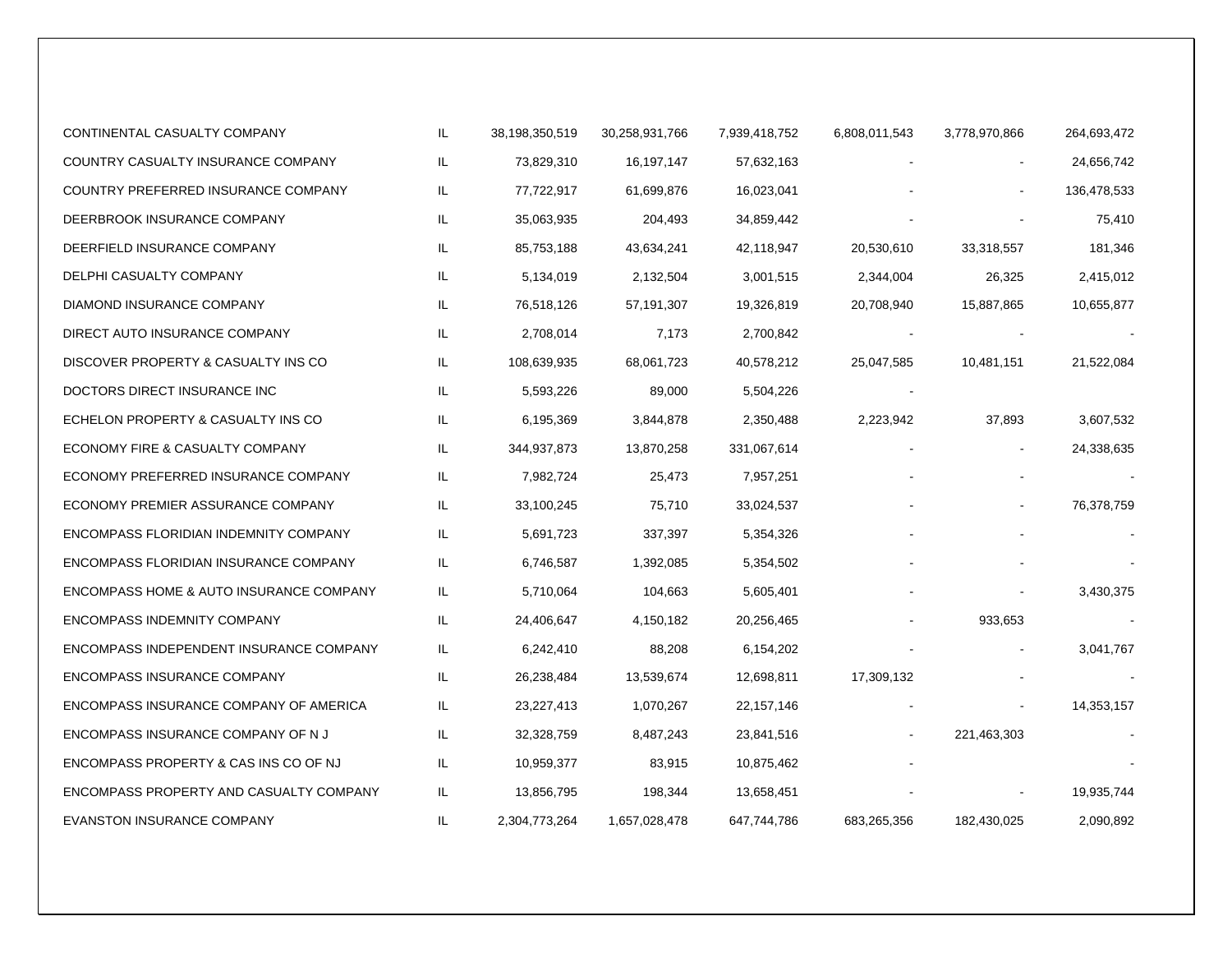| | | | | | | | |
|---|---|---|---|---|---|---|---|
| CONTINENTAL CASUALTY COMPANY | IL | 38,198,350,519 | 30,258,931,766 | 7,939,418,752 | 6,808,011,543 | 3,778,970,866 | 264,693,472 |
| COUNTRY CASUALTY INSURANCE COMPANY | IL | 73,829,310 | 16,197,147 | 57,632,163 | - | - | 24,656,742 |
| COUNTRY PREFERRED INSURANCE COMPANY | IL | 77,722,917 | 61,699,876 | 16,023,041 | - | - | 136,478,533 |
| DEERBROOK INSURANCE COMPANY | IL | 35,063,935 | 204,493 | 34,859,442 | - | - | 75,410 |
| DEERFIELD INSURANCE COMPANY | IL | 85,753,188 | 43,634,241 | 42,118,947 | 20,530,610 | 33,318,557 | 181,346 |
| DELPHI CASUALTY COMPANY | IL | 5,134,019 | 2,132,504 | 3,001,515 | 2,344,004 | 26,325 | 2,415,012 |
| DIAMOND INSURANCE COMPANY | IL | 76,518,126 | 57,191,307 | 19,326,819 | 20,708,940 | 15,887,865 | 10,655,877 |
| DIRECT AUTO INSURANCE COMPANY | IL | 2,708,014 | 7,173 | 2,700,842 | - | - | - |
| DISCOVER PROPERTY & CASUALTY INS CO | IL | 108,639,935 | 68,061,723 | 40,578,212 | 25,047,585 | 10,481,151 | 21,522,084 |
| DOCTORS DIRECT INSURANCE INC | IL | 5,593,226 | 89,000 | 5,504,226 | - | | |
| ECHELON PROPERTY & CASUALTY INS CO | IL | 6,195,369 | 3,844,878 | 2,350,488 | 2,223,942 | 37,893 | 3,607,532 |
| ECONOMY FIRE & CASUALTY COMPANY | IL | 344,937,873 | 13,870,258 | 331,067,614 | - | - | 24,338,635 |
| ECONOMY PREFERRED INSURANCE COMPANY | IL | 7,982,724 | 25,473 | 7,957,251 | - | - | - |
| ECONOMY PREMIER ASSURANCE COMPANY | IL | 33,100,245 | 75,710 | 33,024,537 | - | - | 76,378,759 |
| ENCOMPASS FLORIDIAN INDEMNITY COMPANY | IL | 5,691,723 | 337,397 | 5,354,326 | - | - | - |
| ENCOMPASS FLORIDIAN INSURANCE COMPANY | IL | 6,746,587 | 1,392,085 | 5,354,502 | - | - | - |
| ENCOMPASS HOME & AUTO INSURANCE COMPANY | IL | 5,710,064 | 104,663 | 5,605,401 | - | - | 3,430,375 |
| ENCOMPASS INDEMNITY COMPANY | IL | 24,406,647 | 4,150,182 | 20,256,465 | - | 933,653 | - |
| ENCOMPASS INDEPENDENT INSURANCE COMPANY | IL | 6,242,410 | 88,208 | 6,154,202 | - | - | 3,041,767 |
| ENCOMPASS INSURANCE COMPANY | IL | 26,238,484 | 13,539,674 | 12,698,811 | 17,309,132 | - | - |
| ENCOMPASS INSURANCE COMPANY OF AMERICA | IL | 23,227,413 | 1,070,267 | 22,157,146 | - | - | 14,353,157 |
| ENCOMPASS INSURANCE COMPANY OF N J | IL | 32,328,759 | 8,487,243 | 23,841,516 | - | 221,463,303 | - |
| ENCOMPASS PROPERTY & CAS INS CO OF NJ | IL | 10,959,377 | 83,915 | 10,875,462 | - | | - |
| ENCOMPASS PROPERTY AND CASUALTY COMPANY | IL | 13,856,795 | 198,344 | 13,658,451 | - | - | 19,935,744 |
| EVANSTON INSURANCE COMPANY | IL | 2,304,773,264 | 1,657,028,478 | 647,744,786 | 683,265,356 | 182,430,025 | 2,090,892 |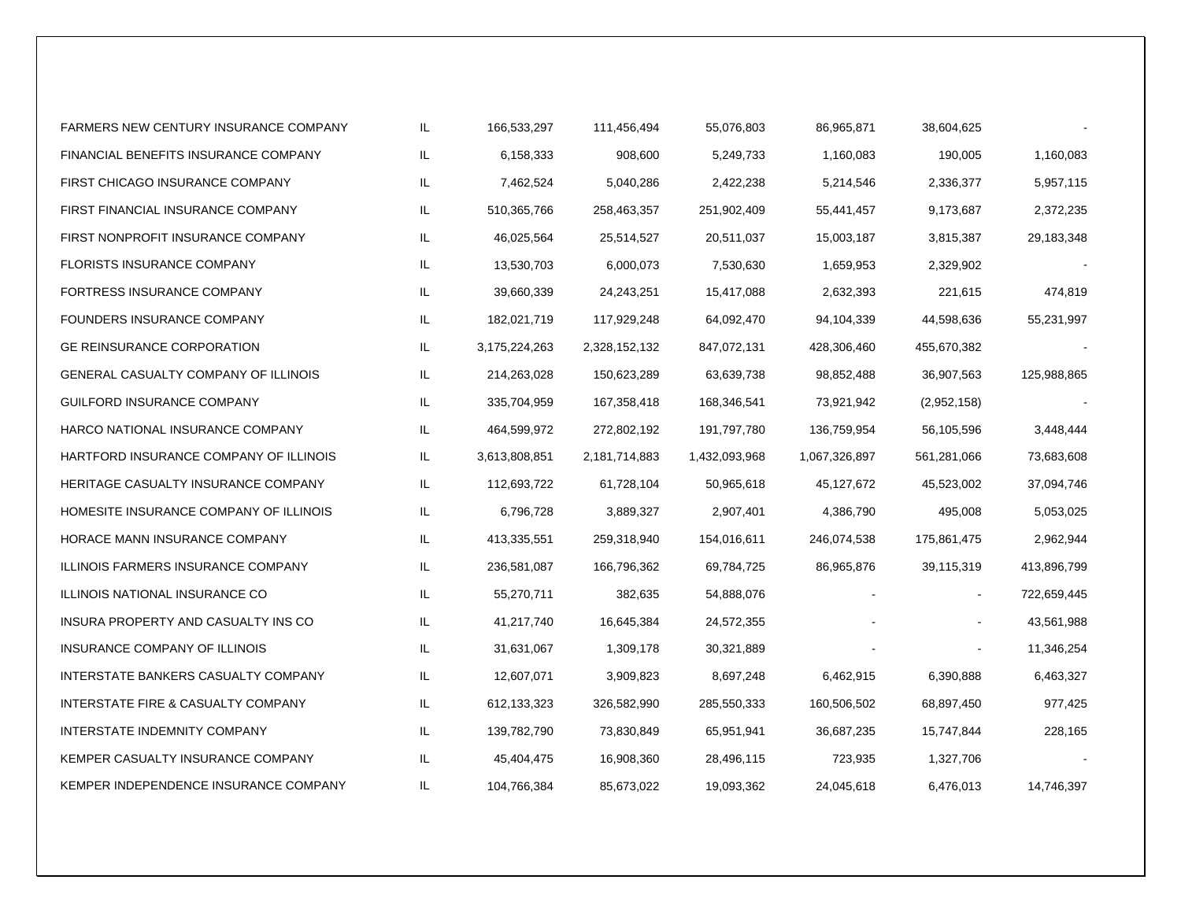| | | | | | | | |
|---|---|---|---|---|---|---|---|
| FARMERS NEW CENTURY INSURANCE COMPANY | IL | 166,533,297 | 111,456,494 | 55,076,803 | 86,965,871 | 38,604,625 | - |
| FINANCIAL BENEFITS INSURANCE COMPANY | IL | 6,158,333 | 908,600 | 5,249,733 | 1,160,083 | 190,005 | 1,160,083 |
| FIRST CHICAGO INSURANCE COMPANY | IL | 7,462,524 | 5,040,286 | 2,422,238 | 5,214,546 | 2,336,377 | 5,957,115 |
| FIRST FINANCIAL INSURANCE COMPANY | IL | 510,365,766 | 258,463,357 | 251,902,409 | 55,441,457 | 9,173,687 | 2,372,235 |
| FIRST NONPROFIT INSURANCE COMPANY | IL | 46,025,564 | 25,514,527 | 20,511,037 | 15,003,187 | 3,815,387 | 29,183,348 |
| FLORISTS INSURANCE COMPANY | IL | 13,530,703 | 6,000,073 | 7,530,630 | 1,659,953 | 2,329,902 | - |
| FORTRESS INSURANCE COMPANY | IL | 39,660,339 | 24,243,251 | 15,417,088 | 2,632,393 | 221,615 | 474,819 |
| FOUNDERS INSURANCE COMPANY | IL | 182,021,719 | 117,929,248 | 64,092,470 | 94,104,339 | 44,598,636 | 55,231,997 |
| GE REINSURANCE CORPORATION | IL | 3,175,224,263 | 2,328,152,132 | 847,072,131 | 428,306,460 | 455,670,382 | - |
| GENERAL CASUALTY COMPANY OF ILLINOIS | IL | 214,263,028 | 150,623,289 | 63,639,738 | 98,852,488 | 36,907,563 | 125,988,865 |
| GUILFORD INSURANCE COMPANY | IL | 335,704,959 | 167,358,418 | 168,346,541 | 73,921,942 | (2,952,158) | - |
| HARCO NATIONAL INSURANCE COMPANY | IL | 464,599,972 | 272,802,192 | 191,797,780 | 136,759,954 | 56,105,596 | 3,448,444 |
| HARTFORD INSURANCE COMPANY OF ILLINOIS | IL | 3,613,808,851 | 2,181,714,883 | 1,432,093,968 | 1,067,326,897 | 561,281,066 | 73,683,608 |
| HERITAGE CASUALTY INSURANCE COMPANY | IL | 112,693,722 | 61,728,104 | 50,965,618 | 45,127,672 | 45,523,002 | 37,094,746 |
| HOMESITE INSURANCE COMPANY OF ILLINOIS | IL | 6,796,728 | 3,889,327 | 2,907,401 | 4,386,790 | 495,008 | 5,053,025 |
| HORACE MANN INSURANCE COMPANY | IL | 413,335,551 | 259,318,940 | 154,016,611 | 246,074,538 | 175,861,475 | 2,962,944 |
| ILLINOIS FARMERS INSURANCE COMPANY | IL | 236,581,087 | 166,796,362 | 69,784,725 | 86,965,876 | 39,115,319 | 413,896,799 |
| ILLINOIS NATIONAL INSURANCE CO | IL | 55,270,711 | 382,635 | 54,888,076 | - | - | 722,659,445 |
| INSURA PROPERTY AND CASUALTY INS CO | IL | 41,217,740 | 16,645,384 | 24,572,355 | - | - | 43,561,988 |
| INSURANCE COMPANY OF ILLINOIS | IL | 31,631,067 | 1,309,178 | 30,321,889 | - | - | 11,346,254 |
| INTERSTATE BANKERS CASUALTY COMPANY | IL | 12,607,071 | 3,909,823 | 8,697,248 | 6,462,915 | 6,390,888 | 6,463,327 |
| INTERSTATE FIRE & CASUALTY COMPANY | IL | 612,133,323 | 326,582,990 | 285,550,333 | 160,506,502 | 68,897,450 | 977,425 |
| INTERSTATE INDEMNITY COMPANY | IL | 139,782,790 | 73,830,849 | 65,951,941 | 36,687,235 | 15,747,844 | 228,165 |
| KEMPER CASUALTY INSURANCE COMPANY | IL | 45,404,475 | 16,908,360 | 28,496,115 | 723,935 | 1,327,706 | - |
| KEMPER INDEPENDENCE INSURANCE COMPANY | IL | 104,766,384 | 85,673,022 | 19,093,362 | 24,045,618 | 6,476,013 | 14,746,397 |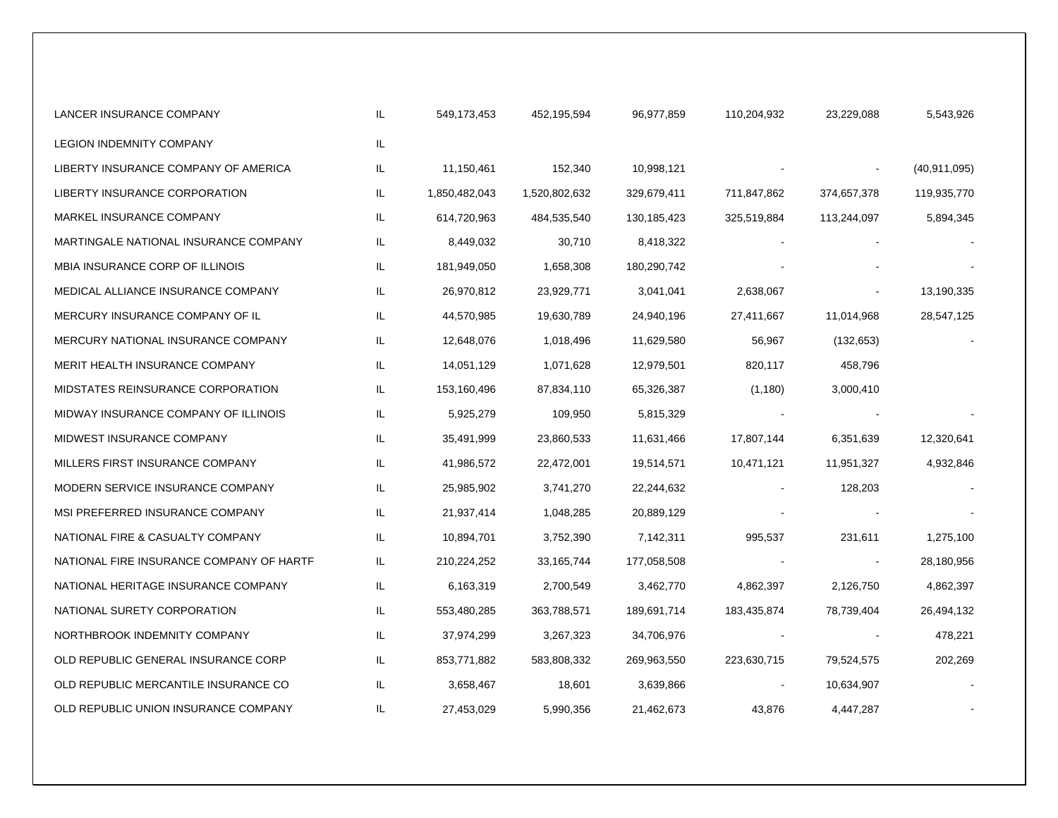| | | | | | | | |
|---|---|---|---|---|---|---|---|
| LANCER INSURANCE COMPANY | IL | 549,173,453 | 452,195,594 | 96,977,859 | 110,204,932 | 23,229,088 | 5,543,926 |
| LEGION INDEMNITY COMPANY | IL | | | | | | |
| LIBERTY INSURANCE COMPANY OF AMERICA | IL | 11,150,461 | 152,340 | 10,998,121 | - | - | (40,911,095) |
| LIBERTY INSURANCE CORPORATION | IL | 1,850,482,043 | 1,520,802,632 | 329,679,411 | 711,847,862 | 374,657,378 | 119,935,770 |
| MARKEL INSURANCE COMPANY | IL | 614,720,963 | 484,535,540 | 130,185,423 | 325,519,884 | 113,244,097 | 5,894,345 |
| MARTINGALE NATIONAL INSURANCE COMPANY | IL | 8,449,032 | 30,710 | 8,418,322 | - | - | - |
| MBIA INSURANCE CORP OF ILLINOIS | IL | 181,949,050 | 1,658,308 | 180,290,742 | - | - | - |
| MEDICAL ALLIANCE INSURANCE COMPANY | IL | 26,970,812 | 23,929,771 | 3,041,041 | 2,638,067 | - | 13,190,335 |
| MERCURY INSURANCE COMPANY OF IL | IL | 44,570,985 | 19,630,789 | 24,940,196 | 27,411,667 | 11,014,968 | 28,547,125 |
| MERCURY NATIONAL INSURANCE COMPANY | IL | 12,648,076 | 1,018,496 | 11,629,580 | 56,967 | (132,653) | - |
| MERIT HEALTH INSURANCE COMPANY | IL | 14,051,129 | 1,071,628 | 12,979,501 | 820,117 | 458,796 | |
| MIDSTATES REINSURANCE CORPORATION | IL | 153,160,496 | 87,834,110 | 65,326,387 | (1,180) | 3,000,410 | |
| MIDWAY INSURANCE COMPANY OF ILLINOIS | IL | 5,925,279 | 109,950 | 5,815,329 | - | - | - |
| MIDWEST INSURANCE COMPANY | IL | 35,491,999 | 23,860,533 | 11,631,466 | 17,807,144 | 6,351,639 | 12,320,641 |
| MILLERS FIRST INSURANCE COMPANY | IL | 41,986,572 | 22,472,001 | 19,514,571 | 10,471,121 | 11,951,327 | 4,932,846 |
| MODERN SERVICE INSURANCE COMPANY | IL | 25,985,902 | 3,741,270 | 22,244,632 | - | 128,203 | - |
| MSI PREFERRED INSURANCE COMPANY | IL | 21,937,414 | 1,048,285 | 20,889,129 | - | - | - |
| NATIONAL FIRE & CASUALTY COMPANY | IL | 10,894,701 | 3,752,390 | 7,142,311 | 995,537 | 231,611 | 1,275,100 |
| NATIONAL FIRE INSURANCE COMPANY OF HARTF | IL | 210,224,252 | 33,165,744 | 177,058,508 | - | - | 28,180,956 |
| NATIONAL HERITAGE INSURANCE COMPANY | IL | 6,163,319 | 2,700,549 | 3,462,770 | 4,862,397 | 2,126,750 | 4,862,397 |
| NATIONAL SURETY CORPORATION | IL | 553,480,285 | 363,788,571 | 189,691,714 | 183,435,874 | 78,739,404 | 26,494,132 |
| NORTHBROOK INDEMNITY COMPANY | IL | 37,974,299 | 3,267,323 | 34,706,976 | - | - | 478,221 |
| OLD REPUBLIC GENERAL INSURANCE CORP | IL | 853,771,882 | 583,808,332 | 269,963,550 | 223,630,715 | 79,524,575 | 202,269 |
| OLD REPUBLIC MERCANTILE INSURANCE CO | IL | 3,658,467 | 18,601 | 3,639,866 | - | 10,634,907 | - |
| OLD REPUBLIC UNION INSURANCE COMPANY | IL | 27,453,029 | 5,990,356 | 21,462,673 | 43,876 | 4,447,287 | - |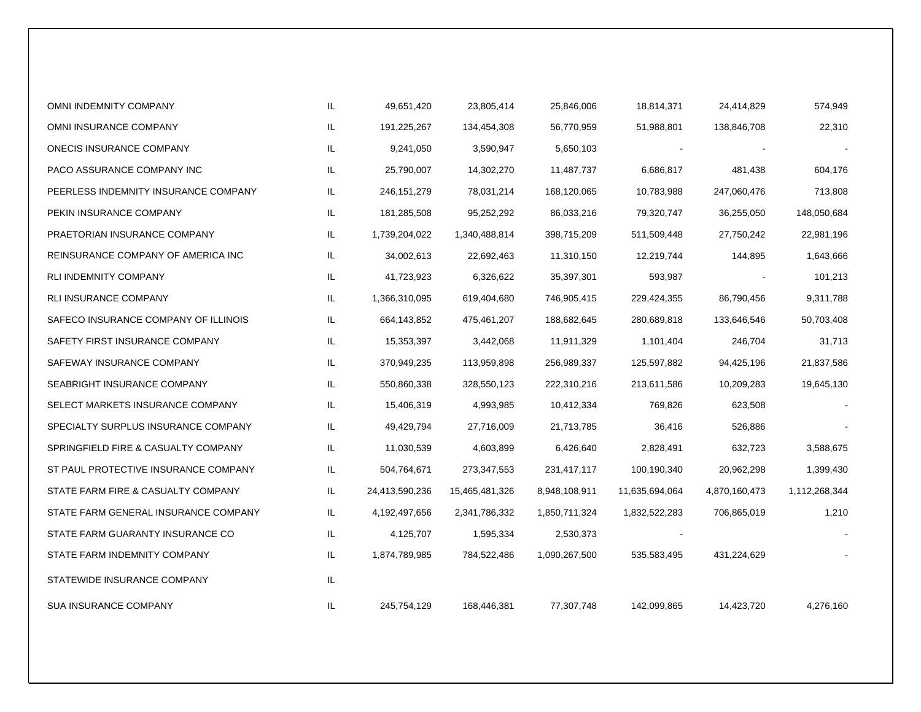| | | | | | | | |
|---|---|---|---|---|---|---|---|
| OMNI INDEMNITY COMPANY | IL | 49,651,420 | 23,805,414 | 25,846,006 | 18,814,371 | 24,414,829 | 574,949 |
| OMNI INSURANCE COMPANY | IL | 191,225,267 | 134,454,308 | 56,770,959 | 51,988,801 | 138,846,708 | 22,310 |
| ONECIS INSURANCE COMPANY | IL | 9,241,050 | 3,590,947 | 5,650,103 | - | - | - |
| PACO ASSURANCE COMPANY INC | IL | 25,790,007 | 14,302,270 | 11,487,737 | 6,686,817 | 481,438 | 604,176 |
| PEERLESS INDEMNITY INSURANCE COMPANY | IL | 246,151,279 | 78,031,214 | 168,120,065 | 10,783,988 | 247,060,476 | 713,808 |
| PEKIN INSURANCE COMPANY | IL | 181,285,508 | 95,252,292 | 86,033,216 | 79,320,747 | 36,255,050 | 148,050,684 |
| PRAETORIAN INSURANCE COMPANY | IL | 1,739,204,022 | 1,340,488,814 | 398,715,209 | 511,509,448 | 27,750,242 | 22,981,196 |
| REINSURANCE COMPANY OF AMERICA INC | IL | 34,002,613 | 22,692,463 | 11,310,150 | 12,219,744 | 144,895 | 1,643,666 |
| RLI INDEMNITY COMPANY | IL | 41,723,923 | 6,326,622 | 35,397,301 | 593,987 | - | 101,213 |
| RLI INSURANCE COMPANY | IL | 1,366,310,095 | 619,404,680 | 746,905,415 | 229,424,355 | 86,790,456 | 9,311,788 |
| SAFECO INSURANCE COMPANY OF ILLINOIS | IL | 664,143,852 | 475,461,207 | 188,682,645 | 280,689,818 | 133,646,546 | 50,703,408 |
| SAFETY FIRST INSURANCE COMPANY | IL | 15,353,397 | 3,442,068 | 11,911,329 | 1,101,404 | 246,704 | 31,713 |
| SAFEWAY INSURANCE COMPANY | IL | 370,949,235 | 113,959,898 | 256,989,337 | 125,597,882 | 94,425,196 | 21,837,586 |
| SEABRIGHT INSURANCE COMPANY | IL | 550,860,338 | 328,550,123 | 222,310,216 | 213,611,586 | 10,209,283 | 19,645,130 |
| SELECT MARKETS INSURANCE COMPANY | IL | 15,406,319 | 4,993,985 | 10,412,334 | 769,826 | 623,508 | - |
| SPECIALTY SURPLUS INSURANCE COMPANY | IL | 49,429,794 | 27,716,009 | 21,713,785 | 36,416 | 526,886 | - |
| SPRINGFIELD FIRE & CASUALTY COMPANY | IL | 11,030,539 | 4,603,899 | 6,426,640 | 2,828,491 | 632,723 | 3,588,675 |
| ST PAUL PROTECTIVE INSURANCE COMPANY | IL | 504,764,671 | 273,347,553 | 231,417,117 | 100,190,340 | 20,962,298 | 1,399,430 |
| STATE FARM FIRE & CASUALTY COMPANY | IL | 24,413,590,236 | 15,465,481,326 | 8,948,108,911 | 11,635,694,064 | 4,870,160,473 | 1,112,268,344 |
| STATE FARM GENERAL INSURANCE COMPANY | IL | 4,192,497,656 | 2,341,786,332 | 1,850,711,324 | 1,832,522,283 | 706,865,019 | 1,210 |
| STATE FARM GUARANTY INSURANCE CO | IL | 4,125,707 | 1,595,334 | 2,530,373 | - | | - |
| STATE FARM INDEMNITY COMPANY | IL | 1,874,789,985 | 784,522,486 | 1,090,267,500 | 535,583,495 | 431,224,629 | - |
| STATEWIDE INSURANCE COMPANY | IL | | | | | | |
| SUA INSURANCE COMPANY | IL | 245,754,129 | 168,446,381 | 77,307,748 | 142,099,865 | 14,423,720 | 4,276,160 |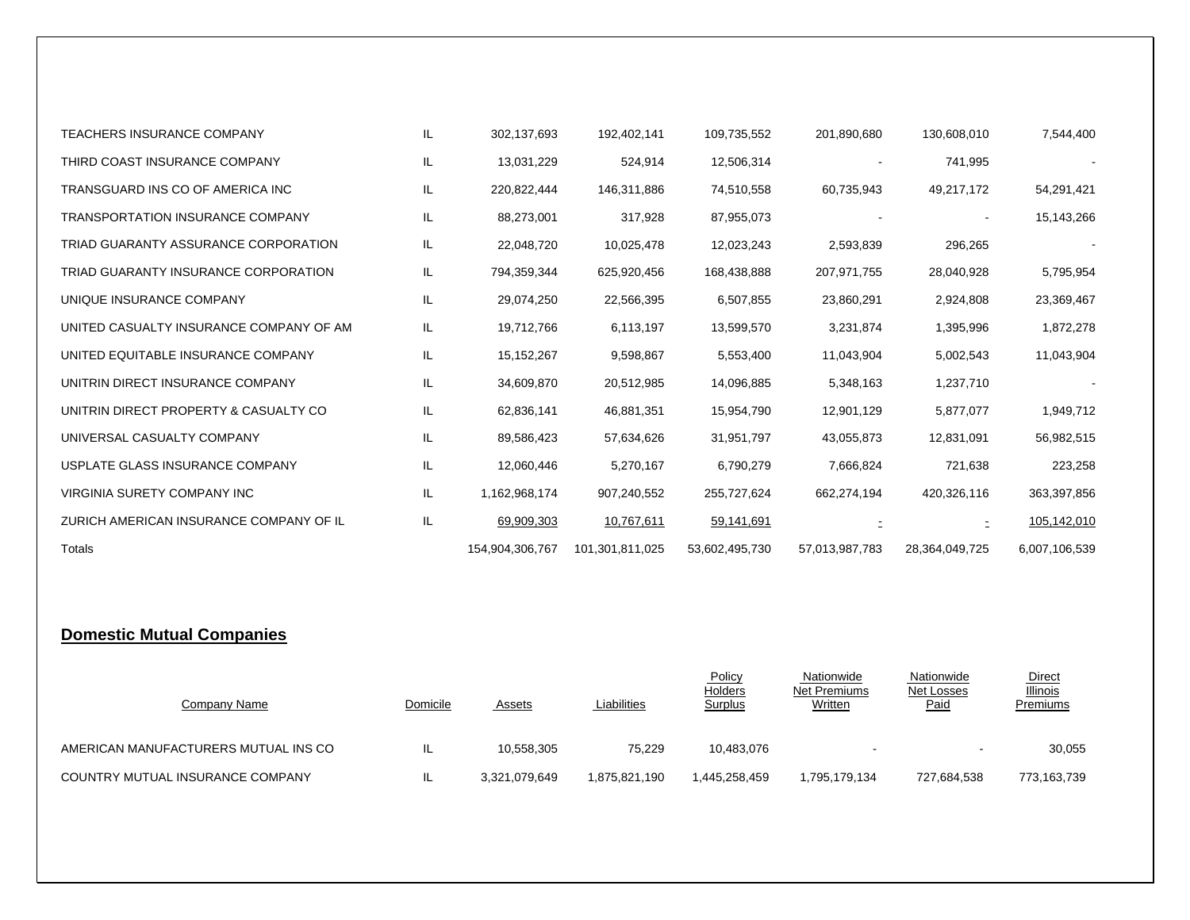| Company Name | Domicile | Assets | Liabilities | Policy Holders Surplus | Nationwide Net Premiums Written | Nationwide Net Losses Paid | Direct Illinois Premiums |
|---|---|---|---|---|---|---|---|
| TEACHERS INSURANCE COMPANY | IL | 302,137,693 | 192,402,141 | 109,735,552 | 201,890,680 | 130,608,010 | 7,544,400 |
| THIRD COAST INSURANCE COMPANY | IL | 13,031,229 | 524,914 | 12,506,314 | - | 741,995 | - |
| TRANSGUARD INS CO OF AMERICA INC | IL | 220,822,444 | 146,311,886 | 74,510,558 | 60,735,943 | 49,217,172 | 54,291,421 |
| TRANSPORTATION INSURANCE COMPANY | IL | 88,273,001 | 317,928 | 87,955,073 | - | - | 15,143,266 |
| TRIAD GUARANTY ASSURANCE CORPORATION | IL | 22,048,720 | 10,025,478 | 12,023,243 | 2,593,839 | 296,265 | - |
| TRIAD GUARANTY INSURANCE CORPORATION | IL | 794,359,344 | 625,920,456 | 168,438,888 | 207,971,755 | 28,040,928 | 5,795,954 |
| UNIQUE INSURANCE COMPANY | IL | 29,074,250 | 22,566,395 | 6,507,855 | 23,860,291 | 2,924,808 | 23,369,467 |
| UNITED CASUALTY INSURANCE COMPANY OF AM | IL | 19,712,766 | 6,113,197 | 13,599,570 | 3,231,874 | 1,395,996 | 1,872,278 |
| UNITED EQUITABLE INSURANCE COMPANY | IL | 15,152,267 | 9,598,867 | 5,553,400 | 11,043,904 | 5,002,543 | 11,043,904 |
| UNITRIN DIRECT INSURANCE COMPANY | IL | 34,609,870 | 20,512,985 | 14,096,885 | 5,348,163 | 1,237,710 | - |
| UNITRIN DIRECT PROPERTY & CASUALTY CO | IL | 62,836,141 | 46,881,351 | 15,954,790 | 12,901,129 | 5,877,077 | 1,949,712 |
| UNIVERSAL CASUALTY COMPANY | IL | 89,586,423 | 57,634,626 | 31,951,797 | 43,055,873 | 12,831,091 | 56,982,515 |
| USPLATE GLASS INSURANCE COMPANY | IL | 12,060,446 | 5,270,167 | 6,790,279 | 7,666,824 | 721,638 | 223,258 |
| VIRGINIA SURETY COMPANY INC | IL | 1,162,968,174 | 907,240,552 | 255,727,624 | 662,274,194 | 420,326,116 | 363,397,856 |
| ZURICH AMERICAN INSURANCE COMPANY OF IL | IL | 69,909,303 | 10,767,611 | 59,141,691 | - | - | 105,142,010 |
| Totals | | 154,904,306,767 | 101,301,811,025 | 53,602,495,730 | 57,013,987,783 | 28,364,049,725 | 6,007,106,539 |

## Domestic Mutual Companies

| Company Name | Domicile | Assets | Liabilities | Policy Holders Surplus | Nationwide Net Premiums Written | Nationwide Net Losses Paid | Direct Illinois Premiums |
|---|---|---|---|---|---|---|---|
| AMERICAN MANUFACTURERS MUTUAL INS CO | IL | 10,558,305 | 75,229 | 10,483,076 | - | - | 30,055 |
| COUNTRY MUTUAL INSURANCE COMPANY | IL | 3,321,079,649 | 1,875,821,190 | 1,445,258,459 | 1,795,179,134 | 727,684,538 | 773,163,739 |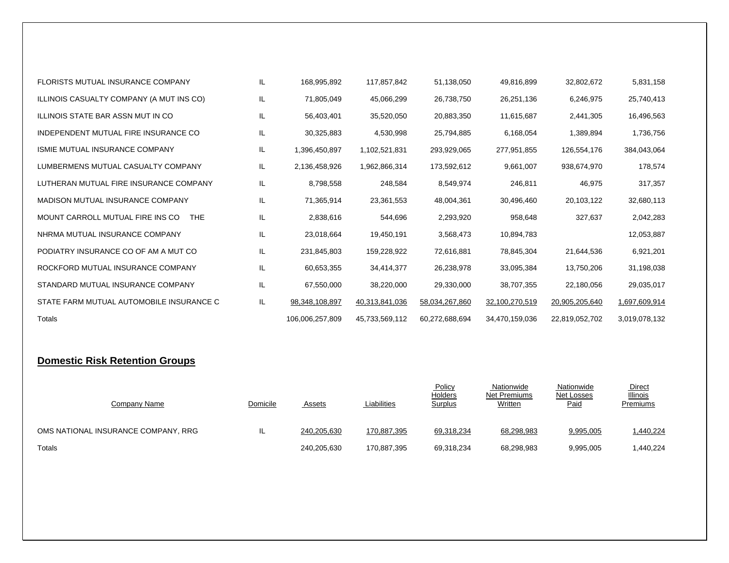| | | | | | | | |
|---|---|---|---|---|---|---|---|
| FLORISTS MUTUAL INSURANCE COMPANY | IL | 168,995,892 | 117,857,842 | 51,138,050 | 49,816,899 | 32,802,672 | 5,831,158 |
| ILLINOIS CASUALTY COMPANY (A MUT INS CO) | IL | 71,805,049 | 45,066,299 | 26,738,750 | 26,251,136 | 6,246,975 | 25,740,413 |
| ILLINOIS STATE BAR ASSN MUT IN CO | IL | 56,403,401 | 35,520,050 | 20,883,350 | 11,615,687 | 2,441,305 | 16,496,563 |
| INDEPENDENT MUTUAL FIRE INSURANCE CO | IL | 30,325,883 | 4,530,998 | 25,794,885 | 6,168,054 | 1,389,894 | 1,736,756 |
| ISMIE MUTUAL INSURANCE COMPANY | IL | 1,396,450,897 | 1,102,521,831 | 293,929,065 | 277,951,855 | 126,554,176 | 384,043,064 |
| LUMBERMENS MUTUAL CASUALTY COMPANY | IL | 2,136,458,926 | 1,962,866,314 | 173,592,612 | 9,661,007 | 938,674,970 | 178,574 |
| LUTHERAN MUTUAL FIRE INSURANCE COMPANY | IL | 8,798,558 | 248,584 | 8,549,974 | 246,811 | 46,975 | 317,357 |
| MADISON MUTUAL INSURANCE COMPANY | IL | 71,365,914 | 23,361,553 | 48,004,361 | 30,496,460 | 20,103,122 | 32,680,113 |
| MOUNT CARROLL MUTUAL FIRE INS CO THE | IL | 2,838,616 | 544,696 | 2,293,920 | 958,648 | 327,637 | 2,042,283 |
| NHRMA MUTUAL INSURANCE COMPANY | IL | 23,018,664 | 19,450,191 | 3,568,473 | 10,894,783 | | 12,053,887 |
| PODIATRY INSURANCE CO OF AM A MUT CO | IL | 231,845,803 | 159,228,922 | 72,616,881 | 78,845,304 | 21,644,536 | 6,921,201 |
| ROCKFORD MUTUAL INSURANCE COMPANY | IL | 60,653,355 | 34,414,377 | 26,238,978 | 33,095,384 | 13,750,206 | 31,198,038 |
| STANDARD MUTUAL INSURANCE COMPANY | IL | 67,550,000 | 38,220,000 | 29,330,000 | 38,707,355 | 22,180,056 | 29,035,017 |
| STATE FARM MUTUAL AUTOMOBILE INSURANCE C | IL | 98,348,108,897 | 40,313,841,036 | 58,034,267,860 | 32,100,270,519 | 20,905,205,640 | 1,697,609,914 |
| Totals | | 106,006,257,809 | 45,733,569,112 | 60,272,688,694 | 34,470,159,036 | 22,819,052,702 | 3,019,078,132 |

## Domestic Risk Retention Groups

| Company Name | Domicile | Assets | Liabilities | Policy Holders Surplus | Nationwide Net Premiums Written | Nationwide Net Losses Paid | Direct Illinois Premiums |
|---|---|---|---|---|---|---|---|
| OMS NATIONAL INSURANCE COMPANY, RRG | IL | 240,205,630 | 170,887,395 | 69,318,234 | 68,298,983 | 9,995,005 | 1,440,224 |
| Totals | | 240,205,630 | 170,887,395 | 69,318,234 | 68,298,983 | 9,995,005 | 1,440,224 |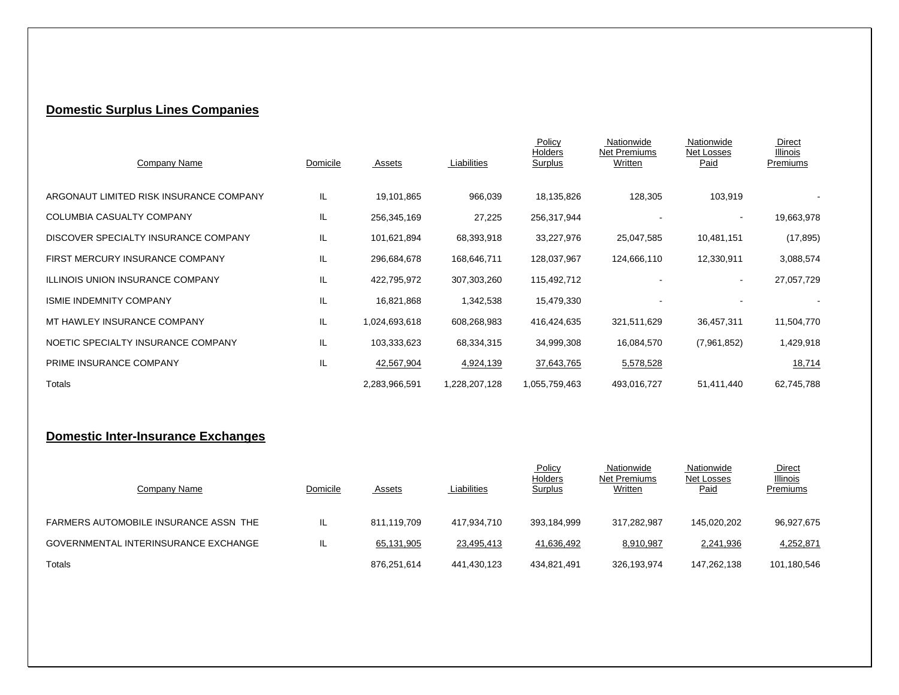## Domestic Surplus Lines Companies

| Company Name | Domicile | Assets | Liabilities | Policy Holders Surplus | Nationwide Net Premiums Written | Nationwide Net Losses Paid | Direct Illinois Premiums |
|---|---|---|---|---|---|---|---|
| ARGONAUT LIMITED RISK INSURANCE COMPANY | IL | 19,101,865 | 966,039 | 18,135,826 | 128,305 | 103,919 | - |
| COLUMBIA CASUALTY COMPANY | IL | 256,345,169 | 27,225 | 256,317,944 | - | - | 19,663,978 |
| DISCOVER SPECIALTY INSURANCE COMPANY | IL | 101,621,894 | 68,393,918 | 33,227,976 | 25,047,585 | 10,481,151 | (17,895) |
| FIRST MERCURY INSURANCE COMPANY | IL | 296,684,678 | 168,646,711 | 128,037,967 | 124,666,110 | 12,330,911 | 3,088,574 |
| ILLINOIS UNION INSURANCE COMPANY | IL | 422,795,972 | 307,303,260 | 115,492,712 | - | - | 27,057,729 |
| ISMIE INDEMNITY COMPANY | IL | 16,821,868 | 1,342,538 | 15,479,330 | - | - | - |
| MT HAWLEY INSURANCE COMPANY | IL | 1,024,693,618 | 608,268,983 | 416,424,635 | 321,511,629 | 36,457,311 | 11,504,770 |
| NOETIC SPECIALTY INSURANCE COMPANY | IL | 103,333,623 | 68,334,315 | 34,999,308 | 16,084,570 | (7,961,852) | 1,429,918 |
| PRIME INSURANCE COMPANY | IL | 42,567,904 | 4,924,139 | 37,643,765 | 5,578,528 | | 18,714 |
| Totals | | 2,283,966,591 | 1,228,207,128 | 1,055,759,463 | 493,016,727 | 51,411,440 | 62,745,788 |

## Domestic Inter-Insurance Exchanges

| Company Name | Domicile | Assets | Liabilities | Policy Holders Surplus | Nationwide Net Premiums Written | Nationwide Net Losses Paid | Direct Illinois Premiums |
|---|---|---|---|---|---|---|---|
| FARMERS AUTOMOBILE INSURANCE ASSN THE | IL | 811,119,709 | 417,934,710 | 393,184,999 | 317,282,987 | 145,020,202 | 96,927,675 |
| GOVERNMENTAL INTERINSURANCE EXCHANGE | IL | 65,131,905 | 23,495,413 | 41,636,492 | 8,910,987 | 2,241,936 | 4,252,871 |
| Totals | | 876,251,614 | 441,430,123 | 434,821,491 | 326,193,974 | 147,262,138 | 101,180,546 |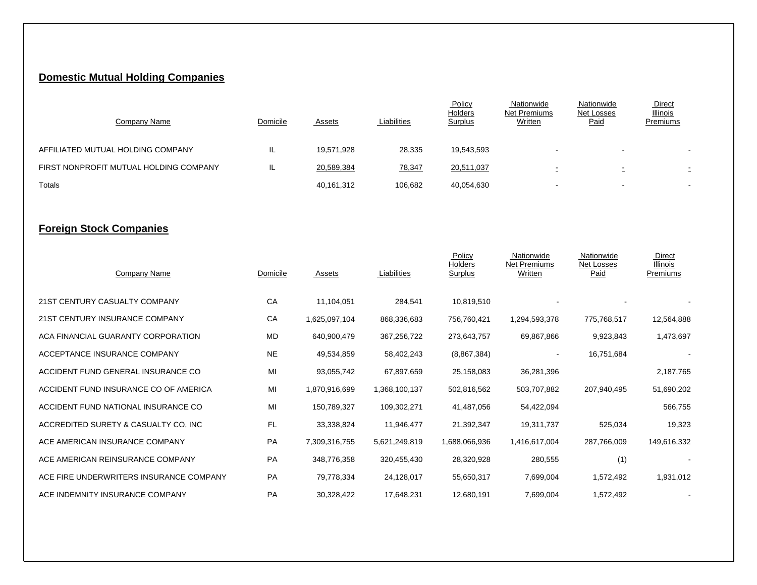## Domestic Mutual Holding Companies

| Company Name | Domicile | Assets | Liabilities | Policy Holders Surplus | Nationwide Net Premiums Written | Nationwide Net Losses Paid | Direct Illinois Premiums |
|---|---|---|---|---|---|---|---|
| AFFILIATED MUTUAL HOLDING COMPANY | IL | 19,571,928 | 28,335 | 19,543,593 | - | - | - |
| FIRST NONPROFIT MUTUAL HOLDING COMPANY | IL | 20,589,384 | 78,347 | 20,511,037 | - | - | - |
| Totals | | 40,161,312 | 106,682 | 40,054,630 | - | - | - |

## Foreign Stock Companies

| Company Name | Domicile | Assets | Liabilities | Policy Holders Surplus | Nationwide Net Premiums Written | Nationwide Net Losses Paid | Direct Illinois Premiums |
|---|---|---|---|---|---|---|---|
| 21ST CENTURY CASUALTY COMPANY | CA | 11,104,051 | 284,541 | 10,819,510 | - | - | - |
| 21ST CENTURY INSURANCE COMPANY | CA | 1,625,097,104 | 868,336,683 | 756,760,421 | 1,294,593,378 | 775,768,517 | 12,564,888 |
| ACA FINANCIAL GUARANTY CORPORATION | MD | 640,900,479 | 367,256,722 | 273,643,757 | 69,867,866 | 9,923,843 | 1,473,697 |
| ACCEPTANCE INSURANCE COMPANY | NE | 49,534,859 | 58,402,243 | (8,867,384) | - | 16,751,684 | - |
| ACCIDENT FUND GENERAL INSURANCE CO | MI | 93,055,742 | 67,897,659 | 25,158,083 | 36,281,396 | | 2,187,765 |
| ACCIDENT FUND INSURANCE CO OF AMERICA | MI | 1,870,916,699 | 1,368,100,137 | 502,816,562 | 503,707,882 | 207,940,495 | 51,690,202 |
| ACCIDENT FUND NATIONAL INSURANCE CO | MI | 150,789,327 | 109,302,271 | 41,487,056 | 54,422,094 | | 566,755 |
| ACCREDITED SURETY & CASUALTY CO, INC | FL | 33,338,824 | 11,946,477 | 21,392,347 | 19,311,737 | 525,034 | 19,323 |
| ACE AMERICAN INSURANCE COMPANY | PA | 7,309,316,755 | 5,621,249,819 | 1,688,066,936 | 1,416,617,004 | 287,766,009 | 149,616,332 |
| ACE AMERICAN REINSURANCE COMPANY | PA | 348,776,358 | 320,455,430 | 28,320,928 | 280,555 | (1) | - |
| ACE FIRE UNDERWRITERS INSURANCE COMPANY | PA | 79,778,334 | 24,128,017 | 55,650,317 | 7,699,004 | 1,572,492 | 1,931,012 |
| ACE INDEMNITY INSURANCE COMPANY | PA | 30,328,422 | 17,648,231 | 12,680,191 | 7,699,004 | 1,572,492 | - |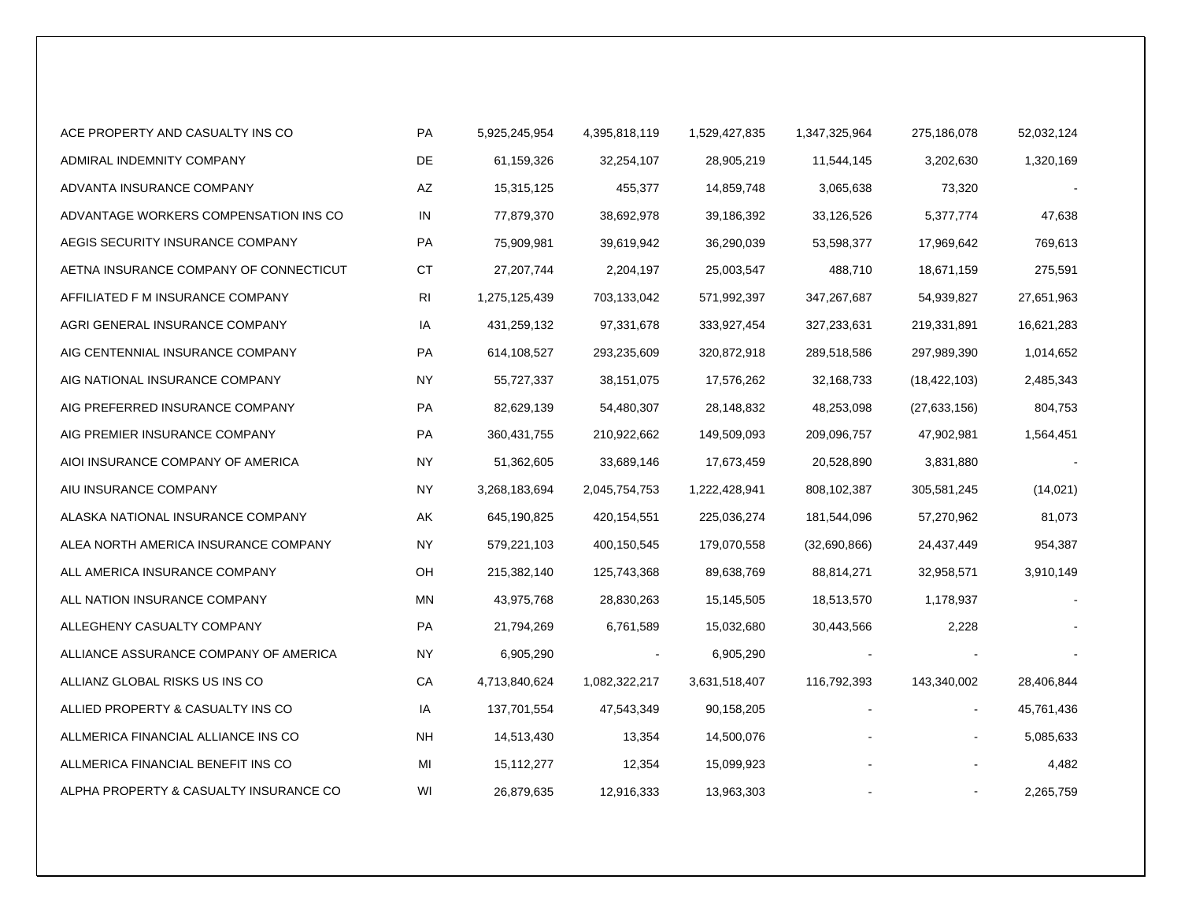| | | | | | | | |
|---|---|---|---|---|---|---|---|
| ACE PROPERTY AND CASUALTY INS CO | PA | 5,925,245,954 | 4,395,818,119 | 1,529,427,835 | 1,347,325,964 | 275,186,078 | 52,032,124 |
| ADMIRAL INDEMNITY COMPANY | DE | 61,159,326 | 32,254,107 | 28,905,219 | 11,544,145 | 3,202,630 | 1,320,169 |
| ADVANTA INSURANCE COMPANY | AZ | 15,315,125 | 455,377 | 14,859,748 | 3,065,638 | 73,320 | - |
| ADVANTAGE WORKERS COMPENSATION INS CO | IN | 77,879,370 | 38,692,978 | 39,186,392 | 33,126,526 | 5,377,774 | 47,638 |
| AEGIS SECURITY INSURANCE COMPANY | PA | 75,909,981 | 39,619,942 | 36,290,039 | 53,598,377 | 17,969,642 | 769,613 |
| AETNA INSURANCE COMPANY OF CONNECTICUT | CT | 27,207,744 | 2,204,197 | 25,003,547 | 488,710 | 18,671,159 | 275,591 |
| AFFILIATED F M INSURANCE COMPANY | RI | 1,275,125,439 | 703,133,042 | 571,992,397 | 347,267,687 | 54,939,827 | 27,651,963 |
| AGRI GENERAL INSURANCE COMPANY | IA | 431,259,132 | 97,331,678 | 333,927,454 | 327,233,631 | 219,331,891 | 16,621,283 |
| AIG CENTENNIAL INSURANCE COMPANY | PA | 614,108,527 | 293,235,609 | 320,872,918 | 289,518,586 | 297,989,390 | 1,014,652 |
| AIG NATIONAL INSURANCE COMPANY | NY | 55,727,337 | 38,151,075 | 17,576,262 | 32,168,733 | (18,422,103) | 2,485,343 |
| AIG PREFERRED INSURANCE COMPANY | PA | 82,629,139 | 54,480,307 | 28,148,832 | 48,253,098 | (27,633,156) | 804,753 |
| AIG PREMIER INSURANCE COMPANY | PA | 360,431,755 | 210,922,662 | 149,509,093 | 209,096,757 | 47,902,981 | 1,564,451 |
| AIOI INSURANCE COMPANY OF AMERICA | NY | 51,362,605 | 33,689,146 | 17,673,459 | 20,528,890 | 3,831,880 | - |
| AIU INSURANCE COMPANY | NY | 3,268,183,694 | 2,045,754,753 | 1,222,428,941 | 808,102,387 | 305,581,245 | (14,021) |
| ALASKA NATIONAL INSURANCE COMPANY | AK | 645,190,825 | 420,154,551 | 225,036,274 | 181,544,096 | 57,270,962 | 81,073 |
| ALEA NORTH AMERICA INSURANCE COMPANY | NY | 579,221,103 | 400,150,545 | 179,070,558 | (32,690,866) | 24,437,449 | 954,387 |
| ALL AMERICA INSURANCE COMPANY | OH | 215,382,140 | 125,743,368 | 89,638,769 | 88,814,271 | 32,958,571 | 3,910,149 |
| ALL NATION INSURANCE COMPANY | MN | 43,975,768 | 28,830,263 | 15,145,505 | 18,513,570 | 1,178,937 | - |
| ALLEGHENY CASUALTY COMPANY | PA | 21,794,269 | 6,761,589 | 15,032,680 | 30,443,566 | 2,228 | - |
| ALLIANCE ASSURANCE COMPANY OF AMERICA | NY | 6,905,290 | - | 6,905,290 | - | - | - |
| ALLIANZ GLOBAL RISKS US INS CO | CA | 4,713,840,624 | 1,082,322,217 | 3,631,518,407 | 116,792,393 | 143,340,002 | 28,406,844 |
| ALLIED PROPERTY & CASUALTY INS CO | IA | 137,701,554 | 47,543,349 | 90,158,205 | - | - | 45,761,436 |
| ALLMERICA FINANCIAL ALLIANCE INS CO | NH | 14,513,430 | 13,354 | 14,500,076 | - | - | 5,085,633 |
| ALLMERICA FINANCIAL BENEFIT INS CO | MI | 15,112,277 | 12,354 | 15,099,923 | - | - | 4,482 |
| ALPHA PROPERTY & CASUALTY INSURANCE CO | WI | 26,879,635 | 12,916,333 | 13,963,303 | - | - | 2,265,759 |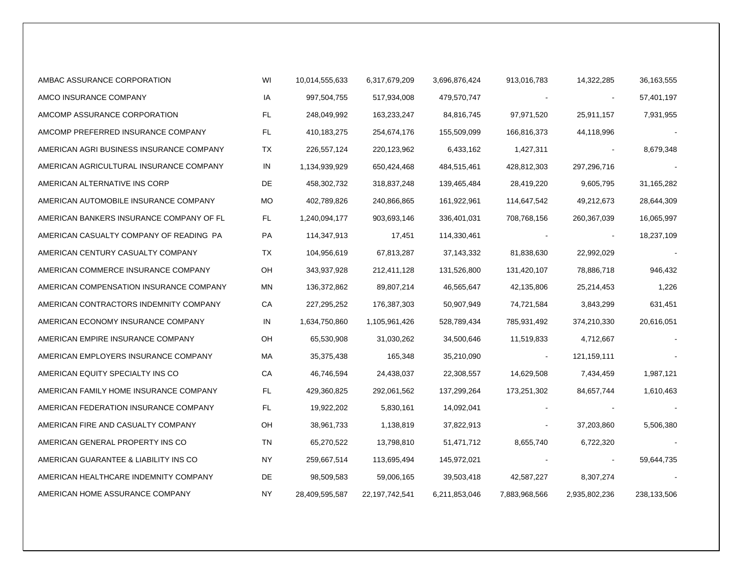| | | | | | | | |
|---|---|---|---|---|---|---|---|
| AMBAC ASSURANCE CORPORATION | WI | 10,014,555,633 | 6,317,679,209 | 3,696,876,424 | 913,016,783 | 14,322,285 | 36,163,555 |
| AMCO INSURANCE COMPANY | IA | 997,504,755 | 517,934,008 | 479,570,747 | - | - | 57,401,197 |
| AMCOMP ASSURANCE CORPORATION | FL | 248,049,992 | 163,233,247 | 84,816,745 | 97,971,520 | 25,911,157 | 7,931,955 |
| AMCOMP PREFERRED INSURANCE COMPANY | FL | 410,183,275 | 254,674,176 | 155,509,099 | 166,816,373 | 44,118,996 | - |
| AMERICAN AGRI BUSINESS INSURANCE COMPANY | TX | 226,557,124 | 220,123,962 | 6,433,162 | 1,427,311 | - | 8,679,348 |
| AMERICAN AGRICULTURAL INSURANCE COMPANY | IN | 1,134,939,929 | 650,424,468 | 484,515,461 | 428,812,303 | 297,296,716 | - |
| AMERICAN ALTERNATIVE INS CORP | DE | 458,302,732 | 318,837,248 | 139,465,484 | 28,419,220 | 9,605,795 | 31,165,282 |
| AMERICAN AUTOMOBILE INSURANCE COMPANY | MO | 402,789,826 | 240,866,865 | 161,922,961 | 114,647,542 | 49,212,673 | 28,644,309 |
| AMERICAN BANKERS INSURANCE COMPANY OF FL | FL | 1,240,094,177 | 903,693,146 | 336,401,031 | 708,768,156 | 260,367,039 | 16,065,997 |
| AMERICAN CASUALTY COMPANY OF READING PA | PA | 114,347,913 | 17,451 | 114,330,461 | - | - | 18,237,109 |
| AMERICAN CENTURY CASUALTY COMPANY | TX | 104,956,619 | 67,813,287 | 37,143,332 | 81,838,630 | 22,992,029 | - |
| AMERICAN COMMERCE INSURANCE COMPANY | OH | 343,937,928 | 212,411,128 | 131,526,800 | 131,420,107 | 78,886,718 | 946,432 |
| AMERICAN COMPENSATION INSURANCE COMPANY | MN | 136,372,862 | 89,807,214 | 46,565,647 | 42,135,806 | 25,214,453 | 1,226 |
| AMERICAN CONTRACTORS INDEMNITY COMPANY | CA | 227,295,252 | 176,387,303 | 50,907,949 | 74,721,584 | 3,843,299 | 631,451 |
| AMERICAN ECONOMY INSURANCE COMPANY | IN | 1,634,750,860 | 1,105,961,426 | 528,789,434 | 785,931,492 | 374,210,330 | 20,616,051 |
| AMERICAN EMPIRE INSURANCE COMPANY | OH | 65,530,908 | 31,030,262 | 34,500,646 | 11,519,833 | 4,712,667 | - |
| AMERICAN EMPLOYERS INSURANCE COMPANY | MA | 35,375,438 | 165,348 | 35,210,090 | - | 121,159,111 | - |
| AMERICAN EQUITY SPECIALTY INS CO | CA | 46,746,594 | 24,438,037 | 22,308,557 | 14,629,508 | 7,434,459 | 1,987,121 |
| AMERICAN FAMILY HOME INSURANCE COMPANY | FL | 429,360,825 | 292,061,562 | 137,299,264 | 173,251,302 | 84,657,744 | 1,610,463 |
| AMERICAN FEDERATION INSURANCE COMPANY | FL | 19,922,202 | 5,830,161 | 14,092,041 | - | - | - |
| AMERICAN FIRE AND CASUALTY COMPANY | OH | 38,961,733 | 1,138,819 | 37,822,913 | - | 37,203,860 | 5,506,380 |
| AMERICAN GENERAL PROPERTY INS CO | TN | 65,270,522 | 13,798,810 | 51,471,712 | 8,655,740 | 6,722,320 | - |
| AMERICAN GUARANTEE & LIABILITY INS CO | NY | 259,667,514 | 113,695,494 | 145,972,021 | - | - | 59,644,735 |
| AMERICAN HEALTHCARE INDEMNITY COMPANY | DE | 98,509,583 | 59,006,165 | 39,503,418 | 42,587,227 | 8,307,274 | - |
| AMERICAN HOME ASSURANCE COMPANY | NY | 28,409,595,587 | 22,197,742,541 | 6,211,853,046 | 7,883,968,566 | 2,935,802,236 | 238,133,506 |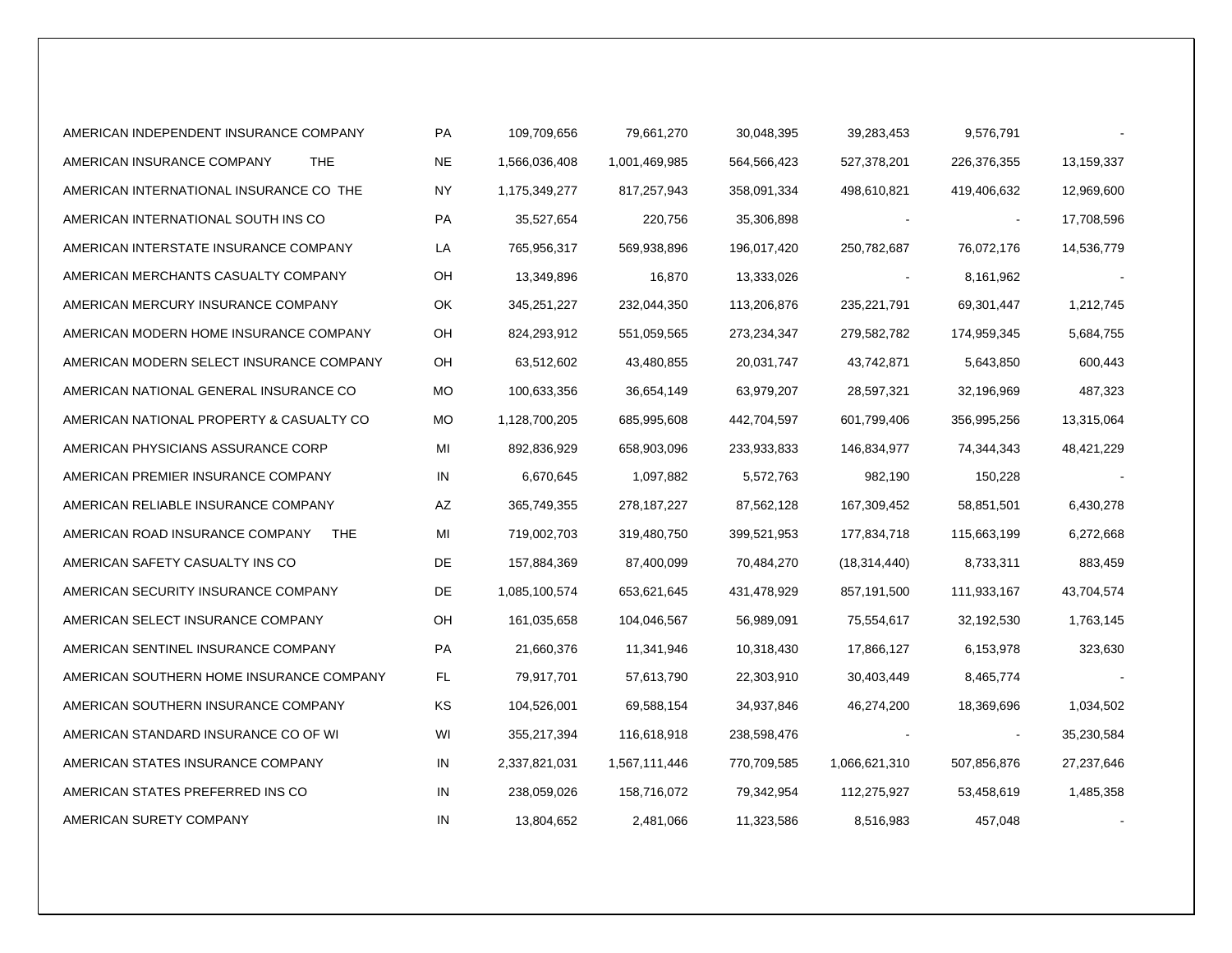| | | | | | | | |
|---|---|---|---|---|---|---|---|
| AMERICAN INDEPENDENT INSURANCE COMPANY | PA | 109,709,656 | 79,661,270 | 30,048,395 | 39,283,453 | 9,576,791 | - |
| AMERICAN INSURANCE COMPANY THE | NE | 1,566,036,408 | 1,001,469,985 | 564,566,423 | 527,378,201 | 226,376,355 | 13,159,337 |
| AMERICAN INTERNATIONAL INSURANCE CO THE | NY | 1,175,349,277 | 817,257,943 | 358,091,334 | 498,610,821 | 419,406,632 | 12,969,600 |
| AMERICAN INTERNATIONAL SOUTH INS CO | PA | 35,527,654 | 220,756 | 35,306,898 | - | - | 17,708,596 |
| AMERICAN INTERSTATE INSURANCE COMPANY | LA | 765,956,317 | 569,938,896 | 196,017,420 | 250,782,687 | 76,072,176 | 14,536,779 |
| AMERICAN MERCHANTS CASUALTY COMPANY | OH | 13,349,896 | 16,870 | 13,333,026 | - | 8,161,962 | - |
| AMERICAN MERCURY INSURANCE COMPANY | OK | 345,251,227 | 232,044,350 | 113,206,876 | 235,221,791 | 69,301,447 | 1,212,745 |
| AMERICAN MODERN HOME INSURANCE COMPANY | OH | 824,293,912 | 551,059,565 | 273,234,347 | 279,582,782 | 174,959,345 | 5,684,755 |
| AMERICAN MODERN SELECT INSURANCE COMPANY | OH | 63,512,602 | 43,480,855 | 20,031,747 | 43,742,871 | 5,643,850 | 600,443 |
| AMERICAN NATIONAL GENERAL INSURANCE CO | MO | 100,633,356 | 36,654,149 | 63,979,207 | 28,597,321 | 32,196,969 | 487,323 |
| AMERICAN NATIONAL PROPERTY & CASUALTY CO | MO | 1,128,700,205 | 685,995,608 | 442,704,597 | 601,799,406 | 356,995,256 | 13,315,064 |
| AMERICAN PHYSICIANS ASSURANCE CORP | MI | 892,836,929 | 658,903,096 | 233,933,833 | 146,834,977 | 74,344,343 | 48,421,229 |
| AMERICAN PREMIER INSURANCE COMPANY | IN | 6,670,645 | 1,097,882 | 5,572,763 | 982,190 | 150,228 | - |
| AMERICAN RELIABLE INSURANCE COMPANY | AZ | 365,749,355 | 278,187,227 | 87,562,128 | 167,309,452 | 58,851,501 | 6,430,278 |
| AMERICAN ROAD INSURANCE COMPANY THE | MI | 719,002,703 | 319,480,750 | 399,521,953 | 177,834,718 | 115,663,199 | 6,272,668 |
| AMERICAN SAFETY CASUALTY INS CO | DE | 157,884,369 | 87,400,099 | 70,484,270 | (18,314,440) | 8,733,311 | 883,459 |
| AMERICAN SECURITY INSURANCE COMPANY | DE | 1,085,100,574 | 653,621,645 | 431,478,929 | 857,191,500 | 111,933,167 | 43,704,574 |
| AMERICAN SELECT INSURANCE COMPANY | OH | 161,035,658 | 104,046,567 | 56,989,091 | 75,554,617 | 32,192,530 | 1,763,145 |
| AMERICAN SENTINEL INSURANCE COMPANY | PA | 21,660,376 | 11,341,946 | 10,318,430 | 17,866,127 | 6,153,978 | 323,630 |
| AMERICAN SOUTHERN HOME INSURANCE COMPANY | FL | 79,917,701 | 57,613,790 | 22,303,910 | 30,403,449 | 8,465,774 | - |
| AMERICAN SOUTHERN INSURANCE COMPANY | KS | 104,526,001 | 69,588,154 | 34,937,846 | 46,274,200 | 18,369,696 | 1,034,502 |
| AMERICAN STANDARD INSURANCE CO OF WI | WI | 355,217,394 | 116,618,918 | 238,598,476 | - | - | 35,230,584 |
| AMERICAN STATES INSURANCE COMPANY | IN | 2,337,821,031 | 1,567,111,446 | 770,709,585 | 1,066,621,310 | 507,856,876 | 27,237,646 |
| AMERICAN STATES PREFERRED INS CO | IN | 238,059,026 | 158,716,072 | 79,342,954 | 112,275,927 | 53,458,619 | 1,485,358 |
| AMERICAN SURETY COMPANY | IN | 13,804,652 | 2,481,066 | 11,323,586 | 8,516,983 | 457,048 | - |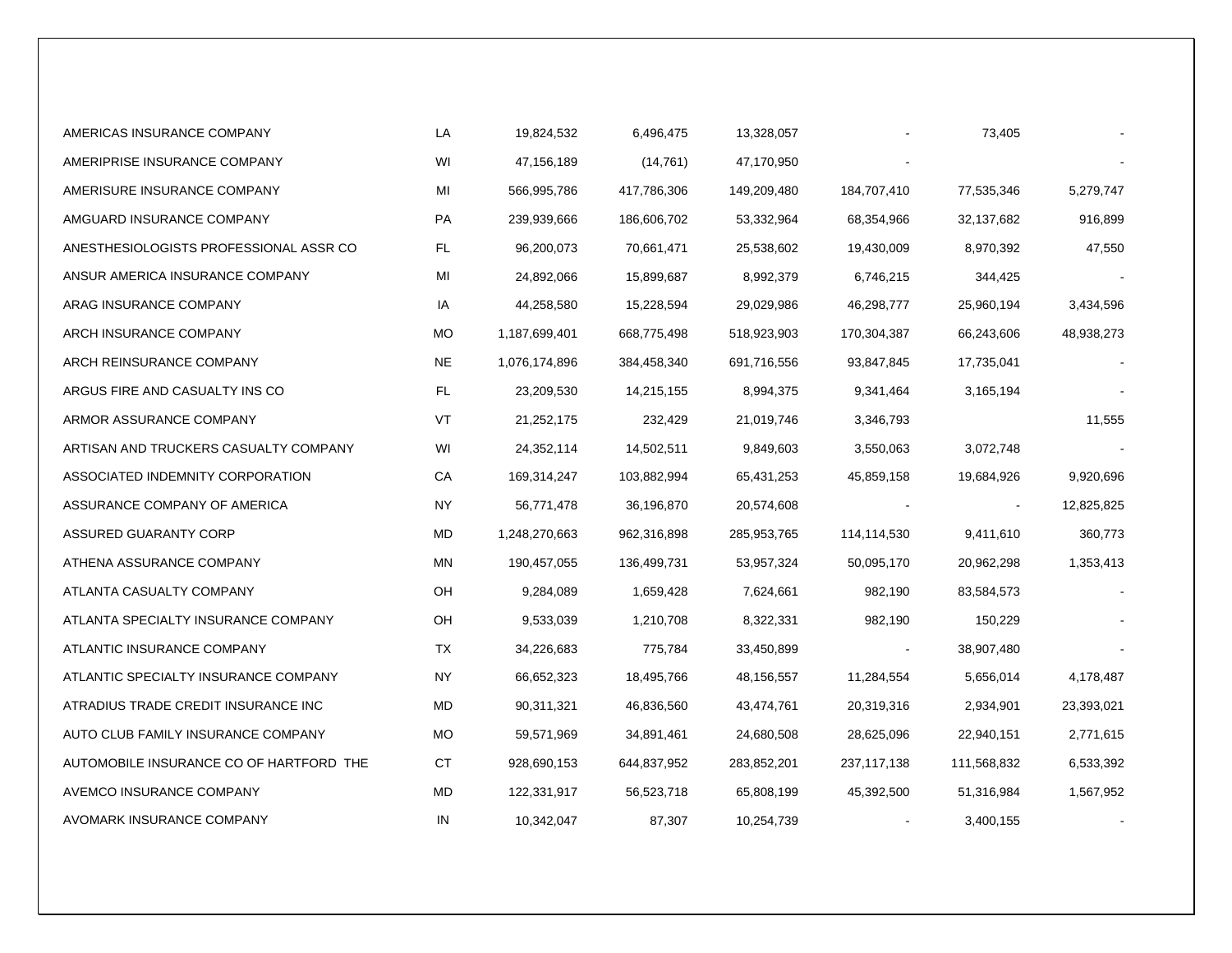| | | | | | | | |
|---|---|---|---|---|---|---|---|
| AMERICAS INSURANCE COMPANY | LA | 19,824,532 | 6,496,475 | 13,328,057 | - | 73,405 | - |
| AMERIPRISE INSURANCE COMPANY | WI | 47,156,189 | (14,761) | 47,170,950 | - | | - |
| AMERISURE INSURANCE COMPANY | MI | 566,995,786 | 417,786,306 | 149,209,480 | 184,707,410 | 77,535,346 | 5,279,747 |
| AMGUARD INSURANCE COMPANY | PA | 239,939,666 | 186,606,702 | 53,332,964 | 68,354,966 | 32,137,682 | 916,899 |
| ANESTHESIOLOGISTS PROFESSIONAL ASSR CO | FL | 96,200,073 | 70,661,471 | 25,538,602 | 19,430,009 | 8,970,392 | 47,550 |
| ANSUR AMERICA INSURANCE COMPANY | MI | 24,892,066 | 15,899,687 | 8,992,379 | 6,746,215 | 344,425 | - |
| ARAG INSURANCE COMPANY | IA | 44,258,580 | 15,228,594 | 29,029,986 | 46,298,777 | 25,960,194 | 3,434,596 |
| ARCH INSURANCE COMPANY | MO | 1,187,699,401 | 668,775,498 | 518,923,903 | 170,304,387 | 66,243,606 | 48,938,273 |
| ARCH REINSURANCE COMPANY | NE | 1,076,174,896 | 384,458,340 | 691,716,556 | 93,847,845 | 17,735,041 | - |
| ARGUS FIRE AND CASUALTY INS CO | FL | 23,209,530 | 14,215,155 | 8,994,375 | 9,341,464 | 3,165,194 | - |
| ARMOR ASSURANCE COMPANY | VT | 21,252,175 | 232,429 | 21,019,746 | 3,346,793 | | 11,555 |
| ARTISAN AND TRUCKERS CASUALTY COMPANY | WI | 24,352,114 | 14,502,511 | 9,849,603 | 3,550,063 | 3,072,748 | - |
| ASSOCIATED INDEMNITY CORPORATION | CA | 169,314,247 | 103,882,994 | 65,431,253 | 45,859,158 | 19,684,926 | 9,920,696 |
| ASSURANCE COMPANY OF AMERICA | NY | 56,771,478 | 36,196,870 | 20,574,608 | - | - | 12,825,825 |
| ASSURED GUARANTY CORP | MD | 1,248,270,663 | 962,316,898 | 285,953,765 | 114,114,530 | 9,411,610 | 360,773 |
| ATHENA ASSURANCE COMPANY | MN | 190,457,055 | 136,499,731 | 53,957,324 | 50,095,170 | 20,962,298 | 1,353,413 |
| ATLANTA CASUALTY COMPANY | OH | 9,284,089 | 1,659,428 | 7,624,661 | 982,190 | 83,584,573 | - |
| ATLANTA SPECIALTY INSURANCE COMPANY | OH | 9,533,039 | 1,210,708 | 8,322,331 | 982,190 | 150,229 | - |
| ATLANTIC INSURANCE COMPANY | TX | 34,226,683 | 775,784 | 33,450,899 | - | 38,907,480 | - |
| ATLANTIC SPECIALTY INSURANCE COMPANY | NY | 66,652,323 | 18,495,766 | 48,156,557 | 11,284,554 | 5,656,014 | 4,178,487 |
| ATRADIUS TRADE CREDIT INSURANCE INC | MD | 90,311,321 | 46,836,560 | 43,474,761 | 20,319,316 | 2,934,901 | 23,393,021 |
| AUTO CLUB FAMILY INSURANCE COMPANY | MO | 59,571,969 | 34,891,461 | 24,680,508 | 28,625,096 | 22,940,151 | 2,771,615 |
| AUTOMOBILE INSURANCE CO OF HARTFORD THE | CT | 928,690,153 | 644,837,952 | 283,852,201 | 237,117,138 | 111,568,832 | 6,533,392 |
| AVEMCO INSURANCE COMPANY | MD | 122,331,917 | 56,523,718 | 65,808,199 | 45,392,500 | 51,316,984 | 1,567,952 |
| AVOMARK INSURANCE COMPANY | IN | 10,342,047 | 87,307 | 10,254,739 | - | 3,400,155 | - |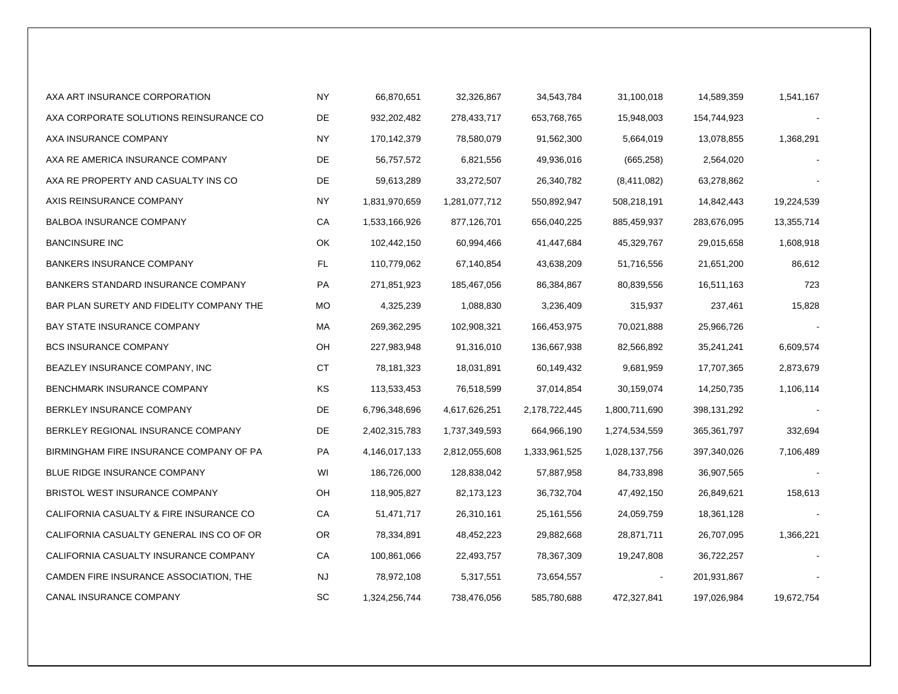| | | | | | | | |
|---|---|---|---|---|---|---|---|
| AXA ART INSURANCE CORPORATION | NY | 66,870,651 | 32,326,867 | 34,543,784 | 31,100,018 | 14,589,359 | 1,541,167 |
| AXA CORPORATE SOLUTIONS REINSURANCE CO | DE | 932,202,482 | 278,433,717 | 653,768,765 | 15,948,003 | 154,744,923 | - |
| AXA INSURANCE COMPANY | NY | 170,142,379 | 78,580,079 | 91,562,300 | 5,664,019 | 13,078,855 | 1,368,291 |
| AXA RE AMERICA INSURANCE COMPANY | DE | 56,757,572 | 6,821,556 | 49,936,016 | (665,258) | 2,564,020 | - |
| AXA RE PROPERTY AND CASUALTY INS CO | DE | 59,613,289 | 33,272,507 | 26,340,782 | (8,411,082) | 63,278,862 | - |
| AXIS REINSURANCE COMPANY | NY | 1,831,970,659 | 1,281,077,712 | 550,892,947 | 508,218,191 | 14,842,443 | 19,224,539 |
| BALBOA INSURANCE COMPANY | CA | 1,533,166,926 | 877,126,701 | 656,040,225 | 885,459,937 | 283,676,095 | 13,355,714 |
| BANCINSURE INC | OK | 102,442,150 | 60,994,466 | 41,447,684 | 45,329,767 | 29,015,658 | 1,608,918 |
| BANKERS INSURANCE COMPANY | FL | 110,779,062 | 67,140,854 | 43,638,209 | 51,716,556 | 21,651,200 | 86,612 |
| BANKERS STANDARD INSURANCE COMPANY | PA | 271,851,923 | 185,467,056 | 86,384,867 | 80,839,556 | 16,511,163 | 723 |
| BAR PLAN SURETY AND FIDELITY COMPANY THE | MO | 4,325,239 | 1,088,830 | 3,236,409 | 315,937 | 237,461 | 15,828 |
| BAY STATE INSURANCE COMPANY | MA | 269,362,295 | 102,908,321 | 166,453,975 | 70,021,888 | 25,966,726 | - |
| BCS INSURANCE COMPANY | OH | 227,983,948 | 91,316,010 | 136,667,938 | 82,566,892 | 35,241,241 | 6,609,574 |
| BEAZLEY INSURANCE COMPANY, INC | CT | 78,181,323 | 18,031,891 | 60,149,432 | 9,681,959 | 17,707,365 | 2,873,679 |
| BENCHMARK INSURANCE COMPANY | KS | 113,533,453 | 76,518,599 | 37,014,854 | 30,159,074 | 14,250,735 | 1,106,114 |
| BERKLEY INSURANCE COMPANY | DE | 6,796,348,696 | 4,617,626,251 | 2,178,722,445 | 1,800,711,690 | 398,131,292 | - |
| BERKLEY REGIONAL INSURANCE COMPANY | DE | 2,402,315,783 | 1,737,349,593 | 664,966,190 | 1,274,534,559 | 365,361,797 | 332,694 |
| BIRMINGHAM FIRE INSURANCE COMPANY OF PA | PA | 4,146,017,133 | 2,812,055,608 | 1,333,961,525 | 1,028,137,756 | 397,340,026 | 7,106,489 |
| BLUE RIDGE INSURANCE COMPANY | WI | 186,726,000 | 128,838,042 | 57,887,958 | 84,733,898 | 36,907,565 | - |
| BRISTOL WEST INSURANCE COMPANY | OH | 118,905,827 | 82,173,123 | 36,732,704 | 47,492,150 | 26,849,621 | 158,613 |
| CALIFORNIA CASUALTY & FIRE INSURANCE CO | CA | 51,471,717 | 26,310,161 | 25,161,556 | 24,059,759 | 18,361,128 | - |
| CALIFORNIA CASUALTY GENERAL INS CO OF OR | OR | 78,334,891 | 48,452,223 | 29,882,668 | 28,871,711 | 26,707,095 | 1,366,221 |
| CALIFORNIA CASUALTY INSURANCE COMPANY | CA | 100,861,066 | 22,493,757 | 78,367,309 | 19,247,808 | 36,722,257 | - |
| CAMDEN FIRE INSURANCE ASSOCIATION, THE | NJ | 78,972,108 | 5,317,551 | 73,654,557 | - | 201,931,867 | - |
| CANAL INSURANCE COMPANY | SC | 1,324,256,744 | 738,476,056 | 585,780,688 | 472,327,841 | 197,026,984 | 19,672,754 |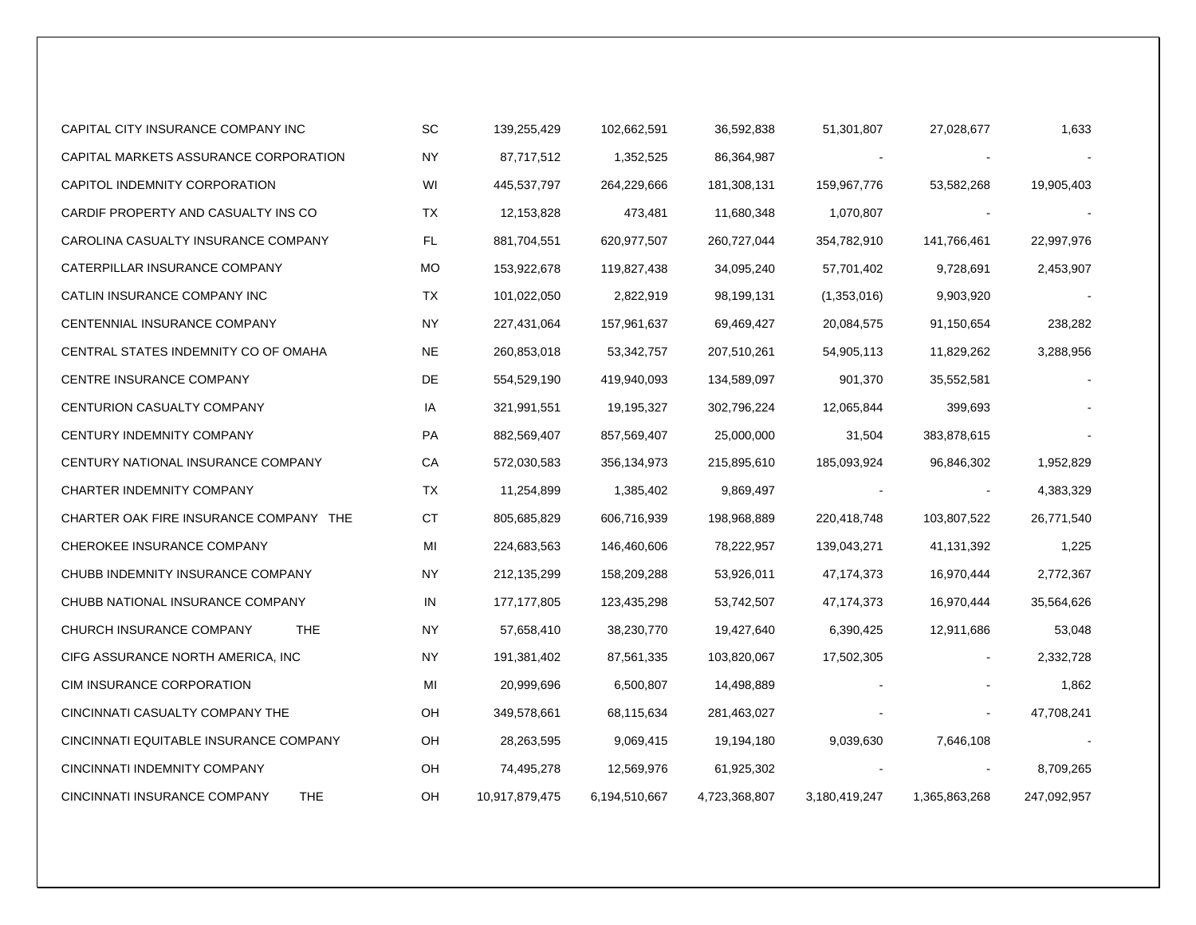| | | | | | | | |
|---|---|---|---|---|---|---|---|
| CAPITAL CITY INSURANCE COMPANY INC | SC | 139,255,429 | 102,662,591 | 36,592,838 | 51,301,807 | 27,028,677 | 1,633 |
| CAPITAL MARKETS ASSURANCE CORPORATION | NY | 87,717,512 | 1,352,525 | 86,364,987 | - | - | - |
| CAPITOL INDEMNITY CORPORATION | WI | 445,537,797 | 264,229,666 | 181,308,131 | 159,967,776 | 53,582,268 | 19,905,403 |
| CARDIF PROPERTY AND CASUALTY INS CO | TX | 12,153,828 | 473,481 | 11,680,348 | 1,070,807 | - | - |
| CAROLINA CASUALTY INSURANCE COMPANY | FL | 881,704,551 | 620,977,507 | 260,727,044 | 354,782,910 | 141,766,461 | 22,997,976 |
| CATERPILLAR INSURANCE COMPANY | MO | 153,922,678 | 119,827,438 | 34,095,240 | 57,701,402 | 9,728,691 | 2,453,907 |
| CATLIN INSURANCE COMPANY INC | TX | 101,022,050 | 2,822,919 | 98,199,131 | (1,353,016) | 9,903,920 | - |
| CENTENNIAL INSURANCE COMPANY | NY | 227,431,064 | 157,961,637 | 69,469,427 | 20,084,575 | 91,150,654 | 238,282 |
| CENTRAL STATES INDEMNITY CO OF OMAHA | NE | 260,853,018 | 53,342,757 | 207,510,261 | 54,905,113 | 11,829,262 | 3,288,956 |
| CENTRE INSURANCE COMPANY | DE | 554,529,190 | 419,940,093 | 134,589,097 | 901,370 | 35,552,581 | - |
| CENTURION CASUALTY COMPANY | IA | 321,991,551 | 19,195,327 | 302,796,224 | 12,065,844 | 399,693 | - |
| CENTURY INDEMNITY COMPANY | PA | 882,569,407 | 857,569,407 | 25,000,000 | 31,504 | 383,878,615 | - |
| CENTURY NATIONAL INSURANCE COMPANY | CA | 572,030,583 | 356,134,973 | 215,895,610 | 185,093,924 | 96,846,302 | 1,952,829 |
| CHARTER INDEMNITY COMPANY | TX | 11,254,899 | 1,385,402 | 9,869,497 | - | - | 4,383,329 |
| CHARTER OAK FIRE INSURANCE COMPANY THE | CT | 805,685,829 | 606,716,939 | 198,968,889 | 220,418,748 | 103,807,522 | 26,771,540 |
| CHEROKEE INSURANCE COMPANY | MI | 224,683,563 | 146,460,606 | 78,222,957 | 139,043,271 | 41,131,392 | 1,225 |
| CHUBB INDEMNITY INSURANCE COMPANY | NY | 212,135,299 | 158,209,288 | 53,926,011 | 47,174,373 | 16,970,444 | 2,772,367 |
| CHUBB NATIONAL INSURANCE COMPANY | IN | 177,177,805 | 123,435,298 | 53,742,507 | 47,174,373 | 16,970,444 | 35,564,626 |
| CHURCH INSURANCE COMPANY THE | NY | 57,658,410 | 38,230,770 | 19,427,640 | 6,390,425 | 12,911,686 | 53,048 |
| CIFG ASSURANCE NORTH AMERICA, INC | NY | 191,381,402 | 87,561,335 | 103,820,067 | 17,502,305 | - | 2,332,728 |
| CIM INSURANCE CORPORATION | MI | 20,999,696 | 6,500,807 | 14,498,889 | - | - | 1,862 |
| CINCINNATI CASUALTY COMPANY THE | OH | 349,578,661 | 68,115,634 | 281,463,027 | - | - | 47,708,241 |
| CINCINNATI EQUITABLE INSURANCE COMPANY | OH | 28,263,595 | 9,069,415 | 19,194,180 | 9,039,630 | 7,646,108 | - |
| CINCINNATI INDEMNITY COMPANY | OH | 74,495,278 | 12,569,976 | 61,925,302 | - | - | 8,709,265 |
| CINCINNATI INSURANCE COMPANY THE | OH | 10,917,879,475 | 6,194,510,667 | 4,723,368,807 | 3,180,419,247 | 1,365,863,268 | 247,092,957 |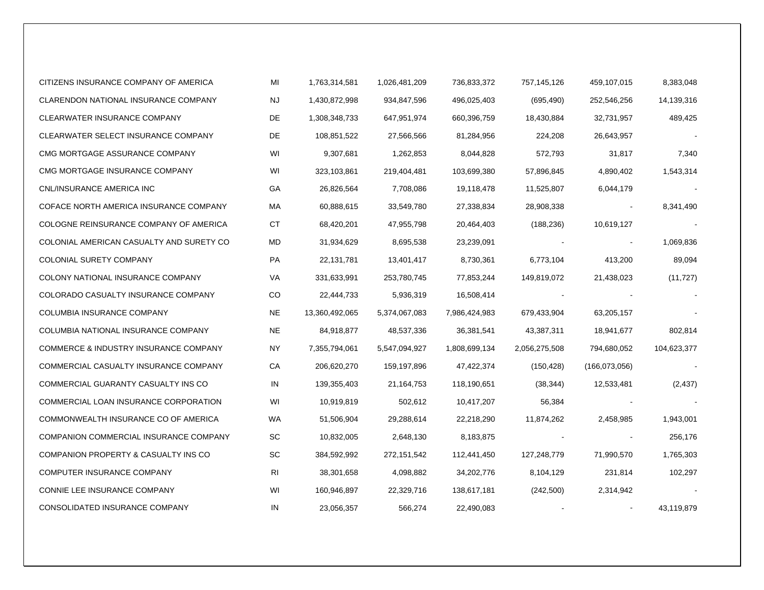| | | | | | | | |
|---|---|---|---|---|---|---|---|
| CITIZENS INSURANCE COMPANY OF AMERICA | MI | 1,763,314,581 | 1,026,481,209 | 736,833,372 | 757,145,126 | 459,107,015 | 8,383,048 |
| CLARENDON NATIONAL INSURANCE COMPANY | NJ | 1,430,872,998 | 934,847,596 | 496,025,403 | (695,490) | 252,546,256 | 14,139,316 |
| CLEARWATER INSURANCE COMPANY | DE | 1,308,348,733 | 647,951,974 | 660,396,759 | 18,430,884 | 32,731,957 | 489,425 |
| CLEARWATER SELECT INSURANCE COMPANY | DE | 108,851,522 | 27,566,566 | 81,284,956 | 224,208 | 26,643,957 | - |
| CMG MORTGAGE ASSURANCE COMPANY | WI | 9,307,681 | 1,262,853 | 8,044,828 | 572,793 | 31,817 | 7,340 |
| CMG MORTGAGE INSURANCE COMPANY | WI | 323,103,861 | 219,404,481 | 103,699,380 | 57,896,845 | 4,890,402 | 1,543,314 |
| CNL/INSURANCE AMERICA INC | GA | 26,826,564 | 7,708,086 | 19,118,478 | 11,525,807 | 6,044,179 | - |
| COFACE NORTH AMERICA INSURANCE COMPANY | MA | 60,888,615 | 33,549,780 | 27,338,834 | 28,908,338 | - | 8,341,490 |
| COLOGNE REINSURANCE COMPANY OF AMERICA | CT | 68,420,201 | 47,955,798 | 20,464,403 | (188,236) | 10,619,127 | - |
| COLONIAL AMERICAN CASUALTY AND SURETY CO | MD | 31,934,629 | 8,695,538 | 23,239,091 | - | - | 1,069,836 |
| COLONIAL SURETY COMPANY | PA | 22,131,781 | 13,401,417 | 8,730,361 | 6,773,104 | 413,200 | 89,094 |
| COLONY NATIONAL INSURANCE COMPANY | VA | 331,633,991 | 253,780,745 | 77,853,244 | 149,819,072 | 21,438,023 | (11,727) |
| COLORADO CASUALTY INSURANCE COMPANY | CO | 22,444,733 | 5,936,319 | 16,508,414 | - | - | - |
| COLUMBIA INSURANCE COMPANY | NE | 13,360,492,065 | 5,374,067,083 | 7,986,424,983 | 679,433,904 | 63,205,157 | - |
| COLUMBIA NATIONAL INSURANCE COMPANY | NE | 84,918,877 | 48,537,336 | 36,381,541 | 43,387,311 | 18,941,677 | 802,814 |
| COMMERCE & INDUSTRY INSURANCE COMPANY | NY | 7,355,794,061 | 5,547,094,927 | 1,808,699,134 | 2,056,275,508 | 794,680,052 | 104,623,377 |
| COMMERCIAL CASUALTY INSURANCE COMPANY | CA | 206,620,270 | 159,197,896 | 47,422,374 | (150,428) | (166,073,056) | - |
| COMMERCIAL GUARANTY CASUALTY INS CO | IN | 139,355,403 | 21,164,753 | 118,190,651 | (38,344) | 12,533,481 | (2,437) |
| COMMERCIAL LOAN INSURANCE CORPORATION | WI | 10,919,819 | 502,612 | 10,417,207 | 56,384 | - | - |
| COMMONWEALTH INSURANCE CO OF AMERICA | WA | 51,506,904 | 29,288,614 | 22,218,290 | 11,874,262 | 2,458,985 | 1,943,001 |
| COMPANION COMMERCIAL INSURANCE COMPANY | SC | 10,832,005 | 2,648,130 | 8,183,875 | - | - | 256,176 |
| COMPANION PROPERTY & CASUALTY INS CO | SC | 384,592,992 | 272,151,542 | 112,441,450 | 127,248,779 | 71,990,570 | 1,765,303 |
| COMPUTER INSURANCE COMPANY | RI | 38,301,658 | 4,098,882 | 34,202,776 | 8,104,129 | 231,814 | 102,297 |
| CONNIE LEE INSURANCE COMPANY | WI | 160,946,897 | 22,329,716 | 138,617,181 | (242,500) | 2,314,942 | - |
| CONSOLIDATED INSURANCE COMPANY | IN | 23,056,357 | 566,274 | 22,490,083 | - | - | 43,119,879 |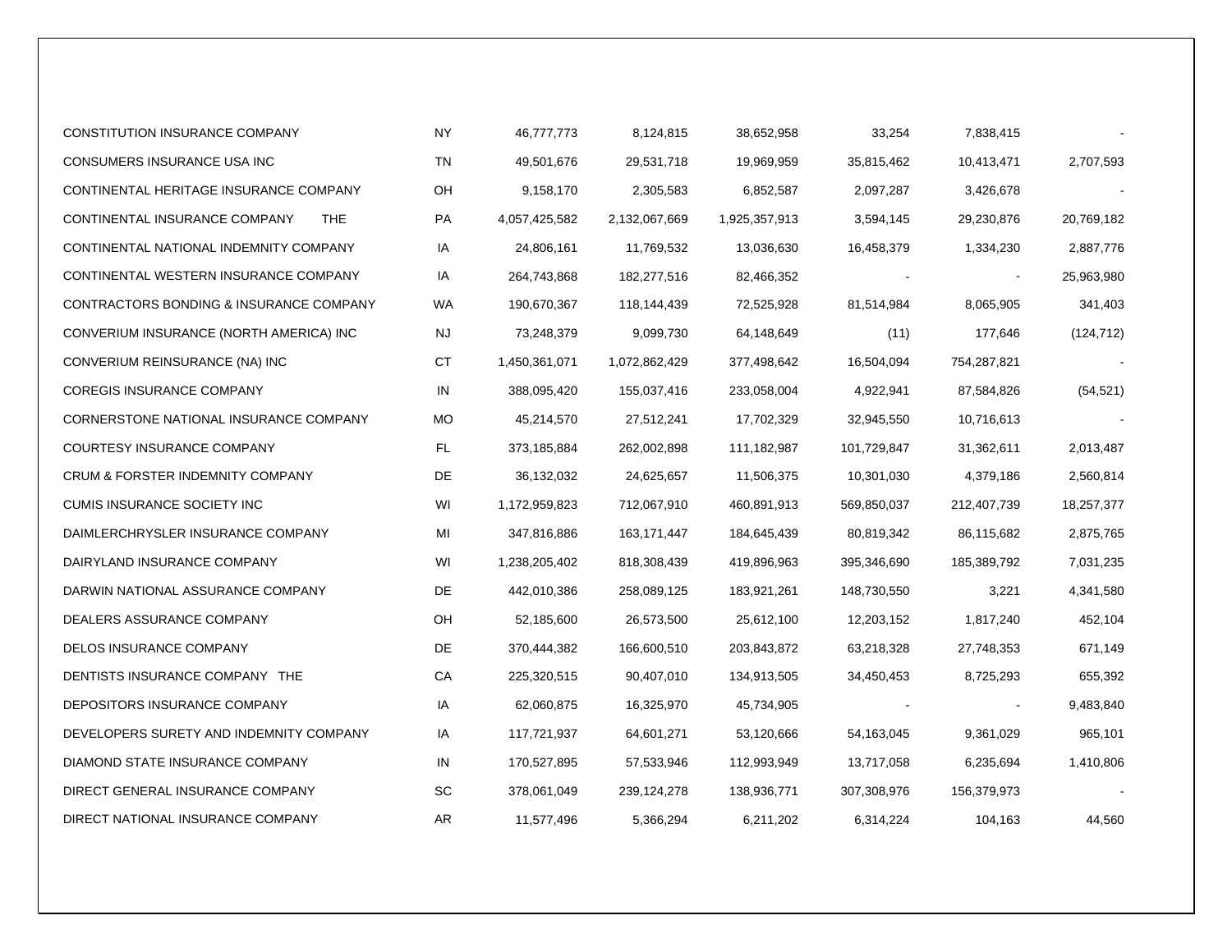| | | | | | | | |
|---|---|---|---|---|---|---|---|
| CONSTITUTION INSURANCE COMPANY | NY | 46,777,773 | 8,124,815 | 38,652,958 | 33,254 | 7,838,415 | - |
| CONSUMERS INSURANCE USA INC | TN | 49,501,676 | 29,531,718 | 19,969,959 | 35,815,462 | 10,413,471 | 2,707,593 |
| CONTINENTAL HERITAGE INSURANCE COMPANY | OH | 9,158,170 | 2,305,583 | 6,852,587 | 2,097,287 | 3,426,678 | - |
| CONTINENTAL INSURANCE COMPANY THE | PA | 4,057,425,582 | 2,132,067,669 | 1,925,357,913 | 3,594,145 | 29,230,876 | 20,769,182 |
| CONTINENTAL NATIONAL INDEMNITY COMPANY | IA | 24,806,161 | 11,769,532 | 13,036,630 | 16,458,379 | 1,334,230 | 2,887,776 |
| CONTINENTAL WESTERN INSURANCE COMPANY | IA | 264,743,868 | 182,277,516 | 82,466,352 | - | - | 25,963,980 |
| CONTRACTORS BONDING & INSURANCE COMPANY | WA | 190,670,367 | 118,144,439 | 72,525,928 | 81,514,984 | 8,065,905 | 341,403 |
| CONVERIUM INSURANCE (NORTH AMERICA) INC | NJ | 73,248,379 | 9,099,730 | 64,148,649 | (11) | 177,646 | (124,712) |
| CONVERIUM REINSURANCE (NA) INC | CT | 1,450,361,071 | 1,072,862,429 | 377,498,642 | 16,504,094 | 754,287,821 | - |
| COREGIS INSURANCE COMPANY | IN | 388,095,420 | 155,037,416 | 233,058,004 | 4,922,941 | 87,584,826 | (54,521) |
| CORNERSTONE NATIONAL INSURANCE COMPANY | MO | 45,214,570 | 27,512,241 | 17,702,329 | 32,945,550 | 10,716,613 | - |
| COURTESY INSURANCE COMPANY | FL | 373,185,884 | 262,002,898 | 111,182,987 | 101,729,847 | 31,362,611 | 2,013,487 |
| CRUM & FORSTER INDEMNITY COMPANY | DE | 36,132,032 | 24,625,657 | 11,506,375 | 10,301,030 | 4,379,186 | 2,560,814 |
| CUMIS INSURANCE SOCIETY INC | WI | 1,172,959,823 | 712,067,910 | 460,891,913 | 569,850,037 | 212,407,739 | 18,257,377 |
| DAIMLERCHRYSLER INSURANCE COMPANY | MI | 347,816,886 | 163,171,447 | 184,645,439 | 80,819,342 | 86,115,682 | 2,875,765 |
| DAIRYLAND INSURANCE COMPANY | WI | 1,238,205,402 | 818,308,439 | 419,896,963 | 395,346,690 | 185,389,792 | 7,031,235 |
| DARWIN NATIONAL ASSURANCE COMPANY | DE | 442,010,386 | 258,089,125 | 183,921,261 | 148,730,550 | 3,221 | 4,341,580 |
| DEALERS ASSURANCE COMPANY | OH | 52,185,600 | 26,573,500 | 25,612,100 | 12,203,152 | 1,817,240 | 452,104 |
| DELOS INSURANCE COMPANY | DE | 370,444,382 | 166,600,510 | 203,843,872 | 63,218,328 | 27,748,353 | 671,149 |
| DENTISTS INSURANCE COMPANY THE | CA | 225,320,515 | 90,407,010 | 134,913,505 | 34,450,453 | 8,725,293 | 655,392 |
| DEPOSITORS INSURANCE COMPANY | IA | 62,060,875 | 16,325,970 | 45,734,905 | - | - | 9,483,840 |
| DEVELOPERS SURETY AND INDEMNITY COMPANY | IA | 117,721,937 | 64,601,271 | 53,120,666 | 54,163,045 | 9,361,029 | 965,101 |
| DIAMOND STATE INSURANCE COMPANY | IN | 170,527,895 | 57,533,946 | 112,993,949 | 13,717,058 | 6,235,694 | 1,410,806 |
| DIRECT GENERAL INSURANCE COMPANY | SC | 378,061,049 | 239,124,278 | 138,936,771 | 307,308,976 | 156,379,973 | - |
| DIRECT NATIONAL INSURANCE COMPANY | AR | 11,577,496 | 5,366,294 | 6,211,202 | 6,314,224 | 104,163 | 44,560 |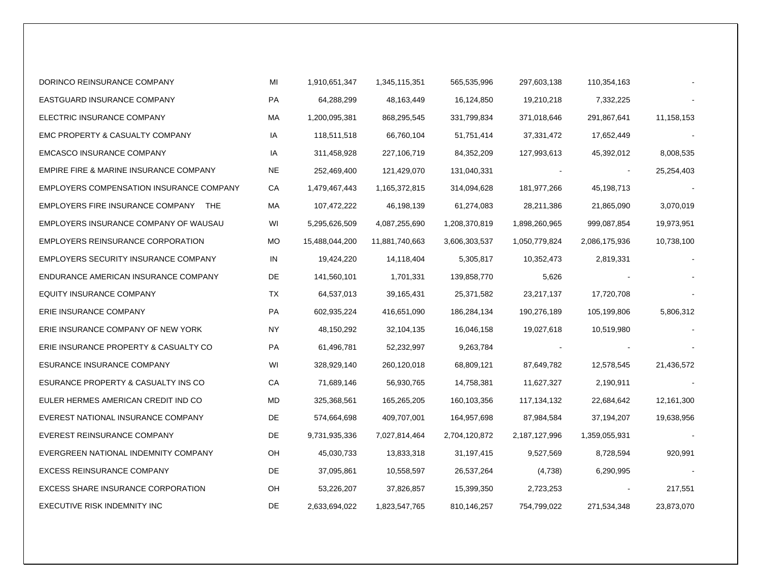| | | | | | | | |
|---|---|---|---|---|---|---|---|
| DORINCO REINSURANCE COMPANY | MI | 1,910,651,347 | 1,345,115,351 | 565,535,996 | 297,603,138 | 110,354,163 | - |
| EASTGUARD INSURANCE COMPANY | PA | 64,288,299 | 48,163,449 | 16,124,850 | 19,210,218 | 7,332,225 | - |
| ELECTRIC INSURANCE COMPANY | MA | 1,200,095,381 | 868,295,545 | 331,799,834 | 371,018,646 | 291,867,641 | 11,158,153 |
| EMC PROPERTY & CASUALTY COMPANY | IA | 118,511,518 | 66,760,104 | 51,751,414 | 37,331,472 | 17,652,449 | - |
| EMCASCO INSURANCE COMPANY | IA | 311,458,928 | 227,106,719 | 84,352,209 | 127,993,613 | 45,392,012 | 8,008,535 |
| EMPIRE FIRE & MARINE INSURANCE COMPANY | NE | 252,469,400 | 121,429,070 | 131,040,331 | - | - | 25,254,403 |
| EMPLOYERS COMPENSATION INSURANCE COMPANY | CA | 1,479,467,443 | 1,165,372,815 | 314,094,628 | 181,977,266 | 45,198,713 | - |
| EMPLOYERS FIRE INSURANCE COMPANY THE | MA | 107,472,222 | 46,198,139 | 61,274,083 | 28,211,386 | 21,865,090 | 3,070,019 |
| EMPLOYERS INSURANCE COMPANY OF WAUSAU | WI | 5,295,626,509 | 4,087,255,690 | 1,208,370,819 | 1,898,260,965 | 999,087,854 | 19,973,951 |
| EMPLOYERS REINSURANCE CORPORATION | MO | 15,488,044,200 | 11,881,740,663 | 3,606,303,537 | 1,050,779,824 | 2,086,175,936 | 10,738,100 |
| EMPLOYERS SECURITY INSURANCE COMPANY | IN | 19,424,220 | 14,118,404 | 5,305,817 | 10,352,473 | 2,819,331 | - |
| ENDURANCE AMERICAN INSURANCE COMPANY | DE | 141,560,101 | 1,701,331 | 139,858,770 | 5,626 | - | - |
| EQUITY INSURANCE COMPANY | TX | 64,537,013 | 39,165,431 | 25,371,582 | 23,217,137 | 17,720,708 | - |
| ERIE INSURANCE COMPANY | PA | 602,935,224 | 416,651,090 | 186,284,134 | 190,276,189 | 105,199,806 | 5,806,312 |
| ERIE INSURANCE COMPANY OF NEW YORK | NY | 48,150,292 | 32,104,135 | 16,046,158 | 19,027,618 | 10,519,980 | - |
| ERIE INSURANCE PROPERTY & CASUALTY CO | PA | 61,496,781 | 52,232,997 | 9,263,784 | - | - | - |
| ESURANCE INSURANCE COMPANY | WI | 328,929,140 | 260,120,018 | 68,809,121 | 87,649,782 | 12,578,545 | 21,436,572 |
| ESURANCE PROPERTY & CASUALTY INS CO | CA | 71,689,146 | 56,930,765 | 14,758,381 | 11,627,327 | 2,190,911 | - |
| EULER HERMES AMERICAN CREDIT IND CO | MD | 325,368,561 | 165,265,205 | 160,103,356 | 117,134,132 | 22,684,642 | 12,161,300 |
| EVEREST NATIONAL INSURANCE COMPANY | DE | 574,664,698 | 409,707,001 | 164,957,698 | 87,984,584 | 37,194,207 | 19,638,956 |
| EVEREST REINSURANCE COMPANY | DE | 9,731,935,336 | 7,027,814,464 | 2,704,120,872 | 2,187,127,996 | 1,359,055,931 | - |
| EVERGREEN NATIONAL INDEMNITY COMPANY | OH | 45,030,733 | 13,833,318 | 31,197,415 | 9,527,569 | 8,728,594 | 920,991 |
| EXCESS REINSURANCE COMPANY | DE | 37,095,861 | 10,558,597 | 26,537,264 | (4,738) | 6,290,995 | - |
| EXCESS SHARE INSURANCE CORPORATION | OH | 53,226,207 | 37,826,857 | 15,399,350 | 2,723,253 | - | 217,551 |
| EXECUTIVE RISK INDEMNITY INC | DE | 2,633,694,022 | 1,823,547,765 | 810,146,257 | 754,799,022 | 271,534,348 | 23,873,070 |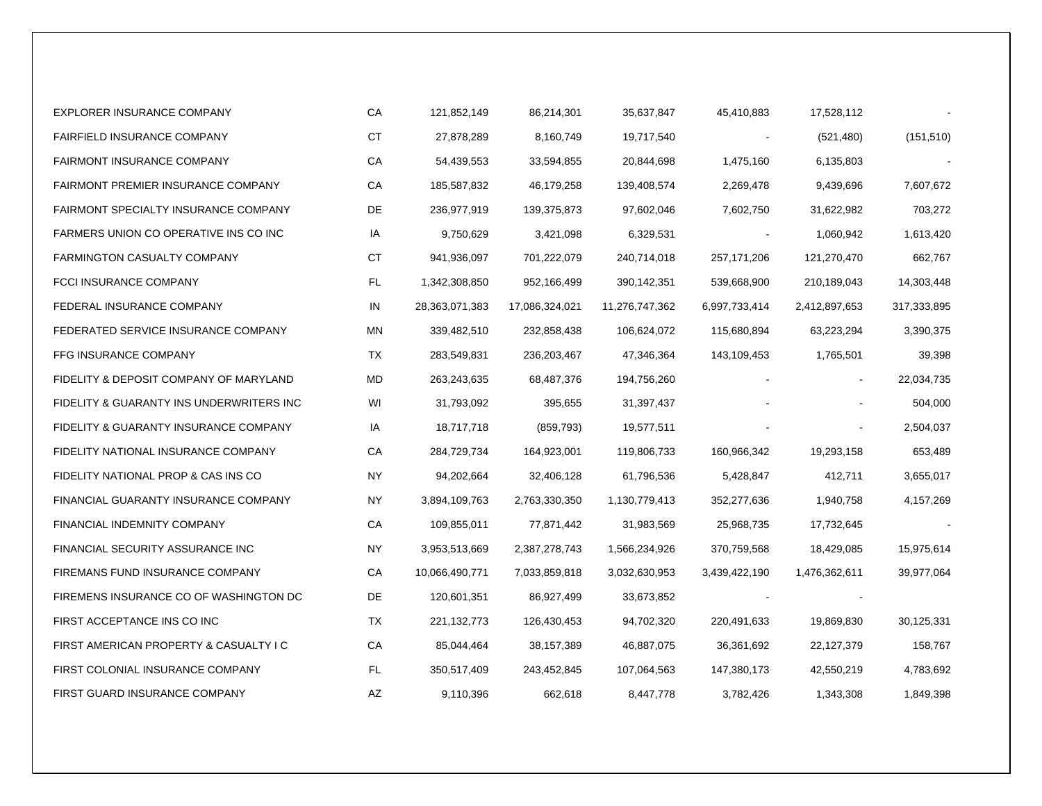|  |  |  |  |  |  |  |  |
|---|---|---|---|---|---|---|---|
| EXPLORER INSURANCE COMPANY | CA | 121,852,149 | 86,214,301 | 35,637,847 | 45,410,883 | 17,528,112 | - |
| FAIRFIELD INSURANCE COMPANY | CT | 27,878,289 | 8,160,749 | 19,717,540 | - | (521,480) | (151,510) |
| FAIRMONT INSURANCE COMPANY | CA | 54,439,553 | 33,594,855 | 20,844,698 | 1,475,160 | 6,135,803 | - |
| FAIRMONT PREMIER INSURANCE COMPANY | CA | 185,587,832 | 46,179,258 | 139,408,574 | 2,269,478 | 9,439,696 | 7,607,672 |
| FAIRMONT SPECIALTY INSURANCE COMPANY | DE | 236,977,919 | 139,375,873 | 97,602,046 | 7,602,750 | 31,622,982 | 703,272 |
| FARMERS UNION CO OPERATIVE INS CO INC | IA | 9,750,629 | 3,421,098 | 6,329,531 | - | 1,060,942 | 1,613,420 |
| FARMINGTON CASUALTY COMPANY | CT | 941,936,097 | 701,222,079 | 240,714,018 | 257,171,206 | 121,270,470 | 662,767 |
| FCCI INSURANCE COMPANY | FL | 1,342,308,850 | 952,166,499 | 390,142,351 | 539,668,900 | 210,189,043 | 14,303,448 |
| FEDERAL INSURANCE COMPANY | IN | 28,363,071,383 | 17,086,324,021 | 11,276,747,362 | 6,997,733,414 | 2,412,897,653 | 317,333,895 |
| FEDERATED SERVICE INSURANCE COMPANY | MN | 339,482,510 | 232,858,438 | 106,624,072 | 115,680,894 | 63,223,294 | 3,390,375 |
| FFG INSURANCE COMPANY | TX | 283,549,831 | 236,203,467 | 47,346,364 | 143,109,453 | 1,765,501 | 39,398 |
| FIDELITY & DEPOSIT COMPANY OF MARYLAND | MD | 263,243,635 | 68,487,376 | 194,756,260 | - | - | 22,034,735 |
| FIDELITY & GUARANTY INS UNDERWRITERS INC | WI | 31,793,092 | 395,655 | 31,397,437 | - | - | 504,000 |
| FIDELITY & GUARANTY INSURANCE COMPANY | IA | 18,717,718 | (859,793) | 19,577,511 | - | - | 2,504,037 |
| FIDELITY NATIONAL INSURANCE COMPANY | CA | 284,729,734 | 164,923,001 | 119,806,733 | 160,966,342 | 19,293,158 | 653,489 |
| FIDELITY NATIONAL PROP & CAS INS CO | NY | 94,202,664 | 32,406,128 | 61,796,536 | 5,428,847 | 412,711 | 3,655,017 |
| FINANCIAL GUARANTY INSURANCE COMPANY | NY | 3,894,109,763 | 2,763,330,350 | 1,130,779,413 | 352,277,636 | 1,940,758 | 4,157,269 |
| FINANCIAL INDEMNITY COMPANY | CA | 109,855,011 | 77,871,442 | 31,983,569 | 25,968,735 | 17,732,645 | - |
| FINANCIAL SECURITY ASSURANCE INC | NY | 3,953,513,669 | 2,387,278,743 | 1,566,234,926 | 370,759,568 | 18,429,085 | 15,975,614 |
| FIREMANS FUND INSURANCE COMPANY | CA | 10,066,490,771 | 7,033,859,818 | 3,032,630,953 | 3,439,422,190 | 1,476,362,611 | 39,977,064 |
| FIREMENS INSURANCE CO OF WASHINGTON DC | DE | 120,601,351 | 86,927,499 | 33,673,852 | - | - |  |
| FIRST ACCEPTANCE INS CO INC | TX | 221,132,773 | 126,430,453 | 94,702,320 | 220,491,633 | 19,869,830 | 30,125,331 |
| FIRST AMERICAN PROPERTY & CASUALTY I C | CA | 85,044,464 | 38,157,389 | 46,887,075 | 36,361,692 | 22,127,379 | 158,767 |
| FIRST COLONIAL INSURANCE COMPANY | FL | 350,517,409 | 243,452,845 | 107,064,563 | 147,380,173 | 42,550,219 | 4,783,692 |
| FIRST GUARD INSURANCE COMPANY | AZ | 9,110,396 | 662,618 | 8,447,778 | 3,782,426 | 1,343,308 | 1,849,398 |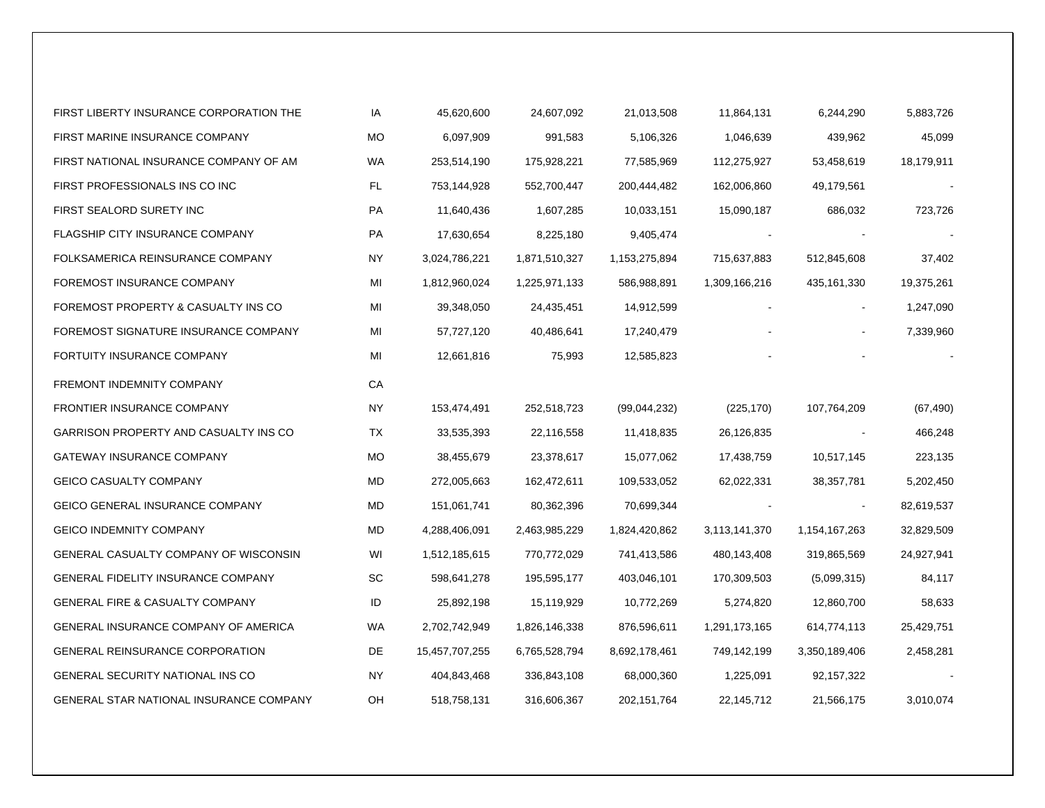| | | | | | | | |
|---|---|---|---|---|---|---|---|
| FIRST LIBERTY INSURANCE CORPORATION THE | IA | 45,620,600 | 24,607,092 | 21,013,508 | 11,864,131 | 6,244,290 | 5,883,726 |
| FIRST MARINE INSURANCE COMPANY | MO | 6,097,909 | 991,583 | 5,106,326 | 1,046,639 | 439,962 | 45,099 |
| FIRST NATIONAL INSURANCE COMPANY OF AM | WA | 253,514,190 | 175,928,221 | 77,585,969 | 112,275,927 | 53,458,619 | 18,179,911 |
| FIRST PROFESSIONALS INS CO INC | FL | 753,144,928 | 552,700,447 | 200,444,482 | 162,006,860 | 49,179,561 | - |
| FIRST SEALORD SURETY INC | PA | 11,640,436 | 1,607,285 | 10,033,151 | 15,090,187 | 686,032 | 723,726 |
| FLAGSHIP CITY INSURANCE COMPANY | PA | 17,630,654 | 8,225,180 | 9,405,474 | - | - | - |
| FOLKSAMERICA REINSURANCE COMPANY | NY | 3,024,786,221 | 1,871,510,327 | 1,153,275,894 | 715,637,883 | 512,845,608 | 37,402 |
| FOREMOST INSURANCE COMPANY | MI | 1,812,960,024 | 1,225,971,133 | 586,988,891 | 1,309,166,216 | 435,161,330 | 19,375,261 |
| FOREMOST PROPERTY & CASUALTY INS CO | MI | 39,348,050 | 24,435,451 | 14,912,599 | - | - | 1,247,090 |
| FOREMOST SIGNATURE INSURANCE COMPANY | MI | 57,727,120 | 40,486,641 | 17,240,479 | - | - | 7,339,960 |
| FORTUITY INSURANCE COMPANY | MI | 12,661,816 | 75,993 | 12,585,823 | - | - | - |
| FREMONT INDEMNITY COMPANY | CA | | | | | | |
| FRONTIER INSURANCE COMPANY | NY | 153,474,491 | 252,518,723 | (99,044,232) | (225,170) | 107,764,209 | (67,490) |
| GARRISON PROPERTY AND CASUALTY INS CO | TX | 33,535,393 | 22,116,558 | 11,418,835 | 26,126,835 | - | 466,248 |
| GATEWAY INSURANCE COMPANY | MO | 38,455,679 | 23,378,617 | 15,077,062 | 17,438,759 | 10,517,145 | 223,135 |
| GEICO CASUALTY COMPANY | MD | 272,005,663 | 162,472,611 | 109,533,052 | 62,022,331 | 38,357,781 | 5,202,450 |
| GEICO GENERAL INSURANCE COMPANY | MD | 151,061,741 | 80,362,396 | 70,699,344 | - | - | 82,619,537 |
| GEICO INDEMNITY COMPANY | MD | 4,288,406,091 | 2,463,985,229 | 1,824,420,862 | 3,113,141,370 | 1,154,167,263 | 32,829,509 |
| GENERAL CASUALTY COMPANY OF WISCONSIN | WI | 1,512,185,615 | 770,772,029 | 741,413,586 | 480,143,408 | 319,865,569 | 24,927,941 |
| GENERAL FIDELITY INSURANCE COMPANY | SC | 598,641,278 | 195,595,177 | 403,046,101 | 170,309,503 | (5,099,315) | 84,117 |
| GENERAL FIRE & CASUALTY COMPANY | ID | 25,892,198 | 15,119,929 | 10,772,269 | 5,274,820 | 12,860,700 | 58,633 |
| GENERAL INSURANCE COMPANY OF AMERICA | WA | 2,702,742,949 | 1,826,146,338 | 876,596,611 | 1,291,173,165 | 614,774,113 | 25,429,751 |
| GENERAL REINSURANCE CORPORATION | DE | 15,457,707,255 | 6,765,528,794 | 8,692,178,461 | 749,142,199 | 3,350,189,406 | 2,458,281 |
| GENERAL SECURITY NATIONAL INS CO | NY | 404,843,468 | 336,843,108 | 68,000,360 | 1,225,091 | 92,157,322 | - |
| GENERAL STAR NATIONAL INSURANCE COMPANY | OH | 518,758,131 | 316,606,367 | 202,151,764 | 22,145,712 | 21,566,175 | 3,010,074 |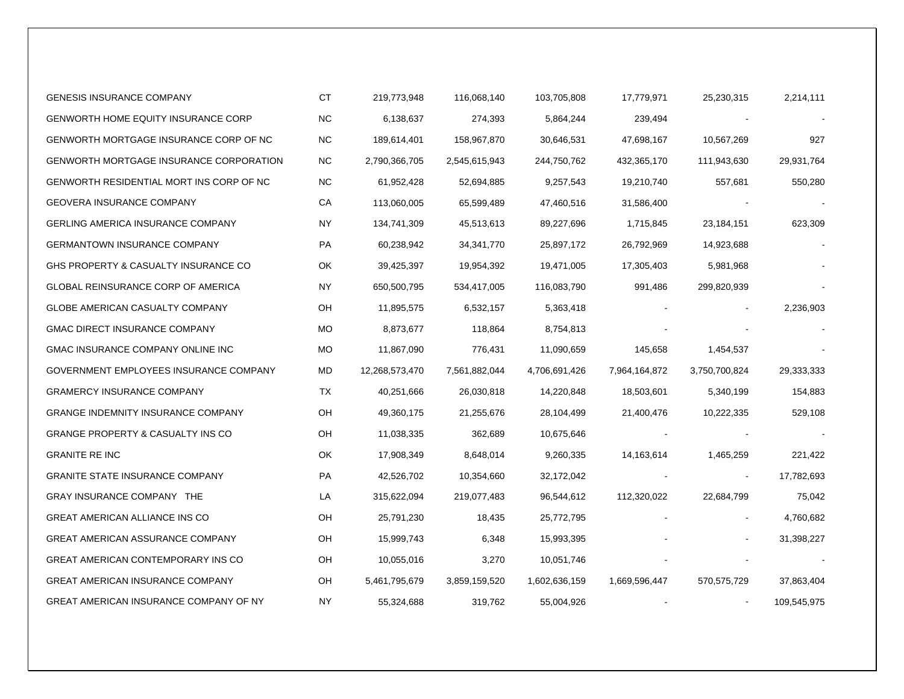| | | | | | | | |
|---|---|---|---|---|---|---|---|
| GENESIS INSURANCE COMPANY | CT | 219,773,948 | 116,068,140 | 103,705,808 | 17,779,971 | 25,230,315 | 2,214,111 |
| GENWORTH HOME EQUITY INSURANCE CORP | NC | 6,138,637 | 274,393 | 5,864,244 | 239,494 | - | - |
| GENWORTH MORTGAGE INSURANCE CORP OF NC | NC | 189,614,401 | 158,967,870 | 30,646,531 | 47,698,167 | 10,567,269 | 927 |
| GENWORTH MORTGAGE INSURANCE CORPORATION | NC | 2,790,366,705 | 2,545,615,943 | 244,750,762 | 432,365,170 | 111,943,630 | 29,931,764 |
| GENWORTH RESIDENTIAL MORT INS CORP OF NC | NC | 61,952,428 | 52,694,885 | 9,257,543 | 19,210,740 | 557,681 | 550,280 |
| GEOVERA INSURANCE COMPANY | CA | 113,060,005 | 65,599,489 | 47,460,516 | 31,586,400 | - | - |
| GERLING AMERICA INSURANCE COMPANY | NY | 134,741,309 | 45,513,613 | 89,227,696 | 1,715,845 | 23,184,151 | 623,309 |
| GERMANTOWN INSURANCE COMPANY | PA | 60,238,942 | 34,341,770 | 25,897,172 | 26,792,969 | 14,923,688 | - |
| GHS PROPERTY & CASUALTY INSURANCE CO | OK | 39,425,397 | 19,954,392 | 19,471,005 | 17,305,403 | 5,981,968 | - |
| GLOBAL REINSURANCE CORP OF AMERICA | NY | 650,500,795 | 534,417,005 | 116,083,790 | 991,486 | 299,820,939 | - |
| GLOBE AMERICAN CASUALTY COMPANY | OH | 11,895,575 | 6,532,157 | 5,363,418 | - | - | 2,236,903 |
| GMAC DIRECT INSURANCE COMPANY | MO | 8,873,677 | 118,864 | 8,754,813 | - | - | - |
| GMAC INSURANCE COMPANY ONLINE INC | MO | 11,867,090 | 776,431 | 11,090,659 | 145,658 | 1,454,537 | - |
| GOVERNMENT EMPLOYEES INSURANCE COMPANY | MD | 12,268,573,470 | 7,561,882,044 | 4,706,691,426 | 7,964,164,872 | 3,750,700,824 | 29,333,333 |
| GRAMERCY INSURANCE COMPANY | TX | 40,251,666 | 26,030,818 | 14,220,848 | 18,503,601 | 5,340,199 | 154,883 |
| GRANGE INDEMNITY INSURANCE COMPANY | OH | 49,360,175 | 21,255,676 | 28,104,499 | 21,400,476 | 10,222,335 | 529,108 |
| GRANGE PROPERTY & CASUALTY INS CO | OH | 11,038,335 | 362,689 | 10,675,646 | - | - | - |
| GRANITE RE INC | OK | 17,908,349 | 8,648,014 | 9,260,335 | 14,163,614 | 1,465,259 | 221,422 |
| GRANITE STATE INSURANCE COMPANY | PA | 42,526,702 | 10,354,660 | 32,172,042 | - | - | 17,782,693 |
| GRAY INSURANCE COMPANY THE | LA | 315,622,094 | 219,077,483 | 96,544,612 | 112,320,022 | 22,684,799 | 75,042 |
| GREAT AMERICAN ALLIANCE INS CO | OH | 25,791,230 | 18,435 | 25,772,795 | - | - | 4,760,682 |
| GREAT AMERICAN ASSURANCE COMPANY | OH | 15,999,743 | 6,348 | 15,993,395 | - | - | 31,398,227 |
| GREAT AMERICAN CONTEMPORARY INS CO | OH | 10,055,016 | 3,270 | 10,051,746 | - | - | - |
| GREAT AMERICAN INSURANCE COMPANY | OH | 5,461,795,679 | 3,859,159,520 | 1,602,636,159 | 1,669,596,447 | 570,575,729 | 37,863,404 |
| GREAT AMERICAN INSURANCE COMPANY OF NY | NY | 55,324,688 | 319,762 | 55,004,926 | - | - | 109,545,975 |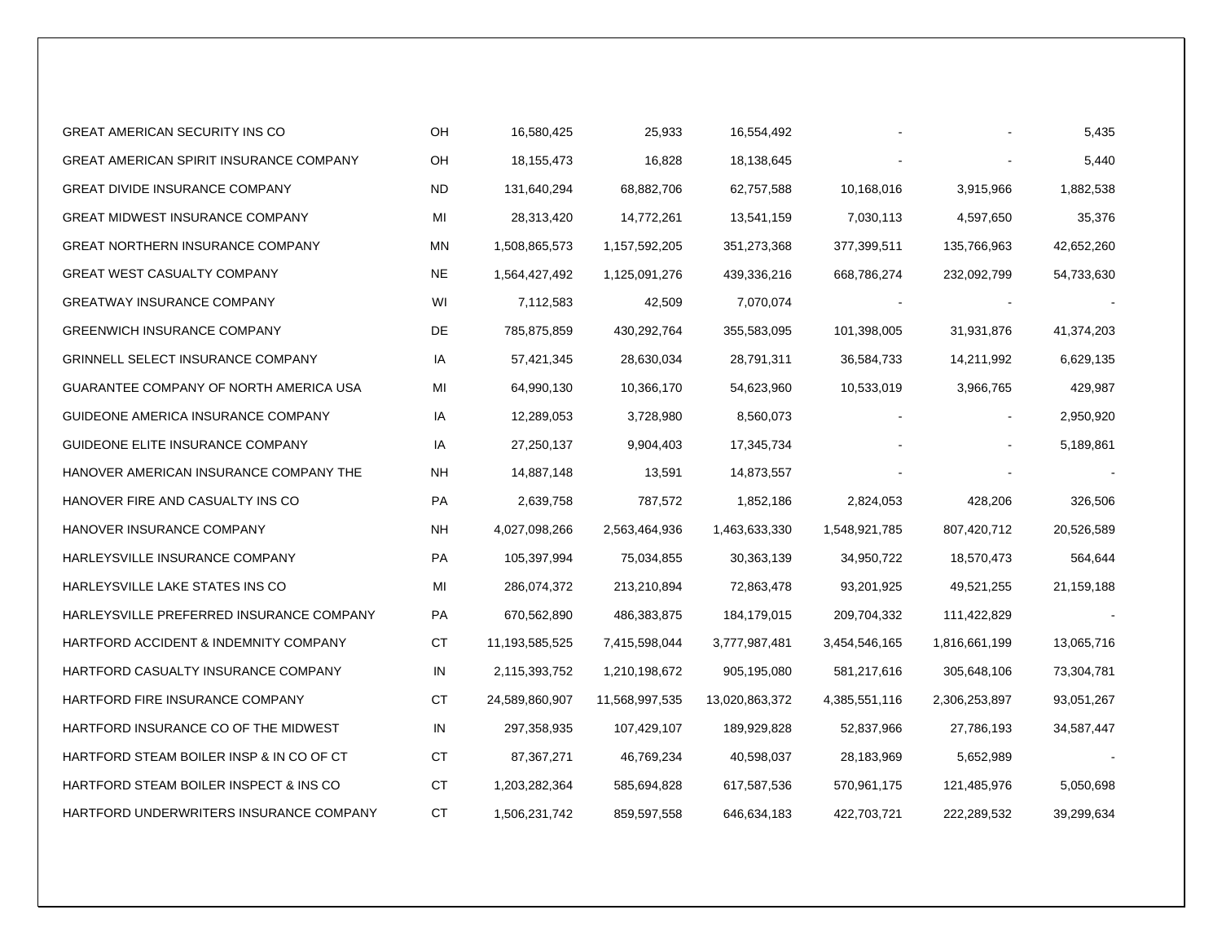| | | | | | | | |
|---|---|---|---|---|---|---|---|
| GREAT AMERICAN SECURITY INS CO | OH | 16,580,425 | 25,933 | 16,554,492 | - | - | 5,435 |
| GREAT AMERICAN SPIRIT INSURANCE COMPANY | OH | 18,155,473 | 16,828 | 18,138,645 | - | - | 5,440 |
| GREAT DIVIDE INSURANCE COMPANY | ND | 131,640,294 | 68,882,706 | 62,757,588 | 10,168,016 | 3,915,966 | 1,882,538 |
| GREAT MIDWEST INSURANCE COMPANY | MI | 28,313,420 | 14,772,261 | 13,541,159 | 7,030,113 | 4,597,650 | 35,376 |
| GREAT NORTHERN INSURANCE COMPANY | MN | 1,508,865,573 | 1,157,592,205 | 351,273,368 | 377,399,511 | 135,766,963 | 42,652,260 |
| GREAT WEST CASUALTY COMPANY | NE | 1,564,427,492 | 1,125,091,276 | 439,336,216 | 668,786,274 | 232,092,799 | 54,733,630 |
| GREATWAY INSURANCE COMPANY | WI | 7,112,583 | 42,509 | 7,070,074 | - | - | - |
| GREENWICH INSURANCE COMPANY | DE | 785,875,859 | 430,292,764 | 355,583,095 | 101,398,005 | 31,931,876 | 41,374,203 |
| GRINNELL SELECT INSURANCE COMPANY | IA | 57,421,345 | 28,630,034 | 28,791,311 | 36,584,733 | 14,211,992 | 6,629,135 |
| GUARANTEE COMPANY OF NORTH AMERICA USA | MI | 64,990,130 | 10,366,170 | 54,623,960 | 10,533,019 | 3,966,765 | 429,987 |
| GUIDEONE AMERICA INSURANCE COMPANY | IA | 12,289,053 | 3,728,980 | 8,560,073 | - | - | 2,950,920 |
| GUIDEONE ELITE INSURANCE COMPANY | IA | 27,250,137 | 9,904,403 | 17,345,734 | - | - | 5,189,861 |
| HANOVER AMERICAN INSURANCE COMPANY THE | NH | 14,887,148 | 13,591 | 14,873,557 | - | - | - |
| HANOVER FIRE AND CASUALTY INS CO | PA | 2,639,758 | 787,572 | 1,852,186 | 2,824,053 | 428,206 | 326,506 |
| HANOVER INSURANCE COMPANY | NH | 4,027,098,266 | 2,563,464,936 | 1,463,633,330 | 1,548,921,785 | 807,420,712 | 20,526,589 |
| HARLEYSVILLE INSURANCE COMPANY | PA | 105,397,994 | 75,034,855 | 30,363,139 | 34,950,722 | 18,570,473 | 564,644 |
| HARLEYSVILLE LAKE STATES INS CO | MI | 286,074,372 | 213,210,894 | 72,863,478 | 93,201,925 | 49,521,255 | 21,159,188 |
| HARLEYSVILLE PREFERRED INSURANCE COMPANY | PA | 670,562,890 | 486,383,875 | 184,179,015 | 209,704,332 | 111,422,829 | - |
| HARTFORD ACCIDENT & INDEMNITY COMPANY | CT | 11,193,585,525 | 7,415,598,044 | 3,777,987,481 | 3,454,546,165 | 1,816,661,199 | 13,065,716 |
| HARTFORD CASUALTY INSURANCE COMPANY | IN | 2,115,393,752 | 1,210,198,672 | 905,195,080 | 581,217,616 | 305,648,106 | 73,304,781 |
| HARTFORD FIRE INSURANCE COMPANY | CT | 24,589,860,907 | 11,568,997,535 | 13,020,863,372 | 4,385,551,116 | 2,306,253,897 | 93,051,267 |
| HARTFORD INSURANCE CO OF THE MIDWEST | IN | 297,358,935 | 107,429,107 | 189,929,828 | 52,837,966 | 27,786,193 | 34,587,447 |
| HARTFORD STEAM BOILER INSP & IN CO OF CT | CT | 87,367,271 | 46,769,234 | 40,598,037 | 28,183,969 | 5,652,989 | - |
| HARTFORD STEAM BOILER INSPECT & INS CO | CT | 1,203,282,364 | 585,694,828 | 617,587,536 | 570,961,175 | 121,485,976 | 5,050,698 |
| HARTFORD UNDERWRITERS INSURANCE COMPANY | CT | 1,506,231,742 | 859,597,558 | 646,634,183 | 422,703,721 | 222,289,532 | 39,299,634 |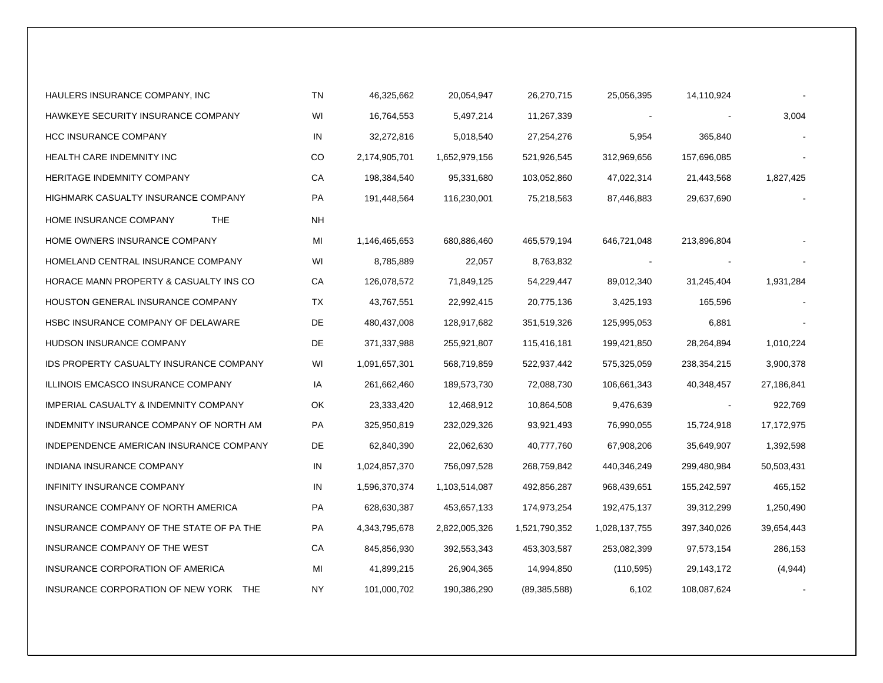| | | | | | | | |
|---|---|---|---|---|---|---|---|
| HAULERS INSURANCE COMPANY, INC | TN | 46,325,662 | 20,054,947 | 26,270,715 | 25,056,395 | 14,110,924 | - |
| HAWKEYE SECURITY INSURANCE COMPANY | WI | 16,764,553 | 5,497,214 | 11,267,339 | - | - | 3,004 |
| HCC INSURANCE COMPANY | IN | 32,272,816 | 5,018,540 | 27,254,276 | 5,954 | 365,840 | - |
| HEALTH CARE INDEMNITY INC | CO | 2,174,905,701 | 1,652,979,156 | 521,926,545 | 312,969,656 | 157,696,085 | - |
| HERITAGE INDEMNITY COMPANY | CA | 198,384,540 | 95,331,680 | 103,052,860 | 47,022,314 | 21,443,568 | 1,827,425 |
| HIGHMARK CASUALTY INSURANCE COMPANY | PA | 191,448,564 | 116,230,001 | 75,218,563 | 87,446,883 | 29,637,690 | - |
| HOME INSURANCE COMPANY THE | NH | | | | | | |
| HOME OWNERS INSURANCE COMPANY | MI | 1,146,465,653 | 680,886,460 | 465,579,194 | 646,721,048 | 213,896,804 | - |
| HOMELAND CENTRAL INSURANCE COMPANY | WI | 8,785,889 | 22,057 | 8,763,832 | - | - | - |
| HORACE MANN PROPERTY & CASUALTY INS CO | CA | 126,078,572 | 71,849,125 | 54,229,447 | 89,012,340 | 31,245,404 | 1,931,284 |
| HOUSTON GENERAL INSURANCE COMPANY | TX | 43,767,551 | 22,992,415 | 20,775,136 | 3,425,193 | 165,596 | - |
| HSBC INSURANCE COMPANY OF DELAWARE | DE | 480,437,008 | 128,917,682 | 351,519,326 | 125,995,053 | 6,881 | - |
| HUDSON INSURANCE COMPANY | DE | 371,337,988 | 255,921,807 | 115,416,181 | 199,421,850 | 28,264,894 | 1,010,224 |
| IDS PROPERTY CASUALTY INSURANCE COMPANY | WI | 1,091,657,301 | 568,719,859 | 522,937,442 | 575,325,059 | 238,354,215 | 3,900,378 |
| ILLINOIS EMCASCO INSURANCE COMPANY | IA | 261,662,460 | 189,573,730 | 72,088,730 | 106,661,343 | 40,348,457 | 27,186,841 |
| IMPERIAL CASUALTY & INDEMNITY COMPANY | OK | 23,333,420 | 12,468,912 | 10,864,508 | 9,476,639 | - | 922,769 |
| INDEMNITY INSURANCE COMPANY OF NORTH AM | PA | 325,950,819 | 232,029,326 | 93,921,493 | 76,990,055 | 15,724,918 | 17,172,975 |
| INDEPENDENCE AMERICAN INSURANCE COMPANY | DE | 62,840,390 | 22,062,630 | 40,777,760 | 67,908,206 | 35,649,907 | 1,392,598 |
| INDIANA INSURANCE COMPANY | IN | 1,024,857,370 | 756,097,528 | 268,759,842 | 440,346,249 | 299,480,984 | 50,503,431 |
| INFINITY INSURANCE COMPANY | IN | 1,596,370,374 | 1,103,514,087 | 492,856,287 | 968,439,651 | 155,242,597 | 465,152 |
| INSURANCE COMPANY OF NORTH AMERICA | PA | 628,630,387 | 453,657,133 | 174,973,254 | 192,475,137 | 39,312,299 | 1,250,490 |
| INSURANCE COMPANY OF THE STATE OF PA THE | PA | 4,343,795,678 | 2,822,005,326 | 1,521,790,352 | 1,028,137,755 | 397,340,026 | 39,654,443 |
| INSURANCE COMPANY OF THE WEST | CA | 845,856,930 | 392,553,343 | 453,303,587 | 253,082,399 | 97,573,154 | 286,153 |
| INSURANCE CORPORATION OF AMERICA | MI | 41,899,215 | 26,904,365 | 14,994,850 | (110,595) | 29,143,172 | (4,944) |
| INSURANCE CORPORATION OF NEW YORK THE | NY | 101,000,702 | 190,386,290 | (89,385,588) | 6,102 | 108,087,624 | - |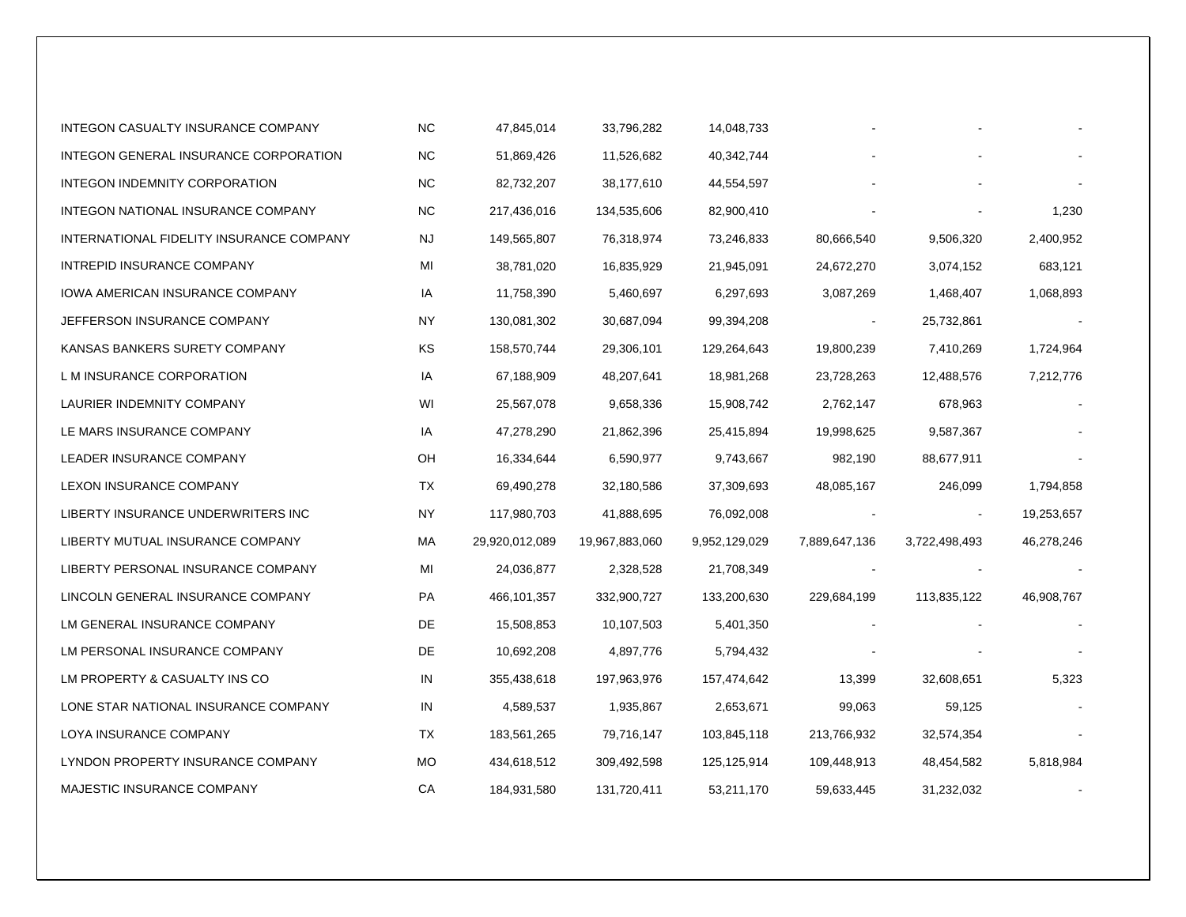| | | | | | | | |
|---|---|---|---|---|---|---|---|
| INTEGON CASUALTY INSURANCE COMPANY | NC | 47,845,014 | 33,796,282 | 14,048,733 | - | - | - |
| INTEGON GENERAL INSURANCE CORPORATION | NC | 51,869,426 | 11,526,682 | 40,342,744 | - | - | - |
| INTEGON INDEMNITY CORPORATION | NC | 82,732,207 | 38,177,610 | 44,554,597 | - | - | - |
| INTEGON NATIONAL INSURANCE COMPANY | NC | 217,436,016 | 134,535,606 | 82,900,410 | - | - | 1,230 |
| INTERNATIONAL FIDELITY INSURANCE COMPANY | NJ | 149,565,807 | 76,318,974 | 73,246,833 | 80,666,540 | 9,506,320 | 2,400,952 |
| INTREPID INSURANCE COMPANY | MI | 38,781,020 | 16,835,929 | 21,945,091 | 24,672,270 | 3,074,152 | 683,121 |
| IOWA AMERICAN INSURANCE COMPANY | IA | 11,758,390 | 5,460,697 | 6,297,693 | 3,087,269 | 1,468,407 | 1,068,893 |
| JEFFERSON INSURANCE COMPANY | NY | 130,081,302 | 30,687,094 | 99,394,208 | - | 25,732,861 | - |
| KANSAS BANKERS SURETY COMPANY | KS | 158,570,744 | 29,306,101 | 129,264,643 | 19,800,239 | 7,410,269 | 1,724,964 |
| L M INSURANCE CORPORATION | IA | 67,188,909 | 48,207,641 | 18,981,268 | 23,728,263 | 12,488,576 | 7,212,776 |
| LAURIER INDEMNITY COMPANY | WI | 25,567,078 | 9,658,336 | 15,908,742 | 2,762,147 | 678,963 | - |
| LE MARS INSURANCE COMPANY | IA | 47,278,290 | 21,862,396 | 25,415,894 | 19,998,625 | 9,587,367 | - |
| LEADER INSURANCE COMPANY | OH | 16,334,644 | 6,590,977 | 9,743,667 | 982,190 | 88,677,911 | - |
| LEXON INSURANCE COMPANY | TX | 69,490,278 | 32,180,586 | 37,309,693 | 48,085,167 | 246,099 | 1,794,858 |
| LIBERTY INSURANCE UNDERWRITERS INC | NY | 117,980,703 | 41,888,695 | 76,092,008 | - | - | 19,253,657 |
| LIBERTY MUTUAL INSURANCE COMPANY | MA | 29,920,012,089 | 19,967,883,060 | 9,952,129,029 | 7,889,647,136 | 3,722,498,493 | 46,278,246 |
| LIBERTY PERSONAL INSURANCE COMPANY | MI | 24,036,877 | 2,328,528 | 21,708,349 | - | - | - |
| LINCOLN GENERAL INSURANCE COMPANY | PA | 466,101,357 | 332,900,727 | 133,200,630 | 229,684,199 | 113,835,122 | 46,908,767 |
| LM GENERAL INSURANCE COMPANY | DE | 15,508,853 | 10,107,503 | 5,401,350 | - | - | - |
| LM PERSONAL INSURANCE COMPANY | DE | 10,692,208 | 4,897,776 | 5,794,432 | - | - | - |
| LM PROPERTY & CASUALTY INS CO | IN | 355,438,618 | 197,963,976 | 157,474,642 | 13,399 | 32,608,651 | 5,323 |
| LONE STAR NATIONAL INSURANCE COMPANY | IN | 4,589,537 | 1,935,867 | 2,653,671 | 99,063 | 59,125 | - |
| LOYA INSURANCE COMPANY | TX | 183,561,265 | 79,716,147 | 103,845,118 | 213,766,932 | 32,574,354 | - |
| LYNDON PROPERTY INSURANCE COMPANY | MO | 434,618,512 | 309,492,598 | 125,125,914 | 109,448,913 | 48,454,582 | 5,818,984 |
| MAJESTIC INSURANCE COMPANY | CA | 184,931,580 | 131,720,411 | 53,211,170 | 59,633,445 | 31,232,032 | - |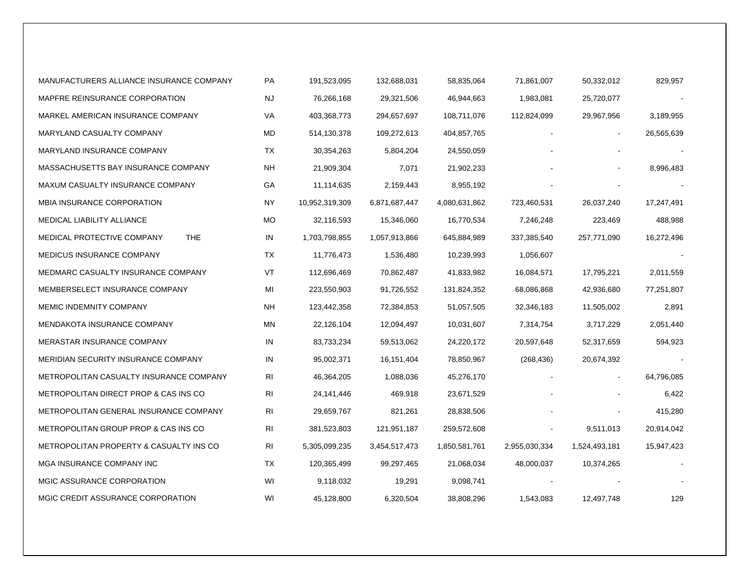| | | | | | | | |
|---|---|---|---|---|---|---|---|
| MANUFACTURERS ALLIANCE INSURANCE COMPANY | PA | 191,523,095 | 132,688,031 | 58,835,064 | 71,861,007 | 50,332,012 | 829,957 |
| MAPFRE REINSURANCE CORPORATION | NJ | 76,266,168 | 29,321,506 | 46,944,663 | 1,983,081 | 25,720,077 | - |
| MARKEL AMERICAN INSURANCE COMPANY | VA | 403,368,773 | 294,657,697 | 108,711,076 | 112,824,099 | 29,967,956 | 3,189,955 |
| MARYLAND CASUALTY COMPANY | MD | 514,130,378 | 109,272,613 | 404,857,765 | - | - | 26,565,639 |
| MARYLAND INSURANCE COMPANY | TX | 30,354,263 | 5,804,204 | 24,550,059 | - | - | - |
| MASSACHUSETTS BAY INSURANCE COMPANY | NH | 21,909,304 | 7,071 | 21,902,233 | - | - | 8,996,483 |
| MAXUM CASUALTY INSURANCE COMPANY | GA | 11,114,635 | 2,159,443 | 8,955,192 | - | - | - |
| MBIA INSURANCE CORPORATION | NY | 10,952,319,309 | 6,871,687,447 | 4,080,631,862 | 723,460,531 | 26,037,240 | 17,247,491 |
| MEDICAL LIABILITY ALLIANCE | MO | 32,116,593 | 15,346,060 | 16,770,534 | 7,246,248 | 223,469 | 488,988 |
| MEDICAL PROTECTIVE COMPANY THE | IN | 1,703,798,855 | 1,057,913,866 | 645,884,989 | 337,385,540 | 257,771,090 | 16,272,496 |
| MEDICUS INSURANCE COMPANY | TX | 11,776,473 | 1,536,480 | 10,239,993 | 1,056,607 | | - |
| MEDMARC CASUALTY INSURANCE COMPANY | VT | 112,696,469 | 70,862,487 | 41,833,982 | 16,084,571 | 17,795,221 | 2,011,559 |
| MEMBERSELECT INSURANCE COMPANY | MI | 223,550,903 | 91,726,552 | 131,824,352 | 68,086,868 | 42,936,680 | 77,251,807 |
| MEMIC INDEMNITY COMPANY | NH | 123,442,358 | 72,384,853 | 51,057,505 | 32,346,183 | 11,505,002 | 2,891 |
| MENDAKOTA INSURANCE COMPANY | MN | 22,126,104 | 12,094,497 | 10,031,607 | 7,314,754 | 3,717,229 | 2,051,440 |
| MERASTAR INSURANCE COMPANY | IN | 83,733,234 | 59,513,062 | 24,220,172 | 20,597,648 | 52,317,659 | 594,923 |
| MERIDIAN SECURITY INSURANCE COMPANY | IN | 95,002,371 | 16,151,404 | 78,850,967 | (268,436) | 20,674,392 | - |
| METROPOLITAN CASUALTY INSURANCE COMPANY | RI | 46,364,205 | 1,088,036 | 45,276,170 | - | - | 64,796,085 |
| METROPOLITAN DIRECT PROP & CAS INS CO | RI | 24,141,446 | 469,918 | 23,671,529 | - | - | 6,422 |
| METROPOLITAN GENERAL INSURANCE COMPANY | RI | 29,659,767 | 821,261 | 28,838,506 | - | - | 415,280 |
| METROPOLITAN GROUP PROP & CAS INS CO | RI | 381,523,803 | 121,951,187 | 259,572,608 | - | 9,511,013 | 20,914,042 |
| METROPOLITAN PROPERTY & CASUALTY INS CO | RI | 5,305,099,235 | 3,454,517,473 | 1,850,581,761 | 2,955,030,334 | 1,524,493,181 | 15,947,423 |
| MGA INSURANCE COMPANY INC | TX | 120,365,499 | 99,297,465 | 21,068,034 | 48,000,037 | 10,374,265 | - |
| MGIC ASSURANCE CORPORATION | WI | 9,118,032 | 19,291 | 9,098,741 | - | - | - |
| MGIC CREDIT ASSURANCE CORPORATION | WI | 45,128,800 | 6,320,504 | 38,808,296 | 1,543,083 | 12,497,748 | 129 |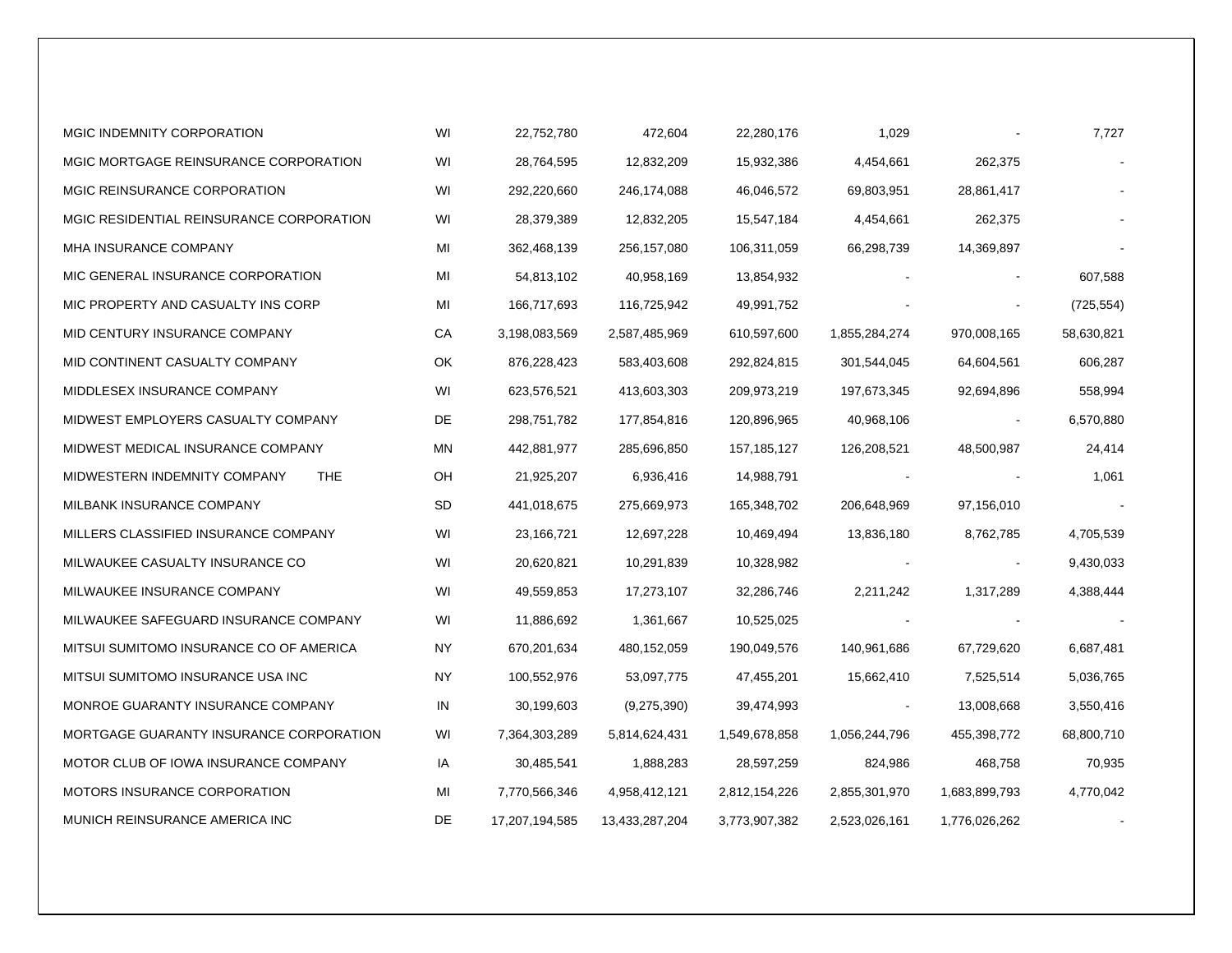| | | | | | | | |
|---|---|---|---|---|---|---|---|
| MGIC INDEMNITY CORPORATION | WI | 22,752,780 | 472,604 | 22,280,176 | 1,029 | - | 7,727 |
| MGIC MORTGAGE REINSURANCE CORPORATION | WI | 28,764,595 | 12,832,209 | 15,932,386 | 4,454,661 | 262,375 | - |
| MGIC REINSURANCE CORPORATION | WI | 292,220,660 | 246,174,088 | 46,046,572 | 69,803,951 | 28,861,417 | - |
| MGIC RESIDENTIAL REINSURANCE CORPORATION | WI | 28,379,389 | 12,832,205 | 15,547,184 | 4,454,661 | 262,375 | - |
| MHA INSURANCE COMPANY | MI | 362,468,139 | 256,157,080 | 106,311,059 | 66,298,739 | 14,369,897 | - |
| MIC GENERAL INSURANCE CORPORATION | MI | 54,813,102 | 40,958,169 | 13,854,932 | - | - | 607,588 |
| MIC PROPERTY AND CASUALTY INS CORP | MI | 166,717,693 | 116,725,942 | 49,991,752 | - | - | (725,554) |
| MID CENTURY INSURANCE COMPANY | CA | 3,198,083,569 | 2,587,485,969 | 610,597,600 | 1,855,284,274 | 970,008,165 | 58,630,821 |
| MID CONTINENT CASUALTY COMPANY | OK | 876,228,423 | 583,403,608 | 292,824,815 | 301,544,045 | 64,604,561 | 606,287 |
| MIDDLESEX INSURANCE COMPANY | WI | 623,576,521 | 413,603,303 | 209,973,219 | 197,673,345 | 92,694,896 | 558,994 |
| MIDWEST EMPLOYERS CASUALTY COMPANY | DE | 298,751,782 | 177,854,816 | 120,896,965 | 40,968,106 | - | 6,570,880 |
| MIDWEST MEDICAL INSURANCE COMPANY | MN | 442,881,977 | 285,696,850 | 157,185,127 | 126,208,521 | 48,500,987 | 24,414 |
| MIDWESTERN INDEMNITY COMPANY THE | OH | 21,925,207 | 6,936,416 | 14,988,791 | - | - | 1,061 |
| MILBANK INSURANCE COMPANY | SD | 441,018,675 | 275,669,973 | 165,348,702 | 206,648,969 | 97,156,010 | - |
| MILLERS CLASSIFIED INSURANCE COMPANY | WI | 23,166,721 | 12,697,228 | 10,469,494 | 13,836,180 | 8,762,785 | 4,705,539 |
| MILWAUKEE CASUALTY INSURANCE CO | WI | 20,620,821 | 10,291,839 | 10,328,982 | - | - | 9,430,033 |
| MILWAUKEE INSURANCE COMPANY | WI | 49,559,853 | 17,273,107 | 32,286,746 | 2,211,242 | 1,317,289 | 4,388,444 |
| MILWAUKEE SAFEGUARD INSURANCE COMPANY | WI | 11,886,692 | 1,361,667 | 10,525,025 | - | - | - |
| MITSUI SUMITOMO INSURANCE CO OF AMERICA | NY | 670,201,634 | 480,152,059 | 190,049,576 | 140,961,686 | 67,729,620 | 6,687,481 |
| MITSUI SUMITOMO INSURANCE USA INC | NY | 100,552,976 | 53,097,775 | 47,455,201 | 15,662,410 | 7,525,514 | 5,036,765 |
| MONROE GUARANTY INSURANCE COMPANY | IN | 30,199,603 | (9,275,390) | 39,474,993 | - | 13,008,668 | 3,550,416 |
| MORTGAGE GUARANTY INSURANCE CORPORATION | WI | 7,364,303,289 | 5,814,624,431 | 1,549,678,858 | 1,056,244,796 | 455,398,772 | 68,800,710 |
| MOTOR CLUB OF IOWA INSURANCE COMPANY | IA | 30,485,541 | 1,888,283 | 28,597,259 | 824,986 | 468,758 | 70,935 |
| MOTORS INSURANCE CORPORATION | MI | 7,770,566,346 | 4,958,412,121 | 2,812,154,226 | 2,855,301,970 | 1,683,899,793 | 4,770,042 |
| MUNICH REINSURANCE AMERICA INC | DE | 17,207,194,585 | 13,433,287,204 | 3,773,907,382 | 2,523,026,161 | 1,776,026,262 | - |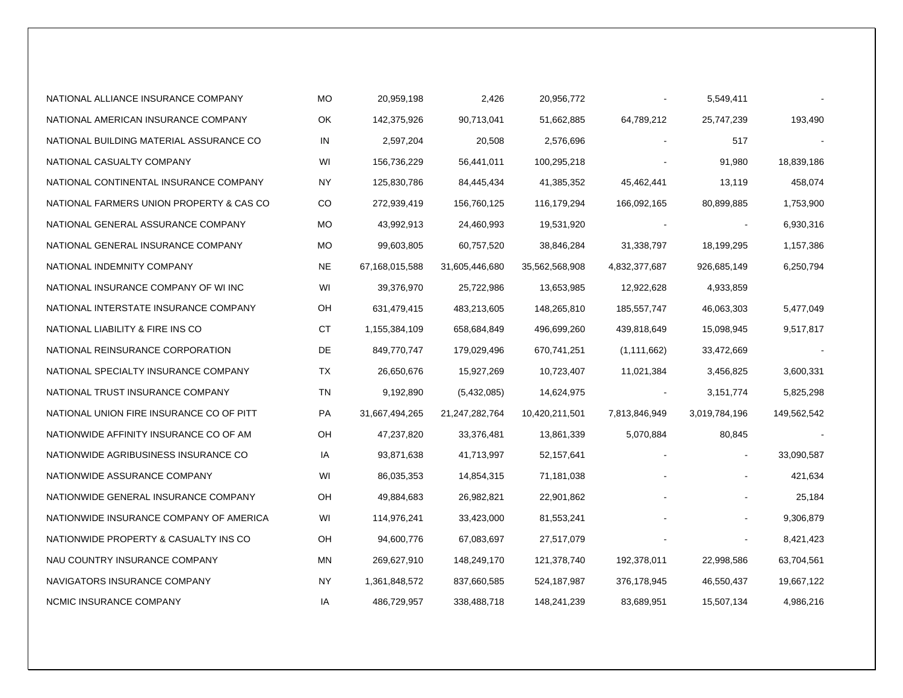| | | | | | | | |
|---|---|---|---|---|---|---|---|
| NATIONAL ALLIANCE INSURANCE COMPANY | MO | 20,959,198 | 2,426 | 20,956,772 | - | 5,549,411 | - |
| NATIONAL AMERICAN INSURANCE COMPANY | OK | 142,375,926 | 90,713,041 | 51,662,885 | 64,789,212 | 25,747,239 | 193,490 |
| NATIONAL BUILDING MATERIAL ASSURANCE CO | IN | 2,597,204 | 20,508 | 2,576,696 | - | 517 | - |
| NATIONAL CASUALTY COMPANY | WI | 156,736,229 | 56,441,011 | 100,295,218 | - | 91,980 | 18,839,186 |
| NATIONAL CONTINENTAL INSURANCE COMPANY | NY | 125,830,786 | 84,445,434 | 41,385,352 | 45,462,441 | 13,119 | 458,074 |
| NATIONAL FARMERS UNION PROPERTY & CAS CO | CO | 272,939,419 | 156,760,125 | 116,179,294 | 166,092,165 | 80,899,885 | 1,753,900 |
| NATIONAL GENERAL ASSURANCE COMPANY | MO | 43,992,913 | 24,460,993 | 19,531,920 | - | - | 6,930,316 |
| NATIONAL GENERAL INSURANCE COMPANY | MO | 99,603,805 | 60,757,520 | 38,846,284 | 31,338,797 | 18,199,295 | 1,157,386 |
| NATIONAL INDEMNITY COMPANY | NE | 67,168,015,588 | 31,605,446,680 | 35,562,568,908 | 4,832,377,687 | 926,685,149 | 6,250,794 |
| NATIONAL INSURANCE COMPANY OF WI INC | WI | 39,376,970 | 25,722,986 | 13,653,985 | 12,922,628 | 4,933,859 | |
| NATIONAL INTERSTATE INSURANCE COMPANY | OH | 631,479,415 | 483,213,605 | 148,265,810 | 185,557,747 | 46,063,303 | 5,477,049 |
| NATIONAL LIABILITY & FIRE INS CO | CT | 1,155,384,109 | 658,684,849 | 496,699,260 | 439,818,649 | 15,098,945 | 9,517,817 |
| NATIONAL REINSURANCE CORPORATION | DE | 849,770,747 | 179,029,496 | 670,741,251 | (1,111,662) | 33,472,669 | - |
| NATIONAL SPECIALTY INSURANCE COMPANY | TX | 26,650,676 | 15,927,269 | 10,723,407 | 11,021,384 | 3,456,825 | 3,600,331 |
| NATIONAL TRUST INSURANCE COMPANY | TN | 9,192,890 | (5,432,085) | 14,624,975 | - | 3,151,774 | 5,825,298 |
| NATIONAL UNION FIRE INSURANCE CO OF PITT | PA | 31,667,494,265 | 21,247,282,764 | 10,420,211,501 | 7,813,846,949 | 3,019,784,196 | 149,562,542 |
| NATIONWIDE AFFINITY INSURANCE CO OF AM | OH | 47,237,820 | 33,376,481 | 13,861,339 | 5,070,884 | 80,845 | - |
| NATIONWIDE AGRIBUSINESS INSURANCE CO | IA | 93,871,638 | 41,713,997 | 52,157,641 | - | - | 33,090,587 |
| NATIONWIDE ASSURANCE COMPANY | WI | 86,035,353 | 14,854,315 | 71,181,038 | - | - | 421,634 |
| NATIONWIDE GENERAL INSURANCE COMPANY | OH | 49,884,683 | 26,982,821 | 22,901,862 | - | - | 25,184 |
| NATIONWIDE INSURANCE COMPANY OF AMERICA | WI | 114,976,241 | 33,423,000 | 81,553,241 | - | - | 9,306,879 |
| NATIONWIDE PROPERTY & CASUALTY INS CO | OH | 94,600,776 | 67,083,697 | 27,517,079 | - | - | 8,421,423 |
| NAU COUNTRY INSURANCE COMPANY | MN | 269,627,910 | 148,249,170 | 121,378,740 | 192,378,011 | 22,998,586 | 63,704,561 |
| NAVIGATORS INSURANCE COMPANY | NY | 1,361,848,572 | 837,660,585 | 524,187,987 | 376,178,945 | 46,550,437 | 19,667,122 |
| NCMIC INSURANCE COMPANY | IA | 486,729,957 | 338,488,718 | 148,241,239 | 83,689,951 | 15,507,134 | 4,986,216 |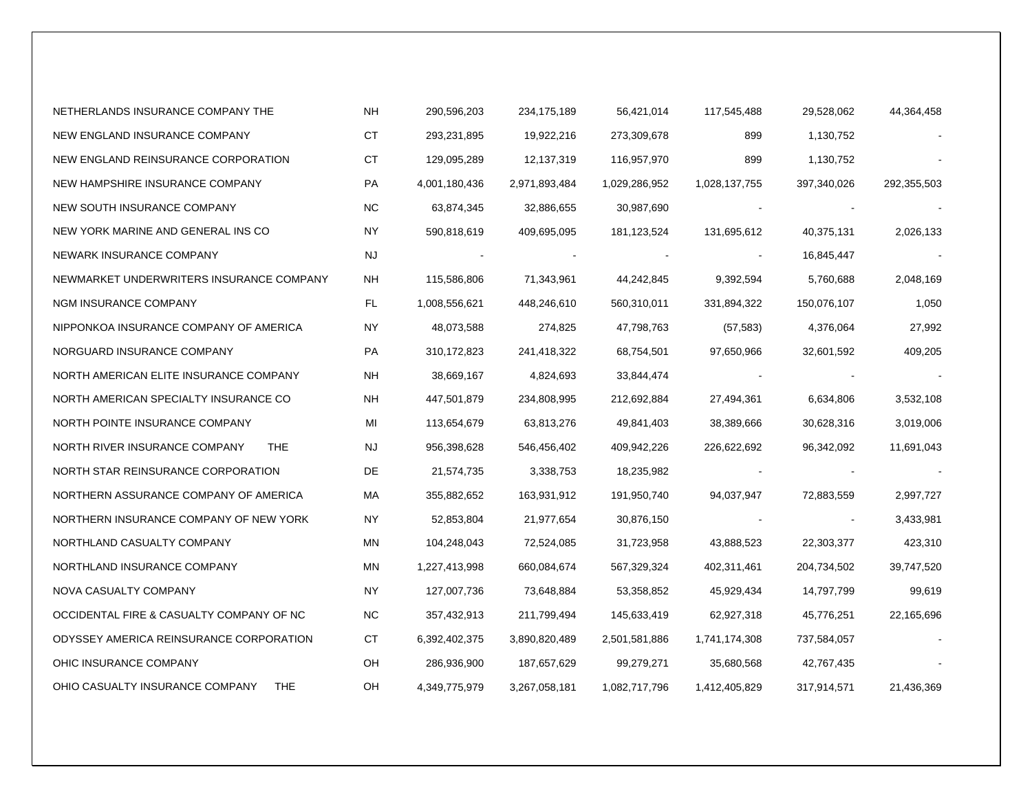| | | | | | | | |
|---|---|---|---|---|---|---|---|
| NETHERLANDS INSURANCE COMPANY THE | NH | 290,596,203 | 234,175,189 | 56,421,014 | 117,545,488 | 29,528,062 | 44,364,458 |
| NEW ENGLAND INSURANCE COMPANY | CT | 293,231,895 | 19,922,216 | 273,309,678 | 899 | 1,130,752 | - |
| NEW ENGLAND REINSURANCE CORPORATION | CT | 129,095,289 | 12,137,319 | 116,957,970 | 899 | 1,130,752 | - |
| NEW HAMPSHIRE INSURANCE COMPANY | PA | 4,001,180,436 | 2,971,893,484 | 1,029,286,952 | 1,028,137,755 | 397,340,026 | 292,355,503 |
| NEW SOUTH INSURANCE COMPANY | NC | 63,874,345 | 32,886,655 | 30,987,690 | - | - | - |
| NEW YORK MARINE AND GENERAL INS CO | NY | 590,818,619 | 409,695,095 | 181,123,524 | 131,695,612 | 40,375,131 | 2,026,133 |
| NEWARK INSURANCE COMPANY | NJ | - | - | - | - | 16,845,447 | - |
| NEWMARKET UNDERWRITERS INSURANCE COMPANY | NH | 115,586,806 | 71,343,961 | 44,242,845 | 9,392,594 | 5,760,688 | 2,048,169 |
| NGM INSURANCE COMPANY | FL | 1,008,556,621 | 448,246,610 | 560,310,011 | 331,894,322 | 150,076,107 | 1,050 |
| NIPPONKOA INSURANCE COMPANY OF AMERICA | NY | 48,073,588 | 274,825 | 47,798,763 | (57,583) | 4,376,064 | 27,992 |
| NORGUARD INSURANCE COMPANY | PA | 310,172,823 | 241,418,322 | 68,754,501 | 97,650,966 | 32,601,592 | 409,205 |
| NORTH AMERICAN ELITE INSURANCE COMPANY | NH | 38,669,167 | 4,824,693 | 33,844,474 | - | - | - |
| NORTH AMERICAN SPECIALTY INSURANCE CO | NH | 447,501,879 | 234,808,995 | 212,692,884 | 27,494,361 | 6,634,806 | 3,532,108 |
| NORTH POINTE INSURANCE COMPANY | MI | 113,654,679 | 63,813,276 | 49,841,403 | 38,389,666 | 30,628,316 | 3,019,006 |
| NORTH RIVER INSURANCE COMPANY THE | NJ | 956,398,628 | 546,456,402 | 409,942,226 | 226,622,692 | 96,342,092 | 11,691,043 |
| NORTH STAR REINSURANCE CORPORATION | DE | 21,574,735 | 3,338,753 | 18,235,982 | - | - | - |
| NORTHERN ASSURANCE COMPANY OF AMERICA | MA | 355,882,652 | 163,931,912 | 191,950,740 | 94,037,947 | 72,883,559 | 2,997,727 |
| NORTHERN INSURANCE COMPANY OF NEW YORK | NY | 52,853,804 | 21,977,654 | 30,876,150 | - | - | 3,433,981 |
| NORTHLAND CASUALTY COMPANY | MN | 104,248,043 | 72,524,085 | 31,723,958 | 43,888,523 | 22,303,377 | 423,310 |
| NORTHLAND INSURANCE COMPANY | MN | 1,227,413,998 | 660,084,674 | 567,329,324 | 402,311,461 | 204,734,502 | 39,747,520 |
| NOVA CASUALTY COMPANY | NY | 127,007,736 | 73,648,884 | 53,358,852 | 45,929,434 | 14,797,799 | 99,619 |
| OCCIDENTAL FIRE & CASUALTY COMPANY OF NC | NC | 357,432,913 | 211,799,494 | 145,633,419 | 62,927,318 | 45,776,251 | 22,165,696 |
| ODYSSEY AMERICA REINSURANCE CORPORATION | CT | 6,392,402,375 | 3,890,820,489 | 2,501,581,886 | 1,741,174,308 | 737,584,057 | - |
| OHIC INSURANCE COMPANY | OH | 286,936,900 | 187,657,629 | 99,279,271 | 35,680,568 | 42,767,435 | - |
| OHIO CASUALTY INSURANCE COMPANY THE | OH | 4,349,775,979 | 3,267,058,181 | 1,082,717,796 | 1,412,405,829 | 317,914,571 | 21,436,369 |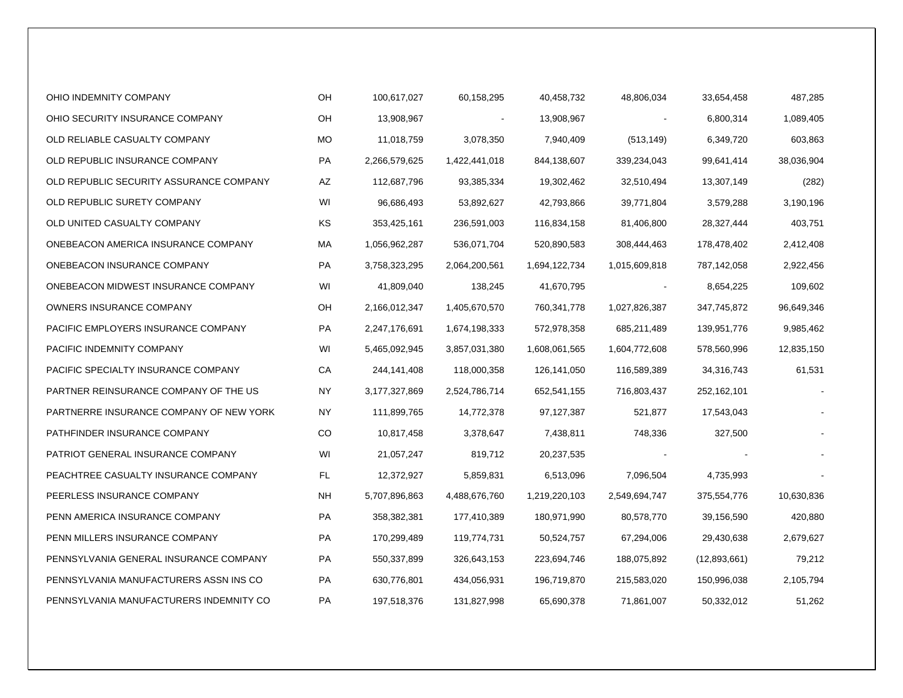| | | | | | | | |
|---|---|---|---|---|---|---|---|
| OHIO INDEMNITY COMPANY | OH | 100,617,027 | 60,158,295 | 40,458,732 | 48,806,034 | 33,654,458 | 487,285 |
| OHIO SECURITY INSURANCE COMPANY | OH | 13,908,967 | - | 13,908,967 | - | 6,800,314 | 1,089,405 |
| OLD RELIABLE CASUALTY COMPANY | MO | 11,018,759 | 3,078,350 | 7,940,409 | (513,149) | 6,349,720 | 603,863 |
| OLD REPUBLIC INSURANCE COMPANY | PA | 2,266,579,625 | 1,422,441,018 | 844,138,607 | 339,234,043 | 99,641,414 | 38,036,904 |
| OLD REPUBLIC SECURITY ASSURANCE COMPANY | AZ | 112,687,796 | 93,385,334 | 19,302,462 | 32,510,494 | 13,307,149 | (282) |
| OLD REPUBLIC SURETY COMPANY | WI | 96,686,493 | 53,892,627 | 42,793,866 | 39,771,804 | 3,579,288 | 3,190,196 |
| OLD UNITED CASUALTY COMPANY | KS | 353,425,161 | 236,591,003 | 116,834,158 | 81,406,800 | 28,327,444 | 403,751 |
| ONEBEACON AMERICA INSURANCE COMPANY | MA | 1,056,962,287 | 536,071,704 | 520,890,583 | 308,444,463 | 178,478,402 | 2,412,408 |
| ONEBEACON INSURANCE COMPANY | PA | 3,758,323,295 | 2,064,200,561 | 1,694,122,734 | 1,015,609,818 | 787,142,058 | 2,922,456 |
| ONEBEACON MIDWEST INSURANCE COMPANY | WI | 41,809,040 | 138,245 | 41,670,795 | - | 8,654,225 | 109,602 |
| OWNERS INSURANCE COMPANY | OH | 2,166,012,347 | 1,405,670,570 | 760,341,778 | 1,027,826,387 | 347,745,872 | 96,649,346 |
| PACIFIC EMPLOYERS INSURANCE COMPANY | PA | 2,247,176,691 | 1,674,198,333 | 572,978,358 | 685,211,489 | 139,951,776 | 9,985,462 |
| PACIFIC INDEMNITY COMPANY | WI | 5,465,092,945 | 3,857,031,380 | 1,608,061,565 | 1,604,772,608 | 578,560,996 | 12,835,150 |
| PACIFIC SPECIALTY INSURANCE COMPANY | CA | 244,141,408 | 118,000,358 | 126,141,050 | 116,589,389 | 34,316,743 | 61,531 |
| PARTNER REINSURANCE COMPANY OF THE US | NY | 3,177,327,869 | 2,524,786,714 | 652,541,155 | 716,803,437 | 252,162,101 | - |
| PARTNERRE INSURANCE COMPANY OF NEW YORK | NY | 111,899,765 | 14,772,378 | 97,127,387 | 521,877 | 17,543,043 | - |
| PATHFINDER INSURANCE COMPANY | CO | 10,817,458 | 3,378,647 | 7,438,811 | 748,336 | 327,500 | - |
| PATRIOT GENERAL INSURANCE COMPANY | WI | 21,057,247 | 819,712 | 20,237,535 | - | - | - |
| PEACHTREE CASUALTY INSURANCE COMPANY | FL | 12,372,927 | 5,859,831 | 6,513,096 | 7,096,504 | 4,735,993 | - |
| PEERLESS INSURANCE COMPANY | NH | 5,707,896,863 | 4,488,676,760 | 1,219,220,103 | 2,549,694,747 | 375,554,776 | 10,630,836 |
| PENN AMERICA INSURANCE COMPANY | PA | 358,382,381 | 177,410,389 | 180,971,990 | 80,578,770 | 39,156,590 | 420,880 |
| PENN MILLERS INSURANCE COMPANY | PA | 170,299,489 | 119,774,731 | 50,524,757 | 67,294,006 | 29,430,638 | 2,679,627 |
| PENNSYLVANIA GENERAL INSURANCE COMPANY | PA | 550,337,899 | 326,643,153 | 223,694,746 | 188,075,892 | (12,893,661) | 79,212 |
| PENNSYLVANIA MANUFACTURERS ASSN INS CO | PA | 630,776,801 | 434,056,931 | 196,719,870 | 215,583,020 | 150,996,038 | 2,105,794 |
| PENNSYLVANIA MANUFACTURERS INDEMNITY CO | PA | 197,518,376 | 131,827,998 | 65,690,378 | 71,861,007 | 50,332,012 | 51,262 |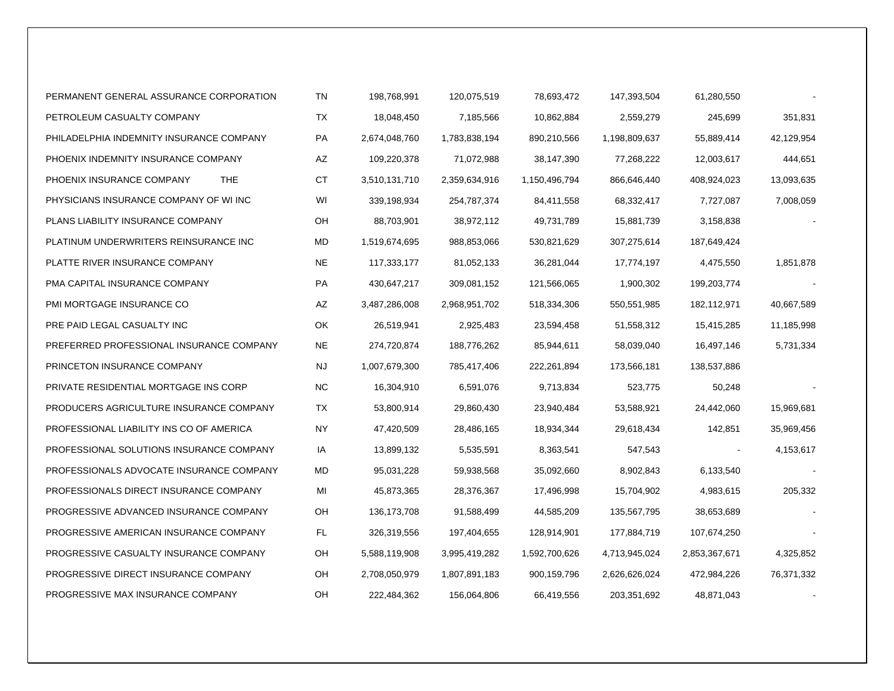| | | | | | | | |
|---|---|---|---|---|---|---|---|
| PERMANENT GENERAL ASSURANCE CORPORATION | TN | 198,768,991 | 120,075,519 | 78,693,472 | 147,393,504 | 61,280,550 | - |
| PETROLEUM CASUALTY COMPANY | TX | 18,048,450 | 7,185,566 | 10,862,884 | 2,559,279 | 245,699 | 351,831 |
| PHILADELPHIA INDEMNITY INSURANCE COMPANY | PA | 2,674,048,760 | 1,783,838,194 | 890,210,566 | 1,198,809,637 | 55,889,414 | 42,129,954 |
| PHOENIX INDEMNITY INSURANCE COMPANY | AZ | 109,220,378 | 71,072,988 | 38,147,390 | 77,268,222 | 12,003,617 | 444,651 |
| PHOENIX INSURANCE COMPANY THE | CT | 3,510,131,710 | 2,359,634,916 | 1,150,496,794 | 866,646,440 | 408,924,023 | 13,093,635 |
| PHYSICIANS INSURANCE COMPANY OF WI INC | WI | 339,198,934 | 254,787,374 | 84,411,558 | 68,332,417 | 7,727,087 | 7,008,059 |
| PLANS LIABILITY INSURANCE COMPANY | OH | 88,703,901 | 38,972,112 | 49,731,789 | 15,881,739 | 3,158,838 | - |
| PLATINUM UNDERWRITERS REINSURANCE INC | MD | 1,519,674,695 | 988,853,066 | 530,821,629 | 307,275,614 | 187,649,424 | |
| PLATTE RIVER INSURANCE COMPANY | NE | 117,333,177 | 81,052,133 | 36,281,044 | 17,774,197 | 4,475,550 | 1,851,878 |
| PMA CAPITAL INSURANCE COMPANY | PA | 430,647,217 | 309,081,152 | 121,566,065 | 1,900,302 | 199,203,774 | - |
| PMI MORTGAGE INSURANCE CO | AZ | 3,487,286,008 | 2,968,951,702 | 518,334,306 | 550,551,985 | 182,112,971 | 40,667,589 |
| PRE PAID LEGAL CASUALTY INC | OK | 26,519,941 | 2,925,483 | 23,594,458 | 51,558,312 | 15,415,285 | 11,185,998 |
| PREFERRED PROFESSIONAL INSURANCE COMPANY | NE | 274,720,874 | 188,776,262 | 85,944,611 | 58,039,040 | 16,497,146 | 5,731,334 |
| PRINCETON INSURANCE COMPANY | NJ | 1,007,679,300 | 785,417,406 | 222,261,894 | 173,566,181 | 138,537,886 | |
| PRIVATE RESIDENTIAL MORTGAGE INS CORP | NC | 16,304,910 | 6,591,076 | 9,713,834 | 523,775 | 50,248 | - |
| PRODUCERS AGRICULTURE INSURANCE COMPANY | TX | 53,800,914 | 29,860,430 | 23,940,484 | 53,588,921 | 24,442,060 | 15,969,681 |
| PROFESSIONAL LIABILITY INS CO OF AMERICA | NY | 47,420,509 | 28,486,165 | 18,934,344 | 29,618,434 | 142,851 | 35,969,456 |
| PROFESSIONAL SOLUTIONS INSURANCE COMPANY | IA | 13,899,132 | 5,535,591 | 8,363,541 | 547,543 | - | 4,153,617 |
| PROFESSIONALS ADVOCATE INSURANCE COMPANY | MD | 95,031,228 | 59,938,568 | 35,092,660 | 8,902,843 | 6,133,540 | - |
| PROFESSIONALS DIRECT INSURANCE COMPANY | MI | 45,873,365 | 28,376,367 | 17,496,998 | 15,704,902 | 4,983,615 | 205,332 |
| PROGRESSIVE ADVANCED INSURANCE COMPANY | OH | 136,173,708 | 91,588,499 | 44,585,209 | 135,567,795 | 38,653,689 | - |
| PROGRESSIVE AMERICAN INSURANCE COMPANY | FL | 326,319,556 | 197,404,655 | 128,914,901 | 177,884,719 | 107,674,250 | - |
| PROGRESSIVE CASUALTY INSURANCE COMPANY | OH | 5,588,119,908 | 3,995,419,282 | 1,592,700,626 | 4,713,945,024 | 2,853,367,671 | 4,325,852 |
| PROGRESSIVE DIRECT INSURANCE COMPANY | OH | 2,708,050,979 | 1,807,891,183 | 900,159,796 | 2,626,626,024 | 472,984,226 | 76,371,332 |
| PROGRESSIVE MAX INSURANCE COMPANY | OH | 222,484,362 | 156,064,806 | 66,419,556 | 203,351,692 | 48,871,043 | - |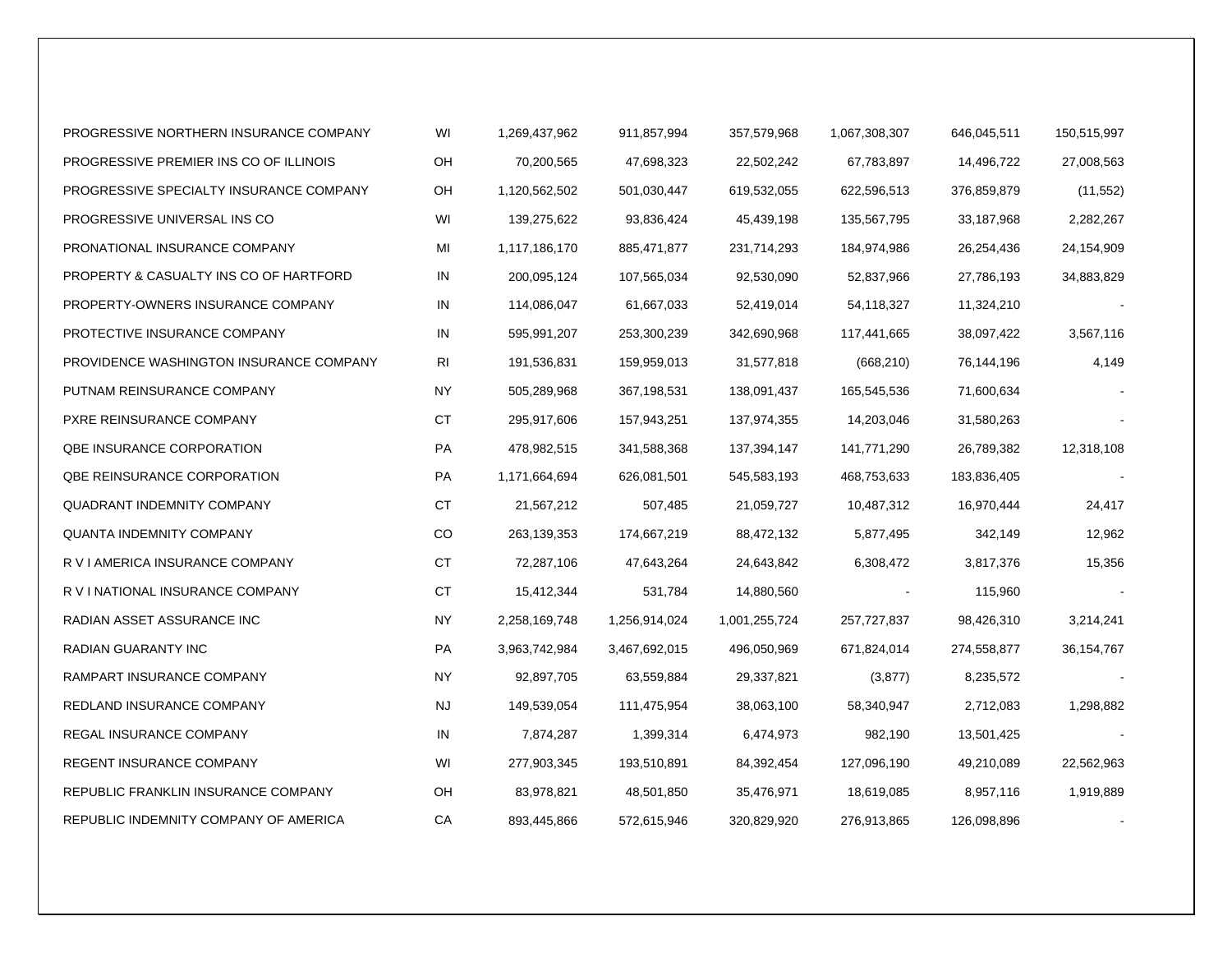| | | | | | | | |
|---|---|---|---|---|---|---|---|
| PROGRESSIVE NORTHERN INSURANCE COMPANY | WI | 1,269,437,962 | 911,857,994 | 357,579,968 | 1,067,308,307 | 646,045,511 | 150,515,997 |
| PROGRESSIVE PREMIER INS CO OF ILLINOIS | OH | 70,200,565 | 47,698,323 | 22,502,242 | 67,783,897 | 14,496,722 | 27,008,563 |
| PROGRESSIVE SPECIALTY INSURANCE COMPANY | OH | 1,120,562,502 | 501,030,447 | 619,532,055 | 622,596,513 | 376,859,879 | (11,552) |
| PROGRESSIVE UNIVERSAL INS CO | WI | 139,275,622 | 93,836,424 | 45,439,198 | 135,567,795 | 33,187,968 | 2,282,267 |
| PRONATIONAL INSURANCE COMPANY | MI | 1,117,186,170 | 885,471,877 | 231,714,293 | 184,974,986 | 26,254,436 | 24,154,909 |
| PROPERTY & CASUALTY INS CO OF HARTFORD | IN | 200,095,124 | 107,565,034 | 92,530,090 | 52,837,966 | 27,786,193 | 34,883,829 |
| PROPERTY-OWNERS INSURANCE COMPANY | IN | 114,086,047 | 61,667,033 | 52,419,014 | 54,118,327 | 11,324,210 | - |
| PROTECTIVE INSURANCE COMPANY | IN | 595,991,207 | 253,300,239 | 342,690,968 | 117,441,665 | 38,097,422 | 3,567,116 |
| PROVIDENCE WASHINGTON INSURANCE COMPANY | RI | 191,536,831 | 159,959,013 | 31,577,818 | (668,210) | 76,144,196 | 4,149 |
| PUTNAM REINSURANCE COMPANY | NY | 505,289,968 | 367,198,531 | 138,091,437 | 165,545,536 | 71,600,634 | - |
| PXRE REINSURANCE COMPANY | CT | 295,917,606 | 157,943,251 | 137,974,355 | 14,203,046 | 31,580,263 | - |
| QBE INSURANCE CORPORATION | PA | 478,982,515 | 341,588,368 | 137,394,147 | 141,771,290 | 26,789,382 | 12,318,108 |
| QBE REINSURANCE CORPORATION | PA | 1,171,664,694 | 626,081,501 | 545,583,193 | 468,753,633 | 183,836,405 | - |
| QUADRANT INDEMNITY COMPANY | CT | 21,567,212 | 507,485 | 21,059,727 | 10,487,312 | 16,970,444 | 24,417 |
| QUANTA INDEMNITY COMPANY | CO | 263,139,353 | 174,667,219 | 88,472,132 | 5,877,495 | 342,149 | 12,962 |
| R V I AMERICA INSURANCE COMPANY | CT | 72,287,106 | 47,643,264 | 24,643,842 | 6,308,472 | 3,817,376 | 15,356 |
| R V I NATIONAL INSURANCE COMPANY | CT | 15,412,344 | 531,784 | 14,880,560 | - | 115,960 | - |
| RADIAN ASSET ASSURANCE INC | NY | 2,258,169,748 | 1,256,914,024 | 1,001,255,724 | 257,727,837 | 98,426,310 | 3,214,241 |
| RADIAN GUARANTY INC | PA | 3,963,742,984 | 3,467,692,015 | 496,050,969 | 671,824,014 | 274,558,877 | 36,154,767 |
| RAMPART INSURANCE COMPANY | NY | 92,897,705 | 63,559,884 | 29,337,821 | (3,877) | 8,235,572 | - |
| REDLAND INSURANCE COMPANY | NJ | 149,539,054 | 111,475,954 | 38,063,100 | 58,340,947 | 2,712,083 | 1,298,882 |
| REGAL INSURANCE COMPANY | IN | 7,874,287 | 1,399,314 | 6,474,973 | 982,190 | 13,501,425 | - |
| REGENT INSURANCE COMPANY | WI | 277,903,345 | 193,510,891 | 84,392,454 | 127,096,190 | 49,210,089 | 22,562,963 |
| REPUBLIC FRANKLIN INSURANCE COMPANY | OH | 83,978,821 | 48,501,850 | 35,476,971 | 18,619,085 | 8,957,116 | 1,919,889 |
| REPUBLIC INDEMNITY COMPANY OF AMERICA | CA | 893,445,866 | 572,615,946 | 320,829,920 | 276,913,865 | 126,098,896 | - |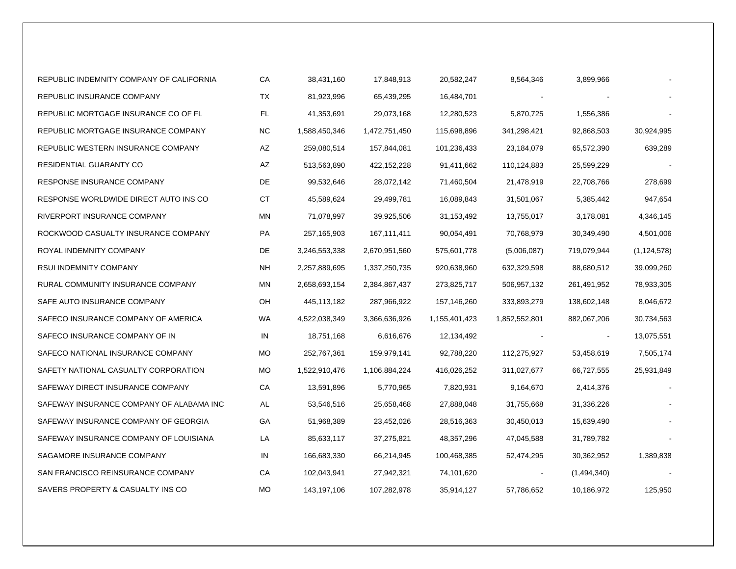| | | | | | | | |
|---|---|---|---|---|---|---|---|
| REPUBLIC INDEMNITY COMPANY OF CALIFORNIA | CA | 38,431,160 | 17,848,913 | 20,582,247 | 8,564,346 | 3,899,966 | - |
| REPUBLIC INSURANCE COMPANY | TX | 81,923,996 | 65,439,295 | 16,484,701 | - | - | - |
| REPUBLIC MORTGAGE INSURANCE CO OF FL | FL | 41,353,691 | 29,073,168 | 12,280,523 | 5,870,725 | 1,556,386 | - |
| REPUBLIC MORTGAGE INSURANCE COMPANY | NC | 1,588,450,346 | 1,472,751,450 | 115,698,896 | 341,298,421 | 92,868,503 | 30,924,995 |
| REPUBLIC WESTERN INSURANCE COMPANY | AZ | 259,080,514 | 157,844,081 | 101,236,433 | 23,184,079 | 65,572,390 | 639,289 |
| RESIDENTIAL GUARANTY CO | AZ | 513,563,890 | 422,152,228 | 91,411,662 | 110,124,883 | 25,599,229 | - |
| RESPONSE INSURANCE COMPANY | DE | 99,532,646 | 28,072,142 | 71,460,504 | 21,478,919 | 22,708,766 | 278,699 |
| RESPONSE WORLDWIDE DIRECT AUTO INS CO | CT | 45,589,624 | 29,499,781 | 16,089,843 | 31,501,067 | 5,385,442 | 947,654 |
| RIVERPORT INSURANCE COMPANY | MN | 71,078,997 | 39,925,506 | 31,153,492 | 13,755,017 | 3,178,081 | 4,346,145 |
| ROCKWOOD CASUALTY INSURANCE COMPANY | PA | 257,165,903 | 167,111,411 | 90,054,491 | 70,768,979 | 30,349,490 | 4,501,006 |
| ROYAL INDEMNITY COMPANY | DE | 3,246,553,338 | 2,670,951,560 | 575,601,778 | (5,006,087) | 719,079,944 | (1,124,578) |
| RSUI INDEMNITY COMPANY | NH | 2,257,889,695 | 1,337,250,735 | 920,638,960 | 632,329,598 | 88,680,512 | 39,099,260 |
| RURAL COMMUNITY INSURANCE COMPANY | MN | 2,658,693,154 | 2,384,867,437 | 273,825,717 | 506,957,132 | 261,491,952 | 78,933,305 |
| SAFE AUTO INSURANCE COMPANY | OH | 445,113,182 | 287,966,922 | 157,146,260 | 333,893,279 | 138,602,148 | 8,046,672 |
| SAFECO INSURANCE COMPANY OF AMERICA | WA | 4,522,038,349 | 3,366,636,926 | 1,155,401,423 | 1,852,552,801 | 882,067,206 | 30,734,563 |
| SAFECO INSURANCE COMPANY OF IN | IN | 18,751,168 | 6,616,676 | 12,134,492 | - | - | 13,075,551 |
| SAFECO NATIONAL INSURANCE COMPANY | MO | 252,767,361 | 159,979,141 | 92,788,220 | 112,275,927 | 53,458,619 | 7,505,174 |
| SAFETY NATIONAL CASUALTY CORPORATION | MO | 1,522,910,476 | 1,106,884,224 | 416,026,252 | 311,027,677 | 66,727,555 | 25,931,849 |
| SAFEWAY DIRECT INSURANCE COMPANY | CA | 13,591,896 | 5,770,965 | 7,820,931 | 9,164,670 | 2,414,376 | - |
| SAFEWAY INSURANCE COMPANY OF ALABAMA INC | AL | 53,546,516 | 25,658,468 | 27,888,048 | 31,755,668 | 31,336,226 | - |
| SAFEWAY INSURANCE COMPANY OF GEORGIA | GA | 51,968,389 | 23,452,026 | 28,516,363 | 30,450,013 | 15,639,490 | - |
| SAFEWAY INSURANCE COMPANY OF LOUISIANA | LA | 85,633,117 | 37,275,821 | 48,357,296 | 47,045,588 | 31,789,782 | - |
| SAGAMORE INSURANCE COMPANY | IN | 166,683,330 | 66,214,945 | 100,468,385 | 52,474,295 | 30,362,952 | 1,389,838 |
| SAN FRANCISCO REINSURANCE COMPANY | CA | 102,043,941 | 27,942,321 | 74,101,620 | - | (1,494,340) | - |
| SAVERS PROPERTY & CASUALTY INS CO | MO | 143,197,106 | 107,282,978 | 35,914,127 | 57,786,652 | 10,186,972 | 125,950 |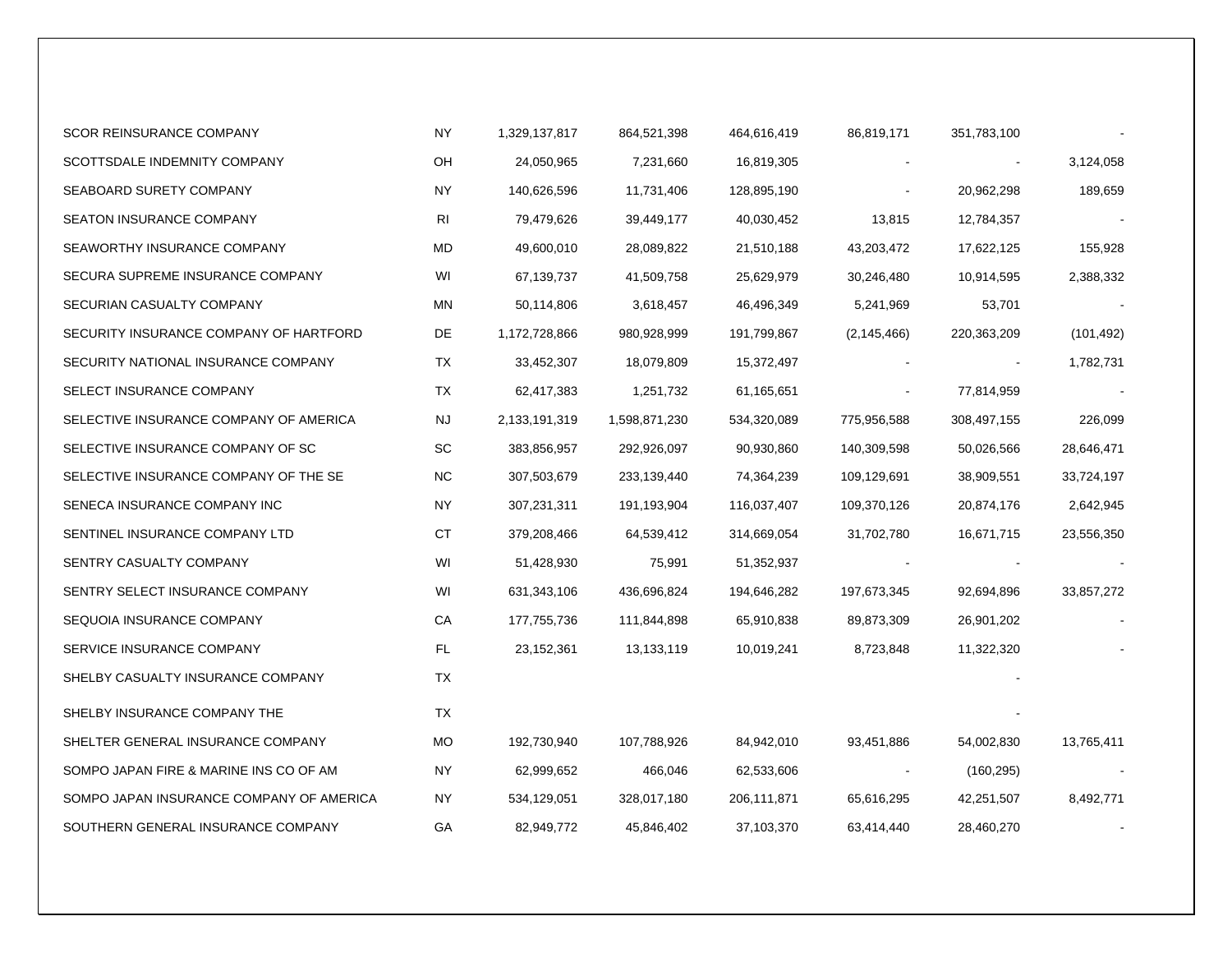| | | | | | | | |
|---|---|---|---|---|---|---|---|
| SCOR REINSURANCE COMPANY | NY | 1,329,137,817 | 864,521,398 | 464,616,419 | 86,819,171 | 351,783,100 | - |
| SCOTTSDALE INDEMNITY COMPANY | OH | 24,050,965 | 7,231,660 | 16,819,305 | - | - | 3,124,058 |
| SEABOARD SURETY COMPANY | NY | 140,626,596 | 11,731,406 | 128,895,190 | - | 20,962,298 | 189,659 |
| SEATON INSURANCE COMPANY | RI | 79,479,626 | 39,449,177 | 40,030,452 | 13,815 | 12,784,357 | - |
| SEAWORTHY INSURANCE COMPANY | MD | 49,600,010 | 28,089,822 | 21,510,188 | 43,203,472 | 17,622,125 | 155,928 |
| SECURA SUPREME INSURANCE COMPANY | WI | 67,139,737 | 41,509,758 | 25,629,979 | 30,246,480 | 10,914,595 | 2,388,332 |
| SECURIAN CASUALTY COMPANY | MN | 50,114,806 | 3,618,457 | 46,496,349 | 5,241,969 | 53,701 | - |
| SECURITY INSURANCE COMPANY OF HARTFORD | DE | 1,172,728,866 | 980,928,999 | 191,799,867 | (2,145,466) | 220,363,209 | (101,492) |
| SECURITY NATIONAL INSURANCE COMPANY | TX | 33,452,307 | 18,079,809 | 15,372,497 | - | - | 1,782,731 |
| SELECT INSURANCE COMPANY | TX | 62,417,383 | 1,251,732 | 61,165,651 | - | 77,814,959 | - |
| SELECTIVE INSURANCE COMPANY OF AMERICA | NJ | 2,133,191,319 | 1,598,871,230 | 534,320,089 | 775,956,588 | 308,497,155 | 226,099 |
| SELECTIVE INSURANCE COMPANY OF SC | SC | 383,856,957 | 292,926,097 | 90,930,860 | 140,309,598 | 50,026,566 | 28,646,471 |
| SELECTIVE INSURANCE COMPANY OF THE SE | NC | 307,503,679 | 233,139,440 | 74,364,239 | 109,129,691 | 38,909,551 | 33,724,197 |
| SENECA INSURANCE COMPANY INC | NY | 307,231,311 | 191,193,904 | 116,037,407 | 109,370,126 | 20,874,176 | 2,642,945 |
| SENTINEL INSURANCE COMPANY LTD | CT | 379,208,466 | 64,539,412 | 314,669,054 | 31,702,780 | 16,671,715 | 23,556,350 |
| SENTRY CASUALTY COMPANY | WI | 51,428,930 | 75,991 | 51,352,937 | - | - | - |
| SENTRY SELECT INSURANCE COMPANY | WI | 631,343,106 | 436,696,824 | 194,646,282 | 197,673,345 | 92,694,896 | 33,857,272 |
| SEQUOIA INSURANCE COMPANY | CA | 177,755,736 | 111,844,898 | 65,910,838 | 89,873,309 | 26,901,202 | - |
| SERVICE INSURANCE COMPANY | FL | 23,152,361 | 13,133,119 | 10,019,241 | 8,723,848 | 11,322,320 | - |
| SHELBY CASUALTY INSURANCE COMPANY | TX | | | | | - | |
| SHELBY INSURANCE COMPANY THE | TX | | | | | - | |
| SHELTER GENERAL INSURANCE COMPANY | MO | 192,730,940 | 107,788,926 | 84,942,010 | 93,451,886 | 54,002,830 | 13,765,411 |
| SOMPO JAPAN FIRE & MARINE INS CO OF AM | NY | 62,999,652 | 466,046 | 62,533,606 | - | (160,295) | - |
| SOMPO JAPAN INSURANCE COMPANY OF AMERICA | NY | 534,129,051 | 328,017,180 | 206,111,871 | 65,616,295 | 42,251,507 | 8,492,771 |
| SOUTHERN GENERAL INSURANCE COMPANY | GA | 82,949,772 | 45,846,402 | 37,103,370 | 63,414,440 | 28,460,270 | - |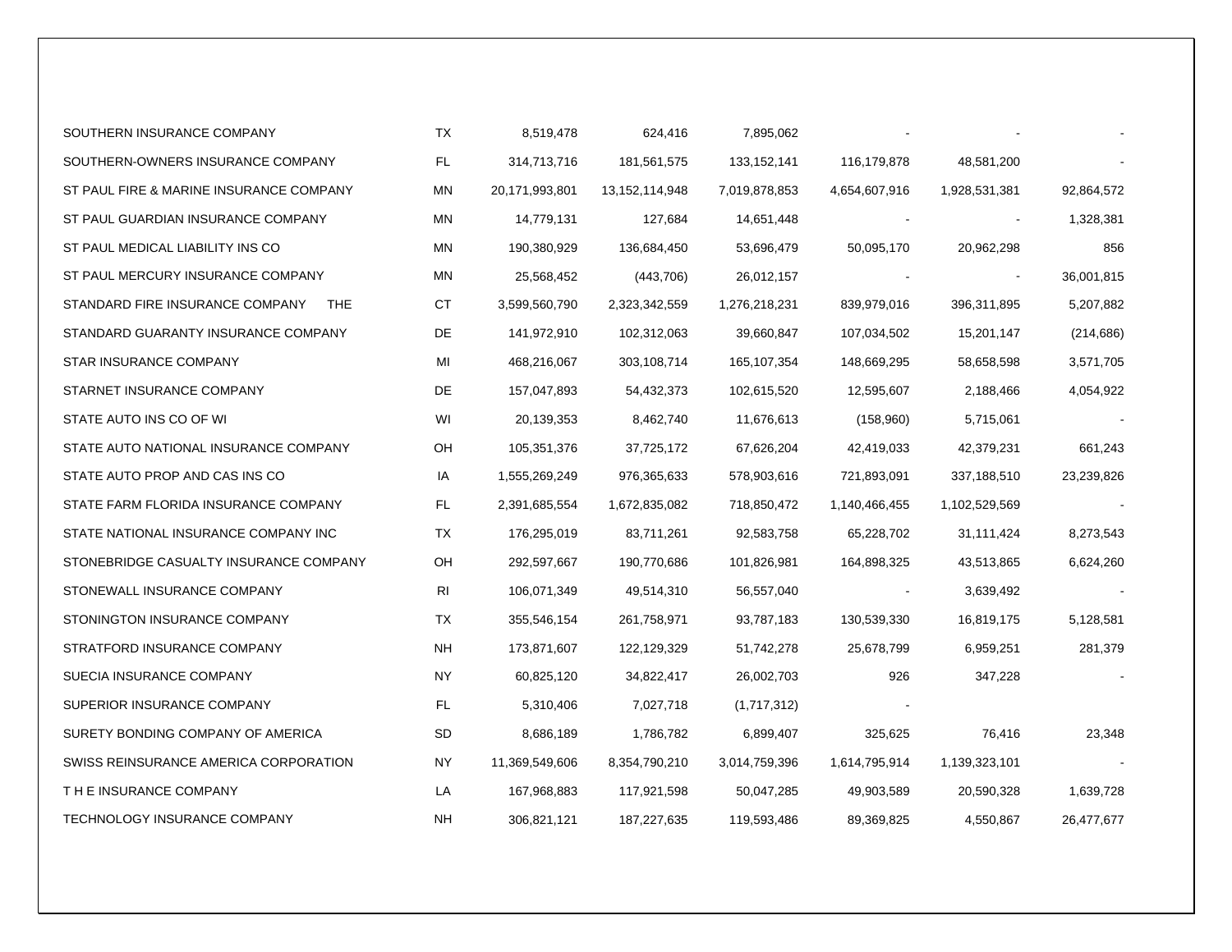| | | | | | | | |
|---|---|---|---|---|---|---|---|
| SOUTHERN INSURANCE COMPANY | TX | 8,519,478 | 624,416 | 7,895,062 | - | - | - |
| SOUTHERN-OWNERS INSURANCE COMPANY | FL | 314,713,716 | 181,561,575 | 133,152,141 | 116,179,878 | 48,581,200 | - |
| ST PAUL FIRE & MARINE INSURANCE COMPANY | MN | 20,171,993,801 | 13,152,114,948 | 7,019,878,853 | 4,654,607,916 | 1,928,531,381 | 92,864,572 |
| ST PAUL GUARDIAN INSURANCE COMPANY | MN | 14,779,131 | 127,684 | 14,651,448 | - | - | 1,328,381 |
| ST PAUL MEDICAL LIABILITY INS CO | MN | 190,380,929 | 136,684,450 | 53,696,479 | 50,095,170 | 20,962,298 | 856 |
| ST PAUL MERCURY INSURANCE COMPANY | MN | 25,568,452 | (443,706) | 26,012,157 | - | - | 36,001,815 |
| STANDARD FIRE INSURANCE COMPANY THE | CT | 3,599,560,790 | 2,323,342,559 | 1,276,218,231 | 839,979,016 | 396,311,895 | 5,207,882 |
| STANDARD GUARANTY INSURANCE COMPANY | DE | 141,972,910 | 102,312,063 | 39,660,847 | 107,034,502 | 15,201,147 | (214,686) |
| STAR INSURANCE COMPANY | MI | 468,216,067 | 303,108,714 | 165,107,354 | 148,669,295 | 58,658,598 | 3,571,705 |
| STARNET INSURANCE COMPANY | DE | 157,047,893 | 54,432,373 | 102,615,520 | 12,595,607 | 2,188,466 | 4,054,922 |
| STATE AUTO INS CO OF WI | WI | 20,139,353 | 8,462,740 | 11,676,613 | (158,960) | 5,715,061 | - |
| STATE AUTO NATIONAL INSURANCE COMPANY | OH | 105,351,376 | 37,725,172 | 67,626,204 | 42,419,033 | 42,379,231 | 661,243 |
| STATE AUTO PROP AND CAS INS CO | IA | 1,555,269,249 | 976,365,633 | 578,903,616 | 721,893,091 | 337,188,510 | 23,239,826 |
| STATE FARM FLORIDA INSURANCE COMPANY | FL | 2,391,685,554 | 1,672,835,082 | 718,850,472 | 1,140,466,455 | 1,102,529,569 | - |
| STATE NATIONAL INSURANCE COMPANY INC | TX | 176,295,019 | 83,711,261 | 92,583,758 | 65,228,702 | 31,111,424 | 8,273,543 |
| STONEBRIDGE CASUALTY INSURANCE COMPANY | OH | 292,597,667 | 190,770,686 | 101,826,981 | 164,898,325 | 43,513,865 | 6,624,260 |
| STONEWALL INSURANCE COMPANY | RI | 106,071,349 | 49,514,310 | 56,557,040 | - | 3,639,492 | - |
| STONINGTON INSURANCE COMPANY | TX | 355,546,154 | 261,758,971 | 93,787,183 | 130,539,330 | 16,819,175 | 5,128,581 |
| STRATFORD INSURANCE COMPANY | NH | 173,871,607 | 122,129,329 | 51,742,278 | 25,678,799 | 6,959,251 | 281,379 |
| SUECIA INSURANCE COMPANY | NY | 60,825,120 | 34,822,417 | 26,002,703 | 926 | 347,228 | - |
| SUPERIOR INSURANCE COMPANY | FL | 5,310,406 | 7,027,718 | (1,717,312) | - | | |
| SURETY BONDING COMPANY OF AMERICA | SD | 8,686,189 | 1,786,782 | 6,899,407 | 325,625 | 76,416 | 23,348 |
| SWISS REINSURANCE AMERICA CORPORATION | NY | 11,369,549,606 | 8,354,790,210 | 3,014,759,396 | 1,614,795,914 | 1,139,323,101 | - |
| T H E INSURANCE COMPANY | LA | 167,968,883 | 117,921,598 | 50,047,285 | 49,903,589 | 20,590,328 | 1,639,728 |
| TECHNOLOGY INSURANCE COMPANY | NH | 306,821,121 | 187,227,635 | 119,593,486 | 89,369,825 | 4,550,867 | 26,477,677 |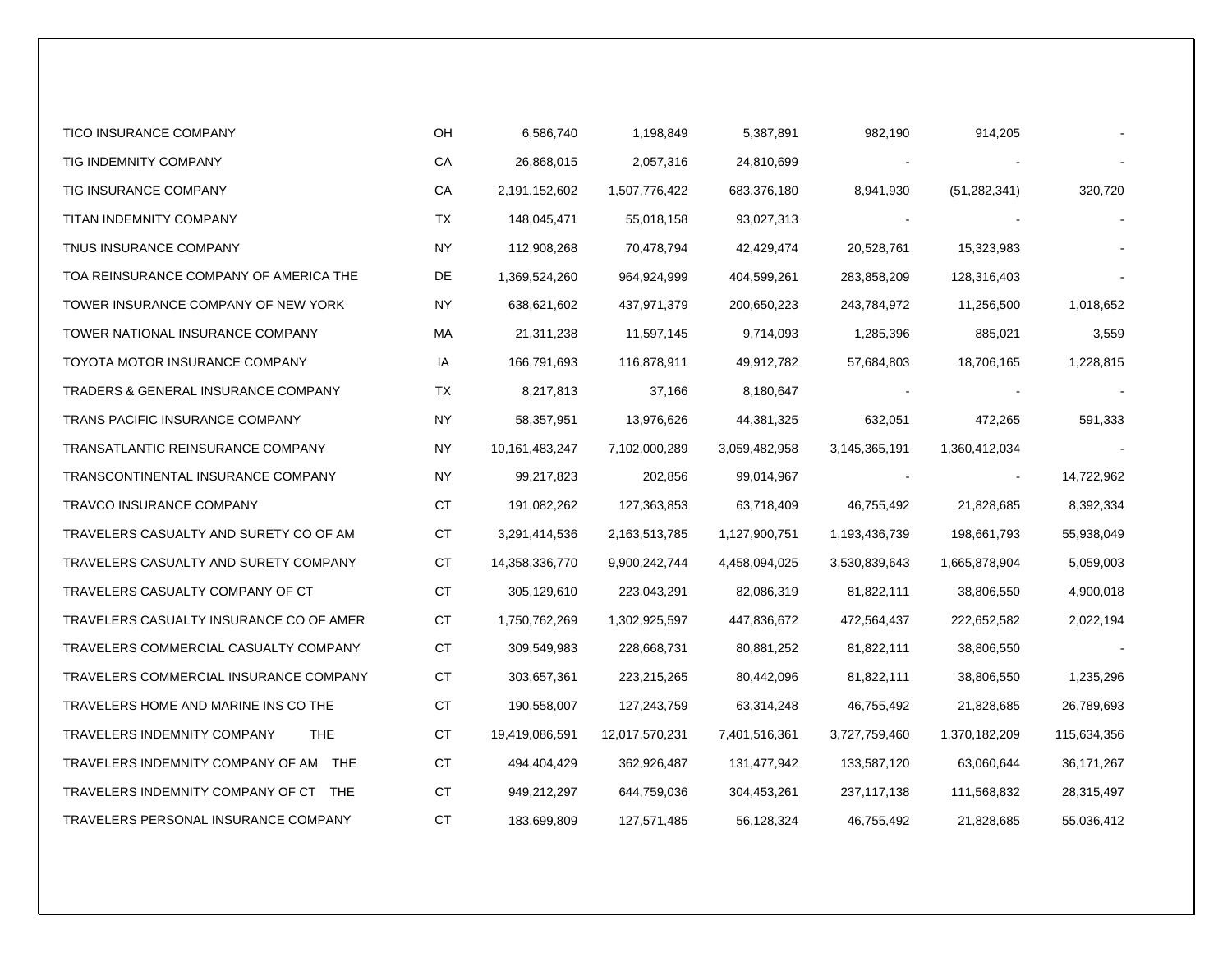| | | | | | | | |
|---|---|---|---|---|---|---|---|
| TICO INSURANCE COMPANY | OH | 6,586,740 | 1,198,849 | 5,387,891 | 982,190 | 914,205 | - |
| TIG INDEMNITY COMPANY | CA | 26,868,015 | 2,057,316 | 24,810,699 | - | - | - |
| TIG INSURANCE COMPANY | CA | 2,191,152,602 | 1,507,776,422 | 683,376,180 | 8,941,930 | (51,282,341) | 320,720 |
| TITAN INDEMNITY COMPANY | TX | 148,045,471 | 55,018,158 | 93,027,313 | - | - | - |
| TNUS INSURANCE COMPANY | NY | 112,908,268 | 70,478,794 | 42,429,474 | 20,528,761 | 15,323,983 | - |
| TOA REINSURANCE COMPANY OF AMERICA THE | DE | 1,369,524,260 | 964,924,999 | 404,599,261 | 283,858,209 | 128,316,403 | - |
| TOWER INSURANCE COMPANY OF NEW YORK | NY | 638,621,602 | 437,971,379 | 200,650,223 | 243,784,972 | 11,256,500 | 1,018,652 |
| TOWER NATIONAL INSURANCE COMPANY | MA | 21,311,238 | 11,597,145 | 9,714,093 | 1,285,396 | 885,021 | 3,559 |
| TOYOTA MOTOR INSURANCE COMPANY | IA | 166,791,693 | 116,878,911 | 49,912,782 | 57,684,803 | 18,706,165 | 1,228,815 |
| TRADERS & GENERAL INSURANCE COMPANY | TX | 8,217,813 | 37,166 | 8,180,647 | - | - | - |
| TRANS PACIFIC INSURANCE COMPANY | NY | 58,357,951 | 13,976,626 | 44,381,325 | 632,051 | 472,265 | 591,333 |
| TRANSATLANTIC REINSURANCE COMPANY | NY | 10,161,483,247 | 7,102,000,289 | 3,059,482,958 | 3,145,365,191 | 1,360,412,034 | - |
| TRANSCONTINENTAL INSURANCE COMPANY | NY | 99,217,823 | 202,856 | 99,014,967 | - | - | 14,722,962 |
| TRAVCO INSURANCE COMPANY | CT | 191,082,262 | 127,363,853 | 63,718,409 | 46,755,492 | 21,828,685 | 8,392,334 |
| TRAVELERS CASUALTY AND SURETY CO OF AM | CT | 3,291,414,536 | 2,163,513,785 | 1,127,900,751 | 1,193,436,739 | 198,661,793 | 55,938,049 |
| TRAVELERS CASUALTY AND SURETY COMPANY | CT | 14,358,336,770 | 9,900,242,744 | 4,458,094,025 | 3,530,839,643 | 1,665,878,904 | 5,059,003 |
| TRAVELERS CASUALTY COMPANY OF CT | CT | 305,129,610 | 223,043,291 | 82,086,319 | 81,822,111 | 38,806,550 | 4,900,018 |
| TRAVELERS CASUALTY INSURANCE CO OF AMER | CT | 1,750,762,269 | 1,302,925,597 | 447,836,672 | 472,564,437 | 222,652,582 | 2,022,194 |
| TRAVELERS COMMERCIAL CASUALTY COMPANY | CT | 309,549,983 | 228,668,731 | 80,881,252 | 81,822,111 | 38,806,550 | - |
| TRAVELERS COMMERCIAL INSURANCE COMPANY | CT | 303,657,361 | 223,215,265 | 80,442,096 | 81,822,111 | 38,806,550 | 1,235,296 |
| TRAVELERS HOME AND MARINE INS CO THE | CT | 190,558,007 | 127,243,759 | 63,314,248 | 46,755,492 | 21,828,685 | 26,789,693 |
| TRAVELERS INDEMNITY COMPANY THE | CT | 19,419,086,591 | 12,017,570,231 | 7,401,516,361 | 3,727,759,460 | 1,370,182,209 | 115,634,356 |
| TRAVELERS INDEMNITY COMPANY OF AM THE | CT | 494,404,429 | 362,926,487 | 131,477,942 | 133,587,120 | 63,060,644 | 36,171,267 |
| TRAVELERS INDEMNITY COMPANY OF CT THE | CT | 949,212,297 | 644,759,036 | 304,453,261 | 237,117,138 | 111,568,832 | 28,315,497 |
| TRAVELERS PERSONAL INSURANCE COMPANY | CT | 183,699,809 | 127,571,485 | 56,128,324 | 46,755,492 | 21,828,685 | 55,036,412 |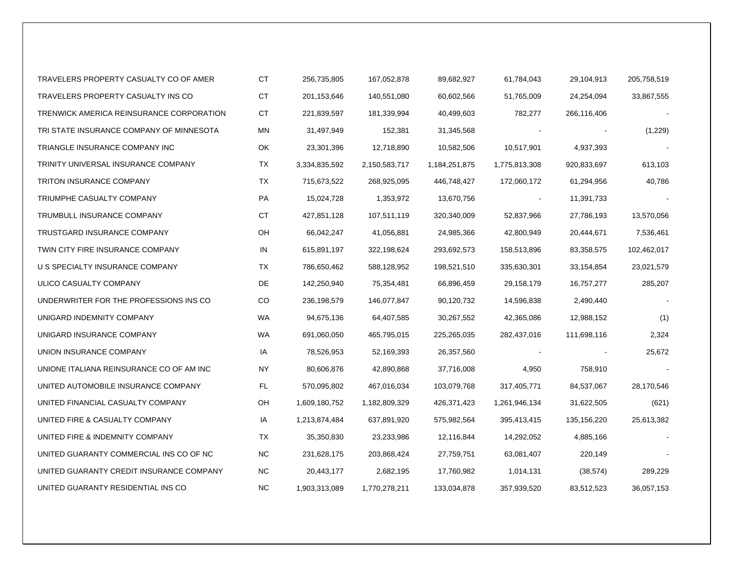| | | | | | | | |
|---|---|---|---|---|---|---|---|
| TRAVELERS PROPERTY CASUALTY CO OF AMER | CT | 256,735,805 | 167,052,878 | 89,682,927 | 61,784,043 | 29,104,913 | 205,758,519 |
| TRAVELERS PROPERTY CASUALTY INS CO | CT | 201,153,646 | 140,551,080 | 60,602,566 | 51,765,009 | 24,254,094 | 33,867,555 |
| TRENWICK AMERICA REINSURANCE CORPORATION | CT | 221,839,597 | 181,339,994 | 40,499,603 | 782,277 | 266,116,406 | - |
| TRI STATE INSURANCE COMPANY OF MINNESOTA | MN | 31,497,949 | 152,381 | 31,345,568 | - | - | (1,229) |
| TRIANGLE INSURANCE COMPANY INC | OK | 23,301,396 | 12,718,890 | 10,582,506 | 10,517,901 | 4,937,393 | - |
| TRINITY UNIVERSAL INSURANCE COMPANY | TX | 3,334,835,592 | 2,150,583,717 | 1,184,251,875 | 1,775,813,308 | 920,833,697 | 613,103 |
| TRITON INSURANCE COMPANY | TX | 715,673,522 | 268,925,095 | 446,748,427 | 172,060,172 | 61,294,956 | 40,786 |
| TRIUMPHE CASUALTY COMPANY | PA | 15,024,728 | 1,353,972 | 13,670,756 | - | 11,391,733 | - |
| TRUMBULL INSURANCE COMPANY | CT | 427,851,128 | 107,511,119 | 320,340,009 | 52,837,966 | 27,786,193 | 13,570,056 |
| TRUSTGARD INSURANCE COMPANY | OH | 66,042,247 | 41,056,881 | 24,985,366 | 42,800,949 | 20,444,671 | 7,536,461 |
| TWIN CITY FIRE INSURANCE COMPANY | IN | 615,891,197 | 322,198,624 | 293,692,573 | 158,513,896 | 83,358,575 | 102,462,017 |
| U S SPECIALTY INSURANCE COMPANY | TX | 786,650,462 | 588,128,952 | 198,521,510 | 335,630,301 | 33,154,854 | 23,021,579 |
| ULICO CASUALTY COMPANY | DE | 142,250,940 | 75,354,481 | 66,896,459 | 29,158,179 | 16,757,277 | 285,207 |
| UNDERWRITER FOR THE PROFESSIONS INS CO | CO | 236,198,579 | 146,077,847 | 90,120,732 | 14,596,838 | 2,490,440 | - |
| UNIGARD INDEMNITY COMPANY | WA | 94,675,136 | 64,407,585 | 30,267,552 | 42,365,086 | 12,988,152 | (1) |
| UNIGARD INSURANCE COMPANY | WA | 691,060,050 | 465,795,015 | 225,265,035 | 282,437,016 | 111,698,116 | 2,324 |
| UNION INSURANCE COMPANY | IA | 78,526,953 | 52,169,393 | 26,357,560 | - | - | 25,672 |
| UNIONE ITALIANA REINSURANCE CO OF AM INC | NY | 80,606,876 | 42,890,868 | 37,716,008 | 4,950 | 758,910 | - |
| UNITED AUTOMOBILE INSURANCE COMPANY | FL | 570,095,802 | 467,016,034 | 103,079,768 | 317,405,771 | 84,537,067 | 28,170,546 |
| UNITED FINANCIAL CASUALTY COMPANY | OH | 1,609,180,752 | 1,182,809,329 | 426,371,423 | 1,261,946,134 | 31,622,505 | (621) |
| UNITED FIRE & CASUALTY COMPANY | IA | 1,213,874,484 | 637,891,920 | 575,982,564 | 395,413,415 | 135,156,220 | 25,613,382 |
| UNITED FIRE & INDEMNITY COMPANY | TX | 35,350,830 | 23,233,986 | 12,116,844 | 14,292,052 | 4,885,166 | - |
| UNITED GUARANTY COMMERCIAL INS CO OF NC | NC | 231,628,175 | 203,868,424 | 27,759,751 | 63,081,407 | 220,149 | - |
| UNITED GUARANTY CREDIT INSURANCE COMPANY | NC | 20,443,177 | 2,682,195 | 17,760,982 | 1,014,131 | (38,574) | 289,229 |
| UNITED GUARANTY RESIDENTIAL INS CO | NC | 1,903,313,089 | 1,770,278,211 | 133,034,878 | 357,939,520 | 83,512,523 | 36,057,153 |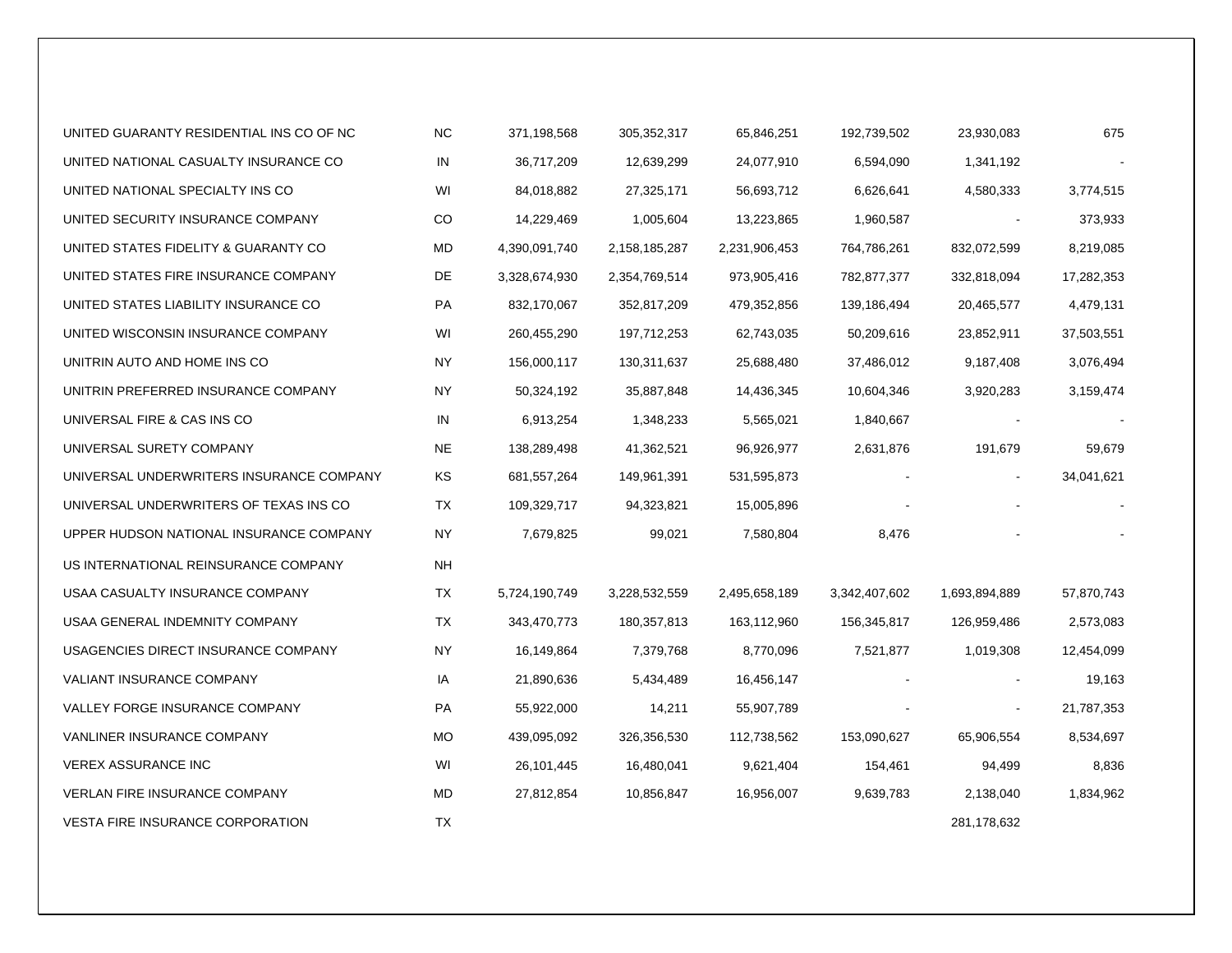| | | | | | | | |
|---|---|---|---|---|---|---|---|
| UNITED GUARANTY RESIDENTIAL INS CO OF NC | NC | 371,198,568 | 305,352,317 | 65,846,251 | 192,739,502 | 23,930,083 | 675 |
| UNITED NATIONAL CASUALTY INSURANCE CO | IN | 36,717,209 | 12,639,299 | 24,077,910 | 6,594,090 | 1,341,192 | - |
| UNITED NATIONAL SPECIALTY INS CO | WI | 84,018,882 | 27,325,171 | 56,693,712 | 6,626,641 | 4,580,333 | 3,774,515 |
| UNITED SECURITY INSURANCE COMPANY | CO | 14,229,469 | 1,005,604 | 13,223,865 | 1,960,587 | - | 373,933 |
| UNITED STATES FIDELITY & GUARANTY CO | MD | 4,390,091,740 | 2,158,185,287 | 2,231,906,453 | 764,786,261 | 832,072,599 | 8,219,085 |
| UNITED STATES FIRE INSURANCE COMPANY | DE | 3,328,674,930 | 2,354,769,514 | 973,905,416 | 782,877,377 | 332,818,094 | 17,282,353 |
| UNITED STATES LIABILITY INSURANCE CO | PA | 832,170,067 | 352,817,209 | 479,352,856 | 139,186,494 | 20,465,577 | 4,479,131 |
| UNITED WISCONSIN INSURANCE COMPANY | WI | 260,455,290 | 197,712,253 | 62,743,035 | 50,209,616 | 23,852,911 | 37,503,551 |
| UNITRIN AUTO AND HOME INS CO | NY | 156,000,117 | 130,311,637 | 25,688,480 | 37,486,012 | 9,187,408 | 3,076,494 |
| UNITRIN PREFERRED INSURANCE COMPANY | NY | 50,324,192 | 35,887,848 | 14,436,345 | 10,604,346 | 3,920,283 | 3,159,474 |
| UNIVERSAL FIRE & CAS INS CO | IN | 6,913,254 | 1,348,233 | 5,565,021 | 1,840,667 | - | - |
| UNIVERSAL SURETY COMPANY | NE | 138,289,498 | 41,362,521 | 96,926,977 | 2,631,876 | 191,679 | 59,679 |
| UNIVERSAL UNDERWRITERS INSURANCE COMPANY | KS | 681,557,264 | 149,961,391 | 531,595,873 | - | - | 34,041,621 |
| UNIVERSAL UNDERWRITERS OF TEXAS INS CO | TX | 109,329,717 | 94,323,821 | 15,005,896 | - | - | - |
| UPPER HUDSON NATIONAL INSURANCE COMPANY | NY | 7,679,825 | 99,021 | 7,580,804 | 8,476 | - | - |
| US INTERNATIONAL REINSURANCE COMPANY | NH | | | | | | |
| USAA CASUALTY INSURANCE COMPANY | TX | 5,724,190,749 | 3,228,532,559 | 2,495,658,189 | 3,342,407,602 | 1,693,894,889 | 57,870,743 |
| USAA GENERAL INDEMNITY COMPANY | TX | 343,470,773 | 180,357,813 | 163,112,960 | 156,345,817 | 126,959,486 | 2,573,083 |
| USAGENCIES DIRECT INSURANCE COMPANY | NY | 16,149,864 | 7,379,768 | 8,770,096 | 7,521,877 | 1,019,308 | 12,454,099 |
| VALIANT INSURANCE COMPANY | IA | 21,890,636 | 5,434,489 | 16,456,147 | - | - | 19,163 |
| VALLEY FORGE INSURANCE COMPANY | PA | 55,922,000 | 14,211 | 55,907,789 | - | - | 21,787,353 |
| VANLINER INSURANCE COMPANY | MO | 439,095,092 | 326,356,530 | 112,738,562 | 153,090,627 | 65,906,554 | 8,534,697 |
| VEREX ASSURANCE INC | WI | 26,101,445 | 16,480,041 | 9,621,404 | 154,461 | 94,499 | 8,836 |
| VERLAN FIRE INSURANCE COMPANY | MD | 27,812,854 | 10,856,847 | 16,956,007 | 9,639,783 | 2,138,040 | 1,834,962 |
| VESTA FIRE INSURANCE CORPORATION | TX | | | | | 281,178,632 | |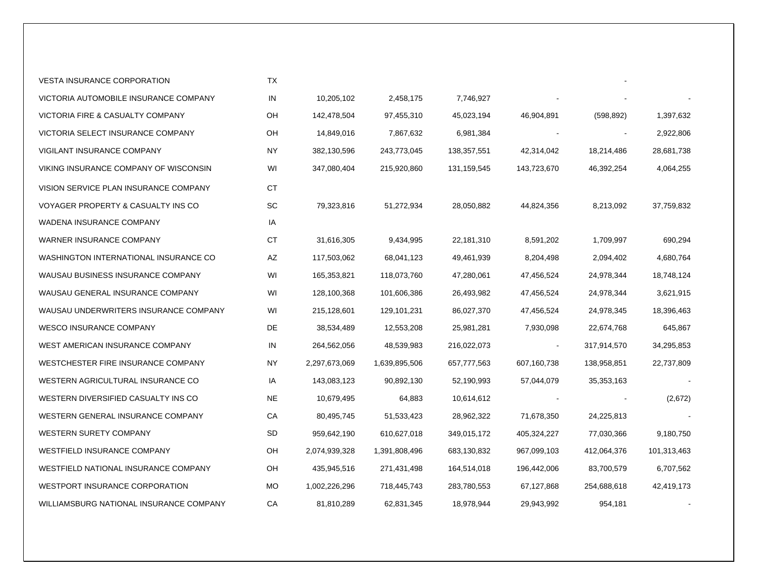| | | | | | | | |
|---|---|---|---|---|---|---|---|
| VESTA INSURANCE CORPORATION | TX | | | | | - | |
| VICTORIA AUTOMOBILE INSURANCE COMPANY | IN | 10,205,102 | 2,458,175 | 7,746,927 | - | - | - |
| VICTORIA FIRE & CASUALTY COMPANY | OH | 142,478,504 | 97,455,310 | 45,023,194 | 46,904,891 | (598,892) | 1,397,632 |
| VICTORIA SELECT INSURANCE COMPANY | OH | 14,849,016 | 7,867,632 | 6,981,384 | - | - | 2,922,806 |
| VIGILANT INSURANCE COMPANY | NY | 382,130,596 | 243,773,045 | 138,357,551 | 42,314,042 | 18,214,486 | 28,681,738 |
| VIKING INSURANCE COMPANY OF WISCONSIN | WI | 347,080,404 | 215,920,860 | 131,159,545 | 143,723,670 | 46,392,254 | 4,064,255 |
| VISION SERVICE PLAN INSURANCE COMPANY | CT | | | | | | |
| VOYAGER PROPERTY & CASUALTY INS CO | SC | 79,323,816 | 51,272,934 | 28,050,882 | 44,824,356 | 8,213,092 | 37,759,832 |
| WADENA INSURANCE COMPANY | IA | | | | | | |
| WARNER INSURANCE COMPANY | CT | 31,616,305 | 9,434,995 | 22,181,310 | 8,591,202 | 1,709,997 | 690,294 |
| WASHINGTON INTERNATIONAL INSURANCE CO | AZ | 117,503,062 | 68,041,123 | 49,461,939 | 8,204,498 | 2,094,402 | 4,680,764 |
| WAUSAU BUSINESS INSURANCE COMPANY | WI | 165,353,821 | 118,073,760 | 47,280,061 | 47,456,524 | 24,978,344 | 18,748,124 |
| WAUSAU GENERAL INSURANCE COMPANY | WI | 128,100,368 | 101,606,386 | 26,493,982 | 47,456,524 | 24,978,344 | 3,621,915 |
| WAUSAU UNDERWRITERS INSURANCE COMPANY | WI | 215,128,601 | 129,101,231 | 86,027,370 | 47,456,524 | 24,978,345 | 18,396,463 |
| WESCO INSURANCE COMPANY | DE | 38,534,489 | 12,553,208 | 25,981,281 | 7,930,098 | 22,674,768 | 645,867 |
| WEST AMERICAN INSURANCE COMPANY | IN | 264,562,056 | 48,539,983 | 216,022,073 | - | 317,914,570 | 34,295,853 |
| WESTCHESTER FIRE INSURANCE COMPANY | NY | 2,297,673,069 | 1,639,895,506 | 657,777,563 | 607,160,738 | 138,958,851 | 22,737,809 |
| WESTERN AGRICULTURAL INSURANCE CO | IA | 143,083,123 | 90,892,130 | 52,190,993 | 57,044,079 | 35,353,163 | - |
| WESTERN DIVERSIFIED CASUALTY INS CO | NE | 10,679,495 | 64,883 | 10,614,612 | - | - | (2,672) |
| WESTERN GENERAL INSURANCE COMPANY | CA | 80,495,745 | 51,533,423 | 28,962,322 | 71,678,350 | 24,225,813 | - |
| WESTERN SURETY COMPANY | SD | 959,642,190 | 610,627,018 | 349,015,172 | 405,324,227 | 77,030,366 | 9,180,750 |
| WESTFIELD INSURANCE COMPANY | OH | 2,074,939,328 | 1,391,808,496 | 683,130,832 | 967,099,103 | 412,064,376 | 101,313,463 |
| WESTFIELD NATIONAL INSURANCE COMPANY | OH | 435,945,516 | 271,431,498 | 164,514,018 | 196,442,006 | 83,700,579 | 6,707,562 |
| WESTPORT INSURANCE CORPORATION | MO | 1,002,226,296 | 718,445,743 | 283,780,553 | 67,127,868 | 254,688,618 | 42,419,173 |
| WILLIAMSBURG NATIONAL INSURANCE COMPANY | CA | 81,810,289 | 62,831,345 | 18,978,944 | 29,943,992 | 954,181 | - |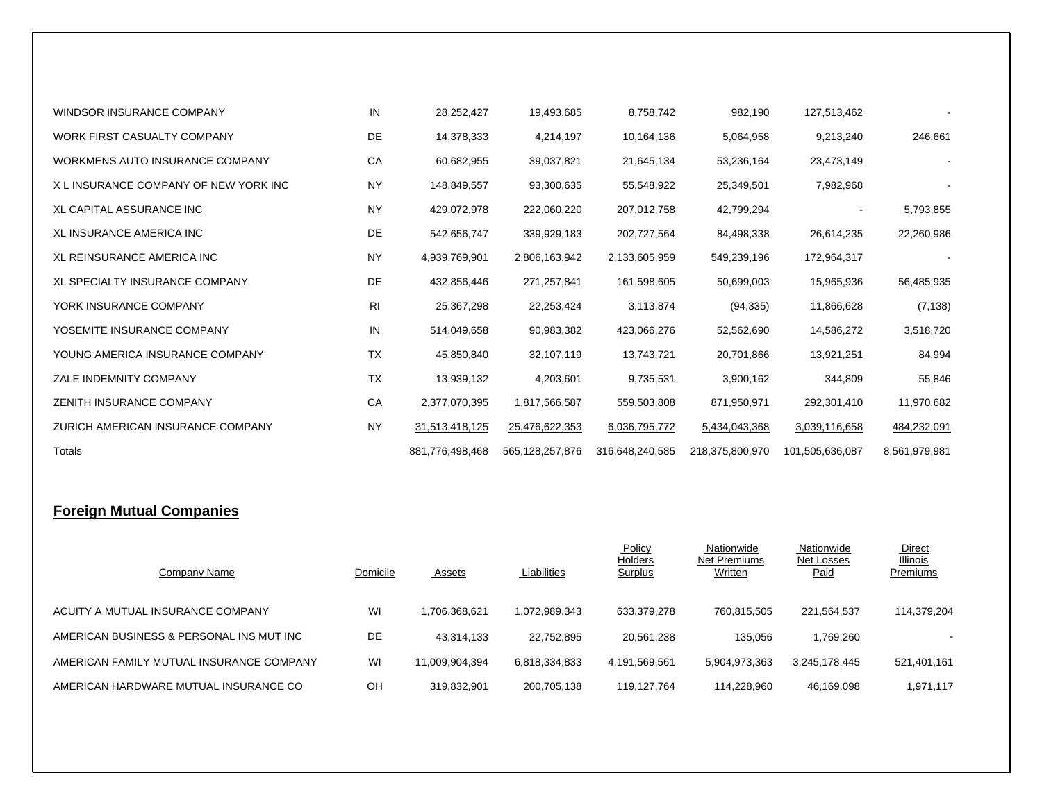| Company Name | Domicile | Assets | Liabilities | Policy Holders Surplus | Nationwide Net Premiums Written | Nationwide Net Losses Paid | Direct Illinois Premiums |
|---|---|---|---|---|---|---|---|
| WINDSOR INSURANCE COMPANY | IN | 28,252,427 | 19,493,685 | 8,758,742 | 982,190 | 127,513,462 | - |
| WORK FIRST CASUALTY COMPANY | DE | 14,378,333 | 4,214,197 | 10,164,136 | 5,064,958 | 9,213,240 | 246,661 |
| WORKMENS AUTO INSURANCE COMPANY | CA | 60,682,955 | 39,037,821 | 21,645,134 | 53,236,164 | 23,473,149 | - |
| X L INSURANCE COMPANY OF NEW YORK INC | NY | 148,849,557 | 93,300,635 | 55,548,922 | 25,349,501 | 7,982,968 | - |
| XL CAPITAL ASSURANCE INC | NY | 429,072,978 | 222,060,220 | 207,012,758 | 42,799,294 | - | 5,793,855 |
| XL INSURANCE AMERICA INC | DE | 542,656,747 | 339,929,183 | 202,727,564 | 84,498,338 | 26,614,235 | 22,260,986 |
| XL REINSURANCE AMERICA INC | NY | 4,939,769,901 | 2,806,163,942 | 2,133,605,959 | 549,239,196 | 172,964,317 | - |
| XL SPECIALTY INSURANCE COMPANY | DE | 432,856,446 | 271,257,841 | 161,598,605 | 50,699,003 | 15,965,936 | 56,485,935 |
| YORK INSURANCE COMPANY | RI | 25,367,298 | 22,253,424 | 3,113,874 | (94,335) | 11,866,628 | (7,138) |
| YOSEMITE INSURANCE COMPANY | IN | 514,049,658 | 90,983,382 | 423,066,276 | 52,562,690 | 14,586,272 | 3,518,720 |
| YOUNG AMERICA INSURANCE COMPANY | TX | 45,850,840 | 32,107,119 | 13,743,721 | 20,701,866 | 13,921,251 | 84,994 |
| ZALE INDEMNITY COMPANY | TX | 13,939,132 | 4,203,601 | 9,735,531 | 3,900,162 | 344,809 | 55,846 |
| ZENITH INSURANCE COMPANY | CA | 2,377,070,395 | 1,817,566,587 | 559,503,808 | 871,950,971 | 292,301,410 | 11,970,682 |
| ZURICH AMERICAN INSURANCE COMPANY | NY | 31,513,418,125 | 25,476,622,353 | 6,036,795,772 | 5,434,043,368 | 3,039,116,658 | 484,232,091 |
| Totals | | 881,776,498,468 | 565,128,257,876 | 316,648,240,585 | 218,375,800,970 | 101,505,636,087 | 8,561,979,981 |

## Foreign Mutual Companies

| Company Name | Domicile | Assets | Liabilities | Policy Holders Surplus | Nationwide Net Premiums Written | Nationwide Net Losses Paid | Direct Illinois Premiums |
|---|---|---|---|---|---|---|---|
| ACUITY A MUTUAL INSURANCE COMPANY | WI | 1,706,368,621 | 1,072,989,343 | 633,379,278 | 760,815,505 | 221,564,537 | 114,379,204 |
| AMERICAN BUSINESS & PERSONAL INS MUT INC | DE | 43,314,133 | 22,752,895 | 20,561,238 | 135,056 | 1,769,260 | - |
| AMERICAN FAMILY MUTUAL INSURANCE COMPANY | WI | 11,009,904,394 | 6,818,334,833 | 4,191,569,561 | 5,904,973,363 | 3,245,178,445 | 521,401,161 |
| AMERICAN HARDWARE MUTUAL INSURANCE CO | OH | 319,832,901 | 200,705,138 | 119,127,764 | 114,228,960 | 46,169,098 | 1,971,117 |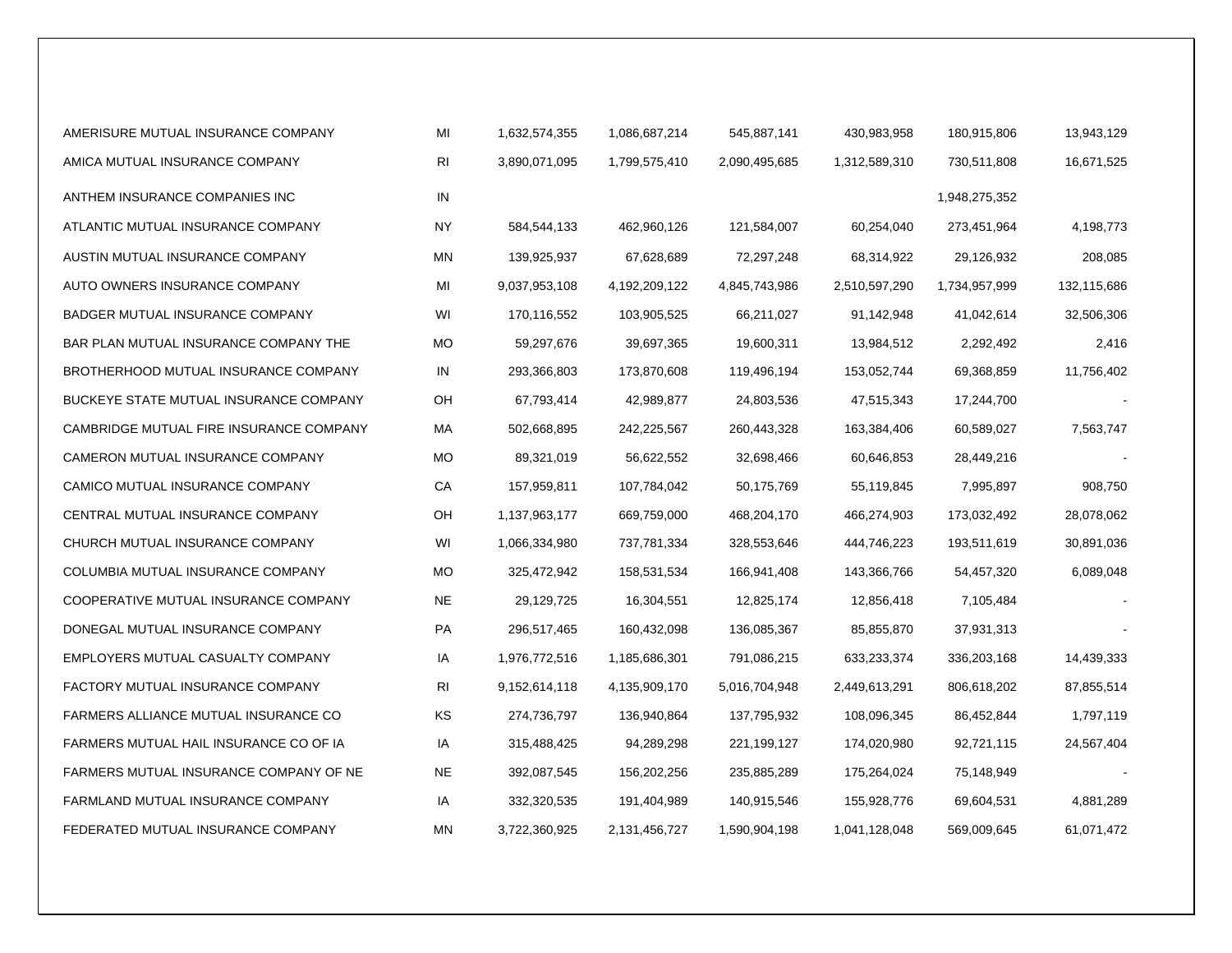| | | | | | | | |
|---|---|---|---|---|---|---|---|
| AMERISURE MUTUAL INSURANCE COMPANY | MI | 1,632,574,355 | 1,086,687,214 | 545,887,141 | 430,983,958 | 180,915,806 | 13,943,129 |
| AMICA MUTUAL INSURANCE COMPANY | RI | 3,890,071,095 | 1,799,575,410 | 2,090,495,685 | 1,312,589,310 | 730,511,808 | 16,671,525 |
| ANTHEM INSURANCE COMPANIES INC | IN | | | | | 1,948,275,352 | |
| ATLANTIC MUTUAL INSURANCE COMPANY | NY | 584,544,133 | 462,960,126 | 121,584,007 | 60,254,040 | 273,451,964 | 4,198,773 |
| AUSTIN MUTUAL INSURANCE COMPANY | MN | 139,925,937 | 67,628,689 | 72,297,248 | 68,314,922 | 29,126,932 | 208,085 |
| AUTO OWNERS INSURANCE COMPANY | MI | 9,037,953,108 | 4,192,209,122 | 4,845,743,986 | 2,510,597,290 | 1,734,957,999 | 132,115,686 |
| BADGER MUTUAL INSURANCE COMPANY | WI | 170,116,552 | 103,905,525 | 66,211,027 | 91,142,948 | 41,042,614 | 32,506,306 |
| BAR PLAN MUTUAL INSURANCE COMPANY THE | MO | 59,297,676 | 39,697,365 | 19,600,311 | 13,984,512 | 2,292,492 | 2,416 |
| BROTHERHOOD MUTUAL INSURANCE COMPANY | IN | 293,366,803 | 173,870,608 | 119,496,194 | 153,052,744 | 69,368,859 | 11,756,402 |
| BUCKEYE STATE MUTUAL INSURANCE COMPANY | OH | 67,793,414 | 42,989,877 | 24,803,536 | 47,515,343 | 17,244,700 | - |
| CAMBRIDGE MUTUAL FIRE INSURANCE COMPANY | MA | 502,668,895 | 242,225,567 | 260,443,328 | 163,384,406 | 60,589,027 | 7,563,747 |
| CAMERON MUTUAL INSURANCE COMPANY | MO | 89,321,019 | 56,622,552 | 32,698,466 | 60,646,853 | 28,449,216 | - |
| CAMICO MUTUAL INSURANCE COMPANY | CA | 157,959,811 | 107,784,042 | 50,175,769 | 55,119,845 | 7,995,897 | 908,750 |
| CENTRAL MUTUAL INSURANCE COMPANY | OH | 1,137,963,177 | 669,759,000 | 468,204,170 | 466,274,903 | 173,032,492 | 28,078,062 |
| CHURCH MUTUAL INSURANCE COMPANY | WI | 1,066,334,980 | 737,781,334 | 328,553,646 | 444,746,223 | 193,511,619 | 30,891,036 |
| COLUMBIA MUTUAL INSURANCE COMPANY | MO | 325,472,942 | 158,531,534 | 166,941,408 | 143,366,766 | 54,457,320 | 6,089,048 |
| COOPERATIVE MUTUAL INSURANCE COMPANY | NE | 29,129,725 | 16,304,551 | 12,825,174 | 12,856,418 | 7,105,484 | - |
| DONEGAL MUTUAL INSURANCE COMPANY | PA | 296,517,465 | 160,432,098 | 136,085,367 | 85,855,870 | 37,931,313 | - |
| EMPLOYERS MUTUAL CASUALTY COMPANY | IA | 1,976,772,516 | 1,185,686,301 | 791,086,215 | 633,233,374 | 336,203,168 | 14,439,333 |
| FACTORY MUTUAL INSURANCE COMPANY | RI | 9,152,614,118 | 4,135,909,170 | 5,016,704,948 | 2,449,613,291 | 806,618,202 | 87,855,514 |
| FARMERS ALLIANCE MUTUAL INSURANCE CO | KS | 274,736,797 | 136,940,864 | 137,795,932 | 108,096,345 | 86,452,844 | 1,797,119 |
| FARMERS MUTUAL HAIL INSURANCE CO OF IA | IA | 315,488,425 | 94,289,298 | 221,199,127 | 174,020,980 | 92,721,115 | 24,567,404 |
| FARMERS MUTUAL INSURANCE COMPANY OF NE | NE | 392,087,545 | 156,202,256 | 235,885,289 | 175,264,024 | 75,148,949 | - |
| FARMLAND MUTUAL INSURANCE COMPANY | IA | 332,320,535 | 191,404,989 | 140,915,546 | 155,928,776 | 69,604,531 | 4,881,289 |
| FEDERATED MUTUAL INSURANCE COMPANY | MN | 3,722,360,925 | 2,131,456,727 | 1,590,904,198 | 1,041,128,048 | 569,009,645 | 61,071,472 |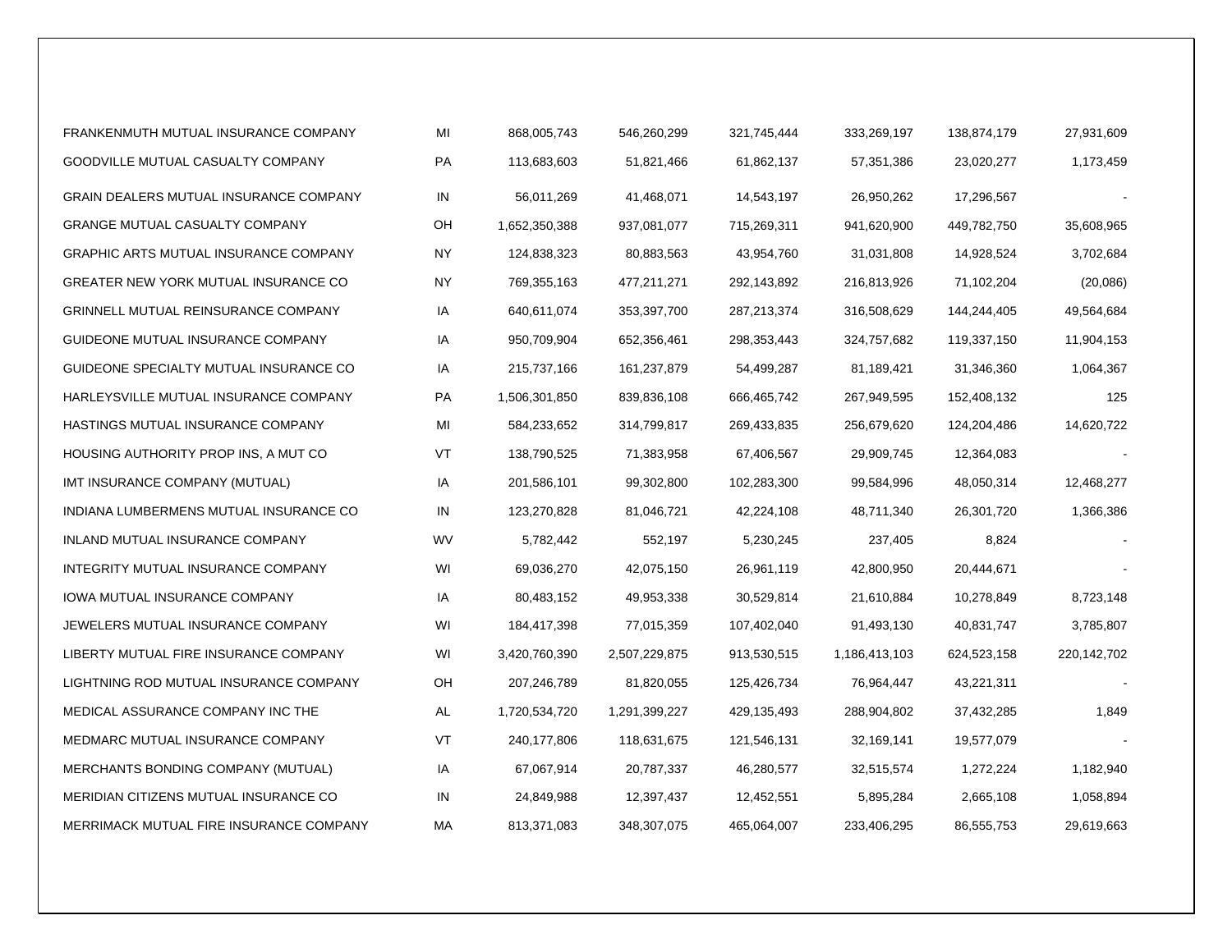| | | | | | | | |
|---|---|---|---|---|---|---|---|
| FRANKENMUTH MUTUAL INSURANCE COMPANY | MI | 868,005,743 | 546,260,299 | 321,745,444 | 333,269,197 | 138,874,179 | 27,931,609 |
| GOODVILLE MUTUAL CASUALTY COMPANY | PA | 113,683,603 | 51,821,466 | 61,862,137 | 57,351,386 | 23,020,277 | 1,173,459 |
| GRAIN DEALERS MUTUAL INSURANCE COMPANY | IN | 56,011,269 | 41,468,071 | 14,543,197 | 26,950,262 | 17,296,567 | - |
| GRANGE MUTUAL CASUALTY COMPANY | OH | 1,652,350,388 | 937,081,077 | 715,269,311 | 941,620,900 | 449,782,750 | 35,608,965 |
| GRAPHIC ARTS MUTUAL INSURANCE COMPANY | NY | 124,838,323 | 80,883,563 | 43,954,760 | 31,031,808 | 14,928,524 | 3,702,684 |
| GREATER NEW YORK MUTUAL INSURANCE CO | NY | 769,355,163 | 477,211,271 | 292,143,892 | 216,813,926 | 71,102,204 | (20,086) |
| GRINNELL MUTUAL REINSURANCE COMPANY | IA | 640,611,074 | 353,397,700 | 287,213,374 | 316,508,629 | 144,244,405 | 49,564,684 |
| GUIDEONE MUTUAL INSURANCE COMPANY | IA | 950,709,904 | 652,356,461 | 298,353,443 | 324,757,682 | 119,337,150 | 11,904,153 |
| GUIDEONE SPECIALTY MUTUAL INSURANCE CO | IA | 215,737,166 | 161,237,879 | 54,499,287 | 81,189,421 | 31,346,360 | 1,064,367 |
| HARLEYSVILLE MUTUAL INSURANCE COMPANY | PA | 1,506,301,850 | 839,836,108 | 666,465,742 | 267,949,595 | 152,408,132 | 125 |
| HASTINGS MUTUAL INSURANCE COMPANY | MI | 584,233,652 | 314,799,817 | 269,433,835 | 256,679,620 | 124,204,486 | 14,620,722 |
| HOUSING AUTHORITY PROP INS, A MUT CO | VT | 138,790,525 | 71,383,958 | 67,406,567 | 29,909,745 | 12,364,083 | - |
| IMT INSURANCE COMPANY (MUTUAL) | IA | 201,586,101 | 99,302,800 | 102,283,300 | 99,584,996 | 48,050,314 | 12,468,277 |
| INDIANA LUMBERMENS MUTUAL INSURANCE CO | IN | 123,270,828 | 81,046,721 | 42,224,108 | 48,711,340 | 26,301,720 | 1,366,386 |
| INLAND MUTUAL INSURANCE COMPANY | WV | 5,782,442 | 552,197 | 5,230,245 | 237,405 | 8,824 | - |
| INTEGRITY MUTUAL INSURANCE COMPANY | WI | 69,036,270 | 42,075,150 | 26,961,119 | 42,800,950 | 20,444,671 | - |
| IOWA MUTUAL INSURANCE COMPANY | IA | 80,483,152 | 49,953,338 | 30,529,814 | 21,610,884 | 10,278,849 | 8,723,148 |
| JEWELERS MUTUAL INSURANCE COMPANY | WI | 184,417,398 | 77,015,359 | 107,402,040 | 91,493,130 | 40,831,747 | 3,785,807 |
| LIBERTY MUTUAL FIRE INSURANCE COMPANY | WI | 3,420,760,390 | 2,507,229,875 | 913,530,515 | 1,186,413,103 | 624,523,158 | 220,142,702 |
| LIGHTNING ROD MUTUAL INSURANCE COMPANY | OH | 207,246,789 | 81,820,055 | 125,426,734 | 76,964,447 | 43,221,311 | - |
| MEDICAL ASSURANCE COMPANY INC THE | AL | 1,720,534,720 | 1,291,399,227 | 429,135,493 | 288,904,802 | 37,432,285 | 1,849 |
| MEDMARC MUTUAL INSURANCE COMPANY | VT | 240,177,806 | 118,631,675 | 121,546,131 | 32,169,141 | 19,577,079 | - |
| MERCHANTS BONDING COMPANY (MUTUAL) | IA | 67,067,914 | 20,787,337 | 46,280,577 | 32,515,574 | 1,272,224 | 1,182,940 |
| MERIDIAN CITIZENS MUTUAL INSURANCE CO | IN | 24,849,988 | 12,397,437 | 12,452,551 | 5,895,284 | 2,665,108 | 1,058,894 |
| MERRIMACK MUTUAL FIRE INSURANCE COMPANY | MA | 813,371,083 | 348,307,075 | 465,064,007 | 233,406,295 | 86,555,753 | 29,619,663 |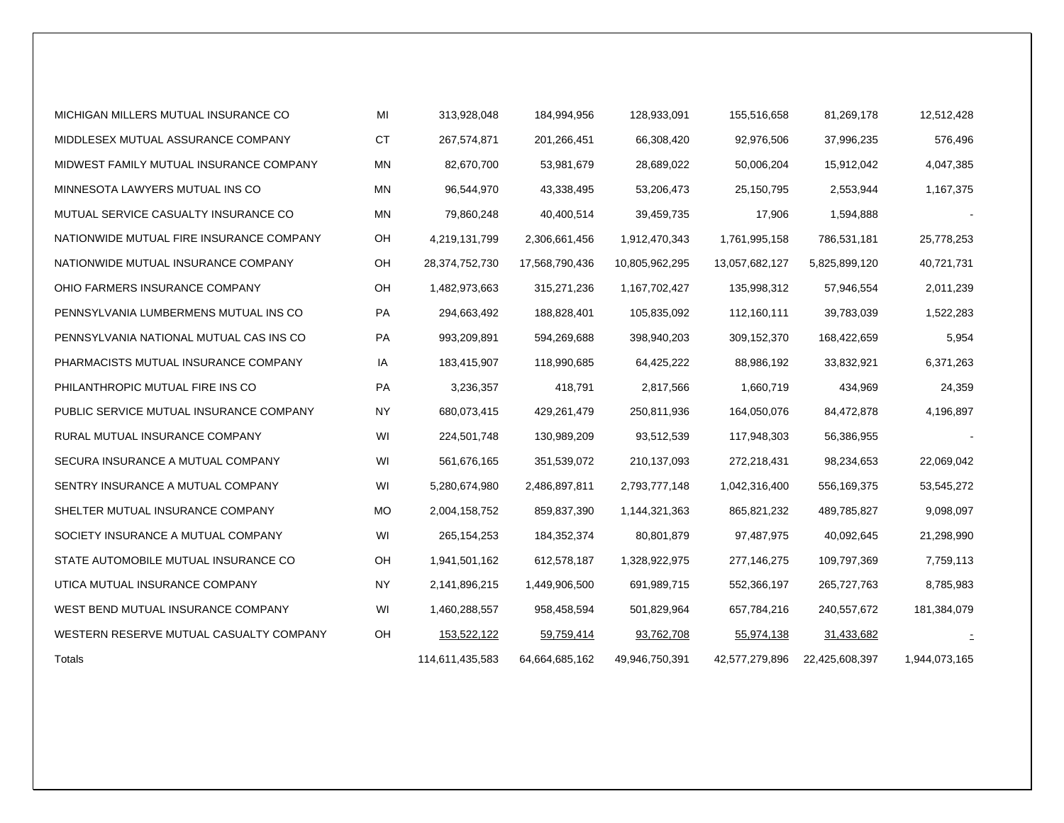| | | | | | | | |
|---|---|---|---|---|---|---|---|
| MICHIGAN MILLERS MUTUAL INSURANCE CO | MI | 313,928,048 | 184,994,956 | 128,933,091 | 155,516,658 | 81,269,178 | 12,512,428 |
| MIDDLESEX MUTUAL ASSURANCE COMPANY | CT | 267,574,871 | 201,266,451 | 66,308,420 | 92,976,506 | 37,996,235 | 576,496 |
| MIDWEST FAMILY MUTUAL INSURANCE COMPANY | MN | 82,670,700 | 53,981,679 | 28,689,022 | 50,006,204 | 15,912,042 | 4,047,385 |
| MINNESOTA LAWYERS MUTUAL INS CO | MN | 96,544,970 | 43,338,495 | 53,206,473 | 25,150,795 | 2,553,944 | 1,167,375 |
| MUTUAL SERVICE CASUALTY INSURANCE CO | MN | 79,860,248 | 40,400,514 | 39,459,735 | 17,906 | 1,594,888 | - |
| NATIONWIDE MUTUAL FIRE INSURANCE COMPANY | OH | 4,219,131,799 | 2,306,661,456 | 1,912,470,343 | 1,761,995,158 | 786,531,181 | 25,778,253 |
| NATIONWIDE MUTUAL INSURANCE COMPANY | OH | 28,374,752,730 | 17,568,790,436 | 10,805,962,295 | 13,057,682,127 | 5,825,899,120 | 40,721,731 |
| OHIO FARMERS INSURANCE COMPANY | OH | 1,482,973,663 | 315,271,236 | 1,167,702,427 | 135,998,312 | 57,946,554 | 2,011,239 |
| PENNSYLVANIA LUMBERMENS MUTUAL INS CO | PA | 294,663,492 | 188,828,401 | 105,835,092 | 112,160,111 | 39,783,039 | 1,522,283 |
| PENNSYLVANIA NATIONAL MUTUAL CAS INS CO | PA | 993,209,891 | 594,269,688 | 398,940,203 | 309,152,370 | 168,422,659 | 5,954 |
| PHARMACISTS MUTUAL INSURANCE COMPANY | IA | 183,415,907 | 118,990,685 | 64,425,222 | 88,986,192 | 33,832,921 | 6,371,263 |
| PHILANTHROPIC MUTUAL FIRE INS CO | PA | 3,236,357 | 418,791 | 2,817,566 | 1,660,719 | 434,969 | 24,359 |
| PUBLIC SERVICE MUTUAL INSURANCE COMPANY | NY | 680,073,415 | 429,261,479 | 250,811,936 | 164,050,076 | 84,472,878 | 4,196,897 |
| RURAL MUTUAL INSURANCE COMPANY | WI | 224,501,748 | 130,989,209 | 93,512,539 | 117,948,303 | 56,386,955 | - |
| SECURA INSURANCE A MUTUAL COMPANY | WI | 561,676,165 | 351,539,072 | 210,137,093 | 272,218,431 | 98,234,653 | 22,069,042 |
| SENTRY INSURANCE A MUTUAL COMPANY | WI | 5,280,674,980 | 2,486,897,811 | 2,793,777,148 | 1,042,316,400 | 556,169,375 | 53,545,272 |
| SHELTER MUTUAL INSURANCE COMPANY | MO | 2,004,158,752 | 859,837,390 | 1,144,321,363 | 865,821,232 | 489,785,827 | 9,098,097 |
| SOCIETY INSURANCE A MUTUAL COMPANY | WI | 265,154,253 | 184,352,374 | 80,801,879 | 97,487,975 | 40,092,645 | 21,298,990 |
| STATE AUTOMOBILE MUTUAL INSURANCE CO | OH | 1,941,501,162 | 612,578,187 | 1,328,922,975 | 277,146,275 | 109,797,369 | 7,759,113 |
| UTICA MUTUAL INSURANCE COMPANY | NY | 2,141,896,215 | 1,449,906,500 | 691,989,715 | 552,366,197 | 265,727,763 | 8,785,983 |
| WEST BEND MUTUAL INSURANCE COMPANY | WI | 1,460,288,557 | 958,458,594 | 501,829,964 | 657,784,216 | 240,557,672 | 181,384,079 |
| WESTERN RESERVE MUTUAL CASUALTY COMPANY | OH | 153,522,122 | 59,759,414 | 93,762,708 | 55,974,138 | 31,433,682 | - |
| Totals | | 114,611,435,583 | 64,664,685,162 | 49,946,750,391 | 42,577,279,896 | 22,425,608,397 | 1,944,073,165 |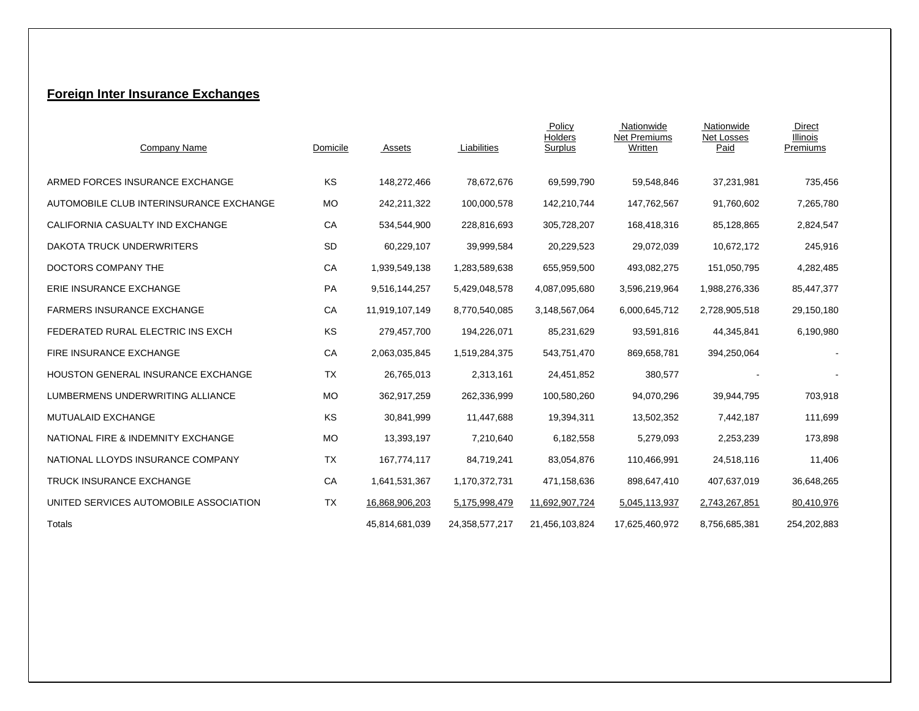## Foreign Inter Insurance Exchanges

| Company Name | Domicile | Assets | Liabilities | Policy Holders Surplus | Nationwide Net Premiums Written | Nationwide Net Losses Paid | Direct Illinois Premiums |
|---|---|---|---|---|---|---|---|
| ARMED FORCES INSURANCE EXCHANGE | KS | 148,272,466 | 78,672,676 | 69,599,790 | 59,548,846 | 37,231,981 | 735,456 |
| AUTOMOBILE CLUB INTERINSURANCE EXCHANGE | MO | 242,211,322 | 100,000,578 | 142,210,744 | 147,762,567 | 91,760,602 | 7,265,780 |
| CALIFORNIA CASUALTY IND EXCHANGE | CA | 534,544,900 | 228,816,693 | 305,728,207 | 168,418,316 | 85,128,865 | 2,824,547 |
| DAKOTA TRUCK UNDERWRITERS | SD | 60,229,107 | 39,999,584 | 20,229,523 | 29,072,039 | 10,672,172 | 245,916 |
| DOCTORS COMPANY THE | CA | 1,939,549,138 | 1,283,589,638 | 655,959,500 | 493,082,275 | 151,050,795 | 4,282,485 |
| ERIE INSURANCE EXCHANGE | PA | 9,516,144,257 | 5,429,048,578 | 4,087,095,680 | 3,596,219,964 | 1,988,276,336 | 85,447,377 |
| FARMERS INSURANCE EXCHANGE | CA | 11,919,107,149 | 8,770,540,085 | 3,148,567,064 | 6,000,645,712 | 2,728,905,518 | 29,150,180 |
| FEDERATED RURAL ELECTRIC INS EXCH | KS | 279,457,700 | 194,226,071 | 85,231,629 | 93,591,816 | 44,345,841 | 6,190,980 |
| FIRE INSURANCE EXCHANGE | CA | 2,063,035,845 | 1,519,284,375 | 543,751,470 | 869,658,781 | 394,250,064 | - |
| HOUSTON GENERAL INSURANCE EXCHANGE | TX | 26,765,013 | 2,313,161 | 24,451,852 | 380,577 | - | - |
| LUMBERMENS UNDERWRITING ALLIANCE | MO | 362,917,259 | 262,336,999 | 100,580,260 | 94,070,296 | 39,944,795 | 703,918 |
| MUTUALAID EXCHANGE | KS | 30,841,999 | 11,447,688 | 19,394,311 | 13,502,352 | 7,442,187 | 111,699 |
| NATIONAL FIRE & INDEMNITY EXCHANGE | MO | 13,393,197 | 7,210,640 | 6,182,558 | 5,279,093 | 2,253,239 | 173,898 |
| NATIONAL LLOYDS INSURANCE COMPANY | TX | 167,774,117 | 84,719,241 | 83,054,876 | 110,466,991 | 24,518,116 | 11,406 |
| TRUCK INSURANCE EXCHANGE | CA | 1,641,531,367 | 1,170,372,731 | 471,158,636 | 898,647,410 | 407,637,019 | 36,648,265 |
| UNITED SERVICES AUTOMOBILE ASSOCIATION | TX | 16,868,906,203 | 5,175,998,479 | 11,692,907,724 | 5,045,113,937 | 2,743,267,851 | 80,410,976 |
| Totals | | 45,814,681,039 | 24,358,577,217 | 21,456,103,824 | 17,625,460,972 | 8,756,685,381 | 254,202,883 |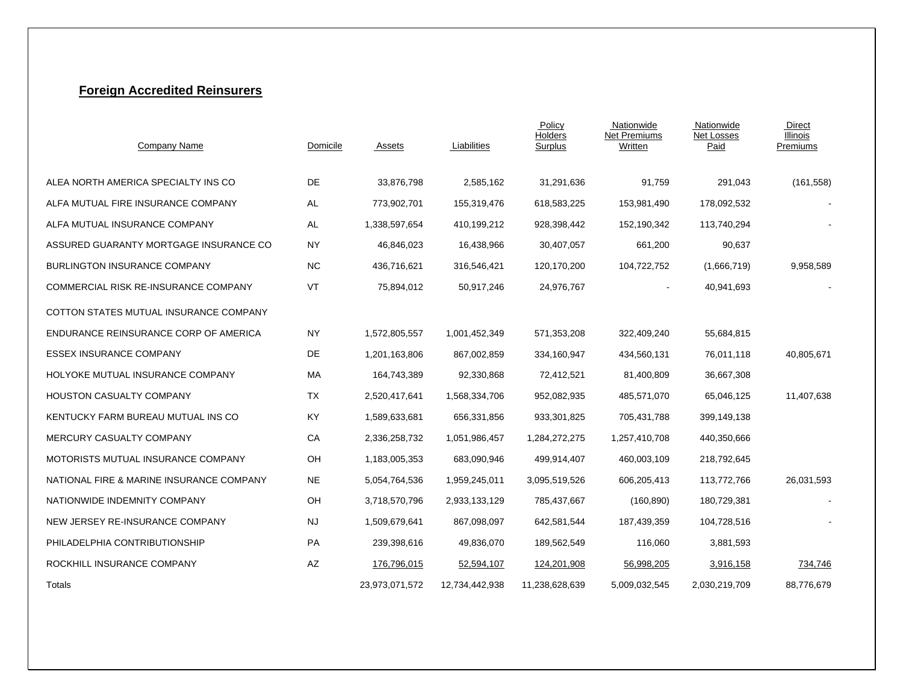## Foreign Accredited Reinsurers

| Company Name | Domicile | Assets | Liabilities | Policy Holders Surplus | Nationwide Net Premiums Written | Nationwide Net Losses Paid | Direct Illinois Premiums |
|---|---|---|---|---|---|---|---|
| ALEA NORTH AMERICA SPECIALTY INS CO | DE | 33,876,798 | 2,585,162 | 31,291,636 | 91,759 | 291,043 | (161,558) |
| ALFA MUTUAL FIRE INSURANCE COMPANY | AL | 773,902,701 | 155,319,476 | 618,583,225 | 153,981,490 | 178,092,532 | - |
| ALFA MUTUAL INSURANCE COMPANY | AL | 1,338,597,654 | 410,199,212 | 928,398,442 | 152,190,342 | 113,740,294 | - |
| ASSURED GUARANTY MORTGAGE INSURANCE CO | NY | 46,846,023 | 16,438,966 | 30,407,057 | 661,200 | 90,637 | |
| BURLINGTON INSURANCE COMPANY | NC | 436,716,621 | 316,546,421 | 120,170,200 | 104,722,752 | (1,666,719) | 9,958,589 |
| COMMERCIAL RISK RE-INSURANCE COMPANY | VT | 75,894,012 | 50,917,246 | 24,976,767 | - | 40,941,693 | - |
| COTTON STATES MUTUAL INSURANCE COMPANY | | | | | | | |
| ENDURANCE REINSURANCE CORP OF AMERICA | NY | 1,572,805,557 | 1,001,452,349 | 571,353,208 | 322,409,240 | 55,684,815 | |
| ESSEX INSURANCE COMPANY | DE | 1,201,163,806 | 867,002,859 | 334,160,947 | 434,560,131 | 76,011,118 | 40,805,671 |
| HOLYOKE MUTUAL INSURANCE COMPANY | MA | 164,743,389 | 92,330,868 | 72,412,521 | 81,400,809 | 36,667,308 | |
| HOUSTON CASUALTY COMPANY | TX | 2,520,417,641 | 1,568,334,706 | 952,082,935 | 485,571,070 | 65,046,125 | 11,407,638 |
| KENTUCKY FARM BUREAU MUTUAL INS CO | KY | 1,589,633,681 | 656,331,856 | 933,301,825 | 705,431,788 | 399,149,138 | |
| MERCURY CASUALTY COMPANY | CA | 2,336,258,732 | 1,051,986,457 | 1,284,272,275 | 1,257,410,708 | 440,350,666 | |
| MOTORISTS MUTUAL INSURANCE COMPANY | OH | 1,183,005,353 | 683,090,946 | 499,914,407 | 460,003,109 | 218,792,645 | |
| NATIONAL FIRE & MARINE INSURANCE COMPANY | NE | 5,054,764,536 | 1,959,245,011 | 3,095,519,526 | 606,205,413 | 113,772,766 | 26,031,593 |
| NATIONWIDE INDEMNITY COMPANY | OH | 3,718,570,796 | 2,933,133,129 | 785,437,667 | (160,890) | 180,729,381 | - |
| NEW JERSEY RE-INSURANCE COMPANY | NJ | 1,509,679,641 | 867,098,097 | 642,581,544 | 187,439,359 | 104,728,516 | - |
| PHILADELPHIA CONTRIBUTIONSHIP | PA | 239,398,616 | 49,836,070 | 189,562,549 | 116,060 | 3,881,593 | |
| ROCKHILL INSURANCE COMPANY | AZ | 176,796,015 | 52,594,107 | 124,201,908 | 56,998,205 | 3,916,158 | 734,746 |
| Totals | | 23,973,071,572 | 12,734,442,938 | 11,238,628,639 | 5,009,032,545 | 2,030,219,709 | 88,776,679 |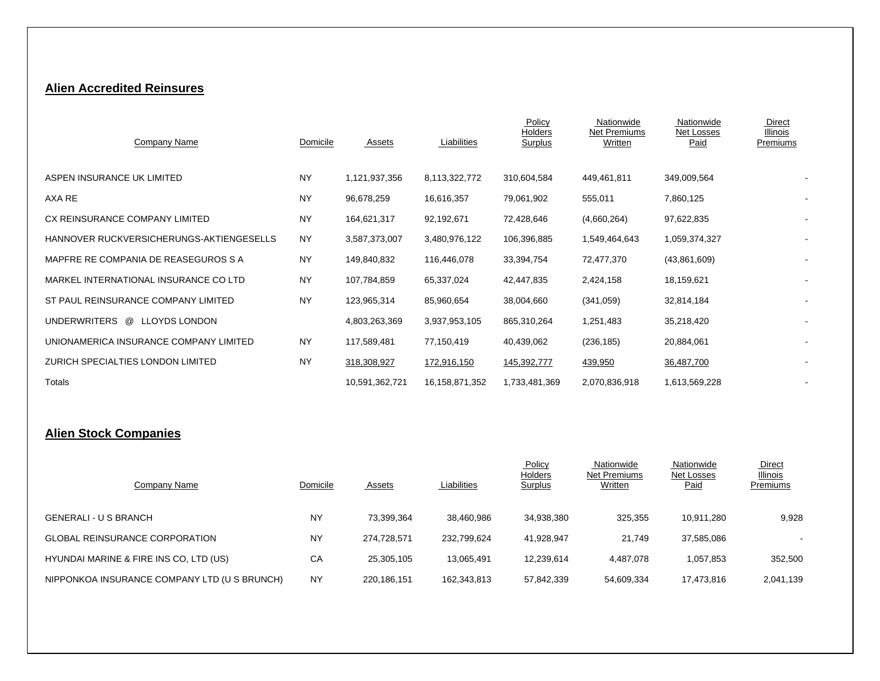## Alien Accredited Reinsures

| Company Name | Domicile | Assets | Liabilities | Policy Holders Surplus | Nationwide Net Premiums Written | Nationwide Net Losses Paid | Direct Illinois Premiums |
|---|---|---|---|---|---|---|---|
| ASPEN INSURANCE UK LIMITED | NY | 1,121,937,356 | 8,113,322,772 | 310,604,584 | 449,461,811 | 349,009,564 | - |
| AXA RE | NY | 96,678,259 | 16,616,357 | 79,061,902 | 555,011 | 7,860,125 | - |
| CX REINSURANCE COMPANY LIMITED | NY | 164,621,317 | 92,192,671 | 72,428,646 | (4,660,264) | 97,622,835 | - |
| HANNOVER RUCKVERSICHERUNGS-AKTIENGESELLS | NY | 3,587,373,007 | 3,480,976,122 | 106,396,885 | 1,549,464,643 | 1,059,374,327 | - |
| MAPFRE RE COMPANIA DE REASEGUROS S A | NY | 149,840,832 | 116,446,078 | 33,394,754 | 72,477,370 | (43,861,609) | - |
| MARKEL INTERNATIONAL INSURANCE CO LTD | NY | 107,784,859 | 65,337,024 | 42,447,835 | 2,424,158 | 18,159,621 | - |
| ST PAUL REINSURANCE COMPANY LIMITED | NY | 123,965,314 | 85,960,654 | 38,004,660 | (341,059) | 32,814,184 | - |
| UNDERWRITERS @ LLOYDS LONDON | | 4,803,263,369 | 3,937,953,105 | 865,310,264 | 1,251,483 | 35,218,420 | - |
| UNIONAMERICA INSURANCE COMPANY LIMITED | NY | 117,589,481 | 77,150,419 | 40,439,062 | (236,185) | 20,884,061 | - |
| ZURICH SPECIALTIES LONDON LIMITED | NY | 318,308,927 | 172,916,150 | 145,392,777 | 439,950 | 36,487,700 | - |
| Totals | | 10,591,362,721 | 16,158,871,352 | 1,733,481,369 | 2,070,836,918 | 1,613,569,228 | - |

## Alien Stock Companies

| Company Name | Domicile | Assets | Liabilities | Policy Holders Surplus | Nationwide Net Premiums Written | Nationwide Net Losses Paid | Direct Illinois Premiums |
|---|---|---|---|---|---|---|---|
| GENERALI - U S BRANCH | NY | 73,399,364 | 38,460,986 | 34,938,380 | 325,355 | 10,911,280 | 9,928 |
| GLOBAL REINSURANCE CORPORATION | NY | 274,728,571 | 232,799,624 | 41,928,947 | 21,749 | 37,585,086 | - |
| HYUNDAI MARINE & FIRE INS CO, LTD (US) | CA | 25,305,105 | 13,065,491 | 12,239,614 | 4,487,078 | 1,057,853 | 352,500 |
| NIPPONKOA INSURANCE COMPANY LTD (U S BRUNCH) | NY | 220,186,151 | 162,343,813 | 57,842,339 | 54,609,334 | 17,473,816 | 2,041,139 |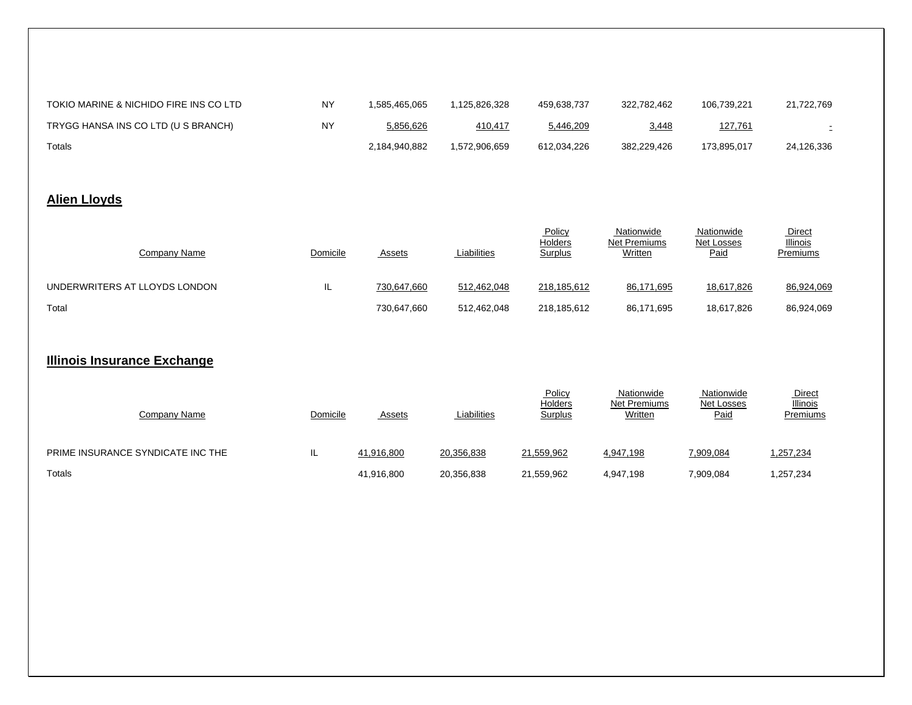| | | | | | | | |
|---|---|---|---|---|---|---|---|
| TOKIO MARINE & NICHIDO FIRE INS CO LTD | NY | 1,585,465,065 | 1,125,826,328 | 459,638,737 | 322,782,462 | 106,739,221 | 21,722,769 |
| TRYGG HANSA INS CO LTD (U S BRANCH) | NY | 5,856,626 | 410,417 | 5,446,209 | 3,448 | 127,761 | - |
| Totals | | 2,184,940,882 | 1,572,906,659 | 612,034,226 | 382,229,426 | 173,895,017 | 24,126,336 |

## Alien Lloyds

| Company Name | Domicile | Assets | Liabilities | Policy Holders Surplus | Nationwide Net Premiums Written | Nationwide Net Losses Paid | Direct Illinois Premiums |
|---|---|---|---|---|---|---|---|
| UNDERWRITERS AT LLOYDS LONDON | IL | 730,647,660 | 512,462,048 | 218,185,612 | 86,171,695 | 18,617,826 | 86,924,069 |
| Total | | 730,647,660 | 512,462,048 | 218,185,612 | 86,171,695 | 18,617,826 | 86,924,069 |

## Illinois Insurance Exchange

| Company Name | Domicile | Assets | Liabilities | Policy Holders Surplus | Nationwide Net Premiums Written | Nationwide Net Losses Paid | Direct Illinois Premiums |
|---|---|---|---|---|---|---|---|
| PRIME INSURANCE SYNDICATE INC THE | IL | 41,916,800 | 20,356,838 | 21,559,962 | 4,947,198 | 7,909,084 | 1,257,234 |
| Totals | | 41,916,800 | 20,356,838 | 21,559,962 | 4,947,198 | 7,909,084 | 1,257,234 |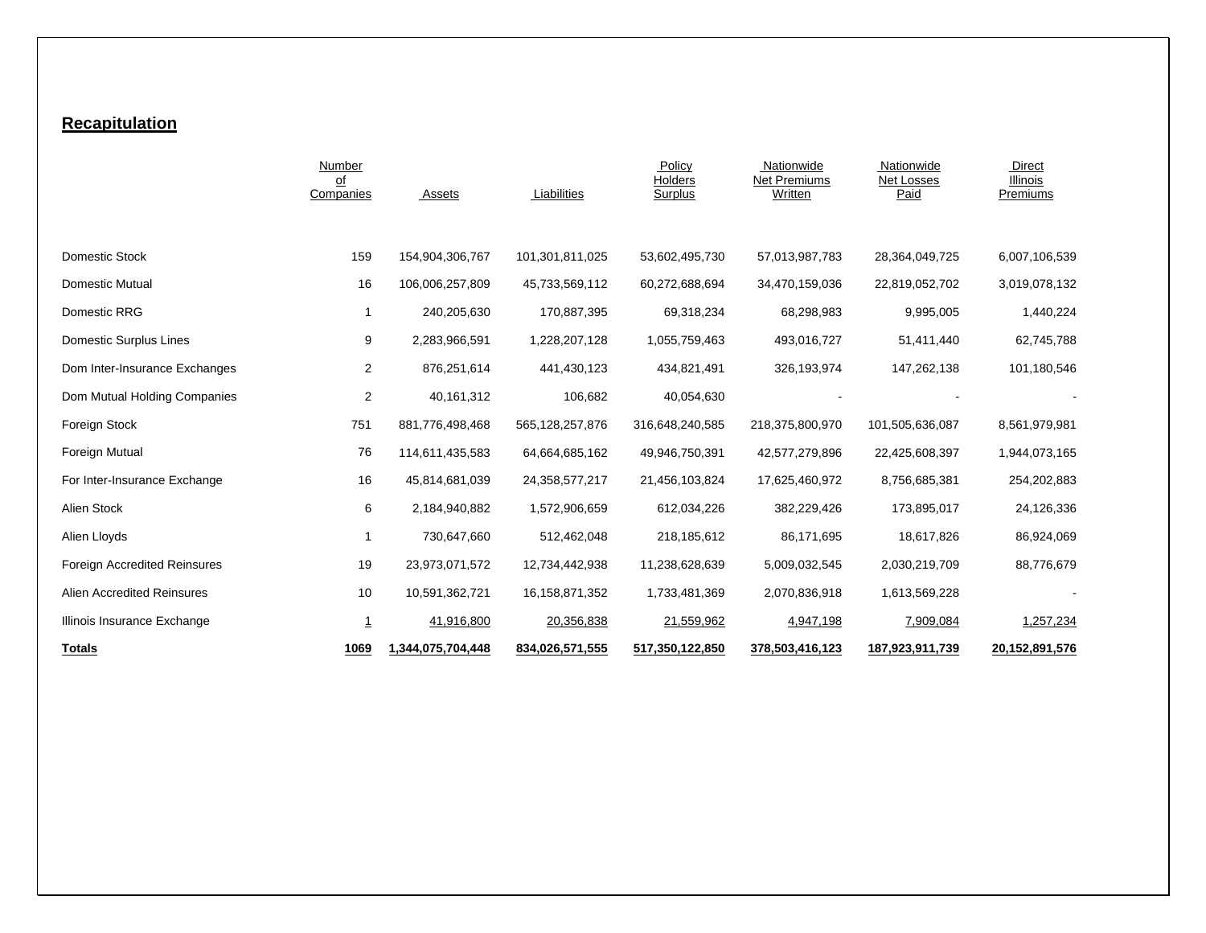## Recapitulation

| | Number of Companies | Assets | Liabilities | Policy Holders Surplus | Nationwide Net Premiums Written | Nationwide Net Losses Paid | Direct Illinois Premiums |
|---|---|---|---|---|---|---|---|
| Domestic Stock | 159 | 154,904,306,767 | 101,301,811,025 | 53,602,495,730 | 57,013,987,783 | 28,364,049,725 | 6,007,106,539 |
| Domestic Mutual | 16 | 106,006,257,809 | 45,733,569,112 | 60,272,688,694 | 34,470,159,036 | 22,819,052,702 | 3,019,078,132 |
| Domestic RRG | 1 | 240,205,630 | 170,887,395 | 69,318,234 | 68,298,983 | 9,995,005 | 1,440,224 |
| Domestic Surplus Lines | 9 | 2,283,966,591 | 1,228,207,128 | 1,055,759,463 | 493,016,727 | 51,411,440 | 62,745,788 |
| Dom Inter-Insurance Exchanges | 2 | 876,251,614 | 441,430,123 | 434,821,491 | 326,193,974 | 147,262,138 | 101,180,546 |
| Dom Mutual Holding Companies | 2 | 40,161,312 | 106,682 | 40,054,630 | - | - | - |
| Foreign Stock | 751 | 881,776,498,468 | 565,128,257,876 | 316,648,240,585 | 218,375,800,970 | 101,505,636,087 | 8,561,979,981 |
| Foreign Mutual | 76 | 114,611,435,583 | 64,664,685,162 | 49,946,750,391 | 42,577,279,896 | 22,425,608,397 | 1,944,073,165 |
| For Inter-Insurance Exchange | 16 | 45,814,681,039 | 24,358,577,217 | 21,456,103,824 | 17,625,460,972 | 8,756,685,381 | 254,202,883 |
| Alien Stock | 6 | 2,184,940,882 | 1,572,906,659 | 612,034,226 | 382,229,426 | 173,895,017 | 24,126,336 |
| Alien Lloyds | 1 | 730,647,660 | 512,462,048 | 218,185,612 | 86,171,695 | 18,617,826 | 86,924,069 |
| Foreign Accredited Reinsures | 19 | 23,973,071,572 | 12,734,442,938 | 11,238,628,639 | 5,009,032,545 | 2,030,219,709 | 88,776,679 |
| Alien Accredited Reinsures | 10 | 10,591,362,721 | 16,158,871,352 | 1,733,481,369 | 2,070,836,918 | 1,613,569,228 | - |
| Illinois Insurance Exchange | 1 | 41,916,800 | 20,356,838 | 21,559,962 | 4,947,198 | 7,909,084 | 1,257,234 |
| **Totals** | **1069** | **1,344,075,704,448** | **834,026,571,555** | **517,350,122,850** | **378,503,416,123** | **187,923,911,739** | **20,152,891,576** |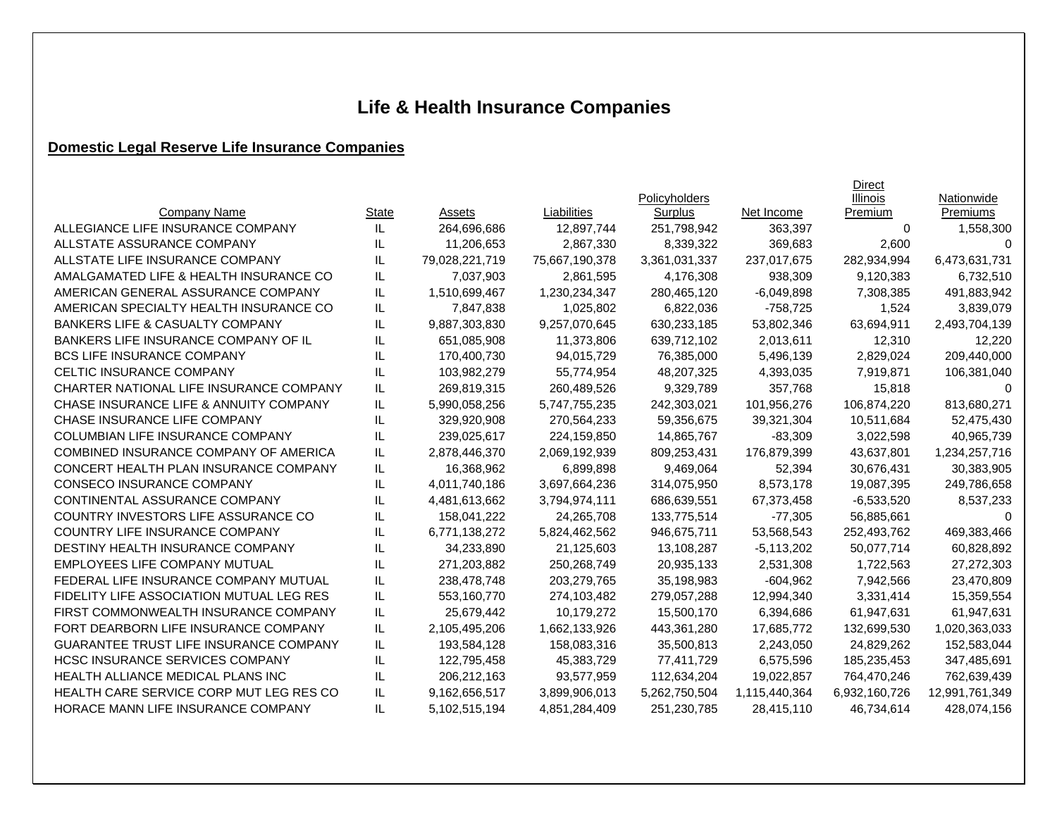# Life & Health Insurance Companies

## Domestic Legal Reserve Life Insurance Companies

| Company Name | State | Assets | Liabilities | Policyholders Surplus | Net Income | Direct Illinois Premium | Nationwide Premiums |
|---|---|---|---|---|---|---|---|
| ALLEGIANCE LIFE INSURANCE COMPANY | IL | 264,696,686 | 12,897,744 | 251,798,942 | 363,397 | 0 | 1,558,300 |
| ALLSTATE ASSURANCE COMPANY | IL | 11,206,653 | 2,867,330 | 8,339,322 | 369,683 | 2,600 | 0 |
| ALLSTATE LIFE INSURANCE COMPANY | IL | 79,028,221,719 | 75,667,190,378 | 3,361,031,337 | 237,017,675 | 282,934,994 | 6,473,631,731 |
| AMALGAMATED LIFE & HEALTH INSURANCE CO | IL | 7,037,903 | 2,861,595 | 4,176,308 | 938,309 | 9,120,383 | 6,732,510 |
| AMERICAN GENERAL ASSURANCE COMPANY | IL | 1,510,699,467 | 1,230,234,347 | 280,465,120 | -6,049,898 | 7,308,385 | 491,883,942 |
| AMERICAN SPECIALTY HEALTH INSURANCE CO | IL | 7,847,838 | 1,025,802 | 6,822,036 | -758,725 | 1,524 | 3,839,079 |
| BANKERS LIFE & CASUALTY COMPANY | IL | 9,887,303,830 | 9,257,070,645 | 630,233,185 | 53,802,346 | 63,694,911 | 2,493,704,139 |
| BANKERS LIFE INSURANCE COMPANY OF IL | IL | 651,085,908 | 11,373,806 | 639,712,102 | 2,013,611 | 12,310 | 12,220 |
| BCS LIFE INSURANCE COMPANY | IL | 170,400,730 | 94,015,729 | 76,385,000 | 5,496,139 | 2,829,024 | 209,440,000 |
| CELTIC INSURANCE COMPANY | IL | 103,982,279 | 55,774,954 | 48,207,325 | 4,393,035 | 7,919,871 | 106,381,040 |
| CHARTER NATIONAL LIFE INSURANCE COMPANY | IL | 269,819,315 | 260,489,526 | 9,329,789 | 357,768 | 15,818 | 0 |
| CHASE INSURANCE LIFE & ANNUITY COMPANY | IL | 5,990,058,256 | 5,747,755,235 | 242,303,021 | 101,956,276 | 106,874,220 | 813,680,271 |
| CHASE INSURANCE LIFE COMPANY | IL | 329,920,908 | 270,564,233 | 59,356,675 | 39,321,304 | 10,511,684 | 52,475,430 |
| COLUMBIAN LIFE INSURANCE COMPANY | IL | 239,025,617 | 224,159,850 | 14,865,767 | -83,309 | 3,022,598 | 40,965,739 |
| COMBINED INSURANCE COMPANY OF AMERICA | IL | 2,878,446,370 | 2,069,192,939 | 809,253,431 | 176,879,399 | 43,637,801 | 1,234,257,716 |
| CONCERT HEALTH PLAN INSURANCE COMPANY | IL | 16,368,962 | 6,899,898 | 9,469,064 | 52,394 | 30,676,431 | 30,383,905 |
| CONSECO INSURANCE COMPANY | IL | 4,011,740,186 | 3,697,664,236 | 314,075,950 | 8,573,178 | 19,087,395 | 249,786,658 |
| CONTINENTAL ASSURANCE COMPANY | IL | 4,481,613,662 | 3,794,974,111 | 686,639,551 | 67,373,458 | -6,533,520 | 8,537,233 |
| COUNTRY INVESTORS LIFE ASSURANCE CO | IL | 158,041,222 | 24,265,708 | 133,775,514 | -77,305 | 56,885,661 | 0 |
| COUNTRY LIFE INSURANCE COMPANY | IL | 6,771,138,272 | 5,824,462,562 | 946,675,711 | 53,568,543 | 252,493,762 | 469,383,466 |
| DESTINY HEALTH INSURANCE COMPANY | IL | 34,233,890 | 21,125,603 | 13,108,287 | -5,113,202 | 50,077,714 | 60,828,892 |
| EMPLOYEES LIFE COMPANY MUTUAL | IL | 271,203,882 | 250,268,749 | 20,935,133 | 2,531,308 | 1,722,563 | 27,272,303 |
| FEDERAL LIFE INSURANCE COMPANY MUTUAL | IL | 238,478,748 | 203,279,765 | 35,198,983 | -604,962 | 7,942,566 | 23,470,809 |
| FIDELITY LIFE ASSOCIATION MUTUAL LEG RES | IL | 553,160,770 | 274,103,482 | 279,057,288 | 12,994,340 | 3,331,414 | 15,359,554 |
| FIRST COMMONWEALTH INSURANCE COMPANY | IL | 25,679,442 | 10,179,272 | 15,500,170 | 6,394,686 | 61,947,631 | 61,947,631 |
| FORT DEARBORN LIFE INSURANCE COMPANY | IL | 2,105,495,206 | 1,662,133,926 | 443,361,280 | 17,685,772 | 132,699,530 | 1,020,363,033 |
| GUARANTEE TRUST LIFE INSURANCE COMPANY | IL | 193,584,128 | 158,083,316 | 35,500,813 | 2,243,050 | 24,829,262 | 152,583,044 |
| HCSC INSURANCE SERVICES COMPANY | IL | 122,795,458 | 45,383,729 | 77,411,729 | 6,575,596 | 185,235,453 | 347,485,691 |
| HEALTH ALLIANCE MEDICAL PLANS INC | IL | 206,212,163 | 93,577,959 | 112,634,204 | 19,022,857 | 764,470,246 | 762,639,439 |
| HEALTH CARE SERVICE CORP MUT LEG RES CO | IL | 9,162,656,517 | 3,899,906,013 | 5,262,750,504 | 1,115,440,364 | 6,932,160,726 | 12,991,761,349 |
| HORACE MANN LIFE INSURANCE COMPANY | IL | 5,102,515,194 | 4,851,284,409 | 251,230,785 | 28,415,110 | 46,734,614 | 428,074,156 |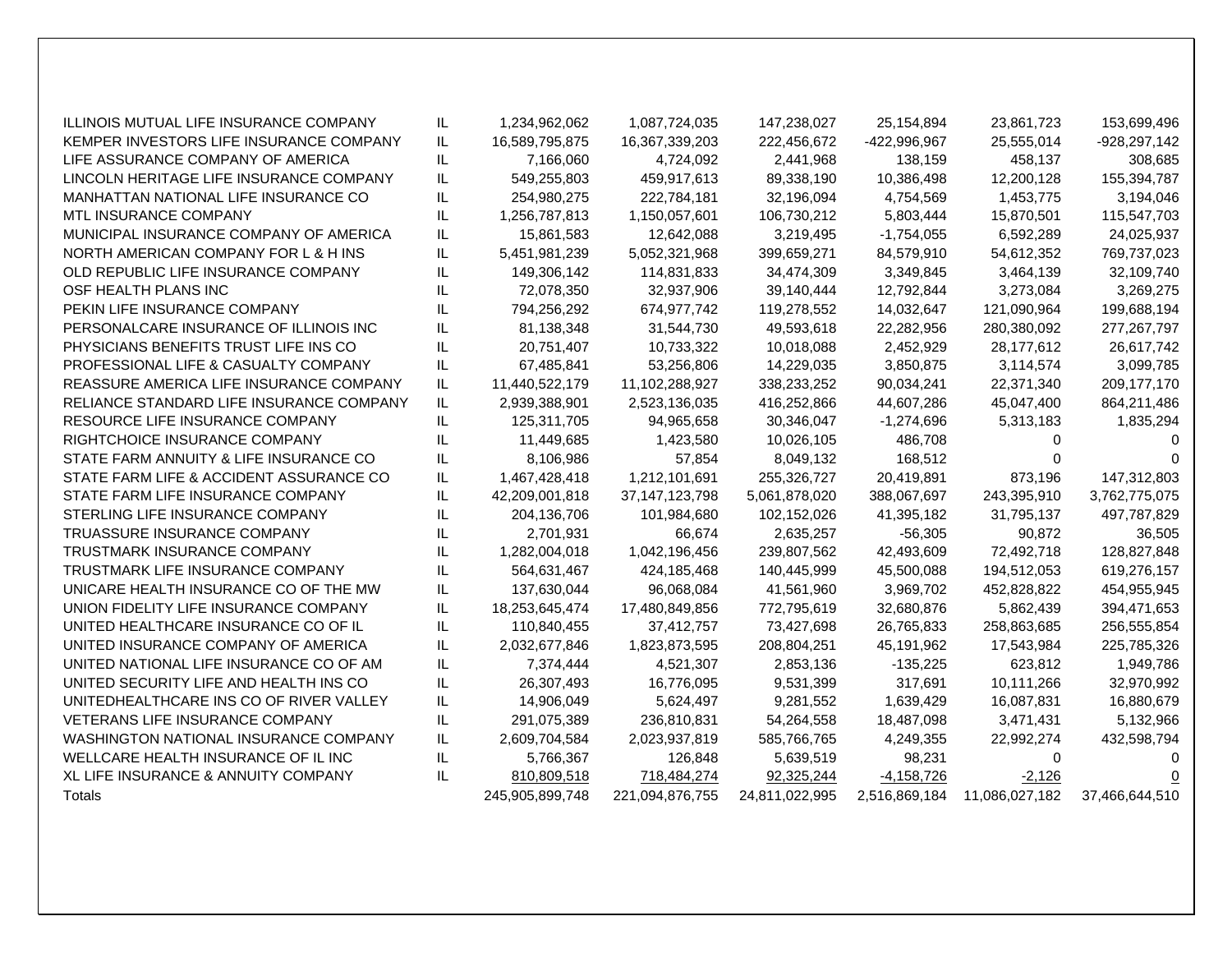| | | | | | | | |
|---|---|---|---|---|---|---|---|
| ILLINOIS MUTUAL LIFE INSURANCE COMPANY | IL | 1,234,962,062 | 1,087,724,035 | 147,238,027 | 25,154,894 | 23,861,723 | 153,699,496 |
| KEMPER INVESTORS LIFE INSURANCE COMPANY | IL | 16,589,795,875 | 16,367,339,203 | 222,456,672 | -422,996,967 | 25,555,014 | -928,297,142 |
| LIFE ASSURANCE COMPANY OF AMERICA | IL | 7,166,060 | 4,724,092 | 2,441,968 | 138,159 | 458,137 | 308,685 |
| LINCOLN HERITAGE LIFE INSURANCE COMPANY | IL | 549,255,803 | 459,917,613 | 89,338,190 | 10,386,498 | 12,200,128 | 155,394,787 |
| MANHATTAN NATIONAL LIFE INSURANCE CO | IL | 254,980,275 | 222,784,181 | 32,196,094 | 4,754,569 | 1,453,775 | 3,194,046 |
| MTL INSURANCE COMPANY | IL | 1,256,787,813 | 1,150,057,601 | 106,730,212 | 5,803,444 | 15,870,501 | 115,547,703 |
| MUNICIPAL INSURANCE COMPANY OF AMERICA | IL | 15,861,583 | 12,642,088 | 3,219,495 | -1,754,055 | 6,592,289 | 24,025,937 |
| NORTH AMERICAN COMPANY FOR L & H INS | IL | 5,451,981,239 | 5,052,321,968 | 399,659,271 | 84,579,910 | 54,612,352 | 769,737,023 |
| OLD REPUBLIC LIFE INSURANCE COMPANY | IL | 149,306,142 | 114,831,833 | 34,474,309 | 3,349,845 | 3,464,139 | 32,109,740 |
| OSF HEALTH PLANS INC | IL | 72,078,350 | 32,937,906 | 39,140,444 | 12,792,844 | 3,273,084 | 3,269,275 |
| PEKIN LIFE INSURANCE COMPANY | IL | 794,256,292 | 674,977,742 | 119,278,552 | 14,032,647 | 121,090,964 | 199,688,194 |
| PERSONALCARE INSURANCE OF ILLINOIS INC | IL | 81,138,348 | 31,544,730 | 49,593,618 | 22,282,956 | 280,380,092 | 277,267,797 |
| PHYSICIANS BENEFITS TRUST LIFE INS CO | IL | 20,751,407 | 10,733,322 | 10,018,088 | 2,452,929 | 28,177,612 | 26,617,742 |
| PROFESSIONAL LIFE & CASUALTY COMPANY | IL | 67,485,841 | 53,256,806 | 14,229,035 | 3,850,875 | 3,114,574 | 3,099,785 |
| REASSURE AMERICA LIFE INSURANCE COMPANY | IL | 11,440,522,179 | 11,102,288,927 | 338,233,252 | 90,034,241 | 22,371,340 | 209,177,170 |
| RELIANCE STANDARD LIFE INSURANCE COMPANY | IL | 2,939,388,901 | 2,523,136,035 | 416,252,866 | 44,607,286 | 45,047,400 | 864,211,486 |
| RESOURCE LIFE INSURANCE COMPANY | IL | 125,311,705 | 94,965,658 | 30,346,047 | -1,274,696 | 5,313,183 | 1,835,294 |
| RIGHTCHOICE INSURANCE COMPANY | IL | 11,449,685 | 1,423,580 | 10,026,105 | 486,708 | 0 | 0 |
| STATE FARM ANNUITY & LIFE INSURANCE CO | IL | 8,106,986 | 57,854 | 8,049,132 | 168,512 | 0 | 0 |
| STATE FARM LIFE & ACCIDENT ASSURANCE CO | IL | 1,467,428,418 | 1,212,101,691 | 255,326,727 | 20,419,891 | 873,196 | 147,312,803 |
| STATE FARM LIFE INSURANCE COMPANY | IL | 42,209,001,818 | 37,147,123,798 | 5,061,878,020 | 388,067,697 | 243,395,910 | 3,762,775,075 |
| STERLING LIFE INSURANCE COMPANY | IL | 204,136,706 | 101,984,680 | 102,152,026 | 41,395,182 | 31,795,137 | 497,787,829 |
| TRUASSURE INSURANCE COMPANY | IL | 2,701,931 | 66,674 | 2,635,257 | -56,305 | 90,872 | 36,505 |
| TRUSTMARK INSURANCE COMPANY | IL | 1,282,004,018 | 1,042,196,456 | 239,807,562 | 42,493,609 | 72,492,718 | 128,827,848 |
| TRUSTMARK LIFE INSURANCE COMPANY | IL | 564,631,467 | 424,185,468 | 140,445,999 | 45,500,088 | 194,512,053 | 619,276,157 |
| UNICARE HEALTH INSURANCE CO OF THE MW | IL | 137,630,044 | 96,068,084 | 41,561,960 | 3,969,702 | 452,828,822 | 454,955,945 |
| UNION FIDELITY LIFE INSURANCE COMPANY | IL | 18,253,645,474 | 17,480,849,856 | 772,795,619 | 32,680,876 | 5,862,439 | 394,471,653 |
| UNITED HEALTHCARE INSURANCE CO OF IL | IL | 110,840,455 | 37,412,757 | 73,427,698 | 26,765,833 | 258,863,685 | 256,555,854 |
| UNITED INSURANCE COMPANY OF AMERICA | IL | 2,032,677,846 | 1,823,873,595 | 208,804,251 | 45,191,962 | 17,543,984 | 225,785,326 |
| UNITED NATIONAL LIFE INSURANCE CO OF AM | IL | 7,374,444 | 4,521,307 | 2,853,136 | -135,225 | 623,812 | 1,949,786 |
| UNITED SECURITY LIFE AND HEALTH INS CO | IL | 26,307,493 | 16,776,095 | 9,531,399 | 317,691 | 10,111,266 | 32,970,992 |
| UNITEDHEALTHCARE INS CO OF RIVER VALLEY | IL | 14,906,049 | 5,624,497 | 9,281,552 | 1,639,429 | 16,087,831 | 16,880,679 |
| VETERANS LIFE INSURANCE COMPANY | IL | 291,075,389 | 236,810,831 | 54,264,558 | 18,487,098 | 3,471,431 | 5,132,966 |
| WASHINGTON NATIONAL INSURANCE COMPANY | IL | 2,609,704,584 | 2,023,937,819 | 585,766,765 | 4,249,355 | 22,992,274 | 432,598,794 |
| WELLCARE HEALTH INSURANCE OF IL INC | IL | 5,766,367 | 126,848 | 5,639,519 | 98,231 | 0 | 0 |
| XL LIFE INSURANCE & ANNUITY COMPANY | IL | 810,809,518 | 718,484,274 | 92,325,244 | -4,158,726 | -2,126 | 0 |
| Totals | | 245,905,899,748 | 221,094,876,755 | 24,811,022,995 | 2,516,869,184 | 11,086,027,182 | 37,466,644,510 |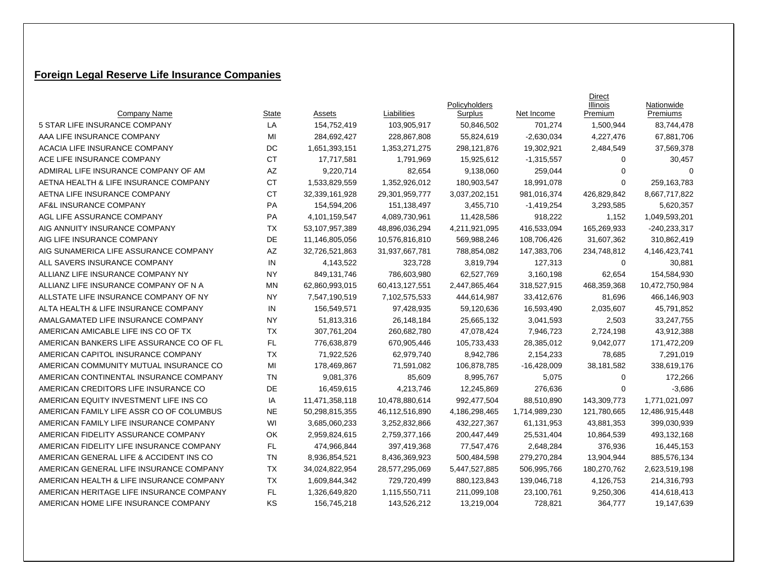## Foreign Legal Reserve Life Insurance Companies

| Company Name | State | Assets | Liabilities | Policyholders Surplus | Net Income | Direct Illinois Premium | Nationwide Premiums |
|---|---|---|---|---|---|---|---|
| 5 STAR LIFE INSURANCE COMPANY | LA | 154,752,419 | 103,905,917 | 50,846,502 | 701,274 | 1,500,944 | 83,744,478 |
| AAA LIFE INSURANCE COMPANY | MI | 284,692,427 | 228,867,808 | 55,824,619 | -2,630,034 | 4,227,476 | 67,881,706 |
| ACACIA LIFE INSURANCE COMPANY | DC | 1,651,393,151 | 1,353,271,275 | 298,121,876 | 19,302,921 | 2,484,549 | 37,569,378 |
| ACE LIFE INSURANCE COMPANY | CT | 17,717,581 | 1,791,969 | 15,925,612 | -1,315,557 | 0 | 30,457 |
| ADMIRAL LIFE INSURANCE COMPANY OF AM | AZ | 9,220,714 | 82,654 | 9,138,060 | 259,044 | 0 | 0 |
| AETNA HEALTH & LIFE INSURANCE COMPANY | CT | 1,533,829,559 | 1,352,926,012 | 180,903,547 | 18,991,078 | 0 | 259,163,783 |
| AETNA LIFE INSURANCE COMPANY | CT | 32,339,161,928 | 29,301,959,777 | 3,037,202,151 | 981,016,374 | 426,829,842 | 8,667,717,822 |
| AF&L INSURANCE COMPANY | PA | 154,594,206 | 151,138,497 | 3,455,710 | -1,419,254 | 3,293,585 | 5,620,357 |
| AGL LIFE ASSURANCE COMPANY | PA | 4,101,159,547 | 4,089,730,961 | 11,428,586 | 918,222 | 1,152 | 1,049,593,201 |
| AIG ANNUITY INSURANCE COMPANY | TX | 53,107,957,389 | 48,896,036,294 | 4,211,921,095 | 416,533,094 | 165,269,933 | -240,233,317 |
| AIG LIFE INSURANCE COMPANY | DE | 11,146,805,056 | 10,576,816,810 | 569,988,246 | 108,706,426 | 31,607,362 | 310,862,419 |
| AIG SUNAMERICA LIFE ASSURANCE COMPANY | AZ | 32,726,521,863 | 31,937,667,781 | 788,854,082 | 147,383,706 | 234,748,812 | 4,146,423,741 |
| ALL SAVERS INSURANCE COMPANY | IN | 4,143,522 | 323,728 | 3,819,794 | 127,313 | 0 | 30,881 |
| ALLIANZ LIFE INSURANCE COMPANY NY | NY | 849,131,746 | 786,603,980 | 62,527,769 | 3,160,198 | 62,654 | 154,584,930 |
| ALLIANZ LIFE INSURANCE COMPANY OF N A | MN | 62,860,993,015 | 60,413,127,551 | 2,447,865,464 | 318,527,915 | 468,359,368 | 10,472,750,984 |
| ALLSTATE LIFE INSURANCE COMPANY OF NY | NY | 7,547,190,519 | 7,102,575,533 | 444,614,987 | 33,412,676 | 81,696 | 466,146,903 |
| ALTA HEALTH & LIFE INSURANCE COMPANY | IN | 156,549,571 | 97,428,935 | 59,120,636 | 16,593,490 | 2,035,607 | 45,791,852 |
| AMALGAMATED LIFE INSURANCE COMPANY | NY | 51,813,316 | 26,148,184 | 25,665,132 | 3,041,593 | 2,503 | 33,247,755 |
| AMERICAN AMICABLE LIFE INS CO OF TX | TX | 307,761,204 | 260,682,780 | 47,078,424 | 7,946,723 | 2,724,198 | 43,912,388 |
| AMERICAN BANKERS LIFE ASSURANCE CO OF FL | FL | 776,638,879 | 670,905,446 | 105,733,433 | 28,385,012 | 9,042,077 | 171,472,209 |
| AMERICAN CAPITOL INSURANCE COMPANY | TX | 71,922,526 | 62,979,740 | 8,942,786 | 2,154,233 | 78,685 | 7,291,019 |
| AMERICAN COMMUNITY MUTUAL INSURANCE CO | MI | 178,469,867 | 71,591,082 | 106,878,785 | -16,428,009 | 38,181,582 | 338,619,176 |
| AMERICAN CONTINENTAL INSURANCE COMPANY | TN | 9,081,376 | 85,609 | 8,995,767 | 5,075 | 0 | 172,266 |
| AMERICAN CREDITORS LIFE INSURANCE CO | DE | 16,459,615 | 4,213,746 | 12,245,869 | 276,636 | 0 | -3,686 |
| AMERICAN EQUITY INVESTMENT LIFE INS CO | IA | 11,471,358,118 | 10,478,880,614 | 992,477,504 | 88,510,890 | 143,309,773 | 1,771,021,097 |
| AMERICAN FAMILY LIFE ASSR CO OF COLUMBUS | NE | 50,298,815,355 | 46,112,516,890 | 4,186,298,465 | 1,714,989,230 | 121,780,665 | 12,486,915,448 |
| AMERICAN FAMILY LIFE INSURANCE COMPANY | WI | 3,685,060,233 | 3,252,832,866 | 432,227,367 | 61,131,953 | 43,881,353 | 399,030,939 |
| AMERICAN FIDELITY ASSURANCE COMPANY | OK | 2,959,824,615 | 2,759,377,166 | 200,447,449 | 25,531,404 | 10,864,539 | 493,132,168 |
| AMERICAN FIDELITY LIFE INSURANCE COMPANY | FL | 474,966,844 | 397,419,368 | 77,547,476 | 2,648,284 | 376,936 | 16,445,153 |
| AMERICAN GENERAL LIFE & ACCIDENT INS CO | TN | 8,936,854,521 | 8,436,369,923 | 500,484,598 | 279,270,284 | 13,904,944 | 885,576,134 |
| AMERICAN GENERAL LIFE INSURANCE COMPANY | TX | 34,024,822,954 | 28,577,295,069 | 5,447,527,885 | 506,995,766 | 180,270,762 | 2,623,519,198 |
| AMERICAN HEALTH & LIFE INSURANCE COMPANY | TX | 1,609,844,342 | 729,720,499 | 880,123,843 | 139,046,718 | 4,126,753 | 214,316,793 |
| AMERICAN HERITAGE LIFE INSURANCE COMPANY | FL | 1,326,649,820 | 1,115,550,711 | 211,099,108 | 23,100,761 | 9,250,306 | 414,618,413 |
| AMERICAN HOME LIFE INSURANCE COMPANY | KS | 156,745,218 | 143,526,212 | 13,219,004 | 728,821 | 364,777 | 19,147,639 |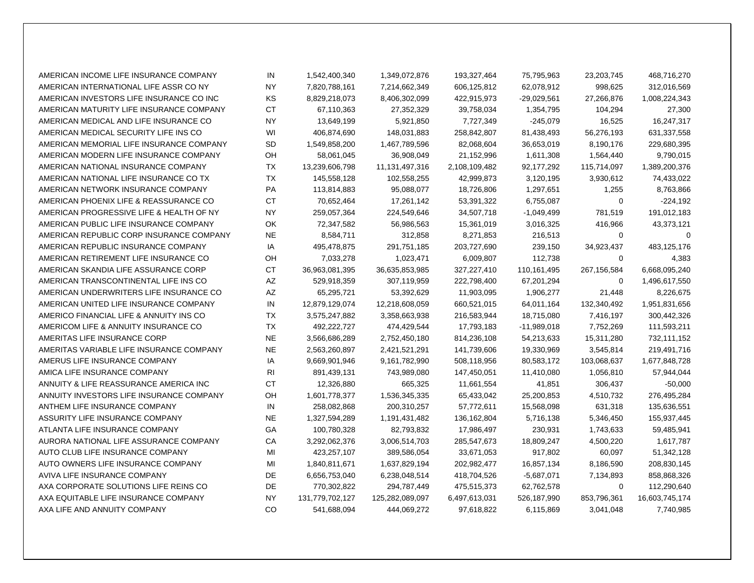| | | | | | | | |
|---|---|---|---|---|---|---|---|
| AMERICAN INCOME LIFE INSURANCE COMPANY | IN | 1,542,400,340 | 1,349,072,876 | 193,327,464 | 75,795,963 | 23,203,745 | 468,716,270 |
| AMERICAN INTERNATIONAL LIFE ASSR CO NY | NY | 7,820,788,161 | 7,214,662,349 | 606,125,812 | 62,078,912 | 998,625 | 312,016,569 |
| AMERICAN INVESTORS LIFE INSURANCE CO INC | KS | 8,829,218,073 | 8,406,302,099 | 422,915,973 | -29,029,561 | 27,266,876 | 1,008,224,343 |
| AMERICAN MATURITY LIFE INSURANCE COMPANY | CT | 67,110,363 | 27,352,329 | 39,758,034 | 1,354,795 | 104,294 | 27,300 |
| AMERICAN MEDICAL AND LIFE INSURANCE CO | NY | 13,649,199 | 5,921,850 | 7,727,349 | -245,079 | 16,525 | 16,247,317 |
| AMERICAN MEDICAL SECURITY LIFE INS CO | WI | 406,874,690 | 148,031,883 | 258,842,807 | 81,438,493 | 56,276,193 | 631,337,558 |
| AMERICAN MEMORIAL LIFE INSURANCE COMPANY | SD | 1,549,858,200 | 1,467,789,596 | 82,068,604 | 36,653,019 | 8,190,176 | 229,680,395 |
| AMERICAN MODERN LIFE INSURANCE COMPANY | OH | 58,061,045 | 36,908,049 | 21,152,996 | 1,611,308 | 1,564,440 | 9,790,015 |
| AMERICAN NATIONAL INSURANCE COMPANY | TX | 13,239,606,798 | 11,131,497,316 | 2,108,109,482 | 92,177,292 | 115,714,097 | 1,389,200,376 |
| AMERICAN NATIONAL LIFE INSURANCE CO TX | TX | 145,558,128 | 102,558,255 | 42,999,873 | 3,120,195 | 3,930,612 | 74,433,022 |
| AMERICAN NETWORK INSURANCE COMPANY | PA | 113,814,883 | 95,088,077 | 18,726,806 | 1,297,651 | 1,255 | 8,763,866 |
| AMERICAN PHOENIX LIFE & REASSURANCE CO | CT | 70,652,464 | 17,261,142 | 53,391,322 | 6,755,087 | 0 | -224,192 |
| AMERICAN PROGRESSIVE LIFE & HEALTH OF NY | NY | 259,057,364 | 224,549,646 | 34,507,718 | -1,049,499 | 781,519 | 191,012,183 |
| AMERICAN PUBLIC LIFE INSURANCE COMPANY | OK | 72,347,582 | 56,986,563 | 15,361,019 | 3,016,325 | 416,966 | 43,373,121 |
| AMERICAN REPUBLIC CORP INSURANCE COMPANY | NE | 8,584,711 | 312,858 | 8,271,853 | 216,513 | 0 | 0 |
| AMERICAN REPUBLIC INSURANCE COMPANY | IA | 495,478,875 | 291,751,185 | 203,727,690 | 239,150 | 34,923,437 | 483,125,176 |
| AMERICAN RETIREMENT LIFE INSURANCE CO | OH | 7,033,278 | 1,023,471 | 6,009,807 | 112,738 | 0 | 4,383 |
| AMERICAN SKANDIA LIFE ASSURANCE CORP | CT | 36,963,081,395 | 36,635,853,985 | 327,227,410 | 110,161,495 | 267,156,584 | 6,668,095,240 |
| AMERICAN TRANSCONTINENTAL LIFE INS CO | AZ | 529,918,359 | 307,119,959 | 222,798,400 | 67,201,294 | 0 | 1,496,617,550 |
| AMERICAN UNDERWRITERS LIFE INSURANCE CO | AZ | 65,295,721 | 53,392,629 | 11,903,095 | 1,906,277 | 21,448 | 8,226,675 |
| AMERICAN UNITED LIFE INSURANCE COMPANY | IN | 12,879,129,074 | 12,218,608,059 | 660,521,015 | 64,011,164 | 132,340,492 | 1,951,831,656 |
| AMERICO FINANCIAL LIFE & ANNUITY INS CO | TX | 3,575,247,882 | 3,358,663,938 | 216,583,944 | 18,715,080 | 7,416,197 | 300,442,326 |
| AMERICOM LIFE & ANNUITY INSURANCE CO | TX | 492,222,727 | 474,429,544 | 17,793,183 | -11,989,018 | 7,752,269 | 111,593,211 |
| AMERITAS LIFE INSURANCE CORP | NE | 3,566,686,289 | 2,752,450,180 | 814,236,108 | 54,213,633 | 15,311,280 | 732,111,152 |
| AMERITAS VARIABLE LIFE INSURANCE COMPANY | NE | 2,563,260,897 | 2,421,521,291 | 141,739,606 | 19,330,969 | 3,545,814 | 219,491,716 |
| AMERUS LIFE INSURANCE COMPANY | IA | 9,669,901,946 | 9,161,782,990 | 508,118,956 | 80,583,172 | 103,068,637 | 1,677,848,728 |
| AMICA LIFE INSURANCE COMPANY | RI | 891,439,131 | 743,989,080 | 147,450,051 | 11,410,080 | 1,056,810 | 57,944,044 |
| ANNUITY & LIFE REASSURANCE AMERICA INC | CT | 12,326,880 | 665,325 | 11,661,554 | 41,851 | 306,437 | -50,000 |
| ANNUITY INVESTORS LIFE INSURANCE COMPANY | OH | 1,601,778,377 | 1,536,345,335 | 65,433,042 | 25,200,853 | 4,510,732 | 276,495,284 |
| ANTHEM LIFE INSURANCE COMPANY | IN | 258,082,868 | 200,310,257 | 57,772,611 | 15,568,098 | 631,318 | 135,636,551 |
| ASSURITY LIFE INSURANCE COMPANY | NE | 1,327,594,289 | 1,191,431,482 | 136,162,804 | 5,716,138 | 5,346,450 | 155,937,445 |
| ATLANTA LIFE INSURANCE COMPANY | GA | 100,780,328 | 82,793,832 | 17,986,497 | 230,931 | 1,743,633 | 59,485,941 |
| AURORA NATIONAL LIFE ASSURANCE COMPANY | CA | 3,292,062,376 | 3,006,514,703 | 285,547,673 | 18,809,247 | 4,500,220 | 1,617,787 |
| AUTO CLUB LIFE INSURANCE COMPANY | MI | 423,257,107 | 389,586,054 | 33,671,053 | 917,802 | 60,097 | 51,342,128 |
| AUTO OWNERS LIFE INSURANCE COMPANY | MI | 1,840,811,671 | 1,637,829,194 | 202,982,477 | 16,857,134 | 8,186,590 | 208,830,145 |
| AVIVA LIFE INSURANCE COMPANY | DE | 6,656,753,040 | 6,238,048,514 | 418,704,526 | -5,687,071 | 7,134,893 | 858,868,326 |
| AXA CORPORATE SOLUTIONS LIFE REINS CO | DE | 770,302,822 | 294,787,449 | 475,515,373 | 62,762,578 | 0 | 112,290,640 |
| AXA EQUITABLE LIFE INSURANCE COMPANY | NY | 131,779,702,127 | 125,282,089,097 | 6,497,613,031 | 526,187,990 | 853,796,361 | 16,603,745,174 |
| AXA LIFE AND ANNUITY COMPANY | CO | 541,688,094 | 444,069,272 | 97,618,822 | 6,115,869 | 3,041,048 | 7,740,985 |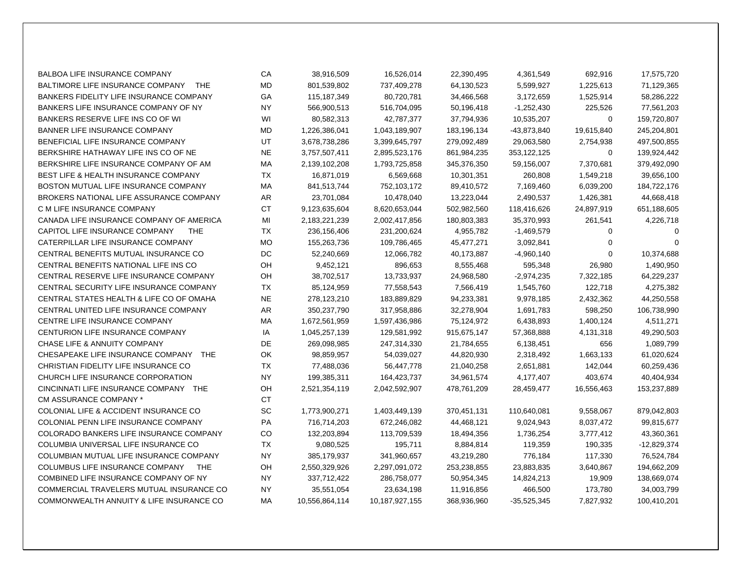| | | | | | | | |
|---|---|---|---|---|---|---|---|
| BALBOA LIFE INSURANCE COMPANY | CA | 38,916,509 | 16,526,014 | 22,390,495 | 4,361,549 | 692,916 | 17,575,720 |
| BALTIMORE LIFE INSURANCE COMPANY THE | MD | 801,539,802 | 737,409,278 | 64,130,523 | 5,599,927 | 1,225,613 | 71,129,365 |
| BANKERS FIDELITY LIFE INSURANCE COMPANY | GA | 115,187,349 | 80,720,781 | 34,466,568 | 3,172,659 | 1,525,914 | 58,286,222 |
| BANKERS LIFE INSURANCE COMPANY OF NY | NY | 566,900,513 | 516,704,095 | 50,196,418 | -1,252,430 | 225,526 | 77,561,203 |
| BANKERS RESERVE LIFE INS CO OF WI | WI | 80,582,313 | 42,787,377 | 37,794,936 | 10,535,207 | 0 | 159,720,807 |
| BANNER LIFE INSURANCE COMPANY | MD | 1,226,386,041 | 1,043,189,907 | 183,196,134 | -43,873,840 | 19,615,840 | 245,204,801 |
| BENEFICIAL LIFE INSURANCE COMPANY | UT | 3,678,738,286 | 3,399,645,797 | 279,092,489 | 29,063,580 | 2,754,938 | 497,500,855 |
| BERKSHIRE HATHAWAY LIFE INS CO OF NE | NE | 3,757,507,411 | 2,895,523,176 | 861,984,235 | 353,122,125 | 0 | 139,924,442 |
| BERKSHIRE LIFE INSURANCE COMPANY OF AM | MA | 2,139,102,208 | 1,793,725,858 | 345,376,350 | 59,156,007 | 7,370,681 | 379,492,090 |
| BEST LIFE & HEALTH INSURANCE COMPANY | TX | 16,871,019 | 6,569,668 | 10,301,351 | 260,808 | 1,549,218 | 39,656,100 |
| BOSTON MUTUAL LIFE INSURANCE COMPANY | MA | 841,513,744 | 752,103,172 | 89,410,572 | 7,169,460 | 6,039,200 | 184,722,176 |
| BROKERS NATIONAL LIFE ASSURANCE COMPANY | AR | 23,701,084 | 10,478,040 | 13,223,044 | 2,490,537 | 1,426,381 | 44,668,418 |
| C M LIFE INSURANCE COMPANY | CT | 9,123,635,604 | 8,620,653,044 | 502,982,560 | 118,416,626 | 24,897,919 | 651,188,605 |
| CANADA LIFE INSURANCE COMPANY OF AMERICA | MI | 2,183,221,239 | 2,002,417,856 | 180,803,383 | 35,370,993 | 261,541 | 4,226,718 |
| CAPITOL LIFE INSURANCE COMPANY THE | TX | 236,156,406 | 231,200,624 | 4,955,782 | -1,469,579 | 0 | 0 |
| CATERPILLAR LIFE INSURANCE COMPANY | MO | 155,263,736 | 109,786,465 | 45,477,271 | 3,092,841 | 0 | 0 |
| CENTRAL BENEFITS MUTUAL INSURANCE CO | DC | 52,240,669 | 12,066,782 | 40,173,887 | -4,960,140 | 0 | 10,374,688 |
| CENTRAL BENEFITS NATIONAL LIFE INS CO | OH | 9,452,121 | 896,653 | 8,555,468 | 595,348 | 26,980 | 1,490,950 |
| CENTRAL RESERVE LIFE INSURANCE COMPANY | OH | 38,702,517 | 13,733,937 | 24,968,580 | -2,974,235 | 7,322,185 | 64,229,237 |
| CENTRAL SECURITY LIFE INSURANCE COMPANY | TX | 85,124,959 | 77,558,543 | 7,566,419 | 1,545,760 | 122,718 | 4,275,382 |
| CENTRAL STATES HEALTH & LIFE CO OF OMAHA | NE | 278,123,210 | 183,889,829 | 94,233,381 | 9,978,185 | 2,432,362 | 44,250,558 |
| CENTRAL UNITED LIFE INSURANCE COMPANY | AR | 350,237,790 | 317,958,886 | 32,278,904 | 1,691,783 | 598,250 | 106,738,990 |
| CENTRE LIFE INSURANCE COMPANY | MA | 1,672,561,959 | 1,597,436,986 | 75,124,972 | 6,438,893 | 1,400,124 | 4,511,271 |
| CENTURION LIFE INSURANCE COMPANY | IA | 1,045,257,139 | 129,581,992 | 915,675,147 | 57,368,888 | 4,131,318 | 49,290,503 |
| CHASE LIFE & ANNUITY COMPANY | DE | 269,098,985 | 247,314,330 | 21,784,655 | 6,138,451 | 656 | 1,089,799 |
| CHESAPEAKE LIFE INSURANCE COMPANY THE | OK | 98,859,957 | 54,039,027 | 44,820,930 | 2,318,492 | 1,663,133 | 61,020,624 |
| CHRISTIAN FIDELITY LIFE INSURANCE CO | TX | 77,488,036 | 56,447,778 | 21,040,258 | 2,651,881 | 142,044 | 60,259,436 |
| CHURCH LIFE INSURANCE CORPORATION | NY | 199,385,311 | 164,423,737 | 34,961,574 | 4,177,407 | 403,674 | 40,404,934 |
| CINCINNATI LIFE INSURANCE COMPANY THE | OH | 2,521,354,119 | 2,042,592,907 | 478,761,209 | 28,459,477 | 16,556,463 | 153,237,889 |
| CM ASSURANCE COMPANY * | CT | | | | | | |
| COLONIAL LIFE & ACCIDENT INSURANCE CO | SC | 1,773,900,271 | 1,403,449,139 | 370,451,131 | 110,640,081 | 9,558,067 | 879,042,803 |
| COLONIAL PENN LIFE INSURANCE COMPANY | PA | 716,714,203 | 672,246,082 | 44,468,121 | 9,024,943 | 8,037,472 | 99,815,677 |
| COLORADO BANKERS LIFE INSURANCE COMPANY | CO | 132,203,894 | 113,709,539 | 18,494,356 | 1,736,254 | 3,777,412 | 43,360,361 |
| COLUMBIA UNIVERSAL LIFE INSURANCE CO | TX | 9,080,525 | 195,711 | 8,884,814 | 119,359 | 190,335 | -12,829,374 |
| COLUMBIAN MUTUAL LIFE INSURANCE COMPANY | NY | 385,179,937 | 341,960,657 | 43,219,280 | 776,184 | 117,330 | 76,524,784 |
| COLUMBUS LIFE INSURANCE COMPANY THE | OH | 2,550,329,926 | 2,297,091,072 | 253,238,855 | 23,883,835 | 3,640,867 | 194,662,209 |
| COMBINED LIFE INSURANCE COMPANY OF NY | NY | 337,712,422 | 286,758,077 | 50,954,345 | 14,824,213 | 19,909 | 138,669,074 |
| COMMERCIAL TRAVELERS MUTUAL INSURANCE CO | NY | 35,551,054 | 23,634,198 | 11,916,856 | 466,500 | 173,780 | 34,003,799 |
| COMMONWEALTH ANNUITY & LIFE INSURANCE CO | MA | 10,556,864,114 | 10,187,927,155 | 368,936,960 | -35,525,345 | 7,827,932 | 100,410,201 |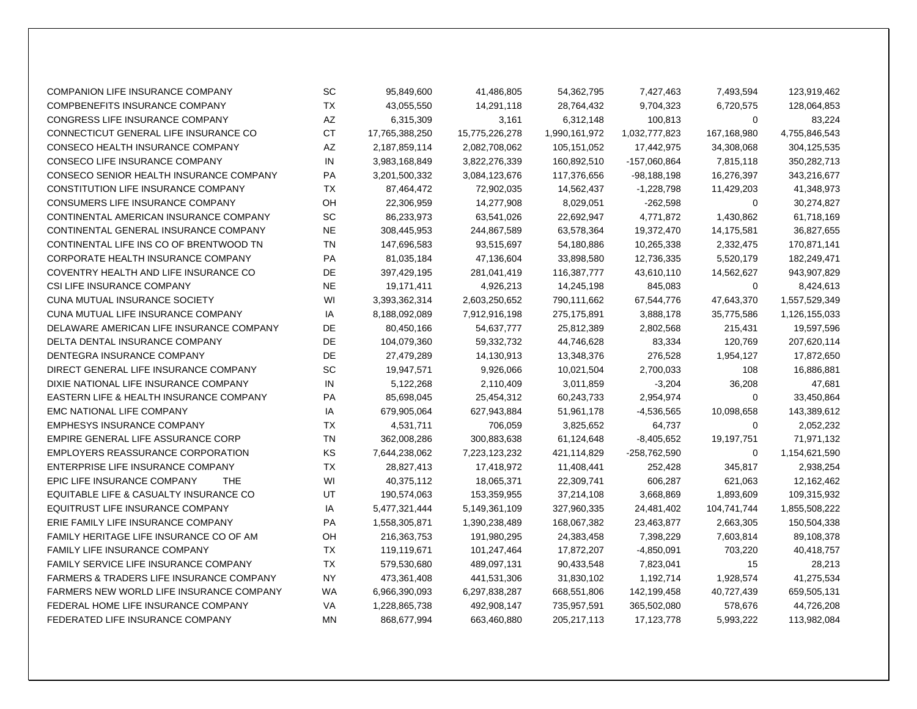| | | | | | | | |
|---|---|---|---|---|---|---|---|
| COMPANION LIFE INSURANCE COMPANY | SC | 95,849,600 | 41,486,805 | 54,362,795 | 7,427,463 | 7,493,594 | 123,919,462 |
| COMPBENEFITS INSURANCE COMPANY | TX | 43,055,550 | 14,291,118 | 28,764,432 | 9,704,323 | 6,720,575 | 128,064,853 |
| CONGRESS LIFE INSURANCE COMPANY | AZ | 6,315,309 | 3,161 | 6,312,148 | 100,813 | 0 | 83,224 |
| CONNECTICUT GENERAL LIFE INSURANCE CO | CT | 17,765,388,250 | 15,775,226,278 | 1,990,161,972 | 1,032,777,823 | 167,168,980 | 4,755,846,543 |
| CONSECO HEALTH INSURANCE COMPANY | AZ | 2,187,859,114 | 2,082,708,062 | 105,151,052 | 17,442,975 | 34,308,068 | 304,125,535 |
| CONSECO LIFE INSURANCE COMPANY | IN | 3,983,168,849 | 3,822,276,339 | 160,892,510 | -157,060,864 | 7,815,118 | 350,282,713 |
| CONSECO SENIOR HEALTH INSURANCE COMPANY | PA | 3,201,500,332 | 3,084,123,676 | 117,376,656 | -98,188,198 | 16,276,397 | 343,216,677 |
| CONSTITUTION LIFE INSURANCE COMPANY | TX | 87,464,472 | 72,902,035 | 14,562,437 | -1,228,798 | 11,429,203 | 41,348,973 |
| CONSUMERS LIFE INSURANCE COMPANY | OH | 22,306,959 | 14,277,908 | 8,029,051 | -262,598 | 0 | 30,274,827 |
| CONTINENTAL AMERICAN INSURANCE COMPANY | SC | 86,233,973 | 63,541,026 | 22,692,947 | 4,771,872 | 1,430,862 | 61,718,169 |
| CONTINENTAL GENERAL INSURANCE COMPANY | NE | 308,445,953 | 244,867,589 | 63,578,364 | 19,372,470 | 14,175,581 | 36,827,655 |
| CONTINENTAL LIFE INS CO OF BRENTWOOD TN | TN | 147,696,583 | 93,515,697 | 54,180,886 | 10,265,338 | 2,332,475 | 170,871,141 |
| CORPORATE HEALTH INSURANCE COMPANY | PA | 81,035,184 | 47,136,604 | 33,898,580 | 12,736,335 | 5,520,179 | 182,249,471 |
| COVENTRY HEALTH AND LIFE INSURANCE CO | DE | 397,429,195 | 281,041,419 | 116,387,777 | 43,610,110 | 14,562,627 | 943,907,829 |
| CSI LIFE INSURANCE COMPANY | NE | 19,171,411 | 4,926,213 | 14,245,198 | 845,083 | 0 | 8,424,613 |
| CUNA MUTUAL INSURANCE SOCIETY | WI | 3,393,362,314 | 2,603,250,652 | 790,111,662 | 67,544,776 | 47,643,370 | 1,557,529,349 |
| CUNA MUTUAL LIFE INSURANCE COMPANY | IA | 8,188,092,089 | 7,912,916,198 | 275,175,891 | 3,888,178 | 35,775,586 | 1,126,155,033 |
| DELAWARE AMERICAN LIFE INSURANCE COMPANY | DE | 80,450,166 | 54,637,777 | 25,812,389 | 2,802,568 | 215,431 | 19,597,596 |
| DELTA DENTAL INSURANCE COMPANY | DE | 104,079,360 | 59,332,732 | 44,746,628 | 83,334 | 120,769 | 207,620,114 |
| DENTEGRA INSURANCE COMPANY | DE | 27,479,289 | 14,130,913 | 13,348,376 | 276,528 | 1,954,127 | 17,872,650 |
| DIRECT GENERAL LIFE INSURANCE COMPANY | SC | 19,947,571 | 9,926,066 | 10,021,504 | 2,700,033 | 108 | 16,886,881 |
| DIXIE NATIONAL LIFE INSURANCE COMPANY | IN | 5,122,268 | 2,110,409 | 3,011,859 | -3,204 | 36,208 | 47,681 |
| EASTERN LIFE & HEALTH INSURANCE COMPANY | PA | 85,698,045 | 25,454,312 | 60,243,733 | 2,954,974 | 0 | 33,450,864 |
| EMC NATIONAL LIFE COMPANY | IA | 679,905,064 | 627,943,884 | 51,961,178 | -4,536,565 | 10,098,658 | 143,389,612 |
| EMPHESYS INSURANCE COMPANY | TX | 4,531,711 | 706,059 | 3,825,652 | 64,737 | 0 | 2,052,232 |
| EMPIRE GENERAL LIFE ASSURANCE CORP | TN | 362,008,286 | 300,883,638 | 61,124,648 | -8,405,652 | 19,197,751 | 71,971,132 |
| EMPLOYERS REASSURANCE CORPORATION | KS | 7,644,238,062 | 7,223,123,232 | 421,114,829 | -258,762,590 | 0 | 1,154,621,590 |
| ENTERPRISE LIFE INSURANCE COMPANY | TX | 28,827,413 | 17,418,972 | 11,408,441 | 252,428 | 345,817 | 2,938,254 |
| EPIC LIFE INSURANCE COMPANY THE | WI | 40,375,112 | 18,065,371 | 22,309,741 | 606,287 | 621,063 | 12,162,462 |
| EQUITABLE LIFE & CASUALTY INSURANCE CO | UT | 190,574,063 | 153,359,955 | 37,214,108 | 3,668,869 | 1,893,609 | 109,315,932 |
| EQUITRUST LIFE INSURANCE COMPANY | IA | 5,477,321,444 | 5,149,361,109 | 327,960,335 | 24,481,402 | 104,741,744 | 1,855,508,222 |
| ERIE FAMILY LIFE INSURANCE COMPANY | PA | 1,558,305,871 | 1,390,238,489 | 168,067,382 | 23,463,877 | 2,663,305 | 150,504,338 |
| FAMILY HERITAGE LIFE INSURANCE CO OF AM | OH | 216,363,753 | 191,980,295 | 24,383,458 | 7,398,229 | 7,603,814 | 89,108,378 |
| FAMILY LIFE INSURANCE COMPANY | TX | 119,119,671 | 101,247,464 | 17,872,207 | -4,850,091 | 703,220 | 40,418,757 |
| FAMILY SERVICE LIFE INSURANCE COMPANY | TX | 579,530,680 | 489,097,131 | 90,433,548 | 7,823,041 | 15 | 28,213 |
| FARMERS & TRADERS LIFE INSURANCE COMPANY | NY | 473,361,408 | 441,531,306 | 31,830,102 | 1,192,714 | 1,928,574 | 41,275,534 |
| FARMERS NEW WORLD LIFE INSURANCE COMPANY | WA | 6,966,390,093 | 6,297,838,287 | 668,551,806 | 142,199,458 | 40,727,439 | 659,505,131 |
| FEDERAL HOME LIFE INSURANCE COMPANY | VA | 1,228,865,738 | 492,908,147 | 735,957,591 | 365,502,080 | 578,676 | 44,726,208 |
| FEDERATED LIFE INSURANCE COMPANY | MN | 868,677,994 | 663,460,880 | 205,217,113 | 17,123,778 | 5,993,222 | 113,982,084 |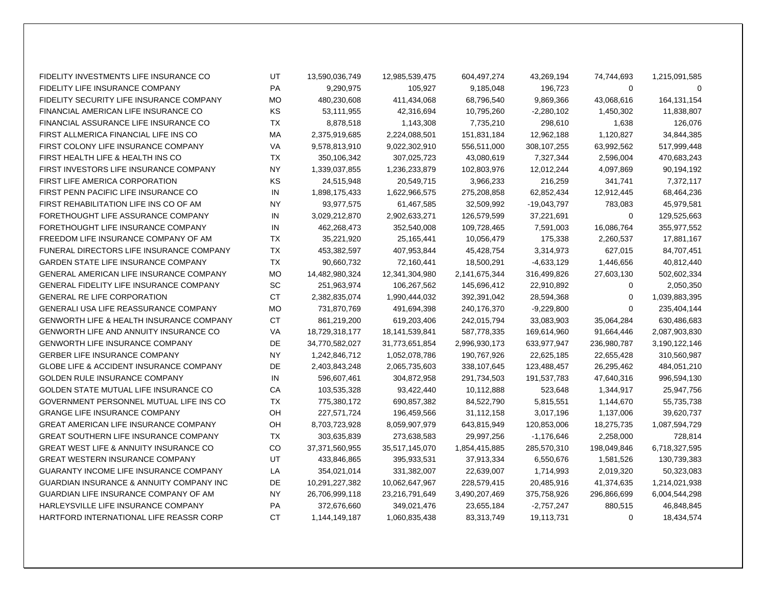|  |  |  |  |  |  |  |  |
|---|---|---|---|---|---|---|---|
| FIDELITY INVESTMENTS LIFE INSURANCE CO | UT | 13,590,036,749 | 12,985,539,475 | 604,497,274 | 43,269,194 | 74,744,693 | 1,215,091,585 |
| FIDELITY LIFE INSURANCE COMPANY | PA | 9,290,975 | 105,927 | 9,185,048 | 196,723 | 0 | 0 |
| FIDELITY SECURITY LIFE INSURANCE COMPANY | MO | 480,230,608 | 411,434,068 | 68,796,540 | 9,869,366 | 43,068,616 | 164,131,154 |
| FINANCIAL AMERICAN LIFE INSURANCE CO | KS | 53,111,955 | 42,316,694 | 10,795,260 | -2,280,102 | 1,450,302 | 11,838,807 |
| FINANCIAL ASSURANCE LIFE INSURANCE CO | TX | 8,878,518 | 1,143,308 | 7,735,210 | 298,610 | 1,638 | 126,076 |
| FIRST ALLMERICA FINANCIAL LIFE INS CO | MA | 2,375,919,685 | 2,224,088,501 | 151,831,184 | 12,962,188 | 1,120,827 | 34,844,385 |
| FIRST COLONY LIFE INSURANCE COMPANY | VA | 9,578,813,910 | 9,022,302,910 | 556,511,000 | 308,107,255 | 63,992,562 | 517,999,448 |
| FIRST HEALTH LIFE & HEALTH INS CO | TX | 350,106,342 | 307,025,723 | 43,080,619 | 7,327,344 | 2,596,004 | 470,683,243 |
| FIRST INVESTORS LIFE INSURANCE COMPANY | NY | 1,339,037,855 | 1,236,233,879 | 102,803,976 | 12,012,244 | 4,097,869 | 90,194,192 |
| FIRST LIFE AMERICA CORPORATION | KS | 24,515,948 | 20,549,715 | 3,966,233 | 216,259 | 341,741 | 7,372,117 |
| FIRST PENN PACIFIC LIFE INSURANCE CO | IN | 1,898,175,433 | 1,622,966,575 | 275,208,858 | 62,852,434 | 12,912,445 | 68,464,236 |
| FIRST REHABILITATION LIFE INS CO OF AM | NY | 93,977,575 | 61,467,585 | 32,509,992 | -19,043,797 | 783,083 | 45,979,581 |
| FORETHOUGHT LIFE ASSURANCE COMPANY | IN | 3,029,212,870 | 2,902,633,271 | 126,579,599 | 37,221,691 | 0 | 129,525,663 |
| FORETHOUGHT LIFE INSURANCE COMPANY | IN | 462,268,473 | 352,540,008 | 109,728,465 | 7,591,003 | 16,086,764 | 355,977,552 |
| FREEDOM LIFE INSURANCE COMPANY OF AM | TX | 35,221,920 | 25,165,441 | 10,056,479 | 175,338 | 2,260,537 | 17,881,167 |
| FUNERAL DIRECTORS LIFE INSURANCE COMPANY | TX | 453,382,597 | 407,953,844 | 45,428,754 | 3,314,973 | 627,015 | 84,707,451 |
| GARDEN STATE LIFE INSURANCE COMPANY | TX | 90,660,732 | 72,160,441 | 18,500,291 | -4,633,129 | 1,446,656 | 40,812,440 |
| GENERAL AMERICAN LIFE INSURANCE COMPANY | MO | 14,482,980,324 | 12,341,304,980 | 2,141,675,344 | 316,499,826 | 27,603,130 | 502,602,334 |
| GENERAL FIDELITY LIFE INSURANCE COMPANY | SC | 251,963,974 | 106,267,562 | 145,696,412 | 22,910,892 | 0 | 2,050,350 |
| GENERAL RE LIFE CORPORATION | CT | 2,382,835,074 | 1,990,444,032 | 392,391,042 | 28,594,368 | 0 | 1,039,883,395 |
| GENERALI USA LIFE REASSURANCE COMPANY | MO | 731,870,769 | 491,694,398 | 240,176,370 | -9,229,800 | 0 | 235,404,144 |
| GENWORTH LIFE & HEALTH INSURANCE COMPANY | CT | 861,219,200 | 619,203,406 | 242,015,794 | 33,083,903 | 35,064,284 | 630,486,683 |
| GENWORTH LIFE AND ANNUITY INSURANCE CO | VA | 18,729,318,177 | 18,141,539,841 | 587,778,335 | 169,614,960 | 91,664,446 | 2,087,903,830 |
| GENWORTH LIFE INSURANCE COMPANY | DE | 34,770,582,027 | 31,773,651,854 | 2,996,930,173 | 633,977,947 | 236,980,787 | 3,190,122,146 |
| GERBER LIFE INSURANCE COMPANY | NY | 1,242,846,712 | 1,052,078,786 | 190,767,926 | 22,625,185 | 22,655,428 | 310,560,987 |
| GLOBE LIFE & ACCIDENT INSURANCE COMPANY | DE | 2,403,843,248 | 2,065,735,603 | 338,107,645 | 123,488,457 | 26,295,462 | 484,051,210 |
| GOLDEN RULE INSURANCE COMPANY | IN | 596,607,461 | 304,872,958 | 291,734,503 | 191,537,783 | 47,640,316 | 996,594,130 |
| GOLDEN STATE MUTUAL LIFE INSURANCE CO | CA | 103,535,328 | 93,422,440 | 10,112,888 | 523,648 | 1,344,917 | 25,947,756 |
| GOVERNMENT PERSONNEL MUTUAL LIFE INS CO | TX | 775,380,172 | 690,857,382 | 84,522,790 | 5,815,551 | 1,144,670 | 55,735,738 |
| GRANGE LIFE INSURANCE COMPANY | OH | 227,571,724 | 196,459,566 | 31,112,158 | 3,017,196 | 1,137,006 | 39,620,737 |
| GREAT AMERICAN LIFE INSURANCE COMPANY | OH | 8,703,723,928 | 8,059,907,979 | 643,815,949 | 120,853,006 | 18,275,735 | 1,087,594,729 |
| GREAT SOUTHERN LIFE INSURANCE COMPANY | TX | 303,635,839 | 273,638,583 | 29,997,256 | -1,176,646 | 2,258,000 | 728,814 |
| GREAT WEST LIFE & ANNUITY INSURANCE CO | CO | 37,371,560,955 | 35,517,145,070 | 1,854,415,885 | 285,570,310 | 198,049,846 | 6,718,327,595 |
| GREAT WESTERN INSURANCE COMPANY | UT | 433,846,865 | 395,933,531 | 37,913,334 | 6,550,676 | 1,581,526 | 130,739,383 |
| GUARANTY INCOME LIFE INSURANCE COMPANY | LA | 354,021,014 | 331,382,007 | 22,639,007 | 1,714,993 | 2,019,320 | 50,323,083 |
| GUARDIAN INSURANCE & ANNUITY COMPANY INC | DE | 10,291,227,382 | 10,062,647,967 | 228,579,415 | 20,485,916 | 41,374,635 | 1,214,021,938 |
| GUARDIAN LIFE INSURANCE COMPANY OF AM | NY | 26,706,999,118 | 23,216,791,649 | 3,490,207,469 | 375,758,926 | 296,866,699 | 6,004,544,298 |
| HARLEYSVILLE LIFE INSURANCE COMPANY | PA | 372,676,660 | 349,021,476 | 23,655,184 | -2,757,247 | 880,515 | 46,848,845 |
| HARTFORD INTERNATIONAL LIFE REASSR CORP | CT | 1,144,149,187 | 1,060,835,438 | 83,313,749 | 19,113,731 | 0 | 18,434,574 |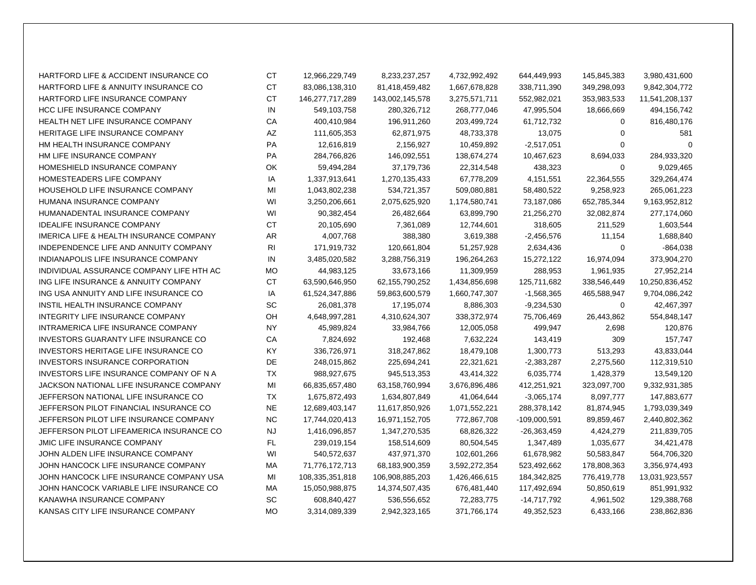| | | | | | | | |
|---|---|---|---|---|---|---|---|
| HARTFORD LIFE & ACCIDENT INSURANCE CO | CT | 12,966,229,749 | 8,233,237,257 | 4,732,992,492 | 644,449,993 | 145,845,383 | 3,980,431,600 |
| HARTFORD LIFE & ANNUITY INSURANCE CO | CT | 83,086,138,310 | 81,418,459,482 | 1,667,678,828 | 338,711,390 | 349,298,093 | 9,842,304,772 |
| HARTFORD LIFE INSURANCE COMPANY | CT | 146,277,717,289 | 143,002,145,578 | 3,275,571,711 | 552,982,021 | 353,983,533 | 11,541,208,137 |
| HCC LIFE INSURANCE COMPANY | IN | 549,103,758 | 280,326,712 | 268,777,046 | 47,995,504 | 18,666,669 | 494,156,742 |
| HEALTH NET LIFE INSURANCE COMPANY | CA | 400,410,984 | 196,911,260 | 203,499,724 | 61,712,732 | 0 | 816,480,176 |
| HERITAGE LIFE INSURANCE COMPANY | AZ | 111,605,353 | 62,871,975 | 48,733,378 | 13,075 | 0 | 581 |
| HM HEALTH INSURANCE COMPANY | PA | 12,616,819 | 2,156,927 | 10,459,892 | -2,517,051 | 0 | 0 |
| HM LIFE INSURANCE COMPANY | PA | 284,766,826 | 146,092,551 | 138,674,274 | 10,467,623 | 8,694,033 | 284,933,320 |
| HOMESHIELD INSURANCE COMPANY | OK | 59,494,284 | 37,179,736 | 22,314,548 | 438,323 | 0 | 9,029,465 |
| HOMESTEADERS LIFE COMPANY | IA | 1,337,913,641 | 1,270,135,433 | 67,778,209 | 4,151,551 | 22,364,555 | 329,264,474 |
| HOUSEHOLD LIFE INSURANCE COMPANY | MI | 1,043,802,238 | 534,721,357 | 509,080,881 | 58,480,522 | 9,258,923 | 265,061,223 |
| HUMANA INSURANCE COMPANY | WI | 3,250,206,661 | 2,075,625,920 | 1,174,580,741 | 73,187,086 | 652,785,344 | 9,163,952,812 |
| HUMANADENTAL INSURANCE COMPANY | WI | 90,382,454 | 26,482,664 | 63,899,790 | 21,256,270 | 32,082,874 | 277,174,060 |
| IDEALIFE INSURANCE COMPANY | CT | 20,105,690 | 7,361,089 | 12,744,601 | 318,605 | 211,529 | 1,603,544 |
| IMERICA LIFE & HEALTH INSURANCE COMPANY | AR | 4,007,768 | 388,380 | 3,619,388 | -2,456,576 | 11,154 | 1,688,840 |
| INDEPENDENCE LIFE AND ANNUITY COMPANY | RI | 171,919,732 | 120,661,804 | 51,257,928 | 2,634,436 | 0 | -864,038 |
| INDIANAPOLIS LIFE INSURANCE COMPANY | IN | 3,485,020,582 | 3,288,756,319 | 196,264,263 | 15,272,122 | 16,974,094 | 373,904,270 |
| INDIVIDUAL ASSURANCE COMPANY LIFE HTH AC | MO | 44,983,125 | 33,673,166 | 11,309,959 | 288,953 | 1,961,935 | 27,952,214 |
| ING LIFE INSURANCE & ANNUITY COMPANY | CT | 63,590,646,950 | 62,155,790,252 | 1,434,856,698 | 125,711,682 | 338,546,449 | 10,250,836,452 |
| ING USA ANNUITY AND LIFE INSURANCE CO | IA | 61,524,347,886 | 59,863,600,579 | 1,660,747,307 | -1,568,365 | 465,588,947 | 9,704,086,242 |
| INSTIL HEALTH INSURANCE COMPANY | SC | 26,081,378 | 17,195,074 | 8,886,303 | -9,234,530 | 0 | 42,467,397 |
| INTEGRITY LIFE INSURANCE COMPANY | OH | 4,648,997,281 | 4,310,624,307 | 338,372,974 | 75,706,469 | 26,443,862 | 554,848,147 |
| INTRAMERICA LIFE INSURANCE COMPANY | NY | 45,989,824 | 33,984,766 | 12,005,058 | 499,947 | 2,698 | 120,876 |
| INVESTORS GUARANTY LIFE INSURANCE CO | CA | 7,824,692 | 192,468 | 7,632,224 | 143,419 | 309 | 157,747 |
| INVESTORS HERITAGE LIFE INSURANCE CO | KY | 336,726,971 | 318,247,862 | 18,479,108 | 1,300,773 | 513,293 | 43,833,044 |
| INVESTORS INSURANCE CORPORATION | DE | 248,015,862 | 225,694,241 | 22,321,621 | -2,383,287 | 2,275,560 | 112,319,510 |
| INVESTORS LIFE INSURANCE COMPANY OF N A | TX | 988,927,675 | 945,513,353 | 43,414,322 | 6,035,774 | 1,428,379 | 13,549,120 |
| JACKSON NATIONAL LIFE INSURANCE COMPANY | MI | 66,835,657,480 | 63,158,760,994 | 3,676,896,486 | 412,251,921 | 323,097,700 | 9,332,931,385 |
| JEFFERSON NATIONAL LIFE INSURANCE CO | TX | 1,675,872,493 | 1,634,807,849 | 41,064,644 | -3,065,174 | 8,097,777 | 147,883,677 |
| JEFFERSON PILOT FINANCIAL INSURANCE CO | NE | 12,689,403,147 | 11,617,850,926 | 1,071,552,221 | 288,378,142 | 81,874,945 | 1,793,039,349 |
| JEFFERSON PILOT LIFE INSURANCE COMPANY | NC | 17,744,020,413 | 16,971,152,705 | 772,867,708 | -109,000,591 | 89,859,467 | 2,440,802,362 |
| JEFFERSON PILOT LIFEAMERICA INSURANCE CO | NJ | 1,416,096,857 | 1,347,270,535 | 68,826,322 | -26,363,459 | 4,424,279 | 211,839,705 |
| JMIC LIFE INSURANCE COMPANY | FL | 239,019,154 | 158,514,609 | 80,504,545 | 1,347,489 | 1,035,677 | 34,421,478 |
| JOHN ALDEN LIFE INSURANCE COMPANY | WI | 540,572,637 | 437,971,370 | 102,601,266 | 61,678,982 | 50,583,847 | 564,706,320 |
| JOHN HANCOCK LIFE INSURANCE COMPANY | MA | 71,776,172,713 | 68,183,900,359 | 3,592,272,354 | 523,492,662 | 178,808,363 | 3,356,974,493 |
| JOHN HANCOCK LIFE INSURANCE COMPANY USA | MI | 108,335,351,818 | 106,908,885,203 | 1,426,466,615 | 184,342,825 | 776,419,778 | 13,031,923,557 |
| JOHN HANCOCK VARIABLE LIFE INSURANCE CO | MA | 15,050,988,875 | 14,374,507,435 | 676,481,440 | 117,492,694 | 50,850,619 | 851,991,932 |
| KANAWHA INSURANCE COMPANY | SC | 608,840,427 | 536,556,652 | 72,283,775 | -14,717,792 | 4,961,502 | 129,388,768 |
| KANSAS CITY LIFE INSURANCE COMPANY | MO | 3,314,089,339 | 2,942,323,165 | 371,766,174 | 49,352,523 | 6,433,166 | 238,862,836 |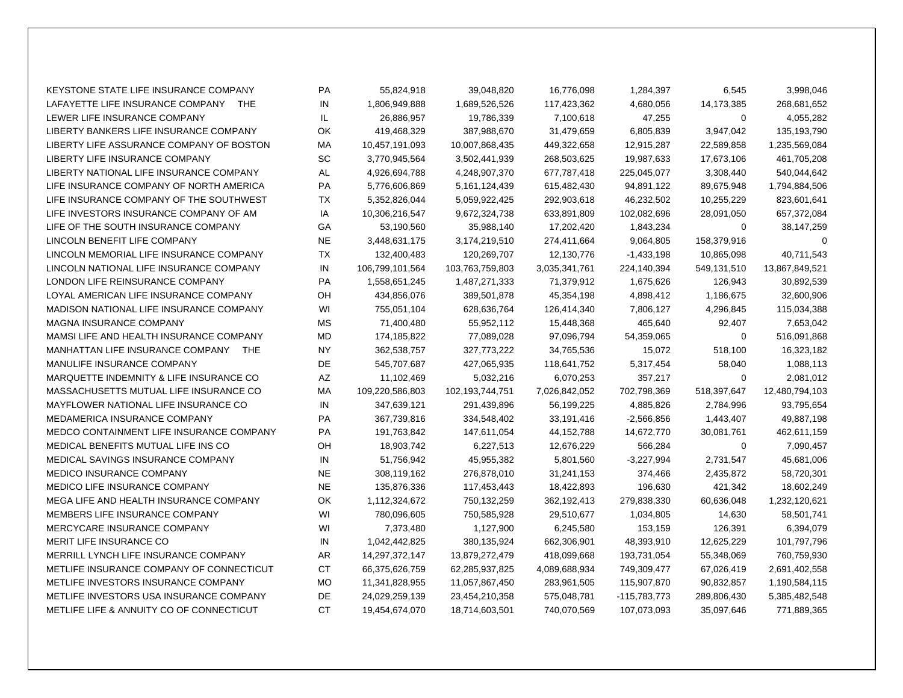| | | | | | | | |
|---|---|---|---|---|---|---|---|
| KEYSTONE STATE LIFE INSURANCE COMPANY | PA | 55,824,918 | 39,048,820 | 16,776,098 | 1,284,397 | 6,545 | 3,998,046 |
| LAFAYETTE LIFE INSURANCE COMPANY THE | IN | 1,806,949,888 | 1,689,526,526 | 117,423,362 | 4,680,056 | 14,173,385 | 268,681,652 |
| LEWER LIFE INSURANCE COMPANY | IL | 26,886,957 | 19,786,339 | 7,100,618 | 47,255 | 0 | 4,055,282 |
| LIBERTY BANKERS LIFE INSURANCE COMPANY | OK | 419,468,329 | 387,988,670 | 31,479,659 | 6,805,839 | 3,947,042 | 135,193,790 |
| LIBERTY LIFE ASSURANCE COMPANY OF BOSTON | MA | 10,457,191,093 | 10,007,868,435 | 449,322,658 | 12,915,287 | 22,589,858 | 1,235,569,084 |
| LIBERTY LIFE INSURANCE COMPANY | SC | 3,770,945,564 | 3,502,441,939 | 268,503,625 | 19,987,633 | 17,673,106 | 461,705,208 |
| LIBERTY NATIONAL LIFE INSURANCE COMPANY | AL | 4,926,694,788 | 4,248,907,370 | 677,787,418 | 225,045,077 | 3,308,440 | 540,044,642 |
| LIFE INSURANCE COMPANY OF NORTH AMERICA | PA | 5,776,606,869 | 5,161,124,439 | 615,482,430 | 94,891,122 | 89,675,948 | 1,794,884,506 |
| LIFE INSURANCE COMPANY OF THE SOUTHWEST | TX | 5,352,826,044 | 5,059,922,425 | 292,903,618 | 46,232,502 | 10,255,229 | 823,601,641 |
| LIFE INVESTORS INSURANCE COMPANY OF AM | IA | 10,306,216,547 | 9,672,324,738 | 633,891,809 | 102,082,696 | 28,091,050 | 657,372,084 |
| LIFE OF THE SOUTH INSURANCE COMPANY | GA | 53,190,560 | 35,988,140 | 17,202,420 | 1,843,234 | 0 | 38,147,259 |
| LINCOLN BENEFIT LIFE COMPANY | NE | 3,448,631,175 | 3,174,219,510 | 274,411,664 | 9,064,805 | 158,379,916 | 0 |
| LINCOLN MEMORIAL LIFE INSURANCE COMPANY | TX | 132,400,483 | 120,269,707 | 12,130,776 | -1,433,198 | 10,865,098 | 40,711,543 |
| LINCOLN NATIONAL LIFE INSURANCE COMPANY | IN | 106,799,101,564 | 103,763,759,803 | 3,035,341,761 | 224,140,394 | 549,131,510 | 13,867,849,521 |
| LONDON LIFE REINSURANCE COMPANY | PA | 1,558,651,245 | 1,487,271,333 | 71,379,912 | 1,675,626 | 126,943 | 30,892,539 |
| LOYAL AMERICAN LIFE INSURANCE COMPANY | OH | 434,856,076 | 389,501,878 | 45,354,198 | 4,898,412 | 1,186,675 | 32,600,906 |
| MADISON NATIONAL LIFE INSURANCE COMPANY | WI | 755,051,104 | 628,636,764 | 126,414,340 | 7,806,127 | 4,296,845 | 115,034,388 |
| MAGNA INSURANCE COMPANY | MS | 71,400,480 | 55,952,112 | 15,448,368 | 465,640 | 92,407 | 7,653,042 |
| MAMSI LIFE AND HEALTH INSURANCE COMPANY | MD | 174,185,822 | 77,089,028 | 97,096,794 | 54,359,065 | 0 | 516,091,868 |
| MANHATTAN LIFE INSURANCE COMPANY THE | NY | 362,538,757 | 327,773,222 | 34,765,536 | 15,072 | 518,100 | 16,323,182 |
| MANULIFE INSURANCE COMPANY | DE | 545,707,687 | 427,065,935 | 118,641,752 | 5,317,454 | 58,040 | 1,088,113 |
| MARQUETTE INDEMNITY & LIFE INSURANCE CO | AZ | 11,102,469 | 5,032,216 | 6,070,253 | 357,217 | 0 | 2,081,012 |
| MASSACHUSETTS MUTUAL LIFE INSURANCE CO | MA | 109,220,586,803 | 102,193,744,751 | 7,026,842,052 | 702,798,369 | 518,397,647 | 12,480,794,103 |
| MAYFLOWER NATIONAL LIFE INSURANCE CO | IN | 347,639,121 | 291,439,896 | 56,199,225 | 4,885,826 | 2,784,996 | 93,795,654 |
| MEDAMERICA INSURANCE COMPANY | PA | 367,739,816 | 334,548,402 | 33,191,416 | -2,566,856 | 1,443,407 | 49,887,198 |
| MEDCO CONTAINMENT LIFE INSURANCE COMPANY | PA | 191,763,842 | 147,611,054 | 44,152,788 | 14,672,770 | 30,081,761 | 462,611,159 |
| MEDICAL BENEFITS MUTUAL LIFE INS CO | OH | 18,903,742 | 6,227,513 | 12,676,229 | 566,284 | 0 | 7,090,457 |
| MEDICAL SAVINGS INSURANCE COMPANY | IN | 51,756,942 | 45,955,382 | 5,801,560 | -3,227,994 | 2,731,547 | 45,681,006 |
| MEDICO INSURANCE COMPANY | NE | 308,119,162 | 276,878,010 | 31,241,153 | 374,466 | 2,435,872 | 58,720,301 |
| MEDICO LIFE INSURANCE COMPANY | NE | 135,876,336 | 117,453,443 | 18,422,893 | 196,630 | 421,342 | 18,602,249 |
| MEGA LIFE AND HEALTH INSURANCE COMPANY | OK | 1,112,324,672 | 750,132,259 | 362,192,413 | 279,838,330 | 60,636,048 | 1,232,120,621 |
| MEMBERS LIFE INSURANCE COMPANY | WI | 780,096,605 | 750,585,928 | 29,510,677 | 1,034,805 | 14,630 | 58,501,741 |
| MERCYCARE INSURANCE COMPANY | WI | 7,373,480 | 1,127,900 | 6,245,580 | 153,159 | 126,391 | 6,394,079 |
| MERIT LIFE INSURANCE CO | IN | 1,042,442,825 | 380,135,924 | 662,306,901 | 48,393,910 | 12,625,229 | 101,797,796 |
| MERRILL LYNCH LIFE INSURANCE COMPANY | AR | 14,297,372,147 | 13,879,272,479 | 418,099,668 | 193,731,054 | 55,348,069 | 760,759,930 |
| METLIFE INSURANCE COMPANY OF CONNECTICUT | CT | 66,375,626,759 | 62,285,937,825 | 4,089,688,934 | 749,309,477 | 67,026,419 | 2,691,402,558 |
| METLIFE INVESTORS INSURANCE COMPANY | MO | 11,341,828,955 | 11,057,867,450 | 283,961,505 | 115,907,870 | 90,832,857 | 1,190,584,115 |
| METLIFE INVESTORS USA INSURANCE COMPANY | DE | 24,029,259,139 | 23,454,210,358 | 575,048,781 | -115,783,773 | 289,806,430 | 5,385,482,548 |
| METLIFE LIFE & ANNUITY CO OF CONNECTICUT | CT | 19,454,674,070 | 18,714,603,501 | 740,070,569 | 107,073,093 | 35,097,646 | 771,889,365 |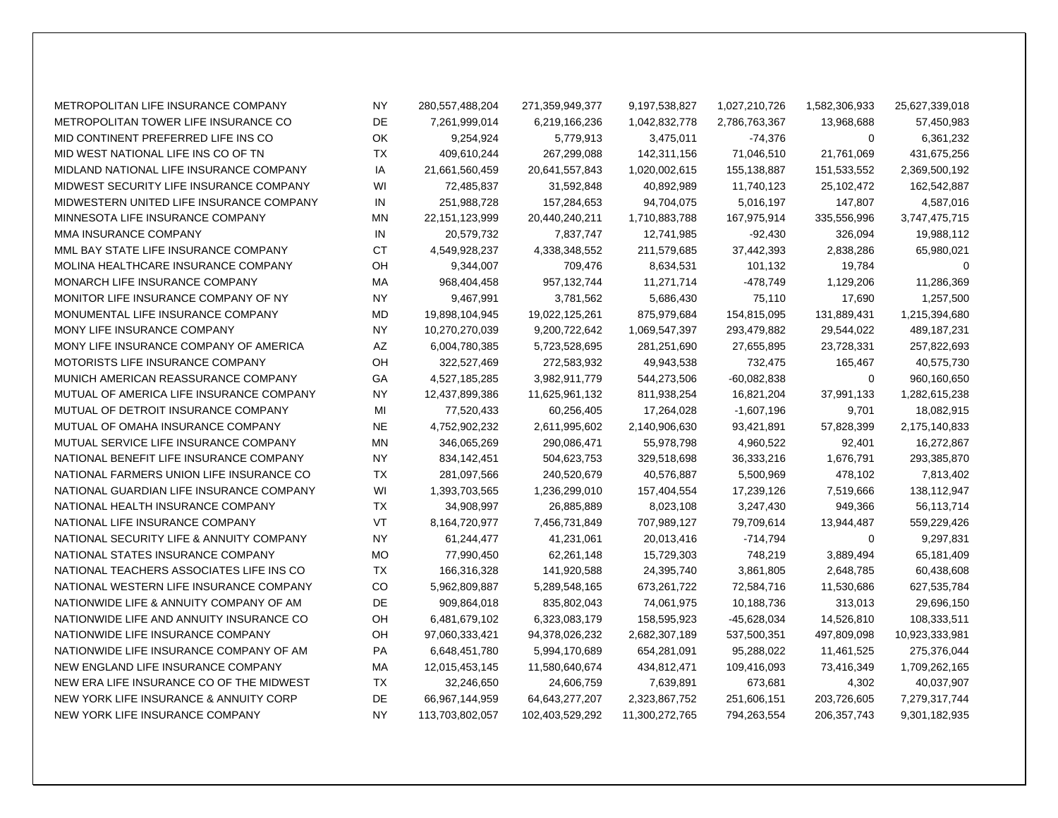| | | | | | | | |
|---|---|---|---|---|---|---|---|
| METROPOLITAN LIFE INSURANCE COMPANY | NY | 280,557,488,204 | 271,359,949,377 | 9,197,538,827 | 1,027,210,726 | 1,582,306,933 | 25,627,339,018 |
| METROPOLITAN TOWER LIFE INSURANCE CO | DE | 7,261,999,014 | 6,219,166,236 | 1,042,832,778 | 2,786,763,367 | 13,968,688 | 57,450,983 |
| MID CONTINENT PREFERRED LIFE INS CO | OK | 9,254,924 | 5,779,913 | 3,475,011 | -74,376 | 0 | 6,361,232 |
| MID WEST NATIONAL LIFE INS CO OF TN | TX | 409,610,244 | 267,299,088 | 142,311,156 | 71,046,510 | 21,761,069 | 431,675,256 |
| MIDLAND NATIONAL LIFE INSURANCE COMPANY | IA | 21,661,560,459 | 20,641,557,843 | 1,020,002,615 | 155,138,887 | 151,533,552 | 2,369,500,192 |
| MIDWEST SECURITY LIFE INSURANCE COMPANY | WI | 72,485,837 | 31,592,848 | 40,892,989 | 11,740,123 | 25,102,472 | 162,542,887 |
| MIDWESTERN UNITED LIFE INSURANCE COMPANY | IN | 251,988,728 | 157,284,653 | 94,704,075 | 5,016,197 | 147,807 | 4,587,016 |
| MINNESOTA LIFE INSURANCE COMPANY | MN | 22,151,123,999 | 20,440,240,211 | 1,710,883,788 | 167,975,914 | 335,556,996 | 3,747,475,715 |
| MMA INSURANCE COMPANY | IN | 20,579,732 | 7,837,747 | 12,741,985 | -92,430 | 326,094 | 19,988,112 |
| MML BAY STATE LIFE INSURANCE COMPANY | CT | 4,549,928,237 | 4,338,348,552 | 211,579,685 | 37,442,393 | 2,838,286 | 65,980,021 |
| MOLINA HEALTHCARE INSURANCE COMPANY | OH | 9,344,007 | 709,476 | 8,634,531 | 101,132 | 19,784 | 0 |
| MONARCH LIFE INSURANCE COMPANY | MA | 968,404,458 | 957,132,744 | 11,271,714 | -478,749 | 1,129,206 | 11,286,369 |
| MONITOR LIFE INSURANCE COMPANY OF NY | NY | 9,467,991 | 3,781,562 | 5,686,430 | 75,110 | 17,690 | 1,257,500 |
| MONUMENTAL LIFE INSURANCE COMPANY | MD | 19,898,104,945 | 19,022,125,261 | 875,979,684 | 154,815,095 | 131,889,431 | 1,215,394,680 |
| MONY LIFE INSURANCE COMPANY | NY | 10,270,270,039 | 9,200,722,642 | 1,069,547,397 | 293,479,882 | 29,544,022 | 489,187,231 |
| MONY LIFE INSURANCE COMPANY OF AMERICA | AZ | 6,004,780,385 | 5,723,528,695 | 281,251,690 | 27,655,895 | 23,728,331 | 257,822,693 |
| MOTORISTS LIFE INSURANCE COMPANY | OH | 322,527,469 | 272,583,932 | 49,943,538 | 732,475 | 165,467 | 40,575,730 |
| MUNICH AMERICAN REASSURANCE COMPANY | GA | 4,527,185,285 | 3,982,911,779 | 544,273,506 | -60,082,838 | 0 | 960,160,650 |
| MUTUAL OF AMERICA LIFE INSURANCE COMPANY | NY | 12,437,899,386 | 11,625,961,132 | 811,938,254 | 16,821,204 | 37,991,133 | 1,282,615,238 |
| MUTUAL OF DETROIT INSURANCE COMPANY | MI | 77,520,433 | 60,256,405 | 17,264,028 | -1,607,196 | 9,701 | 18,082,915 |
| MUTUAL OF OMAHA INSURANCE COMPANY | NE | 4,752,902,232 | 2,611,995,602 | 2,140,906,630 | 93,421,891 | 57,828,399 | 2,175,140,833 |
| MUTUAL SERVICE LIFE INSURANCE COMPANY | MN | 346,065,269 | 290,086,471 | 55,978,798 | 4,960,522 | 92,401 | 16,272,867 |
| NATIONAL BENEFIT LIFE INSURANCE COMPANY | NY | 834,142,451 | 504,623,753 | 329,518,698 | 36,333,216 | 1,676,791 | 293,385,870 |
| NATIONAL FARMERS UNION LIFE INSURANCE CO | TX | 281,097,566 | 240,520,679 | 40,576,887 | 5,500,969 | 478,102 | 7,813,402 |
| NATIONAL GUARDIAN LIFE INSURANCE COMPANY | WI | 1,393,703,565 | 1,236,299,010 | 157,404,554 | 17,239,126 | 7,519,666 | 138,112,947 |
| NATIONAL HEALTH INSURANCE COMPANY | TX | 34,908,997 | 26,885,889 | 8,023,108 | 3,247,430 | 949,366 | 56,113,714 |
| NATIONAL LIFE INSURANCE COMPANY | VT | 8,164,720,977 | 7,456,731,849 | 707,989,127 | 79,709,614 | 13,944,487 | 559,229,426 |
| NATIONAL SECURITY LIFE & ANNUITY COMPANY | NY | 61,244,477 | 41,231,061 | 20,013,416 | -714,794 | 0 | 9,297,831 |
| NATIONAL STATES INSURANCE COMPANY | MO | 77,990,450 | 62,261,148 | 15,729,303 | 748,219 | 3,889,494 | 65,181,409 |
| NATIONAL TEACHERS ASSOCIATES LIFE INS CO | TX | 166,316,328 | 141,920,588 | 24,395,740 | 3,861,805 | 2,648,785 | 60,438,608 |
| NATIONAL WESTERN LIFE INSURANCE COMPANY | CO | 5,962,809,887 | 5,289,548,165 | 673,261,722 | 72,584,716 | 11,530,686 | 627,535,784 |
| NATIONWIDE LIFE & ANNUITY COMPANY OF AM | DE | 909,864,018 | 835,802,043 | 74,061,975 | 10,188,736 | 313,013 | 29,696,150 |
| NATIONWIDE LIFE AND ANNUITY INSURANCE CO | OH | 6,481,679,102 | 6,323,083,179 | 158,595,923 | -45,628,034 | 14,526,810 | 108,333,511 |
| NATIONWIDE LIFE INSURANCE COMPANY | OH | 97,060,333,421 | 94,378,026,232 | 2,682,307,189 | 537,500,351 | 497,809,098 | 10,923,333,981 |
| NATIONWIDE LIFE INSURANCE COMPANY OF AM | PA | 6,648,451,780 | 5,994,170,689 | 654,281,091 | 95,288,022 | 11,461,525 | 275,376,044 |
| NEW ENGLAND LIFE INSURANCE COMPANY | MA | 12,015,453,145 | 11,580,640,674 | 434,812,471 | 109,416,093 | 73,416,349 | 1,709,262,165 |
| NEW ERA LIFE INSURANCE CO OF THE MIDWEST | TX | 32,246,650 | 24,606,759 | 7,639,891 | 673,681 | 4,302 | 40,037,907 |
| NEW YORK LIFE INSURANCE & ANNUITY CORP | DE | 66,967,144,959 | 64,643,277,207 | 2,323,867,752 | 251,606,151 | 203,726,605 | 7,279,317,744 |
| NEW YORK LIFE INSURANCE COMPANY | NY | 113,703,802,057 | 102,403,529,292 | 11,300,272,765 | 794,263,554 | 206,357,743 | 9,301,182,935 |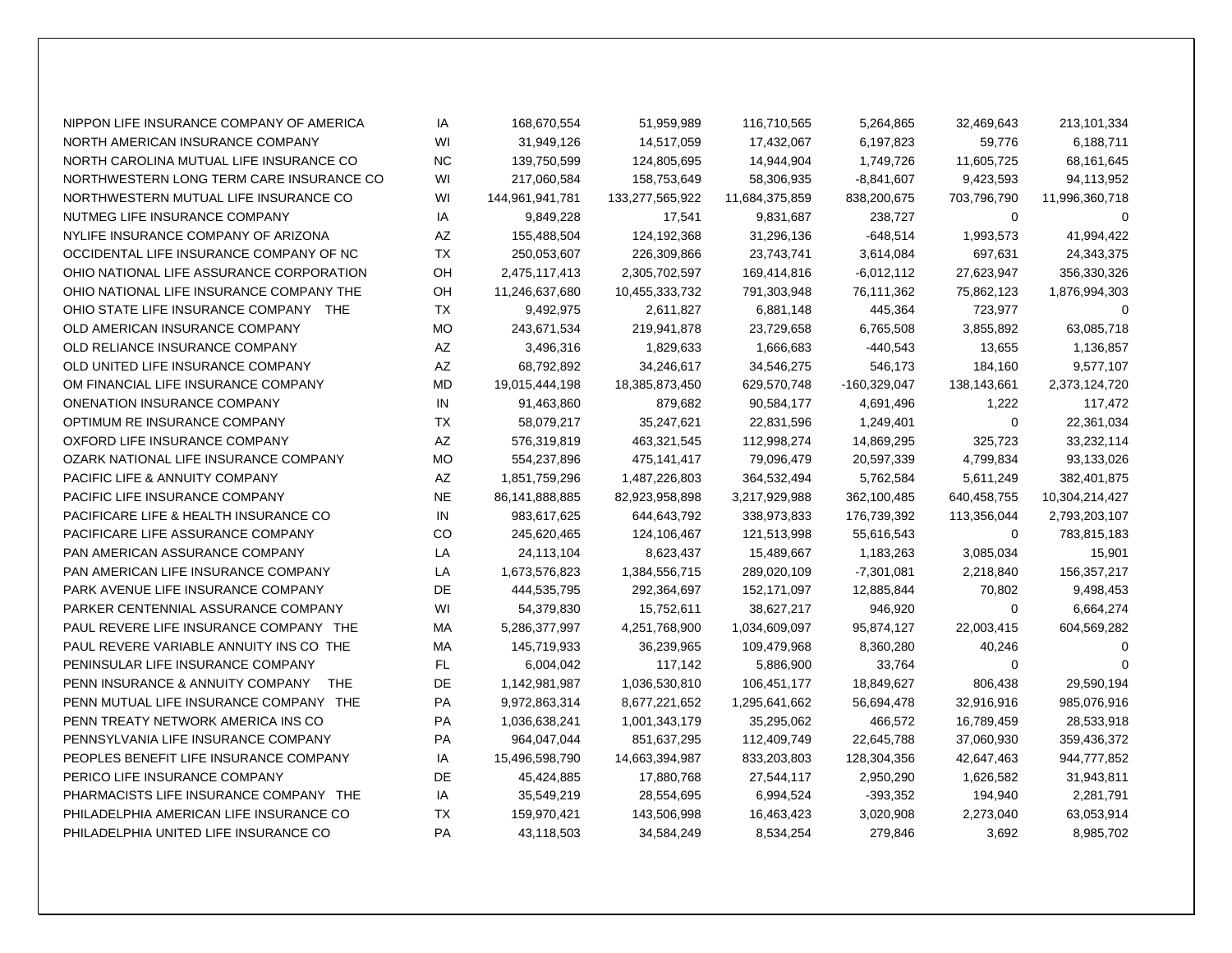| | | | | | | | |
|---|---|---|---|---|---|---|---|
| NIPPON LIFE INSURANCE COMPANY OF AMERICA | IA | 168,670,554 | 51,959,989 | 116,710,565 | 5,264,865 | 32,469,643 | 213,101,334 |
| NORTH AMERICAN INSURANCE COMPANY | WI | 31,949,126 | 14,517,059 | 17,432,067 | 6,197,823 | 59,776 | 6,188,711 |
| NORTH CAROLINA MUTUAL LIFE INSURANCE CO | NC | 139,750,599 | 124,805,695 | 14,944,904 | 1,749,726 | 11,605,725 | 68,161,645 |
| NORTHWESTERN LONG TERM CARE INSURANCE CO | WI | 217,060,584 | 158,753,649 | 58,306,935 | -8,841,607 | 9,423,593 | 94,113,952 |
| NORTHWESTERN MUTUAL LIFE INSURANCE CO | WI | 144,961,941,781 | 133,277,565,922 | 11,684,375,859 | 838,200,675 | 703,796,790 | 11,996,360,718 |
| NUTMEG LIFE INSURANCE COMPANY | IA | 9,849,228 | 17,541 | 9,831,687 | 238,727 | 0 | 0 |
| NYLIFE INSURANCE COMPANY OF ARIZONA | AZ | 155,488,504 | 124,192,368 | 31,296,136 | -648,514 | 1,993,573 | 41,994,422 |
| OCCIDENTAL LIFE INSURANCE COMPANY OF NC | TX | 250,053,607 | 226,309,866 | 23,743,741 | 3,614,084 | 697,631 | 24,343,375 |
| OHIO NATIONAL LIFE ASSURANCE CORPORATION | OH | 2,475,117,413 | 2,305,702,597 | 169,414,816 | -6,012,112 | 27,623,947 | 356,330,326 |
| OHIO NATIONAL LIFE INSURANCE COMPANY THE | OH | 11,246,637,680 | 10,455,333,732 | 791,303,948 | 76,111,362 | 75,862,123 | 1,876,994,303 |
| OHIO STATE LIFE INSURANCE COMPANY THE | TX | 9,492,975 | 2,611,827 | 6,881,148 | 445,364 | 723,977 | 0 |
| OLD AMERICAN INSURANCE COMPANY | MO | 243,671,534 | 219,941,878 | 23,729,658 | 6,765,508 | 3,855,892 | 63,085,718 |
| OLD RELIANCE INSURANCE COMPANY | AZ | 3,496,316 | 1,829,633 | 1,666,683 | -440,543 | 13,655 | 1,136,857 |
| OLD UNITED LIFE INSURANCE COMPANY | AZ | 68,792,892 | 34,246,617 | 34,546,275 | 546,173 | 184,160 | 9,577,107 |
| OM FINANCIAL LIFE INSURANCE COMPANY | MD | 19,015,444,198 | 18,385,873,450 | 629,570,748 | -160,329,047 | 138,143,661 | 2,373,124,720 |
| ONENATION INSURANCE COMPANY | IN | 91,463,860 | 879,682 | 90,584,177 | 4,691,496 | 1,222 | 117,472 |
| OPTIMUM RE INSURANCE COMPANY | TX | 58,079,217 | 35,247,621 | 22,831,596 | 1,249,401 | 0 | 22,361,034 |
| OXFORD LIFE INSURANCE COMPANY | AZ | 576,319,819 | 463,321,545 | 112,998,274 | 14,869,295 | 325,723 | 33,232,114 |
| OZARK NATIONAL LIFE INSURANCE COMPANY | MO | 554,237,896 | 475,141,417 | 79,096,479 | 20,597,339 | 4,799,834 | 93,133,026 |
| PACIFIC LIFE & ANNUITY COMPANY | AZ | 1,851,759,296 | 1,487,226,803 | 364,532,494 | 5,762,584 | 5,611,249 | 382,401,875 |
| PACIFIC LIFE INSURANCE COMPANY | NE | 86,141,888,885 | 82,923,958,898 | 3,217,929,988 | 362,100,485 | 640,458,755 | 10,304,214,427 |
| PACIFICARE LIFE & HEALTH INSURANCE CO | IN | 983,617,625 | 644,643,792 | 338,973,833 | 176,739,392 | 113,356,044 | 2,793,203,107 |
| PACIFICARE LIFE ASSURANCE COMPANY | CO | 245,620,465 | 124,106,467 | 121,513,998 | 55,616,543 | 0 | 783,815,183 |
| PAN AMERICAN ASSURANCE COMPANY | LA | 24,113,104 | 8,623,437 | 15,489,667 | 1,183,263 | 3,085,034 | 15,901 |
| PAN AMERICAN LIFE INSURANCE COMPANY | LA | 1,673,576,823 | 1,384,556,715 | 289,020,109 | -7,301,081 | 2,218,840 | 156,357,217 |
| PARK AVENUE LIFE INSURANCE COMPANY | DE | 444,535,795 | 292,364,697 | 152,171,097 | 12,885,844 | 70,802 | 9,498,453 |
| PARKER CENTENNIAL ASSURANCE COMPANY | WI | 54,379,830 | 15,752,611 | 38,627,217 | 946,920 | 0 | 6,664,274 |
| PAUL REVERE LIFE INSURANCE COMPANY THE | MA | 5,286,377,997 | 4,251,768,900 | 1,034,609,097 | 95,874,127 | 22,003,415 | 604,569,282 |
| PAUL REVERE VARIABLE ANNUITY INS CO THE | MA | 145,719,933 | 36,239,965 | 109,479,968 | 8,360,280 | 40,246 | 0 |
| PENINSULAR LIFE INSURANCE COMPANY | FL | 6,004,042 | 117,142 | 5,886,900 | 33,764 | 0 | 0 |
| PENN INSURANCE & ANNUITY COMPANY THE | DE | 1,142,981,987 | 1,036,530,810 | 106,451,177 | 18,849,627 | 806,438 | 29,590,194 |
| PENN MUTUAL LIFE INSURANCE COMPANY THE | PA | 9,972,863,314 | 8,677,221,652 | 1,295,641,662 | 56,694,478 | 32,916,916 | 985,076,916 |
| PENN TREATY NETWORK AMERICA INS CO | PA | 1,036,638,241 | 1,001,343,179 | 35,295,062 | 466,572 | 16,789,459 | 28,533,918 |
| PENNSYLVANIA LIFE INSURANCE COMPANY | PA | 964,047,044 | 851,637,295 | 112,409,749 | 22,645,788 | 37,060,930 | 359,436,372 |
| PEOPLES BENEFIT LIFE INSURANCE COMPANY | IA | 15,496,598,790 | 14,663,394,987 | 833,203,803 | 128,304,356 | 42,647,463 | 944,777,852 |
| PERICO LIFE INSURANCE COMPANY | DE | 45,424,885 | 17,880,768 | 27,544,117 | 2,950,290 | 1,626,582 | 31,943,811 |
| PHARMACISTS LIFE INSURANCE COMPANY THE | IA | 35,549,219 | 28,554,695 | 6,994,524 | -393,352 | 194,940 | 2,281,791 |
| PHILADELPHIA AMERICAN LIFE INSURANCE CO | TX | 159,970,421 | 143,506,998 | 16,463,423 | 3,020,908 | 2,273,040 | 63,053,914 |
| PHILADELPHIA UNITED LIFE INSURANCE CO | PA | 43,118,503 | 34,584,249 | 8,534,254 | 279,846 | 3,692 | 8,985,702 |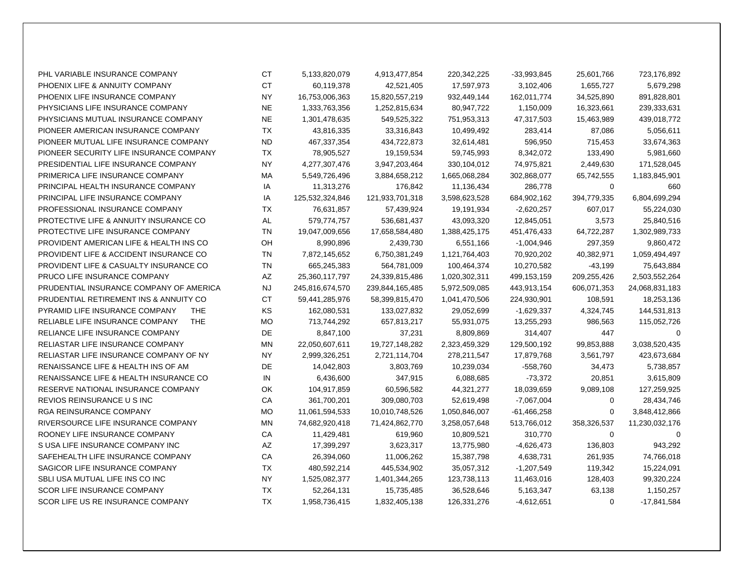| | | | | | | | |
|---|---|---|---|---|---|---|---|
| PHL VARIABLE INSURANCE COMPANY | CT | 5,133,820,079 | 4,913,477,854 | 220,342,225 | -33,993,845 | 25,601,766 | 723,176,892 |
| PHOENIX LIFE & ANNUITY COMPANY | CT | 60,119,378 | 42,521,405 | 17,597,973 | 3,102,406 | 1,655,727 | 5,679,298 |
| PHOENIX LIFE INSURANCE COMPANY | NY | 16,753,006,363 | 15,820,557,219 | 932,449,144 | 162,011,774 | 34,525,890 | 891,828,801 |
| PHYSICIANS LIFE INSURANCE COMPANY | NE | 1,333,763,356 | 1,252,815,634 | 80,947,722 | 1,150,009 | 16,323,661 | 239,333,631 |
| PHYSICIANS MUTUAL INSURANCE COMPANY | NE | 1,301,478,635 | 549,525,322 | 751,953,313 | 47,317,503 | 15,463,989 | 439,018,772 |
| PIONEER AMERICAN INSURANCE COMPANY | TX | 43,816,335 | 33,316,843 | 10,499,492 | 283,414 | 87,086 | 5,056,611 |
| PIONEER MUTUAL LIFE INSURANCE COMPANY | ND | 467,337,354 | 434,722,873 | 32,614,481 | 596,950 | 715,453 | 33,674,363 |
| PIONEER SECURITY LIFE INSURANCE COMPANY | TX | 78,905,527 | 19,159,534 | 59,745,993 | 8,342,072 | 133,490 | 5,981,660 |
| PRESIDENTIAL LIFE INSURANCE COMPANY | NY | 4,277,307,476 | 3,947,203,464 | 330,104,012 | 74,975,821 | 2,449,630 | 171,528,045 |
| PRIMERICA LIFE INSURANCE COMPANY | MA | 5,549,726,496 | 3,884,658,212 | 1,665,068,284 | 302,868,077 | 65,742,555 | 1,183,845,901 |
| PRINCIPAL HEALTH INSURANCE COMPANY | IA | 11,313,276 | 176,842 | 11,136,434 | 286,778 | 0 | 660 |
| PRINCIPAL LIFE INSURANCE COMPANY | IA | 125,532,324,846 | 121,933,701,318 | 3,598,623,528 | 684,902,162 | 394,779,335 | 6,804,699,294 |
| PROFESSIONAL INSURANCE COMPANY | TX | 76,631,857 | 57,439,924 | 19,191,934 | -2,620,257 | 607,017 | 55,224,030 |
| PROTECTIVE LIFE & ANNUITY INSURANCE CO | AL | 579,774,757 | 536,681,437 | 43,093,320 | 12,845,051 | 3,573 | 25,840,516 |
| PROTECTIVE LIFE INSURANCE COMPANY | TN | 19,047,009,656 | 17,658,584,480 | 1,388,425,175 | 451,476,433 | 64,722,287 | 1,302,989,733 |
| PROVIDENT AMERICAN LIFE & HEALTH INS CO | OH | 8,990,896 | 2,439,730 | 6,551,166 | -1,004,946 | 297,359 | 9,860,472 |
| PROVIDENT LIFE & ACCIDENT INSURANCE CO | TN | 7,872,145,652 | 6,750,381,249 | 1,121,764,403 | 70,920,202 | 40,382,971 | 1,059,494,497 |
| PROVIDENT LIFE & CASUALTY INSURANCE CO | TN | 665,245,383 | 564,781,009 | 100,464,374 | 10,270,582 | -43,199 | 75,643,884 |
| PRUCO LIFE INSURANCE COMPANY | AZ | 25,360,117,797 | 24,339,815,486 | 1,020,302,311 | 499,153,159 | 209,255,426 | 2,503,552,264 |
| PRUDENTIAL INSURANCE COMPANY OF AMERICA | NJ | 245,816,674,570 | 239,844,165,485 | 5,972,509,085 | 443,913,154 | 606,071,353 | 24,068,831,183 |
| PRUDENTIAL RETIREMENT INS & ANNUITY CO | CT | 59,441,285,976 | 58,399,815,470 | 1,041,470,506 | 224,930,901 | 108,591 | 18,253,136 |
| PYRAMID LIFE INSURANCE COMPANY THE | KS | 162,080,531 | 133,027,832 | 29,052,699 | -1,629,337 | 4,324,745 | 144,531,813 |
| RELIABLE LIFE INSURANCE COMPANY THE | MO | 713,744,292 | 657,813,217 | 55,931,075 | 13,255,293 | 986,563 | 115,052,726 |
| RELIANCE LIFE INSURANCE COMPANY | DE | 8,847,100 | 37,231 | 8,809,869 | 314,407 | 447 | 0 |
| RELIASTAR LIFE INSURANCE COMPANY | MN | 22,050,607,611 | 19,727,148,282 | 2,323,459,329 | 129,500,192 | 99,853,888 | 3,038,520,435 |
| RELIASTAR LIFE INSURANCE COMPANY OF NY | NY | 2,999,326,251 | 2,721,114,704 | 278,211,547 | 17,879,768 | 3,561,797 | 423,673,684 |
| RENAISSANCE LIFE & HEALTH INS OF AM | DE | 14,042,803 | 3,803,769 | 10,239,034 | -558,760 | 34,473 | 5,738,857 |
| RENAISSANCE LIFE & HEALTH INSURANCE CO | IN | 6,436,600 | 347,915 | 6,088,685 | -73,372 | 20,851 | 3,615,809 |
| RESERVE NATIONAL INSURANCE COMPANY | OK | 104,917,859 | 60,596,582 | 44,321,277 | 18,039,659 | 9,089,108 | 127,259,925 |
| REVIOS REINSURANCE U S INC | CA | 361,700,201 | 309,080,703 | 52,619,498 | -7,067,004 | 0 | 28,434,746 |
| RGA REINSURANCE COMPANY | MO | 11,061,594,533 | 10,010,748,526 | 1,050,846,007 | -61,466,258 | 0 | 3,848,412,866 |
| RIVERSOURCE LIFE INSURANCE COMPANY | MN | 74,682,920,418 | 71,424,862,770 | 3,258,057,648 | 513,766,012 | 358,326,537 | 11,230,032,176 |
| ROONEY LIFE INSURANCE COMPANY | CA | 11,429,481 | 619,960 | 10,809,521 | 310,770 | 0 | 0 |
| S USA LIFE INSURANCE COMPANY INC | AZ | 17,399,297 | 3,623,317 | 13,775,980 | -4,626,473 | 136,803 | 943,292 |
| SAFEHEALTH LIFE INSURANCE COMPANY | CA | 26,394,060 | 11,006,262 | 15,387,798 | 4,638,731 | 261,935 | 74,766,018 |
| SAGICOR LIFE INSURANCE COMPANY | TX | 480,592,214 | 445,534,902 | 35,057,312 | -1,207,549 | 119,342 | 15,224,091 |
| SBLI USA MUTUAL LIFE INS CO INC | NY | 1,525,082,377 | 1,401,344,265 | 123,738,113 | 11,463,016 | 128,403 | 99,320,224 |
| SCOR LIFE INSURANCE COMPANY | TX | 52,264,131 | 15,735,485 | 36,528,646 | 5,163,347 | 63,138 | 1,150,257 |
| SCOR LIFE US RE INSURANCE COMPANY | TX | 1,958,736,415 | 1,832,405,138 | 126,331,276 | -4,612,651 | 0 | -17,841,584 |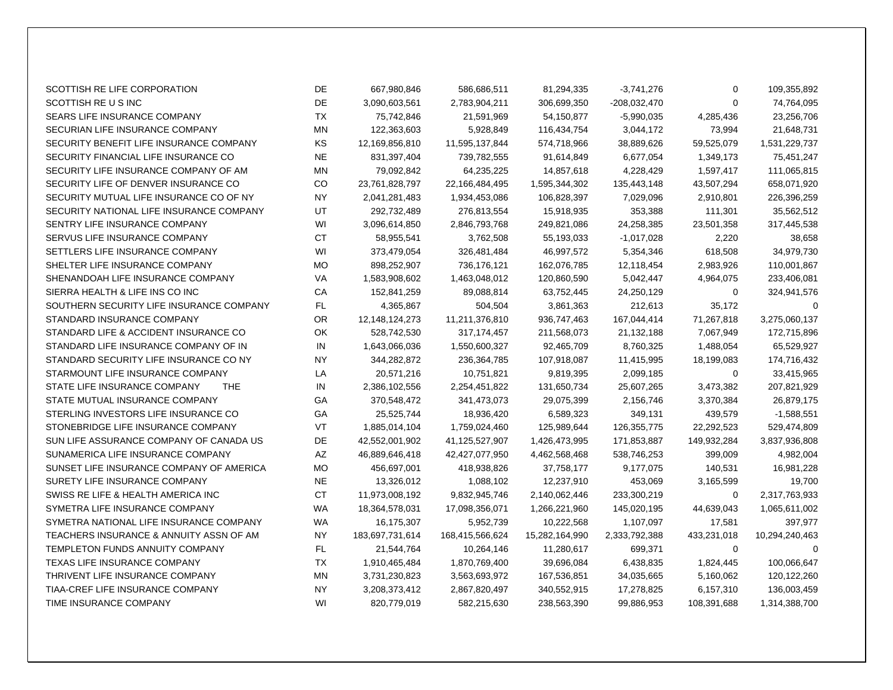| | | | | | | | |
|---|---|---|---|---|---|---|---|
| SCOTTISH RE LIFE CORPORATION | DE | 667,980,846 | 586,686,511 | 81,294,335 | -3,741,276 | 0 | 109,355,892 |
| SCOTTISH RE U S INC | DE | 3,090,603,561 | 2,783,904,211 | 306,699,350 | -208,032,470 | 0 | 74,764,095 |
| SEARS LIFE INSURANCE COMPANY | TX | 75,742,846 | 21,591,969 | 54,150,877 | -5,990,035 | 4,285,436 | 23,256,706 |
| SECURIAN LIFE INSURANCE COMPANY | MN | 122,363,603 | 5,928,849 | 116,434,754 | 3,044,172 | 73,994 | 21,648,731 |
| SECURITY BENEFIT LIFE INSURANCE COMPANY | KS | 12,169,856,810 | 11,595,137,844 | 574,718,966 | 38,889,626 | 59,525,079 | 1,531,229,737 |
| SECURITY FINANCIAL LIFE INSURANCE CO | NE | 831,397,404 | 739,782,555 | 91,614,849 | 6,677,054 | 1,349,173 | 75,451,247 |
| SECURITY LIFE INSURANCE COMPANY OF AM | MN | 79,092,842 | 64,235,225 | 14,857,618 | 4,228,429 | 1,597,417 | 111,065,815 |
| SECURITY LIFE OF DENVER INSURANCE CO | CO | 23,761,828,797 | 22,166,484,495 | 1,595,344,302 | 135,443,148 | 43,507,294 | 658,071,920 |
| SECURITY MUTUAL LIFE INSURANCE CO OF NY | NY | 2,041,281,483 | 1,934,453,086 | 106,828,397 | 7,029,096 | 2,910,801 | 226,396,259 |
| SECURITY NATIONAL LIFE INSURANCE COMPANY | UT | 292,732,489 | 276,813,554 | 15,918,935 | 353,388 | 111,301 | 35,562,512 |
| SENTRY LIFE INSURANCE COMPANY | WI | 3,096,614,850 | 2,846,793,768 | 249,821,086 | 24,258,385 | 23,501,358 | 317,445,538 |
| SERVUS LIFE INSURANCE COMPANY | CT | 58,955,541 | 3,762,508 | 55,193,033 | -1,017,028 | 2,220 | 38,658 |
| SETTLERS LIFE INSURANCE COMPANY | WI | 373,479,054 | 326,481,484 | 46,997,572 | 5,354,346 | 618,508 | 34,979,730 |
| SHELTER LIFE INSURANCE COMPANY | MO | 898,252,907 | 736,176,121 | 162,076,785 | 12,118,454 | 2,983,926 | 110,001,867 |
| SHENANDOAH LIFE INSURANCE COMPANY | VA | 1,583,908,602 | 1,463,048,012 | 120,860,590 | 5,042,447 | 4,964,075 | 233,406,081 |
| SIERRA HEALTH & LIFE INS CO INC | CA | 152,841,259 | 89,088,814 | 63,752,445 | 24,250,129 | 0 | 324,941,576 |
| SOUTHERN SECURITY LIFE INSURANCE COMPANY | FL | 4,365,867 | 504,504 | 3,861,363 | 212,613 | 35,172 | 0 |
| STANDARD INSURANCE COMPANY | OR | 12,148,124,273 | 11,211,376,810 | 936,747,463 | 167,044,414 | 71,267,818 | 3,275,060,137 |
| STANDARD LIFE & ACCIDENT INSURANCE CO | OK | 528,742,530 | 317,174,457 | 211,568,073 | 21,132,188 | 7,067,949 | 172,715,896 |
| STANDARD LIFE INSURANCE COMPANY OF IN | IN | 1,643,066,036 | 1,550,600,327 | 92,465,709 | 8,760,325 | 1,488,054 | 65,529,927 |
| STANDARD SECURITY LIFE INSURANCE CO NY | NY | 344,282,872 | 236,364,785 | 107,918,087 | 11,415,995 | 18,199,083 | 174,716,432 |
| STARMOUNT LIFE INSURANCE COMPANY | LA | 20,571,216 | 10,751,821 | 9,819,395 | 2,099,185 | 0 | 33,415,965 |
| STATE LIFE INSURANCE COMPANY THE | IN | 2,386,102,556 | 2,254,451,822 | 131,650,734 | 25,607,265 | 3,473,382 | 207,821,929 |
| STATE MUTUAL INSURANCE COMPANY | GA | 370,548,472 | 341,473,073 | 29,075,399 | 2,156,746 | 3,370,384 | 26,879,175 |
| STERLING INVESTORS LIFE INSURANCE CO | GA | 25,525,744 | 18,936,420 | 6,589,323 | 349,131 | 439,579 | -1,588,551 |
| STONEBRIDGE LIFE INSURANCE COMPANY | VT | 1,885,014,104 | 1,759,024,460 | 125,989,644 | 126,355,775 | 22,292,523 | 529,474,809 |
| SUN LIFE ASSURANCE COMPANY OF CANADA US | DE | 42,552,001,902 | 41,125,527,907 | 1,426,473,995 | 171,853,887 | 149,932,284 | 3,837,936,808 |
| SUNAMERICA LIFE INSURANCE COMPANY | AZ | 46,889,646,418 | 42,427,077,950 | 4,462,568,468 | 538,746,253 | 399,009 | 4,982,004 |
| SUNSET LIFE INSURANCE COMPANY OF AMERICA | MO | 456,697,001 | 418,938,826 | 37,758,177 | 9,177,075 | 140,531 | 16,981,228 |
| SURETY LIFE INSURANCE COMPANY | NE | 13,326,012 | 1,088,102 | 12,237,910 | 453,069 | 3,165,599 | 19,700 |
| SWISS RE LIFE & HEALTH AMERICA INC | CT | 11,973,008,192 | 9,832,945,746 | 2,140,062,446 | 233,300,219 | 0 | 2,317,763,933 |
| SYMETRA LIFE INSURANCE COMPANY | WA | 18,364,578,031 | 17,098,356,071 | 1,266,221,960 | 145,020,195 | 44,639,043 | 1,065,611,002 |
| SYMETRA NATIONAL LIFE INSURANCE COMPANY | WA | 16,175,307 | 5,952,739 | 10,222,568 | 1,107,097 | 17,581 | 397,977 |
| TEACHERS INSURANCE & ANNUITY ASSN OF AM | NY | 183,697,731,614 | 168,415,566,624 | 15,282,164,990 | 2,333,792,388 | 433,231,018 | 10,294,240,463 |
| TEMPLETON FUNDS ANNUITY COMPANY | FL | 21,544,764 | 10,264,146 | 11,280,617 | 699,371 | 0 | 0 |
| TEXAS LIFE INSURANCE COMPANY | TX | 1,910,465,484 | 1,870,769,400 | 39,696,084 | 6,438,835 | 1,824,445 | 100,066,647 |
| THRIVENT LIFE INSURANCE COMPANY | MN | 3,731,230,823 | 3,563,693,972 | 167,536,851 | 34,035,665 | 5,160,062 | 120,122,260 |
| TIAA-CREF LIFE INSURANCE COMPANY | NY | 3,208,373,412 | 2,867,820,497 | 340,552,915 | 17,278,825 | 6,157,310 | 136,003,459 |
| TIME INSURANCE COMPANY | WI | 820,779,019 | 582,215,630 | 238,563,390 | 99,886,953 | 108,391,688 | 1,314,388,700 |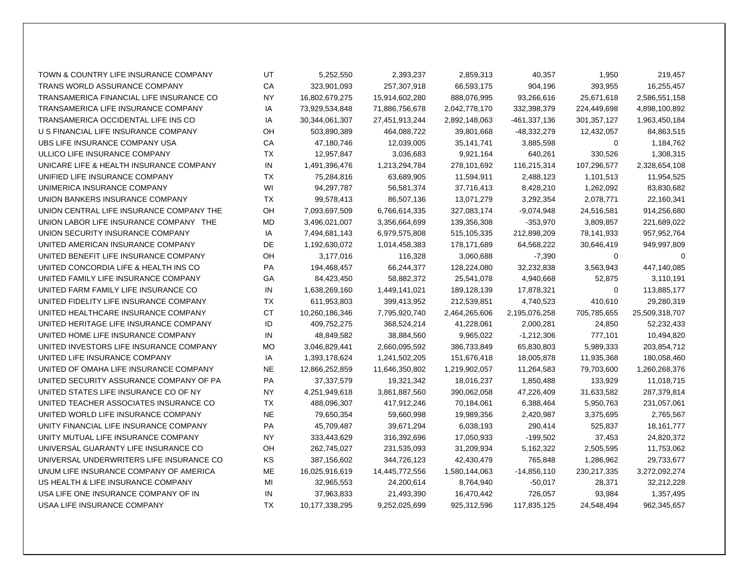| | | | | | | | |
|---|---|---|---|---|---|---|---|
| TOWN & COUNTRY LIFE INSURANCE COMPANY | UT | 5,252,550 | 2,393,237 | 2,859,313 | 40,357 | 1,950 | 219,457 |
| TRANS WORLD ASSURANCE COMPANY | CA | 323,901,093 | 257,307,918 | 66,593,175 | 904,196 | 393,955 | 16,255,457 |
| TRANSAMERICA FINANCIAL LIFE INSURANCE CO | NY | 16,802,679,275 | 15,914,602,280 | 888,076,995 | 93,266,616 | 25,671,618 | 2,586,551,158 |
| TRANSAMERICA LIFE INSURANCE COMPANY | IA | 73,929,534,848 | 71,886,756,678 | 2,042,778,170 | 332,398,379 | 224,449,698 | 4,898,100,892 |
| TRANSAMERICA OCCIDENTAL LIFE INS CO | IA | 30,344,061,307 | 27,451,913,244 | 2,892,148,063 | -461,337,136 | 301,357,127 | 1,963,450,184 |
| U S FINANCIAL LIFE INSURANCE COMPANY | OH | 503,890,389 | 464,088,722 | 39,801,668 | -48,332,279 | 12,432,057 | 84,863,515 |
| UBS LIFE INSURANCE COMPANY USA | CA | 47,180,746 | 12,039,005 | 35,141,741 | 3,885,598 | 0 | 1,184,762 |
| ULLICO LIFE INSURANCE COMPANY | TX | 12,957,847 | 3,036,683 | 9,921,164 | 640,261 | 330,526 | 1,308,315 |
| UNICARE LIFE & HEALTH INSURANCE COMPANY | IN | 1,491,396,476 | 1,213,294,784 | 278,101,692 | 116,215,314 | 107,296,577 | 2,328,654,108 |
| UNIFIED LIFE INSURANCE COMPANY | TX | 75,284,816 | 63,689,905 | 11,594,911 | 2,488,123 | 1,101,513 | 11,954,525 |
| UNIMERICA INSURANCE COMPANY | WI | 94,297,787 | 56,581,374 | 37,716,413 | 8,428,210 | 1,262,092 | 83,830,682 |
| UNION BANKERS INSURANCE COMPANY | TX | 99,578,413 | 86,507,136 | 13,071,279 | 3,292,354 | 2,078,771 | 22,160,341 |
| UNION CENTRAL LIFE INSURANCE COMPANY THE | OH | 7,093,697,509 | 6,766,614,335 | 327,083,174 | -9,074,948 | 24,516,581 | 914,256,680 |
| UNION LABOR LIFE INSURANCE COMPANY THE | MD | 3,496,021,007 | 3,356,664,699 | 139,356,308 | -353,970 | 3,809,857 | 221,689,022 |
| UNION SECURITY INSURANCE COMPANY | IA | 7,494,681,143 | 6,979,575,808 | 515,105,335 | 212,898,209 | 78,141,933 | 957,952,764 |
| UNITED AMERICAN INSURANCE COMPANY | DE | 1,192,630,072 | 1,014,458,383 | 178,171,689 | 64,568,222 | 30,646,419 | 949,997,809 |
| UNITED BENEFIT LIFE INSURANCE COMPANY | OH | 3,177,016 | 116,328 | 3,060,688 | -7,390 | 0 | 0 |
| UNITED CONCORDIA LIFE & HEALTH INS CO | PA | 194,468,457 | 66,244,377 | 128,224,080 | 32,232,838 | 3,563,943 | 447,140,085 |
| UNITED FAMILY LIFE INSURANCE COMPANY | GA | 84,423,450 | 58,882,372 | 25,541,078 | 4,940,668 | 52,875 | 3,110,191 |
| UNITED FARM FAMILY LIFE INSURANCE CO | IN | 1,638,269,160 | 1,449,141,021 | 189,128,139 | 17,878,321 | 0 | 113,885,177 |
| UNITED FIDELITY LIFE INSURANCE COMPANY | TX | 611,953,803 | 399,413,952 | 212,539,851 | 4,740,523 | 410,610 | 29,280,319 |
| UNITED HEALTHCARE INSURANCE COMPANY | CT | 10,260,186,346 | 7,795,920,740 | 2,464,265,606 | 2,195,076,258 | 705,785,655 | 25,509,318,707 |
| UNITED HERITAGE LIFE INSURANCE COMPANY | ID | 409,752,275 | 368,524,214 | 41,228,061 | 2,000,281 | 24,850 | 52,232,433 |
| UNITED HOME LIFE INSURANCE COMPANY | IN | 48,849,582 | 38,884,560 | 9,965,022 | -1,212,306 | 777,101 | 10,494,820 |
| UNITED INVESTORS LIFE INSURANCE COMPANY | MO | 3,046,829,441 | 2,660,095,592 | 386,733,849 | 65,830,803 | 5,989,333 | 203,854,712 |
| UNITED LIFE INSURANCE COMPANY | IA | 1,393,178,624 | 1,241,502,205 | 151,676,418 | 18,005,878 | 11,935,368 | 180,058,460 |
| UNITED OF OMAHA LIFE INSURANCE COMPANY | NE | 12,866,252,859 | 11,646,350,802 | 1,219,902,057 | 11,264,583 | 79,703,600 | 1,260,268,376 |
| UNITED SECURITY ASSURANCE COMPANY OF PA | PA | 37,337,579 | 19,321,342 | 18,016,237 | 1,850,488 | 133,929 | 11,018,715 |
| UNITED STATES LIFE INSURANCE CO OF NY | NY | 4,251,949,618 | 3,861,887,560 | 390,062,058 | 47,226,409 | 31,633,582 | 287,379,814 |
| UNITED TEACHER ASSOCIATES INSURANCE CO | TX | 488,096,307 | 417,912,246 | 70,184,061 | 6,388,464 | 5,950,763 | 231,057,061 |
| UNITED WORLD LIFE INSURANCE COMPANY | NE | 79,650,354 | 59,660,998 | 19,989,356 | 2,420,987 | 3,375,695 | 2,765,567 |
| UNITY FINANCIAL LIFE INSURANCE COMPANY | PA | 45,709,487 | 39,671,294 | 6,038,193 | 290,414 | 525,837 | 18,161,777 |
| UNITY MUTUAL LIFE INSURANCE COMPANY | NY | 333,443,629 | 316,392,696 | 17,050,933 | -199,502 | 37,453 | 24,820,372 |
| UNIVERSAL GUARANTY LIFE INSURANCE CO | OH | 262,745,027 | 231,535,093 | 31,209,934 | 5,162,322 | 2,505,595 | 11,753,062 |
| UNIVERSAL UNDERWRITERS LIFE INSURANCE CO | KS | 387,156,602 | 344,726,123 | 42,430,479 | 765,848 | 1,286,962 | 29,733,677 |
| UNUM LIFE INSURANCE COMPANY OF AMERICA | ME | 16,025,916,619 | 14,445,772,556 | 1,580,144,063 | -14,856,110 | 230,217,335 | 3,272,092,274 |
| US HEALTH & LIFE INSURANCE COMPANY | MI | 32,965,553 | 24,200,614 | 8,764,940 | -50,017 | 28,371 | 32,212,228 |
| USA LIFE ONE INSURANCE COMPANY OF IN | IN | 37,963,833 | 21,493,390 | 16,470,442 | 726,057 | 93,984 | 1,357,495 |
| USAA LIFE INSURANCE COMPANY | TX | 10,177,338,295 | 9,252,025,699 | 925,312,596 | 117,835,125 | 24,548,494 | 962,345,657 |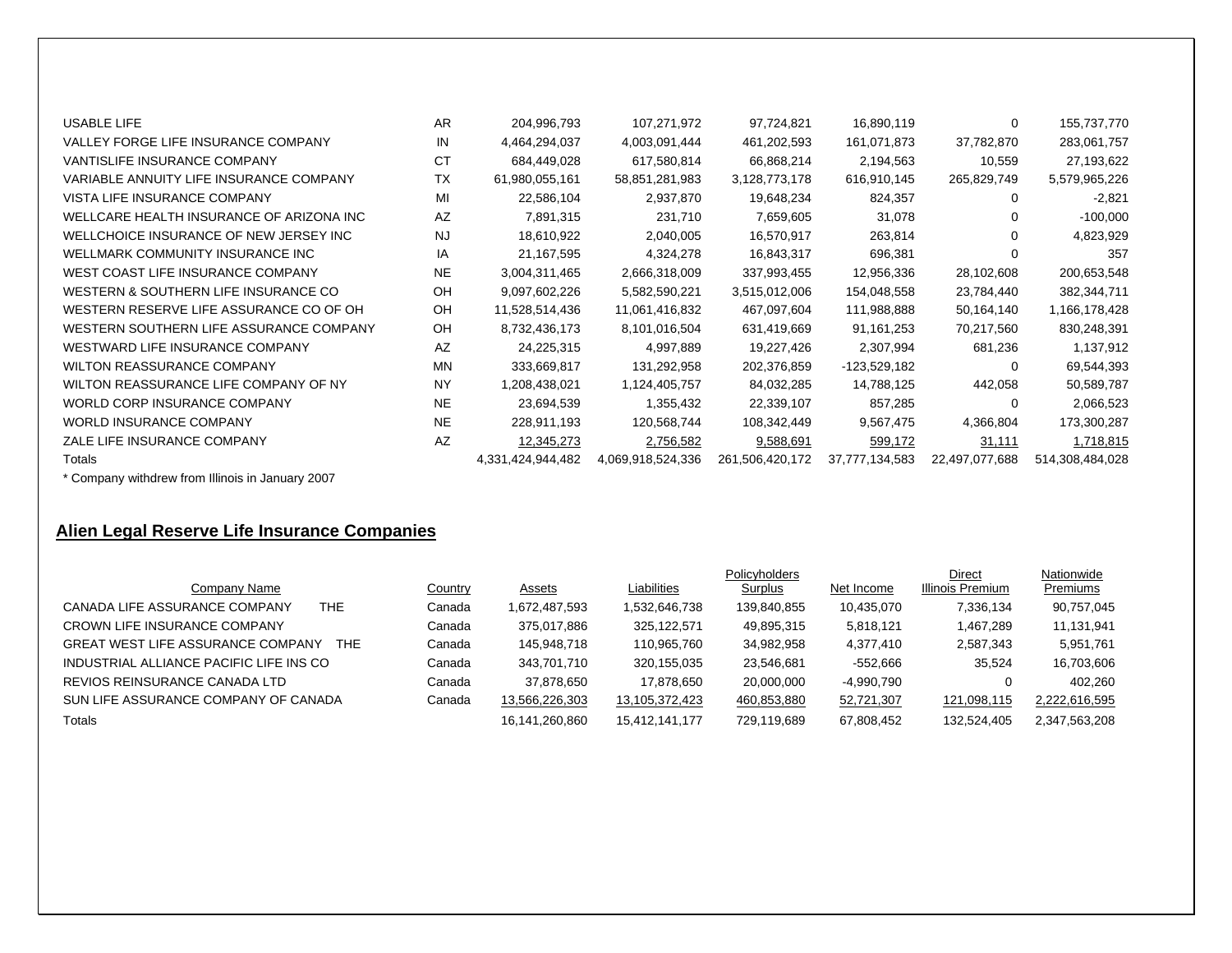| | | | | | | | |
|---|---|---|---|---|---|---|---|
| USABLE LIFE | AR | 204,996,793 | 107,271,972 | 97,724,821 | 16,890,119 | 0 | 155,737,770 |
| VALLEY FORGE LIFE INSURANCE COMPANY | IN | 4,464,294,037 | 4,003,091,444 | 461,202,593 | 161,071,873 | 37,782,870 | 283,061,757 |
| VANTISLIFE INSURANCE COMPANY | CT | 684,449,028 | 617,580,814 | 66,868,214 | 2,194,563 | 10,559 | 27,193,622 |
| VARIABLE ANNUITY LIFE INSURANCE COMPANY | TX | 61,980,055,161 | 58,851,281,983 | 3,128,773,178 | 616,910,145 | 265,829,749 | 5,579,965,226 |
| VISTA LIFE INSURANCE COMPANY | MI | 22,586,104 | 2,937,870 | 19,648,234 | 824,357 | 0 | -2,821 |
| WELLCARE HEALTH INSURANCE OF ARIZONA INC | AZ | 7,891,315 | 231,710 | 7,659,605 | 31,078 | 0 | -100,000 |
| WELLCHOICE INSURANCE OF NEW JERSEY INC | NJ | 18,610,922 | 2,040,005 | 16,570,917 | 263,814 | 0 | 4,823,929 |
| WELLMARK COMMUNITY INSURANCE INC | IA | 21,167,595 | 4,324,278 | 16,843,317 | 696,381 | 0 | 357 |
| WEST COAST LIFE INSURANCE COMPANY | NE | 3,004,311,465 | 2,666,318,009 | 337,993,455 | 12,956,336 | 28,102,608 | 200,653,548 |
| WESTERN & SOUTHERN LIFE INSURANCE CO | OH | 9,097,602,226 | 5,582,590,221 | 3,515,012,006 | 154,048,558 | 23,784,440 | 382,344,711 |
| WESTERN RESERVE LIFE ASSURANCE CO OF OH | OH | 11,528,514,436 | 11,061,416,832 | 467,097,604 | 111,988,888 | 50,164,140 | 1,166,178,428 |
| WESTERN SOUTHERN LIFE ASSURANCE COMPANY | OH | 8,732,436,173 | 8,101,016,504 | 631,419,669 | 91,161,253 | 70,217,560 | 830,248,391 |
| WESTWARD LIFE INSURANCE COMPANY | AZ | 24,225,315 | 4,997,889 | 19,227,426 | 2,307,994 | 681,236 | 1,137,912 |
| WILTON REASSURANCE COMPANY | MN | 333,669,817 | 131,292,958 | 202,376,859 | -123,529,182 | 0 | 69,544,393 |
| WILTON REASSURANCE LIFE COMPANY OF NY | NY | 1,208,438,021 | 1,124,405,757 | 84,032,285 | 14,788,125 | 442,058 | 50,589,787 |
| WORLD CORP INSURANCE COMPANY | NE | 23,694,539 | 1,355,432 | 22,339,107 | 857,285 | 0 | 2,066,523 |
| WORLD INSURANCE COMPANY | NE | 228,911,193 | 120,568,744 | 108,342,449 | 9,567,475 | 4,366,804 | 173,300,287 |
| ZALE LIFE INSURANCE COMPANY | AZ | 12,345,273 | 2,756,582 | 9,588,691 | 599,172 | 31,111 | 1,718,815 |
| Totals | | 4,331,424,944,482 | 4,069,918,524,336 | 261,506,420,172 | 37,777,134,583 | 22,497,077,688 | 514,308,484,028 |

* Company withdrew from Illinois in January 2007

## Alien Legal Reserve Life Insurance Companies

| Company Name | Country | Assets | Liabilities | Policyholders Surplus | Net Income | Direct Illinois Premium | Nationwide Premiums |
|---|---|---|---|---|---|---|---|
| CANADA LIFE ASSURANCE COMPANY THE | Canada | 1,672,487,593 | 1,532,646,738 | 139,840,855 | 10,435,070 | 7,336,134 | 90,757,045 |
| CROWN LIFE INSURANCE COMPANY | Canada | 375,017,886 | 325,122,571 | 49,895,315 | 5,818,121 | 1,467,289 | 11,131,941 |
| GREAT WEST LIFE ASSURANCE COMPANY THE | Canada | 145,948,718 | 110,965,760 | 34,982,958 | 4,377,410 | 2,587,343 | 5,951,761 |
| INDUSTRIAL ALLIANCE PACIFIC LIFE INS CO | Canada | 343,701,710 | 320,155,035 | 23,546,681 | -552,666 | 35,524 | 16,703,606 |
| REVIOS REINSURANCE CANADA LTD | Canada | 37,878,650 | 17,878,650 | 20,000,000 | -4,990,790 | 0 | 402,260 |
| SUN LIFE ASSURANCE COMPANY OF CANADA | Canada | 13,566,226,303 | 13,105,372,423 | 460,853,880 | 52,721,307 | 121,098,115 | 2,222,616,595 |
| Totals | | 16,141,260,860 | 15,412,141,177 | 729,119,689 | 67,808,452 | 132,524,405 | 2,347,563,208 |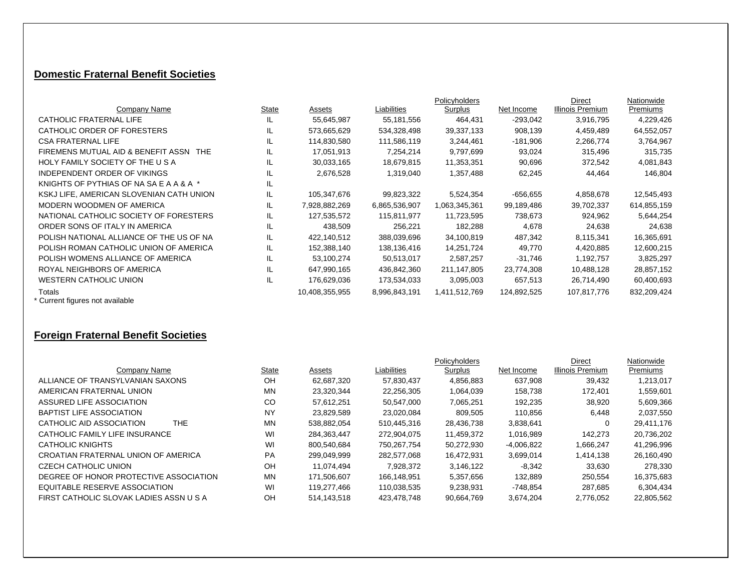## Domestic Fraternal Benefit Societies

| Company Name | State | Assets | Liabilities | Policyholders Surplus | Net Income | Direct Illinois Premium | Nationwide Premiums |
|---|---|---|---|---|---|---|---|
| CATHOLIC FRATERNAL LIFE | IL | 55,645,987 | 55,181,556 | 464,431 | -293,042 | 3,916,795 | 4,229,426 |
| CATHOLIC ORDER OF FORESTERS | IL | 573,665,629 | 534,328,498 | 39,337,133 | 908,139 | 4,459,489 | 64,552,057 |
| CSA FRATERNAL LIFE | IL | 114,830,580 | 111,586,119 | 3,244,461 | -181,906 | 2,266,774 | 3,764,967 |
| FIREMENS MUTUAL AID & BENEFIT ASSN THE | IL | 17,051,913 | 7,254,214 | 9,797,699 | 93,024 | 315,496 | 315,735 |
| HOLY FAMILY SOCIETY OF THE U S A | IL | 30,033,165 | 18,679,815 | 11,353,351 | 90,696 | 372,542 | 4,081,843 |
| INDEPENDENT ORDER OF VIKINGS | IL | 2,676,528 | 1,319,040 | 1,357,488 | 62,245 | 44,464 | 146,804 |
| KNIGHTS OF PYTHIAS OF NA SA E A A & A * | IL | | | | | | |
| KSKJ LIFE, AMERICAN SLOVENIAN CATH UNION | IL | 105,347,676 | 99,823,322 | 5,524,354 | -656,655 | 4,858,678 | 12,545,493 |
| MODERN WOODMEN OF AMERICA | IL | 7,928,882,269 | 6,865,536,907 | 1,063,345,361 | 99,189,486 | 39,702,337 | 614,855,159 |
| NATIONAL CATHOLIC SOCIETY OF FORESTERS | IL | 127,535,572 | 115,811,977 | 11,723,595 | 738,673 | 924,962 | 5,644,254 |
| ORDER SONS OF ITALY IN AMERICA | IL | 438,509 | 256,221 | 182,288 | 4,678 | 24,638 | 24,638 |
| POLISH NATIONAL ALLIANCE OF THE US OF NA | IL | 422,140,512 | 388,039,696 | 34,100,819 | 487,342 | 8,115,341 | 16,365,691 |
| POLISH ROMAN CATHOLIC UNION OF AMERICA | IL | 152,388,140 | 138,136,416 | 14,251,724 | 49,770 | 4,420,885 | 12,600,215 |
| POLISH WOMENS ALLIANCE OF AMERICA | IL | 53,100,274 | 50,513,017 | 2,587,257 | -31,746 | 1,192,757 | 3,825,297 |
| ROYAL NEIGHBORS OF AMERICA | IL | 647,990,165 | 436,842,360 | 211,147,805 | 23,774,308 | 10,488,128 | 28,857,152 |
| WESTERN CATHOLIC UNION | IL | 176,629,036 | 173,534,033 | 3,095,003 | 657,513 | 26,714,490 | 60,400,693 |
| Totals | | 10,408,355,955 | 8,996,843,191 | 1,411,512,769 | 124,892,525 | 107,817,776 | 832,209,424 |

* Current figures not available

## Foreign Fraternal Benefit Societies

| Company Name | State | Assets | Liabilities | Policyholders Surplus | Net Income | Direct Illinois Premium | Nationwide Premiums |
|---|---|---|---|---|---|---|---|
| ALLIANCE OF TRANSYLVANIAN SAXONS | OH | 62,687,320 | 57,830,437 | 4,856,883 | 637,908 | 39,432 | 1,213,017 |
| AMERICAN FRATERNAL UNION | MN | 23,320,344 | 22,256,305 | 1,064,039 | 158,738 | 172,401 | 1,559,601 |
| ASSURED LIFE ASSOCIATION | CO | 57,612,251 | 50,547,000 | 7,065,251 | 192,235 | 38,920 | 5,609,366 |
| BAPTIST LIFE ASSOCIATION | NY | 23,829,589 | 23,020,084 | 809,505 | 110,856 | 6,448 | 2,037,550 |
| CATHOLIC AID ASSOCIATION THE | MN | 538,882,054 | 510,445,316 | 28,436,738 | 3,838,641 | 0 | 29,411,176 |
| CATHOLIC FAMILY LIFE INSURANCE | WI | 284,363,447 | 272,904,075 | 11,459,372 | 1,016,989 | 142,273 | 20,736,202 |
| CATHOLIC KNIGHTS | WI | 800,540,684 | 750,267,754 | 50,272,930 | -4,006,822 | 1,666,247 | 41,296,996 |
| CROATIAN FRATERNAL UNION OF AMERICA | PA | 299,049,999 | 282,577,068 | 16,472,931 | 3,699,014 | 1,414,138 | 26,160,490 |
| CZECH CATHOLIC UNION | OH | 11,074,494 | 7,928,372 | 3,146,122 | -8,342 | 33,630 | 278,330 |
| DEGREE OF HONOR PROTECTIVE ASSOCIATION | MN | 171,506,607 | 166,148,951 | 5,357,656 | 132,889 | 250,554 | 16,375,683 |
| EQUITABLE RESERVE ASSOCIATION | WI | 119,277,466 | 110,038,535 | 9,238,931 | -748,854 | 287,685 | 6,304,434 |
| FIRST CATHOLIC SLOVAK LADIES ASSN U S A | OH | 514,143,518 | 423,478,748 | 90,664,769 | 3,674,204 | 2,776,052 | 22,805,562 |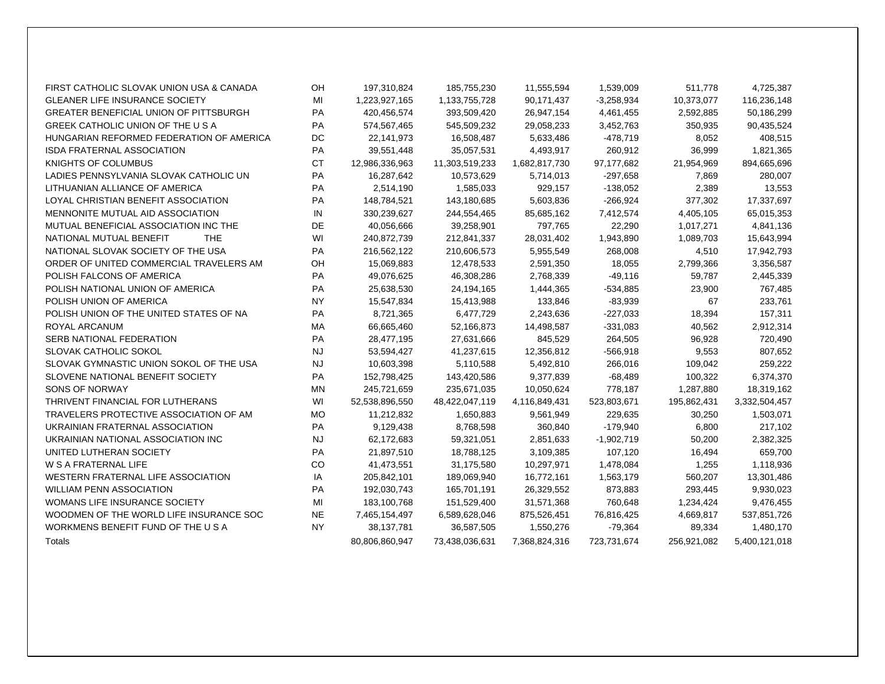| | | | | | | | |
|---|---|---|---|---|---|---|---|
| FIRST CATHOLIC SLOVAK UNION USA & CANADA | OH | 197,310,824 | 185,755,230 | 11,555,594 | 1,539,009 | 511,778 | 4,725,387 |
| GLEANER LIFE INSURANCE SOCIETY | MI | 1,223,927,165 | 1,133,755,728 | 90,171,437 | -3,258,934 | 10,373,077 | 116,236,148 |
| GREATER BENEFICIAL UNION OF PITTSBURGH | PA | 420,456,574 | 393,509,420 | 26,947,154 | 4,461,455 | 2,592,885 | 50,186,299 |
| GREEK CATHOLIC UNION OF THE U S A | PA | 574,567,465 | 545,509,232 | 29,058,233 | 3,452,763 | 350,935 | 90,435,524 |
| HUNGARIAN REFORMED FEDERATION OF AMERICA | DC | 22,141,973 | 16,508,487 | 5,633,486 | -478,719 | 8,052 | 408,515 |
| ISDA FRATERNAL ASSOCIATION | PA | 39,551,448 | 35,057,531 | 4,493,917 | 260,912 | 36,999 | 1,821,365 |
| KNIGHTS OF COLUMBUS | CT | 12,986,336,963 | 11,303,519,233 | 1,682,817,730 | 97,177,682 | 21,954,969 | 894,665,696 |
| LADIES PENNSYLVANIA SLOVAK CATHOLIC UN | PA | 16,287,642 | 10,573,629 | 5,714,013 | -297,658 | 7,869 | 280,007 |
| LITHUANIAN ALLIANCE OF AMERICA | PA | 2,514,190 | 1,585,033 | 929,157 | -138,052 | 2,389 | 13,553 |
| LOYAL CHRISTIAN BENEFIT ASSOCIATION | PA | 148,784,521 | 143,180,685 | 5,603,836 | -266,924 | 377,302 | 17,337,697 |
| MENNONITE MUTUAL AID ASSOCIATION | IN | 330,239,627 | 244,554,465 | 85,685,162 | 7,412,574 | 4,405,105 | 65,015,353 |
| MUTUAL BENEFICIAL ASSOCIATION INC THE | DE | 40,056,666 | 39,258,901 | 797,765 | 22,290 | 1,017,271 | 4,841,136 |
| NATIONAL MUTUAL BENEFIT THE | WI | 240,872,739 | 212,841,337 | 28,031,402 | 1,943,890 | 1,089,703 | 15,643,994 |
| NATIONAL SLOVAK SOCIETY OF THE USA | PA | 216,562,122 | 210,606,573 | 5,955,549 | 268,008 | 4,510 | 17,942,793 |
| ORDER OF UNITED COMMERCIAL TRAVELERS AM | OH | 15,069,883 | 12,478,533 | 2,591,350 | 18,055 | 2,799,366 | 3,356,587 |
| POLISH FALCONS OF AMERICA | PA | 49,076,625 | 46,308,286 | 2,768,339 | -49,116 | 59,787 | 2,445,339 |
| POLISH NATIONAL UNION OF AMERICA | PA | 25,638,530 | 24,194,165 | 1,444,365 | -534,885 | 23,900 | 767,485 |
| POLISH UNION OF AMERICA | NY | 15,547,834 | 15,413,988 | 133,846 | -83,939 | 67 | 233,761 |
| POLISH UNION OF THE UNITED STATES OF NA | PA | 8,721,365 | 6,477,729 | 2,243,636 | -227,033 | 18,394 | 157,311 |
| ROYAL ARCANUM | MA | 66,665,460 | 52,166,873 | 14,498,587 | -331,083 | 40,562 | 2,912,314 |
| SERB NATIONAL FEDERATION | PA | 28,477,195 | 27,631,666 | 845,529 | 264,505 | 96,928 | 720,490 |
| SLOVAK CATHOLIC SOKOL | NJ | 53,594,427 | 41,237,615 | 12,356,812 | -566,918 | 9,553 | 807,652 |
| SLOVAK GYMNASTIC UNION SOKOL OF THE USA | NJ | 10,603,398 | 5,110,588 | 5,492,810 | 266,016 | 109,042 | 259,222 |
| SLOVENE NATIONAL BENEFIT SOCIETY | PA | 152,798,425 | 143,420,586 | 9,377,839 | -68,489 | 100,322 | 6,374,370 |
| SONS OF NORWAY | MN | 245,721,659 | 235,671,035 | 10,050,624 | 778,187 | 1,287,880 | 18,319,162 |
| THRIVENT FINANCIAL FOR LUTHERANS | WI | 52,538,896,550 | 48,422,047,119 | 4,116,849,431 | 523,803,671 | 195,862,431 | 3,332,504,457 |
| TRAVELERS PROTECTIVE ASSOCIATION OF AM | MO | 11,212,832 | 1,650,883 | 9,561,949 | 229,635 | 30,250 | 1,503,071 |
| UKRAINIAN FRATERNAL ASSOCIATION | PA | 9,129,438 | 8,768,598 | 360,840 | -179,940 | 6,800 | 217,102 |
| UKRAINIAN NATIONAL ASSOCIATION INC | NJ | 62,172,683 | 59,321,051 | 2,851,633 | -1,902,719 | 50,200 | 2,382,325 |
| UNITED LUTHERAN SOCIETY | PA | 21,897,510 | 18,788,125 | 3,109,385 | 107,120 | 16,494 | 659,700 |
| W S A FRATERNAL LIFE | CO | 41,473,551 | 31,175,580 | 10,297,971 | 1,478,084 | 1,255 | 1,118,936 |
| WESTERN FRATERNAL LIFE ASSOCIATION | IA | 205,842,101 | 189,069,940 | 16,772,161 | 1,563,179 | 560,207 | 13,301,486 |
| WILLIAM PENN ASSOCIATION | PA | 192,030,743 | 165,701,191 | 26,329,552 | 873,883 | 293,445 | 9,930,023 |
| WOMANS LIFE INSURANCE SOCIETY | MI | 183,100,768 | 151,529,400 | 31,571,368 | 760,648 | 1,234,424 | 9,476,455 |
| WOODMEN OF THE WORLD LIFE INSURANCE SOC | NE | 7,465,154,497 | 6,589,628,046 | 875,526,451 | 76,816,425 | 4,669,817 | 537,851,726 |
| WORKMENS BENEFIT FUND OF THE U S A | NY | 38,137,781 | 36,587,505 | 1,550,276 | -79,364 | 89,334 | 1,480,170 |
| Totals | | 80,806,860,947 | 73,438,036,631 | 7,368,824,316 | 723,731,674 | 256,921,082 | 5,400,121,018 |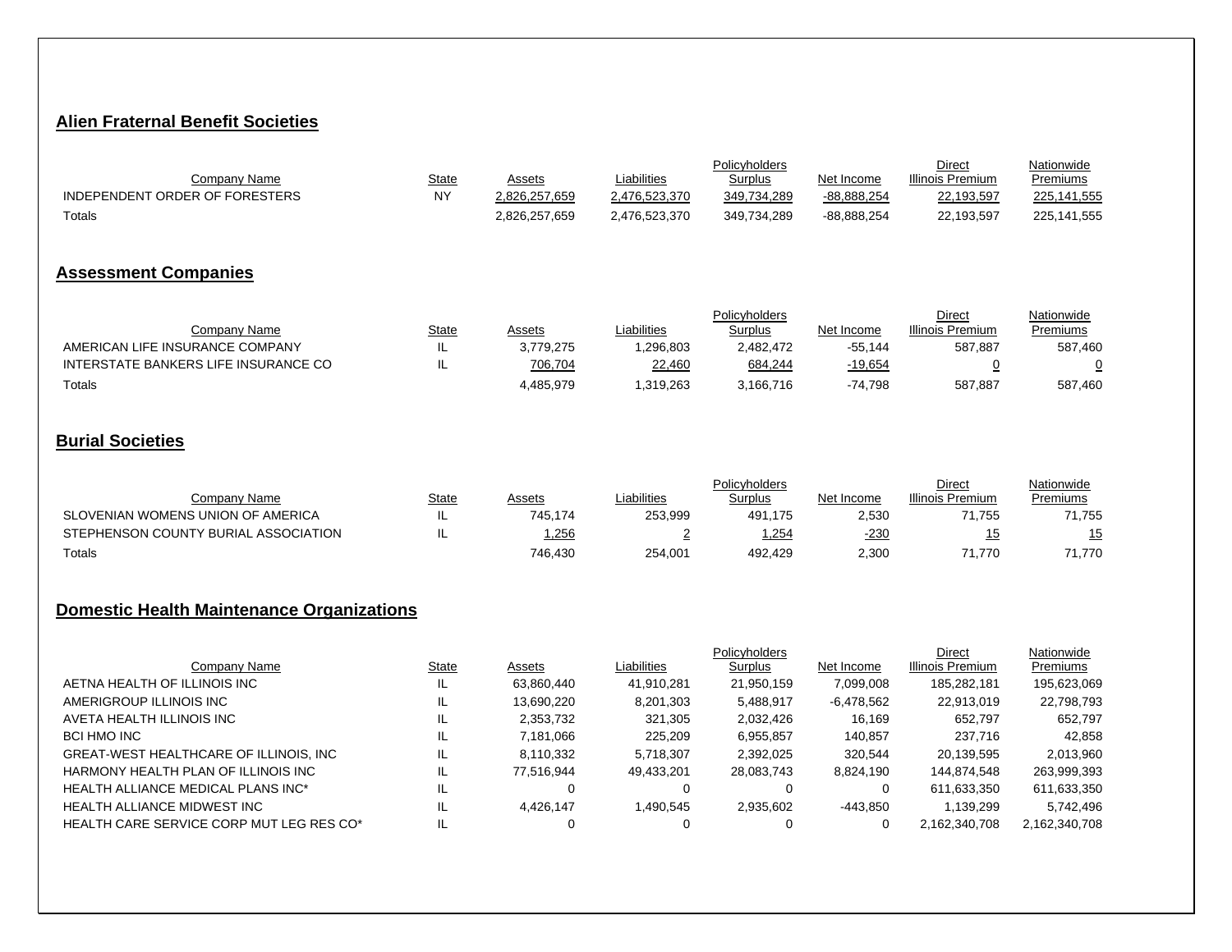## Alien Fraternal Benefit Societies

| Company Name | State | Assets | Liabilities | Policyholders Surplus | Net Income | Direct Illinois Premium | Nationwide Premiums |
|---|---|---|---|---|---|---|---|
| INDEPENDENT ORDER OF FORESTERS | NY | 2,826,257,659 | 2,476,523,370 | 349,734,289 | -88,888,254 | 22,193,597 | 225,141,555 |
| Totals | | 2,826,257,659 | 2,476,523,370 | 349,734,289 | -88,888,254 | 22,193,597 | 225,141,555 |

## Assessment Companies

| Company Name | State | Assets | Liabilities | Policyholders Surplus | Net Income | Direct Illinois Premium | Nationwide Premiums |
|---|---|---|---|---|---|---|---|
| AMERICAN LIFE INSURANCE COMPANY | IL | 3,779,275 | 1,296,803 | 2,482,472 | -55,144 | 587,887 | 587,460 |
| INTERSTATE BANKERS LIFE INSURANCE CO | IL | 706,704 | 22,460 | 684,244 | -19,654 | 0 | 0 |
| Totals | | 4,485,979 | 1,319,263 | 3,166,716 | -74,798 | 587,887 | 587,460 |

## Burial Societies

| Company Name | State | Assets | Liabilities | Policyholders Surplus | Net Income | Direct Illinois Premium | Nationwide Premiums |
|---|---|---|---|---|---|---|---|
| SLOVENIAN WOMENS UNION OF AMERICA | IL | 745,174 | 253,999 | 491,175 | 2,530 | 71,755 | 71,755 |
| STEPHENSON COUNTY BURIAL ASSOCIATION | IL | 1,256 | 2 | 1,254 | -230 | 15 | 15 |
| Totals | | 746,430 | 254,001 | 492,429 | 2,300 | 71,770 | 71,770 |

## Domestic Health Maintenance Organizations

| Company Name | State | Assets | Liabilities | Policyholders Surplus | Net Income | Direct Illinois Premium | Nationwide Premiums |
|---|---|---|---|---|---|---|---|
| AETNA HEALTH OF ILLINOIS INC | IL | 63,860,440 | 41,910,281 | 21,950,159 | 7,099,008 | 185,282,181 | 195,623,069 |
| AMERIGROUP ILLINOIS INC | IL | 13,690,220 | 8,201,303 | 5,488,917 | -6,478,562 | 22,913,019 | 22,798,793 |
| AVETA HEALTH ILLINOIS INC | IL | 2,353,732 | 321,305 | 2,032,426 | 16,169 | 652,797 | 652,797 |
| BCI HMO INC | IL | 7,181,066 | 225,209 | 6,955,857 | 140,857 | 237,716 | 42,858 |
| GREAT-WEST HEALTHCARE OF ILLINOIS, INC | IL | 8,110,332 | 5,718,307 | 2,392,025 | 320,544 | 20,139,595 | 2,013,960 |
| HARMONY HEALTH PLAN OF ILLINOIS INC | IL | 77,516,944 | 49,433,201 | 28,083,743 | 8,824,190 | 144,874,548 | 263,999,393 |
| HEALTH ALLIANCE MEDICAL PLANS INC* | IL | 0 | 0 | 0 | 0 | 611,633,350 | 611,633,350 |
| HEALTH ALLIANCE MIDWEST INC | IL | 4,426,147 | 1,490,545 | 2,935,602 | -443,850 | 1,139,299 | 5,742,496 |
| HEALTH CARE SERVICE CORP MUT LEG RES CO* | IL | 0 | 0 | 0 | 0 | 2,162,340,708 | 2,162,340,708 |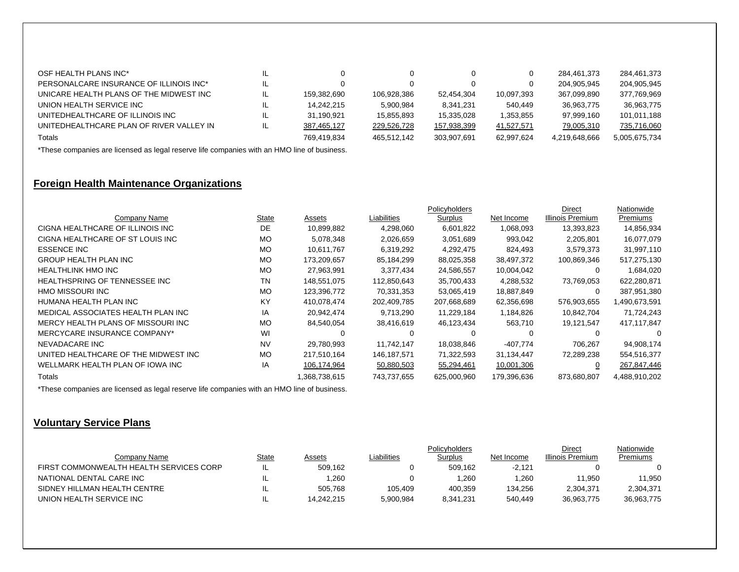| | | | | | | | |
|---|---|---|---|---|---|---|---|
| OSF HEALTH PLANS INC* | IL | 0 | 0 | 0 | 0 | 284,461,373 | 284,461,373 |
| PERSONALCARE INSURANCE OF ILLINOIS INC* | IL | 0 | 0 | 0 | 0 | 204,905,945 | 204,905,945 |
| UNICARE HEALTH PLANS OF THE MIDWEST INC | IL | 159,382,690 | 106,928,386 | 52,454,304 | 10,097,393 | 367,099,890 | 377,769,969 |
| UNION HEALTH SERVICE INC | IL | 14,242,215 | 5,900,984 | 8,341,231 | 540,449 | 36,963,775 | 36,963,775 |
| UNITEDHEALTHCARE OF ILLINOIS INC | IL | 31,190,921 | 15,855,893 | 15,335,028 | 1,353,855 | 97,999,160 | 101,011,188 |
| UNITEDHEALTHCARE PLAN OF RIVER VALLEY IN | IL | 387,465,127 | 229,526,728 | 157,938,399 | 41,527,571 | 79,005,310 | 735,716,060 |
| Totals | | 769,419,834 | 465,512,142 | 303,907,691 | 62,997,624 | 4,219,648,666 | 5,005,675,734 |

*These companies are licensed as legal reserve life companies with an HMO line of business.

## Foreign Health Maintenance Organizations

| Company Name | State | Assets | Liabilities | Policyholders Surplus | Net Income | Direct Illinois Premium | Nationwide Premiums |
|---|---|---|---|---|---|---|---|
| CIGNA HEALTHCARE OF ILLINOIS INC | DE | 10,899,882 | 4,298,060 | 6,601,822 | 1,068,093 | 13,393,823 | 14,856,934 |
| CIGNA HEALTHCARE OF ST LOUIS INC | MO | 5,078,348 | 2,026,659 | 3,051,689 | 993,042 | 2,205,801 | 16,077,079 |
| ESSENCE INC | MO | 10,611,767 | 6,319,292 | 4,292,475 | 824,493 | 3,579,373 | 31,997,110 |
| GROUP HEALTH PLAN INC | MO | 173,209,657 | 85,184,299 | 88,025,358 | 38,497,372 | 100,869,346 | 517,275,130 |
| HEALTHLINK HMO INC | MO | 27,963,991 | 3,377,434 | 24,586,557 | 10,004,042 | 0 | 1,684,020 |
| HEALTHSPRING OF TENNESSEE INC | TN | 148,551,075 | 112,850,643 | 35,700,433 | 4,288,532 | 73,769,053 | 622,280,871 |
| HMO MISSOURI INC | MO | 123,396,772 | 70,331,353 | 53,065,419 | 18,887,849 | 0 | 387,951,380 |
| HUMANA HEALTH PLAN INC | KY | 410,078,474 | 202,409,785 | 207,668,689 | 62,356,698 | 576,903,655 | 1,490,673,591 |
| MEDICAL ASSOCIATES HEALTH PLAN INC | IA | 20,942,474 | 9,713,290 | 11,229,184 | 1,184,826 | 10,842,704 | 71,724,243 |
| MERCY HEALTH PLANS OF MISSOURI INC | MO | 84,540,054 | 38,416,619 | 46,123,434 | 563,710 | 19,121,547 | 417,117,847 |
| MERCYCARE INSURANCE COMPANY* | WI | 0 | 0 | 0 | 0 | 0 | 0 |
| NEVADACARE INC | NV | 29,780,993 | 11,742,147 | 18,038,846 | -407,774 | 706,267 | 94,908,174 |
| UNITED HEALTHCARE OF THE MIDWEST INC | MO | 217,510,164 | 146,187,571 | 71,322,593 | 31,134,447 | 72,289,238 | 554,516,377 |
| WELLMARK HEALTH PLAN OF IOWA INC | IA | 106,174,964 | 50,880,503 | 55,294,461 | 10,001,306 | 0 | 267,847,446 |
| Totals | | 1,368,738,615 | 743,737,655 | 625,000,960 | 179,396,636 | 873,680,807 | 4,488,910,202 |

*These companies are licensed as legal reserve life companies with an HMO line of business.

## Voluntary Service Plans

| Company Name | State | Assets | Liabilities | Policyholders Surplus | Net Income | Direct Illinois Premium | Nationwide Premiums |
|---|---|---|---|---|---|---|---|
| FIRST COMMONWEALTH HEALTH SERVICES CORP | IL | 509,162 | 0 | 509,162 | -2,121 | 0 | 0 |
| NATIONAL DENTAL CARE INC | IL | 1,260 | 0 | 1,260 | 1,260 | 11,950 | 11,950 |
| SIDNEY HILLMAN HEALTH CENTRE | IL | 505,768 | 105,409 | 400,359 | 134,256 | 2,304,371 | 2,304,371 |
| UNION HEALTH SERVICE INC | IL | 14,242,215 | 5,900,984 | 8,341,231 | 540,449 | 36,963,775 | 36,963,775 |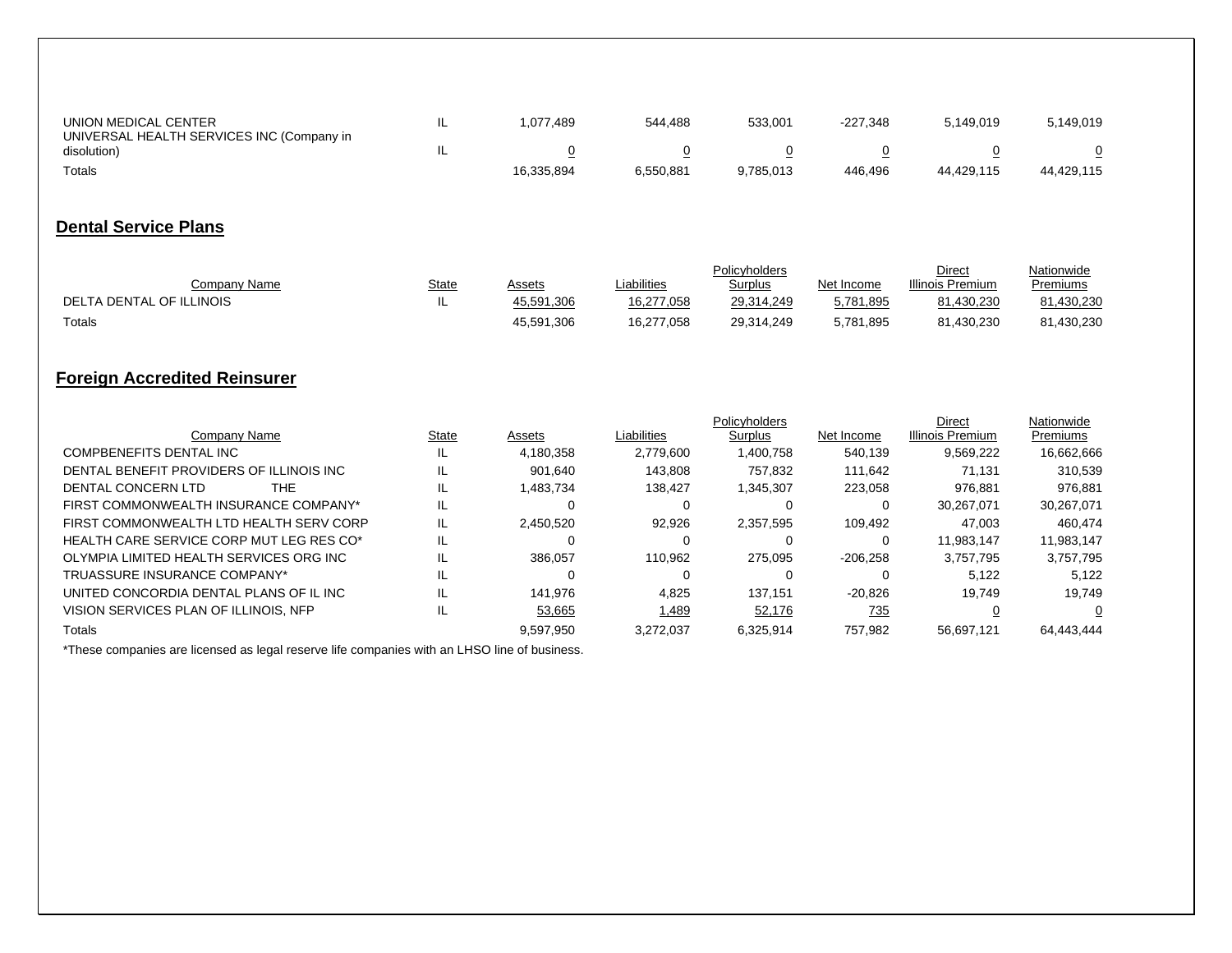| Company Name | State | Assets | Liabilities | Policyholders Surplus | Net Income | Direct Illinois Premium | Nationwide Premiums |
|---|---|---|---|---|---|---|---|
| UNION MEDICAL CENTER | IL | 1,077,489 | 544,488 | 533,001 | -227,348 | 5,149,019 | 5,149,019 |
| UNIVERSAL HEALTH SERVICES INC (Company in disolution) | IL | 0 | 0 | 0 | 0 | 0 | 0 |
| Totals | | 16,335,894 | 6,550,881 | 9,785,013 | 446,496 | 44,429,115 | 44,429,115 |

## Dental Service Plans

| Company Name | State | Assets | Liabilities | Policyholders Surplus | Net Income | Direct Illinois Premium | Nationwide Premiums |
|---|---|---|---|---|---|---|---|
| DELTA DENTAL OF ILLINOIS | IL | 45,591,306 | 16,277,058 | 29,314,249 | 5,781,895 | 81,430,230 | 81,430,230 |
| Totals | | 45,591,306 | 16,277,058 | 29,314,249 | 5,781,895 | 81,430,230 | 81,430,230 |

## Foreign Accredited Reinsurer

| Company Name | State | Assets | Liabilities | Policyholders Surplus | Net Income | Direct Illinois Premium | Nationwide Premiums |
|---|---|---|---|---|---|---|---|
| COMPBENEFITS DENTAL INC | IL | 4,180,358 | 2,779,600 | 1,400,758 | 540,139 | 9,569,222 | 16,662,666 |
| DENTAL BENEFIT PROVIDERS OF ILLINOIS INC | IL | 901,640 | 143,808 | 757,832 | 111,642 | 71,131 | 310,539 |
| DENTAL CONCERN LTD THE | IL | 1,483,734 | 138,427 | 1,345,307 | 223,058 | 976,881 | 976,881 |
| FIRST COMMONWEALTH INSURANCE COMPANY* | IL | 0 | 0 | 0 | 0 | 30,267,071 | 30,267,071 |
| FIRST COMMONWEALTH LTD HEALTH SERV CORP | IL | 2,450,520 | 92,926 | 2,357,595 | 109,492 | 47,003 | 460,474 |
| HEALTH CARE SERVICE CORP MUT LEG RES CO* | IL | 0 | 0 | 0 | 0 | 11,983,147 | 11,983,147 |
| OLYMPIA LIMITED HEALTH SERVICES ORG INC | IL | 386,057 | 110,962 | 275,095 | -206,258 | 3,757,795 | 3,757,795 |
| TRUASSURE INSURANCE COMPANY* | IL | 0 | 0 | 0 | 0 | 5,122 | 5,122 |
| UNITED CONCORDIA DENTAL PLANS OF IL INC | IL | 141,976 | 4,825 | 137,151 | -20,826 | 19,749 | 19,749 |
| VISION SERVICES PLAN OF ILLINOIS, NFP | IL | 53,665 | 1,489 | 52,176 | 735 | 0 | 0 |
| Totals | | 9,597,950 | 3,272,037 | 6,325,914 | 757,982 | 56,697,121 | 64,443,444 |

*These companies are licensed as legal reserve life companies with an LHSO line of business.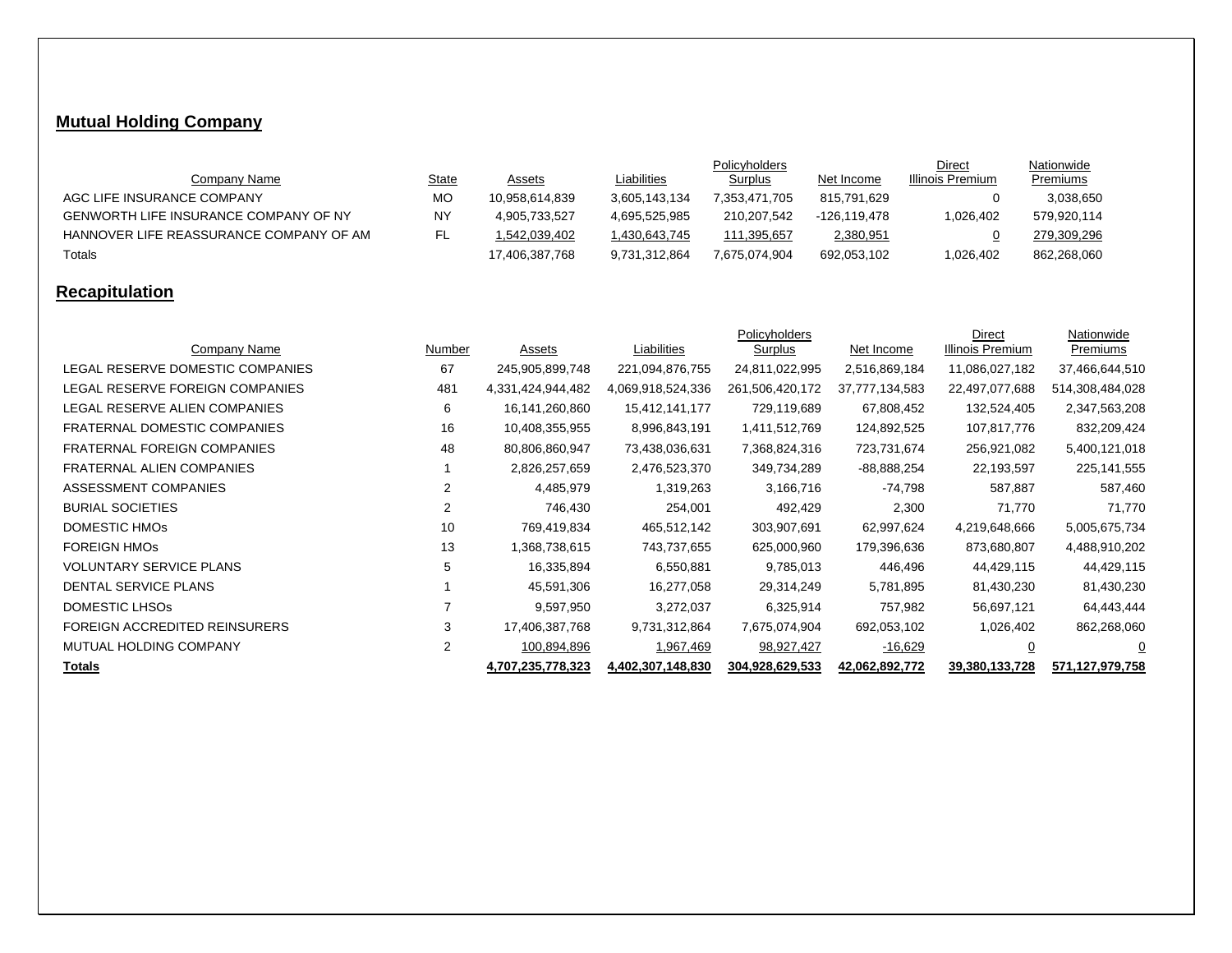## Mutual Holding Company

| Company Name | State | Assets | Liabilities | Policyholders Surplus | Net Income | Direct Illinois Premium | Nationwide Premiums |
|---|---|---|---|---|---|---|---|
| AGC LIFE INSURANCE COMPANY | MO | 10,958,614,839 | 3,605,143,134 | 7,353,471,705 | 815,791,629 | 0 | 3,038,650 |
| GENWORTH LIFE INSURANCE COMPANY OF NY | NY | 4,905,733,527 | 4,695,525,985 | 210,207,542 | -126,119,478 | 1,026,402 | 579,920,114 |
| HANNOVER LIFE REASSURANCE COMPANY OF AM | FL | 1,542,039,402 | 1,430,643,745 | 111,395,657 | 2,380,951 | 0 | 279,309,296 |
| Totals | | 17,406,387,768 | 9,731,312,864 | 7,675,074,904 | 692,053,102 | 1,026,402 | 862,268,060 |

## Recapitulation

| Company Name | Number | Assets | Liabilities | Policyholders Surplus | Net Income | Direct Illinois Premium | Nationwide Premiums |
|---|---|---|---|---|---|---|---|
| LEGAL RESERVE DOMESTIC COMPANIES | 67 | 245,905,899,748 | 221,094,876,755 | 24,811,022,995 | 2,516,869,184 | 11,086,027,182 | 37,466,644,510 |
| LEGAL RESERVE FOREIGN COMPANIES | 481 | 4,331,424,944,482 | 4,069,918,524,336 | 261,506,420,172 | 37,777,134,583 | 22,497,077,688 | 514,308,484,028 |
| LEGAL RESERVE ALIEN COMPANIES | 6 | 16,141,260,860 | 15,412,141,177 | 729,119,689 | 67,808,452 | 132,524,405 | 2,347,563,208 |
| FRATERNAL DOMESTIC COMPANIES | 16 | 10,408,355,955 | 8,996,843,191 | 1,411,512,769 | 124,892,525 | 107,817,776 | 832,209,424 |
| FRATERNAL FOREIGN COMPANIES | 48 | 80,806,860,947 | 73,438,036,631 | 7,368,824,316 | 723,731,674 | 256,921,082 | 5,400,121,018 |
| FRATERNAL ALIEN COMPANIES | 1 | 2,826,257,659 | 2,476,523,370 | 349,734,289 | -88,888,254 | 22,193,597 | 225,141,555 |
| ASSESSMENT COMPANIES | 2 | 4,485,979 | 1,319,263 | 3,166,716 | -74,798 | 587,887 | 587,460 |
| BURIAL SOCIETIES | 2 | 746,430 | 254,001 | 492,429 | 2,300 | 71,770 | 71,770 |
| DOMESTIC HMOs | 10 | 769,419,834 | 465,512,142 | 303,907,691 | 62,997,624 | 4,219,648,666 | 5,005,675,734 |
| FOREIGN HMOs | 13 | 1,368,738,615 | 743,737,655 | 625,000,960 | 179,396,636 | 873,680,807 | 4,488,910,202 |
| VOLUNTARY SERVICE PLANS | 5 | 16,335,894 | 6,550,881 | 9,785,013 | 446,496 | 44,429,115 | 44,429,115 |
| DENTAL SERVICE PLANS | 1 | 45,591,306 | 16,277,058 | 29,314,249 | 5,781,895 | 81,430,230 | 81,430,230 |
| DOMESTIC LHSOs | 7 | 9,597,950 | 3,272,037 | 6,325,914 | 757,982 | 56,697,121 | 64,443,444 |
| FOREIGN ACCREDITED REINSURERS | 3 | 17,406,387,768 | 9,731,312,864 | 7,675,074,904 | 692,053,102 | 1,026,402 | 862,268,060 |
| MUTUAL HOLDING COMPANY | 2 | 100,894,896 | 1,967,469 | 98,927,427 | -16,629 | 0 | 0 |
| **Totals** | | **4,707,235,778,323** | **4,402,307,148,830** | **304,928,629,533** | **42,062,892,772** | **39,380,133,728** | **571,127,979,758** |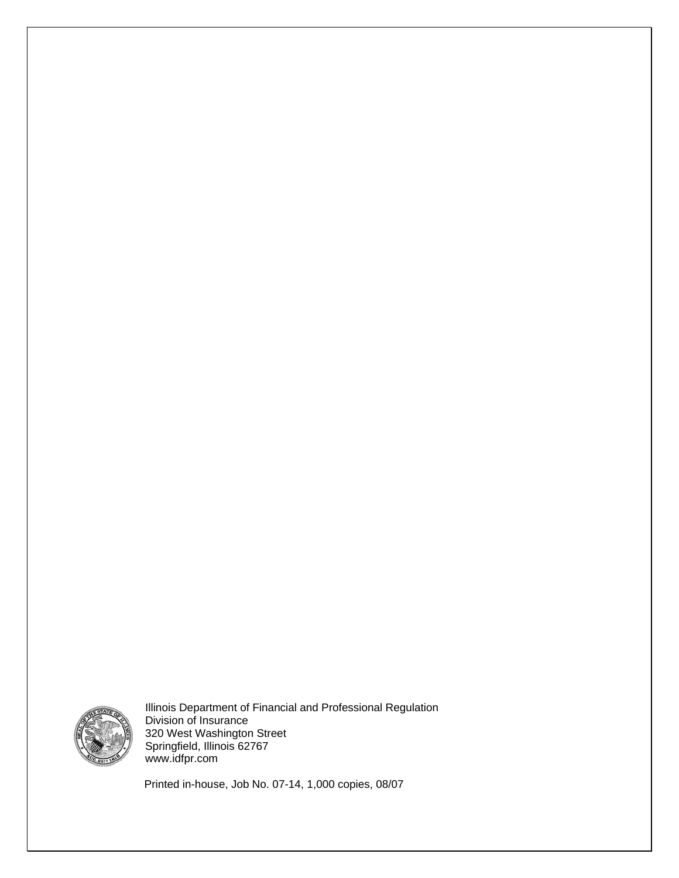Illinois Department of Financial and Professional Regulation
Division of Insurance
320 West Washington Street
Springfield, Illinois 62767
www.idfpr.com

Printed in-house, Job No. 07-14, 1,000 copies, 08/07